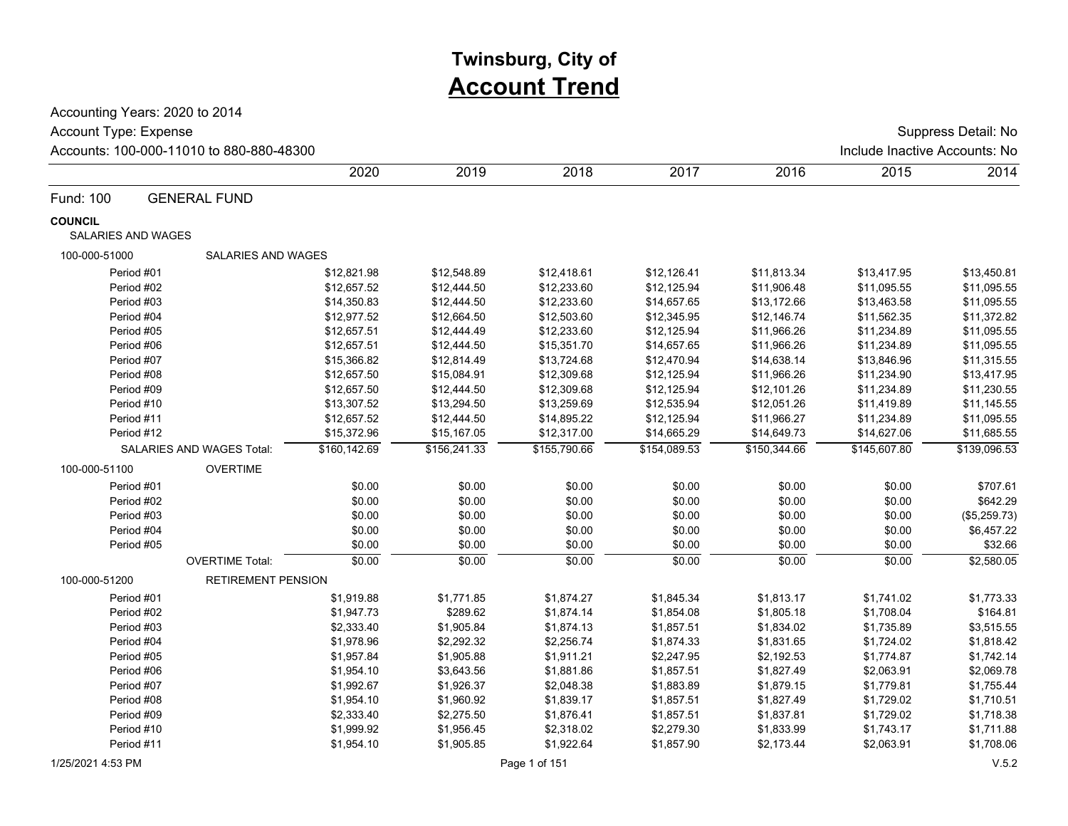# Twinsburg, City of
# Account Trend

Accounting Years: 2020 to 2014

Account Type: Expense

Accounts: 100-000-11010 to 880-880-48300

Suppress Detail: No

Include Inactive Accounts: No

| | | 2020 | 2019 | 2018 | 2017 | 2016 | 2015 | 2014 |
|---|---|---|---|---|---|---|---|---|
| **Fund: 100** | **GENERAL FUND** | | | | | | | |
| **COUNCIL** | | | | | | | | |
| SALARIES AND WAGES | | | | | | | | |
| 100-000-51000 | SALARIES AND WAGES | | | | | | | |
| Period #01 | | $12,821.98 | $12,548.89 | $12,418.61 | $12,126.41 | $11,813.34 | $13,417.95 | $13,450.81 |
| Period #02 | | $12,657.52 | $12,444.50 | $12,233.60 | $12,125.94 | $11,906.48 | $11,095.55 | $11,095.55 |
| Period #03 | | $14,350.83 | $12,444.50 | $12,233.60 | $14,657.65 | $13,172.66 | $13,463.58 | $11,095.55 |
| Period #04 | | $12,977.52 | $12,664.50 | $12,503.60 | $12,345.95 | $12,146.74 | $11,562.35 | $11,372.82 |
| Period #05 | | $12,657.51 | $12,444.49 | $12,233.60 | $12,125.94 | $11,966.26 | $11,234.89 | $11,095.55 |
| Period #06 | | $12,657.51 | $12,444.50 | $15,351.70 | $14,657.65 | $11,966.26 | $11,234.89 | $11,095.55 |
| Period #07 | | $15,366.82 | $12,814.49 | $13,724.68 | $12,470.94 | $14,638.14 | $13,846.96 | $11,315.55 |
| Period #08 | | $12,657.50 | $15,084.91 | $12,309.68 | $12,125.94 | $11,966.26 | $11,234.90 | $13,417.95 |
| Period #09 | | $12,657.50 | $12,444.50 | $12,309.68 | $12,125.94 | $12,101.26 | $11,234.89 | $11,230.55 |
| Period #10 | | $13,307.52 | $13,294.50 | $13,259.69 | $12,535.94 | $12,051.26 | $11,419.89 | $11,145.55 |
| Period #11 | | $12,657.52 | $12,444.50 | $14,895.22 | $12,125.94 | $11,966.27 | $11,234.89 | $11,095.55 |
| Period #12 | | $15,372.96 | $15,167.05 | $12,317.00 | $14,665.29 | $14,649.73 | $14,627.06 | $11,685.55 |
| SALARIES AND WAGES Total: | | $160,142.69 | $156,241.33 | $155,790.66 | $154,089.53 | $150,344.66 | $145,607.80 | $139,096.53 |
| 100-000-51100 | OVERTIME | | | | | | | |
| Period #01 | | $0.00 | $0.00 | $0.00 | $0.00 | $0.00 | $0.00 | $707.61 |
| Period #02 | | $0.00 | $0.00 | $0.00 | $0.00 | $0.00 | $0.00 | $642.29 |
| Period #03 | | $0.00 | $0.00 | $0.00 | $0.00 | $0.00 | $0.00 | ($5,259.73) |
| Period #04 | | $0.00 | $0.00 | $0.00 | $0.00 | $0.00 | $0.00 | $6,457.22 |
| Period #05 | | $0.00 | $0.00 | $0.00 | $0.00 | $0.00 | $0.00 | $32.66 |
| OVERTIME Total: | | $0.00 | $0.00 | $0.00 | $0.00 | $0.00 | $0.00 | $2,580.05 |
| 100-000-51200 | RETIREMENT PENSION | | | | | | | |
| Period #01 | | $1,919.88 | $1,771.85 | $1,874.27 | $1,845.34 | $1,813.17 | $1,741.02 | $1,773.33 |
| Period #02 | | $1,947.73 | $289.62 | $1,874.14 | $1,854.08 | $1,805.18 | $1,708.04 | $164.81 |
| Period #03 | | $2,333.40 | $1,905.84 | $1,874.13 | $1,857.51 | $1,834.02 | $1,735.89 | $3,515.55 |
| Period #04 | | $1,978.96 | $2,292.32 | $2,256.74 | $1,874.33 | $1,831.65 | $1,724.02 | $1,818.42 |
| Period #05 | | $1,957.84 | $1,905.88 | $1,911.21 | $2,247.95 | $2,192.53 | $1,774.87 | $1,742.14 |
| Period #06 | | $1,954.10 | $3,643.56 | $1,881.86 | $1,857.51 | $1,827.49 | $2,063.91 | $2,069.78 |
| Period #07 | | $1,992.67 | $1,926.37 | $2,048.38 | $1,883.89 | $1,879.15 | $1,779.81 | $1,755.44 |
| Period #08 | | $1,954.10 | $1,960.92 | $1,839.17 | $1,857.51 | $1,827.49 | $1,729.02 | $1,710.51 |
| Period #09 | | $2,333.40 | $2,275.50 | $1,876.41 | $1,857.51 | $1,837.81 | $1,729.02 | $1,718.38 |
| Period #10 | | $1,999.92 | $1,956.45 | $2,318.02 | $2,279.30 | $1,833.99 | $1,743.17 | $1,711.88 |
| Period #11 | | $1,954.10 | $1,905.85 | $1,922.64 | $1,857.90 | $2,173.44 | $2,063.91 | $1,708.06 |

1/25/2021 4:53 PM

V.5.2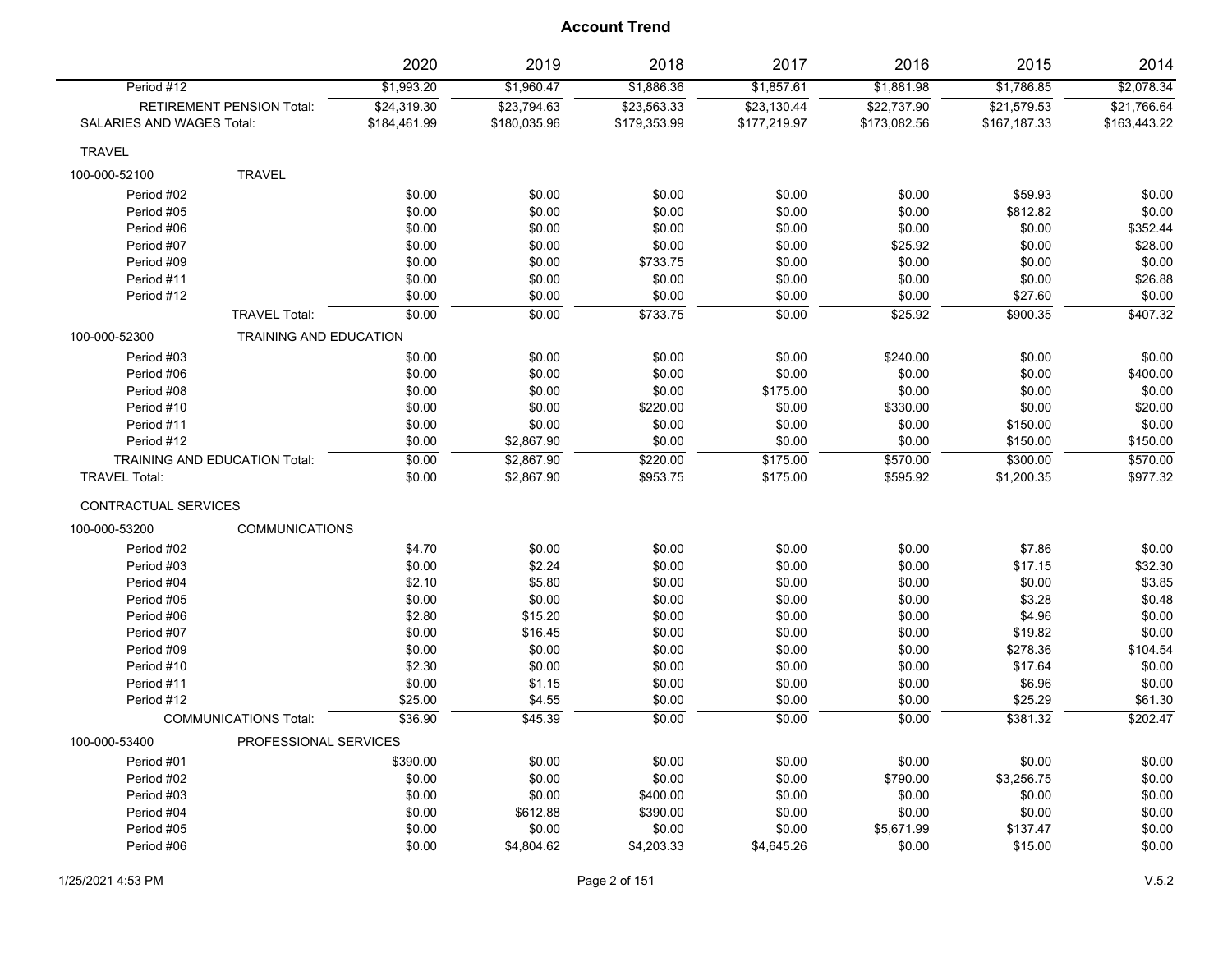# Account Trend

| | | 2020 | 2019 | 2018 | 2017 | 2016 | 2015 | 2014 |
|---|---|---|---|---|---|---|---|---|
| Period #12 | | $1,993.20 | $1,960.47 | $1,886.36 | $1,857.61 | $1,881.98 | $1,786.85 | $2,078.34 |
| RETIREMENT PENSION Total: | | $24,319.30 | $23,794.63 | $23,563.33 | $23,130.44 | $22,737.90 | $21,579.53 | $21,766.64 |
| SALARIES AND WAGES Total: | | $184,461.99 | $180,035.96 | $179,353.99 | $177,219.97 | $173,082.56 | $167,187.33 | $163,443.22 |
| TRAVEL | | | | | | | | |
| 100-000-52100 | TRAVEL | | | | | | | |
| Period #02 | | $0.00 | $0.00 | $0.00 | $0.00 | $0.00 | $59.93 | $0.00 |
| Period #05 | | $0.00 | $0.00 | $0.00 | $0.00 | $0.00 | $812.82 | $0.00 |
| Period #06 | | $0.00 | $0.00 | $0.00 | $0.00 | $0.00 | $0.00 | $352.44 |
| Period #07 | | $0.00 | $0.00 | $0.00 | $0.00 | $25.92 | $0.00 | $28.00 |
| Period #09 | | $0.00 | $0.00 | $733.75 | $0.00 | $0.00 | $0.00 | $0.00 |
| Period #11 | | $0.00 | $0.00 | $0.00 | $0.00 | $0.00 | $0.00 | $26.88 |
| Period #12 | | $0.00 | $0.00 | $0.00 | $0.00 | $0.00 | $27.60 | $0.00 |
| | TRAVEL Total: | $0.00 | $0.00 | $733.75 | $0.00 | $25.92 | $900.35 | $407.32 |
| 100-000-52300 | TRAINING AND EDUCATION | | | | | | | |
| Period #03 | | $0.00 | $0.00 | $0.00 | $0.00 | $240.00 | $0.00 | $0.00 |
| Period #06 | | $0.00 | $0.00 | $0.00 | $0.00 | $0.00 | $0.00 | $400.00 |
| Period #08 | | $0.00 | $0.00 | $0.00 | $175.00 | $0.00 | $0.00 | $0.00 |
| Period #10 | | $0.00 | $0.00 | $220.00 | $0.00 | $330.00 | $0.00 | $20.00 |
| Period #11 | | $0.00 | $0.00 | $0.00 | $0.00 | $0.00 | $150.00 | $0.00 |
| Period #12 | | $0.00 | $2,867.90 | $0.00 | $0.00 | $0.00 | $150.00 | $150.00 |
| TRAINING AND EDUCATION Total: | | $0.00 | $2,867.90 | $220.00 | $175.00 | $570.00 | $300.00 | $570.00 |
| TRAVEL Total: | | $0.00 | $2,867.90 | $953.75 | $175.00 | $595.92 | $1,200.35 | $977.32 |
| CONTRACTUAL SERVICES | | | | | | | | |
| 100-000-53200 | COMMUNICATIONS | | | | | | | |
| Period #02 | | $4.70 | $0.00 | $0.00 | $0.00 | $0.00 | $7.86 | $0.00 |
| Period #03 | | $0.00 | $2.24 | $0.00 | $0.00 | $0.00 | $17.15 | $32.30 |
| Period #04 | | $2.10 | $5.80 | $0.00 | $0.00 | $0.00 | $0.00 | $3.85 |
| Period #05 | | $0.00 | $0.00 | $0.00 | $0.00 | $0.00 | $3.28 | $0.48 |
| Period #06 | | $2.80 | $15.20 | $0.00 | $0.00 | $0.00 | $4.96 | $0.00 |
| Period #07 | | $0.00 | $16.45 | $0.00 | $0.00 | $0.00 | $19.82 | $0.00 |
| Period #09 | | $0.00 | $0.00 | $0.00 | $0.00 | $0.00 | $278.36 | $104.54 |
| Period #10 | | $2.30 | $0.00 | $0.00 | $0.00 | $0.00 | $17.64 | $0.00 |
| Period #11 | | $0.00 | $1.15 | $0.00 | $0.00 | $0.00 | $6.96 | $0.00 |
| Period #12 | | $25.00 | $4.55 | $0.00 | $0.00 | $0.00 | $25.29 | $61.30 |
| | COMMUNICATIONS Total: | $36.90 | $45.39 | $0.00 | $0.00 | $0.00 | $381.32 | $202.47 |
| 100-000-53400 | PROFESSIONAL SERVICES | | | | | | | |
| Period #01 | | $390.00 | $0.00 | $0.00 | $0.00 | $0.00 | $0.00 | $0.00 |
| Period #02 | | $0.00 | $0.00 | $0.00 | $0.00 | $790.00 | $3,256.75 | $0.00 |
| Period #03 | | $0.00 | $0.00 | $400.00 | $0.00 | $0.00 | $0.00 | $0.00 |
| Period #04 | | $0.00 | $612.88 | $390.00 | $0.00 | $0.00 | $0.00 | $0.00 |
| Period #05 | | $0.00 | $0.00 | $0.00 | $0.00 | $5,671.99 | $137.47 | $0.00 |
| Period #06 | | $0.00 | $4,804.62 | $4,203.33 | $4,645.26 | $0.00 | $15.00 | $0.00 |

1/25/2021 4:53 PM

V.5.2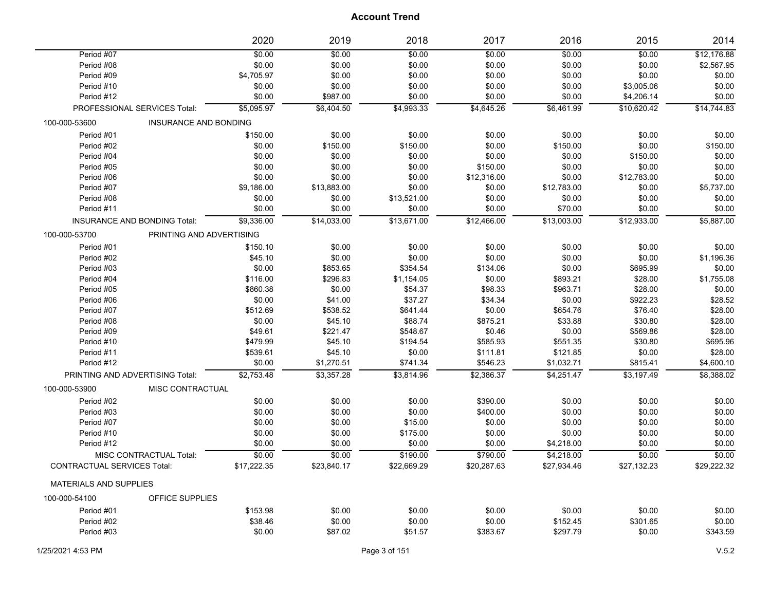## Account Trend

| | 2020 | 2019 | 2018 | 2017 | 2016 | 2015 | 2014 |
|---|---|---|---|---|---|---|---|
| Period #07 | $0.00 | $0.00 | $0.00 | $0.00 | $0.00 | $0.00 | $12,176.88 |
| Period #08 | $0.00 | $0.00 | $0.00 | $0.00 | $0.00 | $0.00 | $2,567.95 |
| Period #09 | $4,705.97 | $0.00 | $0.00 | $0.00 | $0.00 | $0.00 | $0.00 |
| Period #10 | $0.00 | $0.00 | $0.00 | $0.00 | $0.00 | $3,005.06 | $0.00 |
| Period #12 | $0.00 | $987.00 | $0.00 | $0.00 | $0.00 | $4,206.14 | $0.00 |
| PROFESSIONAL SERVICES Total: | $5,095.97 | $6,404.50 | $4,993.33 | $4,645.26 | $6,461.99 | $10,620.42 | $14,744.83 |
| **100-000-53600 INSURANCE AND BONDING** | | | | | | | |
| Period #01 | $150.00 | $0.00 | $0.00 | $0.00 | $0.00 | $0.00 | $0.00 |
| Period #02 | $0.00 | $150.00 | $150.00 | $0.00 | $150.00 | $0.00 | $150.00 |
| Period #04 | $0.00 | $0.00 | $0.00 | $0.00 | $0.00 | $150.00 | $0.00 |
| Period #05 | $0.00 | $0.00 | $0.00 | $150.00 | $0.00 | $0.00 | $0.00 |
| Period #06 | $0.00 | $0.00 | $0.00 | $12,316.00 | $0.00 | $12,783.00 | $0.00 |
| Period #07 | $9,186.00 | $13,883.00 | $0.00 | $0.00 | $12,783.00 | $0.00 | $5,737.00 |
| Period #08 | $0.00 | $0.00 | $13,521.00 | $0.00 | $0.00 | $0.00 | $0.00 |
| Period #11 | $0.00 | $0.00 | $0.00 | $0.00 | $70.00 | $0.00 | $0.00 |
| INSURANCE AND BONDING Total: | $9,336.00 | $14,033.00 | $13,671.00 | $12,466.00 | $13,003.00 | $12,933.00 | $5,887.00 |
| **100-000-53700 PRINTING AND ADVERTISING** | | | | | | | |
| Period #01 | $150.10 | $0.00 | $0.00 | $0.00 | $0.00 | $0.00 | $0.00 |
| Period #02 | $45.10 | $0.00 | $0.00 | $0.00 | $0.00 | $0.00 | $1,196.36 |
| Period #03 | $0.00 | $853.65 | $354.54 | $134.06 | $0.00 | $695.99 | $0.00 |
| Period #04 | $116.00 | $296.83 | $1,154.05 | $0.00 | $893.21 | $28.00 | $1,755.08 |
| Period #05 | $860.38 | $0.00 | $54.37 | $98.33 | $963.71 | $28.00 | $0.00 |
| Period #06 | $0.00 | $41.00 | $37.27 | $34.34 | $0.00 | $922.23 | $28.52 |
| Period #07 | $512.69 | $538.52 | $641.44 | $0.00 | $654.76 | $76.40 | $28.00 |
| Period #08 | $0.00 | $45.10 | $88.74 | $875.21 | $33.88 | $30.80 | $28.00 |
| Period #09 | $49.61 | $221.47 | $548.67 | $0.46 | $0.00 | $569.86 | $28.00 |
| Period #10 | $479.99 | $45.10 | $194.54 | $585.93 | $551.35 | $30.80 | $695.96 |
| Period #11 | $539.61 | $45.10 | $0.00 | $111.81 | $121.85 | $0.00 | $28.00 |
| Period #12 | $0.00 | $1,270.51 | $741.34 | $546.23 | $1,032.71 | $815.41 | $4,600.10 |
| PRINTING AND ADVERTISING Total: | $2,753.48 | $3,357.28 | $3,814.96 | $2,386.37 | $4,251.47 | $3,197.49 | $8,388.02 |
| **100-000-53900 MISC CONTRACTUAL** | | | | | | | |
| Period #02 | $0.00 | $0.00 | $0.00 | $390.00 | $0.00 | $0.00 | $0.00 |
| Period #03 | $0.00 | $0.00 | $0.00 | $400.00 | $0.00 | $0.00 | $0.00 |
| Period #07 | $0.00 | $0.00 | $15.00 | $0.00 | $0.00 | $0.00 | $0.00 |
| Period #10 | $0.00 | $0.00 | $175.00 | $0.00 | $0.00 | $0.00 | $0.00 |
| Period #12 | $0.00 | $0.00 | $0.00 | $0.00 | $4,218.00 | $0.00 | $0.00 |
| MISC CONTRACTUAL Total: | $0.00 | $0.00 | $190.00 | $790.00 | $4,218.00 | $0.00 | $0.00 |
| CONTRACTUAL SERVICES Total: | $17,222.35 | $23,840.17 | $22,669.29 | $20,287.63 | $27,934.46 | $27,132.23 | $29,222.32 |
| **MATERIALS AND SUPPLIES** | | | | | | | |
| **100-000-54100 OFFICE SUPPLIES** | | | | | | | |
| Period #01 | $153.98 | $0.00 | $0.00 | $0.00 | $0.00 | $0.00 | $0.00 |
| Period #02 | $38.46 | $0.00 | $0.00 | $0.00 | $152.45 | $301.65 | $0.00 |
| Period #03 | $0.00 | $87.02 | $51.57 | $383.67 | $297.79 | $0.00 | $343.59 |

1/25/2021 4:53 PM V.5.2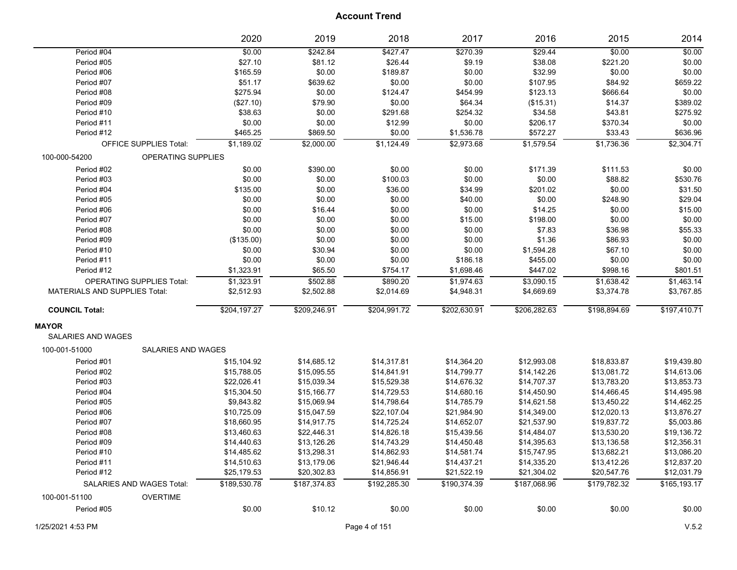# Account Trend

| | 2020 | 2019 | 2018 | 2017 | 2016 | 2015 | 2014 |
|---|---|---|---|---|---|---|---|
| Period #04 | $0.00 | $242.84 | $427.47 | $270.39 | $29.44 | $0.00 | $0.00 |
| Period #05 | $27.10 | $81.12 | $26.44 | $9.19 | $38.08 | $221.20 | $0.00 |
| Period #06 | $165.59 | $0.00 | $189.87 | $0.00 | $32.99 | $0.00 | $0.00 |
| Period #07 | $51.17 | $639.62 | $0.00 | $0.00 | $107.95 | $84.92 | $659.22 |
| Period #08 | $275.94 | $0.00 | $124.47 | $454.99 | $123.13 | $666.64 | $0.00 |
| Period #09 | ($27.10) | $79.90 | $0.00 | $64.34 | ($15.31) | $14.37 | $389.02 |
| Period #10 | $38.63 | $0.00 | $291.68 | $254.32 | $34.58 | $43.81 | $275.92 |
| Period #11 | $0.00 | $0.00 | $12.99 | $0.00 | $206.17 | $370.34 | $0.00 |
| Period #12 | $465.25 | $869.50 | $0.00 | $1,536.78 | $572.27 | $33.43 | $636.96 |
| OFFICE SUPPLIES Total: | $1,189.02 | $2,000.00 | $1,124.49 | $2,973.68 | $1,579.54 | $1,736.36 | $2,304.71 |
| 100-000-54200 OPERATING SUPPLIES | | | | | | | |
| Period #02 | $0.00 | $390.00 | $0.00 | $0.00 | $171.39 | $111.53 | $0.00 |
| Period #03 | $0.00 | $0.00 | $100.03 | $0.00 | $0.00 | $88.82 | $530.76 |
| Period #04 | $135.00 | $0.00 | $36.00 | $34.99 | $201.02 | $0.00 | $31.50 |
| Period #05 | $0.00 | $0.00 | $0.00 | $40.00 | $0.00 | $248.90 | $29.04 |
| Period #06 | $0.00 | $16.44 | $0.00 | $0.00 | $14.25 | $0.00 | $15.00 |
| Period #07 | $0.00 | $0.00 | $0.00 | $15.00 | $198.00 | $0.00 | $0.00 |
| Period #08 | $0.00 | $0.00 | $0.00 | $0.00 | $7.83 | $36.98 | $55.33 |
| Period #09 | ($135.00) | $0.00 | $0.00 | $0.00 | $1.36 | $86.93 | $0.00 |
| Period #10 | $0.00 | $30.94 | $0.00 | $0.00 | $1,594.28 | $67.10 | $0.00 |
| Period #11 | $0.00 | $0.00 | $0.00 | $186.18 | $455.00 | $0.00 | $0.00 |
| Period #12 | $1,323.91 | $65.50 | $754.17 | $1,698.46 | $447.02 | $998.16 | $801.51 |
| OPERATING SUPPLIES Total: | $1,323.91 | $502.88 | $890.20 | $1,974.63 | $3,090.15 | $1,638.42 | $1,463.14 |
| MATERIALS AND SUPPLIES Total: | $2,512.93 | $2,502.88 | $2,014.69 | $4,948.31 | $4,669.69 | $3,374.78 | $3,767.85 |
| **COUNCIL Total:** | $204,197.27 | $209,246.91 | $204,991.72 | $202,630.91 | $206,282.63 | $198,894.69 | $197,410.71 |
| **MAYOR** | | | | | | | |
| SALARIES AND WAGES | | | | | | | |
| 100-001-51000 SALARIES AND WAGES | | | | | | | |
| Period #01 | $15,104.92 | $14,685.12 | $14,317.81 | $14,364.20 | $12,993.08 | $18,833.87 | $19,439.80 |
| Period #02 | $15,788.05 | $15,095.55 | $14,841.91 | $14,799.77 | $14,142.26 | $13,081.72 | $14,613.06 |
| Period #03 | $22,026.41 | $15,039.34 | $15,529.38 | $14,676.32 | $14,707.37 | $13,783.20 | $13,853.73 |
| Period #04 | $15,304.50 | $15,166.77 | $14,729.53 | $14,680.16 | $14,450.90 | $14,466.45 | $14,495.98 |
| Period #05 | $9,843.82 | $15,069.94 | $14,798.64 | $14,785.79 | $14,621.58 | $13,450.22 | $14,462.25 |
| Period #06 | $10,725.09 | $15,047.59 | $22,107.04 | $21,984.90 | $14,349.00 | $12,020.13 | $13,876.27 |
| Period #07 | $18,660.95 | $14,917.75 | $14,725.24 | $14,652.07 | $21,537.90 | $19,837.72 | $5,003.86 |
| Period #08 | $13,460.63 | $22,446.31 | $14,826.18 | $15,439.56 | $14,484.07 | $13,530.20 | $19,136.72 |
| Period #09 | $14,440.63 | $13,126.26 | $14,743.29 | $14,450.48 | $14,395.63 | $13,136.58 | $12,356.31 |
| Period #10 | $14,485.62 | $13,298.31 | $14,862.93 | $14,581.74 | $15,747.95 | $13,682.21 | $13,086.20 |
| Period #11 | $14,510.63 | $13,179.06 | $21,946.44 | $14,437.21 | $14,335.20 | $13,412.26 | $12,837.20 |
| Period #12 | $25,179.53 | $20,302.83 | $14,856.91 | $21,522.19 | $21,304.02 | $20,547.76 | $12,031.79 |
| SALARIES AND WAGES Total: | $189,530.78 | $187,374.83 | $192,285.30 | $190,374.39 | $187,068.96 | $179,782.32 | $165,193.17 |
| 100-001-51100 OVERTIME | | | | | | | |
| Period #05 | $0.00 | $10.12 | $0.00 | $0.00 | $0.00 | $0.00 | $0.00 |

1/25/2021 4:53 PM

V.5.2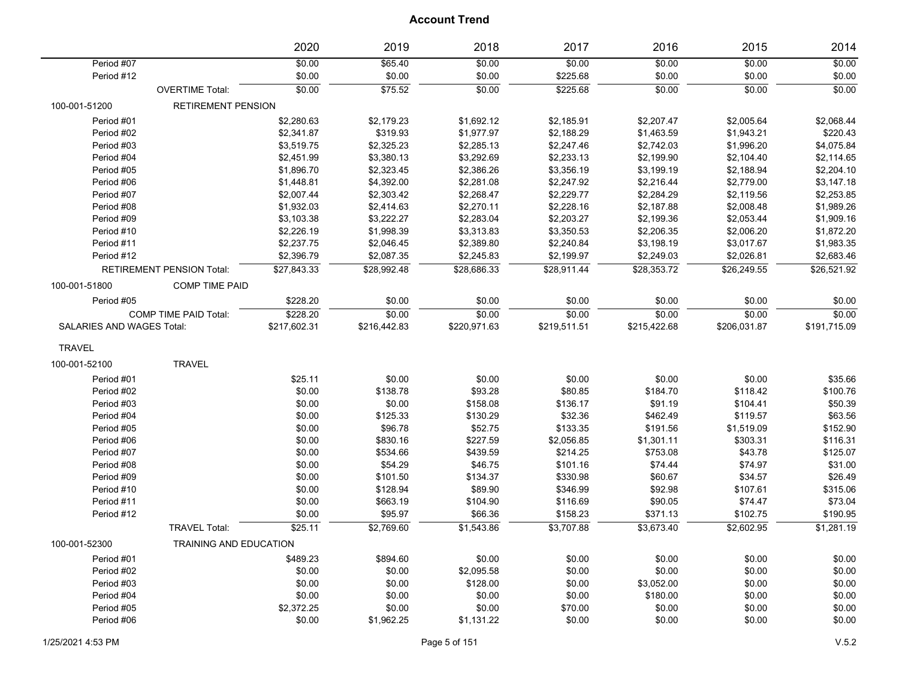## Account Trend

| | | 2020 | 2019 | 2018 | 2017 | 2016 | 2015 | 2014 |
|---|---|---|---|---|---|---|---|---|
| Period #07 | | $0.00 | $65.40 | $0.00 | $0.00 | $0.00 | $0.00 | $0.00 |
| Period #12 | | $0.00 | $0.00 | $0.00 | $225.68 | $0.00 | $0.00 | $0.00 |
| | OVERTIME Total: | $0.00 | $75.52 | $0.00 | $225.68 | $0.00 | $0.00 | $0.00 |
| 100-001-51200 | RETIREMENT PENSION | | | | | | | |
| Period #01 | | $2,280.63 | $2,179.23 | $1,692.12 | $2,185.91 | $2,207.47 | $2,005.64 | $2,068.44 |
| Period #02 | | $2,341.87 | $319.93 | $1,977.97 | $2,188.29 | $1,463.59 | $1,943.21 | $220.43 |
| Period #03 | | $3,519.75 | $2,325.23 | $2,285.13 | $2,247.46 | $2,742.03 | $1,996.20 | $4,075.84 |
| Period #04 | | $2,451.99 | $3,380.13 | $3,292.69 | $2,233.13 | $2,199.90 | $2,104.40 | $2,114.65 |
| Period #05 | | $1,896.70 | $2,323.45 | $2,386.26 | $3,356.19 | $3,199.19 | $2,188.94 | $2,204.10 |
| Period #06 | | $1,448.81 | $4,392.00 | $2,281.08 | $2,247.92 | $2,216.44 | $2,779.00 | $3,147.18 |
| Period #07 | | $2,007.44 | $2,303.42 | $2,268.47 | $2,229.77 | $2,284.29 | $2,119.56 | $2,253.85 |
| Period #08 | | $1,932.03 | $2,414.63 | $2,270.11 | $2,228.16 | $2,187.88 | $2,008.48 | $1,989.26 |
| Period #09 | | $3,103.38 | $3,222.27 | $2,283.04 | $2,203.27 | $2,199.36 | $2,053.44 | $1,909.16 |
| Period #10 | | $2,226.19 | $1,998.39 | $3,313.83 | $3,350.53 | $2,206.35 | $2,006.20 | $1,872.20 |
| Period #11 | | $2,237.75 | $2,046.45 | $2,389.80 | $2,240.84 | $3,198.19 | $3,017.67 | $1,983.35 |
| Period #12 | | $2,396.79 | $2,087.35 | $2,245.83 | $2,199.97 | $2,249.03 | $2,026.81 | $2,683.46 |
| | RETIREMENT PENSION Total: | $27,843.33 | $28,992.48 | $28,686.33 | $28,911.44 | $28,353.72 | $26,249.55 | $26,521.92 |
| 100-001-51800 | COMP TIME PAID | | | | | | | |
| Period #05 | | $228.20 | $0.00 | $0.00 | $0.00 | $0.00 | $0.00 | $0.00 |
| | COMP TIME PAID Total: | $228.20 | $0.00 | $0.00 | $0.00 | $0.00 | $0.00 | $0.00 |
| SALARIES AND WAGES Total: | | $217,602.31 | $216,442.83 | $220,971.63 | $219,511.51 | $215,422.68 | $206,031.87 | $191,715.09 |
| TRAVEL | | | | | | | | |
| 100-001-52100 | TRAVEL | | | | | | | |
| Period #01 | | $25.11 | $0.00 | $0.00 | $0.00 | $0.00 | $0.00 | $35.66 |
| Period #02 | | $0.00 | $138.78 | $93.28 | $80.85 | $184.70 | $118.42 | $100.76 |
| Period #03 | | $0.00 | $0.00 | $158.08 | $136.17 | $91.19 | $104.41 | $50.39 |
| Period #04 | | $0.00 | $125.33 | $130.29 | $32.36 | $462.49 | $119.57 | $63.56 |
| Period #05 | | $0.00 | $96.78 | $52.75 | $133.35 | $191.56 | $1,519.09 | $152.90 |
| Period #06 | | $0.00 | $830.16 | $227.59 | $2,056.85 | $1,301.11 | $303.31 | $116.31 |
| Period #07 | | $0.00 | $534.66 | $439.59 | $214.25 | $753.08 | $43.78 | $125.07 |
| Period #08 | | $0.00 | $54.29 | $46.75 | $101.16 | $74.44 | $74.97 | $31.00 |
| Period #09 | | $0.00 | $101.50 | $134.37 | $330.98 | $60.67 | $34.57 | $26.49 |
| Period #10 | | $0.00 | $128.94 | $89.90 | $346.99 | $92.98 | $107.61 | $315.06 |
| Period #11 | | $0.00 | $663.19 | $104.90 | $116.69 | $90.05 | $74.47 | $73.04 |
| Period #12 | | $0.00 | $95.97 | $66.36 | $158.23 | $371.13 | $102.75 | $190.95 |
| | TRAVEL Total: | $25.11 | $2,769.60 | $1,543.86 | $3,707.88 | $3,673.40 | $2,602.95 | $1,281.19 |
| 100-001-52300 | TRAINING AND EDUCATION | | | | | | | |
| Period #01 | | $489.23 | $894.60 | $0.00 | $0.00 | $0.00 | $0.00 | $0.00 |
| Period #02 | | $0.00 | $0.00 | $2,095.58 | $0.00 | $0.00 | $0.00 | $0.00 |
| Period #03 | | $0.00 | $0.00 | $128.00 | $0.00 | $3,052.00 | $0.00 | $0.00 |
| Period #04 | | $0.00 | $0.00 | $0.00 | $0.00 | $180.00 | $0.00 | $0.00 |
| Period #05 | | $2,372.25 | $0.00 | $0.00 | $70.00 | $0.00 | $0.00 | $0.00 |
| Period #06 | | $0.00 | $1,962.25 | $1,131.22 | $0.00 | $0.00 | $0.00 | $0.00 |

1/25/2021 4:53 PM

V.5.2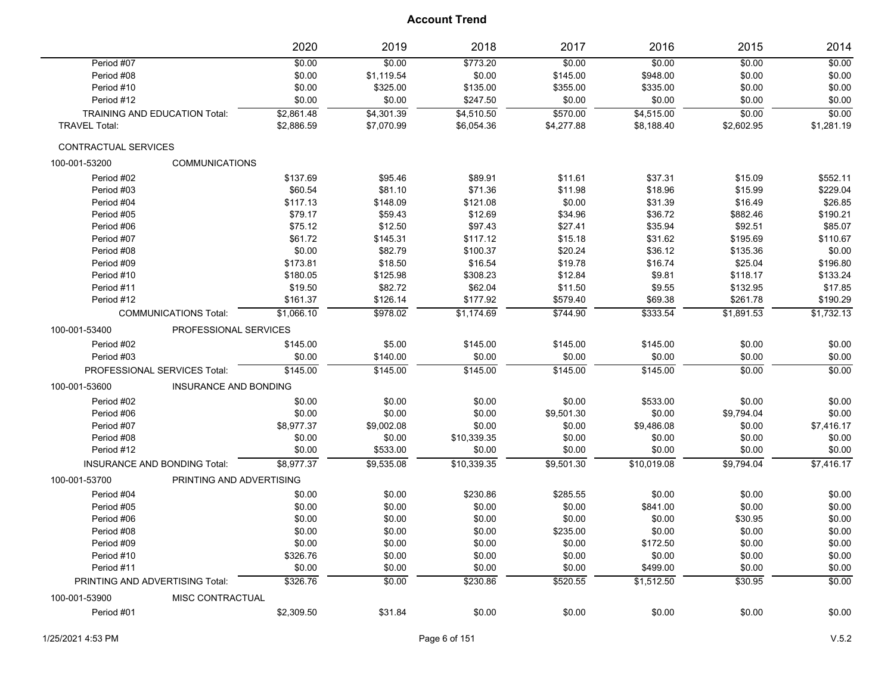# Account Trend

| | | 2020 | 2019 | 2018 | 2017 | 2016 | 2015 | 2014 |
|---|---|---|---|---|---|---|---|---|
| Period #07 | | $0.00 | $0.00 | $773.20 | $0.00 | $0.00 | $0.00 | $0.00 |
| Period #08 | | $0.00 | $1,119.54 | $0.00 | $145.00 | $948.00 | $0.00 | $0.00 |
| Period #10 | | $0.00 | $325.00 | $135.00 | $355.00 | $335.00 | $0.00 | $0.00 |
| Period #12 | | $0.00 | $0.00 | $247.50 | $0.00 | $0.00 | $0.00 | $0.00 |
| TRAINING AND EDUCATION Total: | | $2,861.48 | $4,301.39 | $4,510.50 | $570.00 | $4,515.00 | $0.00 | $0.00 |
| TRAVEL Total: | | $2,886.59 | $7,070.99 | $6,054.36 | $4,277.88 | $8,188.40 | $2,602.95 | $1,281.19 |
| CONTRACTUAL SERVICES | | | | | | | | |
| 100-001-53200 | COMMUNICATIONS | | | | | | | |
| Period #02 | | $137.69 | $95.46 | $89.91 | $11.61 | $37.31 | $15.09 | $552.11 |
| Period #03 | | $60.54 | $81.10 | $71.36 | $11.98 | $18.96 | $15.99 | $229.04 |
| Period #04 | | $117.13 | $148.09 | $121.08 | $0.00 | $31.39 | $16.49 | $26.85 |
| Period #05 | | $79.17 | $59.43 | $12.69 | $34.96 | $36.72 | $882.46 | $190.21 |
| Period #06 | | $75.12 | $12.50 | $97.43 | $27.41 | $35.94 | $92.51 | $85.07 |
| Period #07 | | $61.72 | $145.31 | $117.12 | $15.18 | $31.62 | $195.69 | $110.67 |
| Period #08 | | $0.00 | $82.79 | $100.37 | $20.24 | $36.12 | $135.36 | $0.00 |
| Period #09 | | $173.81 | $18.50 | $16.54 | $19.78 | $16.74 | $25.04 | $196.80 |
| Period #10 | | $180.05 | $125.98 | $308.23 | $12.84 | $9.81 | $118.17 | $133.24 |
| Period #11 | | $19.50 | $82.72 | $62.04 | $11.50 | $9.55 | $132.95 | $17.85 |
| Period #12 | | $161.37 | $126.14 | $177.92 | $579.40 | $69.38 | $261.78 | $190.29 |
| COMMUNICATIONS Total: | | $1,066.10 | $978.02 | $1,174.69 | $744.90 | $333.54 | $1,891.53 | $1,732.13 |
| 100-001-53400 | PROFESSIONAL SERVICES | | | | | | | |
| Period #02 | | $145.00 | $5.00 | $145.00 | $145.00 | $145.00 | $0.00 | $0.00 |
| Period #03 | | $0.00 | $140.00 | $0.00 | $0.00 | $0.00 | $0.00 | $0.00 |
| PROFESSIONAL SERVICES Total: | | $145.00 | $145.00 | $145.00 | $145.00 | $145.00 | $0.00 | $0.00 |
| 100-001-53600 | INSURANCE AND BONDING | | | | | | | |
| Period #02 | | $0.00 | $0.00 | $0.00 | $0.00 | $533.00 | $0.00 | $0.00 |
| Period #06 | | $0.00 | $0.00 | $0.00 | $9,501.30 | $0.00 | $9,794.04 | $0.00 |
| Period #07 | | $8,977.37 | $9,002.08 | $0.00 | $0.00 | $9,486.08 | $0.00 | $7,416.17 |
| Period #08 | | $0.00 | $0.00 | $10,339.35 | $0.00 | $0.00 | $0.00 | $0.00 |
| Period #12 | | $0.00 | $533.00 | $0.00 | $0.00 | $0.00 | $0.00 | $0.00 |
| INSURANCE AND BONDING Total: | | $8,977.37 | $9,535.08 | $10,339.35 | $9,501.30 | $10,019.08 | $9,794.04 | $7,416.17 |
| 100-001-53700 | PRINTING AND ADVERTISING | | | | | | | |
| Period #04 | | $0.00 | $0.00 | $230.86 | $285.55 | $0.00 | $0.00 | $0.00 |
| Period #05 | | $0.00 | $0.00 | $0.00 | $0.00 | $841.00 | $0.00 | $0.00 |
| Period #06 | | $0.00 | $0.00 | $0.00 | $0.00 | $0.00 | $30.95 | $0.00 |
| Period #08 | | $0.00 | $0.00 | $0.00 | $235.00 | $0.00 | $0.00 | $0.00 |
| Period #09 | | $0.00 | $0.00 | $0.00 | $0.00 | $172.50 | $0.00 | $0.00 |
| Period #10 | | $326.76 | $0.00 | $0.00 | $0.00 | $0.00 | $0.00 | $0.00 |
| Period #11 | | $0.00 | $0.00 | $0.00 | $0.00 | $499.00 | $0.00 | $0.00 |
| PRINTING AND ADVERTISING Total: | | $326.76 | $0.00 | $230.86 | $520.55 | $1,512.50 | $30.95 | $0.00 |
| 100-001-53900 | MISC CONTRACTUAL | | | | | | | |
| Period #01 | | $2,309.50 | $31.84 | $0.00 | $0.00 | $0.00 | $0.00 | $0.00 |

1/25/2021 4:53 PM

V.5.2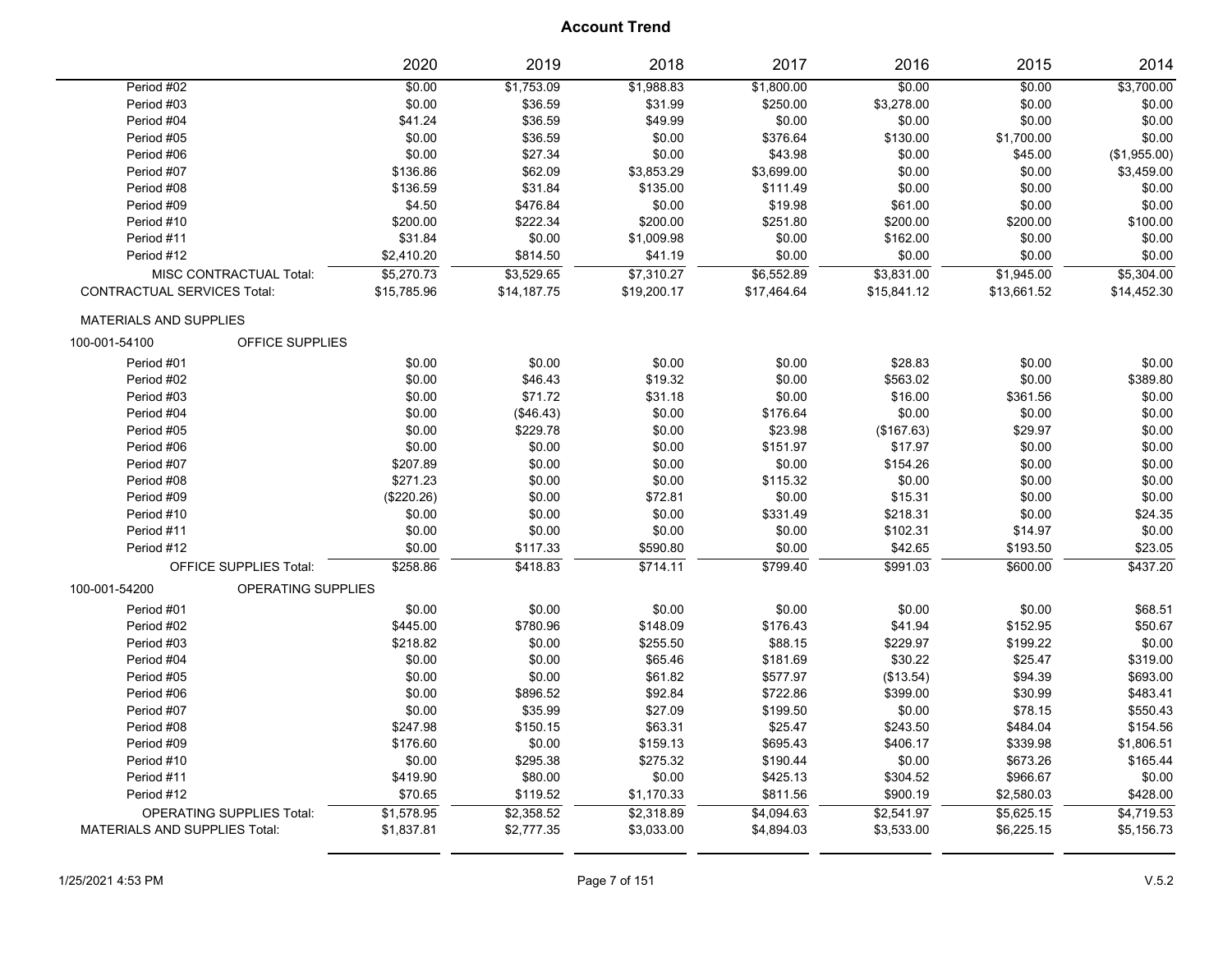# Account Trend

| | 2020 | 2019 | 2018 | 2017 | 2016 | 2015 | 2014 |
|---|---|---|---|---|---|---|---|
| Period #02 | $0.00 | $1,753.09 | $1,988.83 | $1,800.00 | $0.00 | $0.00 | $3,700.00 |
| Period #03 | $0.00 | $36.59 | $31.99 | $250.00 | $3,278.00 | $0.00 | $0.00 |
| Period #04 | $41.24 | $36.59 | $49.99 | $0.00 | $0.00 | $0.00 | $0.00 |
| Period #05 | $0.00 | $36.59 | $0.00 | $376.64 | $130.00 | $1,700.00 | $0.00 |
| Period #06 | $0.00 | $27.34 | $0.00 | $43.98 | $0.00 | $45.00 | ($1,955.00) |
| Period #07 | $136.86 | $62.09 | $3,853.29 | $3,699.00 | $0.00 | $0.00 | $3,459.00 |
| Period #08 | $136.59 | $31.84 | $135.00 | $111.49 | $0.00 | $0.00 | $0.00 |
| Period #09 | $4.50 | $476.84 | $0.00 | $19.98 | $61.00 | $0.00 | $0.00 |
| Period #10 | $200.00 | $222.34 | $200.00 | $251.80 | $200.00 | $200.00 | $100.00 |
| Period #11 | $31.84 | $0.00 | $1,009.98 | $0.00 | $162.00 | $0.00 | $0.00 |
| Period #12 | $2,410.20 | $814.50 | $41.19 | $0.00 | $0.00 | $0.00 | $0.00 |
| MISC CONTRACTUAL Total: | $5,270.73 | $3,529.65 | $7,310.27 | $6,552.89 | $3,831.00 | $1,945.00 | $5,304.00 |
| CONTRACTUAL SERVICES Total: | $15,785.96 | $14,187.75 | $19,200.17 | $17,464.64 | $15,841.12 | $13,661.52 | $14,452.30 |
| MATERIALS AND SUPPLIES | | | | | | | |
| 100-001-54100 OFFICE SUPPLIES | | | | | | | |
| Period #01 | $0.00 | $0.00 | $0.00 | $0.00 | $28.83 | $0.00 | $0.00 |
| Period #02 | $0.00 | $46.43 | $19.32 | $0.00 | $563.02 | $0.00 | $389.80 |
| Period #03 | $0.00 | $71.72 | $31.18 | $0.00 | $16.00 | $361.56 | $0.00 |
| Period #04 | $0.00 | ($46.43) | $0.00 | $176.64 | $0.00 | $0.00 | $0.00 |
| Period #05 | $0.00 | $229.78 | $0.00 | $23.98 | ($167.63) | $29.97 | $0.00 |
| Period #06 | $0.00 | $0.00 | $0.00 | $151.97 | $17.97 | $0.00 | $0.00 |
| Period #07 | $207.89 | $0.00 | $0.00 | $0.00 | $154.26 | $0.00 | $0.00 |
| Period #08 | $271.23 | $0.00 | $0.00 | $115.32 | $0.00 | $0.00 | $0.00 |
| Period #09 | ($220.26) | $0.00 | $72.81 | $0.00 | $15.31 | $0.00 | $0.00 |
| Period #10 | $0.00 | $0.00 | $0.00 | $331.49 | $218.31 | $0.00 | $24.35 |
| Period #11 | $0.00 | $0.00 | $0.00 | $0.00 | $102.31 | $14.97 | $0.00 |
| Period #12 | $0.00 | $117.33 | $590.80 | $0.00 | $42.65 | $193.50 | $23.05 |
| OFFICE SUPPLIES Total: | $258.86 | $418.83 | $714.11 | $799.40 | $991.03 | $600.00 | $437.20 |
| 100-001-54200 OPERATING SUPPLIES | | | | | | | |
| Period #01 | $0.00 | $0.00 | $0.00 | $0.00 | $0.00 | $0.00 | $68.51 |
| Period #02 | $445.00 | $780.96 | $148.09 | $176.43 | $41.94 | $152.95 | $50.67 |
| Period #03 | $218.82 | $0.00 | $255.50 | $88.15 | $229.97 | $199.22 | $0.00 |
| Period #04 | $0.00 | $0.00 | $65.46 | $181.69 | $30.22 | $25.47 | $319.00 |
| Period #05 | $0.00 | $0.00 | $61.82 | $577.97 | ($13.54) | $94.39 | $693.00 |
| Period #06 | $0.00 | $896.52 | $92.84 | $722.86 | $399.00 | $30.99 | $483.41 |
| Period #07 | $0.00 | $35.99 | $27.09 | $199.50 | $0.00 | $78.15 | $550.43 |
| Period #08 | $247.98 | $150.15 | $63.31 | $25.47 | $243.50 | $484.04 | $154.56 |
| Period #09 | $176.60 | $0.00 | $159.13 | $695.43 | $406.17 | $339.98 | $1,806.51 |
| Period #10 | $0.00 | $295.38 | $275.32 | $190.44 | $0.00 | $673.26 | $165.44 |
| Period #11 | $419.90 | $80.00 | $0.00 | $425.13 | $304.52 | $966.67 | $0.00 |
| Period #12 | $70.65 | $119.52 | $1,170.33 | $811.56 | $900.19 | $2,580.03 | $428.00 |
| OPERATING SUPPLIES Total: | $1,578.95 | $2,358.52 | $2,318.89 | $4,094.63 | $2,541.97 | $5,625.15 | $4,719.53 |
| MATERIALS AND SUPPLIES Total: | $1,837.81 | $2,777.35 | $3,033.00 | $4,894.03 | $3,533.00 | $6,225.15 | $5,156.73 |

1/25/2021 4:53 PM

V.5.2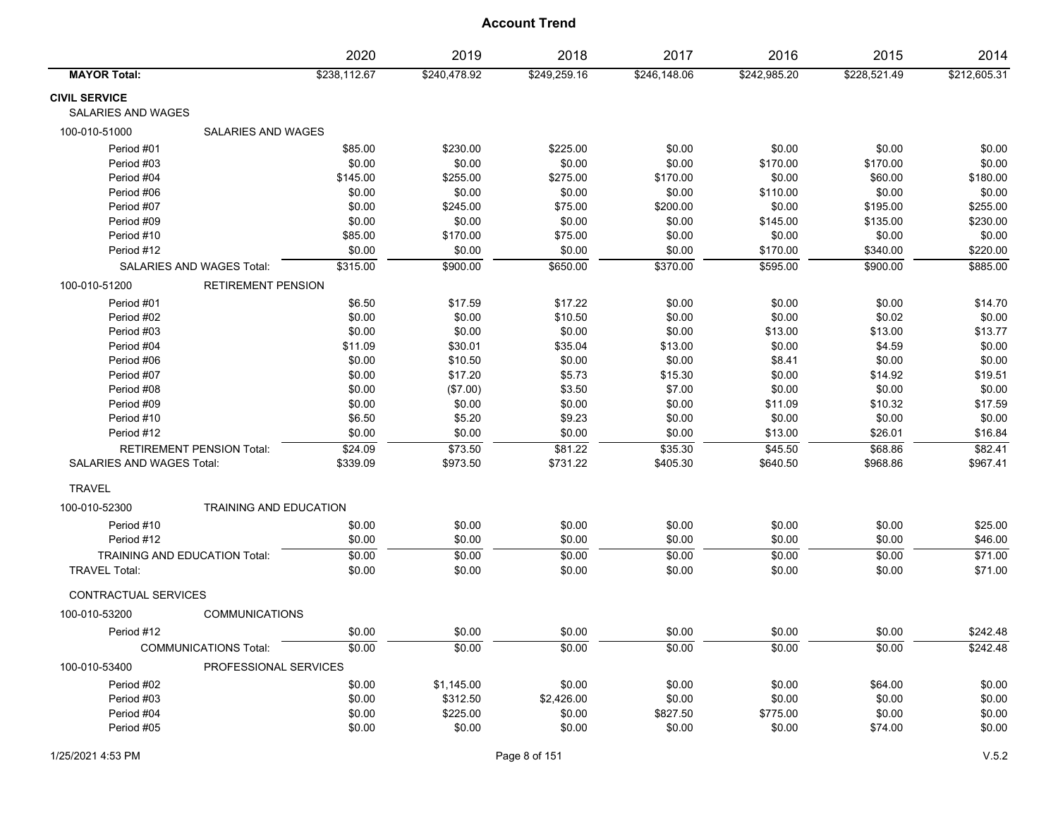# Account Trend

| | | 2020 | 2019 | 2018 | 2017 | 2016 | 2015 | 2014 |
|---|---|---|---|---|---|---|---|---|
| **MAYOR Total:** | | $238,112.67 | $240,478.92 | $249,259.16 | $246,148.06 | $242,985.20 | $228,521.49 | $212,605.31 |
| **CIVIL SERVICE** | | | | | | | | |
| SALARIES AND WAGES | | | | | | | | |
| 100-010-51000 | SALARIES AND WAGES | | | | | | | |
| Period #01 | | $85.00 | $230.00 | $225.00 | $0.00 | $0.00 | $0.00 | $0.00 |
| Period #03 | | $0.00 | $0.00 | $0.00 | $0.00 | $170.00 | $170.00 | $0.00 |
| Period #04 | | $145.00 | $255.00 | $275.00 | $170.00 | $0.00 | $60.00 | $180.00 |
| Period #06 | | $0.00 | $0.00 | $0.00 | $0.00 | $110.00 | $0.00 | $0.00 |
| Period #07 | | $0.00 | $245.00 | $75.00 | $200.00 | $0.00 | $195.00 | $255.00 |
| Period #09 | | $0.00 | $0.00 | $0.00 | $0.00 | $145.00 | $135.00 | $230.00 |
| Period #10 | | $85.00 | $170.00 | $75.00 | $0.00 | $0.00 | $0.00 | $0.00 |
| Period #12 | | $0.00 | $0.00 | $0.00 | $0.00 | $170.00 | $340.00 | $220.00 |
| SALARIES AND WAGES Total: | | $315.00 | $900.00 | $650.00 | $370.00 | $595.00 | $900.00 | $885.00 |
| 100-010-51200 | RETIREMENT PENSION | | | | | | | |
| Period #01 | | $6.50 | $17.59 | $17.22 | $0.00 | $0.00 | $0.00 | $14.70 |
| Period #02 | | $0.00 | $0.00 | $10.50 | $0.00 | $0.00 | $0.02 | $0.00 |
| Period #03 | | $0.00 | $0.00 | $0.00 | $0.00 | $13.00 | $13.00 | $13.77 |
| Period #04 | | $11.09 | $30.01 | $35.04 | $13.00 | $0.00 | $4.59 | $0.00 |
| Period #06 | | $0.00 | $10.50 | $0.00 | $0.00 | $8.41 | $0.00 | $0.00 |
| Period #07 | | $0.00 | $17.20 | $5.73 | $15.30 | $0.00 | $14.92 | $19.51 |
| Period #08 | | $0.00 | ($7.00) | $3.50 | $7.00 | $0.00 | $0.00 | $0.00 |
| Period #09 | | $0.00 | $0.00 | $0.00 | $0.00 | $11.09 | $10.32 | $17.59 |
| Period #10 | | $6.50 | $5.20 | $9.23 | $0.00 | $0.00 | $0.00 | $0.00 |
| Period #12 | | $0.00 | $0.00 | $0.00 | $0.00 | $13.00 | $26.01 | $16.84 |
| RETIREMENT PENSION Total: | | $24.09 | $73.50 | $81.22 | $35.30 | $45.50 | $68.86 | $82.41 |
| SALARIES AND WAGES Total: | | $339.09 | $973.50 | $731.22 | $405.30 | $640.50 | $968.86 | $967.41 |
| TRAVEL | | | | | | | | |
| 100-010-52300 | TRAINING AND EDUCATION | | | | | | | |
| Period #10 | | $0.00 | $0.00 | $0.00 | $0.00 | $0.00 | $0.00 | $25.00 |
| Period #12 | | $0.00 | $0.00 | $0.00 | $0.00 | $0.00 | $0.00 | $46.00 |
| TRAINING AND EDUCATION Total: | | $0.00 | $0.00 | $0.00 | $0.00 | $0.00 | $0.00 | $71.00 |
| TRAVEL Total: | | $0.00 | $0.00 | $0.00 | $0.00 | $0.00 | $0.00 | $71.00 |
| CONTRACTUAL SERVICES | | | | | | | | |
| 100-010-53200 | COMMUNICATIONS | | | | | | | |
| Period #12 | | $0.00 | $0.00 | $0.00 | $0.00 | $0.00 | $0.00 | $242.48 |
| COMMUNICATIONS Total: | | $0.00 | $0.00 | $0.00 | $0.00 | $0.00 | $0.00 | $242.48 |
| 100-010-53400 | PROFESSIONAL SERVICES | | | | | | | |
| Period #02 | | $0.00 | $1,145.00 | $0.00 | $0.00 | $0.00 | $64.00 | $0.00 |
| Period #03 | | $0.00 | $312.50 | $2,426.00 | $0.00 | $0.00 | $0.00 | $0.00 |
| Period #04 | | $0.00 | $225.00 | $0.00 | $827.50 | $775.00 | $0.00 | $0.00 |
| Period #05 | | $0.00 | $0.00 | $0.00 | $0.00 | $0.00 | $74.00 | $0.00 |

1/25/2021 4:53 PM V.5.2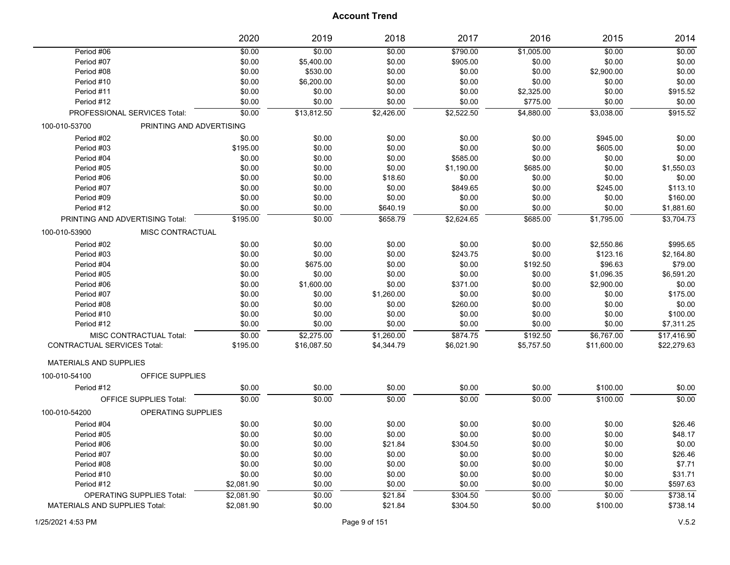# Account Trend

| | 2020 | 2019 | 2018 | 2017 | 2016 | 2015 | 2014 |
|---|---|---|---|---|---|---|---|
| Period #06 | $0.00 | $0.00 | $0.00 | $790.00 | $1,005.00 | $0.00 | $0.00 |
| Period #07 | $0.00 | $5,400.00 | $0.00 | $905.00 | $0.00 | $0.00 | $0.00 |
| Period #08 | $0.00 | $530.00 | $0.00 | $0.00 | $0.00 | $2,900.00 | $0.00 |
| Period #10 | $0.00 | $6,200.00 | $0.00 | $0.00 | $0.00 | $0.00 | $0.00 |
| Period #11 | $0.00 | $0.00 | $0.00 | $0.00 | $2,325.00 | $0.00 | $915.52 |
| Period #12 | $0.00 | $0.00 | $0.00 | $0.00 | $775.00 | $0.00 | $0.00 |
| PROFESSIONAL SERVICES Total: | $0.00 | $13,812.50 | $2,426.00 | $2,522.50 | $4,880.00 | $3,038.00 | $915.52 |
| 100-010-53700 PRINTING AND ADVERTISING | | | | | | | |
| Period #02 | $0.00 | $0.00 | $0.00 | $0.00 | $0.00 | $945.00 | $0.00 |
| Period #03 | $195.00 | $0.00 | $0.00 | $0.00 | $0.00 | $605.00 | $0.00 |
| Period #04 | $0.00 | $0.00 | $0.00 | $585.00 | $0.00 | $0.00 | $0.00 |
| Period #05 | $0.00 | $0.00 | $0.00 | $1,190.00 | $685.00 | $0.00 | $1,550.03 |
| Period #06 | $0.00 | $0.00 | $18.60 | $0.00 | $0.00 | $0.00 | $0.00 |
| Period #07 | $0.00 | $0.00 | $0.00 | $849.65 | $0.00 | $245.00 | $113.10 |
| Period #09 | $0.00 | $0.00 | $0.00 | $0.00 | $0.00 | $0.00 | $160.00 |
| Period #12 | $0.00 | $0.00 | $640.19 | $0.00 | $0.00 | $0.00 | $1,881.60 |
| PRINTING AND ADVERTISING Total: | $195.00 | $0.00 | $658.79 | $2,624.65 | $685.00 | $1,795.00 | $3,704.73 |
| 100-010-53900 MISC CONTRACTUAL | | | | | | | |
| Period #02 | $0.00 | $0.00 | $0.00 | $0.00 | $0.00 | $2,550.86 | $995.65 |
| Period #03 | $0.00 | $0.00 | $0.00 | $243.75 | $0.00 | $123.16 | $2,164.80 |
| Period #04 | $0.00 | $675.00 | $0.00 | $0.00 | $192.50 | $96.63 | $79.00 |
| Period #05 | $0.00 | $0.00 | $0.00 | $0.00 | $0.00 | $1,096.35 | $6,591.20 |
| Period #06 | $0.00 | $1,600.00 | $0.00 | $371.00 | $0.00 | $2,900.00 | $0.00 |
| Period #07 | $0.00 | $0.00 | $1,260.00 | $0.00 | $0.00 | $0.00 | $175.00 |
| Period #08 | $0.00 | $0.00 | $0.00 | $260.00 | $0.00 | $0.00 | $0.00 |
| Period #10 | $0.00 | $0.00 | $0.00 | $0.00 | $0.00 | $0.00 | $100.00 |
| Period #12 | $0.00 | $0.00 | $0.00 | $0.00 | $0.00 | $0.00 | $7,311.25 |
| MISC CONTRACTUAL Total: | $0.00 | $2,275.00 | $1,260.00 | $874.75 | $192.50 | $6,767.00 | $17,416.90 |
| CONTRACTUAL SERVICES Total: | $195.00 | $16,087.50 | $4,344.79 | $6,021.90 | $5,757.50 | $11,600.00 | $22,279.63 |
| MATERIALS AND SUPPLIES | | | | | | | |
| 100-010-54100 OFFICE SUPPLIES | | | | | | | |
| Period #12 | $0.00 | $0.00 | $0.00 | $0.00 | $0.00 | $100.00 | $0.00 |
| OFFICE SUPPLIES Total: | $0.00 | $0.00 | $0.00 | $0.00 | $0.00 | $100.00 | $0.00 |
| 100-010-54200 OPERATING SUPPLIES | | | | | | | |
| Period #04 | $0.00 | $0.00 | $0.00 | $0.00 | $0.00 | $0.00 | $26.46 |
| Period #05 | $0.00 | $0.00 | $0.00 | $0.00 | $0.00 | $0.00 | $48.17 |
| Period #06 | $0.00 | $0.00 | $21.84 | $304.50 | $0.00 | $0.00 | $0.00 |
| Period #07 | $0.00 | $0.00 | $0.00 | $0.00 | $0.00 | $0.00 | $26.46 |
| Period #08 | $0.00 | $0.00 | $0.00 | $0.00 | $0.00 | $0.00 | $7.71 |
| Period #10 | $0.00 | $0.00 | $0.00 | $0.00 | $0.00 | $0.00 | $31.71 |
| Period #12 | $2,081.90 | $0.00 | $0.00 | $0.00 | $0.00 | $0.00 | $597.63 |
| OPERATING SUPPLIES Total: | $2,081.90 | $0.00 | $21.84 | $304.50 | $0.00 | $0.00 | $738.14 |
| MATERIALS AND SUPPLIES Total: | $2,081.90 | $0.00 | $21.84 | $304.50 | $0.00 | $100.00 | $738.14 |

1/25/2021 4:53 PM V.5.2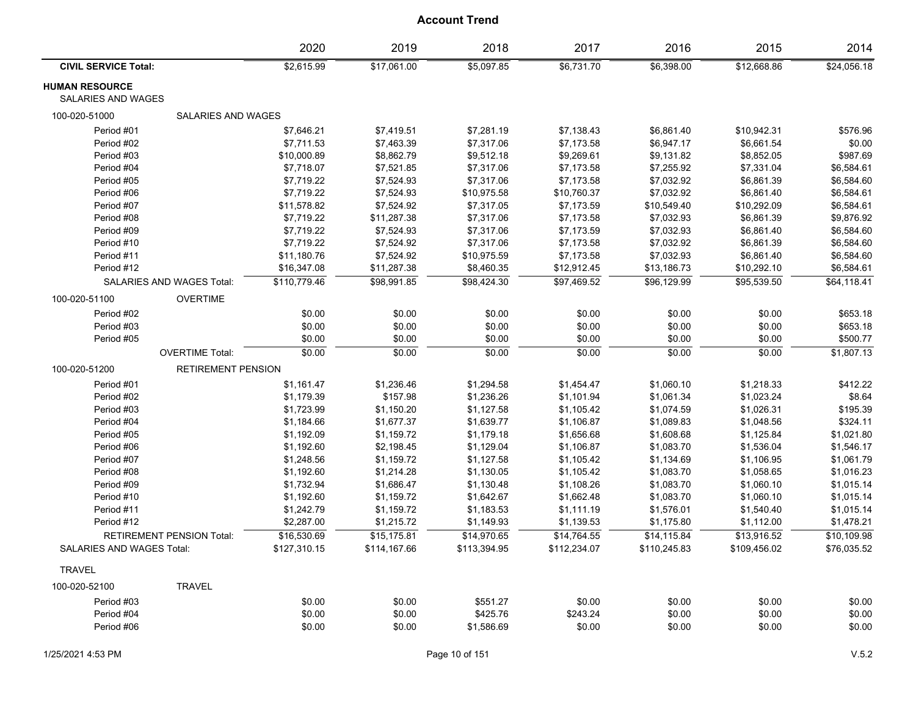## Account Trend

| | | 2020 | 2019 | 2018 | 2017 | 2016 | 2015 | 2014 |
|---|---|---|---|---|---|---|---|---|
| **CIVIL SERVICE Total:** | | $2,615.99 | $17,061.00 | $5,097.85 | $6,731.70 | $6,398.00 | $12,668.86 | $24,056.18 |
| **HUMAN RESOURCE** | | | | | | | | |
| SALARIES AND WAGES | | | | | | | | |
| 100-020-51000 | SALARIES AND WAGES | | | | | | | |
| Period #01 | | $7,646.21 | $7,419.51 | $7,281.19 | $7,138.43 | $6,861.40 | $10,942.31 | $576.96 |
| Period #02 | | $7,711.53 | $7,463.39 | $7,317.06 | $7,173.58 | $6,947.17 | $6,661.54 | $0.00 |
| Period #03 | | $10,000.89 | $8,862.79 | $9,512.18 | $9,269.61 | $9,131.82 | $8,852.05 | $987.69 |
| Period #04 | | $7,718.07 | $7,521.85 | $7,317.06 | $7,173.58 | $7,255.92 | $7,331.04 | $6,584.61 |
| Period #05 | | $7,719.22 | $7,524.93 | $7,317.06 | $7,173.58 | $7,032.92 | $6,861.39 | $6,584.60 |
| Period #06 | | $7,719.22 | $7,524.93 | $10,975.58 | $10,760.37 | $7,032.92 | $6,861.40 | $6,584.61 |
| Period #07 | | $11,578.82 | $7,524.92 | $7,317.05 | $7,173.59 | $10,549.40 | $10,292.09 | $6,584.61 |
| Period #08 | | $7,719.22 | $11,287.38 | $7,317.06 | $7,173.58 | $7,032.93 | $6,861.39 | $9,876.92 |
| Period #09 | | $7,719.22 | $7,524.93 | $7,317.06 | $7,173.59 | $7,032.93 | $6,861.40 | $6,584.60 |
| Period #10 | | $7,719.22 | $7,524.92 | $7,317.06 | $7,173.58 | $7,032.92 | $6,861.39 | $6,584.60 |
| Period #11 | | $11,180.76 | $7,524.92 | $10,975.59 | $7,173.58 | $7,032.93 | $6,861.40 | $6,584.60 |
| Period #12 | | $16,347.08 | $11,287.38 | $8,460.35 | $12,912.45 | $13,186.73 | $10,292.10 | $6,584.61 |
| SALARIES AND WAGES Total: | | $110,779.46 | $98,991.85 | $98,424.30 | $97,469.52 | $96,129.99 | $95,539.50 | $64,118.41 |
| 100-020-51100 | OVERTIME | | | | | | | |
| Period #02 | | $0.00 | $0.00 | $0.00 | $0.00 | $0.00 | $0.00 | $653.18 |
| Period #03 | | $0.00 | $0.00 | $0.00 | $0.00 | $0.00 | $0.00 | $653.18 |
| Period #05 | | $0.00 | $0.00 | $0.00 | $0.00 | $0.00 | $0.00 | $500.77 |
| OVERTIME Total: | | $0.00 | $0.00 | $0.00 | $0.00 | $0.00 | $0.00 | $1,807.13 |
| 100-020-51200 | RETIREMENT PENSION | | | | | | | |
| Period #01 | | $1,161.47 | $1,236.46 | $1,294.58 | $1,454.47 | $1,060.10 | $1,218.33 | $412.22 |
| Period #02 | | $1,179.39 | $157.98 | $1,236.26 | $1,101.94 | $1,061.34 | $1,023.24 | $8.64 |
| Period #03 | | $1,723.99 | $1,150.20 | $1,127.58 | $1,105.42 | $1,074.59 | $1,026.31 | $195.39 |
| Period #04 | | $1,184.66 | $1,677.37 | $1,639.77 | $1,106.87 | $1,089.83 | $1,048.56 | $324.11 |
| Period #05 | | $1,192.09 | $1,159.72 | $1,179.18 | $1,656.68 | $1,608.68 | $1,125.84 | $1,021.80 |
| Period #06 | | $1,192.60 | $2,198.45 | $1,129.04 | $1,106.87 | $1,083.70 | $1,536.04 | $1,546.17 |
| Period #07 | | $1,248.56 | $1,159.72 | $1,127.58 | $1,105.42 | $1,134.69 | $1,106.95 | $1,061.79 |
| Period #08 | | $1,192.60 | $1,214.28 | $1,130.05 | $1,105.42 | $1,083.70 | $1,058.65 | $1,016.23 |
| Period #09 | | $1,732.94 | $1,686.47 | $1,130.48 | $1,108.26 | $1,083.70 | $1,060.10 | $1,015.14 |
| Period #10 | | $1,192.60 | $1,159.72 | $1,642.67 | $1,662.48 | $1,083.70 | $1,060.10 | $1,015.14 |
| Period #11 | | $1,242.79 | $1,159.72 | $1,183.53 | $1,111.19 | $1,576.01 | $1,540.40 | $1,015.14 |
| Period #12 | | $2,287.00 | $1,215.72 | $1,149.93 | $1,139.53 | $1,175.80 | $1,112.00 | $1,478.21 |
| RETIREMENT PENSION Total: | | $16,530.69 | $15,175.81 | $14,970.65 | $14,764.55 | $14,115.84 | $13,916.52 | $10,109.98 |
| SALARIES AND WAGES Total: | | $127,310.15 | $114,167.66 | $113,394.95 | $112,234.07 | $110,245.83 | $109,456.02 | $76,035.52 |
| TRAVEL | | | | | | | | |
| 100-020-52100 | TRAVEL | | | | | | | |
| Period #03 | | $0.00 | $0.00 | $551.27 | $0.00 | $0.00 | $0.00 | $0.00 |
| Period #04 | | $0.00 | $0.00 | $425.76 | $243.24 | $0.00 | $0.00 | $0.00 |
| Period #06 | | $0.00 | $0.00 | $1,586.69 | $0.00 | $0.00 | $0.00 | $0.00 |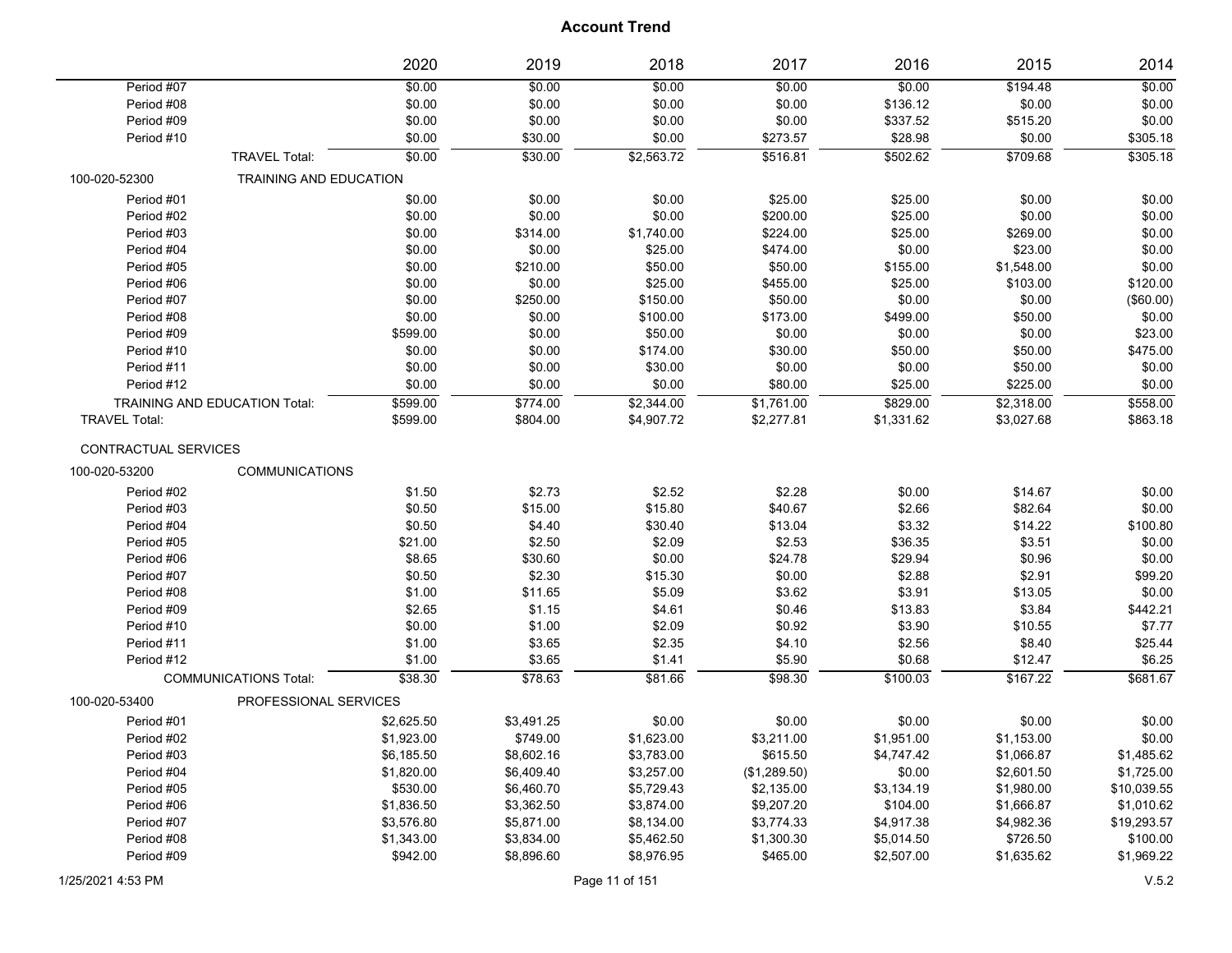# Account Trend

| | | 2020 | 2019 | 2018 | 2017 | 2016 | 2015 | 2014 |
|---|---|---|---|---|---|---|---|---|
| Period #07 | | $0.00 | $0.00 | $0.00 | $0.00 | $0.00 | $194.48 | $0.00 |
| Period #08 | | $0.00 | $0.00 | $0.00 | $0.00 | $136.12 | $0.00 | $0.00 |
| Period #09 | | $0.00 | $0.00 | $0.00 | $0.00 | $337.52 | $515.20 | $0.00 |
| Period #10 | | $0.00 | $30.00 | $0.00 | $273.57 | $28.98 | $0.00 | $305.18 |
| | TRAVEL Total: | $0.00 | $30.00 | $2,563.72 | $516.81 | $502.62 | $709.68 | $305.18 |
| 100-020-52300 | TRAINING AND EDUCATION | | | | | | | |
| Period #01 | | $0.00 | $0.00 | $0.00 | $25.00 | $25.00 | $0.00 | $0.00 |
| Period #02 | | $0.00 | $0.00 | $0.00 | $200.00 | $25.00 | $0.00 | $0.00 |
| Period #03 | | $0.00 | $314.00 | $1,740.00 | $224.00 | $25.00 | $269.00 | $0.00 |
| Period #04 | | $0.00 | $0.00 | $25.00 | $474.00 | $0.00 | $23.00 | $0.00 |
| Period #05 | | $0.00 | $210.00 | $50.00 | $50.00 | $155.00 | $1,548.00 | $0.00 |
| Period #06 | | $0.00 | $0.00 | $25.00 | $455.00 | $25.00 | $103.00 | $120.00 |
| Period #07 | | $0.00 | $250.00 | $150.00 | $50.00 | $0.00 | $0.00 | ($60.00) |
| Period #08 | | $0.00 | $0.00 | $100.00 | $173.00 | $499.00 | $50.00 | $0.00 |
| Period #09 | | $599.00 | $0.00 | $50.00 | $0.00 | $0.00 | $0.00 | $23.00 |
| Period #10 | | $0.00 | $0.00 | $174.00 | $30.00 | $50.00 | $50.00 | $475.00 |
| Period #11 | | $0.00 | $0.00 | $30.00 | $0.00 | $0.00 | $50.00 | $0.00 |
| Period #12 | | $0.00 | $0.00 | $0.00 | $80.00 | $25.00 | $225.00 | $0.00 |
| TRAINING AND EDUCATION Total: | | $599.00 | $774.00 | $2,344.00 | $1,761.00 | $829.00 | $2,318.00 | $558.00 |
| TRAVEL Total: | | $599.00 | $804.00 | $4,907.72 | $2,277.81 | $1,331.62 | $3,027.68 | $863.18 |
| CONTRACTUAL SERVICES | | | | | | | | |
| 100-020-53200 | COMMUNICATIONS | | | | | | | |
| Period #02 | | $1.50 | $2.73 | $2.52 | $2.28 | $0.00 | $14.67 | $0.00 |
| Period #03 | | $0.50 | $15.00 | $15.80 | $40.67 | $2.66 | $82.64 | $0.00 |
| Period #04 | | $0.50 | $4.40 | $30.40 | $13.04 | $3.32 | $14.22 | $100.80 |
| Period #05 | | $21.00 | $2.50 | $2.09 | $2.53 | $36.35 | $3.51 | $0.00 |
| Period #06 | | $8.65 | $30.60 | $0.00 | $24.78 | $29.94 | $0.96 | $0.00 |
| Period #07 | | $0.50 | $2.30 | $15.30 | $0.00 | $2.88 | $2.91 | $99.20 |
| Period #08 | | $1.00 | $11.65 | $5.09 | $3.62 | $3.91 | $13.05 | $0.00 |
| Period #09 | | $2.65 | $1.15 | $4.61 | $0.46 | $13.83 | $3.84 | $442.21 |
| Period #10 | | $0.00 | $1.00 | $2.09 | $0.92 | $3.90 | $10.55 | $7.77 |
| Period #11 | | $1.00 | $3.65 | $2.35 | $4.10 | $2.56 | $8.40 | $25.44 |
| Period #12 | | $1.00 | $3.65 | $1.41 | $5.90 | $0.68 | $12.47 | $6.25 |
| | COMMUNICATIONS Total: | $38.30 | $78.63 | $81.66 | $98.30 | $100.03 | $167.22 | $681.67 |
| 100-020-53400 | PROFESSIONAL SERVICES | | | | | | | |
| Period #01 | | $2,625.50 | $3,491.25 | $0.00 | $0.00 | $0.00 | $0.00 | $0.00 |
| Period #02 | | $1,923.00 | $749.00 | $1,623.00 | $3,211.00 | $1,951.00 | $1,153.00 | $0.00 |
| Period #03 | | $6,185.50 | $8,602.16 | $3,783.00 | $615.50 | $4,747.42 | $1,066.87 | $1,485.62 |
| Period #04 | | $1,820.00 | $6,409.40 | $3,257.00 | ($1,289.50) | $0.00 | $2,601.50 | $1,725.00 |
| Period #05 | | $530.00 | $6,460.70 | $5,729.43 | $2,135.00 | $3,134.19 | $1,980.00 | $10,039.55 |
| Period #06 | | $1,836.50 | $3,362.50 | $3,874.00 | $9,207.20 | $104.00 | $1,666.87 | $1,010.62 |
| Period #07 | | $3,576.80 | $5,871.00 | $8,134.00 | $3,774.33 | $4,917.38 | $4,982.36 | $19,293.57 |
| Period #08 | | $1,343.00 | $3,834.00 | $5,462.50 | $1,300.30 | $5,014.50 | $726.50 | $100.00 |
| Period #09 | | $942.00 | $8,896.60 | $8,976.95 | $465.00 | $2,507.00 | $1,635.62 | $1,969.22 |

1/25/2021 4:53 PM V.5.2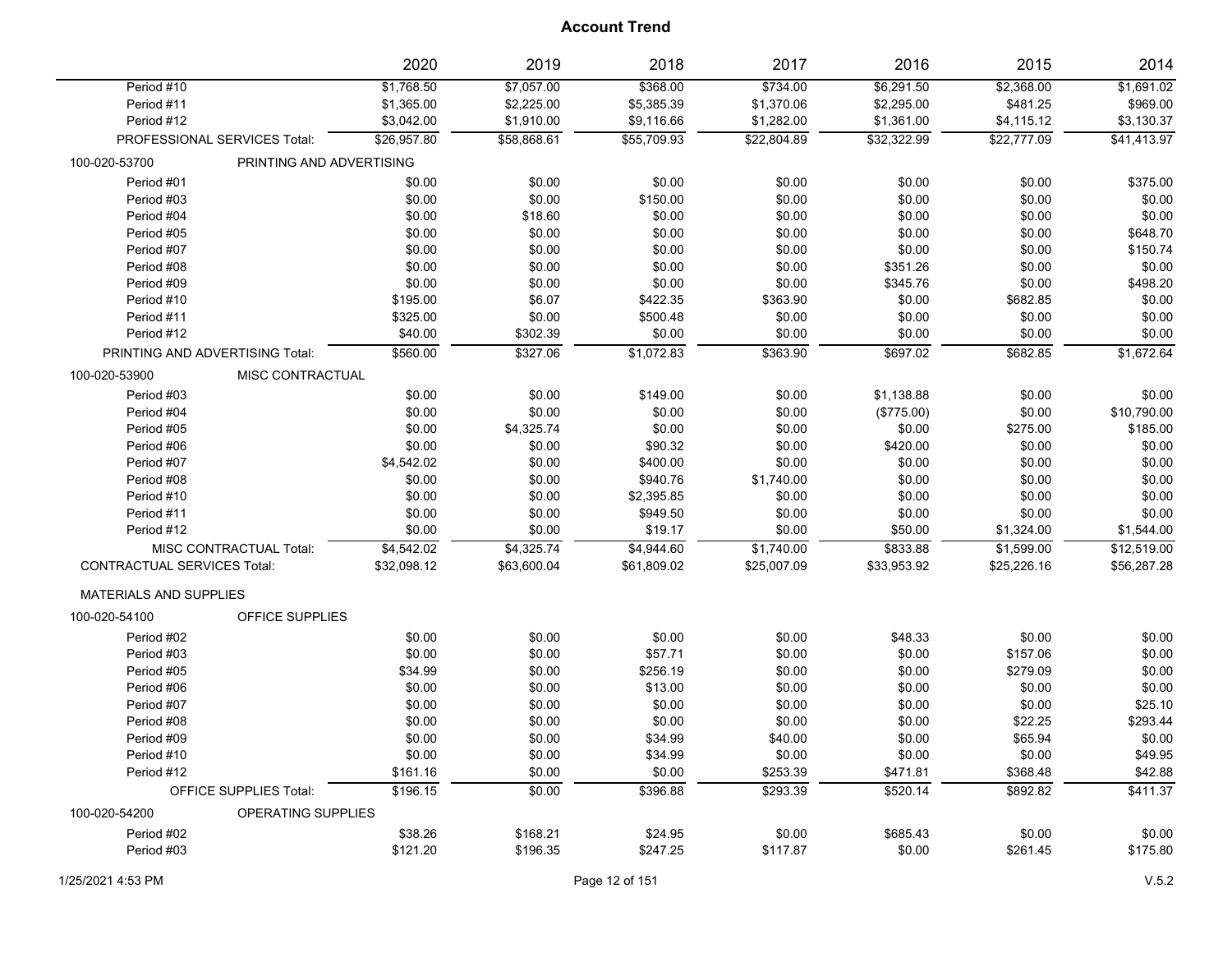# Account Trend

| | 2020 | 2019 | 2018 | 2017 | 2016 | 2015 | 2014 |
|---|---|---|---|---|---|---|---|
| Period #10 | $1,768.50 | $7,057.00 | $368.00 | $734.00 | $6,291.50 | $2,368.00 | $1,691.02 |
| Period #11 | $1,365.00 | $2,225.00 | $5,385.39 | $1,370.06 | $2,295.00 | $481.25 | $969.00 |
| Period #12 | $3,042.00 | $1,910.00 | $9,116.66 | $1,282.00 | $1,361.00 | $4,115.12 | $3,130.37 |
| PROFESSIONAL SERVICES Total: | $26,957.80 | $58,868.61 | $55,709.93 | $22,804.89 | $32,322.99 | $22,777.09 | $41,413.97 |
| 100-020-53700 PRINTING AND ADVERTISING | | | | | | | |
| Period #01 | $0.00 | $0.00 | $0.00 | $0.00 | $0.00 | $0.00 | $375.00 |
| Period #03 | $0.00 | $0.00 | $150.00 | $0.00 | $0.00 | $0.00 | $0.00 |
| Period #04 | $0.00 | $18.60 | $0.00 | $0.00 | $0.00 | $0.00 | $0.00 |
| Period #05 | $0.00 | $0.00 | $0.00 | $0.00 | $0.00 | $0.00 | $648.70 |
| Period #07 | $0.00 | $0.00 | $0.00 | $0.00 | $0.00 | $0.00 | $150.74 |
| Period #08 | $0.00 | $0.00 | $0.00 | $0.00 | $351.26 | $0.00 | $0.00 |
| Period #09 | $0.00 | $0.00 | $0.00 | $0.00 | $345.76 | $0.00 | $498.20 |
| Period #10 | $195.00 | $6.07 | $422.35 | $363.90 | $0.00 | $682.85 | $0.00 |
| Period #11 | $325.00 | $0.00 | $500.48 | $0.00 | $0.00 | $0.00 | $0.00 |
| Period #12 | $40.00 | $302.39 | $0.00 | $0.00 | $0.00 | $0.00 | $0.00 |
| PRINTING AND ADVERTISING Total: | $560.00 | $327.06 | $1,072.83 | $363.90 | $697.02 | $682.85 | $1,672.64 |
| 100-020-53900 MISC CONTRACTUAL | | | | | | | |
| Period #03 | $0.00 | $0.00 | $149.00 | $0.00 | $1,138.88 | $0.00 | $0.00 |
| Period #04 | $0.00 | $0.00 | $0.00 | $0.00 | ($775.00) | $0.00 | $10,790.00 |
| Period #05 | $0.00 | $4,325.74 | $0.00 | $0.00 | $0.00 | $275.00 | $185.00 |
| Period #06 | $0.00 | $0.00 | $90.32 | $0.00 | $420.00 | $0.00 | $0.00 |
| Period #07 | $4,542.02 | $0.00 | $400.00 | $0.00 | $0.00 | $0.00 | $0.00 |
| Period #08 | $0.00 | $0.00 | $940.76 | $1,740.00 | $0.00 | $0.00 | $0.00 |
| Period #10 | $0.00 | $0.00 | $2,395.85 | $0.00 | $0.00 | $0.00 | $0.00 |
| Period #11 | $0.00 | $0.00 | $949.50 | $0.00 | $0.00 | $0.00 | $0.00 |
| Period #12 | $0.00 | $0.00 | $19.17 | $0.00 | $50.00 | $1,324.00 | $1,544.00 |
| MISC CONTRACTUAL Total: | $4,542.02 | $4,325.74 | $4,944.60 | $1,740.00 | $833.88 | $1,599.00 | $12,519.00 |
| CONTRACTUAL SERVICES Total: | $32,098.12 | $63,600.04 | $61,809.02 | $25,007.09 | $33,953.92 | $25,226.16 | $56,287.28 |
| MATERIALS AND SUPPLIES | | | | | | | |
| 100-020-54100 OFFICE SUPPLIES | | | | | | | |
| Period #02 | $0.00 | $0.00 | $0.00 | $0.00 | $48.33 | $0.00 | $0.00 |
| Period #03 | $0.00 | $0.00 | $57.71 | $0.00 | $0.00 | $157.06 | $0.00 |
| Period #05 | $34.99 | $0.00 | $256.19 | $0.00 | $0.00 | $279.09 | $0.00 |
| Period #06 | $0.00 | $0.00 | $13.00 | $0.00 | $0.00 | $0.00 | $0.00 |
| Period #07 | $0.00 | $0.00 | $0.00 | $0.00 | $0.00 | $0.00 | $25.10 |
| Period #08 | $0.00 | $0.00 | $0.00 | $0.00 | $0.00 | $22.25 | $293.44 |
| Period #09 | $0.00 | $0.00 | $34.99 | $40.00 | $0.00 | $65.94 | $0.00 |
| Period #10 | $0.00 | $0.00 | $34.99 | $0.00 | $0.00 | $0.00 | $49.95 |
| Period #12 | $161.16 | $0.00 | $0.00 | $253.39 | $471.81 | $368.48 | $42.88 |
| OFFICE SUPPLIES Total: | $196.15 | $0.00 | $396.88 | $293.39 | $520.14 | $892.82 | $411.37 |
| 100-020-54200 OPERATING SUPPLIES | | | | | | | |
| Period #02 | $38.26 | $168.21 | $24.95 | $0.00 | $685.43 | $0.00 | $0.00 |
| Period #03 | $121.20 | $196.35 | $247.25 | $117.87 | $0.00 | $261.45 | $175.80 |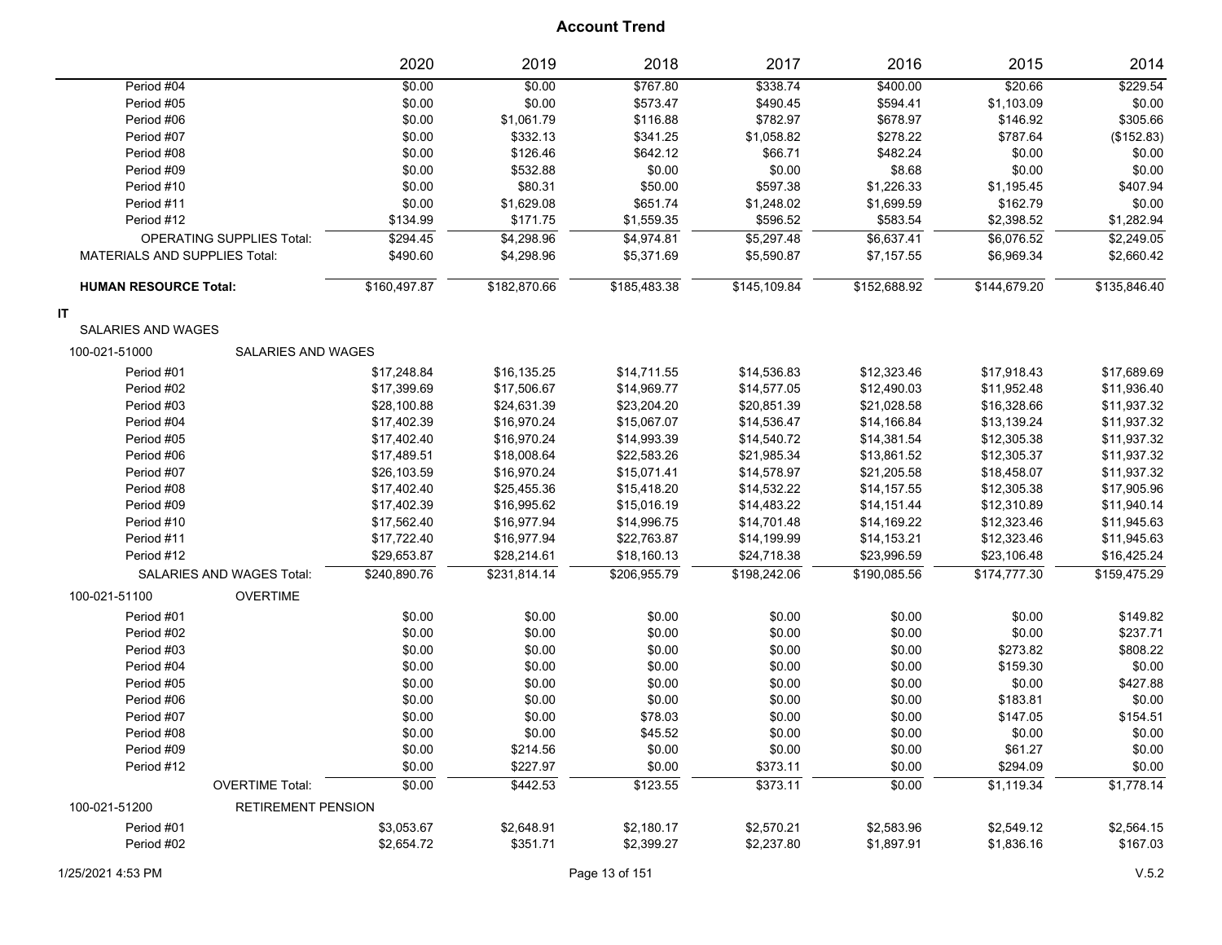# Account Trend

| | 2020 | 2019 | 2018 | 2017 | 2016 | 2015 | 2014 |
|---|---|---|---|---|---|---|---|
| Period #04 | $0.00 | $0.00 | $767.80 | $338.74 | $400.00 | $20.66 | $229.54 |
| Period #05 | $0.00 | $0.00 | $573.47 | $490.45 | $594.41 | $1,103.09 | $0.00 |
| Period #06 | $0.00 | $1,061.79 | $116.88 | $782.97 | $678.97 | $146.92 | $305.66 |
| Period #07 | $0.00 | $332.13 | $341.25 | $1,058.82 | $278.22 | $787.64 | ($152.83) |
| Period #08 | $0.00 | $126.46 | $642.12 | $66.71 | $482.24 | $0.00 | $0.00 |
| Period #09 | $0.00 | $532.88 | $0.00 | $0.00 | $8.68 | $0.00 | $0.00 |
| Period #10 | $0.00 | $80.31 | $50.00 | $597.38 | $1,226.33 | $1,195.45 | $407.94 |
| Period #11 | $0.00 | $1,629.08 | $651.74 | $1,248.02 | $1,699.59 | $162.79 | $0.00 |
| Period #12 | $134.99 | $171.75 | $1,559.35 | $596.52 | $583.54 | $2,398.52 | $1,282.94 |
| OPERATING SUPPLIES Total: | $294.45 | $4,298.96 | $4,974.81 | $5,297.48 | $6,637.41 | $6,076.52 | $2,249.05 |
| MATERIALS AND SUPPLIES Total: | $490.60 | $4,298.96 | $5,371.69 | $5,590.87 | $7,157.55 | $6,969.34 | $2,660.42 |
| **HUMAN RESOURCE Total:** | $160,497.87 | $182,870.66 | $185,483.38 | $145,109.84 | $152,688.92 | $144,679.20 | $135,846.40 |
| **IT** | | | | | | | |
| SALARIES AND WAGES | | | | | | | |
| 100-021-51000 SALARIES AND WAGES | | | | | | | |
| Period #01 | $17,248.84 | $16,135.25 | $14,711.55 | $14,536.83 | $12,323.46 | $17,918.43 | $17,689.69 |
| Period #02 | $17,399.69 | $17,506.67 | $14,969.77 | $14,577.05 | $12,490.03 | $11,952.48 | $11,936.40 |
| Period #03 | $28,100.88 | $24,631.39 | $23,204.20 | $20,851.39 | $21,028.58 | $16,328.66 | $11,937.32 |
| Period #04 | $17,402.39 | $16,970.24 | $15,067.07 | $14,536.47 | $14,166.84 | $13,139.24 | $11,937.32 |
| Period #05 | $17,402.40 | $16,970.24 | $14,993.39 | $14,540.72 | $14,381.54 | $12,305.38 | $11,937.32 |
| Period #06 | $17,489.51 | $18,008.64 | $22,583.26 | $21,985.34 | $13,861.52 | $12,305.37 | $11,937.32 |
| Period #07 | $26,103.59 | $16,970.24 | $15,071.41 | $14,578.97 | $21,205.58 | $18,458.07 | $11,937.32 |
| Period #08 | $17,402.40 | $25,455.36 | $15,418.20 | $14,532.22 | $14,157.55 | $12,305.38 | $17,905.96 |
| Period #09 | $17,402.39 | $16,995.62 | $15,016.19 | $14,483.22 | $14,151.44 | $12,310.89 | $11,940.14 |
| Period #10 | $17,562.40 | $16,977.94 | $14,996.75 | $14,701.48 | $14,169.22 | $12,323.46 | $11,945.63 |
| Period #11 | $17,722.40 | $16,977.94 | $22,763.87 | $14,199.99 | $14,153.21 | $12,323.46 | $11,945.63 |
| Period #12 | $29,653.87 | $28,214.61 | $18,160.13 | $24,718.38 | $23,996.59 | $23,106.48 | $16,425.24 |
| SALARIES AND WAGES Total: | $240,890.76 | $231,814.14 | $206,955.79 | $198,242.06 | $190,085.56 | $174,777.30 | $159,475.29 |
| 100-021-51100 OVERTIME | | | | | | | |
| Period #01 | $0.00 | $0.00 | $0.00 | $0.00 | $0.00 | $0.00 | $149.82 |
| Period #02 | $0.00 | $0.00 | $0.00 | $0.00 | $0.00 | $0.00 | $237.71 |
| Period #03 | $0.00 | $0.00 | $0.00 | $0.00 | $0.00 | $273.82 | $808.22 |
| Period #04 | $0.00 | $0.00 | $0.00 | $0.00 | $0.00 | $159.30 | $0.00 |
| Period #05 | $0.00 | $0.00 | $0.00 | $0.00 | $0.00 | $0.00 | $427.88 |
| Period #06 | $0.00 | $0.00 | $0.00 | $0.00 | $0.00 | $183.81 | $0.00 |
| Period #07 | $0.00 | $0.00 | $78.03 | $0.00 | $0.00 | $147.05 | $154.51 |
| Period #08 | $0.00 | $0.00 | $45.52 | $0.00 | $0.00 | $0.00 | $0.00 |
| Period #09 | $0.00 | $214.56 | $0.00 | $0.00 | $0.00 | $61.27 | $0.00 |
| Period #12 | $0.00 | $227.97 | $0.00 | $373.11 | $0.00 | $294.09 | $0.00 |
| OVERTIME Total: | $0.00 | $442.53 | $123.55 | $373.11 | $0.00 | $1,119.34 | $1,778.14 |
| 100-021-51200 RETIREMENT PENSION | | | | | | | |
| Period #01 | $3,053.67 | $2,648.91 | $2,180.17 | $2,570.21 | $2,583.96 | $2,549.12 | $2,564.15 |
| Period #02 | $2,654.72 | $351.71 | $2,399.27 | $2,237.80 | $1,897.91 | $1,836.16 | $167.03 |

1/25/2021 4:53 PM V.5.2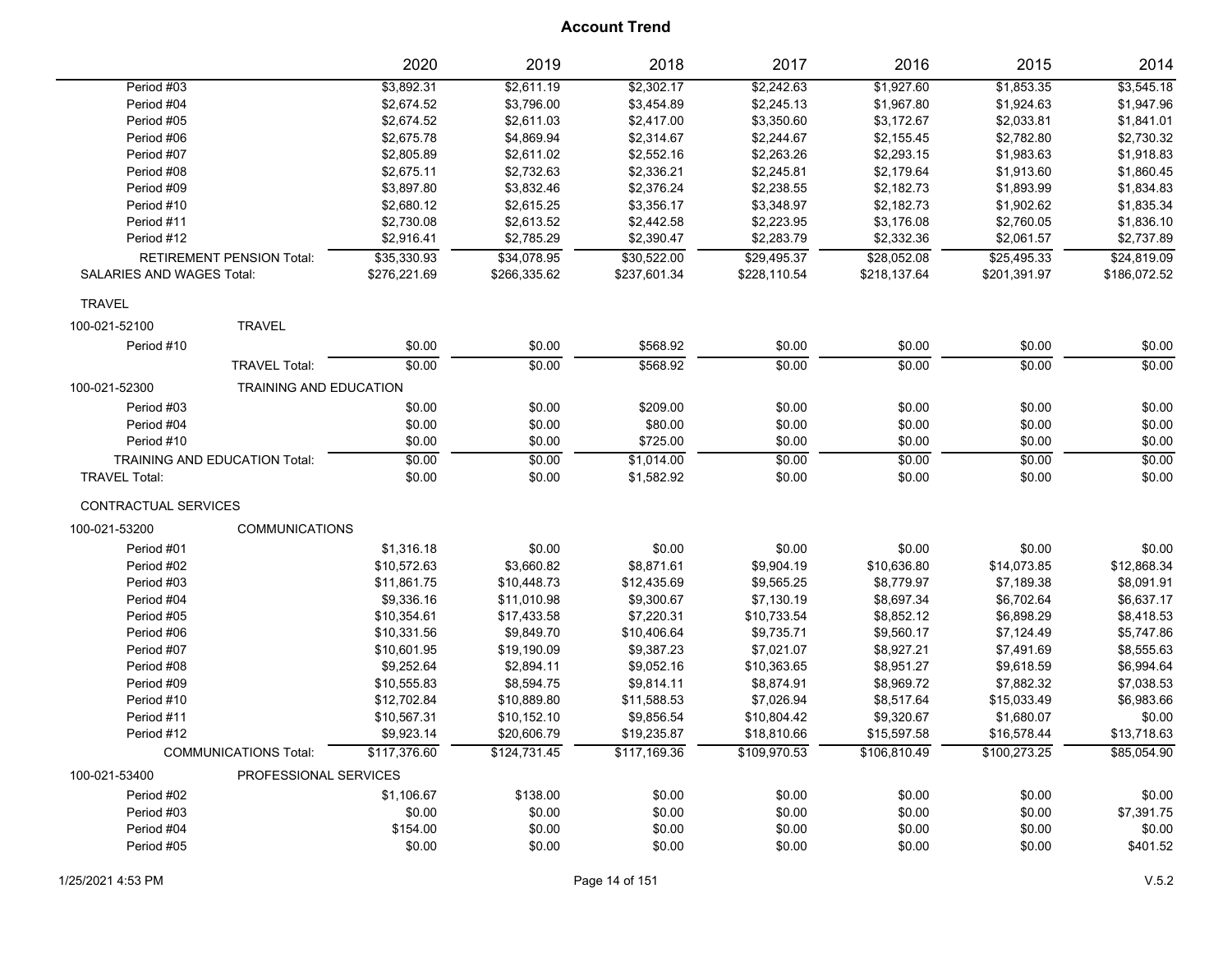# Account Trend

| | | 2020 | 2019 | 2018 | 2017 | 2016 | 2015 | 2014 |
|---|---|---|---|---|---|---|---|---|
| Period #03 | | $3,892.31 | $2,611.19 | $2,302.17 | $2,242.63 | $1,927.60 | $1,853.35 | $3,545.18 |
| Period #04 | | $2,674.52 | $3,796.00 | $3,454.89 | $2,245.13 | $1,967.80 | $1,924.63 | $1,947.96 |
| Period #05 | | $2,674.52 | $2,611.03 | $2,417.00 | $3,350.60 | $3,172.67 | $2,033.81 | $1,841.01 |
| Period #06 | | $2,675.78 | $4,869.94 | $2,314.67 | $2,244.67 | $2,155.45 | $2,782.80 | $2,730.32 |
| Period #07 | | $2,805.89 | $2,611.02 | $2,552.16 | $2,263.26 | $2,293.15 | $1,983.63 | $1,918.83 |
| Period #08 | | $2,675.11 | $2,732.63 | $2,336.21 | $2,245.81 | $2,179.64 | $1,913.60 | $1,860.45 |
| Period #09 | | $3,897.80 | $3,832.46 | $2,376.24 | $2,238.55 | $2,182.73 | $1,893.99 | $1,834.83 |
| Period #10 | | $2,680.12 | $2,615.25 | $3,356.17 | $3,348.97 | $2,182.73 | $1,902.62 | $1,835.34 |
| Period #11 | | $2,730.08 | $2,613.52 | $2,442.58 | $2,223.95 | $3,176.08 | $2,760.05 | $1,836.10 |
| Period #12 | | $2,916.41 | $2,785.29 | $2,390.47 | $2,283.79 | $2,332.36 | $2,061.57 | $2,737.89 |
| RETIREMENT PENSION Total: | | $35,330.93 | $34,078.95 | $30,522.00 | $29,495.37 | $28,052.08 | $25,495.33 | $24,819.09 |
| SALARIES AND WAGES Total: | | $276,221.69 | $266,335.62 | $237,601.34 | $228,110.54 | $218,137.64 | $201,391.97 | $186,072.52 |
| TRAVEL | | | | | | | | |
| 100-021-52100 | TRAVEL | | | | | | | |
| Period #10 | | $0.00 | $0.00 | $568.92 | $0.00 | $0.00 | $0.00 | $0.00 |
| | TRAVEL Total: | $0.00 | $0.00 | $568.92 | $0.00 | $0.00 | $0.00 | $0.00 |
| 100-021-52300 | TRAINING AND EDUCATION | | | | | | | |
| Period #03 | | $0.00 | $0.00 | $209.00 | $0.00 | $0.00 | $0.00 | $0.00 |
| Period #04 | | $0.00 | $0.00 | $80.00 | $0.00 | $0.00 | $0.00 | $0.00 |
| Period #10 | | $0.00 | $0.00 | $725.00 | $0.00 | $0.00 | $0.00 | $0.00 |
| TRAINING AND EDUCATION Total: | | $0.00 | $0.00 | $1,014.00 | $0.00 | $0.00 | $0.00 | $0.00 |
| TRAVEL Total: | | $0.00 | $0.00 | $1,582.92 | $0.00 | $0.00 | $0.00 | $0.00 |
| CONTRACTUAL SERVICES | | | | | | | | |
| 100-021-53200 | COMMUNICATIONS | | | | | | | |
| Period #01 | | $1,316.18 | $0.00 | $0.00 | $0.00 | $0.00 | $0.00 | $0.00 |
| Period #02 | | $10,572.63 | $3,660.82 | $8,871.61 | $9,904.19 | $10,636.80 | $14,073.85 | $12,868.34 |
| Period #03 | | $11,861.75 | $10,448.73 | $12,435.69 | $9,565.25 | $8,779.97 | $7,189.38 | $8,091.91 |
| Period #04 | | $9,336.16 | $11,010.98 | $9,300.67 | $7,130.19 | $8,697.34 | $6,702.64 | $6,637.17 |
| Period #05 | | $10,354.61 | $17,433.58 | $7,220.31 | $10,733.54 | $8,852.12 | $6,898.29 | $8,418.53 |
| Period #06 | | $10,331.56 | $9,849.70 | $10,406.64 | $9,735.71 | $9,560.17 | $7,124.49 | $5,747.86 |
| Period #07 | | $10,601.95 | $19,190.09 | $9,387.23 | $7,021.07 | $8,927.21 | $7,491.69 | $8,555.63 |
| Period #08 | | $9,252.64 | $2,894.11 | $9,052.16 | $10,363.65 | $8,951.27 | $9,618.59 | $6,994.64 |
| Period #09 | | $10,555.83 | $8,594.75 | $9,814.11 | $8,874.91 | $8,969.72 | $7,882.32 | $7,038.53 |
| Period #10 | | $12,702.84 | $10,889.80 | $11,588.53 | $7,026.94 | $8,517.64 | $15,033.49 | $6,983.66 |
| Period #11 | | $10,567.31 | $10,152.10 | $9,856.54 | $10,804.42 | $9,320.67 | $1,680.07 | $0.00 |
| Period #12 | | $9,923.14 | $20,606.79 | $19,235.87 | $18,810.66 | $15,597.58 | $16,578.44 | $13,718.63 |
| COMMUNICATIONS Total: | | $117,376.60 | $124,731.45 | $117,169.36 | $109,970.53 | $106,810.49 | $100,273.25 | $85,054.90 |
| 100-021-53400 | PROFESSIONAL SERVICES | | | | | | | |
| Period #02 | | $1,106.67 | $138.00 | $0.00 | $0.00 | $0.00 | $0.00 | $0.00 |
| Period #03 | | $0.00 | $0.00 | $0.00 | $0.00 | $0.00 | $0.00 | $7,391.75 |
| Period #04 | | $154.00 | $0.00 | $0.00 | $0.00 | $0.00 | $0.00 | $0.00 |
| Period #05 | | $0.00 | $0.00 | $0.00 | $0.00 | $0.00 | $0.00 | $401.52 |

1/25/2021 4:53 PM

V.5.2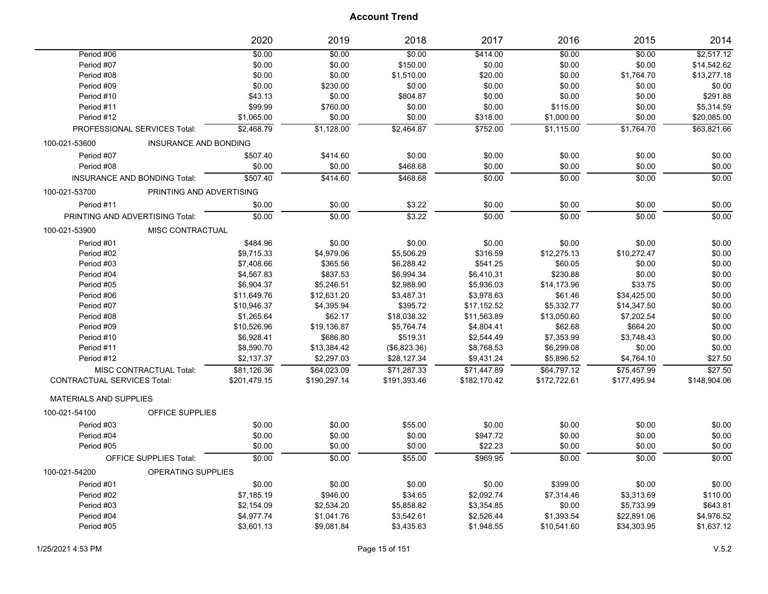# Account Trend

| | 2020 | 2019 | 2018 | 2017 | 2016 | 2015 | 2014 |
|---|---|---|---|---|---|---|---|
| Period #06 | $0.00 | $0.00 | $0.00 | $414.00 | $0.00 | $0.00 | $2,517.12 |
| Period #07 | $0.00 | $0.00 | $150.00 | $0.00 | $0.00 | $0.00 | $14,542.62 |
| Period #08 | $0.00 | $0.00 | $1,510.00 | $20.00 | $0.00 | $1,764.70 | $13,277.18 |
| Period #09 | $0.00 | $230.00 | $0.00 | $0.00 | $0.00 | $0.00 | $0.00 |
| Period #10 | $43.13 | $0.00 | $804.87 | $0.00 | $0.00 | $0.00 | $291.88 |
| Period #11 | $99.99 | $760.00 | $0.00 | $0.00 | $115.00 | $0.00 | $5,314.59 |
| Period #12 | $1,065.00 | $0.00 | $0.00 | $318.00 | $1,000.00 | $0.00 | $20,085.00 |
| PROFESSIONAL SERVICES Total: | $2,468.79 | $1,128.00 | $2,464.87 | $752.00 | $1,115.00 | $1,764.70 | $63,821.66 |
| 100-021-53600 INSURANCE AND BONDING | | | | | | | |
| Period #07 | $507.40 | $414.60 | $0.00 | $0.00 | $0.00 | $0.00 | $0.00 |
| Period #08 | $0.00 | $0.00 | $468.68 | $0.00 | $0.00 | $0.00 | $0.00 |
| INSURANCE AND BONDING Total: | $507.40 | $414.60 | $468.68 | $0.00 | $0.00 | $0.00 | $0.00 |
| 100-021-53700 PRINTING AND ADVERTISING | | | | | | | |
| Period #11 | $0.00 | $0.00 | $3.22 | $0.00 | $0.00 | $0.00 | $0.00 |
| PRINTING AND ADVERTISING Total: | $0.00 | $0.00 | $3.22 | $0.00 | $0.00 | $0.00 | $0.00 |
| 100-021-53900 MISC CONTRACTUAL | | | | | | | |
| Period #01 | $484.96 | $0.00 | $0.00 | $0.00 | $0.00 | $0.00 | $0.00 |
| Period #02 | $9,715.33 | $4,979.06 | $5,506.29 | $316.59 | $12,275.13 | $10,272.47 | $0.00 |
| Period #03 | $7,408.66 | $365.56 | $6,288.42 | $541.25 | $60.05 | $0.00 | $0.00 |
| Period #04 | $4,567.83 | $837.53 | $6,994.34 | $6,410.31 | $230.88 | $0.00 | $0.00 |
| Period #05 | $6,904.37 | $5,246.51 | $2,988.90 | $5,936.03 | $14,173.96 | $33.75 | $0.00 |
| Period #06 | $11,649.76 | $12,631.20 | $3,487.31 | $3,978.63 | $61.46 | $34,425.00 | $0.00 |
| Period #07 | $10,946.37 | $4,395.94 | $395.72 | $17,152.52 | $5,332.77 | $14,347.50 | $0.00 |
| Period #08 | $1,265.64 | $62.17 | $18,038.32 | $11,563.89 | $13,050.60 | $7,202.54 | $0.00 |
| Period #09 | $10,526.96 | $19,136.87 | $5,764.74 | $4,804.41 | $62.68 | $664.20 | $0.00 |
| Period #10 | $6,928.41 | $686.80 | $519.31 | $2,544.49 | $7,353.99 | $3,748.43 | $0.00 |
| Period #11 | $8,590.70 | $13,384.42 | ($6,823.36) | $8,768.53 | $6,299.08 | $0.00 | $0.00 |
| Period #12 | $2,137.37 | $2,297.03 | $28,127.34 | $9,431.24 | $5,896.52 | $4,764.10 | $27.50 |
| MISC CONTRACTUAL Total: | $81,126.36 | $64,023.09 | $71,287.33 | $71,447.89 | $64,797.12 | $75,457.99 | $27.50 |
| CONTRACTUAL SERVICES Total: | $201,479.15 | $190,297.14 | $191,393.46 | $182,170.42 | $172,722.61 | $177,495.94 | $148,904.06 |
| MATERIALS AND SUPPLIES | | | | | | | |
| 100-021-54100 OFFICE SUPPLIES | | | | | | | |
| Period #03 | $0.00 | $0.00 | $55.00 | $0.00 | $0.00 | $0.00 | $0.00 |
| Period #04 | $0.00 | $0.00 | $0.00 | $947.72 | $0.00 | $0.00 | $0.00 |
| Period #05 | $0.00 | $0.00 | $0.00 | $22.23 | $0.00 | $0.00 | $0.00 |
| OFFICE SUPPLIES Total: | $0.00 | $0.00 | $55.00 | $969.95 | $0.00 | $0.00 | $0.00 |
| 100-021-54200 OPERATING SUPPLIES | | | | | | | |
| Period #01 | $0.00 | $0.00 | $0.00 | $0.00 | $399.00 | $0.00 | $0.00 |
| Period #02 | $7,185.19 | $946.00 | $34.65 | $2,092.74 | $7,314.46 | $3,313.69 | $110.00 |
| Period #03 | $2,154.09 | $2,534.20 | $5,858.82 | $3,354.85 | $0.00 | $5,733.99 | $643.81 |
| Period #04 | $4,977.74 | $1,041.76 | $3,542.61 | $2,526.44 | $1,393.54 | $22,891.06 | $4,976.52 |
| Period #05 | $3,601.13 | $9,081.84 | $3,435.63 | $1,948.55 | $10,541.60 | $34,303.95 | $1,637.12 |

1/25/2021 4:53 PM V.5.2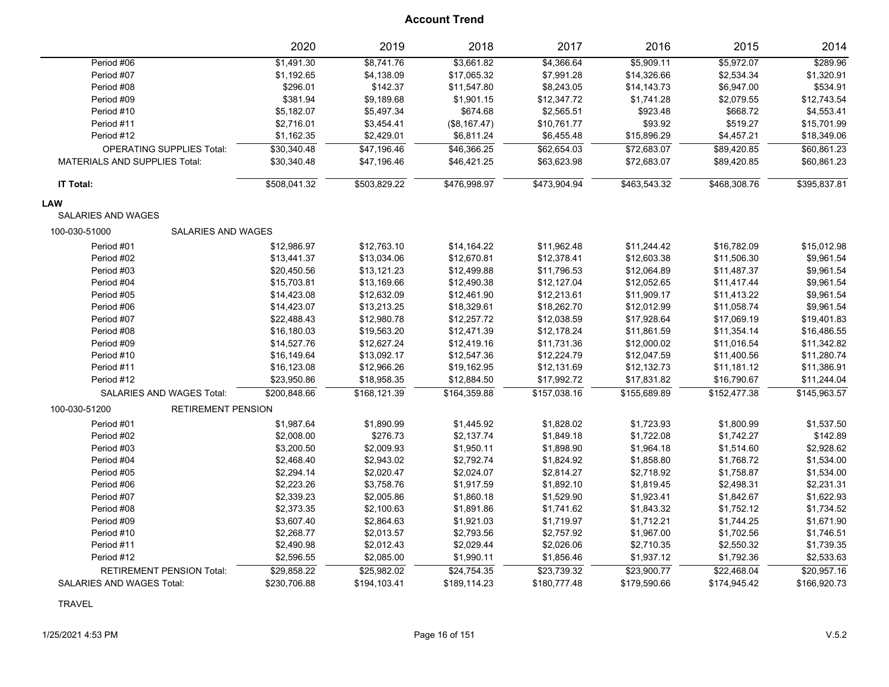# Account Trend

| | 2020 | 2019 | 2018 | 2017 | 2016 | 2015 | 2014 |
|---|---|---|---|---|---|---|---|
| Period #06 | $1,491.30 | $8,741.76 | $3,661.82 | $4,366.64 | $5,909.11 | $5,972.07 | $289.96 |
| Period #07 | $1,192.65 | $4,138.09 | $17,065.32 | $7,991.28 | $14,326.66 | $2,534.34 | $1,320.91 |
| Period #08 | $296.01 | $142.37 | $11,547.80 | $8,243.05 | $14,143.73 | $6,947.00 | $534.91 |
| Period #09 | $381.94 | $9,189.68 | $1,901.15 | $12,347.72 | $1,741.28 | $2,079.55 | $12,743.54 |
| Period #10 | $5,182.07 | $5,497.34 | $674.68 | $2,565.51 | $923.48 | $668.72 | $4,553.41 |
| Period #11 | $2,716.01 | $3,454.41 | ($8,167.47) | $10,761.77 | $93.92 | $519.27 | $15,701.99 |
| Period #12 | $1,162.35 | $2,429.01 | $6,811.24 | $6,455.48 | $15,896.29 | $4,457.21 | $18,349.06 |
| OPERATING SUPPLIES Total: | $30,340.48 | $47,196.46 | $46,366.25 | $62,654.03 | $72,683.07 | $89,420.85 | $60,861.23 |
| MATERIALS AND SUPPLIES Total: | $30,340.48 | $47,196.46 | $46,421.25 | $63,623.98 | $72,683.07 | $89,420.85 | $60,861.23 |
| **IT Total:** | $508,041.32 | $503,829.22 | $476,998.97 | $473,904.94 | $463,543.32 | $468,308.76 | $395,837.81 |

**LAW**

SALARIES AND WAGES

| 100-030-51000 SALARIES AND WAGES | 2020 | 2019 | 2018 | 2017 | 2016 | 2015 | 2014 |
|---|---|---|---|---|---|---|---|
| Period #01 | $12,986.97 | $12,763.10 | $14,164.22 | $11,962.48 | $11,244.42 | $16,782.09 | $15,012.98 |
| Period #02 | $13,441.37 | $13,034.06 | $12,670.81 | $12,378.41 | $12,603.38 | $11,506.30 | $9,961.54 |
| Period #03 | $20,450.56 | $13,121.23 | $12,499.88 | $11,796.53 | $12,064.89 | $11,487.37 | $9,961.54 |
| Period #04 | $15,703.81 | $13,169.66 | $12,490.38 | $12,127.04 | $12,052.65 | $11,417.44 | $9,961.54 |
| Period #05 | $14,423.08 | $12,632.09 | $12,461.90 | $12,213.61 | $11,909.17 | $11,413.22 | $9,961.54 |
| Period #06 | $14,423.07 | $13,213.25 | $18,329.61 | $18,262.70 | $12,012.99 | $11,058.74 | $9,961.54 |
| Period #07 | $22,488.43 | $12,980.78 | $12,257.72 | $12,038.59 | $17,928.64 | $17,069.19 | $19,401.83 |
| Period #08 | $16,180.03 | $19,563.20 | $12,471.39 | $12,178.24 | $11,861.59 | $11,354.14 | $16,486.55 |
| Period #09 | $14,527.76 | $12,627.24 | $12,419.16 | $11,731.36 | $12,000.02 | $11,016.54 | $11,342.82 |
| Period #10 | $16,149.64 | $13,092.17 | $12,547.36 | $12,224.79 | $12,047.59 | $11,400.56 | $11,280.74 |
| Period #11 | $16,123.08 | $12,966.26 | $19,162.95 | $12,131.69 | $12,132.73 | $11,181.12 | $11,386.91 |
| Period #12 | $23,950.86 | $18,958.35 | $12,884.50 | $17,992.72 | $17,831.82 | $16,790.67 | $11,244.04 |
| SALARIES AND WAGES Total: | $200,848.66 | $168,121.39 | $164,359.88 | $157,038.16 | $155,689.89 | $152,477.38 | $145,963.57 |

| 100-030-51200 RETIREMENT PENSION | 2020 | 2019 | 2018 | 2017 | 2016 | 2015 | 2014 |
|---|---|---|---|---|---|---|---|
| Period #01 | $1,987.64 | $1,890.99 | $1,445.92 | $1,828.02 | $1,723.93 | $1,800.99 | $1,537.50 |
| Period #02 | $2,008.00 | $276.73 | $2,137.74 | $1,849.18 | $1,722.08 | $1,742.27 | $142.89 |
| Period #03 | $3,200.50 | $2,009.93 | $1,950.11 | $1,898.90 | $1,964.18 | $1,514.60 | $2,928.62 |
| Period #04 | $2,468.40 | $2,943.02 | $2,792.74 | $1,824.92 | $1,858.80 | $1,768.72 | $1,534.00 |
| Period #05 | $2,294.14 | $2,020.47 | $2,024.07 | $2,814.27 | $2,718.92 | $1,758.87 | $1,534.00 |
| Period #06 | $2,223.26 | $3,758.76 | $1,917.59 | $1,892.10 | $1,819.45 | $2,498.31 | $2,231.31 |
| Period #07 | $2,339.23 | $2,005.86 | $1,860.18 | $1,529.90 | $1,923.41 | $1,842.67 | $1,622.93 |
| Period #08 | $2,373.35 | $2,100.63 | $1,891.86 | $1,741.62 | $1,843.32 | $1,752.12 | $1,734.52 |
| Period #09 | $3,607.40 | $2,864.63 | $1,921.03 | $1,719.97 | $1,712.21 | $1,744.25 | $1,671.90 |
| Period #10 | $2,268.77 | $2,013.57 | $2,793.56 | $2,757.92 | $1,967.00 | $1,702.56 | $1,746.51 |
| Period #11 | $2,490.98 | $2,012.43 | $2,029.44 | $2,026.06 | $2,710.35 | $2,550.32 | $1,739.35 |
| Period #12 | $2,596.55 | $2,085.00 | $1,990.11 | $1,856.46 | $1,937.12 | $1,792.36 | $2,533.63 |
| RETIREMENT PENSION Total: | $29,858.22 | $25,982.02 | $24,754.35 | $23,739.32 | $23,900.77 | $22,468.04 | $20,957.16 |
| SALARIES AND WAGES Total: | $230,706.88 | $194,103.41 | $189,114.23 | $180,777.48 | $179,590.66 | $174,945.42 | $166,920.73 |

TRAVEL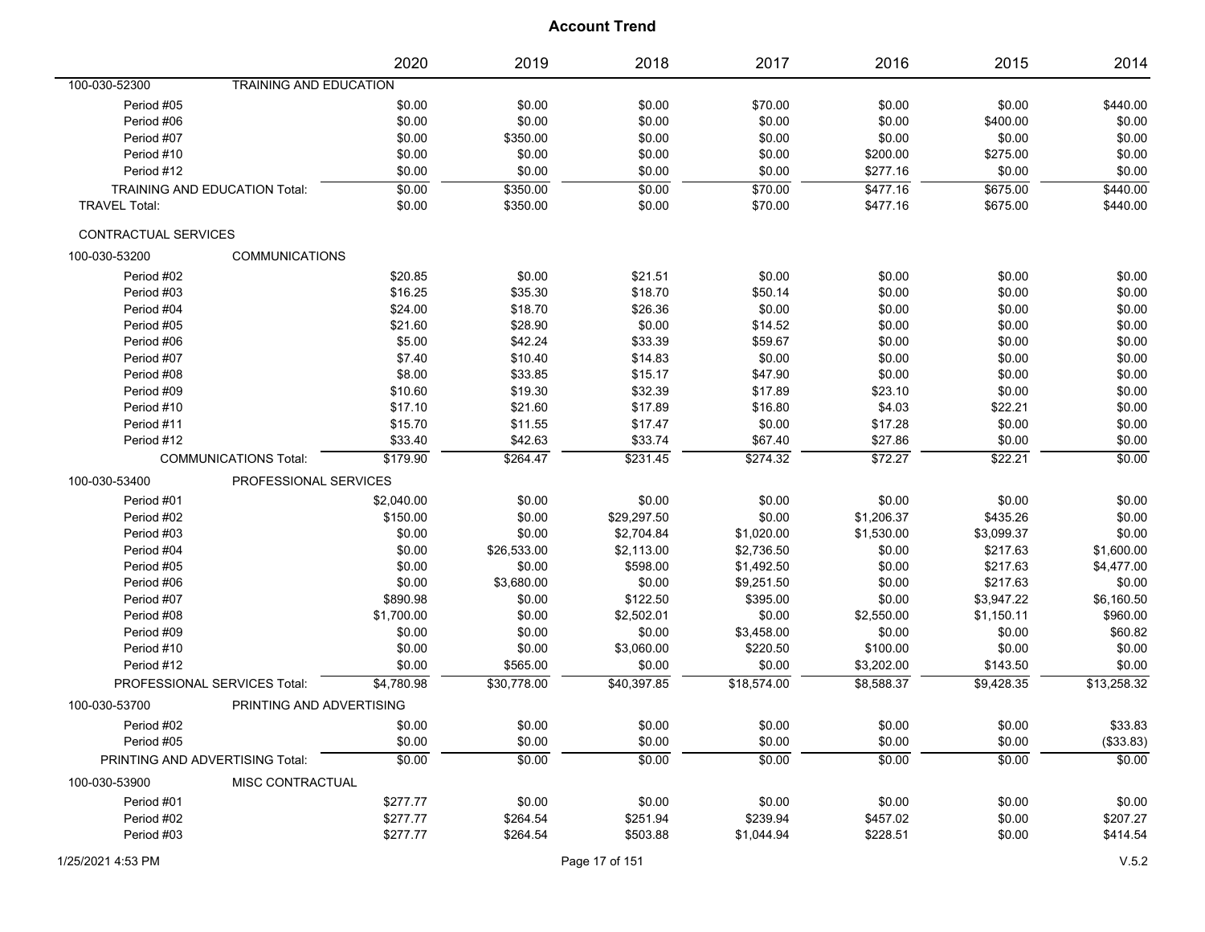**Account Trend**

| | 2020 | 2019 | 2018 | 2017 | 2016 | 2015 | 2014 |
|---|---|---|---|---|---|---|---|
| **100-030-52300 TRAINING AND EDUCATION** | | | | | | | |
| Period #05 | $0.00 | $0.00 | $0.00 | $70.00 | $0.00 | $0.00 | $440.00 |
| Period #06 | $0.00 | $0.00 | $0.00 | $0.00 | $0.00 | $400.00 | $0.00 |
| Period #07 | $0.00 | $350.00 | $0.00 | $0.00 | $0.00 | $0.00 | $0.00 |
| Period #10 | $0.00 | $0.00 | $0.00 | $0.00 | $200.00 | $275.00 | $0.00 |
| Period #12 | $0.00 | $0.00 | $0.00 | $0.00 | $277.16 | $0.00 | $0.00 |
| TRAINING AND EDUCATION Total: | $0.00 | $350.00 | $0.00 | $70.00 | $477.16 | $675.00 | $440.00 |
| TRAVEL Total: | $0.00 | $350.00 | $0.00 | $70.00 | $477.16 | $675.00 | $440.00 |
| **CONTRACTUAL SERVICES** | | | | | | | |
| **100-030-53200 COMMUNICATIONS** | | | | | | | |
| Period #02 | $20.85 | $0.00 | $21.51 | $0.00 | $0.00 | $0.00 | $0.00 |
| Period #03 | $16.25 | $35.30 | $18.70 | $50.14 | $0.00 | $0.00 | $0.00 |
| Period #04 | $24.00 | $18.70 | $26.36 | $0.00 | $0.00 | $0.00 | $0.00 |
| Period #05 | $21.60 | $28.90 | $0.00 | $14.52 | $0.00 | $0.00 | $0.00 |
| Period #06 | $5.00 | $42.24 | $33.39 | $59.67 | $0.00 | $0.00 | $0.00 |
| Period #07 | $7.40 | $10.40 | $14.83 | $0.00 | $0.00 | $0.00 | $0.00 |
| Period #08 | $8.00 | $33.85 | $15.17 | $47.90 | $0.00 | $0.00 | $0.00 |
| Period #09 | $10.60 | $19.30 | $32.39 | $17.89 | $23.10 | $0.00 | $0.00 |
| Period #10 | $17.10 | $21.60 | $17.89 | $16.80 | $4.03 | $22.21 | $0.00 |
| Period #11 | $15.70 | $11.55 | $17.47 | $0.00 | $17.28 | $0.00 | $0.00 |
| Period #12 | $33.40 | $42.63 | $33.74 | $67.40 | $27.86 | $0.00 | $0.00 |
| COMMUNICATIONS Total: | $179.90 | $264.47 | $231.45 | $274.32 | $72.27 | $22.21 | $0.00 |
| **100-030-53400 PROFESSIONAL SERVICES** | | | | | | | |
| Period #01 | $2,040.00 | $0.00 | $0.00 | $0.00 | $0.00 | $0.00 | $0.00 |
| Period #02 | $150.00 | $0.00 | $29,297.50 | $0.00 | $1,206.37 | $435.26 | $0.00 |
| Period #03 | $0.00 | $0.00 | $2,704.84 | $1,020.00 | $1,530.00 | $3,099.37 | $0.00 |
| Period #04 | $0.00 | $26,533.00 | $2,113.00 | $2,736.50 | $0.00 | $217.63 | $1,600.00 |
| Period #05 | $0.00 | $0.00 | $598.00 | $1,492.50 | $0.00 | $217.63 | $4,477.00 |
| Period #06 | $0.00 | $3,680.00 | $0.00 | $9,251.50 | $0.00 | $217.63 | $0.00 |
| Period #07 | $890.98 | $0.00 | $122.50 | $395.00 | $0.00 | $3,947.22 | $6,160.50 |
| Period #08 | $1,700.00 | $0.00 | $2,502.01 | $0.00 | $2,550.00 | $1,150.11 | $960.00 |
| Period #09 | $0.00 | $0.00 | $0.00 | $3,458.00 | $0.00 | $0.00 | $60.82 |
| Period #10 | $0.00 | $0.00 | $3,060.00 | $220.50 | $100.00 | $0.00 | $0.00 |
| Period #12 | $0.00 | $565.00 | $0.00 | $0.00 | $3,202.00 | $143.50 | $0.00 |
| PROFESSIONAL SERVICES Total: | $4,780.98 | $30,778.00 | $40,397.85 | $18,574.00 | $8,588.37 | $9,428.35 | $13,258.32 |
| **100-030-53700 PRINTING AND ADVERTISING** | | | | | | | |
| Period #02 | $0.00 | $0.00 | $0.00 | $0.00 | $0.00 | $0.00 | $33.83 |
| Period #05 | $0.00 | $0.00 | $0.00 | $0.00 | $0.00 | $0.00 | ($33.83) |
| PRINTING AND ADVERTISING Total: | $0.00 | $0.00 | $0.00 | $0.00 | $0.00 | $0.00 | $0.00 |
| **100-030-53900 MISC CONTRACTUAL** | | | | | | | |
| Period #01 | $277.77 | $0.00 | $0.00 | $0.00 | $0.00 | $0.00 | $0.00 |
| Period #02 | $277.77 | $264.54 | $251.94 | $239.94 | $457.02 | $0.00 | $207.27 |
| Period #03 | $277.77 | $264.54 | $503.88 | $1,044.94 | $228.51 | $0.00 | $414.54 |

1/25/2021 4:53 PM V.5.2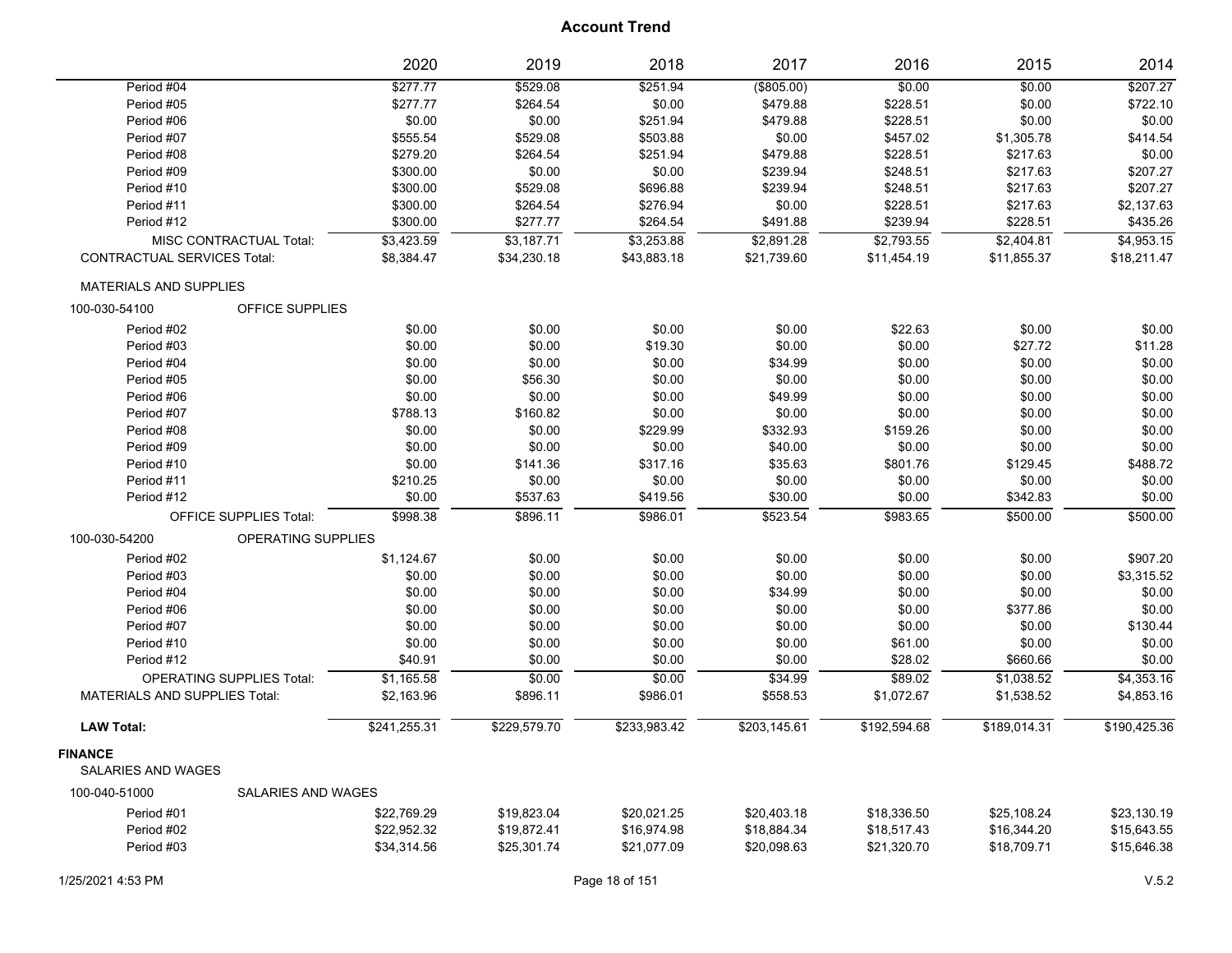# Account Trend

| | 2020 | 2019 | 2018 | 2017 | 2016 | 2015 | 2014 |
|---|---|---|---|---|---|---|---|
| Period #04 | $277.77 | $529.08 | $251.94 | ($805.00) | $0.00 | $0.00 | $207.27 |
| Period #05 | $277.77 | $264.54 | $0.00 | $479.88 | $228.51 | $0.00 | $722.10 |
| Period #06 | $0.00 | $0.00 | $251.94 | $479.88 | $228.51 | $0.00 | $0.00 |
| Period #07 | $555.54 | $529.08 | $503.88 | $0.00 | $457.02 | $1,305.78 | $414.54 |
| Period #08 | $279.20 | $264.54 | $251.94 | $479.88 | $228.51 | $217.63 | $0.00 |
| Period #09 | $300.00 | $0.00 | $0.00 | $239.94 | $248.51 | $217.63 | $207.27 |
| Period #10 | $300.00 | $529.08 | $696.88 | $239.94 | $248.51 | $217.63 | $207.27 |
| Period #11 | $300.00 | $264.54 | $276.94 | $0.00 | $228.51 | $217.63 | $2,137.63 |
| Period #12 | $300.00 | $277.77 | $264.54 | $491.88 | $239.94 | $228.51 | $435.26 |
| MISC CONTRACTUAL Total: | $3,423.59 | $3,187.71 | $3,253.88 | $2,891.28 | $2,793.55 | $2,404.81 | $4,953.15 |
| CONTRACTUAL SERVICES Total: | $8,384.47 | $34,230.18 | $43,883.18 | $21,739.60 | $11,454.19 | $11,855.37 | $18,211.47 |
| MATERIALS AND SUPPLIES | | | | | | | |
| 100-030-54100 OFFICE SUPPLIES | | | | | | | |
| Period #02 | $0.00 | $0.00 | $0.00 | $0.00 | $22.63 | $0.00 | $0.00 |
| Period #03 | $0.00 | $0.00 | $19.30 | $0.00 | $0.00 | $27.72 | $11.28 |
| Period #04 | $0.00 | $0.00 | $0.00 | $34.99 | $0.00 | $0.00 | $0.00 |
| Period #05 | $0.00 | $56.30 | $0.00 | $0.00 | $0.00 | $0.00 | $0.00 |
| Period #06 | $0.00 | $0.00 | $0.00 | $49.99 | $0.00 | $0.00 | $0.00 |
| Period #07 | $788.13 | $160.82 | $0.00 | $0.00 | $0.00 | $0.00 | $0.00 |
| Period #08 | $0.00 | $0.00 | $229.99 | $332.93 | $159.26 | $0.00 | $0.00 |
| Period #09 | $0.00 | $0.00 | $0.00 | $40.00 | $0.00 | $0.00 | $0.00 |
| Period #10 | $0.00 | $141.36 | $317.16 | $35.63 | $801.76 | $129.45 | $488.72 |
| Period #11 | $210.25 | $0.00 | $0.00 | $0.00 | $0.00 | $0.00 | $0.00 |
| Period #12 | $0.00 | $537.63 | $419.56 | $30.00 | $0.00 | $342.83 | $0.00 |
| OFFICE SUPPLIES Total: | $998.38 | $896.11 | $986.01 | $523.54 | $983.65 | $500.00 | $500.00 |
| 100-030-54200 OPERATING SUPPLIES | | | | | | | |
| Period #02 | $1,124.67 | $0.00 | $0.00 | $0.00 | $0.00 | $0.00 | $907.20 |
| Period #03 | $0.00 | $0.00 | $0.00 | $0.00 | $0.00 | $0.00 | $3,315.52 |
| Period #04 | $0.00 | $0.00 | $0.00 | $34.99 | $0.00 | $0.00 | $0.00 |
| Period #06 | $0.00 | $0.00 | $0.00 | $0.00 | $0.00 | $377.86 | $0.00 |
| Period #07 | $0.00 | $0.00 | $0.00 | $0.00 | $0.00 | $0.00 | $130.44 |
| Period #10 | $0.00 | $0.00 | $0.00 | $0.00 | $61.00 | $0.00 | $0.00 |
| Period #12 | $40.91 | $0.00 | $0.00 | $0.00 | $28.02 | $660.66 | $0.00 |
| OPERATING SUPPLIES Total: | $1,165.58 | $0.00 | $0.00 | $34.99 | $89.02 | $1,038.52 | $4,353.16 |
| MATERIALS AND SUPPLIES Total: | $2,163.96 | $896.11 | $986.01 | $558.53 | $1,072.67 | $1,538.52 | $4,853.16 |
| **LAW Total:** | $241,255.31 | $229,579.70 | $233,983.42 | $203,145.61 | $192,594.68 | $189,014.31 | $190,425.36 |
| **FINANCE** | | | | | | | |
| SALARIES AND WAGES | | | | | | | |
| 100-040-51000 SALARIES AND WAGES | | | | | | | |
| Period #01 | $22,769.29 | $19,823.04 | $20,021.25 | $20,403.18 | $18,336.50 | $25,108.24 | $23,130.19 |
| Period #02 | $22,952.32 | $19,872.41 | $16,974.98 | $18,884.34 | $18,517.43 | $16,344.20 | $15,643.55 |
| Period #03 | $34,314.56 | $25,301.74 | $21,077.09 | $20,098.63 | $21,320.70 | $18,709.71 | $15,646.38 |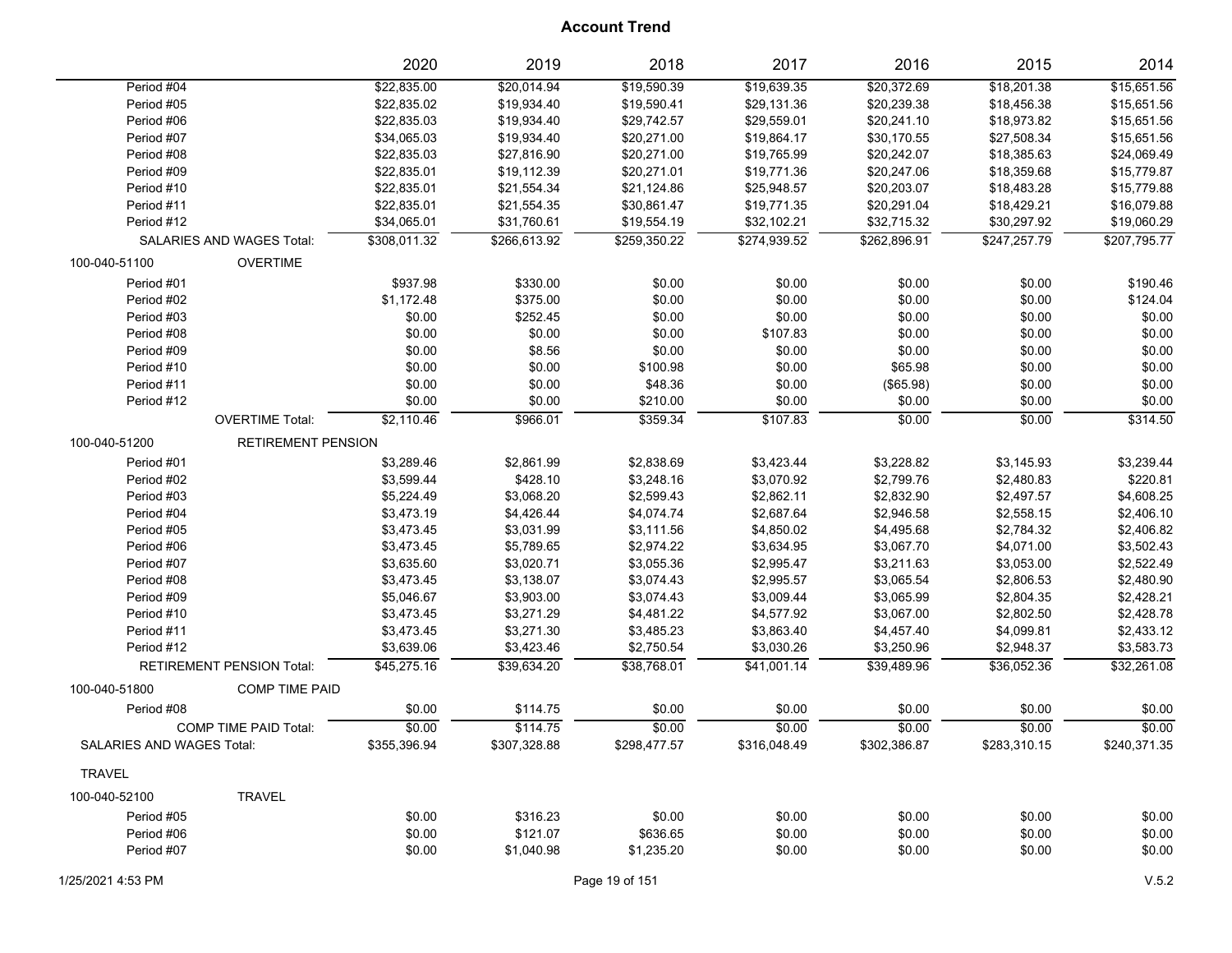# Account Trend

| | 2020 | 2019 | 2018 | 2017 | 2016 | 2015 | 2014 |
|---|---|---|---|---|---|---|---|
| Period #04 | $22,835.00 | $20,014.94 | $19,590.39 | $19,639.35 | $20,372.69 | $18,201.38 | $15,651.56 |
| Period #05 | $22,835.02 | $19,934.40 | $19,590.41 | $29,131.36 | $20,239.38 | $18,456.38 | $15,651.56 |
| Period #06 | $22,835.03 | $19,934.40 | $29,742.57 | $29,559.01 | $20,241.10 | $18,973.82 | $15,651.56 |
| Period #07 | $34,065.03 | $19,934.40 | $20,271.00 | $19,864.17 | $30,170.55 | $27,508.34 | $15,651.56 |
| Period #08 | $22,835.03 | $27,816.90 | $20,271.00 | $19,765.99 | $20,242.07 | $18,385.63 | $24,069.49 |
| Period #09 | $22,835.01 | $19,112.39 | $20,271.01 | $19,771.36 | $20,247.06 | $18,359.68 | $15,779.87 |
| Period #10 | $22,835.01 | $21,554.34 | $21,124.86 | $25,948.57 | $20,203.07 | $18,483.28 | $15,779.88 |
| Period #11 | $22,835.01 | $21,554.35 | $30,861.47 | $19,771.35 | $20,291.04 | $18,429.21 | $16,079.88 |
| Period #12 | $34,065.01 | $31,760.61 | $19,554.19 | $32,102.21 | $32,715.32 | $30,297.92 | $19,060.29 |
| SALARIES AND WAGES Total: | $308,011.32 | $266,613.92 | $259,350.22 | $274,939.52 | $262,896.91 | $247,257.79 | $207,795.77 |
| 100-040-51100 OVERTIME | | | | | | | |
| Period #01 | $937.98 | $330.00 | $0.00 | $0.00 | $0.00 | $0.00 | $190.46 |
| Period #02 | $1,172.48 | $375.00 | $0.00 | $0.00 | $0.00 | $0.00 | $124.04 |
| Period #03 | $0.00 | $252.45 | $0.00 | $0.00 | $0.00 | $0.00 | $0.00 |
| Period #08 | $0.00 | $0.00 | $0.00 | $107.83 | $0.00 | $0.00 | $0.00 |
| Period #09 | $0.00 | $8.56 | $0.00 | $0.00 | $0.00 | $0.00 | $0.00 |
| Period #10 | $0.00 | $0.00 | $100.98 | $0.00 | $65.98 | $0.00 | $0.00 |
| Period #11 | $0.00 | $0.00 | $48.36 | $0.00 | ($65.98) | $0.00 | $0.00 |
| Period #12 | $0.00 | $0.00 | $210.00 | $0.00 | $0.00 | $0.00 | $0.00 |
| OVERTIME Total: | $2,110.46 | $966.01 | $359.34 | $107.83 | $0.00 | $0.00 | $314.50 |
| 100-040-51200 RETIREMENT PENSION | | | | | | | |
| Period #01 | $3,289.46 | $2,861.99 | $2,838.69 | $3,423.44 | $3,228.82 | $3,145.93 | $3,239.44 |
| Period #02 | $3,599.44 | $428.10 | $3,248.16 | $3,070.92 | $2,799.76 | $2,480.83 | $220.81 |
| Period #03 | $5,224.49 | $3,068.20 | $2,599.43 | $2,862.11 | $2,832.90 | $2,497.57 | $4,608.25 |
| Period #04 | $3,473.19 | $4,426.44 | $4,074.74 | $2,687.64 | $2,946.58 | $2,558.15 | $2,406.10 |
| Period #05 | $3,473.45 | $3,031.99 | $3,111.56 | $4,850.02 | $4,495.68 | $2,784.32 | $2,406.82 |
| Period #06 | $3,473.45 | $5,789.65 | $2,974.22 | $3,634.95 | $3,067.70 | $4,071.00 | $3,502.43 |
| Period #07 | $3,635.60 | $3,020.71 | $3,055.36 | $2,995.47 | $3,211.63 | $3,053.00 | $2,522.49 |
| Period #08 | $3,473.45 | $3,138.07 | $3,074.43 | $2,995.57 | $3,065.54 | $2,806.53 | $2,480.90 |
| Period #09 | $5,046.67 | $3,903.00 | $3,074.43 | $3,009.44 | $3,065.99 | $2,804.35 | $2,428.21 |
| Period #10 | $3,473.45 | $3,271.29 | $4,481.22 | $4,577.92 | $3,067.00 | $2,802.50 | $2,428.78 |
| Period #11 | $3,473.45 | $3,271.30 | $3,485.23 | $3,863.40 | $4,457.40 | $4,099.81 | $2,433.12 |
| Period #12 | $3,639.06 | $3,423.46 | $2,750.54 | $3,030.26 | $3,250.96 | $2,948.37 | $3,583.73 |
| RETIREMENT PENSION Total: | $45,275.16 | $39,634.20 | $38,768.01 | $41,001.14 | $39,489.96 | $36,052.36 | $32,261.08 |
| 100-040-51800 COMP TIME PAID | | | | | | | |
| Period #08 | $0.00 | $114.75 | $0.00 | $0.00 | $0.00 | $0.00 | $0.00 |
| COMP TIME PAID Total: | $0.00 | $114.75 | $0.00 | $0.00 | $0.00 | $0.00 | $0.00 |
| SALARIES AND WAGES Total: | $355,396.94 | $307,328.88 | $298,477.57 | $316,048.49 | $302,386.87 | $283,310.15 | $240,371.35 |
| TRAVEL | | | | | | | |
| 100-040-52100 TRAVEL | | | | | | | |
| Period #05 | $0.00 | $316.23 | $0.00 | $0.00 | $0.00 | $0.00 | $0.00 |
| Period #06 | $0.00 | $121.07 | $636.65 | $0.00 | $0.00 | $0.00 | $0.00 |
| Period #07 | $0.00 | $1,040.98 | $1,235.20 | $0.00 | $0.00 | $0.00 | $0.00 |

1/25/2021 4:53 PM

V.5.2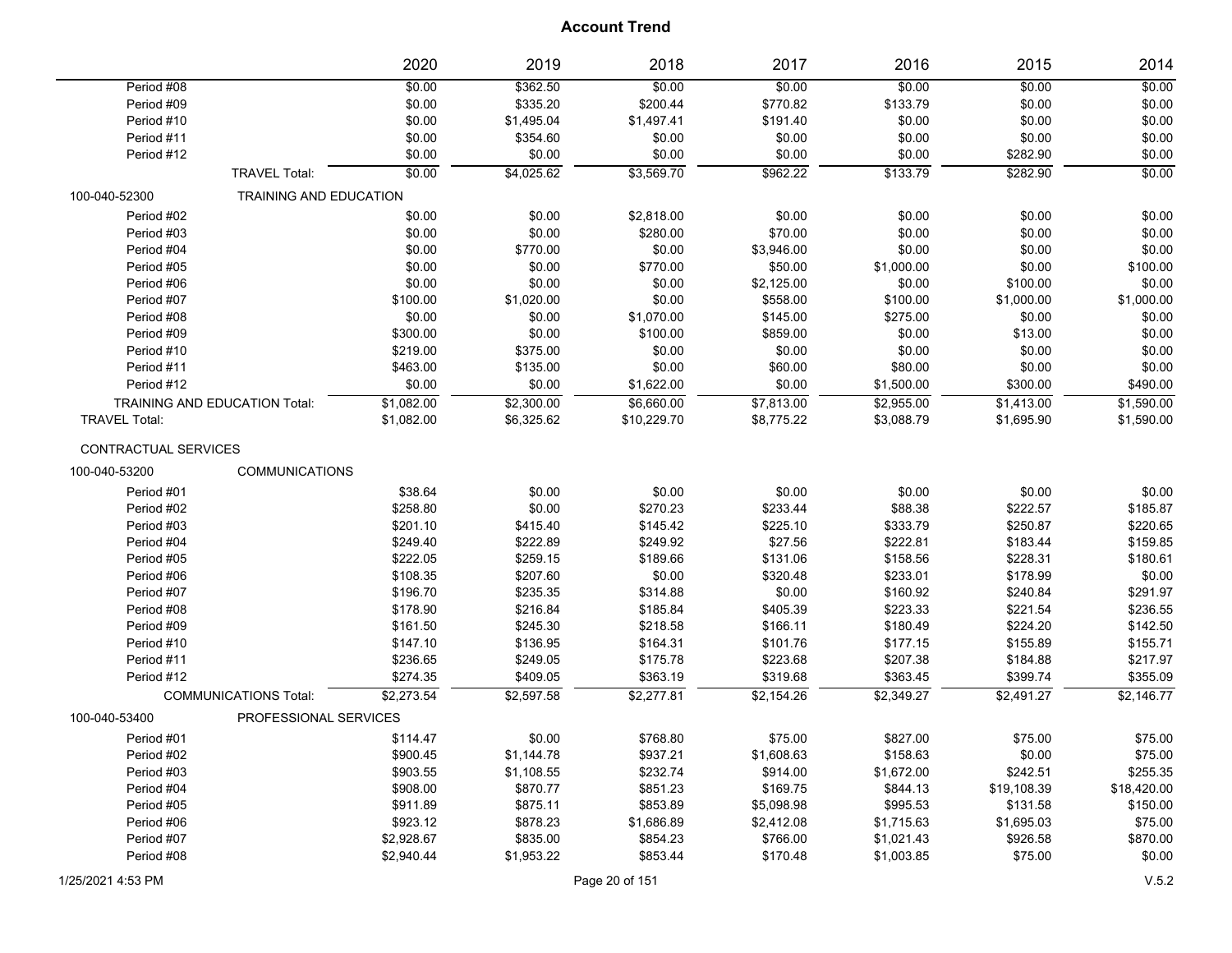# Account Trend

| | | 2020 | 2019 | 2018 | 2017 | 2016 | 2015 | 2014 |
|---|---|---|---|---|---|---|---|---|
| Period #08 | | $0.00 | $362.50 | $0.00 | $0.00 | $0.00 | $0.00 | $0.00 |
| Period #09 | | $0.00 | $335.20 | $200.44 | $770.82 | $133.79 | $0.00 | $0.00 |
| Period #10 | | $0.00 | $1,495.04 | $1,497.41 | $191.40 | $0.00 | $0.00 | $0.00 |
| Period #11 | | $0.00 | $354.60 | $0.00 | $0.00 | $0.00 | $0.00 | $0.00 |
| Period #12 | | $0.00 | $0.00 | $0.00 | $0.00 | $0.00 | $282.90 | $0.00 |
| | TRAVEL Total: | $0.00 | $4,025.62 | $3,569.70 | $962.22 | $133.79 | $282.90 | $0.00 |
| 100-040-52300 | TRAINING AND EDUCATION | | | | | | | |
| Period #02 | | $0.00 | $0.00 | $2,818.00 | $0.00 | $0.00 | $0.00 | $0.00 |
| Period #03 | | $0.00 | $0.00 | $280.00 | $70.00 | $0.00 | $0.00 | $0.00 |
| Period #04 | | $0.00 | $770.00 | $0.00 | $3,946.00 | $0.00 | $0.00 | $0.00 |
| Period #05 | | $0.00 | $0.00 | $770.00 | $50.00 | $1,000.00 | $0.00 | $100.00 |
| Period #06 | | $0.00 | $0.00 | $0.00 | $2,125.00 | $0.00 | $100.00 | $0.00 |
| Period #07 | | $100.00 | $1,020.00 | $0.00 | $558.00 | $100.00 | $1,000.00 | $1,000.00 |
| Period #08 | | $0.00 | $0.00 | $1,070.00 | $145.00 | $275.00 | $0.00 | $0.00 |
| Period #09 | | $300.00 | $0.00 | $100.00 | $859.00 | $0.00 | $13.00 | $0.00 |
| Period #10 | | $219.00 | $375.00 | $0.00 | $0.00 | $0.00 | $0.00 | $0.00 |
| Period #11 | | $463.00 | $135.00 | $0.00 | $60.00 | $80.00 | $0.00 | $0.00 |
| Period #12 | | $0.00 | $0.00 | $1,622.00 | $0.00 | $1,500.00 | $300.00 | $490.00 |
| TRAINING AND EDUCATION Total: | | $1,082.00 | $2,300.00 | $6,660.00 | $7,813.00 | $2,955.00 | $1,413.00 | $1,590.00 |
| TRAVEL Total: | | $1,082.00 | $6,325.62 | $10,229.70 | $8,775.22 | $3,088.79 | $1,695.90 | $1,590.00 |
| CONTRACTUAL SERVICES | | | | | | | | |
| 100-040-53200 | COMMUNICATIONS | | | | | | | |
| Period #01 | | $38.64 | $0.00 | $0.00 | $0.00 | $0.00 | $0.00 | $0.00 |
| Period #02 | | $258.80 | $0.00 | $270.23 | $233.44 | $88.38 | $222.57 | $185.87 |
| Period #03 | | $201.10 | $415.40 | $145.42 | $225.10 | $333.79 | $250.87 | $220.65 |
| Period #04 | | $249.40 | $222.89 | $249.92 | $27.56 | $222.81 | $183.44 | $159.85 |
| Period #05 | | $222.05 | $259.15 | $189.66 | $131.06 | $158.56 | $228.31 | $180.61 |
| Period #06 | | $108.35 | $207.60 | $0.00 | $320.48 | $233.01 | $178.99 | $0.00 |
| Period #07 | | $196.70 | $235.35 | $314.88 | $0.00 | $160.92 | $240.84 | $291.97 |
| Period #08 | | $178.90 | $216.84 | $185.84 | $405.39 | $223.33 | $221.54 | $236.55 |
| Period #09 | | $161.50 | $245.30 | $218.58 | $166.11 | $180.49 | $224.20 | $142.50 |
| Period #10 | | $147.10 | $136.95 | $164.31 | $101.76 | $177.15 | $155.89 | $155.71 |
| Period #11 | | $236.65 | $249.05 | $175.78 | $223.68 | $207.38 | $184.88 | $217.97 |
| Period #12 | | $274.35 | $409.05 | $363.19 | $319.68 | $363.45 | $399.74 | $355.09 |
| | COMMUNICATIONS Total: | $2,273.54 | $2,597.58 | $2,277.81 | $2,154.26 | $2,349.27 | $2,491.27 | $2,146.77 |
| 100-040-53400 | PROFESSIONAL SERVICES | | | | | | | |
| Period #01 | | $114.47 | $0.00 | $768.80 | $75.00 | $827.00 | $75.00 | $75.00 |
| Period #02 | | $900.45 | $1,144.78 | $937.21 | $1,608.63 | $158.63 | $0.00 | $75.00 |
| Period #03 | | $903.55 | $1,108.55 | $232.74 | $914.00 | $1,672.00 | $242.51 | $255.35 |
| Period #04 | | $908.00 | $870.77 | $851.23 | $169.75 | $844.13 | $19,108.39 | $18,420.00 |
| Period #05 | | $911.89 | $875.11 | $853.89 | $5,098.98 | $995.53 | $131.58 | $150.00 |
| Period #06 | | $923.12 | $878.23 | $1,686.89 | $2,412.08 | $1,715.63 | $1,695.03 | $75.00 |
| Period #07 | | $2,928.67 | $835.00 | $854.23 | $766.00 | $1,021.43 | $926.58 | $870.00 |
| Period #08 | | $2,940.44 | $1,953.22 | $853.44 | $170.48 | $1,003.85 | $75.00 | $0.00 |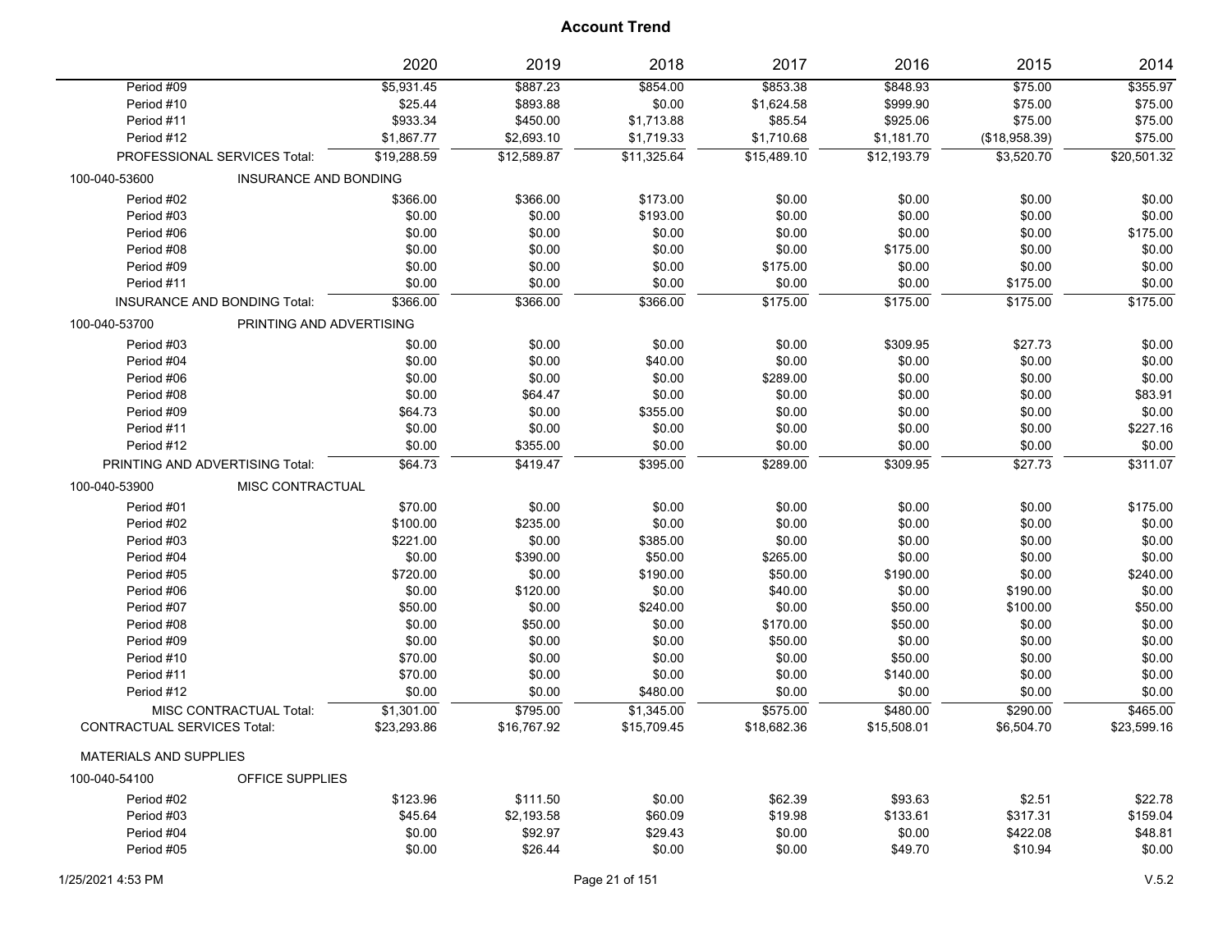# Account Trend

| | 2020 | 2019 | 2018 | 2017 | 2016 | 2015 | 2014 |
|---|---|---|---|---|---|---|---|
| Period #09 | $5,931.45 | $887.23 | $854.00 | $853.38 | $848.93 | $75.00 | $355.97 |
| Period #10 | $25.44 | $893.88 | $0.00 | $1,624.58 | $999.90 | $75.00 | $75.00 |
| Period #11 | $933.34 | $450.00 | $1,713.88 | $85.54 | $925.06 | $75.00 | $75.00 |
| Period #12 | $1,867.77 | $2,693.10 | $1,719.33 | $1,710.68 | $1,181.70 | ($18,958.39) | $75.00 |
| PROFESSIONAL SERVICES Total: | $19,288.59 | $12,589.87 | $11,325.64 | $15,489.10 | $12,193.79 | $3,520.70 | $20,501.32 |
| 100-040-53600 INSURANCE AND BONDING | | | | | | | |
| Period #02 | $366.00 | $366.00 | $173.00 | $0.00 | $0.00 | $0.00 | $0.00 |
| Period #03 | $0.00 | $0.00 | $193.00 | $0.00 | $0.00 | $0.00 | $0.00 |
| Period #06 | $0.00 | $0.00 | $0.00 | $0.00 | $0.00 | $0.00 | $175.00 |
| Period #08 | $0.00 | $0.00 | $0.00 | $0.00 | $175.00 | $0.00 | $0.00 |
| Period #09 | $0.00 | $0.00 | $0.00 | $175.00 | $0.00 | $0.00 | $0.00 |
| Period #11 | $0.00 | $0.00 | $0.00 | $0.00 | $0.00 | $175.00 | $0.00 |
| INSURANCE AND BONDING Total: | $366.00 | $366.00 | $366.00 | $175.00 | $175.00 | $175.00 | $175.00 |
| 100-040-53700 PRINTING AND ADVERTISING | | | | | | | |
| Period #03 | $0.00 | $0.00 | $0.00 | $0.00 | $309.95 | $27.73 | $0.00 |
| Period #04 | $0.00 | $0.00 | $40.00 | $0.00 | $0.00 | $0.00 | $0.00 |
| Period #06 | $0.00 | $0.00 | $0.00 | $289.00 | $0.00 | $0.00 | $0.00 |
| Period #08 | $0.00 | $64.47 | $0.00 | $0.00 | $0.00 | $0.00 | $83.91 |
| Period #09 | $64.73 | $0.00 | $355.00 | $0.00 | $0.00 | $0.00 | $0.00 |
| Period #11 | $0.00 | $0.00 | $0.00 | $0.00 | $0.00 | $0.00 | $227.16 |
| Period #12 | $0.00 | $355.00 | $0.00 | $0.00 | $0.00 | $0.00 | $0.00 |
| PRINTING AND ADVERTISING Total: | $64.73 | $419.47 | $395.00 | $289.00 | $309.95 | $27.73 | $311.07 |
| 100-040-53900 MISC CONTRACTUAL | | | | | | | |
| Period #01 | $70.00 | $0.00 | $0.00 | $0.00 | $0.00 | $0.00 | $175.00 |
| Period #02 | $100.00 | $235.00 | $0.00 | $0.00 | $0.00 | $0.00 | $0.00 |
| Period #03 | $221.00 | $0.00 | $385.00 | $0.00 | $0.00 | $0.00 | $0.00 |
| Period #04 | $0.00 | $390.00 | $50.00 | $265.00 | $0.00 | $0.00 | $0.00 |
| Period #05 | $720.00 | $0.00 | $190.00 | $50.00 | $190.00 | $0.00 | $240.00 |
| Period #06 | $0.00 | $120.00 | $0.00 | $40.00 | $0.00 | $190.00 | $0.00 |
| Period #07 | $50.00 | $0.00 | $240.00 | $0.00 | $50.00 | $100.00 | $50.00 |
| Period #08 | $0.00 | $50.00 | $0.00 | $170.00 | $50.00 | $0.00 | $0.00 |
| Period #09 | $0.00 | $0.00 | $0.00 | $50.00 | $0.00 | $0.00 | $0.00 |
| Period #10 | $70.00 | $0.00 | $0.00 | $0.00 | $50.00 | $0.00 | $0.00 |
| Period #11 | $70.00 | $0.00 | $0.00 | $0.00 | $140.00 | $0.00 | $0.00 |
| Period #12 | $0.00 | $0.00 | $480.00 | $0.00 | $0.00 | $0.00 | $0.00 |
| MISC CONTRACTUAL Total: | $1,301.00 | $795.00 | $1,345.00 | $575.00 | $480.00 | $290.00 | $465.00 |
| CONTRACTUAL SERVICES Total: | $23,293.86 | $16,767.92 | $15,709.45 | $18,682.36 | $15,508.01 | $6,504.70 | $23,599.16 |
| MATERIALS AND SUPPLIES | | | | | | | |
| 100-040-54100 OFFICE SUPPLIES | | | | | | | |
| Period #02 | $123.96 | $111.50 | $0.00 | $62.39 | $93.63 | $2.51 | $22.78 |
| Period #03 | $45.64 | $2,193.58 | $60.09 | $19.98 | $133.61 | $317.31 | $159.04 |
| Period #04 | $0.00 | $92.97 | $29.43 | $0.00 | $0.00 | $422.08 | $48.81 |
| Period #05 | $0.00 | $26.44 | $0.00 | $0.00 | $49.70 | $10.94 | $0.00 |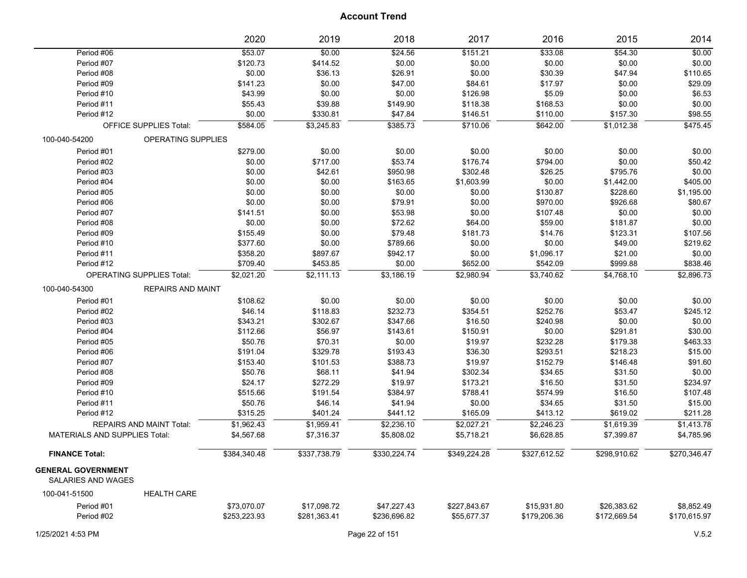# Account Trend

| | | 2020 | 2019 | 2018 | 2017 | 2016 | 2015 | 2014 |
|---|---|---|---|---|---|---|---|---|
| Period #06 | | $53.07 | $0.00 | $24.56 | $151.21 | $33.08 | $54.30 | $0.00 |
| Period #07 | | $120.73 | $414.52 | $0.00 | $0.00 | $0.00 | $0.00 | $0.00 |
| Period #08 | | $0.00 | $36.13 | $26.91 | $0.00 | $30.39 | $47.94 | $110.65 |
| Period #09 | | $141.23 | $0.00 | $47.00 | $84.61 | $17.97 | $0.00 | $29.09 |
| Period #10 | | $43.99 | $0.00 | $0.00 | $126.98 | $5.09 | $0.00 | $6.53 |
| Period #11 | | $55.43 | $39.88 | $149.90 | $118.38 | $168.53 | $0.00 | $0.00 |
| Period #12 | | $0.00 | $330.81 | $47.84 | $146.51 | $110.00 | $157.30 | $98.55 |
| OFFICE SUPPLIES Total: | | $584.05 | $3,245.83 | $385.73 | $710.06 | $642.00 | $1,012.38 | $475.45 |
| 100-040-54200 | OPERATING SUPPLIES | | | | | | | |
| Period #01 | | $279.00 | $0.00 | $0.00 | $0.00 | $0.00 | $0.00 | $0.00 |
| Period #02 | | $0.00 | $717.00 | $53.74 | $176.74 | $794.00 | $0.00 | $50.42 |
| Period #03 | | $0.00 | $42.61 | $950.98 | $302.48 | $26.25 | $795.76 | $0.00 |
| Period #04 | | $0.00 | $0.00 | $163.65 | $1,603.99 | $0.00 | $1,442.00 | $405.00 |
| Period #05 | | $0.00 | $0.00 | $0.00 | $0.00 | $130.87 | $228.60 | $1,195.00 |
| Period #06 | | $0.00 | $0.00 | $79.91 | $0.00 | $970.00 | $926.68 | $80.67 |
| Period #07 | | $141.51 | $0.00 | $53.98 | $0.00 | $107.48 | $0.00 | $0.00 |
| Period #08 | | $0.00 | $0.00 | $72.62 | $64.00 | $59.00 | $181.87 | $0.00 |
| Period #09 | | $155.49 | $0.00 | $79.48 | $181.73 | $14.76 | $123.31 | $107.56 |
| Period #10 | | $377.60 | $0.00 | $789.66 | $0.00 | $0.00 | $49.00 | $219.62 |
| Period #11 | | $358.20 | $897.67 | $942.17 | $0.00 | $1,096.17 | $21.00 | $0.00 |
| Period #12 | | $709.40 | $453.85 | $0.00 | $652.00 | $542.09 | $999.88 | $838.46 |
| OPERATING SUPPLIES Total: | | $2,021.20 | $2,111.13 | $3,186.19 | $2,980.94 | $3,740.62 | $4,768.10 | $2,896.73 |
| 100-040-54300 | REPAIRS AND MAINT | | | | | | | |
| Period #01 | | $108.62 | $0.00 | $0.00 | $0.00 | $0.00 | $0.00 | $0.00 |
| Period #02 | | $46.14 | $118.83 | $232.73 | $354.51 | $252.76 | $53.47 | $245.12 |
| Period #03 | | $343.21 | $302.67 | $347.66 | $16.50 | $240.98 | $0.00 | $0.00 |
| Period #04 | | $112.66 | $56.97 | $143.61 | $150.91 | $0.00 | $291.81 | $30.00 |
| Period #05 | | $50.76 | $70.31 | $0.00 | $19.97 | $232.28 | $179.38 | $463.33 |
| Period #06 | | $191.04 | $329.78 | $193.43 | $36.30 | $293.51 | $218.23 | $15.00 |
| Period #07 | | $153.40 | $101.53 | $388.73 | $19.97 | $152.79 | $146.48 | $91.60 |
| Period #08 | | $50.76 | $68.11 | $41.94 | $302.34 | $34.65 | $31.50 | $0.00 |
| Period #09 | | $24.17 | $272.29 | $19.97 | $173.21 | $16.50 | $31.50 | $234.97 |
| Period #10 | | $515.66 | $191.54 | $384.97 | $788.41 | $574.99 | $16.50 | $107.48 |
| Period #11 | | $50.76 | $46.14 | $41.94 | $0.00 | $34.65 | $31.50 | $15.00 |
| Period #12 | | $315.25 | $401.24 | $441.12 | $165.09 | $413.12 | $619.02 | $211.28 |
| REPAIRS AND MAINT Total: | | $1,962.43 | $1,959.41 | $2,236.10 | $2,027.21 | $2,246.23 | $1,619.39 | $1,413.78 |
| MATERIALS AND SUPPLIES Total: | | $4,567.68 | $7,316.37 | $5,808.02 | $5,718.21 | $6,628.85 | $7,399.87 | $4,785.96 |
| **FINANCE Total:** | | $384,340.48 | $337,738.79 | $330,224.74 | $349,224.28 | $327,612.52 | $298,910.62 | $270,346.47 |
| **GENERAL GOVERNMENT** | | | | | | | | |
| SALARIES AND WAGES | | | | | | | | |
| 100-041-51500 | HEALTH CARE | | | | | | | |
| Period #01 | | $73,070.07 | $17,098.72 | $47,227.43 | $227,843.67 | $15,931.80 | $26,383.62 | $8,852.49 |
| Period #02 | | $253,223.93 | $281,363.41 | $236,696.82 | $55,677.37 | $179,206.36 | $172,669.54 | $170,615.97 |

1/25/2021 4:53 PM

V.5.2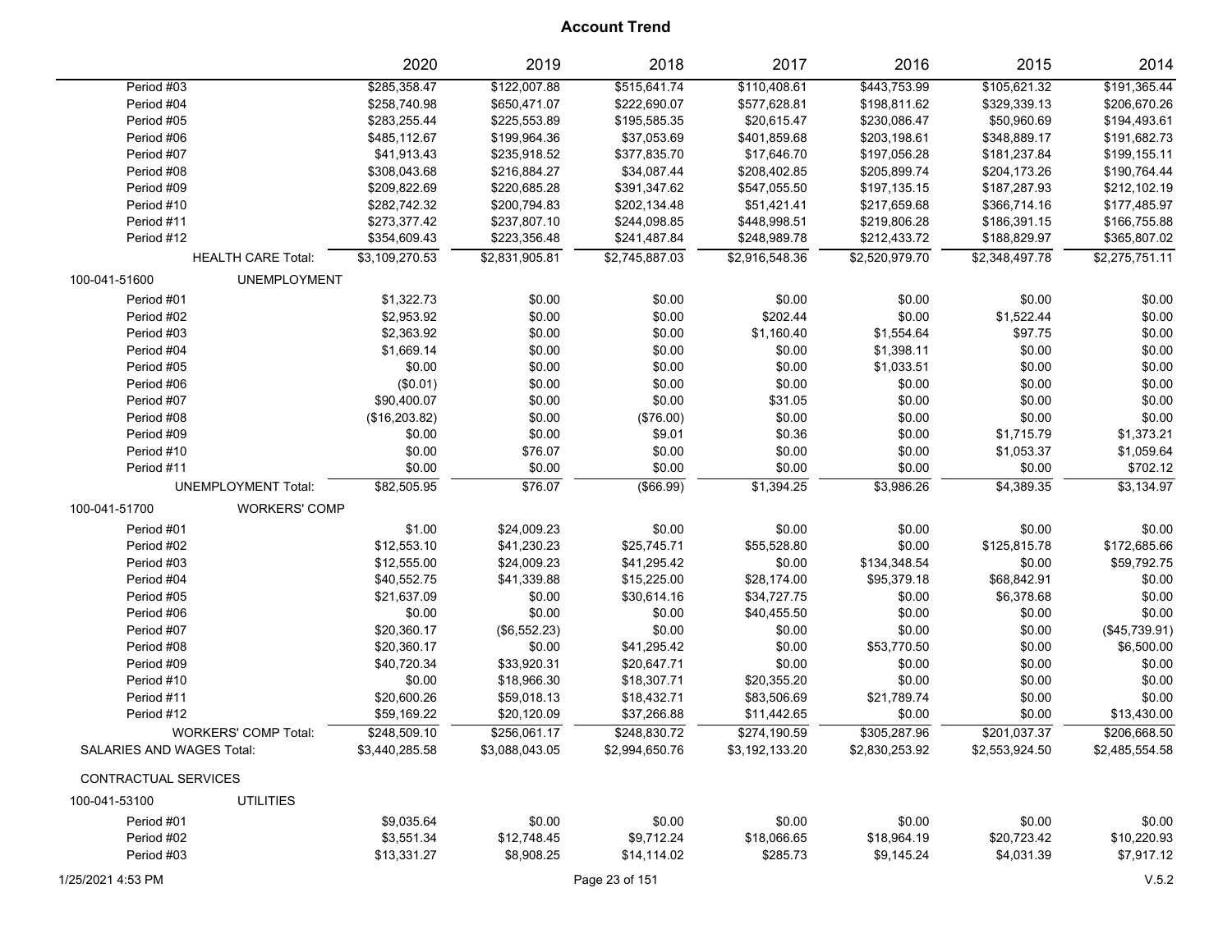# Account Trend

| | 2020 | 2019 | 2018 | 2017 | 2016 | 2015 | 2014 |
|---|---|---|---|---|---|---|---|
| Period #03 | $285,358.47 | $122,007.88 | $515,641.74 | $110,408.61 | $443,753.99 | $105,621.32 | $191,365.44 |
| Period #04 | $258,740.98 | $650,471.07 | $222,690.07 | $577,628.81 | $198,811.62 | $329,339.13 | $206,670.26 |
| Period #05 | $283,255.44 | $225,553.89 | $195,585.35 | $20,615.47 | $230,086.47 | $50,960.69 | $194,493.61 |
| Period #06 | $485,112.67 | $199,964.36 | $37,053.69 | $401,859.68 | $203,198.61 | $348,889.17 | $191,682.73 |
| Period #07 | $41,913.43 | $235,918.52 | $377,835.70 | $17,646.70 | $197,056.28 | $181,237.84 | $199,155.11 |
| Period #08 | $308,043.68 | $216,884.27 | $34,087.44 | $208,402.85 | $205,899.74 | $204,173.26 | $190,764.44 |
| Period #09 | $209,822.69 | $220,685.28 | $391,347.62 | $547,055.50 | $197,135.15 | $187,287.93 | $212,102.19 |
| Period #10 | $282,742.32 | $200,794.83 | $202,134.48 | $51,421.41 | $217,659.68 | $366,714.16 | $177,485.97 |
| Period #11 | $273,377.42 | $237,807.10 | $244,098.85 | $448,998.51 | $219,806.28 | $186,391.15 | $166,755.88 |
| Period #12 | $354,609.43 | $223,356.48 | $241,487.84 | $248,989.78 | $212,433.72 | $188,829.97 | $365,807.02 |
| HEALTH CARE Total: | $3,109,270.53 | $2,831,905.81 | $2,745,887.03 | $2,916,548.36 | $2,520,979.70 | $2,348,497.78 | $2,275,751.11 |
| 100-041-51600 UNEMPLOYMENT | | | | | | | |
| Period #01 | $1,322.73 | $0.00 | $0.00 | $0.00 | $0.00 | $0.00 | $0.00 |
| Period #02 | $2,953.92 | $0.00 | $0.00 | $202.44 | $0.00 | $1,522.44 | $0.00 |
| Period #03 | $2,363.92 | $0.00 | $0.00 | $1,160.40 | $1,554.64 | $97.75 | $0.00 |
| Period #04 | $1,669.14 | $0.00 | $0.00 | $0.00 | $1,398.11 | $0.00 | $0.00 |
| Period #05 | $0.00 | $0.00 | $0.00 | $0.00 | $1,033.51 | $0.00 | $0.00 |
| Period #06 | ($0.01) | $0.00 | $0.00 | $0.00 | $0.00 | $0.00 | $0.00 |
| Period #07 | $90,400.07 | $0.00 | $0.00 | $31.05 | $0.00 | $0.00 | $0.00 |
| Period #08 | ($16,203.82) | $0.00 | ($76.00) | $0.00 | $0.00 | $0.00 | $0.00 |
| Period #09 | $0.00 | $0.00 | $9.01 | $0.36 | $0.00 | $1,715.79 | $1,373.21 |
| Period #10 | $0.00 | $76.07 | $0.00 | $0.00 | $0.00 | $1,053.37 | $1,059.64 |
| Period #11 | $0.00 | $0.00 | $0.00 | $0.00 | $0.00 | $0.00 | $702.12 |
| UNEMPLOYMENT Total: | $82,505.95 | $76.07 | ($66.99) | $1,394.25 | $3,986.26 | $4,389.35 | $3,134.97 |
| 100-041-51700 WORKERS' COMP | | | | | | | |
| Period #01 | $1.00 | $24,009.23 | $0.00 | $0.00 | $0.00 | $0.00 | $0.00 |
| Period #02 | $12,553.10 | $41,230.23 | $25,745.71 | $55,528.80 | $0.00 | $125,815.78 | $172,685.66 |
| Period #03 | $12,555.00 | $24,009.23 | $41,295.42 | $0.00 | $134,348.54 | $0.00 | $59,792.75 |
| Period #04 | $40,552.75 | $41,339.88 | $15,225.00 | $28,174.00 | $95,379.18 | $68,842.91 | $0.00 |
| Period #05 | $21,637.09 | $0.00 | $30,614.16 | $34,727.75 | $0.00 | $6,378.68 | $0.00 |
| Period #06 | $0.00 | $0.00 | $0.00 | $40,455.50 | $0.00 | $0.00 | $0.00 |
| Period #07 | $20,360.17 | ($6,552.23) | $0.00 | $0.00 | $0.00 | $0.00 | ($45,739.91) |
| Period #08 | $20,360.17 | $0.00 | $41,295.42 | $0.00 | $53,770.50 | $0.00 | $6,500.00 |
| Period #09 | $40,720.34 | $33,920.31 | $20,647.71 | $0.00 | $0.00 | $0.00 | $0.00 |
| Period #10 | $0.00 | $18,966.30 | $18,307.71 | $20,355.20 | $0.00 | $0.00 | $0.00 |
| Period #11 | $20,600.26 | $59,018.13 | $18,432.71 | $83,506.69 | $21,789.74 | $0.00 | $0.00 |
| Period #12 | $59,169.22 | $20,120.09 | $37,266.88 | $11,442.65 | $0.00 | $0.00 | $13,430.00 |
| WORKERS' COMP Total: | $248,509.10 | $256,061.17 | $248,830.72 | $274,190.59 | $305,287.96 | $201,037.37 | $206,668.50 |
| SALARIES AND WAGES Total: | $3,440,285.58 | $3,088,043.05 | $2,994,650.76 | $3,192,133.20 | $2,830,253.92 | $2,553,924.50 | $2,485,554.58 |
| CONTRACTUAL SERVICES | | | | | | | |
| 100-041-53100 UTILITIES | | | | | | | |
| Period #01 | $9,035.64 | $0.00 | $0.00 | $0.00 | $0.00 | $0.00 | $0.00 |
| Period #02 | $3,551.34 | $12,748.45 | $9,712.24 | $18,066.65 | $18,964.19 | $20,723.42 | $10,220.93 |
| Period #03 | $13,331.27 | $8,908.25 | $14,114.02 | $285.73 | $9,145.24 | $4,031.39 | $7,917.12 |

1/25/2021 4:53 PM V.5.2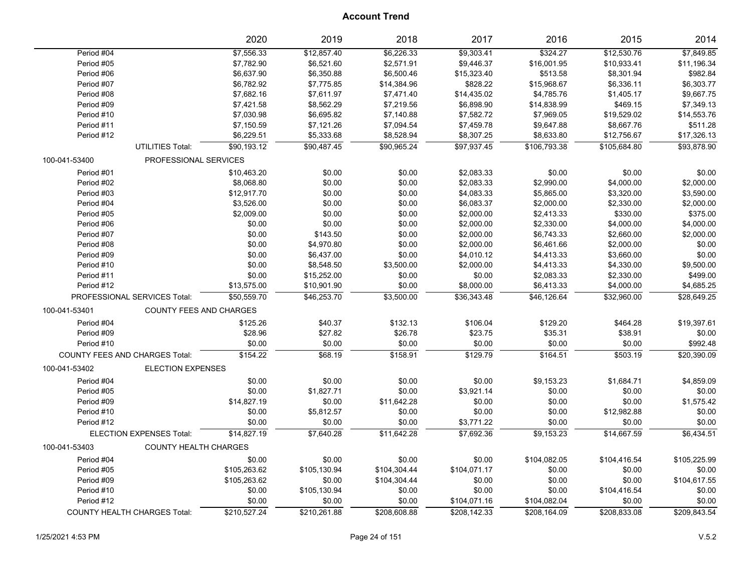# Account Trend

| | | 2020 | 2019 | 2018 | 2017 | 2016 | 2015 | 2014 |
|---|---|---|---|---|---|---|---|---|
| Period #04 | | $7,556.33 | $12,857.40 | $6,226.33 | $9,303.41 | $324.27 | $12,530.76 | $7,849.85 |
| Period #05 | | $7,782.90 | $6,521.60 | $2,571.91 | $9,446.37 | $16,001.95 | $10,933.41 | $11,196.34 |
| Period #06 | | $6,637.90 | $6,350.88 | $6,500.46 | $15,323.40 | $513.58 | $8,301.94 | $982.84 |
| Period #07 | | $6,782.92 | $7,775.85 | $14,384.96 | $828.22 | $15,968.67 | $6,336.11 | $6,303.77 |
| Period #08 | | $7,682.16 | $7,611.97 | $7,471.40 | $14,435.02 | $4,785.76 | $1,405.17 | $9,667.75 |
| Period #09 | | $7,421.58 | $8,562.29 | $7,219.56 | $6,898.90 | $14,838.99 | $469.15 | $7,349.13 |
| Period #10 | | $7,030.98 | $6,695.82 | $7,140.88 | $7,582.72 | $7,969.05 | $19,529.02 | $14,553.76 |
| Period #11 | | $7,150.59 | $7,121.26 | $7,094.54 | $7,459.78 | $9,647.88 | $8,667.76 | $511.28 |
| Period #12 | | $6,229.51 | $5,333.68 | $8,528.94 | $8,307.25 | $8,633.80 | $12,756.67 | $17,326.13 |
| | UTILITIES Total: | $90,193.12 | $90,487.45 | $90,965.24 | $97,937.45 | $106,793.38 | $105,684.80 | $93,878.90 |
| 100-041-53400 | PROFESSIONAL SERVICES | | | | | | | |
| Period #01 | | $10,463.20 | $0.00 | $0.00 | $2,083.33 | $0.00 | $0.00 | $0.00 |
| Period #02 | | $8,068.80 | $0.00 | $0.00 | $2,083.33 | $2,990.00 | $4,000.00 | $2,000.00 |
| Period #03 | | $12,917.70 | $0.00 | $0.00 | $4,083.33 | $5,865.00 | $3,320.00 | $3,590.00 |
| Period #04 | | $3,526.00 | $0.00 | $0.00 | $6,083.37 | $2,000.00 | $2,330.00 | $2,000.00 |
| Period #05 | | $2,009.00 | $0.00 | $0.00 | $2,000.00 | $2,413.33 | $330.00 | $375.00 |
| Period #06 | | $0.00 | $0.00 | $0.00 | $2,000.00 | $2,330.00 | $4,000.00 | $4,000.00 |
| Period #07 | | $0.00 | $143.50 | $0.00 | $2,000.00 | $6,743.33 | $2,660.00 | $2,000.00 |
| Period #08 | | $0.00 | $4,970.80 | $0.00 | $2,000.00 | $6,461.66 | $2,000.00 | $0.00 |
| Period #09 | | $0.00 | $6,437.00 | $0.00 | $4,010.12 | $4,413.33 | $3,660.00 | $0.00 |
| Period #10 | | $0.00 | $8,548.50 | $3,500.00 | $2,000.00 | $4,413.33 | $4,330.00 | $9,500.00 |
| Period #11 | | $0.00 | $15,252.00 | $0.00 | $0.00 | $2,083.33 | $2,330.00 | $499.00 |
| Period #12 | | $13,575.00 | $10,901.90 | $0.00 | $8,000.00 | $6,413.33 | $4,000.00 | $4,685.25 |
| | PROFESSIONAL SERVICES Total: | $50,559.70 | $46,253.70 | $3,500.00 | $36,343.48 | $46,126.64 | $32,960.00 | $28,649.25 |
| 100-041-53401 | COUNTY FEES AND CHARGES | | | | | | | |
| Period #04 | | $125.26 | $40.37 | $132.13 | $106.04 | $129.20 | $464.28 | $19,397.61 |
| Period #09 | | $28.96 | $27.82 | $26.78 | $23.75 | $35.31 | $38.91 | $0.00 |
| Period #10 | | $0.00 | $0.00 | $0.00 | $0.00 | $0.00 | $0.00 | $992.48 |
| | COUNTY FEES AND CHARGES Total: | $154.22 | $68.19 | $158.91 | $129.79 | $164.51 | $503.19 | $20,390.09 |
| 100-041-53402 | ELECTION EXPENSES | | | | | | | |
| Period #04 | | $0.00 | $0.00 | $0.00 | $0.00 | $9,153.23 | $1,684.71 | $4,859.09 |
| Period #05 | | $0.00 | $1,827.71 | $0.00 | $3,921.14 | $0.00 | $0.00 | $0.00 |
| Period #09 | | $14,827.19 | $0.00 | $11,642.28 | $0.00 | $0.00 | $0.00 | $1,575.42 |
| Period #10 | | $0.00 | $5,812.57 | $0.00 | $0.00 | $0.00 | $12,982.88 | $0.00 |
| Period #12 | | $0.00 | $0.00 | $0.00 | $3,771.22 | $0.00 | $0.00 | $0.00 |
| | ELECTION EXPENSES Total: | $14,827.19 | $7,640.28 | $11,642.28 | $7,692.36 | $9,153.23 | $14,667.59 | $6,434.51 |
| 100-041-53403 | COUNTY HEALTH CHARGES | | | | | | | |
| Period #04 | | $0.00 | $0.00 | $0.00 | $0.00 | $104,082.05 | $104,416.54 | $105,225.99 |
| Period #05 | | $105,263.62 | $105,130.94 | $104,304.44 | $104,071.17 | $0.00 | $0.00 | $0.00 |
| Period #09 | | $105,263.62 | $0.00 | $104,304.44 | $0.00 | $0.00 | $0.00 | $104,617.55 |
| Period #10 | | $0.00 | $105,130.94 | $0.00 | $0.00 | $0.00 | $104,416.54 | $0.00 |
| Period #12 | | $0.00 | $0.00 | $0.00 | $104,071.16 | $104,082.04 | $0.00 | $0.00 |
| | COUNTY HEALTH CHARGES Total: | $210,527.24 | $210,261.88 | $208,608.88 | $208,142.33 | $208,164.09 | $208,833.08 | $209,843.54 |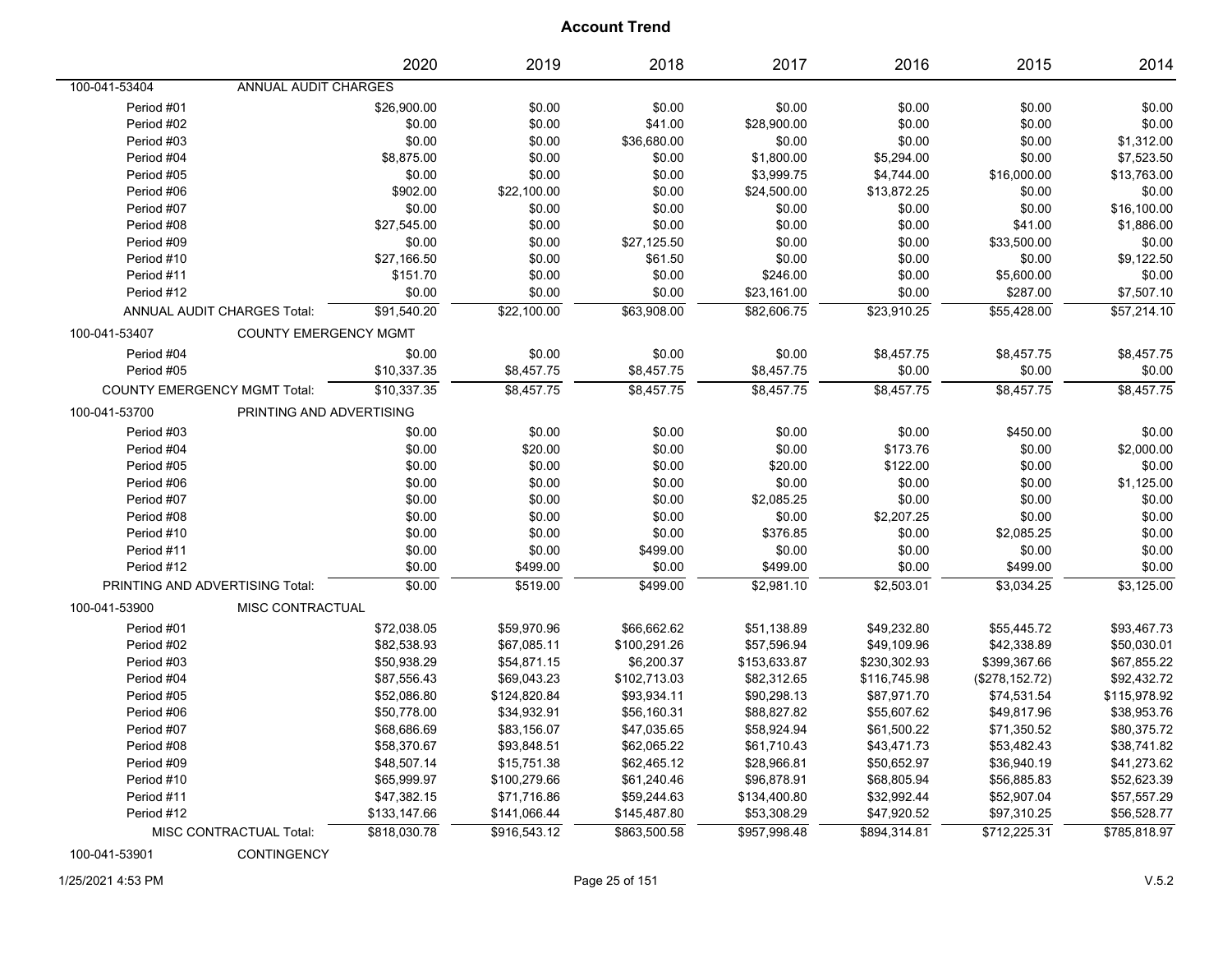# Account Trend

| | 2020 | 2019 | 2018 | 2017 | 2016 | 2015 | 2014 |
|---|---|---|---|---|---|---|---|
| **100-041-53404 ANNUAL AUDIT CHARGES** | | | | | | | |
| Period #01 | $26,900.00 | $0.00 | $0.00 | $0.00 | $0.00 | $0.00 | $0.00 |
| Period #02 | $0.00 | $0.00 | $41.00 | $28,900.00 | $0.00 | $0.00 | $0.00 |
| Period #03 | $0.00 | $0.00 | $36,680.00 | $0.00 | $0.00 | $0.00 | $1,312.00 |
| Period #04 | $8,875.00 | $0.00 | $0.00 | $1,800.00 | $5,294.00 | $0.00 | $7,523.50 |
| Period #05 | $0.00 | $0.00 | $0.00 | $3,999.75 | $4,744.00 | $16,000.00 | $13,763.00 |
| Period #06 | $902.00 | $22,100.00 | $0.00 | $24,500.00 | $13,872.25 | $0.00 | $0.00 |
| Period #07 | $0.00 | $0.00 | $0.00 | $0.00 | $0.00 | $0.00 | $16,100.00 |
| Period #08 | $27,545.00 | $0.00 | $0.00 | $0.00 | $0.00 | $41.00 | $1,886.00 |
| Period #09 | $0.00 | $0.00 | $27,125.50 | $0.00 | $0.00 | $33,500.00 | $0.00 |
| Period #10 | $27,166.50 | $0.00 | $61.50 | $0.00 | $0.00 | $0.00 | $9,122.50 |
| Period #11 | $151.70 | $0.00 | $0.00 | $246.00 | $0.00 | $5,600.00 | $0.00 |
| Period #12 | $0.00 | $0.00 | $0.00 | $23,161.00 | $0.00 | $287.00 | $7,507.10 |
| ANNUAL AUDIT CHARGES Total: | $91,540.20 | $22,100.00 | $63,908.00 | $82,606.75 | $23,910.25 | $55,428.00 | $57,214.10 |
| **100-041-53407 COUNTY EMERGENCY MGMT** | | | | | | | |
| Period #04 | $0.00 | $0.00 | $0.00 | $0.00 | $8,457.75 | $8,457.75 | $8,457.75 |
| Period #05 | $10,337.35 | $8,457.75 | $8,457.75 | $8,457.75 | $0.00 | $0.00 | $0.00 |
| COUNTY EMERGENCY MGMT Total: | $10,337.35 | $8,457.75 | $8,457.75 | $8,457.75 | $8,457.75 | $8,457.75 | $8,457.75 |
| **100-041-53700 PRINTING AND ADVERTISING** | | | | | | | |
| Period #03 | $0.00 | $0.00 | $0.00 | $0.00 | $0.00 | $450.00 | $0.00 |
| Period #04 | $0.00 | $20.00 | $0.00 | $0.00 | $173.76 | $0.00 | $2,000.00 |
| Period #05 | $0.00 | $0.00 | $0.00 | $20.00 | $122.00 | $0.00 | $0.00 |
| Period #06 | $0.00 | $0.00 | $0.00 | $0.00 | $0.00 | $0.00 | $1,125.00 |
| Period #07 | $0.00 | $0.00 | $0.00 | $2,085.25 | $0.00 | $0.00 | $0.00 |
| Period #08 | $0.00 | $0.00 | $0.00 | $0.00 | $2,207.25 | $0.00 | $0.00 |
| Period #10 | $0.00 | $0.00 | $0.00 | $376.85 | $0.00 | $2,085.25 | $0.00 |
| Period #11 | $0.00 | $0.00 | $499.00 | $0.00 | $0.00 | $0.00 | $0.00 |
| Period #12 | $0.00 | $499.00 | $0.00 | $499.00 | $0.00 | $499.00 | $0.00 |
| PRINTING AND ADVERTISING Total: | $0.00 | $519.00 | $499.00 | $2,981.10 | $2,503.01 | $3,034.25 | $3,125.00 |
| **100-041-53900 MISC CONTRACTUAL** | | | | | | | |
| Period #01 | $72,038.05 | $59,970.96 | $66,662.62 | $51,138.89 | $49,232.80 | $55,445.72 | $93,467.73 |
| Period #02 | $82,538.93 | $67,085.11 | $100,291.26 | $57,596.94 | $49,109.96 | $42,338.89 | $50,030.01 |
| Period #03 | $50,938.29 | $54,871.15 | $6,200.37 | $153,633.87 | $230,302.93 | $399,367.66 | $67,855.22 |
| Period #04 | $87,556.43 | $69,043.23 | $102,713.03 | $82,312.65 | $116,745.98 | ($278,152.72) | $92,432.72 |
| Period #05 | $52,086.80 | $124,820.84 | $93,934.11 | $90,298.13 | $87,971.70 | $74,531.54 | $115,978.92 |
| Period #06 | $50,778.00 | $34,932.91 | $56,160.31 | $88,827.82 | $55,607.62 | $49,817.96 | $38,953.76 |
| Period #07 | $68,686.69 | $83,156.07 | $47,035.65 | $58,924.94 | $61,500.22 | $71,350.52 | $80,375.72 |
| Period #08 | $58,370.67 | $93,848.51 | $62,065.22 | $61,710.43 | $43,471.73 | $53,482.43 | $38,741.82 |
| Period #09 | $48,507.14 | $15,751.38 | $62,465.12 | $28,966.81 | $50,652.97 | $36,940.19 | $41,273.62 |
| Period #10 | $65,999.97 | $100,279.66 | $61,240.46 | $96,878.91 | $68,805.94 | $56,885.83 | $52,623.39 |
| Period #11 | $47,382.15 | $71,716.86 | $59,244.63 | $134,400.80 | $32,992.44 | $52,907.04 | $57,557.29 |
| Period #12 | $133,147.66 | $141,066.44 | $145,487.80 | $53,308.29 | $47,920.52 | $97,310.25 | $56,528.77 |
| MISC CONTRACTUAL Total: | $818,030.78 | $916,543.12 | $863,500.58 | $957,998.48 | $894,314.81 | $712,225.31 | $785,818.97 |
| **100-041-53901 CONTINGENCY** | | | | | | | |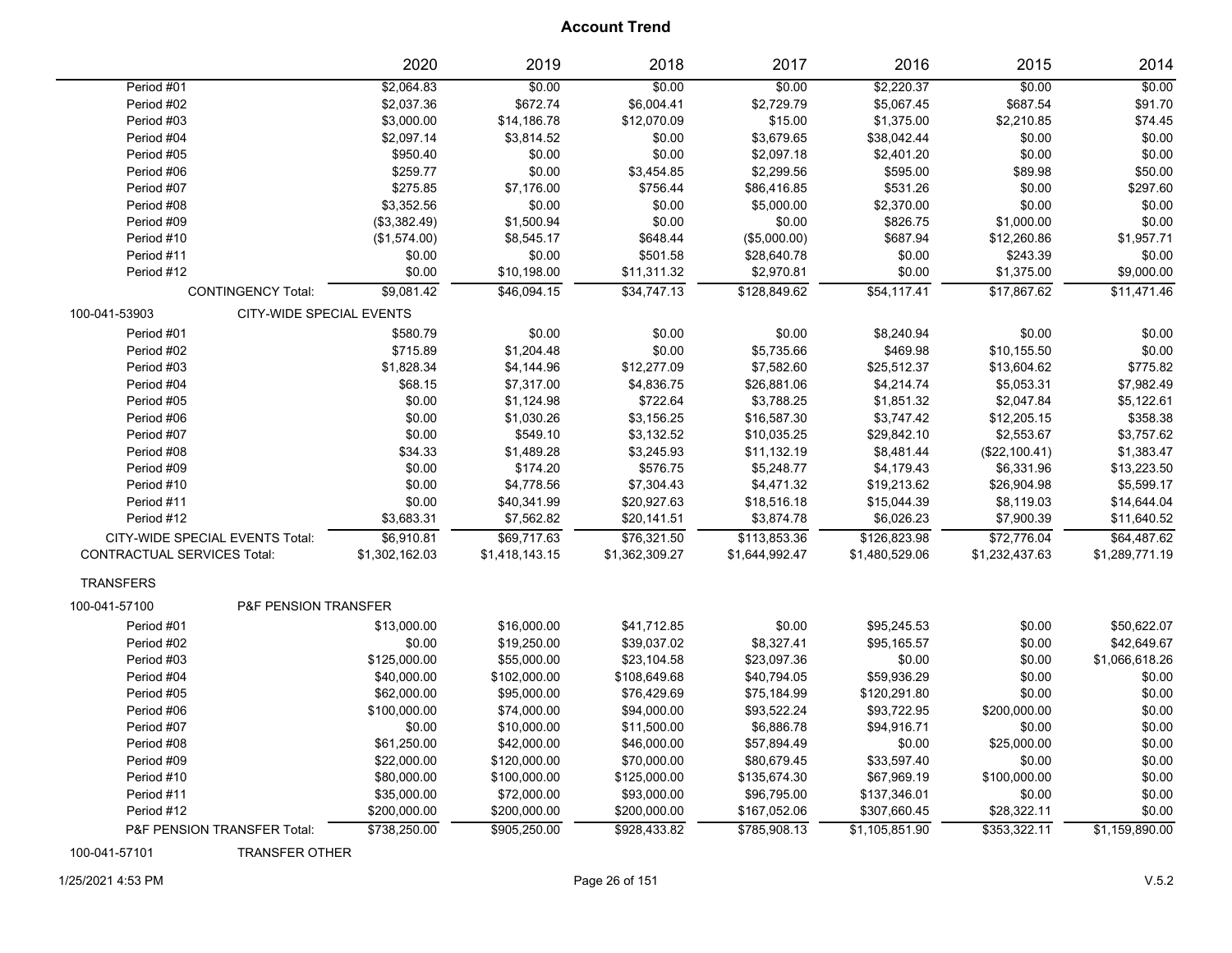# Account Trend

| | | 2020 | 2019 | 2018 | 2017 | 2016 | 2015 | 2014 |
|---|---|---|---|---|---|---|---|---|
| Period #01 | | $2,064.83 | $0.00 | $0.00 | $0.00 | $2,220.37 | $0.00 | $0.00 |
| Period #02 | | $2,037.36 | $672.74 | $6,004.41 | $2,729.79 | $5,067.45 | $687.54 | $91.70 |
| Period #03 | | $3,000.00 | $14,186.78 | $12,070.09 | $15.00 | $1,375.00 | $2,210.85 | $74.45 |
| Period #04 | | $2,097.14 | $3,814.52 | $0.00 | $3,679.65 | $38,042.44 | $0.00 | $0.00 |
| Period #05 | | $950.40 | $0.00 | $0.00 | $2,097.18 | $2,401.20 | $0.00 | $0.00 |
| Period #06 | | $259.77 | $0.00 | $3,454.85 | $2,299.56 | $595.00 | $89.98 | $50.00 |
| Period #07 | | $275.85 | $7,176.00 | $756.44 | $86,416.85 | $531.26 | $0.00 | $297.60 |
| Period #08 | | $3,352.56 | $0.00 | $0.00 | $5,000.00 | $2,370.00 | $0.00 | $0.00 |
| Period #09 | | ($3,382.49) | $1,500.94 | $0.00 | $0.00 | $826.75 | $1,000.00 | $0.00 |
| Period #10 | | ($1,574.00) | $8,545.17 | $648.44 | ($5,000.00) | $687.94 | $12,260.86 | $1,957.71 |
| Period #11 | | $0.00 | $0.00 | $501.58 | $28,640.78 | $0.00 | $243.39 | $0.00 |
| Period #12 | | $0.00 | $10,198.00 | $11,311.32 | $2,970.81 | $0.00 | $1,375.00 | $9,000.00 |
| | CONTINGENCY Total: | $9,081.42 | $46,094.15 | $34,747.13 | $128,849.62 | $54,117.41 | $17,867.62 | $11,471.46 |
| 100-041-53903 | CITY-WIDE SPECIAL EVENTS | | | | | | | |
| Period #01 | | $580.79 | $0.00 | $0.00 | $0.00 | $8,240.94 | $0.00 | $0.00 |
| Period #02 | | $715.89 | $1,204.48 | $0.00 | $5,735.66 | $469.98 | $10,155.50 | $0.00 |
| Period #03 | | $1,828.34 | $4,144.96 | $12,277.09 | $7,582.60 | $25,512.37 | $13,604.62 | $775.82 |
| Period #04 | | $68.15 | $7,317.00 | $4,836.75 | $26,881.06 | $4,214.74 | $5,053.31 | $7,982.49 |
| Period #05 | | $0.00 | $1,124.98 | $722.64 | $3,788.25 | $1,851.32 | $2,047.84 | $5,122.61 |
| Period #06 | | $0.00 | $1,030.26 | $3,156.25 | $16,587.30 | $3,747.42 | $12,205.15 | $358.38 |
| Period #07 | | $0.00 | $549.10 | $3,132.52 | $10,035.25 | $29,842.10 | $2,553.67 | $3,757.62 |
| Period #08 | | $34.33 | $1,489.28 | $3,245.93 | $11,132.19 | $8,481.44 | ($22,100.41) | $1,383.47 |
| Period #09 | | $0.00 | $174.20 | $576.75 | $5,248.77 | $4,179.43 | $6,331.96 | $13,223.50 |
| Period #10 | | $0.00 | $4,778.56 | $7,304.43 | $4,471.32 | $19,213.62 | $26,904.98 | $5,599.17 |
| Period #11 | | $0.00 | $40,341.99 | $20,927.63 | $18,516.18 | $15,044.39 | $8,119.03 | $14,644.04 |
| Period #12 | | $3,683.31 | $7,562.82 | $20,141.51 | $3,874.78 | $6,026.23 | $7,900.39 | $11,640.52 |
| | CITY-WIDE SPECIAL EVENTS Total: | $6,910.81 | $69,717.63 | $76,321.50 | $113,853.36 | $126,823.98 | $72,776.04 | $64,487.62 |
| CONTRACTUAL SERVICES Total: | | $1,302,162.03 | $1,418,143.15 | $1,362,309.27 | $1,644,992.47 | $1,480,529.06 | $1,232,437.63 | $1,289,771.19 |
| TRANSFERS | | | | | | | | |
| 100-041-57100 | P&F PENSION TRANSFER | | | | | | | |
| Period #01 | | $13,000.00 | $16,000.00 | $41,712.85 | $0.00 | $95,245.53 | $0.00 | $50,622.07 |
| Period #02 | | $0.00 | $19,250.00 | $39,037.02 | $8,327.41 | $95,165.57 | $0.00 | $42,649.67 |
| Period #03 | | $125,000.00 | $55,000.00 | $23,104.58 | $23,097.36 | $0.00 | $0.00 | $1,066,618.26 |
| Period #04 | | $40,000.00 | $102,000.00 | $108,649.68 | $40,794.05 | $59,936.29 | $0.00 | $0.00 |
| Period #05 | | $62,000.00 | $95,000.00 | $76,429.69 | $75,184.99 | $120,291.80 | $0.00 | $0.00 |
| Period #06 | | $100,000.00 | $74,000.00 | $94,000.00 | $93,522.24 | $93,722.95 | $200,000.00 | $0.00 |
| Period #07 | | $0.00 | $10,000.00 | $11,500.00 | $6,886.78 | $94,916.71 | $0.00 | $0.00 |
| Period #08 | | $61,250.00 | $42,000.00 | $46,000.00 | $57,894.49 | $0.00 | $25,000.00 | $0.00 |
| Period #09 | | $22,000.00 | $120,000.00 | $70,000.00 | $80,679.45 | $33,597.40 | $0.00 | $0.00 |
| Period #10 | | $80,000.00 | $100,000.00 | $125,000.00 | $135,674.30 | $67,969.19 | $100,000.00 | $0.00 |
| Period #11 | | $35,000.00 | $72,000.00 | $93,000.00 | $96,795.00 | $137,346.01 | $0.00 | $0.00 |
| Period #12 | | $200,000.00 | $200,000.00 | $200,000.00 | $167,052.06 | $307,660.45 | $28,322.11 | $0.00 |
| | P&F PENSION TRANSFER Total: | $738,250.00 | $905,250.00 | $928,433.82 | $785,908.13 | $1,105,851.90 | $353,322.11 | $1,159,890.00 |
| 100-041-57101 | TRANSFER OTHER | | | | | | | |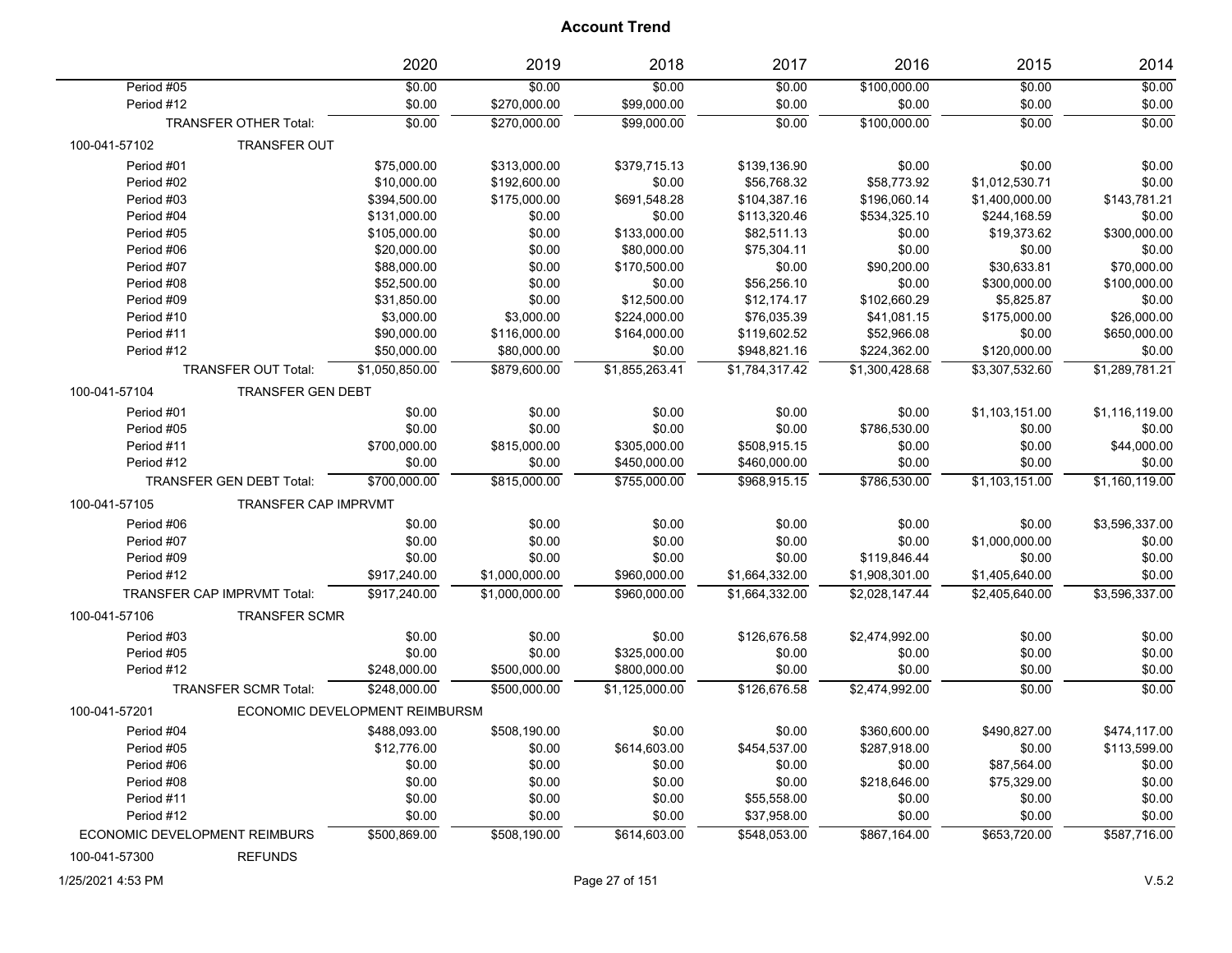# Account Trend

| | 2020 | 2019 | 2018 | 2017 | 2016 | 2015 | 2014 |
|---|---|---|---|---|---|---|---|
| Period #05 | $0.00 | $0.00 | $0.00 | $0.00 | $100,000.00 | $0.00 | $0.00 |
| Period #12 | $0.00 | $270,000.00 | $99,000.00 | $0.00 | $0.00 | $0.00 | $0.00 |
| TRANSFER OTHER Total: | $0.00 | $270,000.00 | $99,000.00 | $0.00 | $100,000.00 | $0.00 | $0.00 |
| 100-041-57102 TRANSFER OUT | | | | | | | |
| Period #01 | $75,000.00 | $313,000.00 | $379,715.13 | $139,136.90 | $0.00 | $0.00 | $0.00 |
| Period #02 | $10,000.00 | $192,600.00 | $0.00 | $56,768.32 | $58,773.92 | $1,012,530.71 | $0.00 |
| Period #03 | $394,500.00 | $175,000.00 | $691,548.28 | $104,387.16 | $196,060.14 | $1,400,000.00 | $143,781.21 |
| Period #04 | $131,000.00 | $0.00 | $0.00 | $113,320.46 | $534,325.10 | $244,168.59 | $0.00 |
| Period #05 | $105,000.00 | $0.00 | $133,000.00 | $82,511.13 | $0.00 | $19,373.62 | $300,000.00 |
| Period #06 | $20,000.00 | $0.00 | $80,000.00 | $75,304.11 | $0.00 | $0.00 | $0.00 |
| Period #07 | $88,000.00 | $0.00 | $170,500.00 | $0.00 | $90,200.00 | $30,633.81 | $70,000.00 |
| Period #08 | $52,500.00 | $0.00 | $0.00 | $56,256.10 | $0.00 | $300,000.00 | $100,000.00 |
| Period #09 | $31,850.00 | $0.00 | $12,500.00 | $12,174.17 | $102,660.29 | $5,825.87 | $0.00 |
| Period #10 | $3,000.00 | $3,000.00 | $224,000.00 | $76,035.39 | $41,081.15 | $175,000.00 | $26,000.00 |
| Period #11 | $90,000.00 | $116,000.00 | $164,000.00 | $119,602.52 | $52,966.08 | $0.00 | $650,000.00 |
| Period #12 | $50,000.00 | $80,000.00 | $0.00 | $948,821.16 | $224,362.00 | $120,000.00 | $0.00 |
| TRANSFER OUT Total: | $1,050,850.00 | $879,600.00 | $1,855,263.41 | $1,784,317.42 | $1,300,428.68 | $3,307,532.60 | $1,289,781.21 |
| 100-041-57104 TRANSFER GEN DEBT | | | | | | | |
| Period #01 | $0.00 | $0.00 | $0.00 | $0.00 | $0.00 | $1,103,151.00 | $1,116,119.00 |
| Period #05 | $0.00 | $0.00 | $0.00 | $0.00 | $786,530.00 | $0.00 | $0.00 |
| Period #11 | $700,000.00 | $815,000.00 | $305,000.00 | $508,915.15 | $0.00 | $0.00 | $44,000.00 |
| Period #12 | $0.00 | $0.00 | $450,000.00 | $460,000.00 | $0.00 | $0.00 | $0.00 |
| TRANSFER GEN DEBT Total: | $700,000.00 | $815,000.00 | $755,000.00 | $968,915.15 | $786,530.00 | $1,103,151.00 | $1,160,119.00 |
| 100-041-57105 TRANSFER CAP IMPRVMT | | | | | | | |
| Period #06 | $0.00 | $0.00 | $0.00 | $0.00 | $0.00 | $0.00 | $3,596,337.00 |
| Period #07 | $0.00 | $0.00 | $0.00 | $0.00 | $0.00 | $1,000,000.00 | $0.00 |
| Period #09 | $0.00 | $0.00 | $0.00 | $0.00 | $119,846.44 | $0.00 | $0.00 |
| Period #12 | $917,240.00 | $1,000,000.00 | $960,000.00 | $1,664,332.00 | $1,908,301.00 | $1,405,640.00 | $0.00 |
| TRANSFER CAP IMPRVMT Total: | $917,240.00 | $1,000,000.00 | $960,000.00 | $1,664,332.00 | $2,028,147.44 | $2,405,640.00 | $3,596,337.00 |
| 100-041-57106 TRANSFER SCMR | | | | | | | |
| Period #03 | $0.00 | $0.00 | $0.00 | $126,676.58 | $2,474,992.00 | $0.00 | $0.00 |
| Period #05 | $0.00 | $0.00 | $325,000.00 | $0.00 | $0.00 | $0.00 | $0.00 |
| Period #12 | $248,000.00 | $500,000.00 | $800,000.00 | $0.00 | $0.00 | $0.00 | $0.00 |
| TRANSFER SCMR Total: | $248,000.00 | $500,000.00 | $1,125,000.00 | $126,676.58 | $2,474,992.00 | $0.00 | $0.00 |
| 100-041-57201 ECONOMIC DEVELOPMENT REIMBURSM | | | | | | | |
| Period #04 | $488,093.00 | $508,190.00 | $0.00 | $0.00 | $360,600.00 | $490,827.00 | $474,117.00 |
| Period #05 | $12,776.00 | $0.00 | $614,603.00 | $454,537.00 | $287,918.00 | $0.00 | $113,599.00 |
| Period #06 | $0.00 | $0.00 | $0.00 | $0.00 | $0.00 | $87,564.00 | $0.00 |
| Period #08 | $0.00 | $0.00 | $0.00 | $0.00 | $218,646.00 | $75,329.00 | $0.00 |
| Period #11 | $0.00 | $0.00 | $0.00 | $55,558.00 | $0.00 | $0.00 | $0.00 |
| Period #12 | $0.00 | $0.00 | $0.00 | $37,958.00 | $0.00 | $0.00 | $0.00 |
| ECONOMIC DEVELOPMENT REIMBURS | $500,869.00 | $508,190.00 | $614,603.00 | $548,053.00 | $867,164.00 | $653,720.00 | $587,716.00 |
| 100-041-57300 REFUNDS | | | | | | | |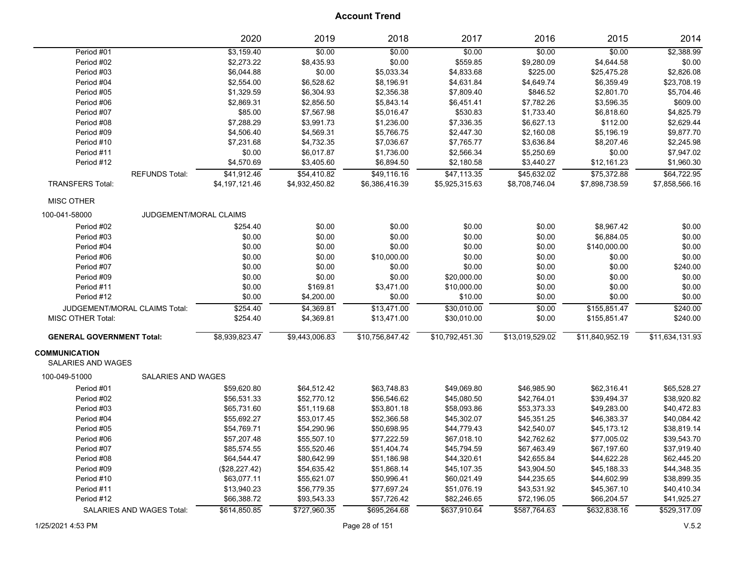# Account Trend

| | | 2020 | 2019 | 2018 | 2017 | 2016 | 2015 | 2014 |
|---|---|---|---|---|---|---|---|---|
| Period #01 | | $3,159.40 | $0.00 | $0.00 | $0.00 | $0.00 | $0.00 | $2,388.99 |
| Period #02 | | $2,273.22 | $8,435.93 | $0.00 | $559.85 | $9,280.09 | $4,644.58 | $0.00 |
| Period #03 | | $6,044.88 | $0.00 | $5,033.34 | $4,833.68 | $225.00 | $25,475.28 | $2,826.08 |
| Period #04 | | $2,554.00 | $6,528.62 | $8,196.91 | $4,631.84 | $4,649.74 | $6,359.49 | $23,708.19 |
| Period #05 | | $1,329.59 | $6,304.93 | $2,356.38 | $7,809.40 | $846.52 | $2,801.70 | $5,704.46 |
| Period #06 | | $2,869.31 | $2,856.50 | $5,843.14 | $6,451.41 | $7,782.26 | $3,596.35 | $609.00 |
| Period #07 | | $85.00 | $7,567.98 | $5,016.47 | $530.83 | $1,733.40 | $6,818.60 | $4,825.79 |
| Period #08 | | $7,288.29 | $3,991.73 | $1,236.00 | $7,336.35 | $6,627.13 | $112.00 | $2,629.44 |
| Period #09 | | $4,506.40 | $4,569.31 | $5,766.75 | $2,447.30 | $2,160.08 | $5,196.19 | $9,877.70 |
| Period #10 | | $7,231.68 | $4,732.35 | $7,036.67 | $7,765.77 | $3,636.84 | $8,207.46 | $2,245.98 |
| Period #11 | | $0.00 | $6,017.87 | $1,736.00 | $2,566.34 | $5,250.69 | $0.00 | $7,947.02 |
| Period #12 | | $4,570.69 | $3,405.60 | $6,894.50 | $2,180.58 | $3,440.27 | $12,161.23 | $1,960.30 |
| | REFUNDS Total: | $41,912.46 | $54,410.82 | $49,116.16 | $47,113.35 | $45,632.02 | $75,372.88 | $64,722.95 |
| TRANSFERS Total: | | $4,197,121.46 | $4,932,450.82 | $6,386,416.39 | $5,925,315.63 | $8,708,746.04 | $7,898,738.59 | $7,858,566.16 |
| MISC OTHER | | | | | | | | |
| 100-041-58000 | JUDGEMENT/MORAL CLAIMS | | | | | | | |
| Period #02 | | $254.40 | $0.00 | $0.00 | $0.00 | $0.00 | $8,967.42 | $0.00 |
| Period #03 | | $0.00 | $0.00 | $0.00 | $0.00 | $0.00 | $6,884.05 | $0.00 |
| Period #04 | | $0.00 | $0.00 | $0.00 | $0.00 | $0.00 | $140,000.00 | $0.00 |
| Period #06 | | $0.00 | $0.00 | $10,000.00 | $0.00 | $0.00 | $0.00 | $0.00 |
| Period #07 | | $0.00 | $0.00 | $0.00 | $0.00 | $0.00 | $0.00 | $240.00 |
| Period #09 | | $0.00 | $0.00 | $0.00 | $20,000.00 | $0.00 | $0.00 | $0.00 |
| Period #11 | | $0.00 | $169.81 | $3,471.00 | $10,000.00 | $0.00 | $0.00 | $0.00 |
| Period #12 | | $0.00 | $4,200.00 | $0.00 | $10.00 | $0.00 | $0.00 | $0.00 |
| JUDGEMENT/MORAL CLAIMS Total: | | $254.40 | $4,369.81 | $13,471.00 | $30,010.00 | $0.00 | $155,851.47 | $240.00 |
| MISC OTHER Total: | | $254.40 | $4,369.81 | $13,471.00 | $30,010.00 | $0.00 | $155,851.47 | $240.00 |
| **GENERAL GOVERNMENT Total:** | | $8,939,823.47 | $9,443,006.83 | $10,756,847.42 | $10,792,451.30 | $13,019,529.02 | $11,840,952.19 | $11,634,131.93 |
| **COMMUNICATION** | | | | | | | | |
| SALARIES AND WAGES | | | | | | | | |
| 100-049-51000 | SALARIES AND WAGES | | | | | | | |
| Period #01 | | $59,620.80 | $64,512.42 | $63,748.83 | $49,069.80 | $46,985.90 | $62,316.41 | $65,528.27 |
| Period #02 | | $56,531.33 | $52,770.12 | $56,546.62 | $45,080.50 | $42,764.01 | $39,494.37 | $38,920.82 |
| Period #03 | | $65,731.60 | $51,119.68 | $53,801.18 | $58,093.86 | $53,373.33 | $49,283.00 | $40,472.83 |
| Period #04 | | $55,692.27 | $53,017.45 | $52,366.58 | $45,302.07 | $45,351.25 | $46,383.37 | $40,084.42 |
| Period #05 | | $54,769.71 | $54,290.96 | $50,698.95 | $44,779.43 | $42,540.07 | $45,173.12 | $38,819.14 |
| Period #06 | | $57,207.48 | $55,507.10 | $77,222.59 | $67,018.10 | $42,762.62 | $77,005.02 | $39,543.70 |
| Period #07 | | $85,574.55 | $55,520.46 | $51,404.74 | $45,794.59 | $67,463.49 | $67,197.60 | $37,919.40 |
| Period #08 | | $64,544.47 | $80,642.99 | $51,186.98 | $44,320.61 | $42,655.84 | $44,622.28 | $62,445.20 |
| Period #09 | | ($28,227.42) | $54,635.42 | $51,868.14 | $45,107.35 | $43,904.50 | $45,188.33 | $44,348.35 |
| Period #10 | | $63,077.11 | $55,621.07 | $50,996.41 | $60,021.49 | $44,235.65 | $44,602.99 | $38,899.35 |
| Period #11 | | $13,940.23 | $56,779.35 | $77,697.24 | $51,076.19 | $43,531.92 | $45,367.10 | $40,410.34 |
| Period #12 | | $66,388.72 | $93,543.33 | $57,726.42 | $82,246.65 | $72,196.05 | $66,204.57 | $41,925.27 |
| SALARIES AND WAGES Total: | | $614,850.85 | $727,960.35 | $695,264.68 | $637,910.64 | $587,764.63 | $632,838.16 | $529,317.09 |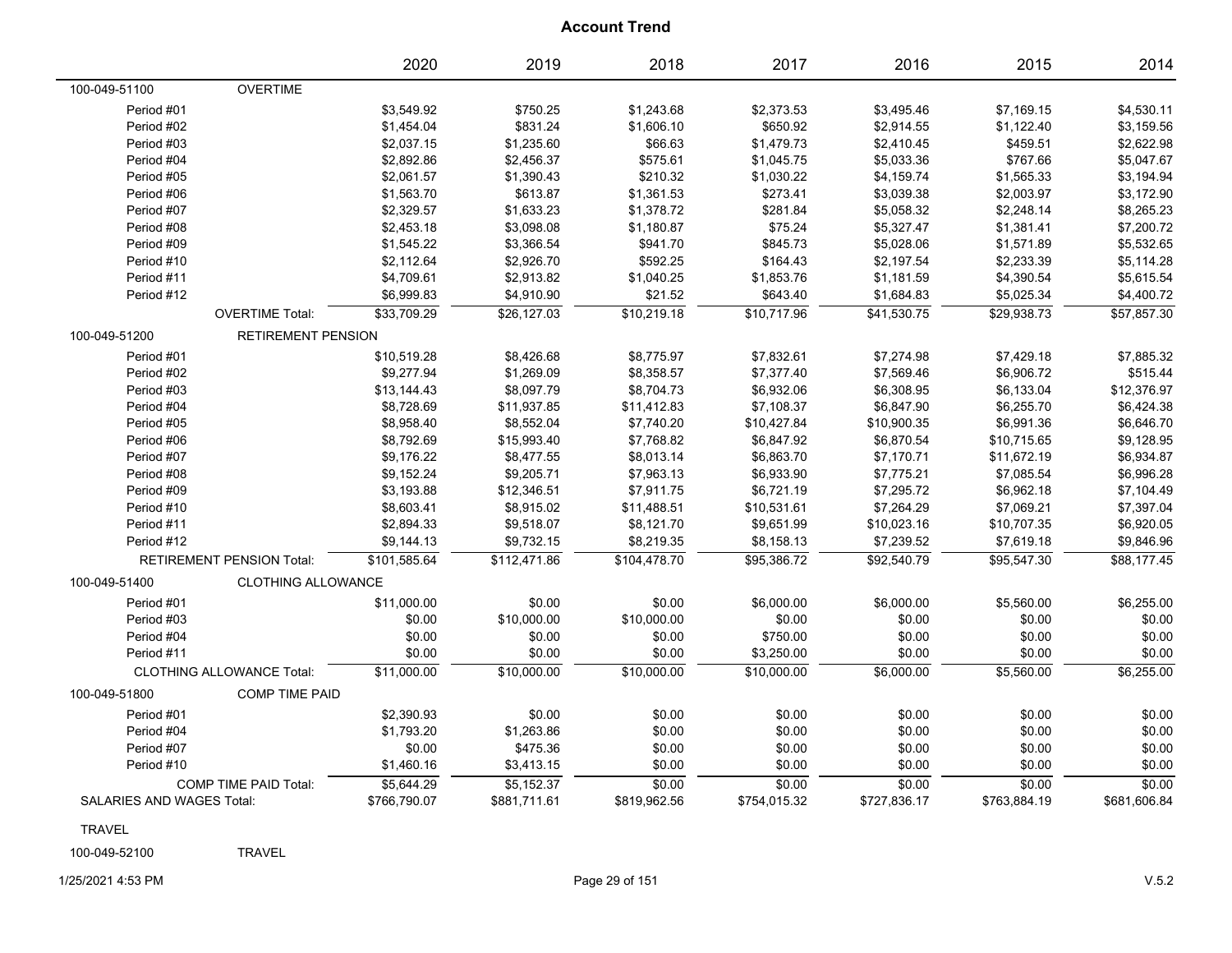**Account Trend**

| | | 2020 | 2019 | 2018 | 2017 | 2016 | 2015 | 2014 |
|---|---|---|---|---|---|---|---|---|
| 100-049-51100 | OVERTIME | | | | | | | |
| Period #01 | | $3,549.92 | $750.25 | $1,243.68 | $2,373.53 | $3,495.46 | $7,169.15 | $4,530.11 |
| Period #02 | | $1,454.04 | $831.24 | $1,606.10 | $650.92 | $2,914.55 | $1,122.40 | $3,159.56 |
| Period #03 | | $2,037.15 | $1,235.60 | $66.63 | $1,479.73 | $2,410.45 | $459.51 | $2,622.98 |
| Period #04 | | $2,892.86 | $2,456.37 | $575.61 | $1,045.75 | $5,033.36 | $767.66 | $5,047.67 |
| Period #05 | | $2,061.57 | $1,390.43 | $210.32 | $1,030.22 | $4,159.74 | $1,565.33 | $3,194.94 |
| Period #06 | | $1,563.70 | $613.87 | $1,361.53 | $273.41 | $3,039.38 | $2,003.97 | $3,172.90 |
| Period #07 | | $2,329.57 | $1,633.23 | $1,378.72 | $281.84 | $5,058.32 | $2,248.14 | $8,265.23 |
| Period #08 | | $2,453.18 | $3,098.08 | $1,180.87 | $75.24 | $5,327.47 | $1,381.41 | $7,200.72 |
| Period #09 | | $1,545.22 | $3,366.54 | $941.70 | $845.73 | $5,028.06 | $1,571.89 | $5,532.65 |
| Period #10 | | $2,112.64 | $2,926.70 | $592.25 | $164.43 | $2,197.54 | $2,233.39 | $5,114.28 |
| Period #11 | | $4,709.61 | $2,913.82 | $1,040.25 | $1,853.76 | $1,181.59 | $4,390.54 | $5,615.54 |
| Period #12 | | $6,999.83 | $4,910.90 | $21.52 | $643.40 | $1,684.83 | $5,025.34 | $4,400.72 |
| | OVERTIME Total: | $33,709.29 | $26,127.03 | $10,219.18 | $10,717.96 | $41,530.75 | $29,938.73 | $57,857.30 |
| 100-049-51200 | RETIREMENT PENSION | | | | | | | |
| Period #01 | | $10,519.28 | $8,426.68 | $8,775.97 | $7,832.61 | $7,274.98 | $7,429.18 | $7,885.32 |
| Period #02 | | $9,277.94 | $1,269.09 | $8,358.57 | $7,377.40 | $7,569.46 | $6,906.72 | $515.44 |
| Period #03 | | $13,144.43 | $8,097.79 | $8,704.73 | $6,932.06 | $6,308.95 | $6,133.04 | $12,376.97 |
| Period #04 | | $8,728.69 | $11,937.85 | $11,412.83 | $7,108.37 | $6,847.90 | $6,255.70 | $6,424.38 |
| Period #05 | | $8,958.40 | $8,552.04 | $7,740.20 | $10,427.84 | $10,900.35 | $6,991.36 | $6,646.70 |
| Period #06 | | $8,792.69 | $15,993.40 | $7,768.82 | $6,847.92 | $6,870.54 | $10,715.65 | $9,128.95 |
| Period #07 | | $9,176.22 | $8,477.55 | $8,013.14 | $6,863.70 | $7,170.71 | $11,672.19 | $6,934.87 |
| Period #08 | | $9,152.24 | $9,205.71 | $7,963.13 | $6,933.90 | $7,775.21 | $7,085.54 | $6,996.28 |
| Period #09 | | $3,193.88 | $12,346.51 | $7,911.75 | $6,721.19 | $7,295.72 | $6,962.18 | $7,104.49 |
| Period #10 | | $8,603.41 | $8,915.02 | $11,488.51 | $10,531.61 | $7,264.29 | $7,069.21 | $7,397.04 |
| Period #11 | | $2,894.33 | $9,518.07 | $8,121.70 | $9,651.99 | $10,023.16 | $10,707.35 | $6,920.05 |
| Period #12 | | $9,144.13 | $9,732.15 | $8,219.35 | $8,158.13 | $7,239.52 | $7,619.18 | $9,846.96 |
| | RETIREMENT PENSION Total: | $101,585.64 | $112,471.86 | $104,478.70 | $95,386.72 | $92,540.79 | $95,547.30 | $88,177.45 |
| 100-049-51400 | CLOTHING ALLOWANCE | | | | | | | |
| Period #01 | | $11,000.00 | $0.00 | $0.00 | $6,000.00 | $6,000.00 | $5,560.00 | $6,255.00 |
| Period #03 | | $0.00 | $10,000.00 | $10,000.00 | $0.00 | $0.00 | $0.00 | $0.00 |
| Period #04 | | $0.00 | $0.00 | $0.00 | $750.00 | $0.00 | $0.00 | $0.00 |
| Period #11 | | $0.00 | $0.00 | $0.00 | $3,250.00 | $0.00 | $0.00 | $0.00 |
| | CLOTHING ALLOWANCE Total: | $11,000.00 | $10,000.00 | $10,000.00 | $10,000.00 | $6,000.00 | $5,560.00 | $6,255.00 |
| 100-049-51800 | COMP TIME PAID | | | | | | | |
| Period #01 | | $2,390.93 | $0.00 | $0.00 | $0.00 | $0.00 | $0.00 | $0.00 |
| Period #04 | | $1,793.20 | $1,263.86 | $0.00 | $0.00 | $0.00 | $0.00 | $0.00 |
| Period #07 | | $0.00 | $475.36 | $0.00 | $0.00 | $0.00 | $0.00 | $0.00 |
| Period #10 | | $1,460.16 | $3,413.15 | $0.00 | $0.00 | $0.00 | $0.00 | $0.00 |
| | COMP TIME PAID Total: | $5,644.29 | $5,152.37 | $0.00 | $0.00 | $0.00 | $0.00 | $0.00 |
| SALARIES AND WAGES Total: | | $766,790.07 | $881,711.61 | $819,962.56 | $754,015.32 | $727,836.17 | $763,884.19 | $681,606.84 |

TRAVEL

100-049-52100 TRAVEL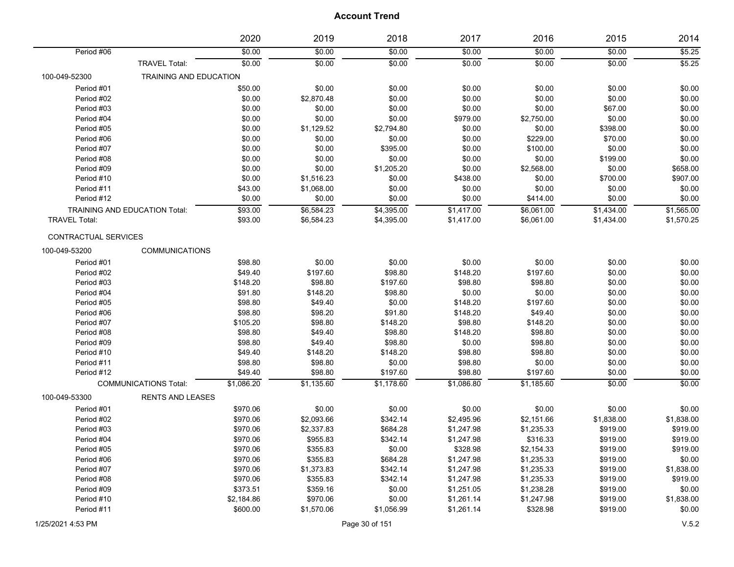# Account Trend

| | | 2020 | 2019 | 2018 | 2017 | 2016 | 2015 | 2014 |
|---|---|---|---|---|---|---|---|---|
| Period #06 | | $0.00 | $0.00 | $0.00 | $0.00 | $0.00 | $0.00 | $5.25 |
| | TRAVEL Total: | $0.00 | $0.00 | $0.00 | $0.00 | $0.00 | $0.00 | $5.25 |
| 100-049-52300 | TRAINING AND EDUCATION | | | | | | | |
| Period #01 | | $50.00 | $0.00 | $0.00 | $0.00 | $0.00 | $0.00 | $0.00 |
| Period #02 | | $0.00 | $2,870.48 | $0.00 | $0.00 | $0.00 | $0.00 | $0.00 |
| Period #03 | | $0.00 | $0.00 | $0.00 | $0.00 | $0.00 | $67.00 | $0.00 |
| Period #04 | | $0.00 | $0.00 | $0.00 | $979.00 | $2,750.00 | $0.00 | $0.00 |
| Period #05 | | $0.00 | $1,129.52 | $2,794.80 | $0.00 | $0.00 | $398.00 | $0.00 |
| Period #06 | | $0.00 | $0.00 | $0.00 | $0.00 | $229.00 | $70.00 | $0.00 |
| Period #07 | | $0.00 | $0.00 | $395.00 | $0.00 | $100.00 | $0.00 | $0.00 |
| Period #08 | | $0.00 | $0.00 | $0.00 | $0.00 | $0.00 | $199.00 | $0.00 |
| Period #09 | | $0.00 | $0.00 | $1,205.20 | $0.00 | $2,568.00 | $0.00 | $658.00 |
| Period #10 | | $0.00 | $1,516.23 | $0.00 | $438.00 | $0.00 | $700.00 | $907.00 |
| Period #11 | | $43.00 | $1,068.00 | $0.00 | $0.00 | $0.00 | $0.00 | $0.00 |
| Period #12 | | $0.00 | $0.00 | $0.00 | $0.00 | $414.00 | $0.00 | $0.00 |
| TRAINING AND EDUCATION Total: | | $93.00 | $6,584.23 | $4,395.00 | $1,417.00 | $6,061.00 | $1,434.00 | $1,565.00 |
| TRAVEL Total: | | $93.00 | $6,584.23 | $4,395.00 | $1,417.00 | $6,061.00 | $1,434.00 | $1,570.25 |
| CONTRACTUAL SERVICES | | | | | | | | |
| 100-049-53200 | COMMUNICATIONS | | | | | | | |
| Period #01 | | $98.80 | $0.00 | $0.00 | $0.00 | $0.00 | $0.00 | $0.00 |
| Period #02 | | $49.40 | $197.60 | $98.80 | $148.20 | $197.60 | $0.00 | $0.00 |
| Period #03 | | $148.20 | $98.80 | $197.60 | $98.80 | $98.80 | $0.00 | $0.00 |
| Period #04 | | $91.80 | $148.20 | $98.80 | $0.00 | $0.00 | $0.00 | $0.00 |
| Period #05 | | $98.80 | $49.40 | $0.00 | $148.20 | $197.60 | $0.00 | $0.00 |
| Period #06 | | $98.80 | $98.20 | $91.80 | $148.20 | $49.40 | $0.00 | $0.00 |
| Period #07 | | $105.20 | $98.80 | $148.20 | $98.80 | $148.20 | $0.00 | $0.00 |
| Period #08 | | $98.80 | $49.40 | $98.80 | $148.20 | $98.80 | $0.00 | $0.00 |
| Period #09 | | $98.80 | $49.40 | $98.80 | $0.00 | $98.80 | $0.00 | $0.00 |
| Period #10 | | $49.40 | $148.20 | $148.20 | $98.80 | $98.80 | $0.00 | $0.00 |
| Period #11 | | $98.80 | $98.80 | $0.00 | $98.80 | $0.00 | $0.00 | $0.00 |
| Period #12 | | $49.40 | $98.80 | $197.60 | $98.80 | $197.60 | $0.00 | $0.00 |
| COMMUNICATIONS Total: | | $1,086.20 | $1,135.60 | $1,178.60 | $1,086.80 | $1,185.60 | $0.00 | $0.00 |
| 100-049-53300 | RENTS AND LEASES | | | | | | | |
| Period #01 | | $970.06 | $0.00 | $0.00 | $0.00 | $0.00 | $0.00 | $0.00 |
| Period #02 | | $970.06 | $2,093.66 | $342.14 | $2,495.96 | $2,151.66 | $1,838.00 | $1,838.00 |
| Period #03 | | $970.06 | $2,337.83 | $684.28 | $1,247.98 | $1,235.33 | $919.00 | $919.00 |
| Period #04 | | $970.06 | $955.83 | $342.14 | $1,247.98 | $316.33 | $919.00 | $919.00 |
| Period #05 | | $970.06 | $355.83 | $0.00 | $328.98 | $2,154.33 | $919.00 | $919.00 |
| Period #06 | | $970.06 | $355.83 | $684.28 | $1,247.98 | $1,235.33 | $919.00 | $0.00 |
| Period #07 | | $970.06 | $1,373.83 | $342.14 | $1,247.98 | $1,235.33 | $919.00 | $1,838.00 |
| Period #08 | | $970.06 | $355.83 | $342.14 | $1,247.98 | $1,235.33 | $919.00 | $919.00 |
| Period #09 | | $373.51 | $359.16 | $0.00 | $1,251.05 | $1,238.28 | $919.00 | $0.00 |
| Period #10 | | $2,184.86 | $970.06 | $0.00 | $1,261.14 | $1,247.98 | $919.00 | $1,838.00 |
| Period #11 | | $600.00 | $1,570.06 | $1,056.99 | $1,261.14 | $328.98 | $919.00 | $0.00 |

1/25/2021 4:53 PM

V.5.2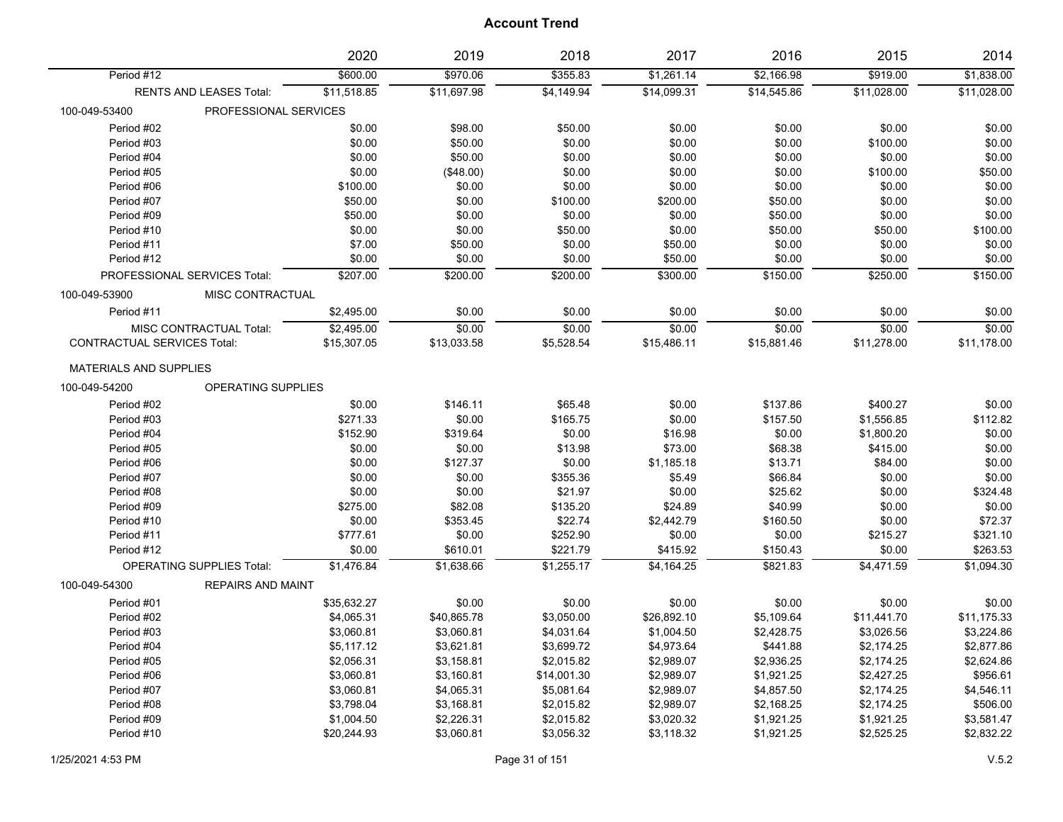# Account Trend

| | 2020 | 2019 | 2018 | 2017 | 2016 | 2015 | 2014 |
|---|---|---|---|---|---|---|---|
| Period #12 | $600.00 | $970.06 | $355.83 | $1,261.14 | $2,166.98 | $919.00 | $1,838.00 |
| RENTS AND LEASES Total: | $11,518.85 | $11,697.98 | $4,149.94 | $14,099.31 | $14,545.86 | $11,028.00 | $11,028.00 |
| 100-049-53400 PROFESSIONAL SERVICES | | | | | | | |
| Period #02 | $0.00 | $98.00 | $50.00 | $0.00 | $0.00 | $0.00 | $0.00 |
| Period #03 | $0.00 | $50.00 | $0.00 | $0.00 | $0.00 | $100.00 | $0.00 |
| Period #04 | $0.00 | $50.00 | $0.00 | $0.00 | $0.00 | $0.00 | $0.00 |
| Period #05 | $0.00 | ($48.00) | $0.00 | $0.00 | $0.00 | $100.00 | $50.00 |
| Period #06 | $100.00 | $0.00 | $0.00 | $0.00 | $0.00 | $0.00 | $0.00 |
| Period #07 | $50.00 | $0.00 | $100.00 | $200.00 | $50.00 | $0.00 | $0.00 |
| Period #09 | $50.00 | $0.00 | $0.00 | $0.00 | $50.00 | $0.00 | $0.00 |
| Period #10 | $0.00 | $0.00 | $50.00 | $0.00 | $50.00 | $50.00 | $100.00 |
| Period #11 | $7.00 | $50.00 | $0.00 | $50.00 | $0.00 | $0.00 | $0.00 |
| Period #12 | $0.00 | $0.00 | $0.00 | $50.00 | $0.00 | $0.00 | $0.00 |
| PROFESSIONAL SERVICES Total: | $207.00 | $200.00 | $200.00 | $300.00 | $150.00 | $250.00 | $150.00 |
| 100-049-53900 MISC CONTRACTUAL | | | | | | | |
| Period #11 | $2,495.00 | $0.00 | $0.00 | $0.00 | $0.00 | $0.00 | $0.00 |
| MISC CONTRACTUAL Total: | $2,495.00 | $0.00 | $0.00 | $0.00 | $0.00 | $0.00 | $0.00 |
| CONTRACTUAL SERVICES Total: | $15,307.05 | $13,033.58 | $5,528.54 | $15,486.11 | $15,881.46 | $11,278.00 | $11,178.00 |
| MATERIALS AND SUPPLIES | | | | | | | |
| 100-049-54200 OPERATING SUPPLIES | | | | | | | |
| Period #02 | $0.00 | $146.11 | $65.48 | $0.00 | $137.86 | $400.27 | $0.00 |
| Period #03 | $271.33 | $0.00 | $165.75 | $0.00 | $157.50 | $1,556.85 | $112.82 |
| Period #04 | $152.90 | $319.64 | $0.00 | $16.98 | $0.00 | $1,800.20 | $0.00 |
| Period #05 | $0.00 | $0.00 | $13.98 | $73.00 | $68.38 | $415.00 | $0.00 |
| Period #06 | $0.00 | $127.37 | $0.00 | $1,185.18 | $13.71 | $84.00 | $0.00 |
| Period #07 | $0.00 | $0.00 | $355.36 | $5.49 | $66.84 | $0.00 | $0.00 |
| Period #08 | $0.00 | $0.00 | $21.97 | $0.00 | $25.62 | $0.00 | $324.48 |
| Period #09 | $275.00 | $82.08 | $135.20 | $24.89 | $40.99 | $0.00 | $0.00 |
| Period #10 | $0.00 | $353.45 | $22.74 | $2,442.79 | $160.50 | $0.00 | $72.37 |
| Period #11 | $777.61 | $0.00 | $252.90 | $0.00 | $0.00 | $215.27 | $321.10 |
| Period #12 | $0.00 | $610.01 | $221.79 | $415.92 | $150.43 | $0.00 | $263.53 |
| OPERATING SUPPLIES Total: | $1,476.84 | $1,638.66 | $1,255.17 | $4,164.25 | $821.83 | $4,471.59 | $1,094.30 |
| 100-049-54300 REPAIRS AND MAINT | | | | | | | |
| Period #01 | $35,632.27 | $0.00 | $0.00 | $0.00 | $0.00 | $0.00 | $0.00 |
| Period #02 | $4,065.31 | $40,865.78 | $3,050.00 | $26,892.10 | $5,109.64 | $11,441.70 | $11,175.33 |
| Period #03 | $3,060.81 | $3,060.81 | $4,031.64 | $1,004.50 | $2,428.75 | $3,026.56 | $3,224.86 |
| Period #04 | $5,117.12 | $3,621.81 | $3,699.72 | $4,973.64 | $441.88 | $2,174.25 | $2,877.86 |
| Period #05 | $2,056.31 | $3,158.81 | $2,015.82 | $2,989.07 | $2,936.25 | $2,174.25 | $2,624.86 |
| Period #06 | $3,060.81 | $3,160.81 | $14,001.30 | $2,989.07 | $1,921.25 | $2,427.25 | $956.61 |
| Period #07 | $3,060.81 | $4,065.31 | $5,081.64 | $2,989.07 | $4,857.50 | $2,174.25 | $4,546.11 |
| Period #08 | $3,798.04 | $3,168.81 | $2,015.82 | $2,989.07 | $2,168.25 | $2,174.25 | $506.00 |
| Period #09 | $1,004.50 | $2,226.31 | $2,015.82 | $3,020.32 | $1,921.25 | $1,921.25 | $3,581.47 |
| Period #10 | $20,244.93 | $3,060.81 | $3,056.32 | $3,118.32 | $1,921.25 | $2,525.25 | $2,832.22 |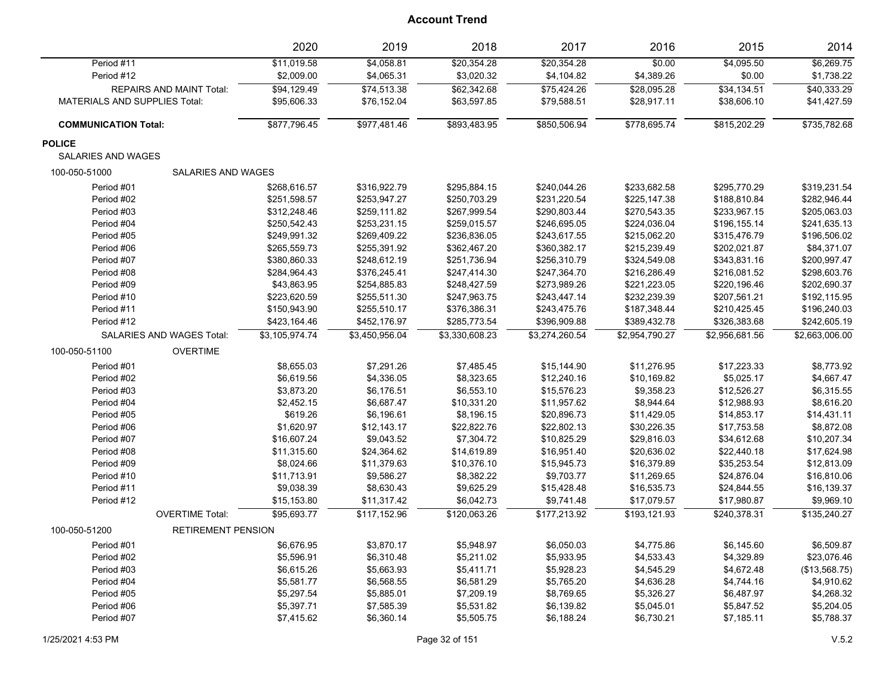# Account Trend

| | 2020 | 2019 | 2018 | 2017 | 2016 | 2015 | 2014 |
|---|---|---|---|---|---|---|---|
| Period #11 | $11,019.58 | $4,058.81 | $20,354.28 | $20,354.28 | $0.00 | $4,095.50 | $6,269.75 |
| Period #12 | $2,009.00 | $4,065.31 | $3,020.32 | $4,104.82 | $4,389.26 | $0.00 | $1,738.22 |
| REPAIRS AND MAINT Total: | $94,129.49 | $74,513.38 | $62,342.68 | $75,424.26 | $28,095.28 | $34,134.51 | $40,333.29 |
| MATERIALS AND SUPPLIES Total: | $95,606.33 | $76,152.04 | $63,597.85 | $79,588.51 | $28,917.11 | $38,606.10 | $41,427.59 |
| **COMMUNICATION Total:** | $877,796.45 | $977,481.46 | $893,483.95 | $850,506.94 | $778,695.74 | $815,202.29 | $735,782.68 |
| **POLICE** | | | | | | | |
| SALARIES AND WAGES | | | | | | | |
| 100-050-51000 SALARIES AND WAGES | | | | | | | |
| Period #01 | $268,616.57 | $316,922.79 | $295,884.15 | $240,044.26 | $233,682.58 | $295,770.29 | $319,231.54 |
| Period #02 | $251,598.57 | $253,947.27 | $250,703.29 | $231,220.54 | $225,147.38 | $188,810.84 | $282,946.44 |
| Period #03 | $312,248.46 | $259,111.82 | $267,999.54 | $290,803.44 | $270,543.35 | $233,967.15 | $205,063.03 |
| Period #04 | $250,542.43 | $253,231.15 | $259,015.57 | $246,695.05 | $224,036.04 | $196,155.14 | $241,635.13 |
| Period #05 | $249,991.32 | $269,409.22 | $236,836.05 | $243,617.55 | $215,062.20 | $315,476.79 | $196,506.02 |
| Period #06 | $265,559.73 | $255,391.92 | $362,467.20 | $360,382.17 | $215,239.49 | $202,021.87 | $84,371.07 |
| Period #07 | $380,860.33 | $248,612.19 | $251,736.94 | $256,310.79 | $324,549.08 | $343,831.16 | $200,997.47 |
| Period #08 | $284,964.43 | $376,245.41 | $247,414.30 | $247,364.70 | $216,286.49 | $216,081.52 | $298,603.76 |
| Period #09 | $43,863.95 | $254,885.83 | $248,427.59 | $273,989.26 | $221,223.05 | $220,196.46 | $202,690.37 |
| Period #10 | $223,620.59 | $255,511.30 | $247,963.75 | $243,447.14 | $232,239.39 | $207,561.21 | $192,115.95 |
| Period #11 | $150,943.90 | $255,510.17 | $376,386.31 | $243,475.76 | $187,348.44 | $210,425.45 | $196,240.03 |
| Period #12 | $423,164.46 | $452,176.97 | $285,773.54 | $396,909.88 | $389,432.78 | $326,383.68 | $242,605.19 |
| SALARIES AND WAGES Total: | $3,105,974.74 | $3,450,956.04 | $3,330,608.23 | $3,274,260.54 | $2,954,790.27 | $2,956,681.56 | $2,663,006.00 |
| 100-050-51100 OVERTIME | | | | | | | |
| Period #01 | $8,655.03 | $7,291.26 | $7,485.45 | $15,144.90 | $11,276.95 | $17,223.33 | $8,773.92 |
| Period #02 | $6,619.56 | $4,336.05 | $8,323.65 | $12,240.16 | $10,169.82 | $5,025.17 | $4,667.47 |
| Period #03 | $3,873.20 | $6,176.51 | $6,553.10 | $15,576.23 | $9,358.23 | $12,526.27 | $6,315.55 |
| Period #04 | $2,452.15 | $6,687.47 | $10,331.20 | $11,957.62 | $8,944.64 | $12,988.93 | $8,616.20 |
| Period #05 | $619.26 | $6,196.61 | $8,196.15 | $20,896.73 | $11,429.05 | $14,853.17 | $14,431.11 |
| Period #06 | $1,620.97 | $12,143.17 | $22,822.76 | $22,802.13 | $30,226.35 | $17,753.58 | $8,872.08 |
| Period #07 | $16,607.24 | $9,043.52 | $7,304.72 | $10,825.29 | $29,816.03 | $34,612.68 | $10,207.34 |
| Period #08 | $11,315.60 | $24,364.62 | $14,619.89 | $16,951.40 | $20,636.02 | $22,440.18 | $17,624.98 |
| Period #09 | $8,024.66 | $11,379.63 | $10,376.10 | $15,945.73 | $16,379.89 | $35,253.54 | $12,813.09 |
| Period #10 | $11,713.91 | $9,586.27 | $8,382.22 | $9,703.77 | $11,269.65 | $24,876.04 | $16,810.06 |
| Period #11 | $9,038.39 | $8,630.43 | $9,625.29 | $15,428.48 | $16,535.73 | $24,844.55 | $16,139.37 |
| Period #12 | $15,153.80 | $11,317.42 | $6,042.73 | $9,741.48 | $17,079.57 | $17,980.87 | $9,969.10 |
| OVERTIME Total: | $95,693.77 | $117,152.96 | $120,063.26 | $177,213.92 | $193,121.93 | $240,378.31 | $135,240.27 |
| 100-050-51200 RETIREMENT PENSION | | | | | | | |
| Period #01 | $6,676.95 | $3,870.17 | $5,948.97 | $6,050.03 | $4,775.86 | $6,145.60 | $6,509.87 |
| Period #02 | $5,596.91 | $6,310.48 | $5,211.02 | $5,933.95 | $4,533.43 | $4,329.89 | $23,076.46 |
| Period #03 | $6,615.26 | $5,663.93 | $5,411.71 | $5,928.23 | $4,545.29 | $4,672.48 | ($13,568.75) |
| Period #04 | $5,581.77 | $6,568.55 | $6,581.29 | $5,765.20 | $4,636.28 | $4,744.16 | $4,910.62 |
| Period #05 | $5,297.54 | $5,885.01 | $7,209.19 | $8,769.65 | $5,326.27 | $6,487.97 | $4,268.32 |
| Period #06 | $5,397.71 | $7,585.39 | $5,531.82 | $6,139.82 | $5,045.01 | $5,847.52 | $5,204.05 |
| Period #07 | $7,415.62 | $6,360.14 | $5,505.75 | $6,188.24 | $6,730.21 | $7,185.11 | $5,788.37 |

1/25/2021 4:53 PM

V.5.2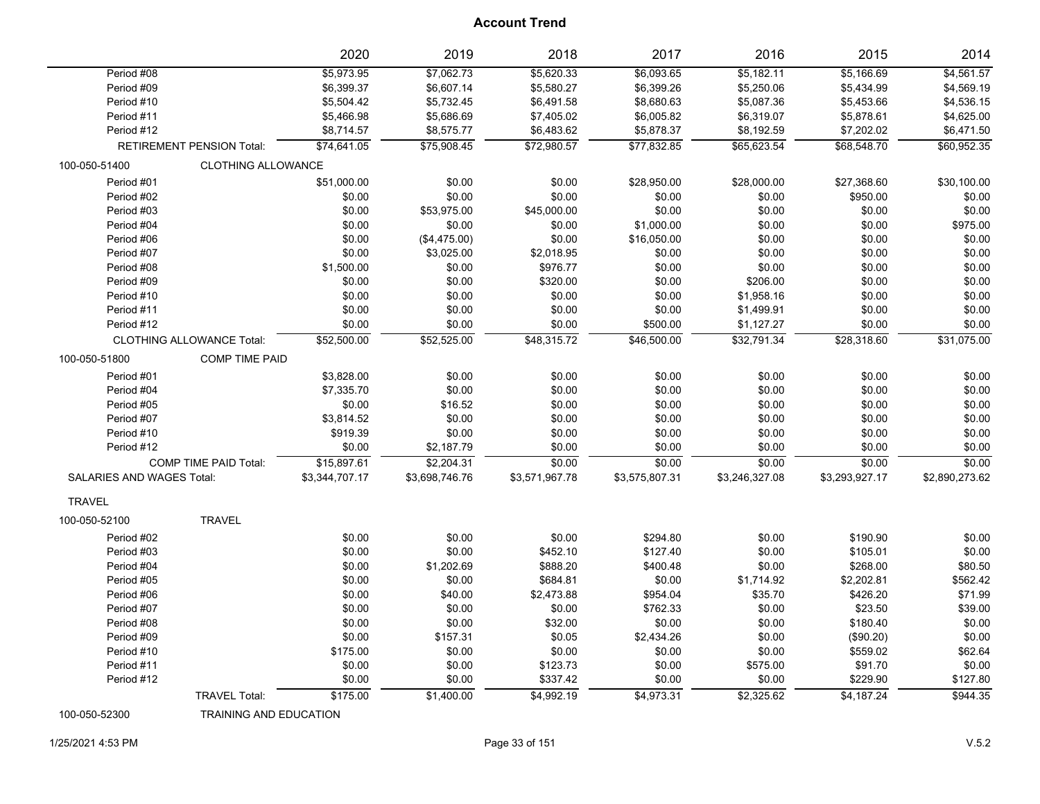# Account Trend

| | 2020 | 2019 | 2018 | 2017 | 2016 | 2015 | 2014 |
|---|---|---|---|---|---|---|---|
| Period #08 | $5,973.95 | $7,062.73 | $5,620.33 | $6,093.65 | $5,182.11 | $5,166.69 | $4,561.57 |
| Period #09 | $6,399.37 | $6,607.14 | $5,580.27 | $6,399.26 | $5,250.06 | $5,434.99 | $4,569.19 |
| Period #10 | $5,504.42 | $5,732.45 | $6,491.58 | $8,680.63 | $5,087.36 | $5,453.66 | $4,536.15 |
| Period #11 | $5,466.98 | $5,686.69 | $7,405.02 | $6,005.82 | $6,319.07 | $5,878.61 | $4,625.00 |
| Period #12 | $8,714.57 | $8,575.77 | $6,483.62 | $5,878.37 | $8,192.59 | $7,202.02 | $6,471.50 |
| RETIREMENT PENSION Total: | $74,641.05 | $75,908.45 | $72,980.57 | $77,832.85 | $65,623.54 | $68,548.70 | $60,952.35 |
| **100-050-51400 CLOTHING ALLOWANCE** | | | | | | | |
| Period #01 | $51,000.00 | $0.00 | $0.00 | $28,950.00 | $28,000.00 | $27,368.60 | $30,100.00 |
| Period #02 | $0.00 | $0.00 | $0.00 | $0.00 | $0.00 | $950.00 | $0.00 |
| Period #03 | $0.00 | $53,975.00 | $45,000.00 | $0.00 | $0.00 | $0.00 | $0.00 |
| Period #04 | $0.00 | $0.00 | $0.00 | $1,000.00 | $0.00 | $0.00 | $975.00 |
| Period #06 | $0.00 | ($4,475.00) | $0.00 | $16,050.00 | $0.00 | $0.00 | $0.00 |
| Period #07 | $0.00 | $3,025.00 | $2,018.95 | $0.00 | $0.00 | $0.00 | $0.00 |
| Period #08 | $1,500.00 | $0.00 | $976.77 | $0.00 | $0.00 | $0.00 | $0.00 |
| Period #09 | $0.00 | $0.00 | $320.00 | $0.00 | $206.00 | $0.00 | $0.00 |
| Period #10 | $0.00 | $0.00 | $0.00 | $0.00 | $1,958.16 | $0.00 | $0.00 |
| Period #11 | $0.00 | $0.00 | $0.00 | $0.00 | $1,499.91 | $0.00 | $0.00 |
| Period #12 | $0.00 | $0.00 | $0.00 | $500.00 | $1,127.27 | $0.00 | $0.00 |
| CLOTHING ALLOWANCE Total: | $52,500.00 | $52,525.00 | $48,315.72 | $46,500.00 | $32,791.34 | $28,318.60 | $31,075.00 |
| **100-050-51800 COMP TIME PAID** | | | | | | | |
| Period #01 | $3,828.00 | $0.00 | $0.00 | $0.00 | $0.00 | $0.00 | $0.00 |
| Period #04 | $7,335.70 | $0.00 | $0.00 | $0.00 | $0.00 | $0.00 | $0.00 |
| Period #05 | $0.00 | $16.52 | $0.00 | $0.00 | $0.00 | $0.00 | $0.00 |
| Period #07 | $3,814.52 | $0.00 | $0.00 | $0.00 | $0.00 | $0.00 | $0.00 |
| Period #10 | $919.39 | $0.00 | $0.00 | $0.00 | $0.00 | $0.00 | $0.00 |
| Period #12 | $0.00 | $2,187.79 | $0.00 | $0.00 | $0.00 | $0.00 | $0.00 |
| COMP TIME PAID Total: | $15,897.61 | $2,204.31 | $0.00 | $0.00 | $0.00 | $0.00 | $0.00 |
| SALARIES AND WAGES Total: | $3,344,707.17 | $3,698,746.76 | $3,571,967.78 | $3,575,807.31 | $3,246,327.08 | $3,293,927.17 | $2,890,273.62 |
| **TRAVEL** | | | | | | | |
| **100-050-52100 TRAVEL** | | | | | | | |
| Period #02 | $0.00 | $0.00 | $0.00 | $294.80 | $0.00 | $190.90 | $0.00 |
| Period #03 | $0.00 | $0.00 | $452.10 | $127.40 | $0.00 | $105.01 | $0.00 |
| Period #04 | $0.00 | $1,202.69 | $888.20 | $400.48 | $0.00 | $268.00 | $80.50 |
| Period #05 | $0.00 | $0.00 | $684.81 | $0.00 | $1,714.92 | $2,202.81 | $562.42 |
| Period #06 | $0.00 | $40.00 | $2,473.88 | $954.04 | $35.70 | $426.20 | $71.99 |
| Period #07 | $0.00 | $0.00 | $0.00 | $762.33 | $0.00 | $23.50 | $39.00 |
| Period #08 | $0.00 | $0.00 | $32.00 | $0.00 | $0.00 | $180.40 | $0.00 |
| Period #09 | $0.00 | $157.31 | $0.05 | $2,434.26 | $0.00 | ($90.20) | $0.00 |
| Period #10 | $175.00 | $0.00 | $0.00 | $0.00 | $0.00 | $559.02 | $62.64 |
| Period #11 | $0.00 | $0.00 | $123.73 | $0.00 | $575.00 | $91.70 | $0.00 |
| Period #12 | $0.00 | $0.00 | $337.42 | $0.00 | $0.00 | $229.90 | $127.80 |
| TRAVEL Total: | $175.00 | $1,400.00 | $4,992.19 | $4,973.31 | $2,325.62 | $4,187.24 | $944.35 |
| **100-050-52300 TRAINING AND EDUCATION** | | | | | | | |

1/25/2021 4:53 PM V.5.2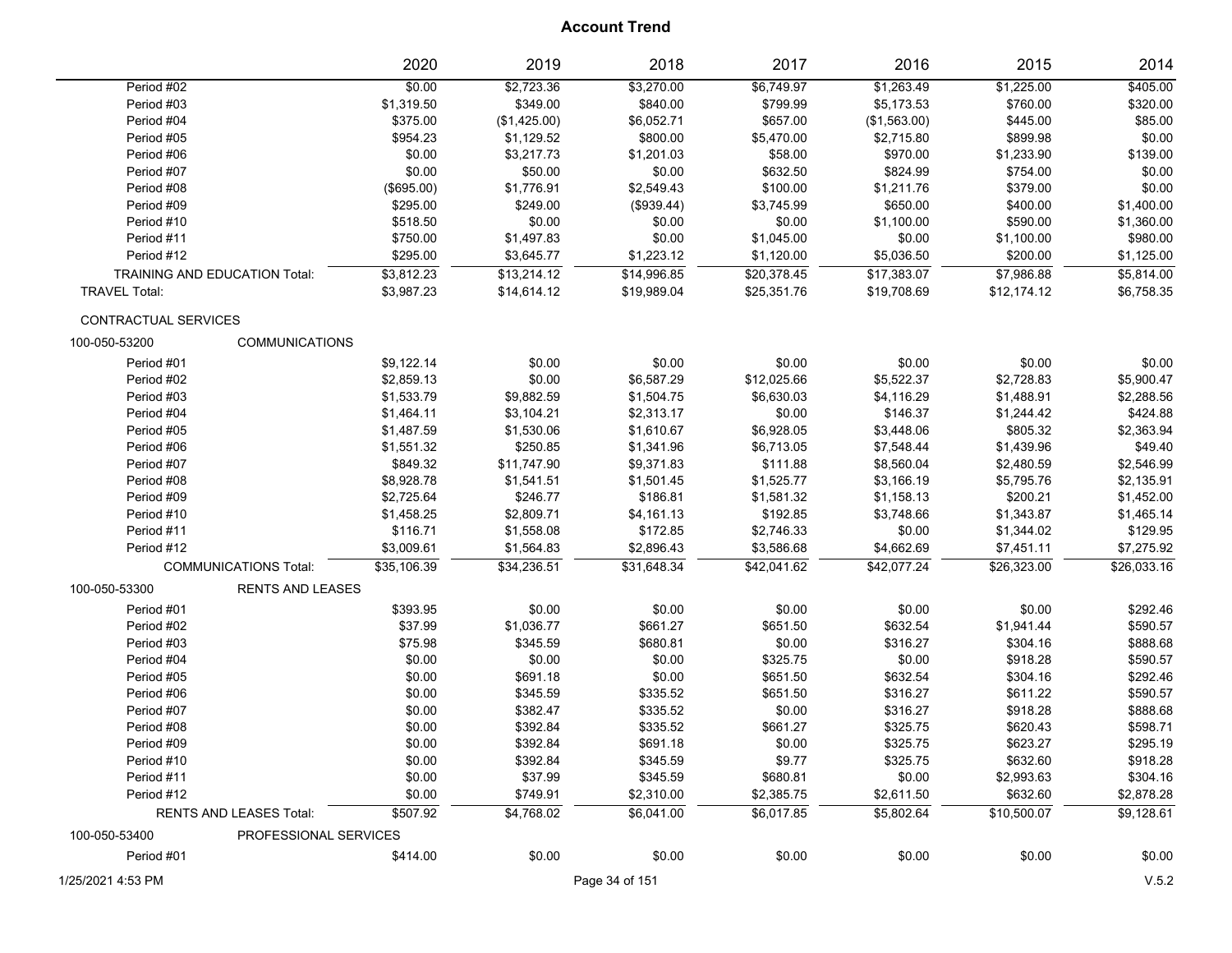## Account Trend

| | | 2020 | 2019 | 2018 | 2017 | 2016 | 2015 | 2014 |
|---|---|---|---|---|---|---|---|---|
| Period #02 | | $0.00 | $2,723.36 | $3,270.00 | $6,749.97 | $1,263.49 | $1,225.00 | $405.00 |
| Period #03 | | $1,319.50 | $349.00 | $840.00 | $799.99 | $5,173.53 | $760.00 | $320.00 |
| Period #04 | | $375.00 | ($1,425.00) | $6,052.71 | $657.00 | ($1,563.00) | $445.00 | $85.00 |
| Period #05 | | $954.23 | $1,129.52 | $800.00 | $5,470.00 | $2,715.80 | $899.98 | $0.00 |
| Period #06 | | $0.00 | $3,217.73 | $1,201.03 | $58.00 | $970.00 | $1,233.90 | $139.00 |
| Period #07 | | $0.00 | $50.00 | $0.00 | $632.50 | $824.99 | $754.00 | $0.00 |
| Period #08 | | ($695.00) | $1,776.91 | $2,549.43 | $100.00 | $1,211.76 | $379.00 | $0.00 |
| Period #09 | | $295.00 | $249.00 | ($939.44) | $3,745.99 | $650.00 | $400.00 | $1,400.00 |
| Period #10 | | $518.50 | $0.00 | $0.00 | $0.00 | $1,100.00 | $590.00 | $1,360.00 |
| Period #11 | | $750.00 | $1,497.83 | $0.00 | $1,045.00 | $0.00 | $1,100.00 | $980.00 |
| Period #12 | | $295.00 | $3,645.77 | $1,223.12 | $1,120.00 | $5,036.50 | $200.00 | $1,125.00 |
| TRAINING AND EDUCATION Total: | | $3,812.23 | $13,214.12 | $14,996.85 | $20,378.45 | $17,383.07 | $7,986.88 | $5,814.00 |
| TRAVEL Total: | | $3,987.23 | $14,614.12 | $19,989.04 | $25,351.76 | $19,708.69 | $12,174.12 | $6,758.35 |
| CONTRACTUAL SERVICES | | | | | | | | |
| 100-050-53200 | COMMUNICATIONS | | | | | | | |
| Period #01 | | $9,122.14 | $0.00 | $0.00 | $0.00 | $0.00 | $0.00 | $0.00 |
| Period #02 | | $2,859.13 | $0.00 | $6,587.29 | $12,025.66 | $5,522.37 | $2,728.83 | $5,900.47 |
| Period #03 | | $1,533.79 | $9,882.59 | $1,504.75 | $6,630.03 | $4,116.29 | $1,488.91 | $2,288.56 |
| Period #04 | | $1,464.11 | $3,104.21 | $2,313.17 | $0.00 | $146.37 | $1,244.42 | $424.88 |
| Period #05 | | $1,487.59 | $1,530.06 | $1,610.67 | $6,928.05 | $3,448.06 | $805.32 | $2,363.94 |
| Period #06 | | $1,551.32 | $250.85 | $1,341.96 | $6,713.05 | $7,548.44 | $1,439.96 | $49.40 |
| Period #07 | | $849.32 | $11,747.90 | $9,371.83 | $111.88 | $8,560.04 | $2,480.59 | $2,546.99 |
| Period #08 | | $8,928.78 | $1,541.51 | $1,501.45 | $1,525.77 | $3,166.19 | $5,795.76 | $2,135.91 |
| Period #09 | | $2,725.64 | $246.77 | $186.81 | $1,581.32 | $1,158.13 | $200.21 | $1,452.00 |
| Period #10 | | $1,458.25 | $2,809.71 | $4,161.13 | $192.85 | $3,748.66 | $1,343.87 | $1,465.14 |
| Period #11 | | $116.71 | $1,558.08 | $172.85 | $2,746.33 | $0.00 | $1,344.02 | $129.95 |
| Period #12 | | $3,009.61 | $1,564.83 | $2,896.43 | $3,586.68 | $4,662.69 | $7,451.11 | $7,275.92 |
| COMMUNICATIONS Total: | | $35,106.39 | $34,236.51 | $31,648.34 | $42,041.62 | $42,077.24 | $26,323.00 | $26,033.16 |
| 100-050-53300 | RENTS AND LEASES | | | | | | | |
| Period #01 | | $393.95 | $0.00 | $0.00 | $0.00 | $0.00 | $0.00 | $292.46 |
| Period #02 | | $37.99 | $1,036.77 | $661.27 | $651.50 | $632.54 | $1,941.44 | $590.57 |
| Period #03 | | $75.98 | $345.59 | $680.81 | $0.00 | $316.27 | $304.16 | $888.68 |
| Period #04 | | $0.00 | $0.00 | $0.00 | $325.75 | $0.00 | $918.28 | $590.57 |
| Period #05 | | $0.00 | $691.18 | $0.00 | $651.50 | $632.54 | $304.16 | $292.46 |
| Period #06 | | $0.00 | $345.59 | $335.52 | $651.50 | $316.27 | $611.22 | $590.57 |
| Period #07 | | $0.00 | $382.47 | $335.52 | $0.00 | $316.27 | $918.28 | $888.68 |
| Period #08 | | $0.00 | $392.84 | $335.52 | $661.27 | $325.75 | $620.43 | $598.71 |
| Period #09 | | $0.00 | $392.84 | $691.18 | $0.00 | $325.75 | $623.27 | $295.19 |
| Period #10 | | $0.00 | $392.84 | $345.59 | $9.77 | $325.75 | $632.60 | $918.28 |
| Period #11 | | $0.00 | $37.99 | $345.59 | $680.81 | $0.00 | $2,993.63 | $304.16 |
| Period #12 | | $0.00 | $749.91 | $2,310.00 | $2,385.75 | $2,611.50 | $632.60 | $2,878.28 |
| RENTS AND LEASES Total: | | $507.92 | $4,768.02 | $6,041.00 | $6,017.85 | $5,802.64 | $10,500.07 | $9,128.61 |
| 100-050-53400 | PROFESSIONAL SERVICES | | | | | | | |
| Period #01 | | $414.00 | $0.00 | $0.00 | $0.00 | $0.00 | $0.00 | $0.00 |

1/25/2021 4:53 PM V.5.2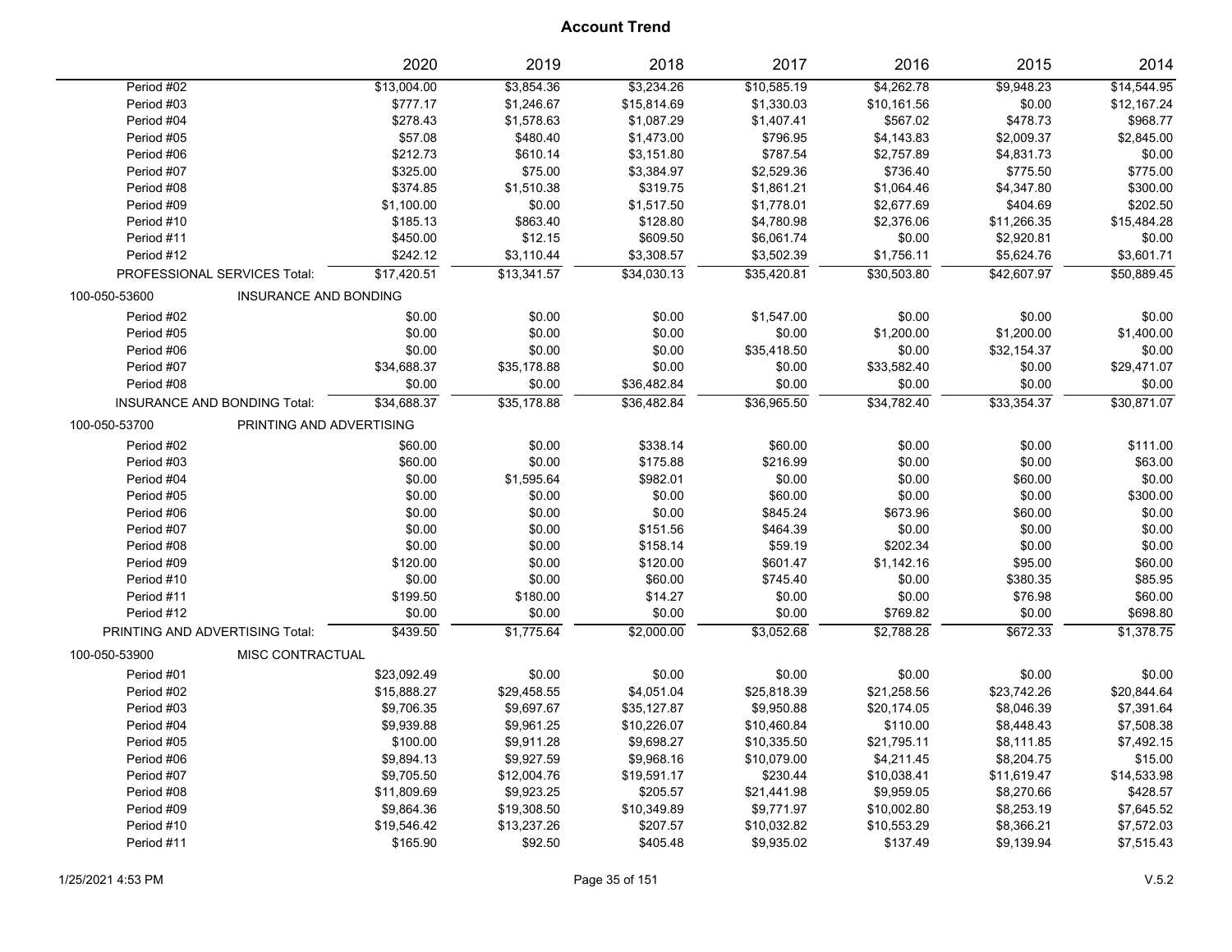# Account Trend

| | 2020 | 2019 | 2018 | 2017 | 2016 | 2015 | 2014 |
|---|---|---|---|---|---|---|---|
| Period #02 | $13,004.00 | $3,854.36 | $3,234.26 | $10,585.19 | $4,262.78 | $9,948.23 | $14,544.95 |
| Period #03 | $777.17 | $1,246.67 | $15,814.69 | $1,330.03 | $10,161.56 | $0.00 | $12,167.24 |
| Period #04 | $278.43 | $1,578.63 | $1,087.29 | $1,407.41 | $567.02 | $478.73 | $968.77 |
| Period #05 | $57.08 | $480.40 | $1,473.00 | $796.95 | $4,143.83 | $2,009.37 | $2,845.00 |
| Period #06 | $212.73 | $610.14 | $3,151.80 | $787.54 | $2,757.89 | $4,831.73 | $0.00 |
| Period #07 | $325.00 | $75.00 | $3,384.97 | $2,529.36 | $736.40 | $775.50 | $775.00 |
| Period #08 | $374.85 | $1,510.38 | $319.75 | $1,861.21 | $1,064.46 | $4,347.80 | $300.00 |
| Period #09 | $1,100.00 | $0.00 | $1,517.50 | $1,778.01 | $2,677.69 | $404.69 | $202.50 |
| Period #10 | $185.13 | $863.40 | $128.80 | $4,780.98 | $2,376.06 | $11,266.35 | $15,484.28 |
| Period #11 | $450.00 | $12.15 | $609.50 | $6,061.74 | $0.00 | $2,920.81 | $0.00 |
| Period #12 | $242.12 | $3,110.44 | $3,308.57 | $3,502.39 | $1,756.11 | $5,624.76 | $3,601.71 |
| PROFESSIONAL SERVICES Total: | $17,420.51 | $13,341.57 | $34,030.13 | $35,420.81 | $30,503.80 | $42,607.97 | $50,889.45 |
| 100-050-53600 INSURANCE AND BONDING | | | | | | | |
| Period #02 | $0.00 | $0.00 | $0.00 | $1,547.00 | $0.00 | $0.00 | $0.00 |
| Period #05 | $0.00 | $0.00 | $0.00 | $0.00 | $1,200.00 | $1,200.00 | $1,400.00 |
| Period #06 | $0.00 | $0.00 | $0.00 | $35,418.50 | $0.00 | $32,154.37 | $0.00 |
| Period #07 | $34,688.37 | $35,178.88 | $0.00 | $0.00 | $33,582.40 | $0.00 | $29,471.07 |
| Period #08 | $0.00 | $0.00 | $36,482.84 | $0.00 | $0.00 | $0.00 | $0.00 |
| INSURANCE AND BONDING Total: | $34,688.37 | $35,178.88 | $36,482.84 | $36,965.50 | $34,782.40 | $33,354.37 | $30,871.07 |
| 100-050-53700 PRINTING AND ADVERTISING | | | | | | | |
| Period #02 | $60.00 | $0.00 | $338.14 | $60.00 | $0.00 | $0.00 | $111.00 |
| Period #03 | $60.00 | $0.00 | $175.88 | $216.99 | $0.00 | $0.00 | $63.00 |
| Period #04 | $0.00 | $1,595.64 | $982.01 | $0.00 | $0.00 | $60.00 | $0.00 |
| Period #05 | $0.00 | $0.00 | $0.00 | $60.00 | $0.00 | $0.00 | $300.00 |
| Period #06 | $0.00 | $0.00 | $0.00 | $845.24 | $673.96 | $60.00 | $0.00 |
| Period #07 | $0.00 | $0.00 | $151.56 | $464.39 | $0.00 | $0.00 | $0.00 |
| Period #08 | $0.00 | $0.00 | $158.14 | $59.19 | $202.34 | $0.00 | $0.00 |
| Period #09 | $120.00 | $0.00 | $120.00 | $601.47 | $1,142.16 | $95.00 | $60.00 |
| Period #10 | $0.00 | $0.00 | $60.00 | $745.40 | $0.00 | $380.35 | $85.95 |
| Period #11 | $199.50 | $180.00 | $14.27 | $0.00 | $0.00 | $76.98 | $60.00 |
| Period #12 | $0.00 | $0.00 | $0.00 | $0.00 | $769.82 | $0.00 | $698.80 |
| PRINTING AND ADVERTISING Total: | $439.50 | $1,775.64 | $2,000.00 | $3,052.68 | $2,788.28 | $672.33 | $1,378.75 |
| 100-050-53900 MISC CONTRACTUAL | | | | | | | |
| Period #01 | $23,092.49 | $0.00 | $0.00 | $0.00 | $0.00 | $0.00 | $0.00 |
| Period #02 | $15,888.27 | $29,458.55 | $4,051.04 | $25,818.39 | $21,258.56 | $23,742.26 | $20,844.64 |
| Period #03 | $9,706.35 | $9,697.67 | $35,127.87 | $9,950.88 | $20,174.05 | $8,046.39 | $7,391.64 |
| Period #04 | $9,939.88 | $9,961.25 | $10,226.07 | $10,460.84 | $110.00 | $8,448.43 | $7,508.38 |
| Period #05 | $100.00 | $9,911.28 | $9,698.27 | $10,335.50 | $21,795.11 | $8,111.85 | $7,492.15 |
| Period #06 | $9,894.13 | $9,927.59 | $9,968.16 | $10,079.00 | $4,211.45 | $8,204.75 | $15.00 |
| Period #07 | $9,705.50 | $12,004.76 | $19,591.17 | $230.44 | $10,038.41 | $11,619.47 | $14,533.98 |
| Period #08 | $11,809.69 | $9,923.25 | $205.57 | $21,441.98 | $9,959.05 | $8,270.66 | $428.57 |
| Period #09 | $9,864.36 | $19,308.50 | $10,349.89 | $9,771.97 | $10,002.80 | $8,253.19 | $7,645.52 |
| Period #10 | $19,546.42 | $13,237.26 | $207.57 | $10,032.82 | $10,553.29 | $8,366.21 | $7,572.03 |
| Period #11 | $165.90 | $92.50 | $405.48 | $9,935.02 | $137.49 | $9,139.94 | $7,515.43 |

1/25/2021 4:53 PM V.5.2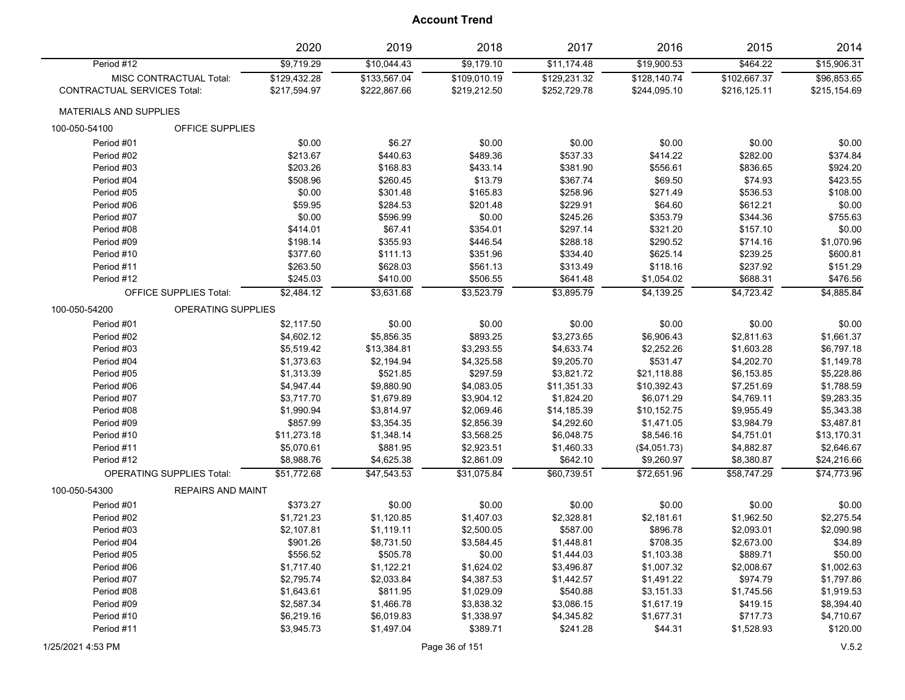# Account Trend

| | 2020 | 2019 | 2018 | 2017 | 2016 | 2015 | 2014 |
|---|---|---|---|---|---|---|---|
| Period #12 | $9,719.29 | $10,044.43 | $9,179.10 | $11,174.48 | $19,900.53 | $464.22 | $15,906.31 |
| MISC CONTRACTUAL Total: | $129,432.28 | $133,567.04 | $109,010.19 | $129,231.32 | $128,140.74 | $102,667.37 | $96,853.65 |
| CONTRACTUAL SERVICES Total: | $217,594.97 | $222,867.66 | $219,212.50 | $252,729.78 | $244,095.10 | $216,125.11 | $215,154.69 |
| MATERIALS AND SUPPLIES | | | | | | | |
| 100-050-54100 OFFICE SUPPLIES | | | | | | | |
| Period #01 | $0.00 | $6.27 | $0.00 | $0.00 | $0.00 | $0.00 | $0.00 |
| Period #02 | $213.67 | $440.63 | $489.36 | $537.33 | $414.22 | $282.00 | $374.84 |
| Period #03 | $203.26 | $168.83 | $433.14 | $381.90 | $556.61 | $836.65 | $924.20 |
| Period #04 | $508.96 | $260.45 | $13.79 | $367.74 | $69.50 | $74.93 | $423.55 |
| Period #05 | $0.00 | $301.48 | $165.83 | $258.96 | $271.49 | $536.53 | $108.00 |
| Period #06 | $59.95 | $284.53 | $201.48 | $229.91 | $64.60 | $612.21 | $0.00 |
| Period #07 | $0.00 | $596.99 | $0.00 | $245.26 | $353.79 | $344.36 | $755.63 |
| Period #08 | $414.01 | $67.41 | $354.01 | $297.14 | $321.20 | $157.10 | $0.00 |
| Period #09 | $198.14 | $355.93 | $446.54 | $288.18 | $290.52 | $714.16 | $1,070.96 |
| Period #10 | $377.60 | $111.13 | $351.96 | $334.40 | $625.14 | $239.25 | $600.81 |
| Period #11 | $263.50 | $628.03 | $561.13 | $313.49 | $118.16 | $237.92 | $151.29 |
| Period #12 | $245.03 | $410.00 | $506.55 | $641.48 | $1,054.02 | $688.31 | $476.56 |
| OFFICE SUPPLIES Total: | $2,484.12 | $3,631.68 | $3,523.79 | $3,895.79 | $4,139.25 | $4,723.42 | $4,885.84 |
| 100-050-54200 OPERATING SUPPLIES | | | | | | | |
| Period #01 | $2,117.50 | $0.00 | $0.00 | $0.00 | $0.00 | $0.00 | $0.00 |
| Period #02 | $4,602.12 | $5,856.35 | $893.25 | $3,273.65 | $6,906.43 | $2,811.63 | $1,661.37 |
| Period #03 | $5,519.42 | $13,384.81 | $3,293.55 | $4,633.74 | $2,252.26 | $1,603.28 | $6,797.18 |
| Period #04 | $1,373.63 | $2,194.94 | $4,325.58 | $9,205.70 | $531.47 | $4,202.70 | $1,149.78 |
| Period #05 | $1,313.39 | $521.85 | $297.59 | $3,821.72 | $21,118.88 | $6,153.85 | $5,228.86 |
| Period #06 | $4,947.44 | $9,880.90 | $4,083.05 | $11,351.33 | $10,392.43 | $7,251.69 | $1,788.59 |
| Period #07 | $3,717.70 | $1,679.89 | $3,904.12 | $1,824.20 | $6,071.29 | $4,769.11 | $9,283.35 |
| Period #08 | $1,990.94 | $3,814.97 | $2,069.46 | $14,185.39 | $10,152.75 | $9,955.49 | $5,343.38 |
| Period #09 | $857.99 | $3,354.35 | $2,856.39 | $4,292.60 | $1,471.05 | $3,984.79 | $3,487.81 |
| Period #10 | $11,273.18 | $1,348.14 | $3,568.25 | $6,048.75 | $8,546.16 | $4,751.01 | $13,170.31 |
| Period #11 | $5,070.61 | $881.95 | $2,923.51 | $1,460.33 | ($4,051.73) | $4,882.87 | $2,646.67 |
| Period #12 | $8,988.76 | $4,625.38 | $2,861.09 | $642.10 | $9,260.97 | $8,380.87 | $24,216.66 |
| OPERATING SUPPLIES Total: | $51,772.68 | $47,543.53 | $31,075.84 | $60,739.51 | $72,651.96 | $58,747.29 | $74,773.96 |
| 100-050-54300 REPAIRS AND MAINT | | | | | | | |
| Period #01 | $373.27 | $0.00 | $0.00 | $0.00 | $0.00 | $0.00 | $0.00 |
| Period #02 | $1,721.23 | $1,120.85 | $1,407.03 | $2,328.81 | $2,181.61 | $1,962.50 | $2,275.54 |
| Period #03 | $2,107.81 | $1,119.11 | $2,500.05 | $587.00 | $896.78 | $2,093.01 | $2,090.98 |
| Period #04 | $901.26 | $8,731.50 | $3,584.45 | $1,448.81 | $708.35 | $2,673.00 | $34.89 |
| Period #05 | $556.52 | $505.78 | $0.00 | $1,444.03 | $1,103.38 | $889.71 | $50.00 |
| Period #06 | $1,717.40 | $1,122.21 | $1,624.02 | $3,496.87 | $1,007.32 | $2,008.67 | $1,002.63 |
| Period #07 | $2,795.74 | $2,033.84 | $4,387.53 | $1,442.57 | $1,491.22 | $974.79 | $1,797.86 |
| Period #08 | $1,643.61 | $811.95 | $1,029.09 | $540.88 | $3,151.33 | $1,745.56 | $1,919.53 |
| Period #09 | $2,587.34 | $1,466.78 | $3,838.32 | $3,086.15 | $1,617.19 | $419.15 | $8,394.40 |
| Period #10 | $6,219.16 | $6,019.83 | $1,338.97 | $4,345.82 | $1,677.31 | $717.73 | $4,710.67 |
| Period #11 | $3,945.73 | $1,497.04 | $389.71 | $241.28 | $44.31 | $1,528.93 | $120.00 |

1/25/2021 4:53 PM V.5.2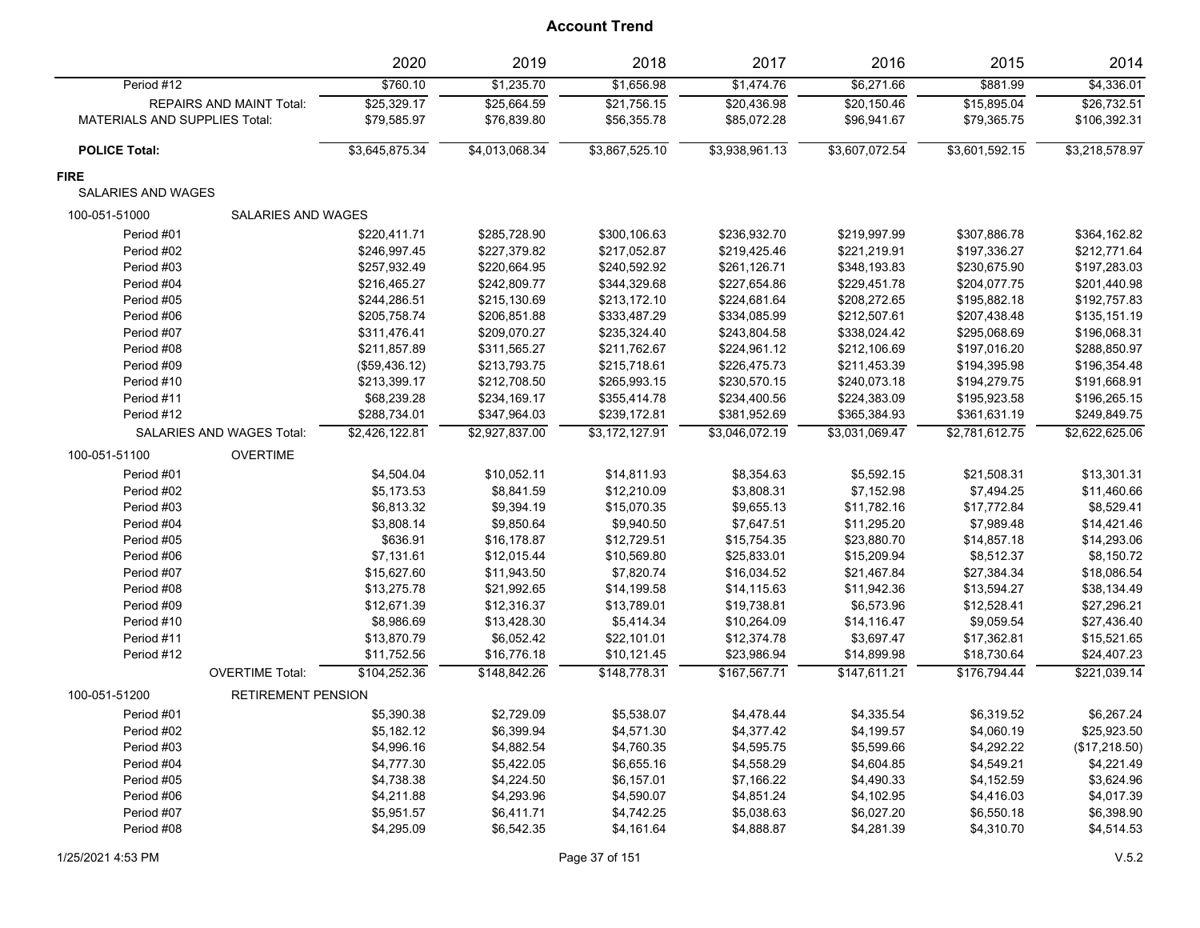# Account Trend

| | | 2020 | 2019 | 2018 | 2017 | 2016 | 2015 | 2014 |
|---|---|---|---|---|---|---|---|---|
| Period #12 | | $760.10 | $1,235.70 | $1,656.98 | $1,474.76 | $6,271.66 | $881.99 | $4,336.01 |
| REPAIRS AND MAINT Total: | | $25,329.17 | $25,664.59 | $21,756.15 | $20,436.98 | $20,150.46 | $15,895.04 | $26,732.51 |
| MATERIALS AND SUPPLIES Total: | | $79,585.97 | $76,839.80 | $56,355.78 | $85,072.28 | $96,941.67 | $79,365.75 | $106,392.31 |
| **POLICE Total:** | | $3,645,875.34 | $4,013,068.34 | $3,867,525.10 | $3,938,961.13 | $3,607,072.54 | $3,601,592.15 | $3,218,578.97 |
| **FIRE** | | | | | | | | |
| SALARIES AND WAGES | | | | | | | | |
| 100-051-51000 | SALARIES AND WAGES | | | | | | | |
| Period #01 | | $220,411.71 | $285,728.90 | $300,106.63 | $236,932.70 | $219,997.99 | $307,886.78 | $364,162.82 |
| Period #02 | | $246,997.45 | $227,379.82 | $217,052.87 | $219,425.46 | $221,219.91 | $197,336.27 | $212,771.64 |
| Period #03 | | $257,932.49 | $220,664.95 | $240,592.92 | $261,126.71 | $348,193.83 | $230,675.90 | $197,283.03 |
| Period #04 | | $216,465.27 | $242,809.77 | $344,329.68 | $227,654.86 | $229,451.78 | $204,077.75 | $201,440.98 |
| Period #05 | | $244,286.51 | $215,130.69 | $213,172.10 | $224,681.64 | $208,272.65 | $195,882.18 | $192,757.83 |
| Period #06 | | $205,758.74 | $206,851.88 | $333,487.29 | $334,085.99 | $212,507.61 | $207,438.48 | $135,151.19 |
| Period #07 | | $311,476.41 | $209,070.27 | $235,324.40 | $243,804.58 | $338,024.42 | $295,068.69 | $196,068.31 |
| Period #08 | | $211,857.89 | $311,565.27 | $211,762.67 | $224,961.12 | $212,106.69 | $197,016.20 | $288,850.97 |
| Period #09 | | ($59,436.12) | $213,793.75 | $215,718.61 | $226,475.73 | $211,453.39 | $194,395.98 | $196,354.48 |
| Period #10 | | $213,399.17 | $212,708.50 | $265,993.15 | $230,570.15 | $240,073.18 | $194,279.75 | $191,668.91 |
| Period #11 | | $68,239.28 | $234,169.17 | $355,414.78 | $234,400.56 | $224,383.09 | $195,923.58 | $196,265.15 |
| Period #12 | | $288,734.01 | $347,964.03 | $239,172.81 | $381,952.69 | $365,384.93 | $361,631.19 | $249,849.75 |
| SALARIES AND WAGES Total: | | $2,426,122.81 | $2,927,837.00 | $3,172,127.91 | $3,046,072.19 | $3,031,069.47 | $2,781,612.75 | $2,622,625.06 |
| 100-051-51100 | OVERTIME | | | | | | | |
| Period #01 | | $4,504.04 | $10,052.11 | $14,811.93 | $8,354.63 | $5,592.15 | $21,508.31 | $13,301.31 |
| Period #02 | | $5,173.53 | $8,841.59 | $12,210.09 | $3,808.31 | $7,152.98 | $7,494.25 | $11,460.66 |
| Period #03 | | $6,813.32 | $9,394.19 | $15,070.35 | $9,655.13 | $11,782.16 | $17,772.84 | $8,529.41 |
| Period #04 | | $3,808.14 | $9,850.64 | $9,940.50 | $7,647.51 | $11,295.20 | $7,989.48 | $14,421.46 |
| Period #05 | | $636.91 | $16,178.87 | $12,729.51 | $15,754.35 | $23,880.70 | $14,857.18 | $14,293.06 |
| Period #06 | | $7,131.61 | $12,015.44 | $10,569.80 | $25,833.01 | $15,209.94 | $8,512.37 | $8,150.72 |
| Period #07 | | $15,627.60 | $11,943.50 | $7,820.74 | $16,034.52 | $21,467.84 | $27,384.34 | $18,086.54 |
| Period #08 | | $13,275.78 | $21,992.65 | $14,199.58 | $14,115.63 | $11,942.36 | $13,594.27 | $38,134.49 |
| Period #09 | | $12,671.39 | $12,316.37 | $13,789.01 | $19,738.81 | $6,573.96 | $12,528.41 | $27,296.21 |
| Period #10 | | $8,986.69 | $13,428.30 | $5,414.34 | $10,264.09 | $14,116.47 | $9,059.54 | $27,436.40 |
| Period #11 | | $13,870.79 | $6,052.42 | $22,101.01 | $12,374.78 | $3,697.47 | $17,362.81 | $15,521.65 |
| Period #12 | | $11,752.56 | $16,776.18 | $10,121.45 | $23,986.94 | $14,899.98 | $18,730.64 | $24,407.23 |
| | OVERTIME Total: | $104,252.36 | $148,842.26 | $148,778.31 | $167,567.71 | $147,611.21 | $176,794.44 | $221,039.14 |
| 100-051-51200 | RETIREMENT PENSION | | | | | | | |
| Period #01 | | $5,390.38 | $2,729.09 | $5,538.07 | $4,478.44 | $4,335.54 | $6,319.52 | $6,267.24 |
| Period #02 | | $5,182.12 | $6,399.94 | $4,571.30 | $4,377.42 | $4,199.57 | $4,060.19 | $25,923.50 |
| Period #03 | | $4,996.16 | $4,882.54 | $4,760.35 | $4,595.75 | $5,599.66 | $4,292.22 | ($17,218.50) |
| Period #04 | | $4,777.30 | $5,422.05 | $6,655.16 | $4,558.29 | $4,604.85 | $4,549.21 | $4,221.49 |
| Period #05 | | $4,738.38 | $4,224.50 | $6,157.01 | $7,166.22 | $4,490.33 | $4,152.59 | $3,624.96 |
| Period #06 | | $4,211.88 | $4,293.96 | $4,590.07 | $4,851.24 | $4,102.95 | $4,416.03 | $4,017.39 |
| Period #07 | | $5,951.57 | $6,411.71 | $4,742.25 | $5,038.63 | $6,027.20 | $6,550.18 | $6,398.90 |
| Period #08 | | $4,295.09 | $6,542.35 | $4,161.64 | $4,888.87 | $4,281.39 | $4,310.70 | $4,514.53 |

1/25/2021 4:53 PM

V.5.2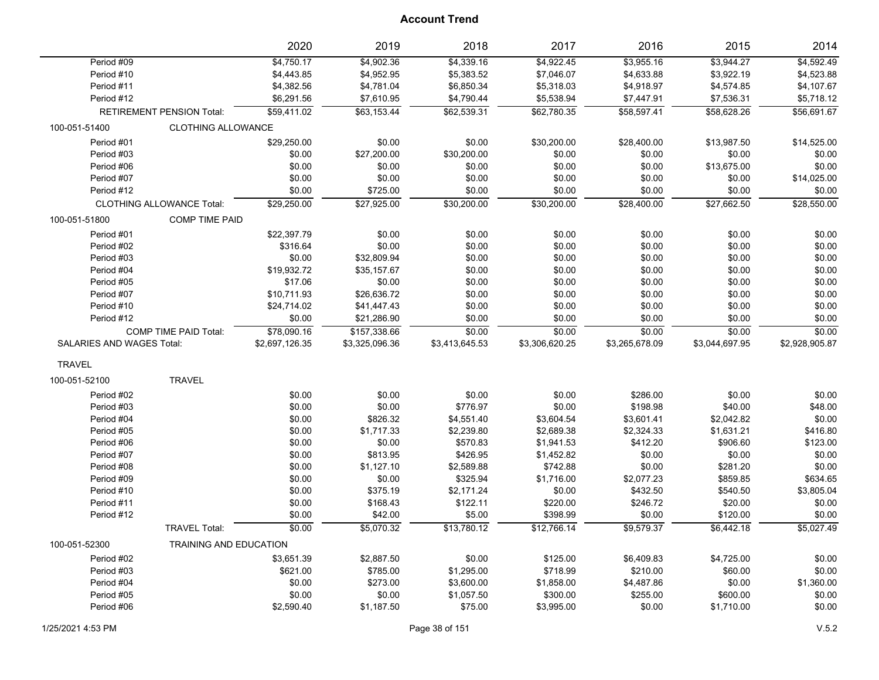# Account Trend

| | | 2020 | 2019 | 2018 | 2017 | 2016 | 2015 | 2014 |
|---|---|---|---|---|---|---|---|---|
| Period #09 | | $4,750.17 | $4,902.36 | $4,339.16 | $4,922.45 | $3,955.16 | $3,944.27 | $4,592.49 |
| Period #10 | | $4,443.85 | $4,952.95 | $5,383.52 | $7,046.07 | $4,633.88 | $3,922.19 | $4,523.88 |
| Period #11 | | $4,382.56 | $4,781.04 | $6,850.34 | $5,318.03 | $4,918.97 | $4,574.85 | $4,107.67 |
| Period #12 | | $6,291.56 | $7,610.95 | $4,790.44 | $5,538.94 | $7,447.91 | $7,536.31 | $5,718.12 |
| RETIREMENT PENSION Total: | | $59,411.02 | $63,153.44 | $62,539.31 | $62,780.35 | $58,597.41 | $58,628.26 | $56,691.67 |
| 100-051-51400 | CLOTHING ALLOWANCE | | | | | | | |
| Period #01 | | $29,250.00 | $0.00 | $0.00 | $30,200.00 | $28,400.00 | $13,987.50 | $14,525.00 |
| Period #03 | | $0.00 | $27,200.00 | $30,200.00 | $0.00 | $0.00 | $0.00 | $0.00 |
| Period #06 | | $0.00 | $0.00 | $0.00 | $0.00 | $0.00 | $13,675.00 | $0.00 |
| Period #07 | | $0.00 | $0.00 | $0.00 | $0.00 | $0.00 | $0.00 | $14,025.00 |
| Period #12 | | $0.00 | $725.00 | $0.00 | $0.00 | $0.00 | $0.00 | $0.00 |
| CLOTHING ALLOWANCE Total: | | $29,250.00 | $27,925.00 | $30,200.00 | $30,200.00 | $28,400.00 | $27,662.50 | $28,550.00 |
| 100-051-51800 | COMP TIME PAID | | | | | | | |
| Period #01 | | $22,397.79 | $0.00 | $0.00 | $0.00 | $0.00 | $0.00 | $0.00 |
| Period #02 | | $316.64 | $0.00 | $0.00 | $0.00 | $0.00 | $0.00 | $0.00 |
| Period #03 | | $0.00 | $32,809.94 | $0.00 | $0.00 | $0.00 | $0.00 | $0.00 |
| Period #04 | | $19,932.72 | $35,157.67 | $0.00 | $0.00 | $0.00 | $0.00 | $0.00 |
| Period #05 | | $17.06 | $0.00 | $0.00 | $0.00 | $0.00 | $0.00 | $0.00 |
| Period #07 | | $10,711.93 | $26,636.72 | $0.00 | $0.00 | $0.00 | $0.00 | $0.00 |
| Period #10 | | $24,714.02 | $41,447.43 | $0.00 | $0.00 | $0.00 | $0.00 | $0.00 |
| Period #12 | | $0.00 | $21,286.90 | $0.00 | $0.00 | $0.00 | $0.00 | $0.00 |
| COMP TIME PAID Total: | | $78,090.16 | $157,338.66 | $0.00 | $0.00 | $0.00 | $0.00 | $0.00 |
| SALARIES AND WAGES Total: | | $2,697,126.35 | $3,325,096.36 | $3,413,645.53 | $3,306,620.25 | $3,265,678.09 | $3,044,697.95 | $2,928,905.87 |
| TRAVEL | | | | | | | | |
| 100-051-52100 | TRAVEL | | | | | | | |
| Period #02 | | $0.00 | $0.00 | $0.00 | $0.00 | $286.00 | $0.00 | $0.00 |
| Period #03 | | $0.00 | $0.00 | $776.97 | $0.00 | $198.98 | $40.00 | $48.00 |
| Period #04 | | $0.00 | $826.32 | $4,551.40 | $3,604.54 | $3,601.41 | $2,042.82 | $0.00 |
| Period #05 | | $0.00 | $1,717.33 | $2,239.80 | $2,689.38 | $2,324.33 | $1,631.21 | $416.80 |
| Period #06 | | $0.00 | $0.00 | $570.83 | $1,941.53 | $412.20 | $906.60 | $123.00 |
| Period #07 | | $0.00 | $813.95 | $426.95 | $1,452.82 | $0.00 | $0.00 | $0.00 |
| Period #08 | | $0.00 | $1,127.10 | $2,589.88 | $742.88 | $0.00 | $281.20 | $0.00 |
| Period #09 | | $0.00 | $0.00 | $325.94 | $1,716.00 | $2,077.23 | $859.85 | $634.65 |
| Period #10 | | $0.00 | $375.19 | $2,171.24 | $0.00 | $432.50 | $540.50 | $3,805.04 |
| Period #11 | | $0.00 | $168.43 | $122.11 | $220.00 | $246.72 | $20.00 | $0.00 |
| Period #12 | | $0.00 | $42.00 | $5.00 | $398.99 | $0.00 | $120.00 | $0.00 |
| TRAVEL Total: | | $0.00 | $5,070.32 | $13,780.12 | $12,766.14 | $9,579.37 | $6,442.18 | $5,027.49 |
| 100-051-52300 | TRAINING AND EDUCATION | | | | | | | |
| Period #02 | | $3,651.39 | $2,887.50 | $0.00 | $125.00 | $6,409.83 | $4,725.00 | $0.00 |
| Period #03 | | $621.00 | $785.00 | $1,295.00 | $718.99 | $210.00 | $60.00 | $0.00 |
| Period #04 | | $0.00 | $273.00 | $3,600.00 | $1,858.00 | $4,487.86 | $0.00 | $1,360.00 |
| Period #05 | | $0.00 | $0.00 | $1,057.50 | $300.00 | $255.00 | $600.00 | $0.00 |
| Period #06 | | $2,590.40 | $1,187.50 | $75.00 | $3,995.00 | $0.00 | $1,710.00 | $0.00 |

1/25/2021 4:53 PM

V.5.2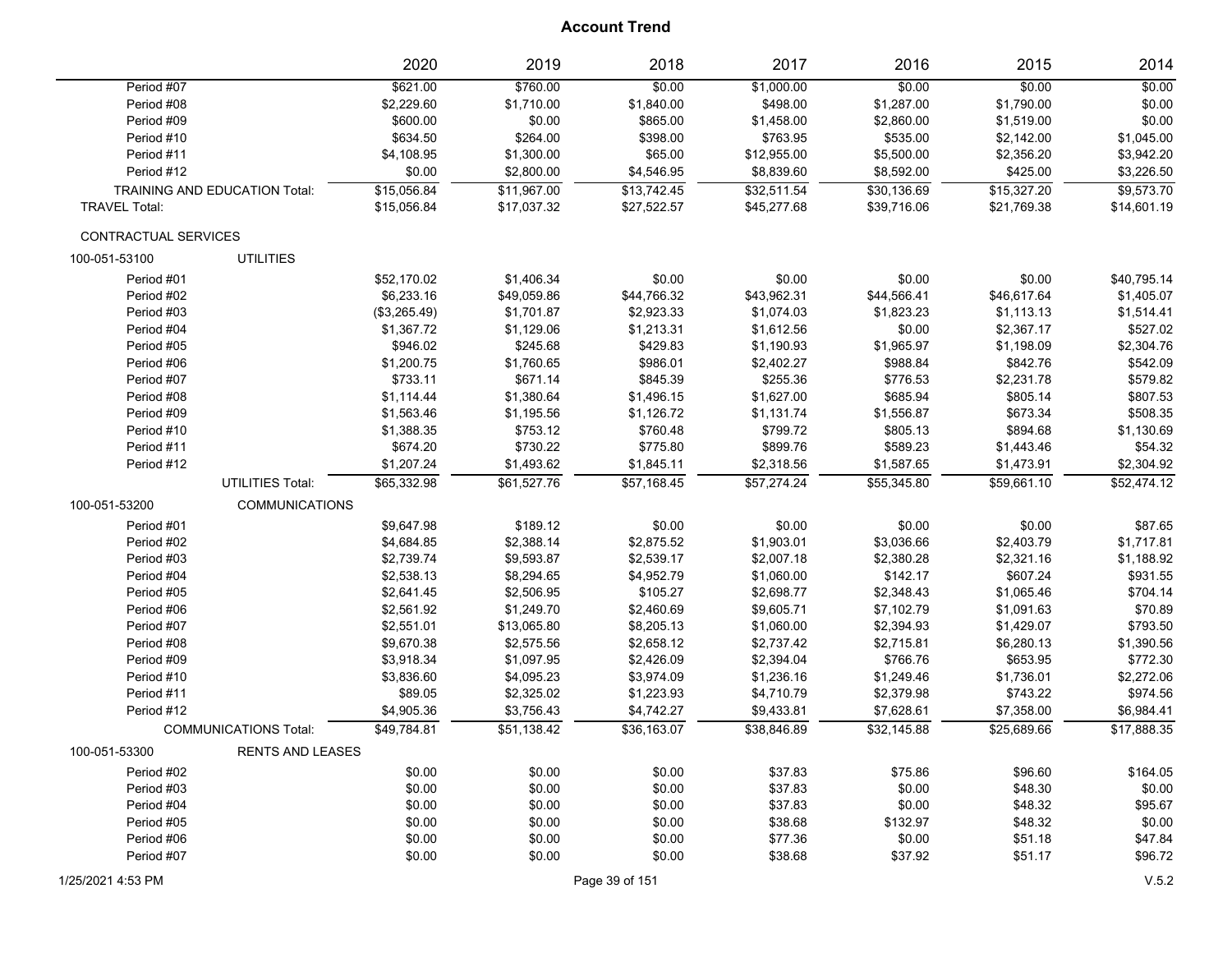# Account Trend

| | | 2020 | 2019 | 2018 | 2017 | 2016 | 2015 | 2014 |
|---|---|---|---|---|---|---|---|---|
| Period #07 | | $621.00 | $760.00 | $0.00 | $1,000.00 | $0.00 | $0.00 | $0.00 |
| Period #08 | | $2,229.60 | $1,710.00 | $1,840.00 | $498.00 | $1,287.00 | $1,790.00 | $0.00 |
| Period #09 | | $600.00 | $0.00 | $865.00 | $1,458.00 | $2,860.00 | $1,519.00 | $0.00 |
| Period #10 | | $634.50 | $264.00 | $398.00 | $763.95 | $535.00 | $2,142.00 | $1,045.00 |
| Period #11 | | $4,108.95 | $1,300.00 | $65.00 | $12,955.00 | $5,500.00 | $2,356.20 | $3,942.20 |
| Period #12 | | $0.00 | $2,800.00 | $4,546.95 | $8,839.60 | $8,592.00 | $425.00 | $3,226.50 |
| TRAINING AND EDUCATION Total: | | $15,056.84 | $11,967.00 | $13,742.45 | $32,511.54 | $30,136.69 | $15,327.20 | $9,573.70 |
| TRAVEL Total: | | $15,056.84 | $17,037.32 | $27,522.57 | $45,277.68 | $39,716.06 | $21,769.38 | $14,601.19 |
| CONTRACTUAL SERVICES | | | | | | | | |
| 100-051-53100 | UTILITIES | | | | | | | |
| Period #01 | | $52,170.02 | $1,406.34 | $0.00 | $0.00 | $0.00 | $0.00 | $40,795.14 |
| Period #02 | | $6,233.16 | $49,059.86 | $44,766.32 | $43,962.31 | $44,566.41 | $46,617.64 | $1,405.07 |
| Period #03 | | ($3,265.49) | $1,701.87 | $2,923.33 | $1,074.03 | $1,823.23 | $1,113.13 | $1,514.41 |
| Period #04 | | $1,367.72 | $1,129.06 | $1,213.31 | $1,612.56 | $0.00 | $2,367.17 | $527.02 |
| Period #05 | | $946.02 | $245.68 | $429.83 | $1,190.93 | $1,965.97 | $1,198.09 | $2,304.76 |
| Period #06 | | $1,200.75 | $1,760.65 | $986.01 | $2,402.27 | $988.84 | $842.76 | $542.09 |
| Period #07 | | $733.11 | $671.14 | $845.39 | $255.36 | $776.53 | $2,231.78 | $579.82 |
| Period #08 | | $1,114.44 | $1,380.64 | $1,496.15 | $1,627.00 | $685.94 | $805.14 | $807.53 |
| Period #09 | | $1,563.46 | $1,195.56 | $1,126.72 | $1,131.74 | $1,556.87 | $673.34 | $508.35 |
| Period #10 | | $1,388.35 | $753.12 | $760.48 | $799.72 | $805.13 | $894.68 | $1,130.69 |
| Period #11 | | $674.20 | $730.22 | $775.80 | $899.76 | $589.23 | $1,443.46 | $54.32 |
| Period #12 | | $1,207.24 | $1,493.62 | $1,845.11 | $2,318.56 | $1,587.65 | $1,473.91 | $2,304.92 |
| | UTILITIES Total: | $65,332.98 | $61,527.76 | $57,168.45 | $57,274.24 | $55,345.80 | $59,661.10 | $52,474.12 |
| 100-051-53200 | COMMUNICATIONS | | | | | | | |
| Period #01 | | $9,647.98 | $189.12 | $0.00 | $0.00 | $0.00 | $0.00 | $87.65 |
| Period #02 | | $4,684.85 | $2,388.14 | $2,875.52 | $1,903.01 | $3,036.66 | $2,403.79 | $1,717.81 |
| Period #03 | | $2,739.74 | $9,593.87 | $2,539.17 | $2,007.18 | $2,380.28 | $2,321.16 | $1,188.92 |
| Period #04 | | $2,538.13 | $8,294.65 | $4,952.79 | $1,060.00 | $142.17 | $607.24 | $931.55 |
| Period #05 | | $2,641.45 | $2,506.95 | $105.27 | $2,698.77 | $2,348.43 | $1,065.46 | $704.14 |
| Period #06 | | $2,561.92 | $1,249.70 | $2,460.69 | $9,605.71 | $7,102.79 | $1,091.63 | $70.89 |
| Period #07 | | $2,551.01 | $13,065.80 | $8,205.13 | $1,060.00 | $2,394.93 | $1,429.07 | $793.50 |
| Period #08 | | $9,670.38 | $2,575.56 | $2,658.12 | $2,737.42 | $2,715.81 | $6,280.13 | $1,390.56 |
| Period #09 | | $3,918.34 | $1,097.95 | $2,426.09 | $2,394.04 | $766.76 | $653.95 | $772.30 |
| Period #10 | | $3,836.60 | $4,095.23 | $3,974.09 | $1,236.16 | $1,249.46 | $1,736.01 | $2,272.06 |
| Period #11 | | $89.05 | $2,325.02 | $1,223.93 | $4,710.79 | $2,379.98 | $743.22 | $974.56 |
| Period #12 | | $4,905.36 | $3,756.43 | $4,742.27 | $9,433.81 | $7,628.61 | $7,358.00 | $6,984.41 |
| | COMMUNICATIONS Total: | $49,784.81 | $51,138.42 | $36,163.07 | $38,846.89 | $32,145.88 | $25,689.66 | $17,888.35 |
| 100-051-53300 | RENTS AND LEASES | | | | | | | |
| Period #02 | | $0.00 | $0.00 | $0.00 | $37.83 | $75.86 | $96.60 | $164.05 |
| Period #03 | | $0.00 | $0.00 | $0.00 | $37.83 | $0.00 | $48.30 | $0.00 |
| Period #04 | | $0.00 | $0.00 | $0.00 | $37.83 | $0.00 | $48.32 | $95.67 |
| Period #05 | | $0.00 | $0.00 | $0.00 | $38.68 | $132.97 | $48.32 | $0.00 |
| Period #06 | | $0.00 | $0.00 | $0.00 | $77.36 | $0.00 | $51.18 | $47.84 |
| Period #07 | | $0.00 | $0.00 | $0.00 | $38.68 | $37.92 | $51.17 | $96.72 |

1/25/2021 4:53 PM V.5.2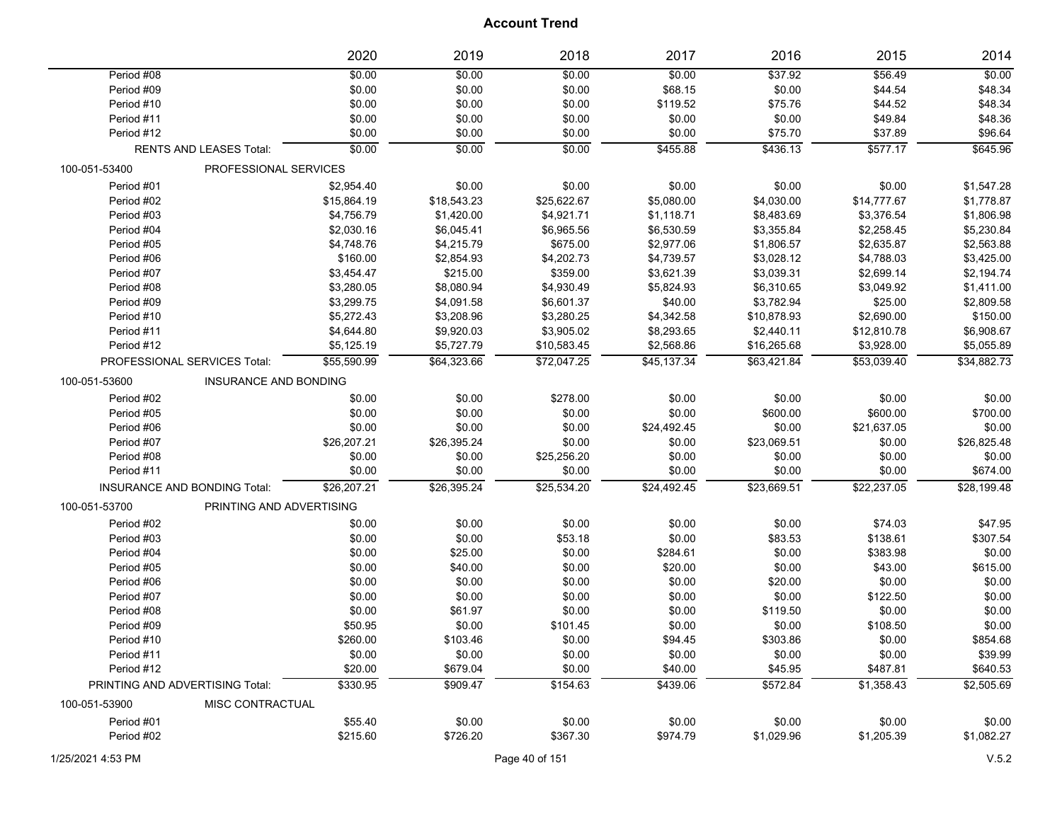## Account Trend

| | | 2020 | 2019 | 2018 | 2017 | 2016 | 2015 | 2014 |
|---|---|---|---|---|---|---|---|---|
| Period #08 | | $0.00 | $0.00 | $0.00 | $0.00 | $37.92 | $56.49 | $0.00 |
| Period #09 | | $0.00 | $0.00 | $0.00 | $68.15 | $0.00 | $44.54 | $48.34 |
| Period #10 | | $0.00 | $0.00 | $0.00 | $119.52 | $75.76 | $44.52 | $48.34 |
| Period #11 | | $0.00 | $0.00 | $0.00 | $0.00 | $0.00 | $49.84 | $48.36 |
| Period #12 | | $0.00 | $0.00 | $0.00 | $0.00 | $75.70 | $37.89 | $96.64 |
| RENTS AND LEASES Total: | | $0.00 | $0.00 | $0.00 | $455.88 | $436.13 | $577.17 | $645.96 |
| 100-051-53400 | PROFESSIONAL SERVICES | | | | | | | |
| Period #01 | | $2,954.40 | $0.00 | $0.00 | $0.00 | $0.00 | $0.00 | $1,547.28 |
| Period #02 | | $15,864.19 | $18,543.23 | $25,622.67 | $5,080.00 | $4,030.00 | $14,777.67 | $1,778.87 |
| Period #03 | | $4,756.79 | $1,420.00 | $4,921.71 | $1,118.71 | $8,483.69 | $3,376.54 | $1,806.98 |
| Period #04 | | $2,030.16 | $6,045.41 | $6,965.56 | $6,530.59 | $3,355.84 | $2,258.45 | $5,230.84 |
| Period #05 | | $4,748.76 | $4,215.79 | $675.00 | $2,977.06 | $1,806.57 | $2,635.87 | $2,563.88 |
| Period #06 | | $160.00 | $2,854.93 | $4,202.73 | $4,739.57 | $3,028.12 | $4,788.03 | $3,425.00 |
| Period #07 | | $3,454.47 | $215.00 | $359.00 | $3,621.39 | $3,039.31 | $2,699.14 | $2,194.74 |
| Period #08 | | $3,280.05 | $8,080.94 | $4,930.49 | $5,824.93 | $6,310.65 | $3,049.92 | $1,411.00 |
| Period #09 | | $3,299.75 | $4,091.58 | $6,601.37 | $40.00 | $3,782.94 | $25.00 | $2,809.58 |
| Period #10 | | $5,272.43 | $3,208.96 | $3,280.25 | $4,342.58 | $10,878.93 | $2,690.00 | $150.00 |
| Period #11 | | $4,644.80 | $9,920.03 | $3,905.02 | $8,293.65 | $2,440.11 | $12,810.78 | $6,908.67 |
| Period #12 | | $5,125.19 | $5,727.79 | $10,583.45 | $2,568.86 | $16,265.68 | $3,928.00 | $5,055.89 |
| PROFESSIONAL SERVICES Total: | | $55,590.99 | $64,323.66 | $72,047.25 | $45,137.34 | $63,421.84 | $53,039.40 | $34,882.73 |
| 100-051-53600 | INSURANCE AND BONDING | | | | | | | |
| Period #02 | | $0.00 | $0.00 | $278.00 | $0.00 | $0.00 | $0.00 | $0.00 |
| Period #05 | | $0.00 | $0.00 | $0.00 | $0.00 | $600.00 | $600.00 | $700.00 |
| Period #06 | | $0.00 | $0.00 | $0.00 | $24,492.45 | $0.00 | $21,637.05 | $0.00 |
| Period #07 | | $26,207.21 | $26,395.24 | $0.00 | $0.00 | $23,069.51 | $0.00 | $26,825.48 |
| Period #08 | | $0.00 | $0.00 | $25,256.20 | $0.00 | $0.00 | $0.00 | $0.00 |
| Period #11 | | $0.00 | $0.00 | $0.00 | $0.00 | $0.00 | $0.00 | $674.00 |
| INSURANCE AND BONDING Total: | | $26,207.21 | $26,395.24 | $25,534.20 | $24,492.45 | $23,669.51 | $22,237.05 | $28,199.48 |
| 100-051-53700 | PRINTING AND ADVERTISING | | | | | | | |
| Period #02 | | $0.00 | $0.00 | $0.00 | $0.00 | $0.00 | $74.03 | $47.95 |
| Period #03 | | $0.00 | $0.00 | $53.18 | $0.00 | $83.53 | $138.61 | $307.54 |
| Period #04 | | $0.00 | $25.00 | $0.00 | $284.61 | $0.00 | $383.98 | $0.00 |
| Period #05 | | $0.00 | $40.00 | $0.00 | $20.00 | $0.00 | $43.00 | $615.00 |
| Period #06 | | $0.00 | $0.00 | $0.00 | $0.00 | $20.00 | $0.00 | $0.00 |
| Period #07 | | $0.00 | $0.00 | $0.00 | $0.00 | $0.00 | $122.50 | $0.00 |
| Period #08 | | $0.00 | $61.97 | $0.00 | $0.00 | $119.50 | $0.00 | $0.00 |
| Period #09 | | $50.95 | $0.00 | $101.45 | $0.00 | $0.00 | $108.50 | $0.00 |
| Period #10 | | $260.00 | $103.46 | $0.00 | $94.45 | $303.86 | $0.00 | $854.68 |
| Period #11 | | $0.00 | $0.00 | $0.00 | $0.00 | $0.00 | $0.00 | $39.99 |
| Period #12 | | $20.00 | $679.04 | $0.00 | $40.00 | $45.95 | $487.81 | $640.53 |
| PRINTING AND ADVERTISING Total: | | $330.95 | $909.47 | $154.63 | $439.06 | $572.84 | $1,358.43 | $2,505.69 |
| 100-051-53900 | MISC CONTRACTUAL | | | | | | | |
| Period #01 | | $55.40 | $0.00 | $0.00 | $0.00 | $0.00 | $0.00 | $0.00 |
| Period #02 | | $215.60 | $726.20 | $367.30 | $974.79 | $1,029.96 | $1,205.39 | $1,082.27 |

1/25/2021 4:53 PM

V.5.2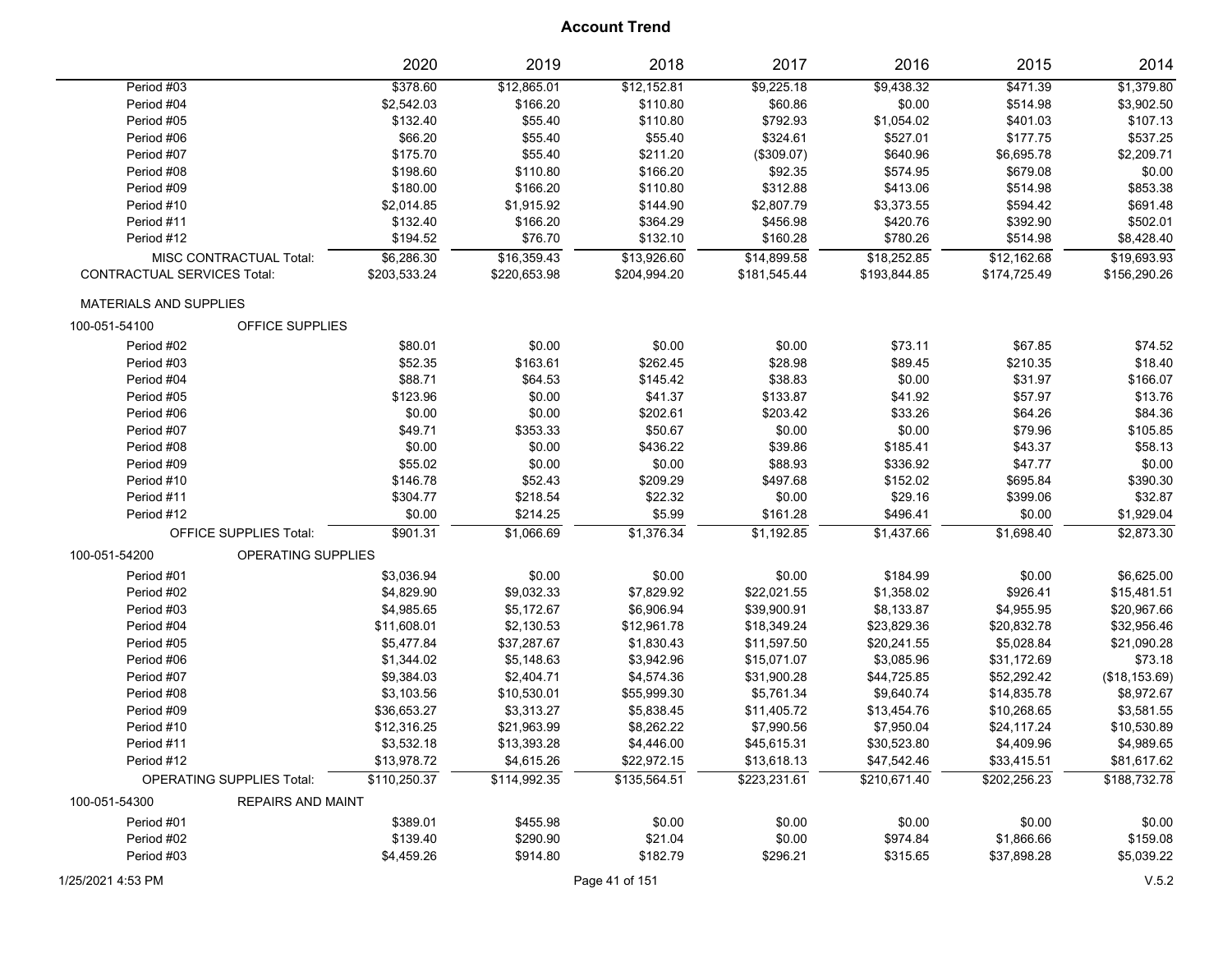# Account Trend

| | 2020 | 2019 | 2018 | 2017 | 2016 | 2015 | 2014 |
|---|---|---|---|---|---|---|---|
| Period #03 | $378.60 | $12,865.01 | $12,152.81 | $9,225.18 | $9,438.32 | $471.39 | $1,379.80 |
| Period #04 | $2,542.03 | $166.20 | $110.80 | $60.86 | $0.00 | $514.98 | $3,902.50 |
| Period #05 | $132.40 | $55.40 | $110.80 | $792.93 | $1,054.02 | $401.03 | $107.13 |
| Period #06 | $66.20 | $55.40 | $55.40 | $324.61 | $527.01 | $177.75 | $537.25 |
| Period #07 | $175.70 | $55.40 | $211.20 | ($309.07) | $640.96 | $6,695.78 | $2,209.71 |
| Period #08 | $198.60 | $110.80 | $166.20 | $92.35 | $574.95 | $679.08 | $0.00 |
| Period #09 | $180.00 | $166.20 | $110.80 | $312.88 | $413.06 | $514.98 | $853.38 |
| Period #10 | $2,014.85 | $1,915.92 | $144.90 | $2,807.79 | $3,373.55 | $594.42 | $691.48 |
| Period #11 | $132.40 | $166.20 | $364.29 | $456.98 | $420.76 | $392.90 | $502.01 |
| Period #12 | $194.52 | $76.70 | $132.10 | $160.28 | $780.26 | $514.98 | $8,428.40 |
| MISC CONTRACTUAL Total: | $6,286.30 | $16,359.43 | $13,926.60 | $14,899.58 | $18,252.85 | $12,162.68 | $19,693.93 |
| CONTRACTUAL SERVICES Total: | $203,533.24 | $220,653.98 | $204,994.20 | $181,545.44 | $193,844.85 | $174,725.49 | $156,290.26 |
| MATERIALS AND SUPPLIES | | | | | | | |
| 100-051-54100 OFFICE SUPPLIES | | | | | | | |
| Period #02 | $80.01 | $0.00 | $0.00 | $0.00 | $73.11 | $67.85 | $74.52 |
| Period #03 | $52.35 | $163.61 | $262.45 | $28.98 | $89.45 | $210.35 | $18.40 |
| Period #04 | $88.71 | $64.53 | $145.42 | $38.83 | $0.00 | $31.97 | $166.07 |
| Period #05 | $123.96 | $0.00 | $41.37 | $133.87 | $41.92 | $57.97 | $13.76 |
| Period #06 | $0.00 | $0.00 | $202.61 | $203.42 | $33.26 | $64.26 | $84.36 |
| Period #07 | $49.71 | $353.33 | $50.67 | $0.00 | $0.00 | $79.96 | $105.85 |
| Period #08 | $0.00 | $0.00 | $436.22 | $39.86 | $185.41 | $43.37 | $58.13 |
| Period #09 | $55.02 | $0.00 | $0.00 | $88.93 | $336.92 | $47.77 | $0.00 |
| Period #10 | $146.78 | $52.43 | $209.29 | $497.68 | $152.02 | $695.84 | $390.30 |
| Period #11 | $304.77 | $218.54 | $22.32 | $0.00 | $29.16 | $399.06 | $32.87 |
| Period #12 | $0.00 | $214.25 | $5.99 | $161.28 | $496.41 | $0.00 | $1,929.04 |
| OFFICE SUPPLIES Total: | $901.31 | $1,066.69 | $1,376.34 | $1,192.85 | $1,437.66 | $1,698.40 | $2,873.30 |
| 100-051-54200 OPERATING SUPPLIES | | | | | | | |
| Period #01 | $3,036.94 | $0.00 | $0.00 | $0.00 | $184.99 | $0.00 | $6,625.00 |
| Period #02 | $4,829.90 | $9,032.33 | $7,829.92 | $22,021.55 | $1,358.02 | $926.41 | $15,481.51 |
| Period #03 | $4,985.65 | $5,172.67 | $6,906.94 | $39,900.91 | $8,133.87 | $4,955.95 | $20,967.66 |
| Period #04 | $11,608.01 | $2,130.53 | $12,961.78 | $18,349.24 | $23,829.36 | $20,832.78 | $32,956.46 |
| Period #05 | $5,477.84 | $37,287.67 | $1,830.43 | $11,597.50 | $20,241.55 | $5,028.84 | $21,090.28 |
| Period #06 | $1,344.02 | $5,148.63 | $3,942.96 | $15,071.07 | $3,085.96 | $31,172.69 | $73.18 |
| Period #07 | $9,384.03 | $2,404.71 | $4,574.36 | $31,900.28 | $44,725.85 | $52,292.42 | ($18,153.69) |
| Period #08 | $3,103.56 | $10,530.01 | $55,999.30 | $5,761.34 | $9,640.74 | $14,835.78 | $8,972.67 |
| Period #09 | $36,653.27 | $3,313.27 | $5,838.45 | $11,405.72 | $13,454.76 | $10,268.65 | $3,581.55 |
| Period #10 | $12,316.25 | $21,963.99 | $8,262.22 | $7,990.56 | $7,950.04 | $24,117.24 | $10,530.89 |
| Period #11 | $3,532.18 | $13,393.28 | $4,446.00 | $45,615.31 | $30,523.80 | $4,409.96 | $4,989.65 |
| Period #12 | $13,978.72 | $4,615.26 | $22,972.15 | $13,618.13 | $47,542.46 | $33,415.51 | $81,617.62 |
| OPERATING SUPPLIES Total: | $110,250.37 | $114,992.35 | $135,564.51 | $223,231.61 | $210,671.40 | $202,256.23 | $188,732.78 |
| 100-051-54300 REPAIRS AND MAINT | | | | | | | |
| Period #01 | $389.01 | $455.98 | $0.00 | $0.00 | $0.00 | $0.00 | $0.00 |
| Period #02 | $139.40 | $290.90 | $21.04 | $0.00 | $974.84 | $1,866.66 | $159.08 |
| Period #03 | $4,459.26 | $914.80 | $182.79 | $296.21 | $315.65 | $37,898.28 | $5,039.22 |

1/25/2021 4:53 PM V.5.2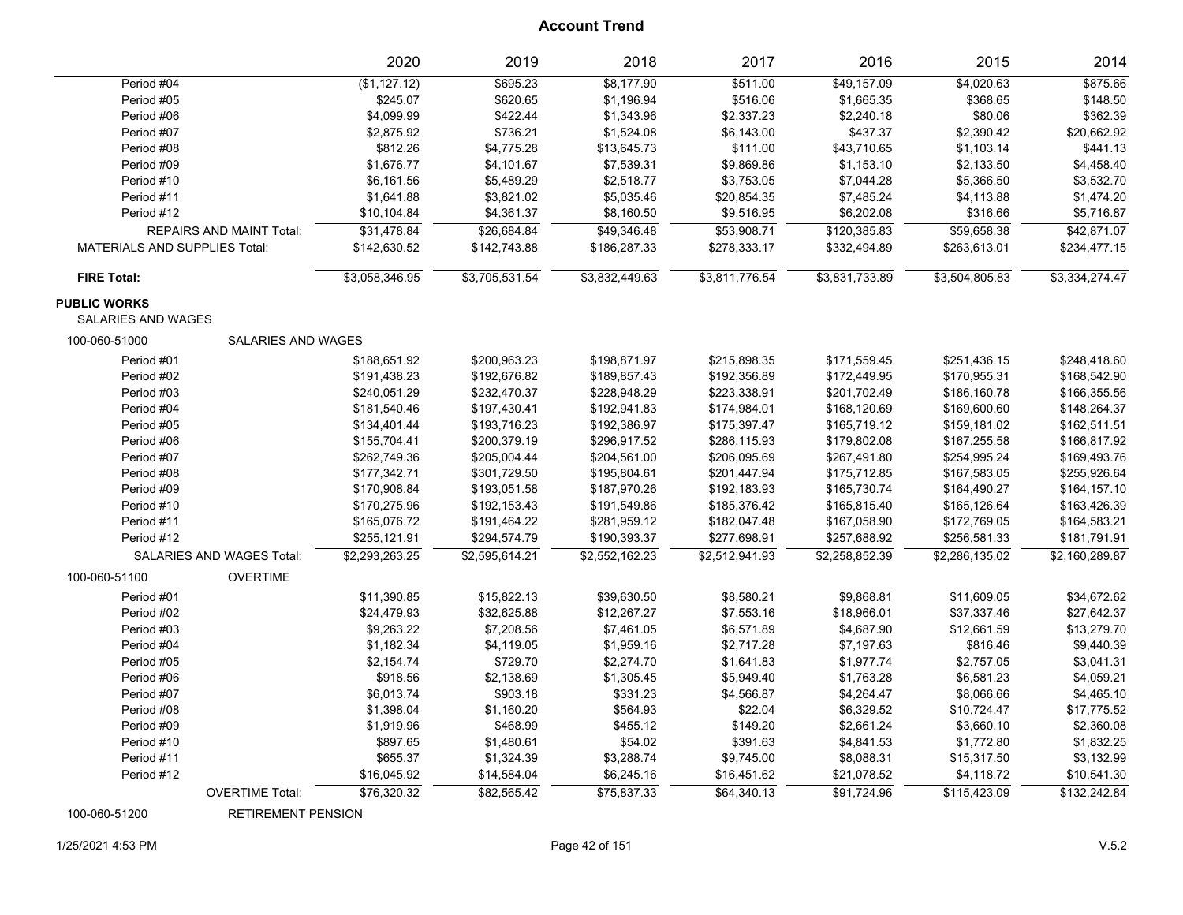## Account Trend

| | 2020 | 2019 | 2018 | 2017 | 2016 | 2015 | 2014 |
|---|---|---|---|---|---|---|---|
| Period #04 | ($1,127.12) | $695.23 | $8,177.90 | $511.00 | $49,157.09 | $4,020.63 | $875.66 |
| Period #05 | $245.07 | $620.65 | $1,196.94 | $516.06 | $1,665.35 | $368.65 | $148.50 |
| Period #06 | $4,099.99 | $422.44 | $1,343.96 | $2,337.23 | $2,240.18 | $80.06 | $362.39 |
| Period #07 | $2,875.92 | $736.21 | $1,524.08 | $6,143.00 | $437.37 | $2,390.42 | $20,662.92 |
| Period #08 | $812.26 | $4,775.28 | $13,645.73 | $111.00 | $43,710.65 | $1,103.14 | $441.13 |
| Period #09 | $1,676.77 | $4,101.67 | $7,539.31 | $9,869.86 | $1,153.10 | $2,133.50 | $4,458.40 |
| Period #10 | $6,161.56 | $5,489.29 | $2,518.77 | $3,753.05 | $7,044.28 | $5,366.50 | $3,532.70 |
| Period #11 | $1,641.88 | $3,821.02 | $5,035.46 | $20,854.35 | $7,485.24 | $4,113.88 | $1,474.20 |
| Period #12 | $10,104.84 | $4,361.37 | $8,160.50 | $9,516.95 | $6,202.08 | $316.66 | $5,716.87 |
| REPAIRS AND MAINT Total: | $31,478.84 | $26,684.84 | $49,346.48 | $53,908.71 | $120,385.83 | $59,658.38 | $42,871.07 |
| MATERIALS AND SUPPLIES Total: | $142,630.52 | $142,743.88 | $186,287.33 | $278,333.17 | $332,494.89 | $263,613.01 | $234,477.15 |
| **FIRE Total:** | $3,058,346.95 | $3,705,531.54 | $3,832,449.63 | $3,811,776.54 | $3,831,733.89 | $3,504,805.83 | $3,334,274.47 |
| **PUBLIC WORKS** | | | | | | | |
| SALARIES AND WAGES | | | | | | | |
| 100-060-51000 SALARIES AND WAGES | | | | | | | |
| Period #01 | $188,651.92 | $200,963.23 | $198,871.97 | $215,898.35 | $171,559.45 | $251,436.15 | $248,418.60 |
| Period #02 | $191,438.23 | $192,676.82 | $189,857.43 | $192,356.89 | $172,449.95 | $170,955.31 | $168,542.90 |
| Period #03 | $240,051.29 | $232,470.37 | $228,948.29 | $223,338.91 | $201,702.49 | $186,160.78 | $166,355.56 |
| Period #04 | $181,540.46 | $197,430.41 | $192,941.83 | $174,984.01 | $168,120.69 | $169,600.60 | $148,264.37 |
| Period #05 | $134,401.44 | $193,716.23 | $192,386.97 | $175,397.47 | $165,719.12 | $159,181.02 | $162,511.51 |
| Period #06 | $155,704.41 | $200,379.19 | $296,917.52 | $286,115.93 | $179,802.08 | $167,255.58 | $166,817.92 |
| Period #07 | $262,749.36 | $205,004.44 | $204,561.00 | $206,095.69 | $267,491.80 | $254,995.24 | $169,493.76 |
| Period #08 | $177,342.71 | $301,729.50 | $195,804.61 | $201,447.94 | $175,712.85 | $167,583.05 | $255,926.64 |
| Period #09 | $170,908.84 | $193,051.58 | $187,970.26 | $192,183.93 | $165,730.74 | $164,490.27 | $164,157.10 |
| Period #10 | $170,275.96 | $192,153.43 | $191,549.86 | $185,376.42 | $165,815.40 | $165,126.64 | $163,426.39 |
| Period #11 | $165,076.72 | $191,464.22 | $281,959.12 | $182,047.48 | $167,058.90 | $172,769.05 | $164,583.21 |
| Period #12 | $255,121.91 | $294,574.79 | $190,393.37 | $277,698.91 | $257,688.92 | $256,581.33 | $181,791.91 |
| SALARIES AND WAGES Total: | $2,293,263.25 | $2,595,614.21 | $2,552,162.23 | $2,512,941.93 | $2,258,852.39 | $2,286,135.02 | $2,160,289.87 |
| 100-060-51100 OVERTIME | | | | | | | |
| Period #01 | $11,390.85 | $15,822.13 | $39,630.50 | $8,580.21 | $9,868.81 | $11,609.05 | $34,672.62 |
| Period #02 | $24,479.93 | $32,625.88 | $12,267.27 | $7,553.16 | $18,966.01 | $37,337.46 | $27,642.37 |
| Period #03 | $9,263.22 | $7,208.56 | $7,461.05 | $6,571.89 | $4,687.90 | $12,661.59 | $13,279.70 |
| Period #04 | $1,182.34 | $4,119.05 | $1,959.16 | $2,717.28 | $7,197.63 | $816.46 | $9,440.39 |
| Period #05 | $2,154.74 | $729.70 | $2,274.70 | $1,641.83 | $1,977.74 | $2,757.05 | $3,041.31 |
| Period #06 | $918.56 | $2,138.69 | $1,305.45 | $5,949.40 | $1,763.28 | $6,581.23 | $4,059.21 |
| Period #07 | $6,013.74 | $903.18 | $331.23 | $4,566.87 | $4,264.47 | $8,066.66 | $4,465.10 |
| Period #08 | $1,398.04 | $1,160.20 | $564.93 | $22.04 | $6,329.52 | $10,724.47 | $17,775.52 |
| Period #09 | $1,919.96 | $468.99 | $455.12 | $149.20 | $2,661.24 | $3,660.10 | $2,360.08 |
| Period #10 | $897.65 | $1,480.61 | $54.02 | $391.63 | $4,841.53 | $1,772.80 | $1,832.25 |
| Period #11 | $655.37 | $1,324.39 | $3,288.74 | $9,745.00 | $8,088.31 | $15,317.50 | $3,132.99 |
| Period #12 | $16,045.92 | $14,584.04 | $6,245.16 | $16,451.62 | $21,078.52 | $4,118.72 | $10,541.30 |
| OVERTIME Total: | $76,320.32 | $82,565.42 | $75,837.33 | $64,340.13 | $91,724.96 | $115,423.09 | $132,242.84 |
| 100-060-51200 RETIREMENT PENSION | | | | | | | |

1/25/2021 4:53 PM

V.5.2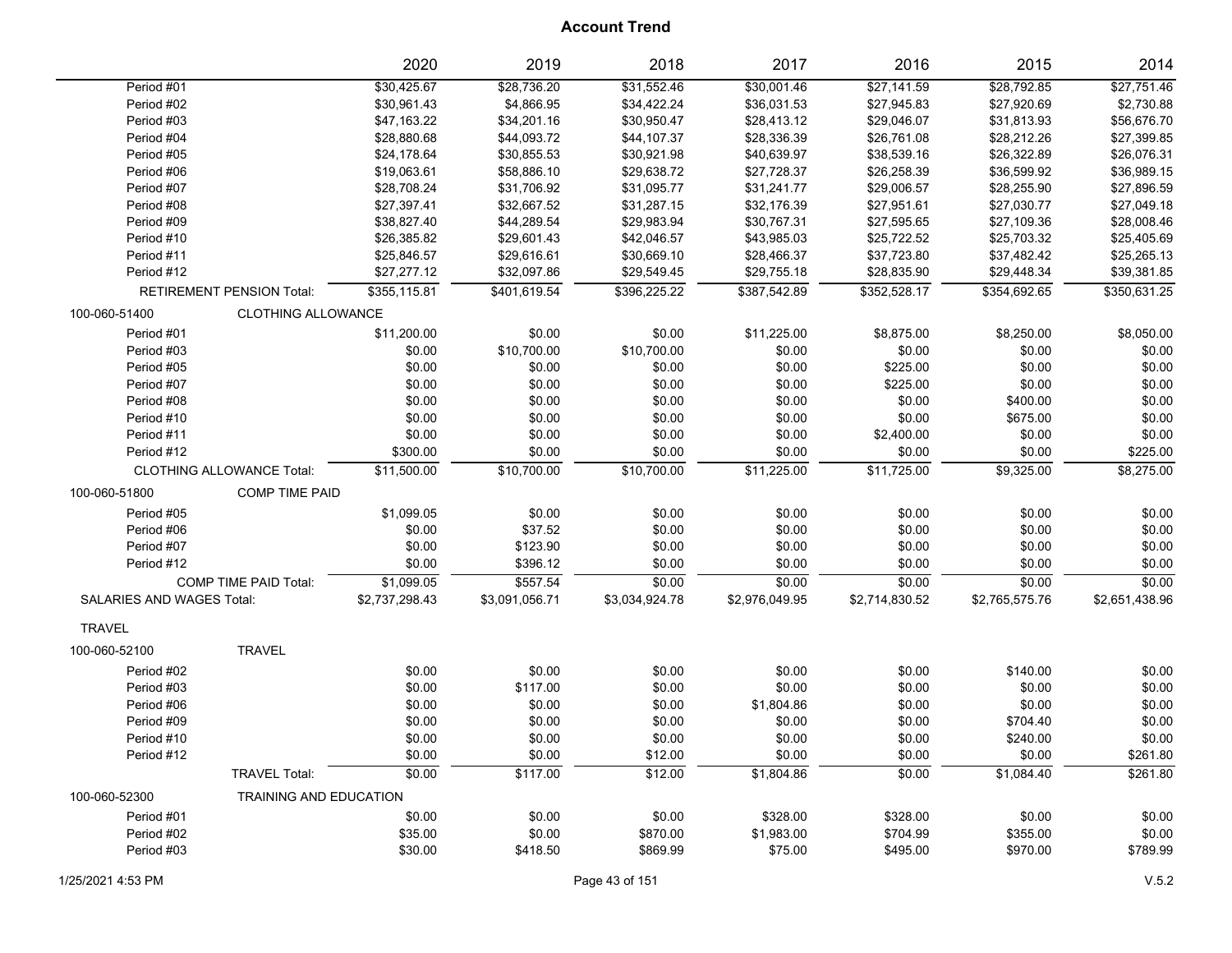# Account Trend

| | | 2020 | 2019 | 2018 | 2017 | 2016 | 2015 | 2014 |
|---|---|---|---|---|---|---|---|---|
| Period #01 | | $30,425.67 | $28,736.20 | $31,552.46 | $30,001.46 | $27,141.59 | $28,792.85 | $27,751.46 |
| Period #02 | | $30,961.43 | $4,866.95 | $34,422.24 | $36,031.53 | $27,945.83 | $27,920.69 | $2,730.88 |
| Period #03 | | $47,163.22 | $34,201.16 | $30,950.47 | $28,413.12 | $29,046.07 | $31,813.93 | $56,676.70 |
| Period #04 | | $28,880.68 | $44,093.72 | $44,107.37 | $28,336.39 | $26,761.08 | $28,212.26 | $27,399.85 |
| Period #05 | | $24,178.64 | $30,855.53 | $30,921.98 | $40,639.97 | $38,539.16 | $26,322.89 | $26,076.31 |
| Period #06 | | $19,063.61 | $58,886.10 | $29,638.72 | $27,728.37 | $26,258.39 | $36,599.92 | $36,989.15 |
| Period #07 | | $28,708.24 | $31,706.92 | $31,095.77 | $31,241.77 | $29,006.57 | $28,255.90 | $27,896.59 |
| Period #08 | | $27,397.41 | $32,667.52 | $31,287.15 | $32,176.39 | $27,951.61 | $27,030.77 | $27,049.18 |
| Period #09 | | $38,827.40 | $44,289.54 | $29,983.94 | $30,767.31 | $27,595.65 | $27,109.36 | $28,008.46 |
| Period #10 | | $26,385.82 | $29,601.43 | $42,046.57 | $43,985.03 | $25,722.52 | $25,703.32 | $25,405.69 |
| Period #11 | | $25,846.57 | $29,616.61 | $30,669.10 | $28,466.37 | $37,723.80 | $37,482.42 | $25,265.13 |
| Period #12 | | $27,277.12 | $32,097.86 | $29,549.45 | $29,755.18 | $28,835.90 | $29,448.34 | $39,381.85 |
| RETIREMENT PENSION Total: | | $355,115.81 | $401,619.54 | $396,225.22 | $387,542.89 | $352,528.17 | $354,692.65 | $350,631.25 |
| 100-060-51400 | CLOTHING ALLOWANCE | | | | | | | |
| Period #01 | | $11,200.00 | $0.00 | $0.00 | $11,225.00 | $8,875.00 | $8,250.00 | $8,050.00 |
| Period #03 | | $0.00 | $10,700.00 | $10,700.00 | $0.00 | $0.00 | $0.00 | $0.00 |
| Period #05 | | $0.00 | $0.00 | $0.00 | $0.00 | $225.00 | $0.00 | $0.00 |
| Period #07 | | $0.00 | $0.00 | $0.00 | $0.00 | $225.00 | $0.00 | $0.00 |
| Period #08 | | $0.00 | $0.00 | $0.00 | $0.00 | $0.00 | $400.00 | $0.00 |
| Period #10 | | $0.00 | $0.00 | $0.00 | $0.00 | $0.00 | $675.00 | $0.00 |
| Period #11 | | $0.00 | $0.00 | $0.00 | $0.00 | $2,400.00 | $0.00 | $0.00 |
| Period #12 | | $300.00 | $0.00 | $0.00 | $0.00 | $0.00 | $0.00 | $225.00 |
| CLOTHING ALLOWANCE Total: | | $11,500.00 | $10,700.00 | $10,700.00 | $11,225.00 | $11,725.00 | $9,325.00 | $8,275.00 |
| 100-060-51800 | COMP TIME PAID | | | | | | | |
| Period #05 | | $1,099.05 | $0.00 | $0.00 | $0.00 | $0.00 | $0.00 | $0.00 |
| Period #06 | | $0.00 | $37.52 | $0.00 | $0.00 | $0.00 | $0.00 | $0.00 |
| Period #07 | | $0.00 | $123.90 | $0.00 | $0.00 | $0.00 | $0.00 | $0.00 |
| Period #12 | | $0.00 | $396.12 | $0.00 | $0.00 | $0.00 | $0.00 | $0.00 |
| COMP TIME PAID Total: | | $1,099.05 | $557.54 | $0.00 | $0.00 | $0.00 | $0.00 | $0.00 |
| SALARIES AND WAGES Total: | | $2,737,298.43 | $3,091,056.71 | $3,034,924.78 | $2,976,049.95 | $2,714,830.52 | $2,765,575.76 | $2,651,438.96 |
| TRAVEL | | | | | | | | |
| 100-060-52100 | TRAVEL | | | | | | | |
| Period #02 | | $0.00 | $0.00 | $0.00 | $0.00 | $0.00 | $140.00 | $0.00 |
| Period #03 | | $0.00 | $117.00 | $0.00 | $0.00 | $0.00 | $0.00 | $0.00 |
| Period #06 | | $0.00 | $0.00 | $0.00 | $1,804.86 | $0.00 | $0.00 | $0.00 |
| Period #09 | | $0.00 | $0.00 | $0.00 | $0.00 | $0.00 | $704.40 | $0.00 |
| Period #10 | | $0.00 | $0.00 | $0.00 | $0.00 | $0.00 | $240.00 | $0.00 |
| Period #12 | | $0.00 | $0.00 | $12.00 | $0.00 | $0.00 | $0.00 | $261.80 |
| TRAVEL Total: | | $0.00 | $117.00 | $12.00 | $1,804.86 | $0.00 | $1,084.40 | $261.80 |
| 100-060-52300 | TRAINING AND EDUCATION | | | | | | | |
| Period #01 | | $0.00 | $0.00 | $0.00 | $328.00 | $328.00 | $0.00 | $0.00 |
| Period #02 | | $35.00 | $0.00 | $870.00 | $1,983.00 | $704.99 | $355.00 | $0.00 |
| Period #03 | | $30.00 | $418.50 | $869.99 | $75.00 | $495.00 | $970.00 | $789.99 |

1/25/2021 4:53 PM V.5.2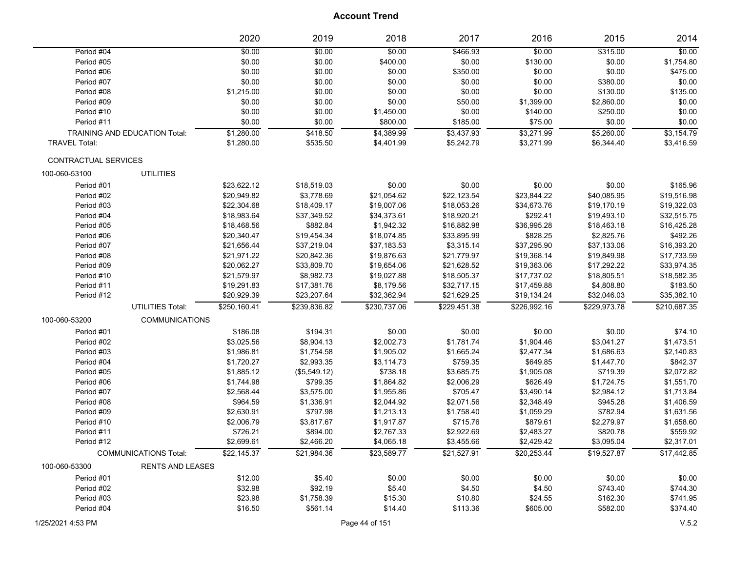# Account Trend

| | | 2020 | 2019 | 2018 | 2017 | 2016 | 2015 | 2014 |
|---|---|---|---|---|---|---|---|---|
| Period #04 | | $0.00 | $0.00 | $0.00 | $466.93 | $0.00 | $315.00 | $0.00 |
| Period #05 | | $0.00 | $0.00 | $400.00 | $0.00 | $130.00 | $0.00 | $1,754.80 |
| Period #06 | | $0.00 | $0.00 | $0.00 | $350.00 | $0.00 | $0.00 | $475.00 |
| Period #07 | | $0.00 | $0.00 | $0.00 | $0.00 | $0.00 | $380.00 | $0.00 |
| Period #08 | | $1,215.00 | $0.00 | $0.00 | $0.00 | $0.00 | $130.00 | $135.00 |
| Period #09 | | $0.00 | $0.00 | $0.00 | $50.00 | $1,399.00 | $2,860.00 | $0.00 |
| Period #10 | | $0.00 | $0.00 | $1,450.00 | $0.00 | $140.00 | $250.00 | $0.00 |
| Period #11 | | $0.00 | $0.00 | $800.00 | $185.00 | $75.00 | $0.00 | $0.00 |
| TRAINING AND EDUCATION Total: | | $1,280.00 | $418.50 | $4,389.99 | $3,437.93 | $3,271.99 | $5,260.00 | $3,154.79 |
| TRAVEL Total: | | $1,280.00 | $535.50 | $4,401.99 | $5,242.79 | $3,271.99 | $6,344.40 | $3,416.59 |
| CONTRACTUAL SERVICES | | | | | | | | |
| 100-060-53100 | UTILITIES | | | | | | | |
| Period #01 | | $23,622.12 | $18,519.03 | $0.00 | $0.00 | $0.00 | $0.00 | $165.96 |
| Period #02 | | $20,949.82 | $3,778.69 | $21,054.62 | $22,123.54 | $23,844.22 | $40,085.95 | $19,516.98 |
| Period #03 | | $22,304.68 | $18,409.17 | $19,007.06 | $18,053.26 | $34,673.76 | $19,170.19 | $19,322.03 |
| Period #04 | | $18,983.64 | $37,349.52 | $34,373.61 | $18,920.21 | $292.41 | $19,493.10 | $32,515.75 |
| Period #05 | | $18,468.56 | $882.84 | $1,942.32 | $16,882.98 | $36,995.28 | $18,463.18 | $16,425.28 |
| Period #06 | | $20,340.47 | $19,454.34 | $18,074.85 | $33,895.99 | $828.25 | $2,825.76 | $492.26 |
| Period #07 | | $21,656.44 | $37,219.04 | $37,183.53 | $3,315.14 | $37,295.90 | $37,133.06 | $16,393.20 |
| Period #08 | | $21,971.22 | $20,842.36 | $19,876.63 | $21,779.97 | $19,368.14 | $19,849.98 | $17,733.59 |
| Period #09 | | $20,062.27 | $33,809.70 | $19,654.06 | $21,628.52 | $19,363.06 | $17,292.22 | $33,974.35 |
| Period #10 | | $21,579.97 | $8,982.73 | $19,027.88 | $18,505.37 | $17,737.02 | $18,805.51 | $18,582.35 |
| Period #11 | | $19,291.83 | $17,381.76 | $8,179.56 | $32,717.15 | $17,459.88 | $4,808.80 | $183.50 |
| Period #12 | | $20,929.39 | $23,207.64 | $32,362.94 | $21,629.25 | $19,134.24 | $32,046.03 | $35,382.10 |
| | UTILITIES Total: | $250,160.41 | $239,836.82 | $230,737.06 | $229,451.38 | $226,992.16 | $229,973.78 | $210,687.35 |
| 100-060-53200 | COMMUNICATIONS | | | | | | | |
| Period #01 | | $186.08 | $194.31 | $0.00 | $0.00 | $0.00 | $0.00 | $74.10 |
| Period #02 | | $3,025.56 | $8,904.13 | $2,002.73 | $1,781.74 | $1,904.46 | $3,041.27 | $1,473.51 |
| Period #03 | | $1,986.81 | $1,754.58 | $1,905.02 | $1,665.24 | $2,477.34 | $1,686.63 | $2,140.83 |
| Period #04 | | $1,720.27 | $2,993.35 | $3,114.73 | $759.35 | $649.85 | $1,447.70 | $842.37 |
| Period #05 | | $1,885.12 | ($5,549.12) | $738.18 | $3,685.75 | $1,905.08 | $719.39 | $2,072.82 |
| Period #06 | | $1,744.98 | $799.35 | $1,864.82 | $2,006.29 | $626.49 | $1,724.75 | $1,551.70 |
| Period #07 | | $2,568.44 | $3,575.00 | $1,955.86 | $705.47 | $3,490.14 | $2,984.12 | $1,713.84 |
| Period #08 | | $964.59 | $1,336.91 | $2,044.92 | $2,071.56 | $2,348.49 | $945.28 | $1,406.59 |
| Period #09 | | $2,630.91 | $797.98 | $1,213.13 | $1,758.40 | $1,059.29 | $782.94 | $1,631.56 |
| Period #10 | | $2,006.79 | $3,817.67 | $1,917.87 | $715.76 | $879.61 | $2,279.97 | $1,658.60 |
| Period #11 | | $726.21 | $894.00 | $2,767.33 | $2,922.69 | $2,483.27 | $820.78 | $559.92 |
| Period #12 | | $2,699.61 | $2,466.20 | $4,065.18 | $3,455.66 | $2,429.42 | $3,095.04 | $2,317.01 |
| | COMMUNICATIONS Total: | $22,145.37 | $21,984.36 | $23,589.77 | $21,527.91 | $20,253.44 | $19,527.87 | $17,442.85 |
| 100-060-53300 | RENTS AND LEASES | | | | | | | |
| Period #01 | | $12.00 | $5.40 | $0.00 | $0.00 | $0.00 | $0.00 | $0.00 |
| Period #02 | | $32.98 | $92.19 | $5.40 | $4.50 | $4.50 | $743.40 | $744.30 |
| Period #03 | | $23.98 | $1,758.39 | $15.30 | $10.80 | $24.55 | $162.30 | $741.95 |
| Period #04 | | $16.50 | $561.14 | $14.40 | $113.36 | $605.00 | $582.00 | $374.40 |

1/25/2021 4:53 PM

V.5.2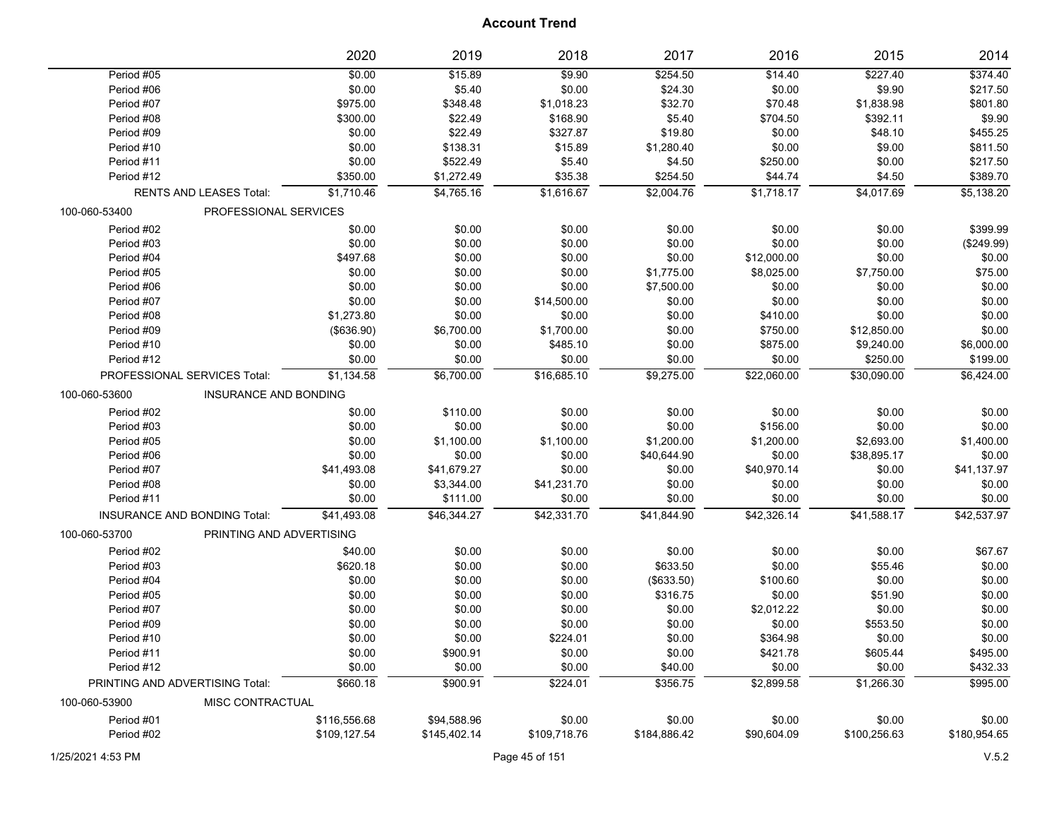# Account Trend

| | 2020 | 2019 | 2018 | 2017 | 2016 | 2015 | 2014 |
|---|---|---|---|---|---|---|---|
| Period #05 | $0.00 | $15.89 | $9.90 | $254.50 | $14.40 | $227.40 | $374.40 |
| Period #06 | $0.00 | $5.40 | $0.00 | $24.30 | $0.00 | $9.90 | $217.50 |
| Period #07 | $975.00 | $348.48 | $1,018.23 | $32.70 | $70.48 | $1,838.98 | $801.80 |
| Period #08 | $300.00 | $22.49 | $168.90 | $5.40 | $704.50 | $392.11 | $9.90 |
| Period #09 | $0.00 | $22.49 | $327.87 | $19.80 | $0.00 | $48.10 | $455.25 |
| Period #10 | $0.00 | $138.31 | $15.89 | $1,280.40 | $0.00 | $9.00 | $811.50 |
| Period #11 | $0.00 | $522.49 | $5.40 | $4.50 | $250.00 | $0.00 | $217.50 |
| Period #12 | $350.00 | $1,272.49 | $35.38 | $254.50 | $44.74 | $4.50 | $389.70 |
| RENTS AND LEASES Total: | $1,710.46 | $4,765.16 | $1,616.67 | $2,004.76 | $1,718.17 | $4,017.69 | $5,138.20 |
| **100-060-53400 PROFESSIONAL SERVICES** | | | | | | | |
| Period #02 | $0.00 | $0.00 | $0.00 | $0.00 | $0.00 | $0.00 | $399.99 |
| Period #03 | $0.00 | $0.00 | $0.00 | $0.00 | $0.00 | $0.00 | ($249.99) |
| Period #04 | $497.68 | $0.00 | $0.00 | $0.00 | $12,000.00 | $0.00 | $0.00 |
| Period #05 | $0.00 | $0.00 | $0.00 | $1,775.00 | $8,025.00 | $7,750.00 | $75.00 |
| Period #06 | $0.00 | $0.00 | $0.00 | $7,500.00 | $0.00 | $0.00 | $0.00 |
| Period #07 | $0.00 | $0.00 | $14,500.00 | $0.00 | $0.00 | $0.00 | $0.00 |
| Period #08 | $1,273.80 | $0.00 | $0.00 | $0.00 | $410.00 | $0.00 | $0.00 |
| Period #09 | ($636.90) | $6,700.00 | $1,700.00 | $0.00 | $750.00 | $12,850.00 | $0.00 |
| Period #10 | $0.00 | $0.00 | $485.10 | $0.00 | $875.00 | $9,240.00 | $6,000.00 |
| Period #12 | $0.00 | $0.00 | $0.00 | $0.00 | $0.00 | $250.00 | $199.00 |
| PROFESSIONAL SERVICES Total: | $1,134.58 | $6,700.00 | $16,685.10 | $9,275.00 | $22,060.00 | $30,090.00 | $6,424.00 |
| **100-060-53600 INSURANCE AND BONDING** | | | | | | | |
| Period #02 | $0.00 | $110.00 | $0.00 | $0.00 | $0.00 | $0.00 | $0.00 |
| Period #03 | $0.00 | $0.00 | $0.00 | $0.00 | $156.00 | $0.00 | $0.00 |
| Period #05 | $0.00 | $1,100.00 | $1,100.00 | $1,200.00 | $1,200.00 | $2,693.00 | $1,400.00 |
| Period #06 | $0.00 | $0.00 | $0.00 | $40,644.90 | $0.00 | $38,895.17 | $0.00 |
| Period #07 | $41,493.08 | $41,679.27 | $0.00 | $0.00 | $40,970.14 | $0.00 | $41,137.97 |
| Period #08 | $0.00 | $3,344.00 | $41,231.70 | $0.00 | $0.00 | $0.00 | $0.00 |
| Period #11 | $0.00 | $111.00 | $0.00 | $0.00 | $0.00 | $0.00 | $0.00 |
| INSURANCE AND BONDING Total: | $41,493.08 | $46,344.27 | $42,331.70 | $41,844.90 | $42,326.14 | $41,588.17 | $42,537.97 |
| **100-060-53700 PRINTING AND ADVERTISING** | | | | | | | |
| Period #02 | $40.00 | $0.00 | $0.00 | $0.00 | $0.00 | $0.00 | $67.67 |
| Period #03 | $620.18 | $0.00 | $0.00 | $633.50 | $0.00 | $55.46 | $0.00 |
| Period #04 | $0.00 | $0.00 | $0.00 | ($633.50) | $100.60 | $0.00 | $0.00 |
| Period #05 | $0.00 | $0.00 | $0.00 | $316.75 | $0.00 | $51.90 | $0.00 |
| Period #07 | $0.00 | $0.00 | $0.00 | $0.00 | $2,012.22 | $0.00 | $0.00 |
| Period #09 | $0.00 | $0.00 | $0.00 | $0.00 | $0.00 | $553.50 | $0.00 |
| Period #10 | $0.00 | $0.00 | $224.01 | $0.00 | $364.98 | $0.00 | $0.00 |
| Period #11 | $0.00 | $900.91 | $0.00 | $0.00 | $421.78 | $605.44 | $495.00 |
| Period #12 | $0.00 | $0.00 | $0.00 | $40.00 | $0.00 | $0.00 | $432.33 |
| PRINTING AND ADVERTISING Total: | $660.18 | $900.91 | $224.01 | $356.75 | $2,899.58 | $1,266.30 | $995.00 |
| **100-060-53900 MISC CONTRACTUAL** | | | | | | | |
| Period #01 | $116,556.68 | $94,588.96 | $0.00 | $0.00 | $0.00 | $0.00 | $0.00 |
| Period #02 | $109,127.54 | $145,402.14 | $109,718.76 | $184,886.42 | $90,604.09 | $100,256.63 | $180,954.65 |

1/25/2021 4:53 PM

V.5.2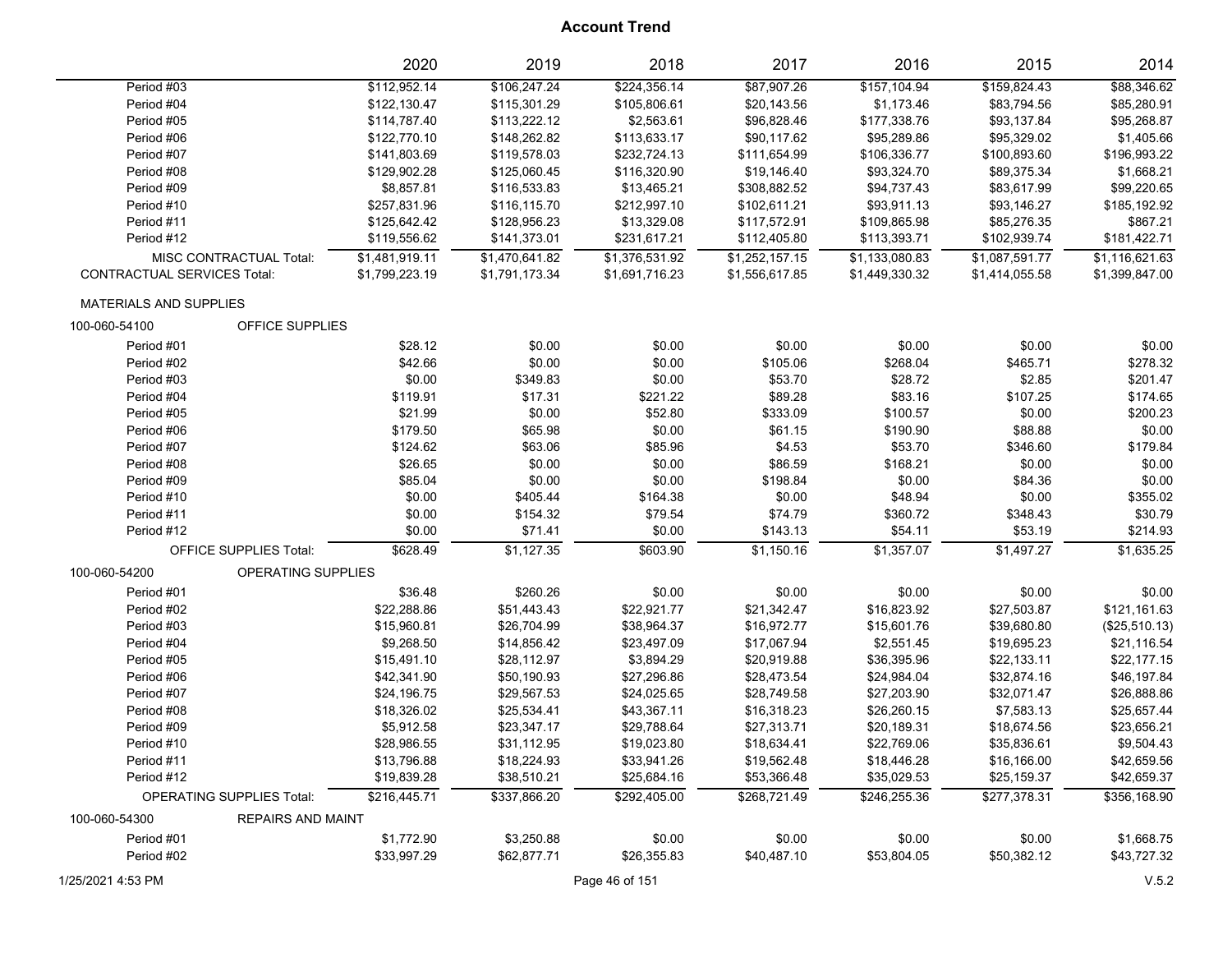# Account Trend

| | 2020 | 2019 | 2018 | 2017 | 2016 | 2015 | 2014 |
|---|---|---|---|---|---|---|---|
| Period #03 | $112,952.14 | $106,247.24 | $224,356.14 | $87,907.26 | $157,104.94 | $159,824.43 | $88,346.62 |
| Period #04 | $122,130.47 | $115,301.29 | $105,806.61 | $20,143.56 | $1,173.46 | $83,794.56 | $85,280.91 |
| Period #05 | $114,787.40 | $113,222.12 | $2,563.61 | $96,828.46 | $177,338.76 | $93,137.84 | $95,268.87 |
| Period #06 | $122,770.10 | $148,262.82 | $113,633.17 | $90,117.62 | $95,289.86 | $95,329.02 | $1,405.66 |
| Period #07 | $141,803.69 | $119,578.03 | $232,724.13 | $111,654.99 | $106,336.77 | $100,893.60 | $196,993.22 |
| Period #08 | $129,902.28 | $125,060.45 | $116,320.90 | $19,146.40 | $93,324.70 | $89,375.34 | $1,668.21 |
| Period #09 | $8,857.81 | $116,533.83 | $13,465.21 | $308,882.52 | $94,737.43 | $83,617.99 | $99,220.65 |
| Period #10 | $257,831.96 | $116,115.70 | $212,997.10 | $102,611.21 | $93,911.13 | $93,146.27 | $185,192.92 |
| Period #11 | $125,642.42 | $128,956.23 | $13,329.08 | $117,572.91 | $109,865.98 | $85,276.35 | $867.21 |
| Period #12 | $119,556.62 | $141,373.01 | $231,617.21 | $112,405.80 | $113,393.71 | $102,939.74 | $181,422.71 |
| MISC CONTRACTUAL Total: | $1,481,919.11 | $1,470,641.82 | $1,376,531.92 | $1,252,157.15 | $1,133,080.83 | $1,087,591.77 | $1,116,621.63 |
| CONTRACTUAL SERVICES Total: | $1,799,223.19 | $1,791,173.34 | $1,691,716.23 | $1,556,617.85 | $1,449,330.32 | $1,414,055.58 | $1,399,847.00 |
| MATERIALS AND SUPPLIES | | | | | | | |
| 100-060-54100 OFFICE SUPPLIES | | | | | | | |
| Period #01 | $28.12 | $0.00 | $0.00 | $0.00 | $0.00 | $0.00 | $0.00 |
| Period #02 | $42.66 | $0.00 | $0.00 | $105.06 | $268.04 | $465.71 | $278.32 |
| Period #03 | $0.00 | $349.83 | $0.00 | $53.70 | $28.72 | $2.85 | $201.47 |
| Period #04 | $119.91 | $17.31 | $221.22 | $89.28 | $83.16 | $107.25 | $174.65 |
| Period #05 | $21.99 | $0.00 | $52.80 | $333.09 | $100.57 | $0.00 | $200.23 |
| Period #06 | $179.50 | $65.98 | $0.00 | $61.15 | $190.90 | $88.88 | $0.00 |
| Period #07 | $124.62 | $63.06 | $85.96 | $4.53 | $53.70 | $346.60 | $179.84 |
| Period #08 | $26.65 | $0.00 | $0.00 | $86.59 | $168.21 | $0.00 | $0.00 |
| Period #09 | $85.04 | $0.00 | $0.00 | $198.84 | $0.00 | $84.36 | $0.00 |
| Period #10 | $0.00 | $405.44 | $164.38 | $0.00 | $48.94 | $0.00 | $355.02 |
| Period #11 | $0.00 | $154.32 | $79.54 | $74.79 | $360.72 | $348.43 | $30.79 |
| Period #12 | $0.00 | $71.41 | $0.00 | $143.13 | $54.11 | $53.19 | $214.93 |
| OFFICE SUPPLIES Total: | $628.49 | $1,127.35 | $603.90 | $1,150.16 | $1,357.07 | $1,497.27 | $1,635.25 |
| 100-060-54200 OPERATING SUPPLIES | | | | | | | |
| Period #01 | $36.48 | $260.26 | $0.00 | $0.00 | $0.00 | $0.00 | $0.00 |
| Period #02 | $22,288.86 | $51,443.43 | $22,921.77 | $21,342.47 | $16,823.92 | $27,503.87 | $121,161.63 |
| Period #03 | $15,960.81 | $26,704.99 | $38,964.37 | $16,972.77 | $15,601.76 | $39,680.80 | ($25,510.13) |
| Period #04 | $9,268.50 | $14,856.42 | $23,497.09 | $17,067.94 | $2,551.45 | $19,695.23 | $21,116.54 |
| Period #05 | $15,491.10 | $28,112.97 | $3,894.29 | $20,919.88 | $36,395.96 | $22,133.11 | $22,177.15 |
| Period #06 | $42,341.90 | $50,190.93 | $27,296.86 | $28,473.54 | $24,984.04 | $32,874.16 | $46,197.84 |
| Period #07 | $24,196.75 | $29,567.53 | $24,025.65 | $28,749.58 | $27,203.90 | $32,071.47 | $26,888.86 |
| Period #08 | $18,326.02 | $25,534.41 | $43,367.11 | $16,318.23 | $26,260.15 | $7,583.13 | $25,657.44 |
| Period #09 | $5,912.58 | $23,347.17 | $29,788.64 | $27,313.71 | $20,189.31 | $18,674.56 | $23,656.21 |
| Period #10 | $28,986.55 | $31,112.95 | $19,023.80 | $18,634.41 | $22,769.06 | $35,836.61 | $9,504.43 |
| Period #11 | $13,796.88 | $18,224.93 | $33,941.26 | $19,562.48 | $18,446.28 | $16,166.00 | $42,659.56 |
| Period #12 | $19,839.28 | $38,510.21 | $25,684.16 | $53,366.48 | $35,029.53 | $25,159.37 | $42,659.37 |
| OPERATING SUPPLIES Total: | $216,445.71 | $337,866.20 | $292,405.00 | $268,721.49 | $246,255.36 | $277,378.31 | $356,168.90 |
| 100-060-54300 REPAIRS AND MAINT | | | | | | | |
| Period #01 | $1,772.90 | $3,250.88 | $0.00 | $0.00 | $0.00 | $0.00 | $1,668.75 |
| Period #02 | $33,997.29 | $62,877.71 | $26,355.83 | $40,487.10 | $53,804.05 | $50,382.12 | $43,727.32 |

1/25/2021 4:53 PM V.5.2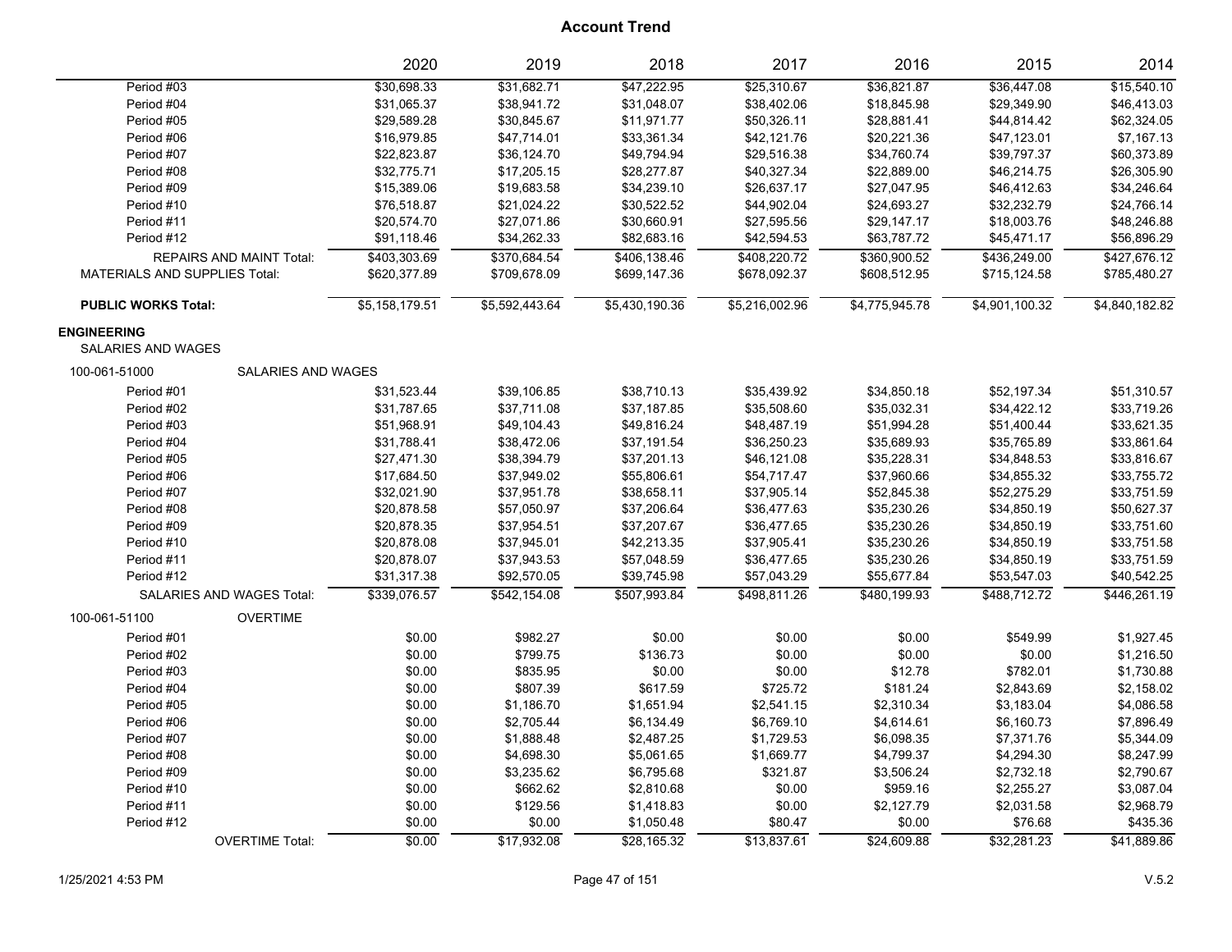# Account Trend

| | 2020 | 2019 | 2018 | 2017 | 2016 | 2015 | 2014 |
|---|---|---|---|---|---|---|---|
| Period #03 | $30,698.33 | $31,682.71 | $47,222.95 | $25,310.67 | $36,821.87 | $36,447.08 | $15,540.10 |
| Period #04 | $31,065.37 | $38,941.72 | $31,048.07 | $38,402.06 | $18,845.98 | $29,349.90 | $46,413.03 |
| Period #05 | $29,589.28 | $30,845.67 | $11,971.77 | $50,326.11 | $28,881.41 | $44,814.42 | $62,324.05 |
| Period #06 | $16,979.85 | $47,714.01 | $33,361.34 | $42,121.76 | $20,221.36 | $47,123.01 | $7,167.13 |
| Period #07 | $22,823.87 | $36,124.70 | $49,794.94 | $29,516.38 | $34,760.74 | $39,797.37 | $60,373.89 |
| Period #08 | $32,775.71 | $17,205.15 | $28,277.87 | $40,327.34 | $22,889.00 | $46,214.75 | $26,305.90 |
| Period #09 | $15,389.06 | $19,683.58 | $34,239.10 | $26,637.17 | $27,047.95 | $46,412.63 | $34,246.64 |
| Period #10 | $76,518.87 | $21,024.22 | $30,522.52 | $44,902.04 | $24,693.27 | $32,232.79 | $24,766.14 |
| Period #11 | $20,574.70 | $27,071.86 | $30,660.91 | $27,595.56 | $29,147.17 | $18,003.76 | $48,246.88 |
| Period #12 | $91,118.46 | $34,262.33 | $82,683.16 | $42,594.53 | $63,787.72 | $45,471.17 | $56,896.29 |
| REPAIRS AND MAINT Total: | $403,303.69 | $370,684.54 | $406,138.46 | $408,220.72 | $360,900.52 | $436,249.00 | $427,676.12 |
| MATERIALS AND SUPPLIES Total: | $620,377.89 | $709,678.09 | $699,147.36 | $678,092.37 | $608,512.95 | $715,124.58 | $785,480.27 |
| **PUBLIC WORKS Total:** | $5,158,179.51 | $5,592,443.64 | $5,430,190.36 | $5,216,002.96 | $4,775,945.78 | $4,901,100.32 | $4,840,182.82 |
| **ENGINEERING** | | | | | | | |
| SALARIES AND WAGES | | | | | | | |
| 100-061-51000 SALARIES AND WAGES | | | | | | | |
| Period #01 | $31,523.44 | $39,106.85 | $38,710.13 | $35,439.92 | $34,850.18 | $52,197.34 | $51,310.57 |
| Period #02 | $31,787.65 | $37,711.08 | $37,187.85 | $35,508.60 | $35,032.31 | $34,422.12 | $33,719.26 |
| Period #03 | $51,968.91 | $49,104.43 | $49,816.24 | $48,487.19 | $51,994.28 | $51,400.44 | $33,621.35 |
| Period #04 | $31,788.41 | $38,472.06 | $37,191.54 | $36,250.23 | $35,689.93 | $35,765.89 | $33,861.64 |
| Period #05 | $27,471.30 | $38,394.79 | $37,201.13 | $46,121.08 | $35,228.31 | $34,848.53 | $33,816.67 |
| Period #06 | $17,684.50 | $37,949.02 | $55,806.61 | $54,717.47 | $37,960.66 | $34,855.32 | $33,755.72 |
| Period #07 | $32,021.90 | $37,951.78 | $38,658.11 | $37,905.14 | $52,845.38 | $52,275.29 | $33,751.59 |
| Period #08 | $20,878.58 | $57,050.97 | $37,206.64 | $36,477.63 | $35,230.26 | $34,850.19 | $50,627.37 |
| Period #09 | $20,878.35 | $37,954.51 | $37,207.67 | $36,477.65 | $35,230.26 | $34,850.19 | $33,751.60 |
| Period #10 | $20,878.08 | $37,945.01 | $42,213.35 | $37,905.41 | $35,230.26 | $34,850.19 | $33,751.58 |
| Period #11 | $20,878.07 | $37,943.53 | $57,048.59 | $36,477.65 | $35,230.26 | $34,850.19 | $33,751.59 |
| Period #12 | $31,317.38 | $92,570.05 | $39,745.98 | $57,043.29 | $55,677.84 | $53,547.03 | $40,542.25 |
| SALARIES AND WAGES Total: | $339,076.57 | $542,154.08 | $507,993.84 | $498,811.26 | $480,199.93 | $488,712.72 | $446,261.19 |
| 100-061-51100 OVERTIME | | | | | | | |
| Period #01 | $0.00 | $982.27 | $0.00 | $0.00 | $0.00 | $549.99 | $1,927.45 |
| Period #02 | $0.00 | $799.75 | $136.73 | $0.00 | $0.00 | $0.00 | $1,216.50 |
| Period #03 | $0.00 | $835.95 | $0.00 | $0.00 | $12.78 | $782.01 | $1,730.88 |
| Period #04 | $0.00 | $807.39 | $617.59 | $725.72 | $181.24 | $2,843.69 | $2,158.02 |
| Period #05 | $0.00 | $1,186.70 | $1,651.94 | $2,541.15 | $2,310.34 | $3,183.04 | $4,086.58 |
| Period #06 | $0.00 | $2,705.44 | $6,134.49 | $6,769.10 | $4,614.61 | $6,160.73 | $7,896.49 |
| Period #07 | $0.00 | $1,888.48 | $2,487.25 | $1,729.53 | $6,098.35 | $7,371.76 | $5,344.09 |
| Period #08 | $0.00 | $4,698.30 | $5,061.65 | $1,669.77 | $4,799.37 | $4,294.30 | $8,247.99 |
| Period #09 | $0.00 | $3,235.62 | $6,795.68 | $321.87 | $3,506.24 | $2,732.18 | $2,790.67 |
| Period #10 | $0.00 | $662.62 | $2,810.68 | $0.00 | $959.16 | $2,255.27 | $3,087.04 |
| Period #11 | $0.00 | $129.56 | $1,418.83 | $0.00 | $2,127.79 | $2,031.58 | $2,968.79 |
| Period #12 | $0.00 | $0.00 | $1,050.48 | $80.47 | $0.00 | $76.68 | $435.36 |
| OVERTIME Total: | $0.00 | $17,932.08 | $28,165.32 | $13,837.61 | $24,609.88 | $32,281.23 | $41,889.86 |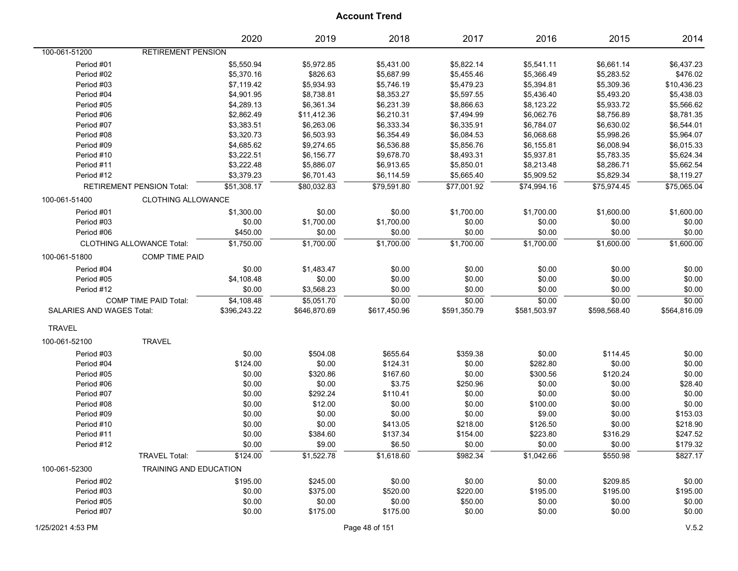# Account Trend

| | | 2020 | 2019 | 2018 | 2017 | 2016 | 2015 | 2014 |
|---|---|---|---|---|---|---|---|---|
| 100-061-51200 | RETIREMENT PENSION | | | | | | | |
| Period #01 | | $5,550.94 | $5,972.85 | $5,431.00 | $5,822.14 | $5,541.11 | $6,661.14 | $6,437.23 |
| Period #02 | | $5,370.16 | $826.63 | $5,687.99 | $5,455.46 | $5,366.49 | $5,283.52 | $476.02 |
| Period #03 | | $7,119.42 | $5,934.93 | $5,746.19 | $5,479.23 | $5,394.81 | $5,309.36 | $10,436.23 |
| Period #04 | | $4,901.95 | $8,738.81 | $8,353.27 | $5,597.55 | $5,436.40 | $5,493.20 | $5,438.03 |
| Period #05 | | $4,289.13 | $6,361.34 | $6,231.39 | $8,866.63 | $8,123.22 | $5,933.72 | $5,566.62 |
| Period #06 | | $2,862.49 | $11,412.36 | $6,210.31 | $7,494.99 | $6,062.76 | $8,756.89 | $8,781.35 |
| Period #07 | | $3,383.51 | $6,263.06 | $6,333.34 | $6,335.91 | $6,784.07 | $6,630.02 | $6,544.01 |
| Period #08 | | $3,320.73 | $6,503.93 | $6,354.49 | $6,084.53 | $6,068.68 | $5,998.26 | $5,964.07 |
| Period #09 | | $4,685.62 | $9,274.65 | $6,536.88 | $5,856.76 | $6,155.81 | $6,008.94 | $6,015.33 |
| Period #10 | | $3,222.51 | $6,156.77 | $9,678.70 | $8,493.31 | $5,937.81 | $5,783.35 | $5,624.34 |
| Period #11 | | $3,222.48 | $5,886.07 | $6,913.65 | $5,850.01 | $8,213.48 | $8,286.71 | $5,662.54 |
| Period #12 | | $3,379.23 | $6,701.43 | $6,114.59 | $5,665.40 | $5,909.52 | $5,829.34 | $8,119.27 |
| | RETIREMENT PENSION Total: | $51,308.17 | $80,032.83 | $79,591.80 | $77,001.92 | $74,994.16 | $75,974.45 | $75,065.04 |
| 100-061-51400 | CLOTHING ALLOWANCE | | | | | | | |
| Period #01 | | $1,300.00 | $0.00 | $0.00 | $1,700.00 | $1,700.00 | $1,600.00 | $1,600.00 |
| Period #03 | | $0.00 | $1,700.00 | $1,700.00 | $0.00 | $0.00 | $0.00 | $0.00 |
| Period #06 | | $450.00 | $0.00 | $0.00 | $0.00 | $0.00 | $0.00 | $0.00 |
| | CLOTHING ALLOWANCE Total: | $1,750.00 | $1,700.00 | $1,700.00 | $1,700.00 | $1,700.00 | $1,600.00 | $1,600.00 |
| 100-061-51800 | COMP TIME PAID | | | | | | | |
| Period #04 | | $0.00 | $1,483.47 | $0.00 | $0.00 | $0.00 | $0.00 | $0.00 |
| Period #05 | | $4,108.48 | $0.00 | $0.00 | $0.00 | $0.00 | $0.00 | $0.00 |
| Period #12 | | $0.00 | $3,568.23 | $0.00 | $0.00 | $0.00 | $0.00 | $0.00 |
| | COMP TIME PAID Total: | $4,108.48 | $5,051.70 | $0.00 | $0.00 | $0.00 | $0.00 | $0.00 |
| SALARIES AND WAGES Total: | | $396,243.22 | $646,870.69 | $617,450.96 | $591,350.79 | $581,503.97 | $598,568.40 | $564,816.09 |
| TRAVEL | | | | | | | | |
| 100-061-52100 | TRAVEL | | | | | | | |
| Period #03 | | $0.00 | $504.08 | $655.64 | $359.38 | $0.00 | $114.45 | $0.00 |
| Period #04 | | $124.00 | $0.00 | $124.31 | $0.00 | $282.80 | $0.00 | $0.00 |
| Period #05 | | $0.00 | $320.86 | $167.60 | $0.00 | $300.56 | $120.24 | $0.00 |
| Period #06 | | $0.00 | $0.00 | $3.75 | $250.96 | $0.00 | $0.00 | $28.40 |
| Period #07 | | $0.00 | $292.24 | $110.41 | $0.00 | $0.00 | $0.00 | $0.00 |
| Period #08 | | $0.00 | $12.00 | $0.00 | $0.00 | $100.00 | $0.00 | $0.00 |
| Period #09 | | $0.00 | $0.00 | $0.00 | $0.00 | $9.00 | $0.00 | $153.03 |
| Period #10 | | $0.00 | $0.00 | $413.05 | $218.00 | $126.50 | $0.00 | $218.90 |
| Period #11 | | $0.00 | $384.60 | $137.34 | $154.00 | $223.80 | $316.29 | $247.52 |
| Period #12 | | $0.00 | $9.00 | $6.50 | $0.00 | $0.00 | $0.00 | $179.32 |
| | TRAVEL Total: | $124.00 | $1,522.78 | $1,618.60 | $982.34 | $1,042.66 | $550.98 | $827.17 |
| 100-061-52300 | TRAINING AND EDUCATION | | | | | | | |
| Period #02 | | $195.00 | $245.00 | $0.00 | $0.00 | $0.00 | $209.85 | $0.00 |
| Period #03 | | $0.00 | $375.00 | $520.00 | $220.00 | $195.00 | $195.00 | $195.00 |
| Period #05 | | $0.00 | $0.00 | $0.00 | $50.00 | $0.00 | $0.00 | $0.00 |
| Period #07 | | $0.00 | $175.00 | $175.00 | $0.00 | $0.00 | $0.00 | $0.00 |

1/25/2021 4:53 PM

V.5.2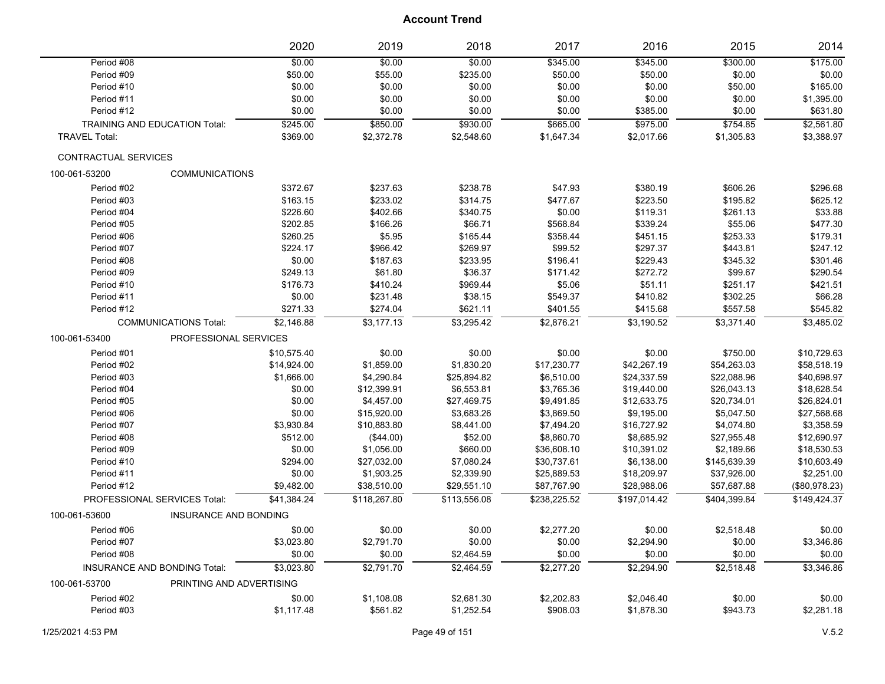# Account Trend

| | 2020 | 2019 | 2018 | 2017 | 2016 | 2015 | 2014 |
|---|---|---|---|---|---|---|---|
| Period #08 | $0.00 | $0.00 | $0.00 | $345.00 | $345.00 | $300.00 | $175.00 |
| Period #09 | $50.00 | $55.00 | $235.00 | $50.00 | $50.00 | $0.00 | $0.00 |
| Period #10 | $0.00 | $0.00 | $0.00 | $0.00 | $0.00 | $50.00 | $165.00 |
| Period #11 | $0.00 | $0.00 | $0.00 | $0.00 | $0.00 | $0.00 | $1,395.00 |
| Period #12 | $0.00 | $0.00 | $0.00 | $0.00 | $385.00 | $0.00 | $631.80 |
| TRAINING AND EDUCATION Total: | $245.00 | $850.00 | $930.00 | $665.00 | $975.00 | $754.85 | $2,561.80 |
| TRAVEL Total: | $369.00 | $2,372.78 | $2,548.60 | $1,647.34 | $2,017.66 | $1,305.83 | $3,388.97 |
| CONTRACTUAL SERVICES | | | | | | | |
| 100-061-53200 COMMUNICATIONS | | | | | | | |
| Period #02 | $372.67 | $237.63 | $238.78 | $47.93 | $380.19 | $606.26 | $296.68 |
| Period #03 | $163.15 | $233.02 | $314.75 | $477.67 | $223.50 | $195.82 | $625.12 |
| Period #04 | $226.60 | $402.66 | $340.75 | $0.00 | $119.31 | $261.13 | $33.88 |
| Period #05 | $202.85 | $166.26 | $66.71 | $568.84 | $339.24 | $55.06 | $477.30 |
| Period #06 | $260.25 | $5.95 | $165.44 | $358.44 | $451.15 | $253.33 | $179.31 |
| Period #07 | $224.17 | $966.42 | $269.97 | $99.52 | $297.37 | $443.81 | $247.12 |
| Period #08 | $0.00 | $187.63 | $233.95 | $196.41 | $229.43 | $345.32 | $301.46 |
| Period #09 | $249.13 | $61.80 | $36.37 | $171.42 | $272.72 | $99.67 | $290.54 |
| Period #10 | $176.73 | $410.24 | $969.44 | $5.06 | $51.11 | $251.17 | $421.51 |
| Period #11 | $0.00 | $231.48 | $38.15 | $549.37 | $410.82 | $302.25 | $66.28 |
| Period #12 | $271.33 | $274.04 | $621.11 | $401.55 | $415.68 | $557.58 | $545.82 |
| COMMUNICATIONS Total: | $2,146.88 | $3,177.13 | $3,295.42 | $2,876.21 | $3,190.52 | $3,371.40 | $3,485.02 |
| 100-061-53400 PROFESSIONAL SERVICES | | | | | | | |
| Period #01 | $10,575.40 | $0.00 | $0.00 | $0.00 | $0.00 | $750.00 | $10,729.63 |
| Period #02 | $14,924.00 | $1,859.00 | $1,830.20 | $17,230.77 | $42,267.19 | $54,263.03 | $58,518.19 |
| Period #03 | $1,666.00 | $4,290.84 | $25,894.82 | $6,510.00 | $24,337.59 | $22,088.96 | $40,698.97 |
| Period #04 | $0.00 | $12,399.91 | $6,553.81 | $3,765.36 | $19,440.00 | $26,043.13 | $18,628.54 |
| Period #05 | $0.00 | $4,457.00 | $27,469.75 | $9,491.85 | $12,633.75 | $20,734.01 | $26,824.01 |
| Period #06 | $0.00 | $15,920.00 | $3,683.26 | $3,869.50 | $9,195.00 | $5,047.50 | $27,568.68 |
| Period #07 | $3,930.84 | $10,883.80 | $8,441.00 | $7,494.20 | $16,727.92 | $4,074.80 | $3,358.59 |
| Period #08 | $512.00 | ($44.00) | $52.00 | $8,860.70 | $8,685.92 | $27,955.48 | $12,690.97 |
| Period #09 | $0.00 | $1,056.00 | $660.00 | $36,608.10 | $10,391.02 | $2,189.66 | $18,530.53 |
| Period #10 | $294.00 | $27,032.00 | $7,080.24 | $30,737.61 | $6,138.00 | $145,639.39 | $10,603.49 |
| Period #11 | $0.00 | $1,903.25 | $2,339.90 | $25,889.53 | $18,209.97 | $37,926.00 | $2,251.00 |
| Period #12 | $9,482.00 | $38,510.00 | $29,551.10 | $87,767.90 | $28,988.06 | $57,687.88 | ($80,978.23) |
| PROFESSIONAL SERVICES Total: | $41,384.24 | $118,267.80 | $113,556.08 | $238,225.52 | $197,014.42 | $404,399.84 | $149,424.37 |
| 100-061-53600 INSURANCE AND BONDING | | | | | | | |
| Period #06 | $0.00 | $0.00 | $0.00 | $2,277.20 | $0.00 | $2,518.48 | $0.00 |
| Period #07 | $3,023.80 | $2,791.70 | $0.00 | $0.00 | $2,294.90 | $0.00 | $3,346.86 |
| Period #08 | $0.00 | $0.00 | $2,464.59 | $0.00 | $0.00 | $0.00 | $0.00 |
| INSURANCE AND BONDING Total: | $3,023.80 | $2,791.70 | $2,464.59 | $2,277.20 | $2,294.90 | $2,518.48 | $3,346.86 |
| 100-061-53700 PRINTING AND ADVERTISING | | | | | | | |
| Period #02 | $0.00 | $1,108.08 | $2,681.30 | $2,202.83 | $2,046.40 | $0.00 | $0.00 |
| Period #03 | $1,117.48 | $561.82 | $1,252.54 | $908.03 | $1,878.30 | $943.73 | $2,281.18 |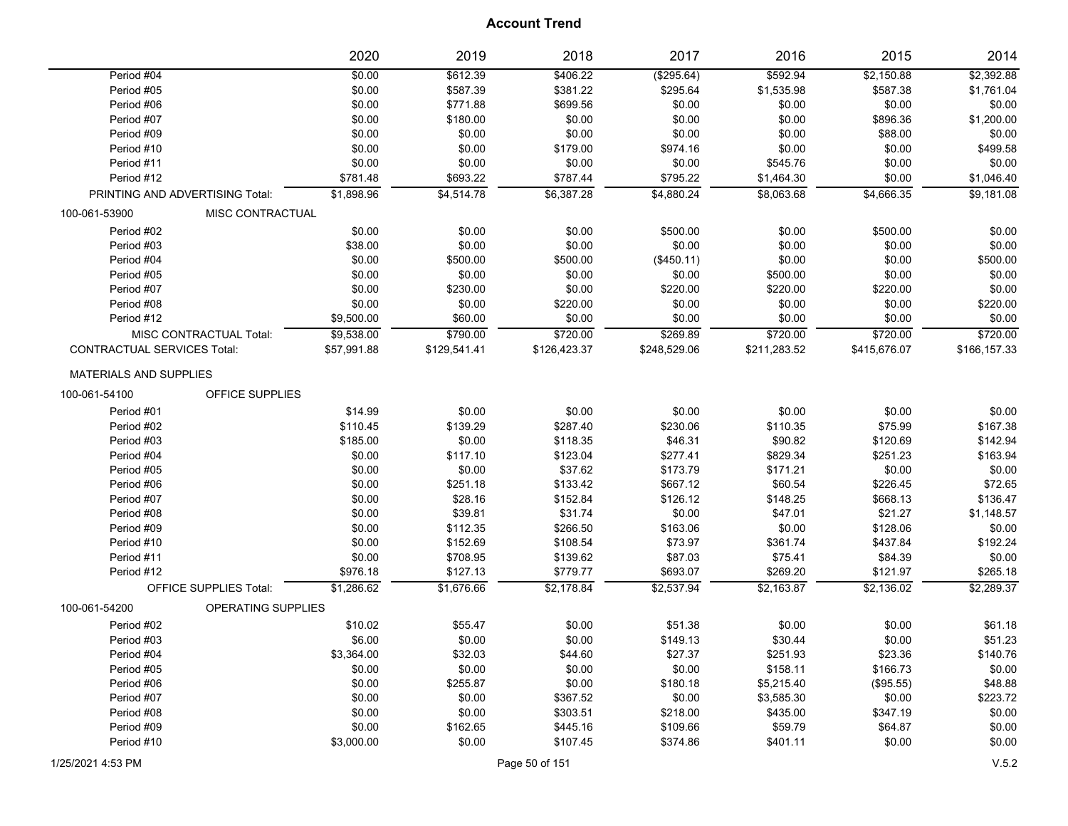# Account Trend

| | 2020 | 2019 | 2018 | 2017 | 2016 | 2015 | 2014 |
|---|---|---|---|---|---|---|---|
| Period #04 | $0.00 | $612.39 | $406.22 | ($295.64) | $592.94 | $2,150.88 | $2,392.88 |
| Period #05 | $0.00 | $587.39 | $381.22 | $295.64 | $1,535.98 | $587.38 | $1,761.04 |
| Period #06 | $0.00 | $771.88 | $699.56 | $0.00 | $0.00 | $0.00 | $0.00 |
| Period #07 | $0.00 | $180.00 | $0.00 | $0.00 | $0.00 | $896.36 | $1,200.00 |
| Period #09 | $0.00 | $0.00 | $0.00 | $0.00 | $0.00 | $88.00 | $0.00 |
| Period #10 | $0.00 | $0.00 | $179.00 | $974.16 | $0.00 | $0.00 | $499.58 |
| Period #11 | $0.00 | $0.00 | $0.00 | $0.00 | $545.76 | $0.00 | $0.00 |
| Period #12 | $781.48 | $693.22 | $787.44 | $795.22 | $1,464.30 | $0.00 | $1,046.40 |
| PRINTING AND ADVERTISING Total: | $1,898.96 | $4,514.78 | $6,387.28 | $4,880.24 | $8,063.68 | $4,666.35 | $9,181.08 |
| 100-061-53900 MISC CONTRACTUAL | | | | | | | |
| Period #02 | $0.00 | $0.00 | $0.00 | $500.00 | $0.00 | $500.00 | $0.00 |
| Period #03 | $38.00 | $0.00 | $0.00 | $0.00 | $0.00 | $0.00 | $0.00 |
| Period #04 | $0.00 | $500.00 | $500.00 | ($450.11) | $0.00 | $0.00 | $500.00 |
| Period #05 | $0.00 | $0.00 | $0.00 | $0.00 | $500.00 | $0.00 | $0.00 |
| Period #07 | $0.00 | $230.00 | $0.00 | $220.00 | $220.00 | $220.00 | $0.00 |
| Period #08 | $0.00 | $0.00 | $220.00 | $0.00 | $0.00 | $0.00 | $220.00 |
| Period #12 | $9,500.00 | $60.00 | $0.00 | $0.00 | $0.00 | $0.00 | $0.00 |
| MISC CONTRACTUAL Total: | $9,538.00 | $790.00 | $720.00 | $269.89 | $720.00 | $720.00 | $720.00 |
| CONTRACTUAL SERVICES Total: | $57,991.88 | $129,541.41 | $126,423.37 | $248,529.06 | $211,283.52 | $415,676.07 | $166,157.33 |
| MATERIALS AND SUPPLIES | | | | | | | |
| 100-061-54100 OFFICE SUPPLIES | | | | | | | |
| Period #01 | $14.99 | $0.00 | $0.00 | $0.00 | $0.00 | $0.00 | $0.00 |
| Period #02 | $110.45 | $139.29 | $287.40 | $230.06 | $110.35 | $75.99 | $167.38 |
| Period #03 | $185.00 | $0.00 | $118.35 | $46.31 | $90.82 | $120.69 | $142.94 |
| Period #04 | $0.00 | $117.10 | $123.04 | $277.41 | $829.34 | $251.23 | $163.94 |
| Period #05 | $0.00 | $0.00 | $37.62 | $173.79 | $171.21 | $0.00 | $0.00 |
| Period #06 | $0.00 | $251.18 | $133.42 | $667.12 | $60.54 | $226.45 | $72.65 |
| Period #07 | $0.00 | $28.16 | $152.84 | $126.12 | $148.25 | $668.13 | $136.47 |
| Period #08 | $0.00 | $39.81 | $31.74 | $0.00 | $47.01 | $21.27 | $1,148.57 |
| Period #09 | $0.00 | $112.35 | $266.50 | $163.06 | $0.00 | $128.06 | $0.00 |
| Period #10 | $0.00 | $152.69 | $108.54 | $73.97 | $361.74 | $437.84 | $192.24 |
| Period #11 | $0.00 | $708.95 | $139.62 | $87.03 | $75.41 | $84.39 | $0.00 |
| Period #12 | $976.18 | $127.13 | $779.77 | $693.07 | $269.20 | $121.97 | $265.18 |
| OFFICE SUPPLIES Total: | $1,286.62 | $1,676.66 | $2,178.84 | $2,537.94 | $2,163.87 | $2,136.02 | $2,289.37 |
| 100-061-54200 OPERATING SUPPLIES | | | | | | | |
| Period #02 | $10.02 | $55.47 | $0.00 | $51.38 | $0.00 | $0.00 | $61.18 |
| Period #03 | $6.00 | $0.00 | $0.00 | $149.13 | $30.44 | $0.00 | $51.23 |
| Period #04 | $3,364.00 | $32.03 | $44.60 | $27.37 | $251.93 | $23.36 | $140.76 |
| Period #05 | $0.00 | $0.00 | $0.00 | $0.00 | $158.11 | $166.73 | $0.00 |
| Period #06 | $0.00 | $255.87 | $0.00 | $180.18 | $5,215.40 | ($95.55) | $48.88 |
| Period #07 | $0.00 | $0.00 | $367.52 | $0.00 | $3,585.30 | $0.00 | $223.72 |
| Period #08 | $0.00 | $0.00 | $303.51 | $218.00 | $435.00 | $347.19 | $0.00 |
| Period #09 | $0.00 | $162.65 | $445.16 | $109.66 | $59.79 | $64.87 | $0.00 |
| Period #10 | $3,000.00 | $0.00 | $107.45 | $374.86 | $401.11 | $0.00 | $0.00 |

1/25/2021 4:53 PM V.5.2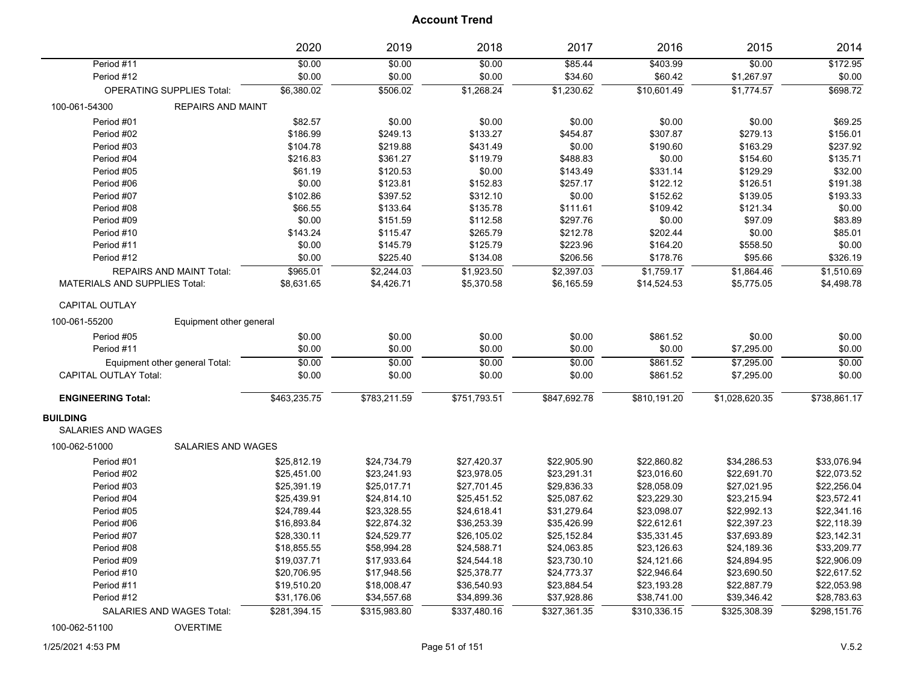## Account Trend

| | 2020 | 2019 | 2018 | 2017 | 2016 | 2015 | 2014 |
|---|---|---|---|---|---|---|---|
| Period #11 | $0.00 | $0.00 | $0.00 | $85.44 | $403.99 | $0.00 | $172.95 |
| Period #12 | $0.00 | $0.00 | $0.00 | $34.60 | $60.42 | $1,267.97 | $0.00 |
| OPERATING SUPPLIES Total: | $6,380.02 | $506.02 | $1,268.24 | $1,230.62 | $10,601.49 | $1,774.57 | $698.72 |
| 100-061-54300 REPAIRS AND MAINT | | | | | | | |
| Period #01 | $82.57 | $0.00 | $0.00 | $0.00 | $0.00 | $0.00 | $69.25 |
| Period #02 | $186.99 | $249.13 | $133.27 | $454.87 | $307.87 | $279.13 | $156.01 |
| Period #03 | $104.78 | $219.88 | $431.49 | $0.00 | $190.60 | $163.29 | $237.92 |
| Period #04 | $216.83 | $361.27 | $119.79 | $488.83 | $0.00 | $154.60 | $135.71 |
| Period #05 | $61.19 | $120.53 | $0.00 | $143.49 | $331.14 | $129.29 | $32.00 |
| Period #06 | $0.00 | $123.81 | $152.83 | $257.17 | $122.12 | $126.51 | $191.38 |
| Period #07 | $102.86 | $397.52 | $312.10 | $0.00 | $152.62 | $139.05 | $193.33 |
| Period #08 | $66.55 | $133.64 | $135.78 | $111.61 | $109.42 | $121.34 | $0.00 |
| Period #09 | $0.00 | $151.59 | $112.58 | $297.76 | $0.00 | $97.09 | $83.89 |
| Period #10 | $143.24 | $115.47 | $265.79 | $212.78 | $202.44 | $0.00 | $85.01 |
| Period #11 | $0.00 | $145.79 | $125.79 | $223.96 | $164.20 | $558.50 | $0.00 |
| Period #12 | $0.00 | $225.40 | $134.08 | $206.56 | $178.76 | $95.66 | $326.19 |
| REPAIRS AND MAINT Total: | $965.01 | $2,244.03 | $1,923.50 | $2,397.03 | $1,759.17 | $1,864.46 | $1,510.69 |
| MATERIALS AND SUPPLIES Total: | $8,631.65 | $4,426.71 | $5,370.58 | $6,165.59 | $14,524.53 | $5,775.05 | $4,498.78 |
| CAPITAL OUTLAY | | | | | | | |
| 100-061-55200 Equipment other general | | | | | | | |
| Period #05 | $0.00 | $0.00 | $0.00 | $0.00 | $861.52 | $0.00 | $0.00 |
| Period #11 | $0.00 | $0.00 | $0.00 | $0.00 | $0.00 | $7,295.00 | $0.00 |
| Equipment other general Total: | $0.00 | $0.00 | $0.00 | $0.00 | $861.52 | $7,295.00 | $0.00 |
| CAPITAL OUTLAY Total: | $0.00 | $0.00 | $0.00 | $0.00 | $861.52 | $7,295.00 | $0.00 |
| **ENGINEERING Total:** | $463,235.75 | $783,211.59 | $751,793.51 | $847,692.78 | $810,191.20 | $1,028,620.35 | $738,861.17 |
| **BUILDING** | | | | | | | |
| SALARIES AND WAGES | | | | | | | |
| 100-062-51000 SALARIES AND WAGES | | | | | | | |
| Period #01 | $25,812.19 | $24,734.79 | $27,420.37 | $22,905.90 | $22,860.82 | $34,286.53 | $33,076.94 |
| Period #02 | $25,451.00 | $23,241.93 | $23,978.05 | $23,291.31 | $23,016.60 | $22,691.70 | $22,073.52 |
| Period #03 | $25,391.19 | $25,017.71 | $27,701.45 | $29,836.33 | $28,058.09 | $27,021.95 | $22,256.04 |
| Period #04 | $25,439.91 | $24,814.10 | $25,451.52 | $25,087.62 | $23,229.30 | $23,215.94 | $23,572.41 |
| Period #05 | $24,789.44 | $23,328.55 | $24,618.41 | $31,279.64 | $23,098.07 | $22,992.13 | $22,341.16 |
| Period #06 | $16,893.84 | $22,874.32 | $36,253.39 | $35,426.99 | $22,612.61 | $22,397.23 | $22,118.39 |
| Period #07 | $28,330.11 | $24,529.77 | $26,105.02 | $25,152.84 | $35,331.45 | $37,693.89 | $23,142.31 |
| Period #08 | $18,855.55 | $58,994.28 | $24,588.71 | $24,063.85 | $23,126.63 | $24,189.36 | $33,209.77 |
| Period #09 | $19,037.71 | $17,933.64 | $24,544.18 | $23,730.10 | $24,121.66 | $24,894.95 | $22,906.09 |
| Period #10 | $20,706.95 | $17,948.56 | $25,378.77 | $24,773.37 | $22,946.64 | $23,690.50 | $22,617.52 |
| Period #11 | $19,510.20 | $18,008.47 | $36,540.93 | $23,884.54 | $23,193.28 | $22,887.79 | $22,053.98 |
| Period #12 | $31,176.06 | $34,557.68 | $34,899.36 | $37,928.86 | $38,741.00 | $39,346.42 | $28,783.63 |
| SALARIES AND WAGES Total: | $281,394.15 | $315,983.80 | $337,480.16 | $327,361.35 | $310,336.15 | $325,308.39 | $298,151.76 |
| 100-062-51100 OVERTIME | | | | | | | |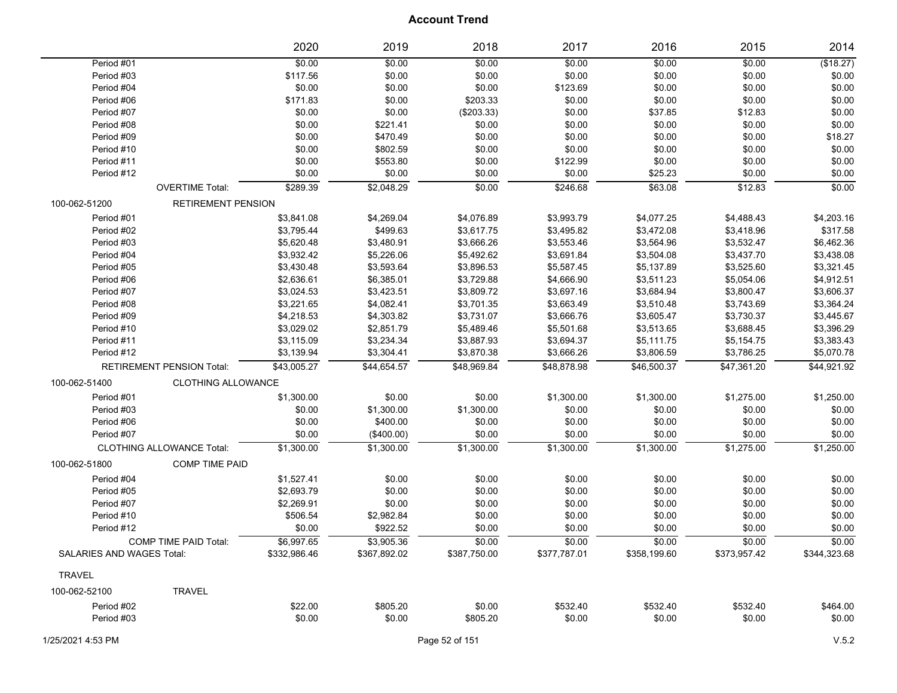# Account Trend

| | 2020 | 2019 | 2018 | 2017 | 2016 | 2015 | 2014 |
|---|---|---|---|---|---|---|---|
| Period #01 | $0.00 | $0.00 | $0.00 | $0.00 | $0.00 | $0.00 | ($18.27) |
| Period #03 | $117.56 | $0.00 | $0.00 | $0.00 | $0.00 | $0.00 | $0.00 |
| Period #04 | $0.00 | $0.00 | $0.00 | $123.69 | $0.00 | $0.00 | $0.00 |
| Period #06 | $171.83 | $0.00 | $203.33 | $0.00 | $0.00 | $0.00 | $0.00 |
| Period #07 | $0.00 | $0.00 | ($203.33) | $0.00 | $37.85 | $12.83 | $0.00 |
| Period #08 | $0.00 | $221.41 | $0.00 | $0.00 | $0.00 | $0.00 | $0.00 |
| Period #09 | $0.00 | $470.49 | $0.00 | $0.00 | $0.00 | $0.00 | $18.27 |
| Period #10 | $0.00 | $802.59 | $0.00 | $0.00 | $0.00 | $0.00 | $0.00 |
| Period #11 | $0.00 | $553.80 | $0.00 | $122.99 | $0.00 | $0.00 | $0.00 |
| Period #12 | $0.00 | $0.00 | $0.00 | $0.00 | $25.23 | $0.00 | $0.00 |
| OVERTIME Total: | $289.39 | $2,048.29 | $0.00 | $246.68 | $63.08 | $12.83 | $0.00 |
| **100-062-51200 RETIREMENT PENSION** | | | | | | | |
| Period #01 | $3,841.08 | $4,269.04 | $4,076.89 | $3,993.79 | $4,077.25 | $4,488.43 | $4,203.16 |
| Period #02 | $3,795.44 | $499.63 | $3,617.75 | $3,495.82 | $3,472.08 | $3,418.96 | $317.58 |
| Period #03 | $5,620.48 | $3,480.91 | $3,666.26 | $3,553.46 | $3,564.96 | $3,532.47 | $6,462.36 |
| Period #04 | $3,932.42 | $5,226.06 | $5,492.62 | $3,691.84 | $3,504.08 | $3,437.70 | $3,438.08 |
| Period #05 | $3,430.48 | $3,593.64 | $3,896.53 | $5,587.45 | $5,137.89 | $3,525.60 | $3,321.45 |
| Period #06 | $2,636.61 | $6,385.01 | $3,729.88 | $4,666.90 | $3,511.23 | $5,054.06 | $4,912.51 |
| Period #07 | $3,024.53 | $3,423.51 | $3,809.72 | $3,697.16 | $3,684.94 | $3,800.47 | $3,606.37 |
| Period #08 | $3,221.65 | $4,082.41 | $3,701.35 | $3,663.49 | $3,510.48 | $3,743.69 | $3,364.24 |
| Period #09 | $4,218.53 | $4,303.82 | $3,731.07 | $3,666.76 | $3,605.47 | $3,730.37 | $3,445.67 |
| Period #10 | $3,029.02 | $2,851.79 | $5,489.46 | $5,501.68 | $3,513.65 | $3,688.45 | $3,396.29 |
| Period #11 | $3,115.09 | $3,234.34 | $3,887.93 | $3,694.37 | $5,111.75 | $5,154.75 | $3,383.43 |
| Period #12 | $3,139.94 | $3,304.41 | $3,870.38 | $3,666.26 | $3,806.59 | $3,786.25 | $5,070.78 |
| RETIREMENT PENSION Total: | $43,005.27 | $44,654.57 | $48,969.84 | $48,878.98 | $46,500.37 | $47,361.20 | $44,921.92 |
| **100-062-51400 CLOTHING ALLOWANCE** | | | | | | | |
| Period #01 | $1,300.00 | $0.00 | $0.00 | $1,300.00 | $1,300.00 | $1,275.00 | $1,250.00 |
| Period #03 | $0.00 | $1,300.00 | $1,300.00 | $0.00 | $0.00 | $0.00 | $0.00 |
| Period #06 | $0.00 | $400.00 | $0.00 | $0.00 | $0.00 | $0.00 | $0.00 |
| Period #07 | $0.00 | ($400.00) | $0.00 | $0.00 | $0.00 | $0.00 | $0.00 |
| CLOTHING ALLOWANCE Total: | $1,300.00 | $1,300.00 | $1,300.00 | $1,300.00 | $1,300.00 | $1,275.00 | $1,250.00 |
| **100-062-51800 COMP TIME PAID** | | | | | | | |
| Period #04 | $1,527.41 | $0.00 | $0.00 | $0.00 | $0.00 | $0.00 | $0.00 |
| Period #05 | $2,693.79 | $0.00 | $0.00 | $0.00 | $0.00 | $0.00 | $0.00 |
| Period #07 | $2,269.91 | $0.00 | $0.00 | $0.00 | $0.00 | $0.00 | $0.00 |
| Period #10 | $506.54 | $2,982.84 | $0.00 | $0.00 | $0.00 | $0.00 | $0.00 |
| Period #12 | $0.00 | $922.52 | $0.00 | $0.00 | $0.00 | $0.00 | $0.00 |
| COMP TIME PAID Total: | $6,997.65 | $3,905.36 | $0.00 | $0.00 | $0.00 | $0.00 | $0.00 |
| SALARIES AND WAGES Total: | $332,986.46 | $367,892.02 | $387,750.00 | $377,787.01 | $358,199.60 | $373,957.42 | $344,323.68 |
| **TRAVEL** | | | | | | | |
| **100-062-52100 TRAVEL** | | | | | | | |
| Period #02 | $22.00 | $805.20 | $0.00 | $532.40 | $532.40 | $532.40 | $464.00 |
| Period #03 | $0.00 | $0.00 | $805.20 | $0.00 | $0.00 | $0.00 | $0.00 |

1/25/2021 4:53 PM V.5.2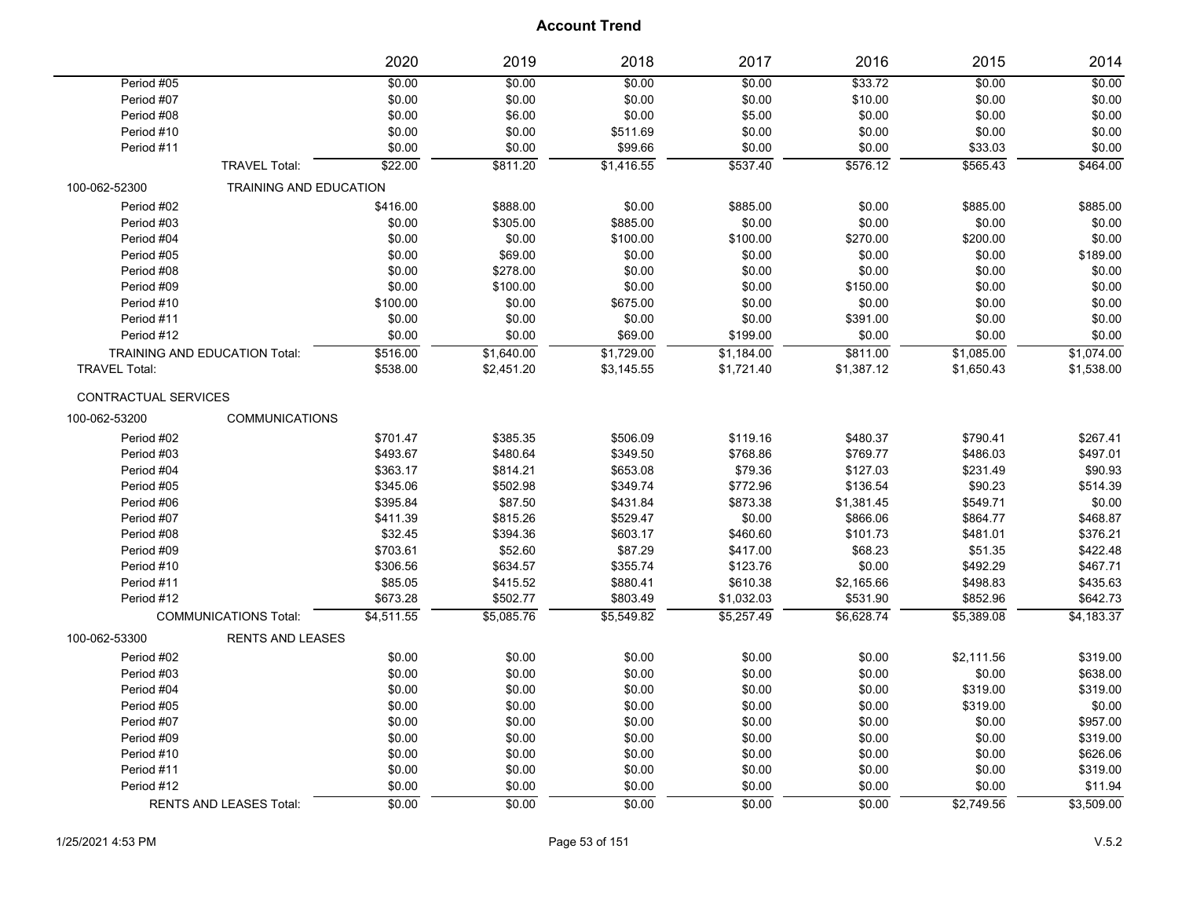## Account Trend

| | | 2020 | 2019 | 2018 | 2017 | 2016 | 2015 | 2014 |
|---|---|---|---|---|---|---|---|---|
| Period #05 | | $0.00 | $0.00 | $0.00 | $0.00 | $33.72 | $0.00 | $0.00 |
| Period #07 | | $0.00 | $0.00 | $0.00 | $0.00 | $10.00 | $0.00 | $0.00 |
| Period #08 | | $0.00 | $6.00 | $0.00 | $5.00 | $0.00 | $0.00 | $0.00 |
| Period #10 | | $0.00 | $0.00 | $511.69 | $0.00 | $0.00 | $0.00 | $0.00 |
| Period #11 | | $0.00 | $0.00 | $99.66 | $0.00 | $0.00 | $33.03 | $0.00 |
| | TRAVEL Total: | $22.00 | $811.20 | $1,416.55 | $537.40 | $576.12 | $565.43 | $464.00 |
| 100-062-52300 | TRAINING AND EDUCATION | | | | | | | |
| Period #02 | | $416.00 | $888.00 | $0.00 | $885.00 | $0.00 | $885.00 | $885.00 |
| Period #03 | | $0.00 | $305.00 | $885.00 | $0.00 | $0.00 | $0.00 | $0.00 |
| Period #04 | | $0.00 | $0.00 | $100.00 | $100.00 | $270.00 | $200.00 | $0.00 |
| Period #05 | | $0.00 | $69.00 | $0.00 | $0.00 | $0.00 | $0.00 | $189.00 |
| Period #08 | | $0.00 | $278.00 | $0.00 | $0.00 | $0.00 | $0.00 | $0.00 |
| Period #09 | | $0.00 | $100.00 | $0.00 | $0.00 | $150.00 | $0.00 | $0.00 |
| Period #10 | | $100.00 | $0.00 | $675.00 | $0.00 | $0.00 | $0.00 | $0.00 |
| Period #11 | | $0.00 | $0.00 | $0.00 | $0.00 | $391.00 | $0.00 | $0.00 |
| Period #12 | | $0.00 | $0.00 | $69.00 | $199.00 | $0.00 | $0.00 | $0.00 |
| TRAINING AND EDUCATION Total: | | $516.00 | $1,640.00 | $1,729.00 | $1,184.00 | $811.00 | $1,085.00 | $1,074.00 |
| TRAVEL Total: | | $538.00 | $2,451.20 | $3,145.55 | $1,721.40 | $1,387.12 | $1,650.43 | $1,538.00 |
| CONTRACTUAL SERVICES | | | | | | | | |
| 100-062-53200 | COMMUNICATIONS | | | | | | | |
| Period #02 | | $701.47 | $385.35 | $506.09 | $119.16 | $480.37 | $790.41 | $267.41 |
| Period #03 | | $493.67 | $480.64 | $349.50 | $768.86 | $769.77 | $486.03 | $497.01 |
| Period #04 | | $363.17 | $814.21 | $653.08 | $79.36 | $127.03 | $231.49 | $90.93 |
| Period #05 | | $345.06 | $502.98 | $349.74 | $772.96 | $136.54 | $90.23 | $514.39 |
| Period #06 | | $395.84 | $87.50 | $431.84 | $873.38 | $1,381.45 | $549.71 | $0.00 |
| Period #07 | | $411.39 | $815.26 | $529.47 | $0.00 | $866.06 | $864.77 | $468.87 |
| Period #08 | | $32.45 | $394.36 | $603.17 | $460.60 | $101.73 | $481.01 | $376.21 |
| Period #09 | | $703.61 | $52.60 | $87.29 | $417.00 | $68.23 | $51.35 | $422.48 |
| Period #10 | | $306.56 | $634.57 | $355.74 | $123.76 | $0.00 | $492.29 | $467.71 |
| Period #11 | | $85.05 | $415.52 | $880.41 | $610.38 | $2,165.66 | $498.83 | $435.63 |
| Period #12 | | $673.28 | $502.77 | $803.49 | $1,032.03 | $531.90 | $852.96 | $642.73 |
| | COMMUNICATIONS Total: | $4,511.55 | $5,085.76 | $5,549.82 | $5,257.49 | $6,628.74 | $5,389.08 | $4,183.37 |
| 100-062-53300 | RENTS AND LEASES | | | | | | | |
| Period #02 | | $0.00 | $0.00 | $0.00 | $0.00 | $0.00 | $2,111.56 | $319.00 |
| Period #03 | | $0.00 | $0.00 | $0.00 | $0.00 | $0.00 | $0.00 | $638.00 |
| Period #04 | | $0.00 | $0.00 | $0.00 | $0.00 | $0.00 | $319.00 | $319.00 |
| Period #05 | | $0.00 | $0.00 | $0.00 | $0.00 | $0.00 | $319.00 | $0.00 |
| Period #07 | | $0.00 | $0.00 | $0.00 | $0.00 | $0.00 | $0.00 | $957.00 |
| Period #09 | | $0.00 | $0.00 | $0.00 | $0.00 | $0.00 | $0.00 | $319.00 |
| Period #10 | | $0.00 | $0.00 | $0.00 | $0.00 | $0.00 | $0.00 | $626.06 |
| Period #11 | | $0.00 | $0.00 | $0.00 | $0.00 | $0.00 | $0.00 | $319.00 |
| Period #12 | | $0.00 | $0.00 | $0.00 | $0.00 | $0.00 | $0.00 | $11.94 |
| | RENTS AND LEASES Total: | $0.00 | $0.00 | $0.00 | $0.00 | $0.00 | $2,749.56 | $3,509.00 |

1/25/2021 4:53 PM

V.5.2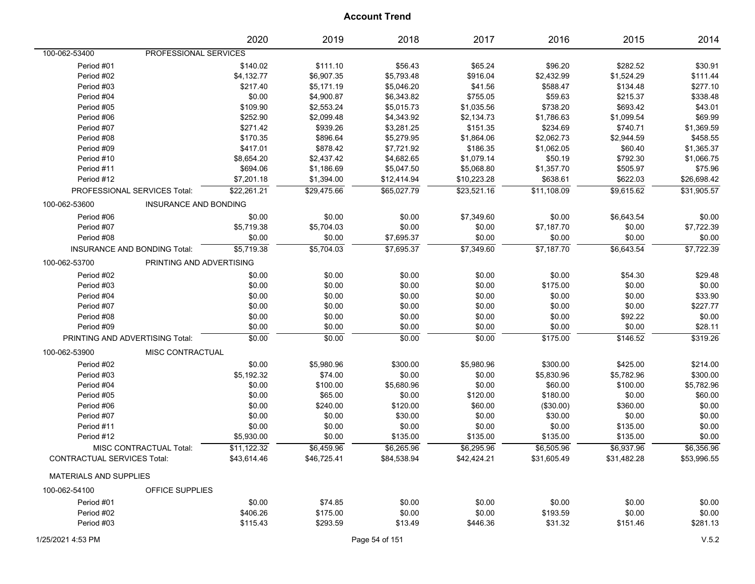# Account Trend

| | 2020 | 2019 | 2018 | 2017 | 2016 | 2015 | 2014 |
|---|---|---|---|---|---|---|---|
| **100-062-53400 PROFESSIONAL SERVICES** | | | | | | | |
| Period #01 | $140.02 | $111.10 | $56.43 | $65.24 | $96.20 | $282.52 | $30.91 |
| Period #02 | $4,132.77 | $6,907.35 | $5,793.48 | $916.04 | $2,432.99 | $1,524.29 | $111.44 |
| Period #03 | $217.40 | $5,171.19 | $5,046.20 | $41.56 | $588.47 | $134.48 | $277.10 |
| Period #04 | $0.00 | $4,900.87 | $6,343.82 | $755.05 | $59.63 | $215.37 | $338.48 |
| Period #05 | $109.90 | $2,553.24 | $5,015.73 | $1,035.56 | $738.20 | $693.42 | $43.01 |
| Period #06 | $252.90 | $2,099.48 | $4,343.92 | $2,134.73 | $1,786.63 | $1,099.54 | $69.99 |
| Period #07 | $271.42 | $939.26 | $3,281.25 | $151.35 | $234.69 | $740.71 | $1,369.59 |
| Period #08 | $170.35 | $896.64 | $5,279.95 | $1,864.06 | $2,062.73 | $2,944.59 | $458.55 |
| Period #09 | $417.01 | $878.42 | $7,721.92 | $186.35 | $1,062.05 | $60.40 | $1,365.37 |
| Period #10 | $8,654.20 | $2,437.42 | $4,682.65 | $1,079.14 | $50.19 | $792.30 | $1,066.75 |
| Period #11 | $694.06 | $1,186.69 | $5,047.50 | $5,068.80 | $1,357.70 | $505.97 | $75.96 |
| Period #12 | $7,201.18 | $1,394.00 | $12,414.94 | $10,223.28 | $638.61 | $622.03 | $26,698.42 |
| PROFESSIONAL SERVICES Total: | $22,261.21 | $29,475.66 | $65,027.79 | $23,521.16 | $11,108.09 | $9,615.62 | $31,905.57 |
| **100-062-53600 INSURANCE AND BONDING** | | | | | | | |
| Period #06 | $0.00 | $0.00 | $0.00 | $7,349.60 | $0.00 | $6,643.54 | $0.00 |
| Period #07 | $5,719.38 | $5,704.03 | $0.00 | $0.00 | $7,187.70 | $0.00 | $7,722.39 |
| Period #08 | $0.00 | $0.00 | $7,695.37 | $0.00 | $0.00 | $0.00 | $0.00 |
| INSURANCE AND BONDING Total: | $5,719.38 | $5,704.03 | $7,695.37 | $7,349.60 | $7,187.70 | $6,643.54 | $7,722.39 |
| **100-062-53700 PRINTING AND ADVERTISING** | | | | | | | |
| Period #02 | $0.00 | $0.00 | $0.00 | $0.00 | $0.00 | $54.30 | $29.48 |
| Period #03 | $0.00 | $0.00 | $0.00 | $0.00 | $175.00 | $0.00 | $0.00 |
| Period #04 | $0.00 | $0.00 | $0.00 | $0.00 | $0.00 | $0.00 | $33.90 |
| Period #07 | $0.00 | $0.00 | $0.00 | $0.00 | $0.00 | $0.00 | $227.77 |
| Period #08 | $0.00 | $0.00 | $0.00 | $0.00 | $0.00 | $92.22 | $0.00 |
| Period #09 | $0.00 | $0.00 | $0.00 | $0.00 | $0.00 | $0.00 | $28.11 |
| PRINTING AND ADVERTISING Total: | $0.00 | $0.00 | $0.00 | $0.00 | $175.00 | $146.52 | $319.26 |
| **100-062-53900 MISC CONTRACTUAL** | | | | | | | |
| Period #02 | $0.00 | $5,980.96 | $300.00 | $5,980.96 | $300.00 | $425.00 | $214.00 |
| Period #03 | $5,192.32 | $74.00 | $0.00 | $0.00 | $5,830.96 | $5,782.96 | $300.00 |
| Period #04 | $0.00 | $100.00 | $5,680.96 | $0.00 | $60.00 | $100.00 | $5,782.96 |
| Period #05 | $0.00 | $65.00 | $0.00 | $120.00 | $180.00 | $0.00 | $60.00 |
| Period #06 | $0.00 | $240.00 | $120.00 | $60.00 | ($30.00) | $360.00 | $0.00 |
| Period #07 | $0.00 | $0.00 | $30.00 | $0.00 | $30.00 | $0.00 | $0.00 |
| Period #11 | $0.00 | $0.00 | $0.00 | $0.00 | $0.00 | $135.00 | $0.00 |
| Period #12 | $5,930.00 | $0.00 | $135.00 | $135.00 | $135.00 | $135.00 | $0.00 |
| MISC CONTRACTUAL Total: | $11,122.32 | $6,459.96 | $6,265.96 | $6,295.96 | $6,505.96 | $6,937.96 | $6,356.96 |
| CONTRACTUAL SERVICES Total: | $43,614.46 | $46,725.41 | $84,538.94 | $42,424.21 | $31,605.49 | $31,482.28 | $53,996.55 |
| **MATERIALS AND SUPPLIES** | | | | | | | |
| **100-062-54100 OFFICE SUPPLIES** | | | | | | | |
| Period #01 | $0.00 | $74.85 | $0.00 | $0.00 | $0.00 | $0.00 | $0.00 |
| Period #02 | $406.26 | $175.00 | $0.00 | $0.00 | $193.59 | $0.00 | $0.00 |
| Period #03 | $115.43 | $293.59 | $13.49 | $446.36 | $31.32 | $151.46 | $281.13 |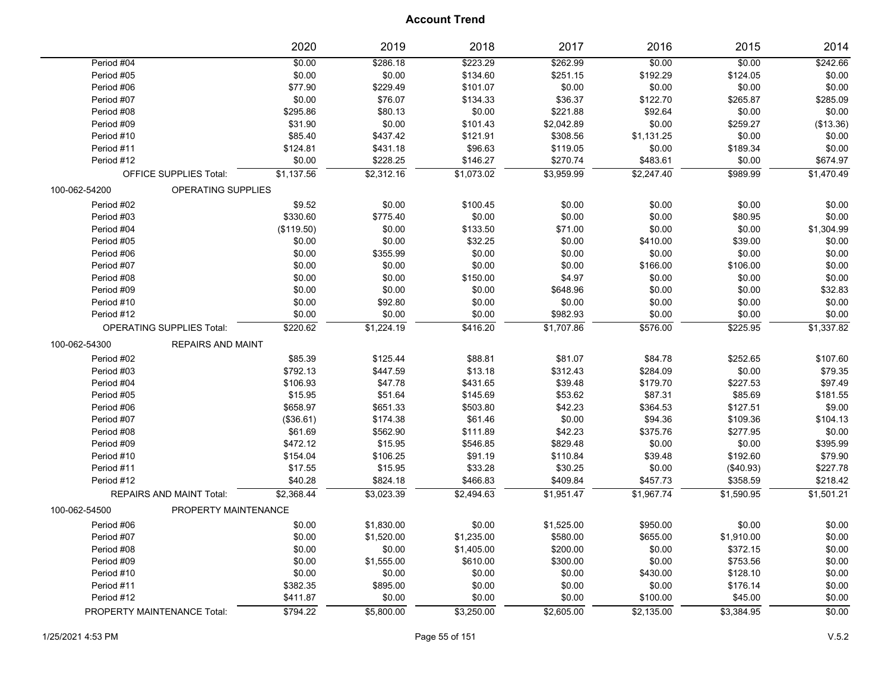# Account Trend

| | 2020 | 2019 | 2018 | 2017 | 2016 | 2015 | 2014 |
|---|---|---|---|---|---|---|---|
| Period #04 | $0.00 | $286.18 | $223.29 | $262.99 | $0.00 | $0.00 | $242.66 |
| Period #05 | $0.00 | $0.00 | $134.60 | $251.15 | $192.29 | $124.05 | $0.00 |
| Period #06 | $77.90 | $229.49 | $101.07 | $0.00 | $0.00 | $0.00 | $0.00 |
| Period #07 | $0.00 | $76.07 | $134.33 | $36.37 | $122.70 | $265.87 | $285.09 |
| Period #08 | $295.86 | $80.13 | $0.00 | $221.88 | $92.64 | $0.00 | $0.00 |
| Period #09 | $31.90 | $0.00 | $101.43 | $2,042.89 | $0.00 | $259.27 | ($13.36) |
| Period #10 | $85.40 | $437.42 | $121.91 | $308.56 | $1,131.25 | $0.00 | $0.00 |
| Period #11 | $124.81 | $431.18 | $96.63 | $119.05 | $0.00 | $189.34 | $0.00 |
| Period #12 | $0.00 | $228.25 | $146.27 | $270.74 | $483.61 | $0.00 | $674.97 |
| OFFICE SUPPLIES Total: | $1,137.56 | $2,312.16 | $1,073.02 | $3,959.99 | $2,247.40 | $989.99 | $1,470.49 |
| **100-062-54200 OPERATING SUPPLIES** | | | | | | | |
| Period #02 | $9.52 | $0.00 | $100.45 | $0.00 | $0.00 | $0.00 | $0.00 |
| Period #03 | $330.60 | $775.40 | $0.00 | $0.00 | $0.00 | $80.95 | $0.00 |
| Period #04 | ($119.50) | $0.00 | $133.50 | $71.00 | $0.00 | $0.00 | $1,304.99 |
| Period #05 | $0.00 | $0.00 | $32.25 | $0.00 | $410.00 | $39.00 | $0.00 |
| Period #06 | $0.00 | $355.99 | $0.00 | $0.00 | $0.00 | $0.00 | $0.00 |
| Period #07 | $0.00 | $0.00 | $0.00 | $0.00 | $166.00 | $106.00 | $0.00 |
| Period #08 | $0.00 | $0.00 | $150.00 | $4.97 | $0.00 | $0.00 | $0.00 |
| Period #09 | $0.00 | $0.00 | $0.00 | $648.96 | $0.00 | $0.00 | $32.83 |
| Period #10 | $0.00 | $92.80 | $0.00 | $0.00 | $0.00 | $0.00 | $0.00 |
| Period #12 | $0.00 | $0.00 | $0.00 | $982.93 | $0.00 | $0.00 | $0.00 |
| OPERATING SUPPLIES Total: | $220.62 | $1,224.19 | $416.20 | $1,707.86 | $576.00 | $225.95 | $1,337.82 |
| **100-062-54300 REPAIRS AND MAINT** | | | | | | | |
| Period #02 | $85.39 | $125.44 | $88.81 | $81.07 | $84.78 | $252.65 | $107.60 |
| Period #03 | $792.13 | $447.59 | $13.18 | $312.43 | $284.09 | $0.00 | $79.35 |
| Period #04 | $106.93 | $47.78 | $431.65 | $39.48 | $179.70 | $227.53 | $97.49 |
| Period #05 | $15.95 | $51.64 | $145.69 | $53.62 | $87.31 | $85.69 | $181.55 |
| Period #06 | $658.97 | $651.33 | $503.80 | $42.23 | $364.53 | $127.51 | $9.00 |
| Period #07 | ($36.61) | $174.38 | $61.46 | $0.00 | $94.36 | $109.36 | $104.13 |
| Period #08 | $61.69 | $562.90 | $111.89 | $42.23 | $375.76 | $277.95 | $0.00 |
| Period #09 | $472.12 | $15.95 | $546.85 | $829.48 | $0.00 | $0.00 | $395.99 |
| Period #10 | $154.04 | $106.25 | $91.19 | $110.84 | $39.48 | $192.60 | $79.90 |
| Period #11 | $17.55 | $15.95 | $33.28 | $30.25 | $0.00 | ($40.93) | $227.78 |
| Period #12 | $40.28 | $824.18 | $466.83 | $409.84 | $457.73 | $358.59 | $218.42 |
| REPAIRS AND MAINT Total: | $2,368.44 | $3,023.39 | $2,494.63 | $1,951.47 | $1,967.74 | $1,590.95 | $1,501.21 |
| **100-062-54500 PROPERTY MAINTENANCE** | | | | | | | |
| Period #06 | $0.00 | $1,830.00 | $0.00 | $1,525.00 | $950.00 | $0.00 | $0.00 |
| Period #07 | $0.00 | $1,520.00 | $1,235.00 | $580.00 | $655.00 | $1,910.00 | $0.00 |
| Period #08 | $0.00 | $0.00 | $1,405.00 | $200.00 | $0.00 | $372.15 | $0.00 |
| Period #09 | $0.00 | $1,555.00 | $610.00 | $300.00 | $0.00 | $753.56 | $0.00 |
| Period #10 | $0.00 | $0.00 | $0.00 | $0.00 | $430.00 | $128.10 | $0.00 |
| Period #11 | $382.35 | $895.00 | $0.00 | $0.00 | $0.00 | $176.14 | $0.00 |
| Period #12 | $411.87 | $0.00 | $0.00 | $0.00 | $100.00 | $45.00 | $0.00 |
| PROPERTY MAINTENANCE Total: | $794.22 | $5,800.00 | $3,250.00 | $2,605.00 | $2,135.00 | $3,384.95 | $0.00 |

1/25/2021 4:53 PM

V.5.2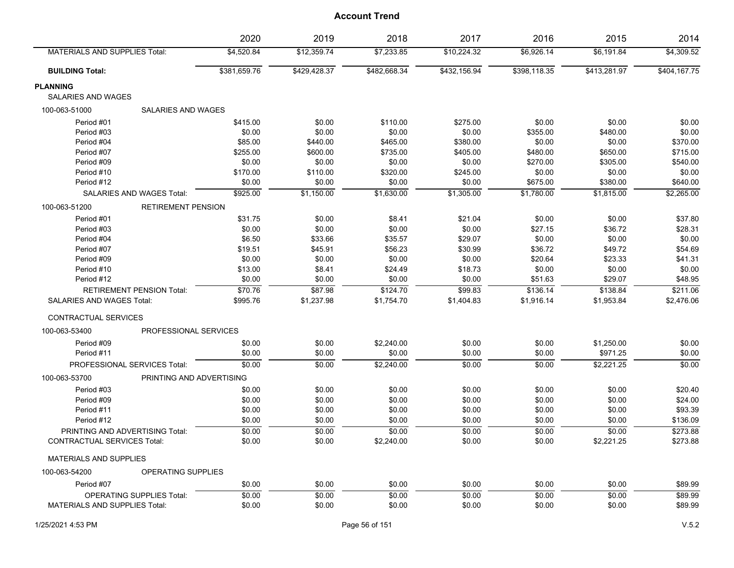## Account Trend

| | 2020 | 2019 | 2018 | 2017 | 2016 | 2015 | 2014 |
|---|---|---|---|---|---|---|---|
| MATERIALS AND SUPPLIES Total: | $4,520.84 | $12,359.74 | $7,233.85 | $10,224.32 | $6,926.14 | $6,191.84 | $4,309.52 |
| **BUILDING Total:** | $381,659.76 | $429,428.37 | $482,668.34 | $432,156.94 | $398,118.35 | $413,281.97 | $404,167.75 |
| **PLANNING** | | | | | | | |
| SALARIES AND WAGES | | | | | | | |
| 100-063-51000 SALARIES AND WAGES | | | | | | | |
| Period #01 | $415.00 | $0.00 | $110.00 | $275.00 | $0.00 | $0.00 | $0.00 |
| Period #03 | $0.00 | $0.00 | $0.00 | $0.00 | $355.00 | $480.00 | $0.00 |
| Period #04 | $85.00 | $440.00 | $465.00 | $380.00 | $0.00 | $0.00 | $370.00 |
| Period #07 | $255.00 | $600.00 | $735.00 | $405.00 | $480.00 | $650.00 | $715.00 |
| Period #09 | $0.00 | $0.00 | $0.00 | $0.00 | $270.00 | $305.00 | $540.00 |
| Period #10 | $170.00 | $110.00 | $320.00 | $245.00 | $0.00 | $0.00 | $0.00 |
| Period #12 | $0.00 | $0.00 | $0.00 | $0.00 | $675.00 | $380.00 | $640.00 |
| SALARIES AND WAGES Total: | $925.00 | $1,150.00 | $1,630.00 | $1,305.00 | $1,780.00 | $1,815.00 | $2,265.00 |
| 100-063-51200 RETIREMENT PENSION | | | | | | | |
| Period #01 | $31.75 | $0.00 | $8.41 | $21.04 | $0.00 | $0.00 | $37.80 |
| Period #03 | $0.00 | $0.00 | $0.00 | $0.00 | $27.15 | $36.72 | $28.31 |
| Period #04 | $6.50 | $33.66 | $35.57 | $29.07 | $0.00 | $0.00 | $0.00 |
| Period #07 | $19.51 | $45.91 | $56.23 | $30.99 | $36.72 | $49.72 | $54.69 |
| Period #09 | $0.00 | $0.00 | $0.00 | $0.00 | $20.64 | $23.33 | $41.31 |
| Period #10 | $13.00 | $8.41 | $24.49 | $18.73 | $0.00 | $0.00 | $0.00 |
| Period #12 | $0.00 | $0.00 | $0.00 | $0.00 | $51.63 | $29.07 | $48.95 |
| RETIREMENT PENSION Total: | $70.76 | $87.98 | $124.70 | $99.83 | $136.14 | $138.84 | $211.06 |
| SALARIES AND WAGES Total: | $995.76 | $1,237.98 | $1,754.70 | $1,404.83 | $1,916.14 | $1,953.84 | $2,476.06 |
| CONTRACTUAL SERVICES | | | | | | | |
| 100-063-53400 PROFESSIONAL SERVICES | | | | | | | |
| Period #09 | $0.00 | $0.00 | $2,240.00 | $0.00 | $0.00 | $1,250.00 | $0.00 |
| Period #11 | $0.00 | $0.00 | $0.00 | $0.00 | $0.00 | $971.25 | $0.00 |
| PROFESSIONAL SERVICES Total: | $0.00 | $0.00 | $2,240.00 | $0.00 | $0.00 | $2,221.25 | $0.00 |
| 100-063-53700 PRINTING AND ADVERTISING | | | | | | | |
| Period #03 | $0.00 | $0.00 | $0.00 | $0.00 | $0.00 | $0.00 | $20.40 |
| Period #09 | $0.00 | $0.00 | $0.00 | $0.00 | $0.00 | $0.00 | $24.00 |
| Period #11 | $0.00 | $0.00 | $0.00 | $0.00 | $0.00 | $0.00 | $93.39 |
| Period #12 | $0.00 | $0.00 | $0.00 | $0.00 | $0.00 | $0.00 | $136.09 |
| PRINTING AND ADVERTISING Total: | $0.00 | $0.00 | $0.00 | $0.00 | $0.00 | $0.00 | $273.88 |
| CONTRACTUAL SERVICES Total: | $0.00 | $0.00 | $2,240.00 | $0.00 | $0.00 | $2,221.25 | $273.88 |
| MATERIALS AND SUPPLIES | | | | | | | |
| 100-063-54200 OPERATING SUPPLIES | | | | | | | |
| Period #07 | $0.00 | $0.00 | $0.00 | $0.00 | $0.00 | $0.00 | $89.99 |
| OPERATING SUPPLIES Total: | $0.00 | $0.00 | $0.00 | $0.00 | $0.00 | $0.00 | $89.99 |
| MATERIALS AND SUPPLIES Total: | $0.00 | $0.00 | $0.00 | $0.00 | $0.00 | $0.00 | $89.99 |

1/25/2021 4:53 PM

V.5.2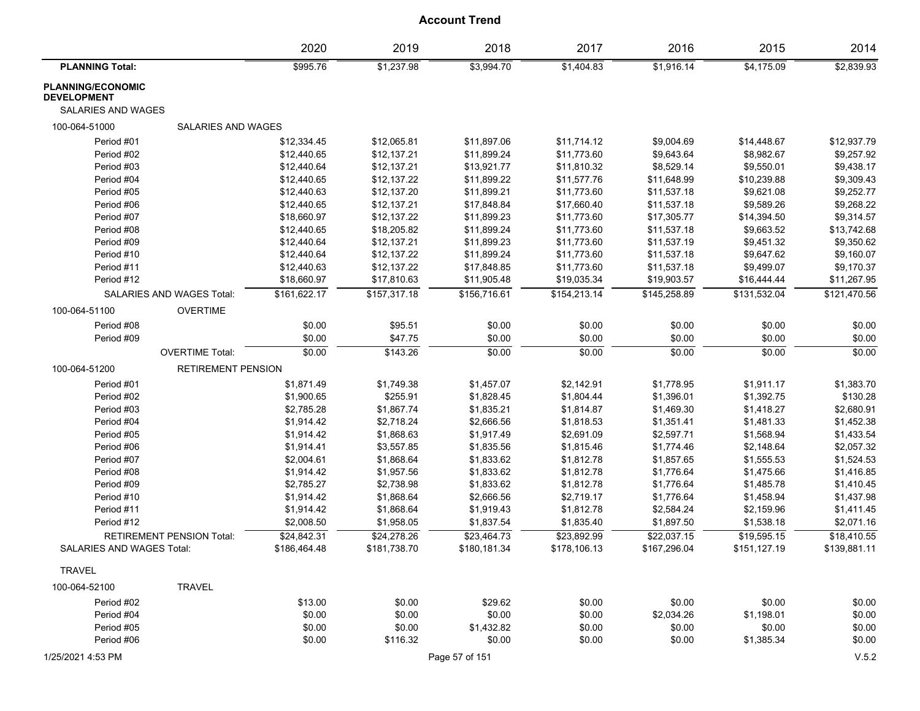## Account Trend

| | | 2020 | 2019 | 2018 | 2017 | 2016 | 2015 | 2014 |
|---|---|---|---|---|---|---|---|---|
| **PLANNING Total:** | | $995.76 | $1,237.98 | $3,994.70 | $1,404.83 | $1,916.14 | $4,175.09 | $2,839.93 |
| **PLANNING/ECONOMIC DEVELOPMENT** | | | | | | | | |
| SALARIES AND WAGES | | | | | | | | |
| 100-064-51000 | SALARIES AND WAGES | | | | | | | |
| Period #01 | | $12,334.45 | $12,065.81 | $11,897.06 | $11,714.12 | $9,004.69 | $14,448.67 | $12,937.79 |
| Period #02 | | $12,440.65 | $12,137.21 | $11,899.24 | $11,773.60 | $9,643.64 | $8,982.67 | $9,257.92 |
| Period #03 | | $12,440.64 | $12,137.21 | $13,921.77 | $11,810.32 | $8,529.14 | $9,550.01 | $9,438.17 |
| Period #04 | | $12,440.65 | $12,137.22 | $11,899.22 | $11,577.76 | $11,648.99 | $10,239.88 | $9,309.43 |
| Period #05 | | $12,440.63 | $12,137.20 | $11,899.21 | $11,773.60 | $11,537.18 | $9,621.08 | $9,252.77 |
| Period #06 | | $12,440.65 | $12,137.21 | $17,848.84 | $17,660.40 | $11,537.18 | $9,589.26 | $9,268.22 |
| Period #07 | | $18,660.97 | $12,137.22 | $11,899.23 | $11,773.60 | $17,305.77 | $14,394.50 | $9,314.57 |
| Period #08 | | $12,440.65 | $18,205.82 | $11,899.24 | $11,773.60 | $11,537.18 | $9,663.52 | $13,742.68 |
| Period #09 | | $12,440.64 | $12,137.21 | $11,899.23 | $11,773.60 | $11,537.19 | $9,451.32 | $9,350.62 |
| Period #10 | | $12,440.64 | $12,137.22 | $11,899.24 | $11,773.60 | $11,537.18 | $9,647.62 | $9,160.07 |
| Period #11 | | $12,440.63 | $12,137.22 | $17,848.85 | $11,773.60 | $11,537.18 | $9,499.07 | $9,170.37 |
| Period #12 | | $18,660.97 | $17,810.63 | $11,905.48 | $19,035.34 | $19,903.57 | $16,444.44 | $11,267.95 |
| SALARIES AND WAGES Total: | | $161,622.17 | $157,317.18 | $156,716.61 | $154,213.14 | $145,258.89 | $131,532.04 | $121,470.56 |
| 100-064-51100 | OVERTIME | | | | | | | |
| Period #08 | | $0.00 | $95.51 | $0.00 | $0.00 | $0.00 | $0.00 | $0.00 |
| Period #09 | | $0.00 | $47.75 | $0.00 | $0.00 | $0.00 | $0.00 | $0.00 |
| | OVERTIME Total: | $0.00 | $143.26 | $0.00 | $0.00 | $0.00 | $0.00 | $0.00 |
| 100-064-51200 | RETIREMENT PENSION | | | | | | | |
| Period #01 | | $1,871.49 | $1,749.38 | $1,457.07 | $2,142.91 | $1,778.95 | $1,911.17 | $1,383.70 |
| Period #02 | | $1,900.65 | $255.91 | $1,828.45 | $1,804.44 | $1,396.01 | $1,392.75 | $130.28 |
| Period #03 | | $2,785.28 | $1,867.74 | $1,835.21 | $1,814.87 | $1,469.30 | $1,418.27 | $2,680.91 |
| Period #04 | | $1,914.42 | $2,718.24 | $2,666.56 | $1,818.53 | $1,351.41 | $1,481.33 | $1,452.38 |
| Period #05 | | $1,914.42 | $1,868.63 | $1,917.49 | $2,691.09 | $2,597.71 | $1,568.94 | $1,433.54 |
| Period #06 | | $1,914.41 | $3,557.85 | $1,835.56 | $1,815.46 | $1,774.46 | $2,148.64 | $2,057.32 |
| Period #07 | | $2,004.61 | $1,868.64 | $1,833.62 | $1,812.78 | $1,857.65 | $1,555.53 | $1,524.53 |
| Period #08 | | $1,914.42 | $1,957.56 | $1,833.62 | $1,812.78 | $1,776.64 | $1,475.66 | $1,416.85 |
| Period #09 | | $2,785.27 | $2,738.98 | $1,833.62 | $1,812.78 | $1,776.64 | $1,485.78 | $1,410.45 |
| Period #10 | | $1,914.42 | $1,868.64 | $2,666.56 | $2,719.17 | $1,776.64 | $1,458.94 | $1,437.98 |
| Period #11 | | $1,914.42 | $1,868.64 | $1,919.43 | $1,812.78 | $2,584.24 | $2,159.96 | $1,411.45 |
| Period #12 | | $2,008.50 | $1,958.05 | $1,837.54 | $1,835.40 | $1,897.50 | $1,538.18 | $2,071.16 |
| RETIREMENT PENSION Total: | | $24,842.31 | $24,278.26 | $23,464.73 | $23,892.99 | $22,037.15 | $19,595.15 | $18,410.55 |
| SALARIES AND WAGES Total: | | $186,464.48 | $181,738.70 | $180,181.34 | $178,106.13 | $167,296.04 | $151,127.19 | $139,881.11 |
| TRAVEL | | | | | | | | |
| 100-064-52100 | TRAVEL | | | | | | | |
| Period #02 | | $13.00 | $0.00 | $29.62 | $0.00 | $0.00 | $0.00 | $0.00 |
| Period #04 | | $0.00 | $0.00 | $0.00 | $0.00 | $2,034.26 | $1,198.01 | $0.00 |
| Period #05 | | $0.00 | $0.00 | $1,432.82 | $0.00 | $0.00 | $0.00 | $0.00 |
| Period #06 | | $0.00 | $116.32 | $0.00 | $0.00 | $0.00 | $1,385.34 | $0.00 |

1/25/2021 4:53 PM

V.5.2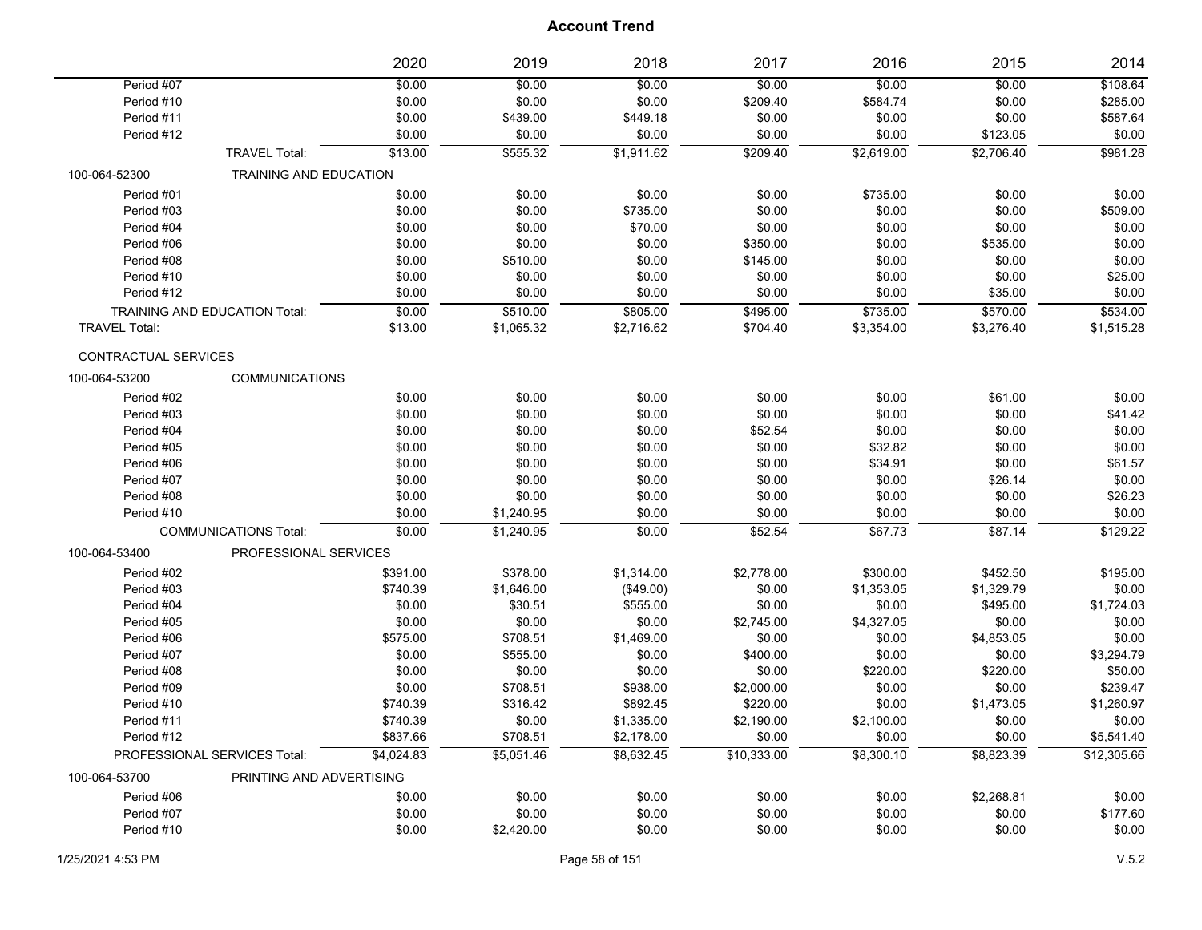## Account Trend

| | | 2020 | 2019 | 2018 | 2017 | 2016 | 2015 | 2014 |
|---|---|---|---|---|---|---|---|---|
| Period #07 | | $0.00 | $0.00 | $0.00 | $0.00 | $0.00 | $0.00 | $108.64 |
| Period #10 | | $0.00 | $0.00 | $0.00 | $209.40 | $584.74 | $0.00 | $285.00 |
| Period #11 | | $0.00 | $439.00 | $449.18 | $0.00 | $0.00 | $0.00 | $587.64 |
| Period #12 | | $0.00 | $0.00 | $0.00 | $0.00 | $0.00 | $123.05 | $0.00 |
| | TRAVEL Total: | $13.00 | $555.32 | $1,911.62 | $209.40 | $2,619.00 | $2,706.40 | $981.28 |
| 100-064-52300 | TRAINING AND EDUCATION | | | | | | | |
| Period #01 | | $0.00 | $0.00 | $0.00 | $0.00 | $735.00 | $0.00 | $0.00 |
| Period #03 | | $0.00 | $0.00 | $735.00 | $0.00 | $0.00 | $0.00 | $509.00 |
| Period #04 | | $0.00 | $0.00 | $70.00 | $0.00 | $0.00 | $0.00 | $0.00 |
| Period #06 | | $0.00 | $0.00 | $0.00 | $350.00 | $0.00 | $535.00 | $0.00 |
| Period #08 | | $0.00 | $510.00 | $0.00 | $145.00 | $0.00 | $0.00 | $0.00 |
| Period #10 | | $0.00 | $0.00 | $0.00 | $0.00 | $0.00 | $0.00 | $25.00 |
| Period #12 | | $0.00 | $0.00 | $0.00 | $0.00 | $0.00 | $35.00 | $0.00 |
| TRAINING AND EDUCATION Total: | | $0.00 | $510.00 | $805.00 | $495.00 | $735.00 | $570.00 | $534.00 |
| TRAVEL Total: | | $13.00 | $1,065.32 | $2,716.62 | $704.40 | $3,354.00 | $3,276.40 | $1,515.28 |
| CONTRACTUAL SERVICES | | | | | | | | |
| 100-064-53200 | COMMUNICATIONS | | | | | | | |
| Period #02 | | $0.00 | $0.00 | $0.00 | $0.00 | $0.00 | $61.00 | $0.00 |
| Period #03 | | $0.00 | $0.00 | $0.00 | $0.00 | $0.00 | $0.00 | $41.42 |
| Period #04 | | $0.00 | $0.00 | $0.00 | $52.54 | $0.00 | $0.00 | $0.00 |
| Period #05 | | $0.00 | $0.00 | $0.00 | $0.00 | $32.82 | $0.00 | $0.00 |
| Period #06 | | $0.00 | $0.00 | $0.00 | $0.00 | $34.91 | $0.00 | $61.57 |
| Period #07 | | $0.00 | $0.00 | $0.00 | $0.00 | $0.00 | $26.14 | $0.00 |
| Period #08 | | $0.00 | $0.00 | $0.00 | $0.00 | $0.00 | $0.00 | $26.23 |
| Period #10 | | $0.00 | $1,240.95 | $0.00 | $0.00 | $0.00 | $0.00 | $0.00 |
| COMMUNICATIONS Total: | | $0.00 | $1,240.95 | $0.00 | $52.54 | $67.73 | $87.14 | $129.22 |
| 100-064-53400 | PROFESSIONAL SERVICES | | | | | | | |
| Period #02 | | $391.00 | $378.00 | $1,314.00 | $2,778.00 | $300.00 | $452.50 | $195.00 |
| Period #03 | | $740.39 | $1,646.00 | ($49.00) | $0.00 | $1,353.05 | $1,329.79 | $0.00 |
| Period #04 | | $0.00 | $30.51 | $555.00 | $0.00 | $0.00 | $495.00 | $1,724.03 |
| Period #05 | | $0.00 | $0.00 | $0.00 | $2,745.00 | $4,327.05 | $0.00 | $0.00 |
| Period #06 | | $575.00 | $708.51 | $1,469.00 | $0.00 | $0.00 | $4,853.05 | $0.00 |
| Period #07 | | $0.00 | $555.00 | $0.00 | $400.00 | $0.00 | $0.00 | $3,294.79 |
| Period #08 | | $0.00 | $0.00 | $0.00 | $0.00 | $220.00 | $220.00 | $50.00 |
| Period #09 | | $0.00 | $708.51 | $938.00 | $2,000.00 | $0.00 | $0.00 | $239.47 |
| Period #10 | | $740.39 | $316.42 | $892.45 | $220.00 | $0.00 | $1,473.05 | $1,260.97 |
| Period #11 | | $740.39 | $0.00 | $1,335.00 | $2,190.00 | $2,100.00 | $0.00 | $0.00 |
| Period #12 | | $837.66 | $708.51 | $2,178.00 | $0.00 | $0.00 | $0.00 | $5,541.40 |
| PROFESSIONAL SERVICES Total: | | $4,024.83 | $5,051.46 | $8,632.45 | $10,333.00 | $8,300.10 | $8,823.39 | $12,305.66 |
| 100-064-53700 | PRINTING AND ADVERTISING | | | | | | | |
| Period #06 | | $0.00 | $0.00 | $0.00 | $0.00 | $0.00 | $2,268.81 | $0.00 |
| Period #07 | | $0.00 | $0.00 | $0.00 | $0.00 | $0.00 | $0.00 | $177.60 |
| Period #10 | | $0.00 | $2,420.00 | $0.00 | $0.00 | $0.00 | $0.00 | $0.00 |

1/25/2021 4:53 PM

V.5.2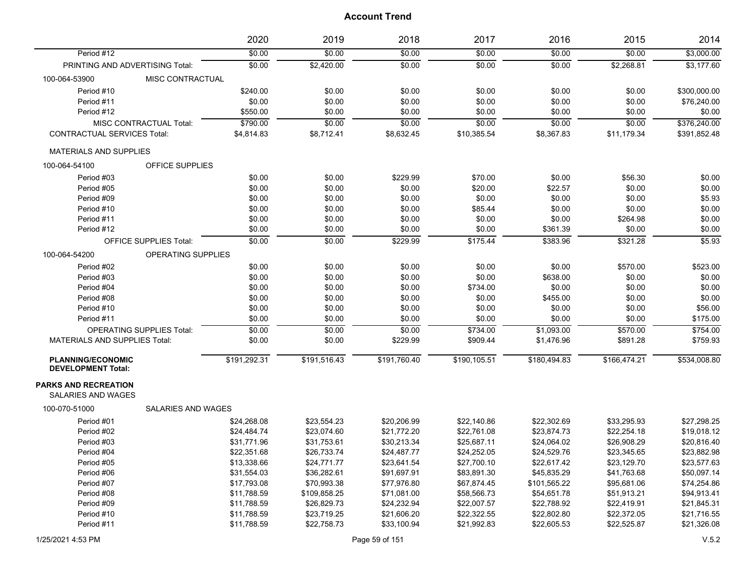## Account Trend

| | | 2020 | 2019 | 2018 | 2017 | 2016 | 2015 | 2014 |
|---|---|---|---|---|---|---|---|---|
| Period #12 | | $0.00 | $0.00 | $0.00 | $0.00 | $0.00 | $0.00 | $3,000.00 |
| PRINTING AND ADVERTISING Total: | | $0.00 | $2,420.00 | $0.00 | $0.00 | $0.00 | $2,268.81 | $3,177.60 |
| 100-064-53900 | MISC CONTRACTUAL | | | | | | | |
| Period #10 | | $240.00 | $0.00 | $0.00 | $0.00 | $0.00 | $0.00 | $300,000.00 |
| Period #11 | | $0.00 | $0.00 | $0.00 | $0.00 | $0.00 | $0.00 | $76,240.00 |
| Period #12 | | $550.00 | $0.00 | $0.00 | $0.00 | $0.00 | $0.00 | $0.00 |
| MISC CONTRACTUAL Total: | | $790.00 | $0.00 | $0.00 | $0.00 | $0.00 | $0.00 | $376,240.00 |
| CONTRACTUAL SERVICES Total: | | $4,814.83 | $8,712.41 | $8,632.45 | $10,385.54 | $8,367.83 | $11,179.34 | $391,852.48 |
| MATERIALS AND SUPPLIES | | | | | | | | |
| 100-064-54100 | OFFICE SUPPLIES | | | | | | | |
| Period #03 | | $0.00 | $0.00 | $229.99 | $70.00 | $0.00 | $56.30 | $0.00 |
| Period #05 | | $0.00 | $0.00 | $0.00 | $20.00 | $22.57 | $0.00 | $0.00 |
| Period #09 | | $0.00 | $0.00 | $0.00 | $0.00 | $0.00 | $0.00 | $5.93 |
| Period #10 | | $0.00 | $0.00 | $0.00 | $85.44 | $0.00 | $0.00 | $0.00 |
| Period #11 | | $0.00 | $0.00 | $0.00 | $0.00 | $0.00 | $264.98 | $0.00 |
| Period #12 | | $0.00 | $0.00 | $0.00 | $0.00 | $361.39 | $0.00 | $0.00 |
| OFFICE SUPPLIES Total: | | $0.00 | $0.00 | $229.99 | $175.44 | $383.96 | $321.28 | $5.93 |
| 100-064-54200 | OPERATING SUPPLIES | | | | | | | |
| Period #02 | | $0.00 | $0.00 | $0.00 | $0.00 | $0.00 | $570.00 | $523.00 |
| Period #03 | | $0.00 | $0.00 | $0.00 | $0.00 | $638.00 | $0.00 | $0.00 |
| Period #04 | | $0.00 | $0.00 | $0.00 | $734.00 | $0.00 | $0.00 | $0.00 |
| Period #08 | | $0.00 | $0.00 | $0.00 | $0.00 | $455.00 | $0.00 | $0.00 |
| Period #10 | | $0.00 | $0.00 | $0.00 | $0.00 | $0.00 | $0.00 | $56.00 |
| Period #11 | | $0.00 | $0.00 | $0.00 | $0.00 | $0.00 | $0.00 | $175.00 |
| OPERATING SUPPLIES Total: | | $0.00 | $0.00 | $0.00 | $734.00 | $1,093.00 | $570.00 | $754.00 |
| MATERIALS AND SUPPLIES Total: | | $0.00 | $0.00 | $229.99 | $909.44 | $1,476.96 | $891.28 | $759.93 |
| **PLANNING/ECONOMIC DEVELOPMENT Total:** | | $191,292.31 | $191,516.43 | $191,760.40 | $190,105.51 | $180,494.83 | $166,474.21 | $534,008.80 |
| **PARKS AND RECREATION** | | | | | | | | |
| SALARIES AND WAGES | | | | | | | | |
| 100-070-51000 | SALARIES AND WAGES | | | | | | | |
| Period #01 | | $24,268.08 | $23,554.23 | $20,206.99 | $22,140.86 | $22,302.69 | $33,295.93 | $27,298.25 |
| Period #02 | | $24,484.74 | $23,074.60 | $21,772.20 | $22,761.08 | $23,874.73 | $22,254.18 | $19,018.12 |
| Period #03 | | $31,771.96 | $31,753.61 | $30,213.34 | $25,687.11 | $24,064.02 | $26,908.29 | $20,816.40 |
| Period #04 | | $22,351.68 | $26,733.74 | $24,487.77 | $24,252.05 | $24,529.76 | $23,345.65 | $23,882.98 |
| Period #05 | | $13,338.66 | $24,771.77 | $23,641.54 | $27,700.10 | $22,617.42 | $23,129.70 | $23,577.63 |
| Period #06 | | $31,554.03 | $36,282.61 | $91,697.91 | $83,891.30 | $45,835.29 | $41,763.68 | $50,097.14 |
| Period #07 | | $17,793.08 | $70,993.38 | $77,976.80 | $67,874.45 | $101,565.22 | $95,681.06 | $74,254.86 |
| Period #08 | | $11,788.59 | $109,858.25 | $71,081.00 | $58,566.73 | $54,651.78 | $51,913.21 | $94,913.41 |
| Period #09 | | $11,788.59 | $26,829.73 | $24,232.94 | $22,007.57 | $22,788.92 | $22,419.91 | $21,845.31 |
| Period #10 | | $11,788.59 | $23,719.25 | $21,606.20 | $22,322.55 | $22,802.80 | $22,372.05 | $21,716.55 |
| Period #11 | | $11,788.59 | $22,758.73 | $33,100.94 | $21,992.83 | $22,605.53 | $22,525.87 | $21,326.08 |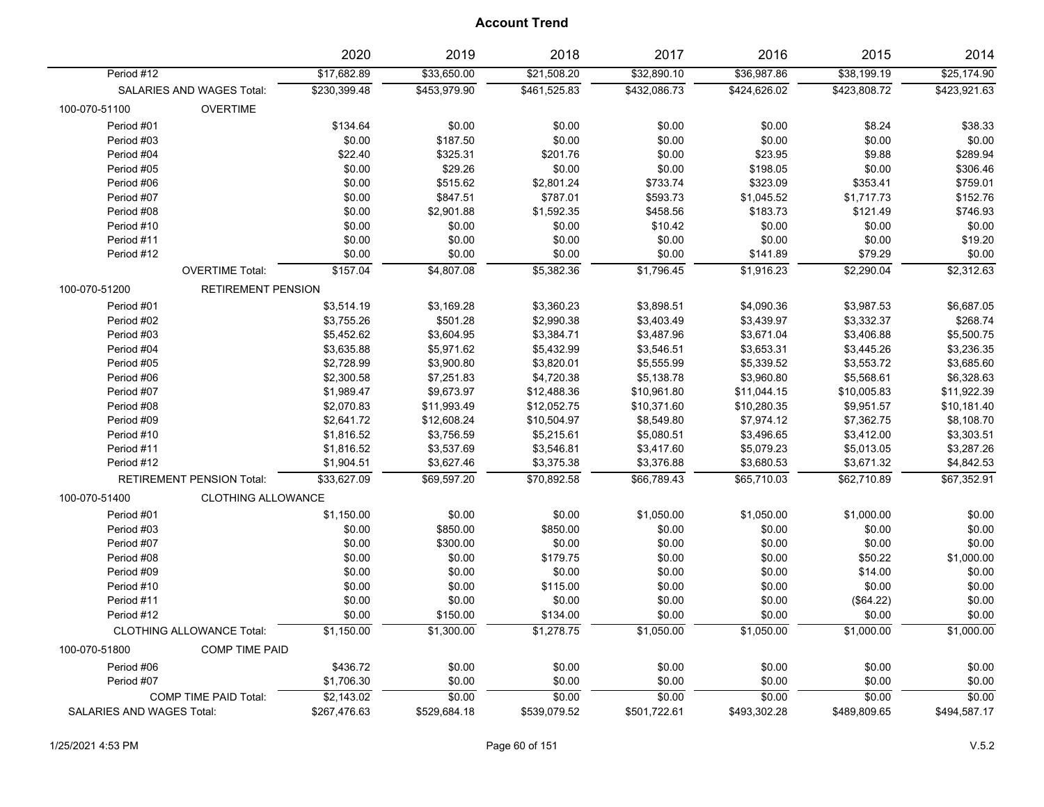# Account Trend

| | 2020 | 2019 | 2018 | 2017 | 2016 | 2015 | 2014 |
|---|---|---|---|---|---|---|---|
| Period #12 | $17,682.89 | $33,650.00 | $21,508.20 | $32,890.10 | $36,987.86 | $38,199.19 | $25,174.90 |
| SALARIES AND WAGES Total: | $230,399.48 | $453,979.90 | $461,525.83 | $432,086.73 | $424,626.02 | $423,808.72 | $423,921.63 |
| **100-070-51100 OVERTIME** | | | | | | | |
| Period #01 | $134.64 | $0.00 | $0.00 | $0.00 | $0.00 | $8.24 | $38.33 |
| Period #03 | $0.00 | $187.50 | $0.00 | $0.00 | $0.00 | $0.00 | $0.00 |
| Period #04 | $22.40 | $325.31 | $201.76 | $0.00 | $23.95 | $9.88 | $289.94 |
| Period #05 | $0.00 | $29.26 | $0.00 | $0.00 | $198.05 | $0.00 | $306.46 |
| Period #06 | $0.00 | $515.62 | $2,801.24 | $733.74 | $323.09 | $353.41 | $759.01 |
| Period #07 | $0.00 | $847.51 | $787.01 | $593.73 | $1,045.52 | $1,717.73 | $152.76 |
| Period #08 | $0.00 | $2,901.88 | $1,592.35 | $458.56 | $183.73 | $121.49 | $746.93 |
| Period #10 | $0.00 | $0.00 | $0.00 | $10.42 | $0.00 | $0.00 | $0.00 |
| Period #11 | $0.00 | $0.00 | $0.00 | $0.00 | $0.00 | $0.00 | $19.20 |
| Period #12 | $0.00 | $0.00 | $0.00 | $0.00 | $141.89 | $79.29 | $0.00 |
| OVERTIME Total: | $157.04 | $4,807.08 | $5,382.36 | $1,796.45 | $1,916.23 | $2,290.04 | $2,312.63 |
| **100-070-51200 RETIREMENT PENSION** | | | | | | | |
| Period #01 | $3,514.19 | $3,169.28 | $3,360.23 | $3,898.51 | $4,090.36 | $3,987.53 | $6,687.05 |
| Period #02 | $3,755.26 | $501.28 | $2,990.38 | $3,403.49 | $3,439.97 | $3,332.37 | $268.74 |
| Period #03 | $5,452.62 | $3,604.95 | $3,384.71 | $3,487.96 | $3,671.04 | $3,406.88 | $5,500.75 |
| Period #04 | $3,635.88 | $5,971.62 | $5,432.99 | $3,546.51 | $3,653.31 | $3,445.26 | $3,236.35 |
| Period #05 | $2,728.99 | $3,900.80 | $3,820.01 | $5,555.99 | $5,339.52 | $3,553.72 | $3,685.60 |
| Period #06 | $2,300.58 | $7,251.83 | $4,720.38 | $5,138.78 | $3,960.80 | $5,568.61 | $6,328.63 |
| Period #07 | $1,989.47 | $9,673.97 | $12,488.36 | $10,961.80 | $11,044.15 | $10,005.83 | $11,922.39 |
| Period #08 | $2,070.83 | $11,993.49 | $12,052.75 | $10,371.60 | $10,280.35 | $9,951.57 | $10,181.40 |
| Period #09 | $2,641.72 | $12,608.24 | $10,504.97 | $8,549.80 | $7,974.12 | $7,362.75 | $8,108.70 |
| Period #10 | $1,816.52 | $3,756.59 | $5,215.61 | $5,080.51 | $3,496.65 | $3,412.00 | $3,303.51 |
| Period #11 | $1,816.52 | $3,537.69 | $3,546.81 | $3,417.60 | $5,079.23 | $5,013.05 | $3,287.26 |
| Period #12 | $1,904.51 | $3,627.46 | $3,375.38 | $3,376.88 | $3,680.53 | $3,671.32 | $4,842.53 |
| RETIREMENT PENSION Total: | $33,627.09 | $69,597.20 | $70,892.58 | $66,789.43 | $65,710.03 | $62,710.89 | $67,352.91 |
| **100-070-51400 CLOTHING ALLOWANCE** | | | | | | | |
| Period #01 | $1,150.00 | $0.00 | $0.00 | $1,050.00 | $1,050.00 | $1,000.00 | $0.00 |
| Period #03 | $0.00 | $850.00 | $850.00 | $0.00 | $0.00 | $0.00 | $0.00 |
| Period #07 | $0.00 | $300.00 | $0.00 | $0.00 | $0.00 | $0.00 | $0.00 |
| Period #08 | $0.00 | $0.00 | $179.75 | $0.00 | $0.00 | $50.22 | $1,000.00 |
| Period #09 | $0.00 | $0.00 | $0.00 | $0.00 | $0.00 | $14.00 | $0.00 |
| Period #10 | $0.00 | $0.00 | $115.00 | $0.00 | $0.00 | $0.00 | $0.00 |
| Period #11 | $0.00 | $0.00 | $0.00 | $0.00 | $0.00 | ($64.22) | $0.00 |
| Period #12 | $0.00 | $150.00 | $134.00 | $0.00 | $0.00 | $0.00 | $0.00 |
| CLOTHING ALLOWANCE Total: | $1,150.00 | $1,300.00 | $1,278.75 | $1,050.00 | $1,050.00 | $1,000.00 | $1,000.00 |
| **100-070-51800 COMP TIME PAID** | | | | | | | |
| Period #06 | $436.72 | $0.00 | $0.00 | $0.00 | $0.00 | $0.00 | $0.00 |
| Period #07 | $1,706.30 | $0.00 | $0.00 | $0.00 | $0.00 | $0.00 | $0.00 |
| COMP TIME PAID Total: | $2,143.02 | $0.00 | $0.00 | $0.00 | $0.00 | $0.00 | $0.00 |
| SALARIES AND WAGES Total: | $267,476.63 | $529,684.18 | $539,079.52 | $501,722.61 | $493,302.28 | $489,809.65 | $494,587.17 |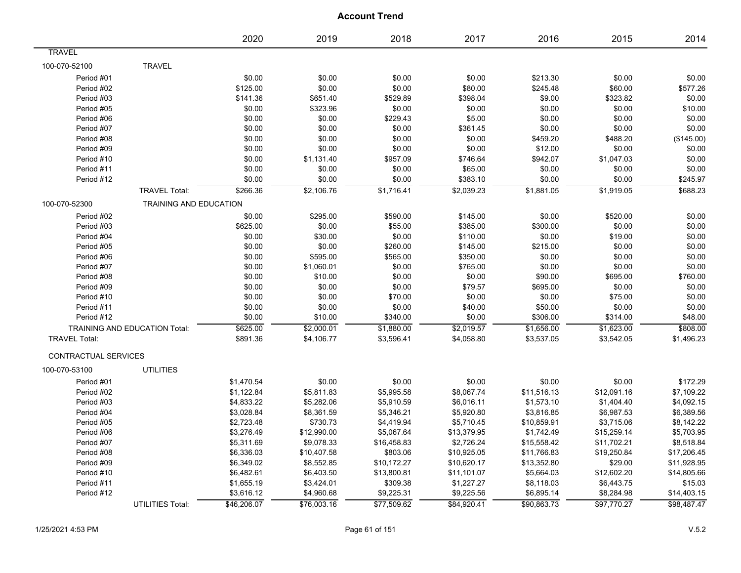# Account Trend

| | | 2020 | 2019 | 2018 | 2017 | 2016 | 2015 | 2014 |
|---|---|---|---|---|---|---|---|---|
| TRAVEL | | | | | | | | |
| 100-070-52100 | TRAVEL | | | | | | | |
| Period #01 | | $0.00 | $0.00 | $0.00 | $0.00 | $213.30 | $0.00 | $0.00 |
| Period #02 | | $125.00 | $0.00 | $0.00 | $80.00 | $245.48 | $60.00 | $577.26 |
| Period #03 | | $141.36 | $651.40 | $529.89 | $398.04 | $9.00 | $323.82 | $0.00 |
| Period #05 | | $0.00 | $323.96 | $0.00 | $0.00 | $0.00 | $0.00 | $10.00 |
| Period #06 | | $0.00 | $0.00 | $229.43 | $5.00 | $0.00 | $0.00 | $0.00 |
| Period #07 | | $0.00 | $0.00 | $0.00 | $361.45 | $0.00 | $0.00 | $0.00 |
| Period #08 | | $0.00 | $0.00 | $0.00 | $0.00 | $459.20 | $488.20 | ($145.00) |
| Period #09 | | $0.00 | $0.00 | $0.00 | $0.00 | $12.00 | $0.00 | $0.00 |
| Period #10 | | $0.00 | $1,131.40 | $957.09 | $746.64 | $942.07 | $1,047.03 | $0.00 |
| Period #11 | | $0.00 | $0.00 | $0.00 | $65.00 | $0.00 | $0.00 | $0.00 |
| Period #12 | | $0.00 | $0.00 | $0.00 | $383.10 | $0.00 | $0.00 | $245.97 |
| | TRAVEL Total: | $266.36 | $2,106.76 | $1,716.41 | $2,039.23 | $1,881.05 | $1,919.05 | $688.23 |
| 100-070-52300 | TRAINING AND EDUCATION | | | | | | | |
| Period #02 | | $0.00 | $295.00 | $590.00 | $145.00 | $0.00 | $520.00 | $0.00 |
| Period #03 | | $625.00 | $0.00 | $55.00 | $385.00 | $300.00 | $0.00 | $0.00 |
| Period #04 | | $0.00 | $30.00 | $0.00 | $110.00 | $0.00 | $19.00 | $0.00 |
| Period #05 | | $0.00 | $0.00 | $260.00 | $145.00 | $215.00 | $0.00 | $0.00 |
| Period #06 | | $0.00 | $595.00 | $565.00 | $350.00 | $0.00 | $0.00 | $0.00 |
| Period #07 | | $0.00 | $1,060.01 | $0.00 | $765.00 | $0.00 | $0.00 | $0.00 |
| Period #08 | | $0.00 | $10.00 | $0.00 | $0.00 | $90.00 | $695.00 | $760.00 |
| Period #09 | | $0.00 | $0.00 | $0.00 | $79.57 | $695.00 | $0.00 | $0.00 |
| Period #10 | | $0.00 | $0.00 | $70.00 | $0.00 | $0.00 | $75.00 | $0.00 |
| Period #11 | | $0.00 | $0.00 | $0.00 | $40.00 | $50.00 | $0.00 | $0.00 |
| Period #12 | | $0.00 | $10.00 | $340.00 | $0.00 | $306.00 | $314.00 | $48.00 |
| | TRAINING AND EDUCATION Total: | $625.00 | $2,000.01 | $1,880.00 | $2,019.57 | $1,656.00 | $1,623.00 | $808.00 |
| TRAVEL Total: | | $891.36 | $4,106.77 | $3,596.41 | $4,058.80 | $3,537.05 | $3,542.05 | $1,496.23 |
| CONTRACTUAL SERVICES | | | | | | | | |
| 100-070-53100 | UTILITIES | | | | | | | |
| Period #01 | | $1,470.54 | $0.00 | $0.00 | $0.00 | $0.00 | $0.00 | $172.29 |
| Period #02 | | $1,122.84 | $5,811.83 | $5,995.58 | $8,067.74 | $11,516.13 | $12,091.16 | $7,109.22 |
| Period #03 | | $4,833.22 | $5,282.06 | $5,910.59 | $6,016.11 | $1,573.10 | $1,404.40 | $4,092.15 |
| Period #04 | | $3,028.84 | $8,361.59 | $5,346.21 | $5,920.80 | $3,816.85 | $6,987.53 | $6,389.56 |
| Period #05 | | $2,723.48 | $730.73 | $4,419.94 | $5,710.45 | $10,859.91 | $3,715.06 | $8,142.22 |
| Period #06 | | $3,276.49 | $12,990.00 | $5,067.64 | $13,379.95 | $1,742.49 | $15,259.14 | $5,703.95 |
| Period #07 | | $5,311.69 | $9,078.33 | $16,458.83 | $2,726.24 | $15,558.42 | $11,702.21 | $8,518.84 |
| Period #08 | | $6,336.03 | $10,407.58 | $803.06 | $10,925.05 | $11,766.83 | $19,250.84 | $17,206.45 |
| Period #09 | | $6,349.02 | $8,552.85 | $10,172.27 | $10,620.17 | $13,352.80 | $29.00 | $11,928.95 |
| Period #10 | | $6,482.61 | $6,403.50 | $13,800.81 | $11,101.07 | $5,664.03 | $12,602.20 | $14,805.66 |
| Period #11 | | $1,655.19 | $3,424.01 | $309.38 | $1,227.27 | $8,118.03 | $6,443.75 | $15.03 |
| Period #12 | | $3,616.12 | $4,960.68 | $9,225.31 | $9,225.56 | $6,895.14 | $8,284.98 | $14,403.15 |
| | UTILITIES Total: | $46,206.07 | $76,003.16 | $77,509.62 | $84,920.41 | $90,863.73 | $97,770.27 | $98,487.47 |

1/25/2021 4:53 PM

V.5.2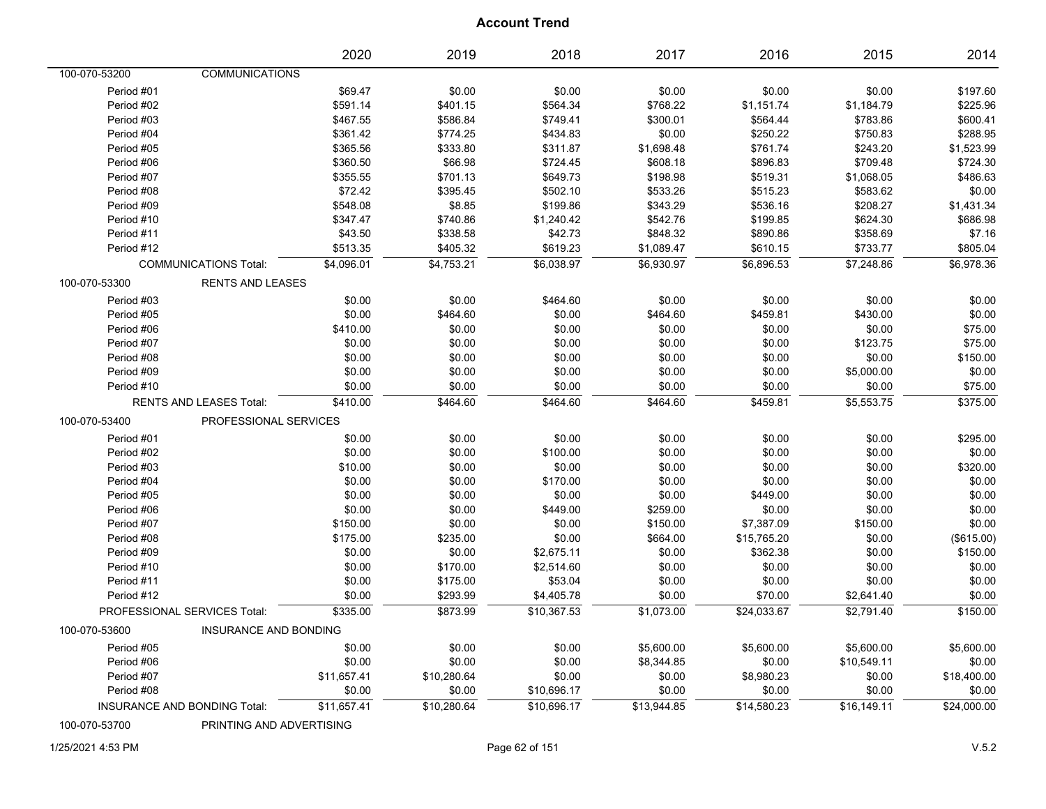# Account Trend

| | 2020 | 2019 | 2018 | 2017 | 2016 | 2015 | 2014 |
|---|---|---|---|---|---|---|---|
| **100-070-53200 COMMUNICATIONS** | | | | | | | |
| Period #01 | $69.47 | $0.00 | $0.00 | $0.00 | $0.00 | $0.00 | $197.60 |
| Period #02 | $591.14 | $401.15 | $564.34 | $768.22 | $1,151.74 | $1,184.79 | $225.96 |
| Period #03 | $467.55 | $586.84 | $749.41 | $300.01 | $564.44 | $783.86 | $600.41 |
| Period #04 | $361.42 | $774.25 | $434.83 | $0.00 | $250.22 | $750.83 | $288.95 |
| Period #05 | $365.56 | $333.80 | $311.87 | $1,698.48 | $761.74 | $243.20 | $1,523.99 |
| Period #06 | $360.50 | $66.98 | $724.45 | $608.18 | $896.83 | $709.48 | $724.30 |
| Period #07 | $355.55 | $701.13 | $649.73 | $198.98 | $519.31 | $1,068.05 | $486.63 |
| Period #08 | $72.42 | $395.45 | $502.10 | $533.26 | $515.23 | $583.62 | $0.00 |
| Period #09 | $548.08 | $8.85 | $199.86 | $343.29 | $536.16 | $208.27 | $1,431.34 |
| Period #10 | $347.47 | $740.86 | $1,240.42 | $542.76 | $199.85 | $624.30 | $686.98 |
| Period #11 | $43.50 | $338.58 | $42.73 | $848.32 | $890.86 | $358.69 | $7.16 |
| Period #12 | $513.35 | $405.32 | $619.23 | $1,089.47 | $610.15 | $733.77 | $805.04 |
| COMMUNICATIONS Total: | $4,096.01 | $4,753.21 | $6,038.97 | $6,930.97 | $6,896.53 | $7,248.86 | $6,978.36 |
| **100-070-53300 RENTS AND LEASES** | | | | | | | |
| Period #03 | $0.00 | $0.00 | $464.60 | $0.00 | $0.00 | $0.00 | $0.00 |
| Period #05 | $0.00 | $464.60 | $0.00 | $464.60 | $459.81 | $430.00 | $0.00 |
| Period #06 | $410.00 | $0.00 | $0.00 | $0.00 | $0.00 | $0.00 | $75.00 |
| Period #07 | $0.00 | $0.00 | $0.00 | $0.00 | $0.00 | $123.75 | $75.00 |
| Period #08 | $0.00 | $0.00 | $0.00 | $0.00 | $0.00 | $0.00 | $150.00 |
| Period #09 | $0.00 | $0.00 | $0.00 | $0.00 | $0.00 | $5,000.00 | $0.00 |
| Period #10 | $0.00 | $0.00 | $0.00 | $0.00 | $0.00 | $0.00 | $75.00 |
| RENTS AND LEASES Total: | $410.00 | $464.60 | $464.60 | $464.60 | $459.81 | $5,553.75 | $375.00 |
| **100-070-53400 PROFESSIONAL SERVICES** | | | | | | | |
| Period #01 | $0.00 | $0.00 | $0.00 | $0.00 | $0.00 | $0.00 | $295.00 |
| Period #02 | $0.00 | $0.00 | $100.00 | $0.00 | $0.00 | $0.00 | $0.00 |
| Period #03 | $10.00 | $0.00 | $0.00 | $0.00 | $0.00 | $0.00 | $320.00 |
| Period #04 | $0.00 | $0.00 | $170.00 | $0.00 | $0.00 | $0.00 | $0.00 |
| Period #05 | $0.00 | $0.00 | $0.00 | $0.00 | $449.00 | $0.00 | $0.00 |
| Period #06 | $0.00 | $0.00 | $449.00 | $259.00 | $0.00 | $0.00 | $0.00 |
| Period #07 | $150.00 | $0.00 | $0.00 | $150.00 | $7,387.09 | $150.00 | $0.00 |
| Period #08 | $175.00 | $235.00 | $0.00 | $664.00 | $15,765.20 | $0.00 | ($615.00) |
| Period #09 | $0.00 | $0.00 | $2,675.11 | $0.00 | $362.38 | $0.00 | $150.00 |
| Period #10 | $0.00 | $170.00 | $2,514.60 | $0.00 | $0.00 | $0.00 | $0.00 |
| Period #11 | $0.00 | $175.00 | $53.04 | $0.00 | $0.00 | $0.00 | $0.00 |
| Period #12 | $0.00 | $293.99 | $4,405.78 | $0.00 | $70.00 | $2,641.40 | $0.00 |
| PROFESSIONAL SERVICES Total: | $335.00 | $873.99 | $10,367.53 | $1,073.00 | $24,033.67 | $2,791.40 | $150.00 |
| **100-070-53600 INSURANCE AND BONDING** | | | | | | | |
| Period #05 | $0.00 | $0.00 | $0.00 | $5,600.00 | $5,600.00 | $5,600.00 | $5,600.00 |
| Period #06 | $0.00 | $0.00 | $0.00 | $8,344.85 | $0.00 | $10,549.11 | $0.00 |
| Period #07 | $11,657.41 | $10,280.64 | $0.00 | $0.00 | $8,980.23 | $0.00 | $18,400.00 |
| Period #08 | $0.00 | $0.00 | $10,696.17 | $0.00 | $0.00 | $0.00 | $0.00 |
| INSURANCE AND BONDING Total: | $11,657.41 | $10,280.64 | $10,696.17 | $13,944.85 | $14,580.23 | $16,149.11 | $24,000.00 |
| **100-070-53700 PRINTING AND ADVERTISING** | | | | | | | |

1/25/2021 4:53 PM V.5.2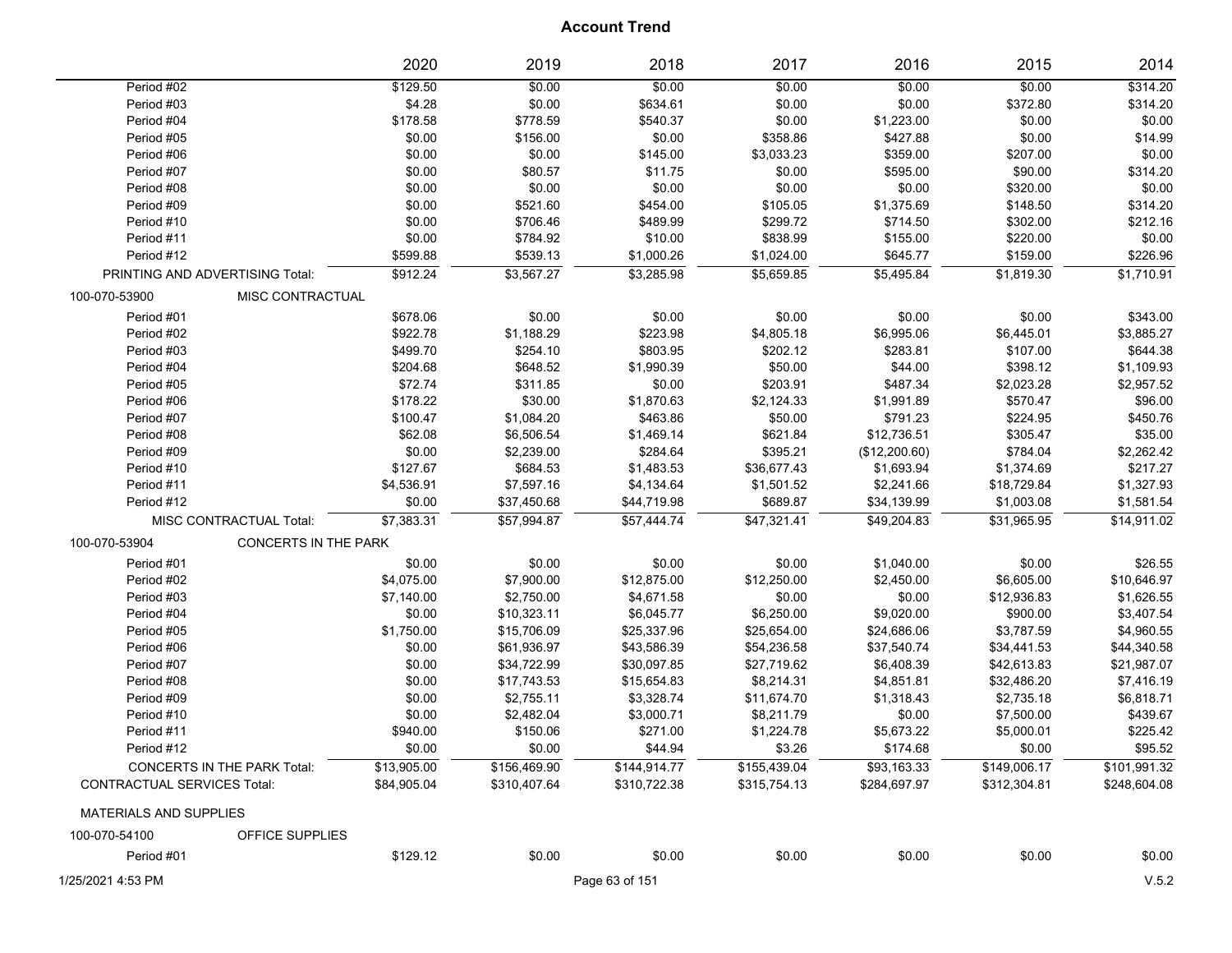## Account Trend

| | 2020 | 2019 | 2018 | 2017 | 2016 | 2015 | 2014 |
|---|---|---|---|---|---|---|---|
| Period #02 | $129.50 | $0.00 | $0.00 | $0.00 | $0.00 | $0.00 | $314.20 |
| Period #03 | $4.28 | $0.00 | $634.61 | $0.00 | $0.00 | $372.80 | $314.20 |
| Period #04 | $178.58 | $778.59 | $540.37 | $0.00 | $1,223.00 | $0.00 | $0.00 |
| Period #05 | $0.00 | $156.00 | $0.00 | $358.86 | $427.88 | $0.00 | $14.99 |
| Period #06 | $0.00 | $0.00 | $145.00 | $3,033.23 | $359.00 | $207.00 | $0.00 |
| Period #07 | $0.00 | $80.57 | $11.75 | $0.00 | $595.00 | $90.00 | $314.20 |
| Period #08 | $0.00 | $0.00 | $0.00 | $0.00 | $0.00 | $320.00 | $0.00 |
| Period #09 | $0.00 | $521.60 | $454.00 | $105.05 | $1,375.69 | $148.50 | $314.20 |
| Period #10 | $0.00 | $706.46 | $489.99 | $299.72 | $714.50 | $302.00 | $212.16 |
| Period #11 | $0.00 | $784.92 | $10.00 | $838.99 | $155.00 | $220.00 | $0.00 |
| Period #12 | $599.88 | $539.13 | $1,000.26 | $1,024.00 | $645.77 | $159.00 | $226.96 |
| PRINTING AND ADVERTISING Total: | $912.24 | $3,567.27 | $3,285.98 | $5,659.85 | $5,495.84 | $1,819.30 | $1,710.91 |
| 100-070-53900 MISC CONTRACTUAL | | | | | | | |
| Period #01 | $678.06 | $0.00 | $0.00 | $0.00 | $0.00 | $0.00 | $343.00 |
| Period #02 | $922.78 | $1,188.29 | $223.98 | $4,805.18 | $6,995.06 | $6,445.01 | $3,885.27 |
| Period #03 | $499.70 | $254.10 | $803.95 | $202.12 | $283.81 | $107.00 | $644.38 |
| Period #04 | $204.68 | $648.52 | $1,990.39 | $50.00 | $44.00 | $398.12 | $1,109.93 |
| Period #05 | $72.74 | $311.85 | $0.00 | $203.91 | $487.34 | $2,023.28 | $2,957.52 |
| Period #06 | $178.22 | $30.00 | $1,870.63 | $2,124.33 | $1,991.89 | $570.47 | $96.00 |
| Period #07 | $100.47 | $1,084.20 | $463.86 | $50.00 | $791.23 | $224.95 | $450.76 |
| Period #08 | $62.08 | $6,506.54 | $1,469.14 | $621.84 | $12,736.51 | $305.47 | $35.00 |
| Period #09 | $0.00 | $2,239.00 | $284.64 | $395.21 | ($12,200.60) | $784.04 | $2,262.42 |
| Period #10 | $127.67 | $684.53 | $1,483.53 | $36,677.43 | $1,693.94 | $1,374.69 | $217.27 |
| Period #11 | $4,536.91 | $7,597.16 | $4,134.64 | $1,501.52 | $2,241.66 | $18,729.84 | $1,327.93 |
| Period #12 | $0.00 | $37,450.68 | $44,719.98 | $689.87 | $34,139.99 | $1,003.08 | $1,581.54 |
| MISC CONTRACTUAL Total: | $7,383.31 | $57,994.87 | $57,444.74 | $47,321.41 | $49,204.83 | $31,965.95 | $14,911.02 |
| 100-070-53904 CONCERTS IN THE PARK | | | | | | | |
| Period #01 | $0.00 | $0.00 | $0.00 | $0.00 | $1,040.00 | $0.00 | $26.55 |
| Period #02 | $4,075.00 | $7,900.00 | $12,875.00 | $12,250.00 | $2,450.00 | $6,605.00 | $10,646.97 |
| Period #03 | $7,140.00 | $2,750.00 | $4,671.58 | $0.00 | $0.00 | $12,936.83 | $1,626.55 |
| Period #04 | $0.00 | $10,323.11 | $6,045.77 | $6,250.00 | $9,020.00 | $900.00 | $3,407.54 |
| Period #05 | $1,750.00 | $15,706.09 | $25,337.96 | $25,654.00 | $24,686.06 | $3,787.59 | $4,960.55 |
| Period #06 | $0.00 | $61,936.97 | $43,586.39 | $54,236.58 | $37,540.74 | $34,441.53 | $44,340.58 |
| Period #07 | $0.00 | $34,722.99 | $30,097.85 | $27,719.62 | $6,408.39 | $42,613.83 | $21,987.07 |
| Period #08 | $0.00 | $17,743.53 | $15,654.83 | $8,214.31 | $4,851.81 | $32,486.20 | $7,416.19 |
| Period #09 | $0.00 | $2,755.11 | $3,328.74 | $11,674.70 | $1,318.43 | $2,735.18 | $6,818.71 |
| Period #10 | $0.00 | $2,482.04 | $3,000.71 | $8,211.79 | $0.00 | $7,500.00 | $439.67 |
| Period #11 | $940.00 | $150.06 | $271.00 | $1,224.78 | $5,673.22 | $5,000.01 | $225.42 |
| Period #12 | $0.00 | $0.00 | $44.94 | $3.26 | $174.68 | $0.00 | $95.52 |
| CONCERTS IN THE PARK Total: | $13,905.00 | $156,469.90 | $144,914.77 | $155,439.04 | $93,163.33 | $149,006.17 | $101,991.32 |
| CONTRACTUAL SERVICES Total: | $84,905.04 | $310,407.64 | $310,722.38 | $315,754.13 | $284,697.97 | $312,304.81 | $248,604.08 |
| MATERIALS AND SUPPLIES | | | | | | | |
| 100-070-54100 OFFICE SUPPLIES | | | | | | | |
| Period #01 | $129.12 | $0.00 | $0.00 | $0.00 | $0.00 | $0.00 | $0.00 |

1/25/2021 4:53 PM V.5.2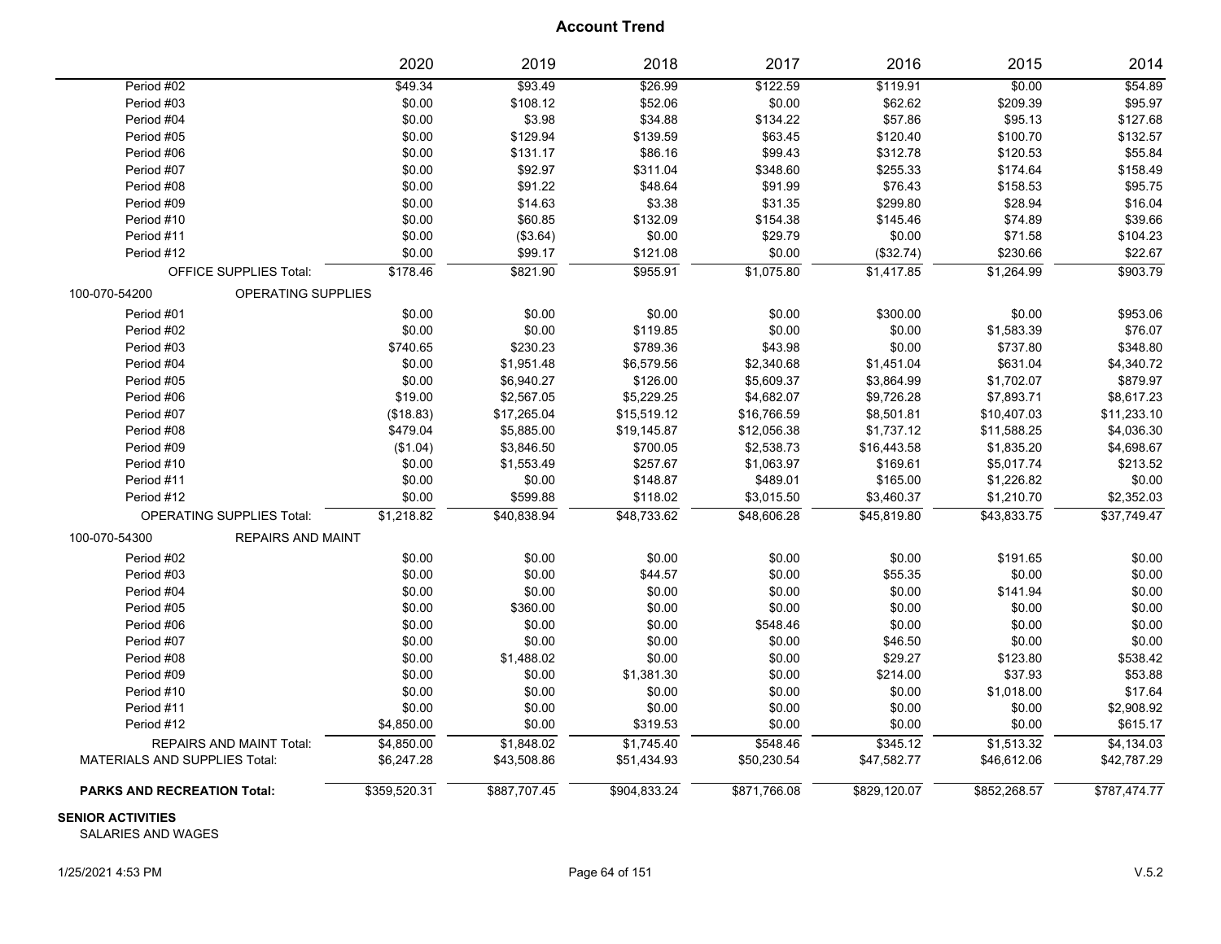## Account Trend

| | 2020 | 2019 | 2018 | 2017 | 2016 | 2015 | 2014 |
|---|---|---|---|---|---|---|---|
| Period #02 | $49.34 | $93.49 | $26.99 | $122.59 | $119.91 | $0.00 | $54.89 |
| Period #03 | $0.00 | $108.12 | $52.06 | $0.00 | $62.62 | $209.39 | $95.97 |
| Period #04 | $0.00 | $3.98 | $34.88 | $134.22 | $57.86 | $95.13 | $127.68 |
| Period #05 | $0.00 | $129.94 | $139.59 | $63.45 | $120.40 | $100.70 | $132.57 |
| Period #06 | $0.00 | $131.17 | $86.16 | $99.43 | $312.78 | $120.53 | $55.84 |
| Period #07 | $0.00 | $92.97 | $311.04 | $348.60 | $255.33 | $174.64 | $158.49 |
| Period #08 | $0.00 | $91.22 | $48.64 | $91.99 | $76.43 | $158.53 | $95.75 |
| Period #09 | $0.00 | $14.63 | $3.38 | $31.35 | $299.80 | $28.94 | $16.04 |
| Period #10 | $0.00 | $60.85 | $132.09 | $154.38 | $145.46 | $74.89 | $39.66 |
| Period #11 | $0.00 | ($3.64) | $0.00 | $29.79 | $0.00 | $71.58 | $104.23 |
| Period #12 | $0.00 | $99.17 | $121.08 | $0.00 | ($32.74) | $230.66 | $22.67 |
| OFFICE SUPPLIES Total: | $178.46 | $821.90 | $955.91 | $1,075.80 | $1,417.85 | $1,264.99 | $903.79 |
| 100-070-54200 OPERATING SUPPLIES | | | | | | | |
| Period #01 | $0.00 | $0.00 | $0.00 | $0.00 | $300.00 | $0.00 | $953.06 |
| Period #02 | $0.00 | $0.00 | $119.85 | $0.00 | $0.00 | $1,583.39 | $76.07 |
| Period #03 | $740.65 | $230.23 | $789.36 | $43.98 | $0.00 | $737.80 | $348.80 |
| Period #04 | $0.00 | $1,951.48 | $6,579.56 | $2,340.68 | $1,451.04 | $631.04 | $4,340.72 |
| Period #05 | $0.00 | $6,940.27 | $126.00 | $5,609.37 | $3,864.99 | $1,702.07 | $879.97 |
| Period #06 | $19.00 | $2,567.05 | $5,229.25 | $4,682.07 | $9,726.28 | $7,893.71 | $8,617.23 |
| Period #07 | ($18.83) | $17,265.04 | $15,519.12 | $16,766.59 | $8,501.81 | $10,407.03 | $11,233.10 |
| Period #08 | $479.04 | $5,885.00 | $19,145.87 | $12,056.38 | $1,737.12 | $11,588.25 | $4,036.30 |
| Period #09 | ($1.04) | $3,846.50 | $700.05 | $2,538.73 | $16,443.58 | $1,835.20 | $4,698.67 |
| Period #10 | $0.00 | $1,553.49 | $257.67 | $1,063.97 | $169.61 | $5,017.74 | $213.52 |
| Period #11 | $0.00 | $0.00 | $148.87 | $489.01 | $165.00 | $1,226.82 | $0.00 |
| Period #12 | $0.00 | $599.88 | $118.02 | $3,015.50 | $3,460.37 | $1,210.70 | $2,352.03 |
| OPERATING SUPPLIES Total: | $1,218.82 | $40,838.94 | $48,733.62 | $48,606.28 | $45,819.80 | $43,833.75 | $37,749.47 |
| 100-070-54300 REPAIRS AND MAINT | | | | | | | |
| Period #02 | $0.00 | $0.00 | $0.00 | $0.00 | $0.00 | $191.65 | $0.00 |
| Period #03 | $0.00 | $0.00 | $44.57 | $0.00 | $55.35 | $0.00 | $0.00 |
| Period #04 | $0.00 | $0.00 | $0.00 | $0.00 | $0.00 | $141.94 | $0.00 |
| Period #05 | $0.00 | $360.00 | $0.00 | $0.00 | $0.00 | $0.00 | $0.00 |
| Period #06 | $0.00 | $0.00 | $0.00 | $548.46 | $0.00 | $0.00 | $0.00 |
| Period #07 | $0.00 | $0.00 | $0.00 | $0.00 | $46.50 | $0.00 | $0.00 |
| Period #08 | $0.00 | $1,488.02 | $0.00 | $0.00 | $29.27 | $123.80 | $538.42 |
| Period #09 | $0.00 | $0.00 | $1,381.30 | $0.00 | $214.00 | $37.93 | $53.88 |
| Period #10 | $0.00 | $0.00 | $0.00 | $0.00 | $0.00 | $1,018.00 | $17.64 |
| Period #11 | $0.00 | $0.00 | $0.00 | $0.00 | $0.00 | $0.00 | $2,908.92 |
| Period #12 | $4,850.00 | $0.00 | $319.53 | $0.00 | $0.00 | $0.00 | $615.17 |
| REPAIRS AND MAINT Total: | $4,850.00 | $1,848.02 | $1,745.40 | $548.46 | $345.12 | $1,513.32 | $4,134.03 |
| MATERIALS AND SUPPLIES Total: | $6,247.28 | $43,508.86 | $51,434.93 | $50,230.54 | $47,582.77 | $46,612.06 | $42,787.29 |
| **PARKS AND RECREATION Total:** | $359,520.31 | $887,707.45 | $904,833.24 | $871,766.08 | $829,120.07 | $852,268.57 | $787,474.77 |

**SENIOR ACTIVITIES**

SALARIES AND WAGES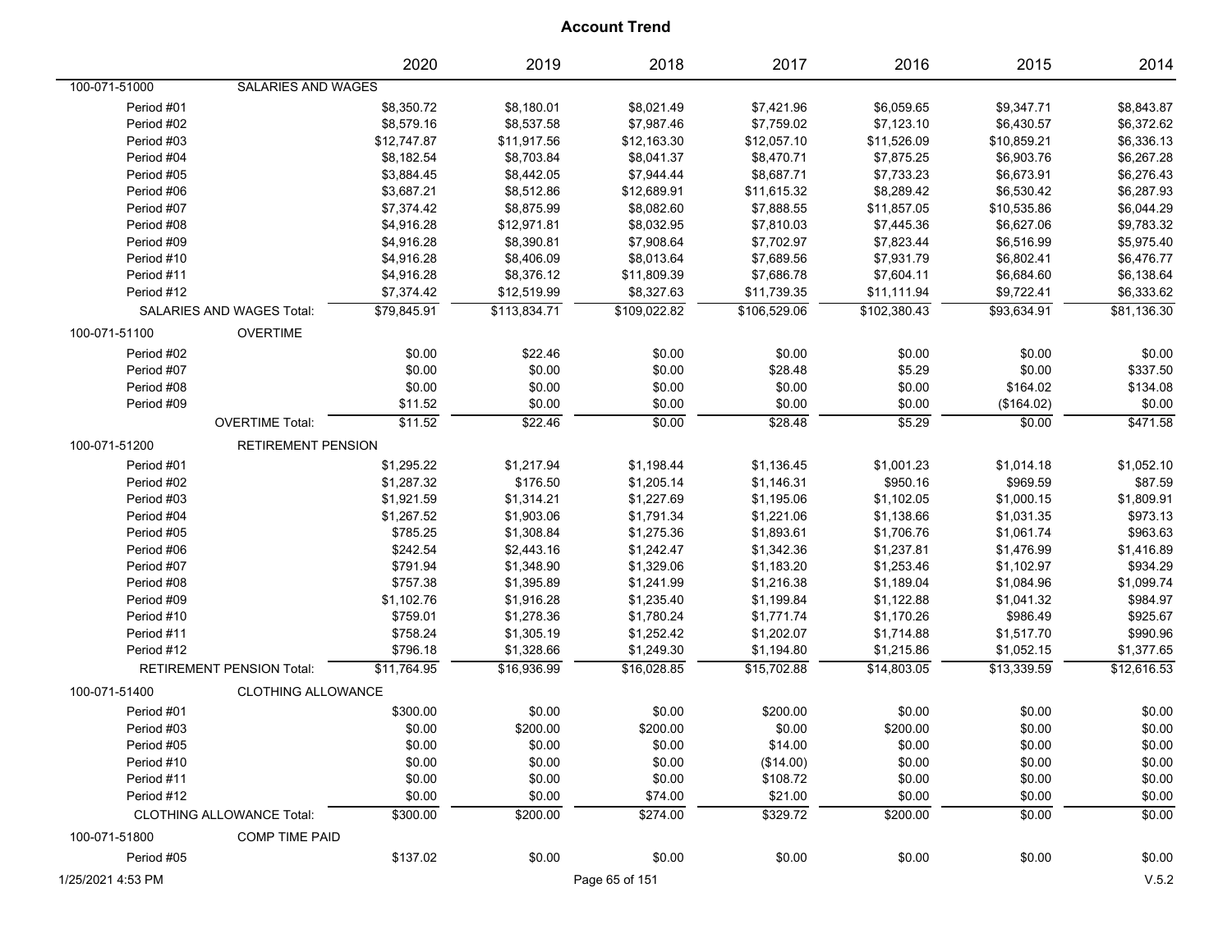# Account Trend

| | | 2020 | 2019 | 2018 | 2017 | 2016 | 2015 | 2014 |
|---|---|---|---|---|---|---|---|---|
| 100-071-51000 | SALARIES AND WAGES | | | | | | | |
| Period #01 | | $8,350.72 | $8,180.01 | $8,021.49 | $7,421.96 | $6,059.65 | $9,347.71 | $8,843.87 |
| Period #02 | | $8,579.16 | $8,537.58 | $7,987.46 | $7,759.02 | $7,123.10 | $6,430.57 | $6,372.62 |
| Period #03 | | $12,747.87 | $11,917.56 | $12,163.30 | $12,057.10 | $11,526.09 | $10,859.21 | $6,336.13 |
| Period #04 | | $8,182.54 | $8,703.84 | $8,041.37 | $8,470.71 | $7,875.25 | $6,903.76 | $6,267.28 |
| Period #05 | | $3,884.45 | $8,442.05 | $7,944.44 | $8,687.71 | $7,733.23 | $6,673.91 | $6,276.43 |
| Period #06 | | $3,687.21 | $8,512.86 | $12,689.91 | $11,615.32 | $8,289.42 | $6,530.42 | $6,287.93 |
| Period #07 | | $7,374.42 | $8,875.99 | $8,082.60 | $7,888.55 | $11,857.05 | $10,535.86 | $6,044.29 |
| Period #08 | | $4,916.28 | $12,971.81 | $8,032.95 | $7,810.03 | $7,445.36 | $6,627.06 | $9,783.32 |
| Period #09 | | $4,916.28 | $8,390.81 | $7,908.64 | $7,702.97 | $7,823.44 | $6,516.99 | $5,975.40 |
| Period #10 | | $4,916.28 | $8,406.09 | $8,013.64 | $7,689.56 | $7,931.79 | $6,802.41 | $6,476.77 |
| Period #11 | | $4,916.28 | $8,376.12 | $11,809.39 | $7,686.78 | $7,604.11 | $6,684.60 | $6,138.64 |
| Period #12 | | $7,374.42 | $12,519.99 | $8,327.63 | $11,739.35 | $11,111.94 | $9,722.41 | $6,333.62 |
| SALARIES AND WAGES Total: | | $79,845.91 | $113,834.71 | $109,022.82 | $106,529.06 | $102,380.43 | $93,634.91 | $81,136.30 |
| 100-071-51100 | OVERTIME | | | | | | | |
| Period #02 | | $0.00 | $22.46 | $0.00 | $0.00 | $0.00 | $0.00 | $0.00 |
| Period #07 | | $0.00 | $0.00 | $0.00 | $28.48 | $5.29 | $0.00 | $337.50 |
| Period #08 | | $0.00 | $0.00 | $0.00 | $0.00 | $0.00 | $164.02 | $134.08 |
| Period #09 | | $11.52 | $0.00 | $0.00 | $0.00 | $0.00 | ($164.02) | $0.00 |
| OVERTIME Total: | | $11.52 | $22.46 | $0.00 | $28.48 | $5.29 | $0.00 | $471.58 |
| 100-071-51200 | RETIREMENT PENSION | | | | | | | |
| Period #01 | | $1,295.22 | $1,217.94 | $1,198.44 | $1,136.45 | $1,001.23 | $1,014.18 | $1,052.10 |
| Period #02 | | $1,287.32 | $176.50 | $1,205.14 | $1,146.31 | $950.16 | $969.59 | $87.59 |
| Period #03 | | $1,921.59 | $1,314.21 | $1,227.69 | $1,195.06 | $1,102.05 | $1,000.15 | $1,809.91 |
| Period #04 | | $1,267.52 | $1,903.06 | $1,791.34 | $1,221.06 | $1,138.66 | $1,031.35 | $973.13 |
| Period #05 | | $785.25 | $1,308.84 | $1,275.36 | $1,893.61 | $1,706.76 | $1,061.74 | $963.63 |
| Period #06 | | $242.54 | $2,443.16 | $1,242.47 | $1,342.36 | $1,237.81 | $1,476.99 | $1,416.89 |
| Period #07 | | $791.94 | $1,348.90 | $1,329.06 | $1,183.20 | $1,253.46 | $1,102.97 | $934.29 |
| Period #08 | | $757.38 | $1,395.89 | $1,241.99 | $1,216.38 | $1,189.04 | $1,084.96 | $1,099.74 |
| Period #09 | | $1,102.76 | $1,916.28 | $1,235.40 | $1,199.84 | $1,122.88 | $1,041.32 | $984.97 |
| Period #10 | | $759.01 | $1,278.36 | $1,780.24 | $1,771.74 | $1,170.26 | $986.49 | $925.67 |
| Period #11 | | $758.24 | $1,305.19 | $1,252.42 | $1,202.07 | $1,714.88 | $1,517.70 | $990.96 |
| Period #12 | | $796.18 | $1,328.66 | $1,249.30 | $1,194.80 | $1,215.86 | $1,052.15 | $1,377.65 |
| RETIREMENT PENSION Total: | | $11,764.95 | $16,936.99 | $16,028.85 | $15,702.88 | $14,803.05 | $13,339.59 | $12,616.53 |
| 100-071-51400 | CLOTHING ALLOWANCE | | | | | | | |
| Period #01 | | $300.00 | $0.00 | $0.00 | $200.00 | $0.00 | $0.00 | $0.00 |
| Period #03 | | $0.00 | $200.00 | $200.00 | $0.00 | $200.00 | $0.00 | $0.00 |
| Period #05 | | $0.00 | $0.00 | $0.00 | $14.00 | $0.00 | $0.00 | $0.00 |
| Period #10 | | $0.00 | $0.00 | $0.00 | ($14.00) | $0.00 | $0.00 | $0.00 |
| Period #11 | | $0.00 | $0.00 | $0.00 | $108.72 | $0.00 | $0.00 | $0.00 |
| Period #12 | | $0.00 | $0.00 | $74.00 | $21.00 | $0.00 | $0.00 | $0.00 |
| CLOTHING ALLOWANCE Total: | | $300.00 | $200.00 | $274.00 | $329.72 | $200.00 | $0.00 | $0.00 |
| 100-071-51800 | COMP TIME PAID | | | | | | | |
| Period #05 | | $137.02 | $0.00 | $0.00 | $0.00 | $0.00 | $0.00 | $0.00 |

1/25/2021 4:53 PM

V.5.2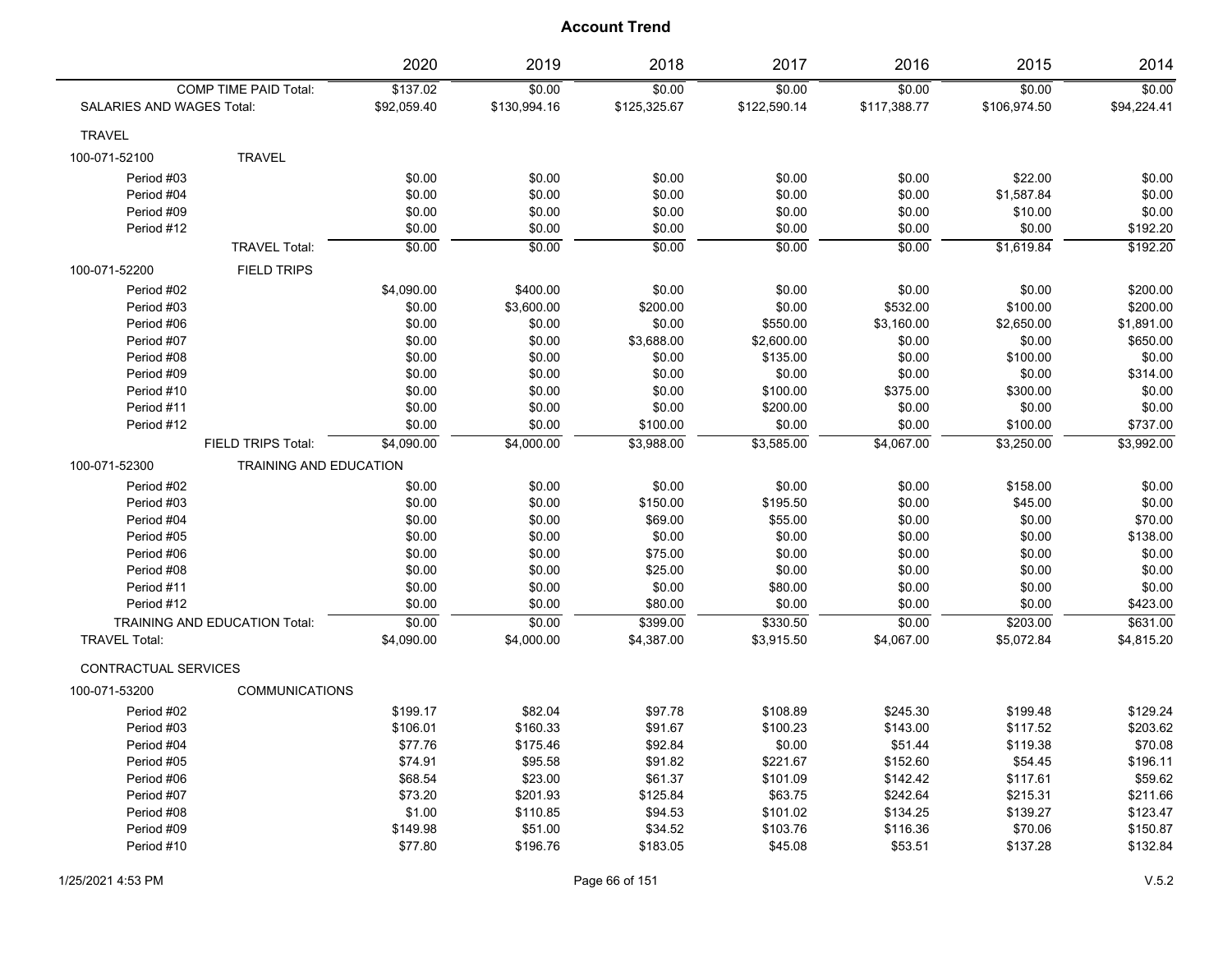# Account Trend

| | | 2020 | 2019 | 2018 | 2017 | 2016 | 2015 | 2014 |
|---|---|---|---|---|---|---|---|---|
| | COMP TIME PAID Total: | $137.02 | $0.00 | $0.00 | $0.00 | $0.00 | $0.00 | $0.00 |
| SALARIES AND WAGES Total: | | $92,059.40 | $130,994.16 | $125,325.67 | $122,590.14 | $117,388.77 | $106,974.50 | $94,224.41 |
| TRAVEL | | | | | | | | |
| 100-071-52100 | TRAVEL | | | | | | | |
| Period #03 | | $0.00 | $0.00 | $0.00 | $0.00 | $0.00 | $22.00 | $0.00 |
| Period #04 | | $0.00 | $0.00 | $0.00 | $0.00 | $0.00 | $1,587.84 | $0.00 |
| Period #09 | | $0.00 | $0.00 | $0.00 | $0.00 | $0.00 | $10.00 | $0.00 |
| Period #12 | | $0.00 | $0.00 | $0.00 | $0.00 | $0.00 | $0.00 | $192.20 |
| | TRAVEL Total: | $0.00 | $0.00 | $0.00 | $0.00 | $0.00 | $1,619.84 | $192.20 |
| 100-071-52200 | FIELD TRIPS | | | | | | | |
| Period #02 | | $4,090.00 | $400.00 | $0.00 | $0.00 | $0.00 | $0.00 | $200.00 |
| Period #03 | | $0.00 | $3,600.00 | $200.00 | $0.00 | $532.00 | $100.00 | $200.00 |
| Period #06 | | $0.00 | $0.00 | $0.00 | $550.00 | $3,160.00 | $2,650.00 | $1,891.00 |
| Period #07 | | $0.00 | $0.00 | $3,688.00 | $2,600.00 | $0.00 | $0.00 | $650.00 |
| Period #08 | | $0.00 | $0.00 | $0.00 | $135.00 | $0.00 | $100.00 | $0.00 |
| Period #09 | | $0.00 | $0.00 | $0.00 | $0.00 | $0.00 | $0.00 | $314.00 |
| Period #10 | | $0.00 | $0.00 | $0.00 | $100.00 | $375.00 | $300.00 | $0.00 |
| Period #11 | | $0.00 | $0.00 | $0.00 | $200.00 | $0.00 | $0.00 | $0.00 |
| Period #12 | | $0.00 | $0.00 | $100.00 | $0.00 | $0.00 | $100.00 | $737.00 |
| | FIELD TRIPS Total: | $4,090.00 | $4,000.00 | $3,988.00 | $3,585.00 | $4,067.00 | $3,250.00 | $3,992.00 |
| 100-071-52300 | TRAINING AND EDUCATION | | | | | | | |
| Period #02 | | $0.00 | $0.00 | $0.00 | $0.00 | $0.00 | $158.00 | $0.00 |
| Period #03 | | $0.00 | $0.00 | $150.00 | $195.50 | $0.00 | $45.00 | $0.00 |
| Period #04 | | $0.00 | $0.00 | $69.00 | $55.00 | $0.00 | $0.00 | $70.00 |
| Period #05 | | $0.00 | $0.00 | $0.00 | $0.00 | $0.00 | $0.00 | $138.00 |
| Period #06 | | $0.00 | $0.00 | $75.00 | $0.00 | $0.00 | $0.00 | $0.00 |
| Period #08 | | $0.00 | $0.00 | $25.00 | $0.00 | $0.00 | $0.00 | $0.00 |
| Period #11 | | $0.00 | $0.00 | $0.00 | $80.00 | $0.00 | $0.00 | $0.00 |
| Period #12 | | $0.00 | $0.00 | $80.00 | $0.00 | $0.00 | $0.00 | $423.00 |
| | TRAINING AND EDUCATION Total: | $0.00 | $0.00 | $399.00 | $330.50 | $0.00 | $203.00 | $631.00 |
| TRAVEL Total: | | $4,090.00 | $4,000.00 | $4,387.00 | $3,915.50 | $4,067.00 | $5,072.84 | $4,815.20 |
| CONTRACTUAL SERVICES | | | | | | | | |
| 100-071-53200 | COMMUNICATIONS | | | | | | | |
| Period #02 | | $199.17 | $82.04 | $97.78 | $108.89 | $245.30 | $199.48 | $129.24 |
| Period #03 | | $106.01 | $160.33 | $91.67 | $100.23 | $143.00 | $117.52 | $203.62 |
| Period #04 | | $77.76 | $175.46 | $92.84 | $0.00 | $51.44 | $119.38 | $70.08 |
| Period #05 | | $74.91 | $95.58 | $91.82 | $221.67 | $152.60 | $54.45 | $196.11 |
| Period #06 | | $68.54 | $23.00 | $61.37 | $101.09 | $142.42 | $117.61 | $59.62 |
| Period #07 | | $73.20 | $201.93 | $125.84 | $63.75 | $242.64 | $215.31 | $211.66 |
| Period #08 | | $1.00 | $110.85 | $94.53 | $101.02 | $134.25 | $139.27 | $123.47 |
| Period #09 | | $149.98 | $51.00 | $34.52 | $103.76 | $116.36 | $70.06 | $150.87 |
| Period #10 | | $77.80 | $196.76 | $183.05 | $45.08 | $53.51 | $137.28 | $132.84 |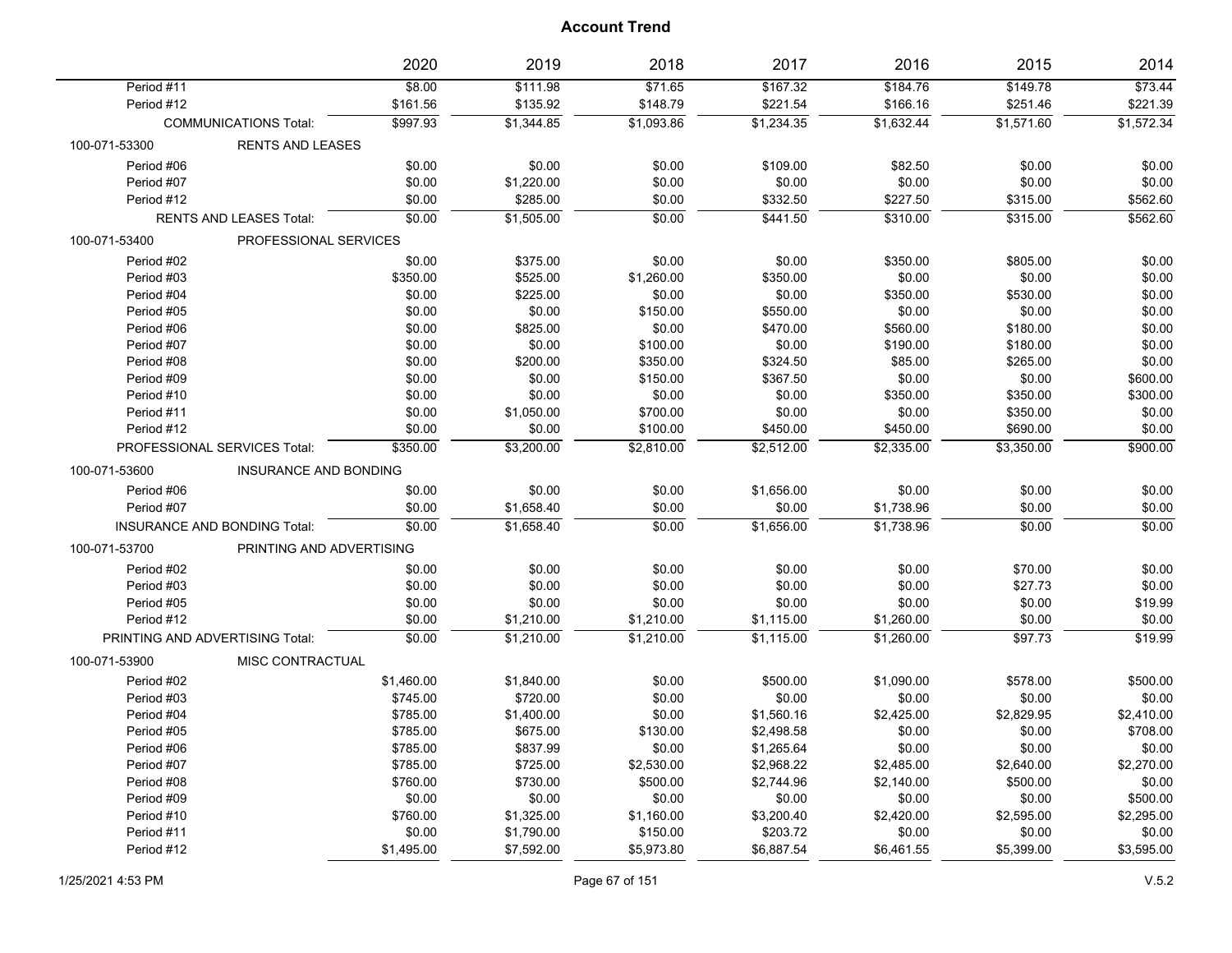# Account Trend

| | 2020 | 2019 | 2018 | 2017 | 2016 | 2015 | 2014 |
|---|---|---|---|---|---|---|---|
| Period #11 | $8.00 | $111.98 | $71.65 | $167.32 | $184.76 | $149.78 | $73.44 |
| Period #12 | $161.56 | $135.92 | $148.79 | $221.54 | $166.16 | $251.46 | $221.39 |
| COMMUNICATIONS Total: | $997.93 | $1,344.85 | $1,093.86 | $1,234.35 | $1,632.44 | $1,571.60 | $1,572.34 |
| 100-071-53300 RENTS AND LEASES | | | | | | | |
| Period #06 | $0.00 | $0.00 | $0.00 | $109.00 | $82.50 | $0.00 | $0.00 |
| Period #07 | $0.00 | $1,220.00 | $0.00 | $0.00 | $0.00 | $0.00 | $0.00 |
| Period #12 | $0.00 | $285.00 | $0.00 | $332.50 | $227.50 | $315.00 | $562.60 |
| RENTS AND LEASES Total: | $0.00 | $1,505.00 | $0.00 | $441.50 | $310.00 | $315.00 | $562.60 |
| 100-071-53400 PROFESSIONAL SERVICES | | | | | | | |
| Period #02 | $0.00 | $375.00 | $0.00 | $0.00 | $350.00 | $805.00 | $0.00 |
| Period #03 | $350.00 | $525.00 | $1,260.00 | $350.00 | $0.00 | $0.00 | $0.00 |
| Period #04 | $0.00 | $225.00 | $0.00 | $0.00 | $350.00 | $530.00 | $0.00 |
| Period #05 | $0.00 | $0.00 | $150.00 | $550.00 | $0.00 | $0.00 | $0.00 |
| Period #06 | $0.00 | $825.00 | $0.00 | $470.00 | $560.00 | $180.00 | $0.00 |
| Period #07 | $0.00 | $0.00 | $100.00 | $0.00 | $190.00 | $180.00 | $0.00 |
| Period #08 | $0.00 | $200.00 | $350.00 | $324.50 | $85.00 | $265.00 | $0.00 |
| Period #09 | $0.00 | $0.00 | $150.00 | $367.50 | $0.00 | $0.00 | $600.00 |
| Period #10 | $0.00 | $0.00 | $0.00 | $0.00 | $350.00 | $350.00 | $300.00 |
| Period #11 | $0.00 | $1,050.00 | $700.00 | $0.00 | $0.00 | $350.00 | $0.00 |
| Period #12 | $0.00 | $0.00 | $100.00 | $450.00 | $450.00 | $690.00 | $0.00 |
| PROFESSIONAL SERVICES Total: | $350.00 | $3,200.00 | $2,810.00 | $2,512.00 | $2,335.00 | $3,350.00 | $900.00 |
| 100-071-53600 INSURANCE AND BONDING | | | | | | | |
| Period #06 | $0.00 | $0.00 | $0.00 | $1,656.00 | $0.00 | $0.00 | $0.00 |
| Period #07 | $0.00 | $1,658.40 | $0.00 | $0.00 | $1,738.96 | $0.00 | $0.00 |
| INSURANCE AND BONDING Total: | $0.00 | $1,658.40 | $0.00 | $1,656.00 | $1,738.96 | $0.00 | $0.00 |
| 100-071-53700 PRINTING AND ADVERTISING | | | | | | | |
| Period #02 | $0.00 | $0.00 | $0.00 | $0.00 | $0.00 | $70.00 | $0.00 |
| Period #03 | $0.00 | $0.00 | $0.00 | $0.00 | $0.00 | $27.73 | $0.00 |
| Period #05 | $0.00 | $0.00 | $0.00 | $0.00 | $0.00 | $0.00 | $19.99 |
| Period #12 | $0.00 | $1,210.00 | $1,210.00 | $1,115.00 | $1,260.00 | $0.00 | $0.00 |
| PRINTING AND ADVERTISING Total: | $0.00 | $1,210.00 | $1,210.00 | $1,115.00 | $1,260.00 | $97.73 | $19.99 |
| 100-071-53900 MISC CONTRACTUAL | | | | | | | |
| Period #02 | $1,460.00 | $1,840.00 | $0.00 | $500.00 | $1,090.00 | $578.00 | $500.00 |
| Period #03 | $745.00 | $720.00 | $0.00 | $0.00 | $0.00 | $0.00 | $0.00 |
| Period #04 | $785.00 | $1,400.00 | $0.00 | $1,560.16 | $2,425.00 | $2,829.95 | $2,410.00 |
| Period #05 | $785.00 | $675.00 | $130.00 | $2,498.58 | $0.00 | $0.00 | $708.00 |
| Period #06 | $785.00 | $837.99 | $0.00 | $1,265.64 | $0.00 | $0.00 | $0.00 |
| Period #07 | $785.00 | $725.00 | $2,530.00 | $2,968.22 | $2,485.00 | $2,640.00 | $2,270.00 |
| Period #08 | $760.00 | $730.00 | $500.00 | $2,744.96 | $2,140.00 | $500.00 | $0.00 |
| Period #09 | $0.00 | $0.00 | $0.00 | $0.00 | $0.00 | $0.00 | $500.00 |
| Period #10 | $760.00 | $1,325.00 | $1,160.00 | $3,200.40 | $2,420.00 | $2,595.00 | $2,295.00 |
| Period #11 | $0.00 | $1,790.00 | $150.00 | $203.72 | $0.00 | $0.00 | $0.00 |
| Period #12 | $1,495.00 | $7,592.00 | $5,973.80 | $6,887.54 | $6,461.55 | $5,399.00 | $3,595.00 |

1/25/2021 4:53 PM

V.5.2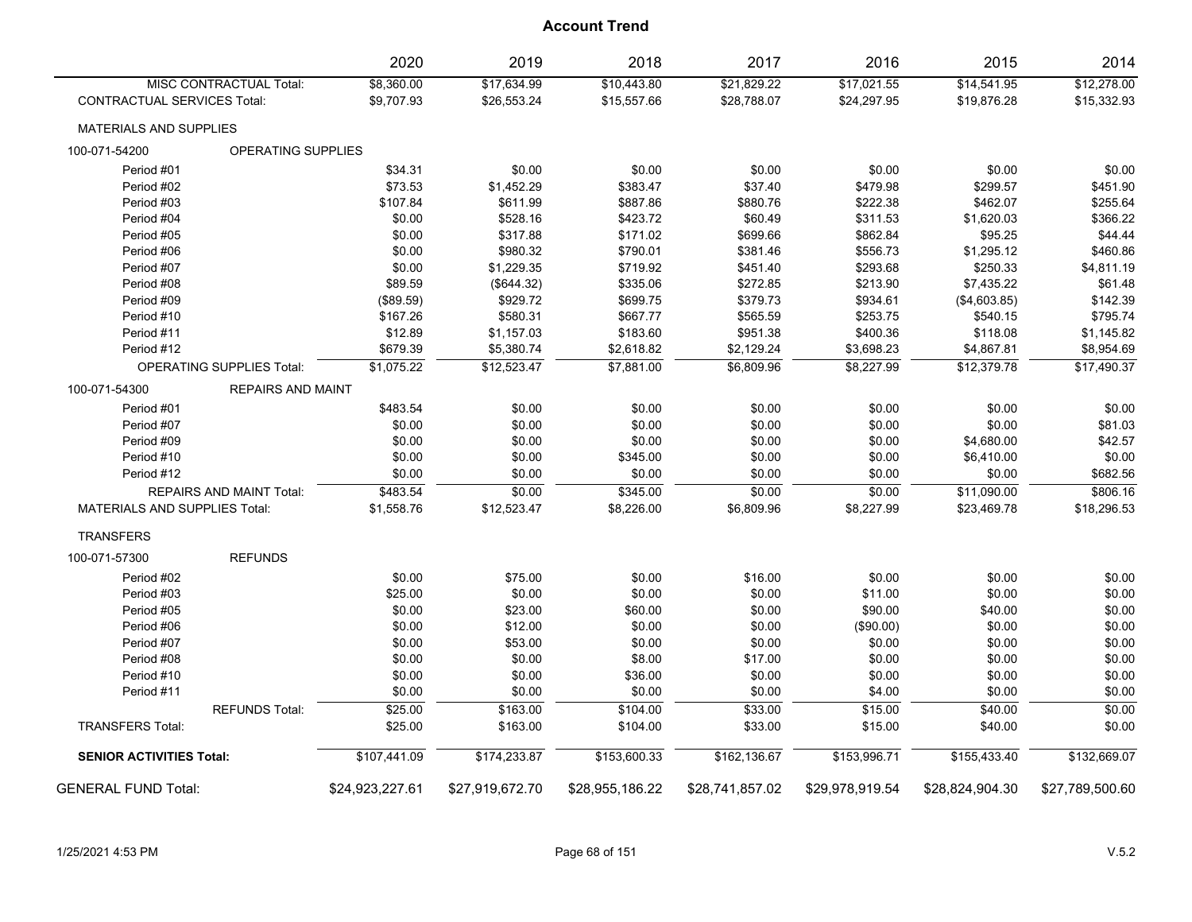# Account Trend

| | | 2020 | 2019 | 2018 | 2017 | 2016 | 2015 | 2014 |
|---|---|---|---|---|---|---|---|---|
| MISC CONTRACTUAL Total: | | $8,360.00 | $17,634.99 | $10,443.80 | $21,829.22 | $17,021.55 | $14,541.95 | $12,278.00 |
| CONTRACTUAL SERVICES Total: | | $9,707.93 | $26,553.24 | $15,557.66 | $28,788.07 | $24,297.95 | $19,876.28 | $15,332.93 |
| MATERIALS AND SUPPLIES | | | | | | | | |
| 100-071-54200 | OPERATING SUPPLIES | | | | | | | |
| Period #01 | | $34.31 | $0.00 | $0.00 | $0.00 | $0.00 | $0.00 | $0.00 |
| Period #02 | | $73.53 | $1,452.29 | $383.47 | $37.40 | $479.98 | $299.57 | $451.90 |
| Period #03 | | $107.84 | $611.99 | $887.86 | $880.76 | $222.38 | $462.07 | $255.64 |
| Period #04 | | $0.00 | $528.16 | $423.72 | $60.49 | $311.53 | $1,620.03 | $366.22 |
| Period #05 | | $0.00 | $317.88 | $171.02 | $699.66 | $862.84 | $95.25 | $44.44 |
| Period #06 | | $0.00 | $980.32 | $790.01 | $381.46 | $556.73 | $1,295.12 | $460.86 |
| Period #07 | | $0.00 | $1,229.35 | $719.92 | $451.40 | $293.68 | $250.33 | $4,811.19 |
| Period #08 | | $89.59 | ($644.32) | $335.06 | $272.85 | $213.90 | $7,435.22 | $61.48 |
| Period #09 | | ($89.59) | $929.72 | $699.75 | $379.73 | $934.61 | ($4,603.85) | $142.39 |
| Period #10 | | $167.26 | $580.31 | $667.77 | $565.59 | $253.75 | $540.15 | $795.74 |
| Period #11 | | $12.89 | $1,157.03 | $183.60 | $951.38 | $400.36 | $118.08 | $1,145.82 |
| Period #12 | | $679.39 | $5,380.74 | $2,618.82 | $2,129.24 | $3,698.23 | $4,867.81 | $8,954.69 |
| OPERATING SUPPLIES Total: | | $1,075.22 | $12,523.47 | $7,881.00 | $6,809.96 | $8,227.99 | $12,379.78 | $17,490.37 |
| 100-071-54300 | REPAIRS AND MAINT | | | | | | | |
| Period #01 | | $483.54 | $0.00 | $0.00 | $0.00 | $0.00 | $0.00 | $0.00 |
| Period #07 | | $0.00 | $0.00 | $0.00 | $0.00 | $0.00 | $0.00 | $81.03 |
| Period #09 | | $0.00 | $0.00 | $0.00 | $0.00 | $0.00 | $4,680.00 | $42.57 |
| Period #10 | | $0.00 | $0.00 | $345.00 | $0.00 | $0.00 | $6,410.00 | $0.00 |
| Period #12 | | $0.00 | $0.00 | $0.00 | $0.00 | $0.00 | $0.00 | $682.56 |
| REPAIRS AND MAINT Total: | | $483.54 | $0.00 | $345.00 | $0.00 | $0.00 | $11,090.00 | $806.16 |
| MATERIALS AND SUPPLIES Total: | | $1,558.76 | $12,523.47 | $8,226.00 | $6,809.96 | $8,227.99 | $23,469.78 | $18,296.53 |
| TRANSFERS | | | | | | | | |
| 100-071-57300 | REFUNDS | | | | | | | |
| Period #02 | | $0.00 | $75.00 | $0.00 | $16.00 | $0.00 | $0.00 | $0.00 |
| Period #03 | | $25.00 | $0.00 | $0.00 | $0.00 | $11.00 | $0.00 | $0.00 |
| Period #05 | | $0.00 | $23.00 | $60.00 | $0.00 | $90.00 | $40.00 | $0.00 |
| Period #06 | | $0.00 | $12.00 | $0.00 | $0.00 | ($90.00) | $0.00 | $0.00 |
| Period #07 | | $0.00 | $53.00 | $0.00 | $0.00 | $0.00 | $0.00 | $0.00 |
| Period #08 | | $0.00 | $0.00 | $8.00 | $17.00 | $0.00 | $0.00 | $0.00 |
| Period #10 | | $0.00 | $0.00 | $36.00 | $0.00 | $0.00 | $0.00 | $0.00 |
| Period #11 | | $0.00 | $0.00 | $0.00 | $0.00 | $4.00 | $0.00 | $0.00 |
| REFUNDS Total: | | $25.00 | $163.00 | $104.00 | $33.00 | $15.00 | $40.00 | $0.00 |
| TRANSFERS Total: | | $25.00 | $163.00 | $104.00 | $33.00 | $15.00 | $40.00 | $0.00 |
| **SENIOR ACTIVITIES Total:** | | $107,441.09 | $174,233.87 | $153,600.33 | $162,136.67 | $153,996.71 | $155,433.40 | $132,669.07 |
| GENERAL FUND Total: | | $24,923,227.61 | $27,919,672.70 | $28,955,186.22 | $28,741,857.02 | $29,978,919.54 | $28,824,904.30 | $27,789,500.60 |

1/25/2021 4:53 PM

V.5.2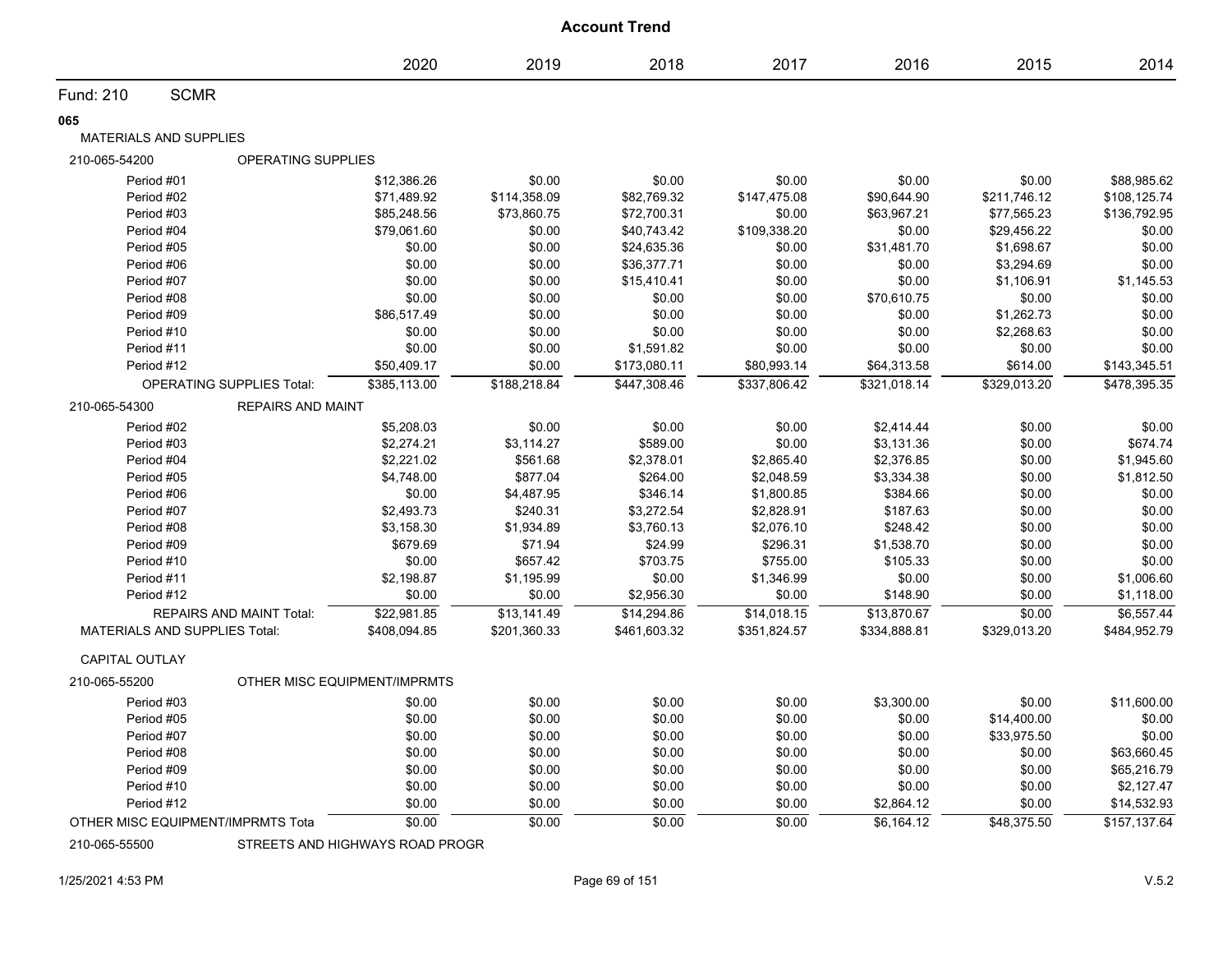# Account Trend

| | | 2020 | 2019 | 2018 | 2017 | 2016 | 2015 | 2014 |
|---|---|---|---|---|---|---|---|---|
| **Fund: 210** | **SCMR** | | | | | | | |
| **065** | | | | | | | | |
| MATERIALS AND SUPPLIES | | | | | | | | |
| 210-065-54200 | OPERATING SUPPLIES | | | | | | | |
| Period #01 | | $12,386.26 | $0.00 | $0.00 | $0.00 | $0.00 | $0.00 | $88,985.62 |
| Period #02 | | $71,489.92 | $114,358.09 | $82,769.32 | $147,475.08 | $90,644.90 | $211,746.12 | $108,125.74 |
| Period #03 | | $85,248.56 | $73,860.75 | $72,700.31 | $0.00 | $63,967.21 | $77,565.23 | $136,792.95 |
| Period #04 | | $79,061.60 | $0.00 | $40,743.42 | $109,338.20 | $0.00 | $29,456.22 | $0.00 |
| Period #05 | | $0.00 | $0.00 | $24,635.36 | $0.00 | $31,481.70 | $1,698.67 | $0.00 |
| Period #06 | | $0.00 | $0.00 | $36,377.71 | $0.00 | $0.00 | $3,294.69 | $0.00 |
| Period #07 | | $0.00 | $0.00 | $15,410.41 | $0.00 | $0.00 | $1,106.91 | $1,145.53 |
| Period #08 | | $0.00 | $0.00 | $0.00 | $0.00 | $70,610.75 | $0.00 | $0.00 |
| Period #09 | | $86,517.49 | $0.00 | $0.00 | $0.00 | $0.00 | $1,262.73 | $0.00 |
| Period #10 | | $0.00 | $0.00 | $0.00 | $0.00 | $0.00 | $2,268.63 | $0.00 |
| Period #11 | | $0.00 | $0.00 | $1,591.82 | $0.00 | $0.00 | $0.00 | $0.00 |
| Period #12 | | $50,409.17 | $0.00 | $173,080.11 | $80,993.14 | $64,313.58 | $614.00 | $143,345.51 |
| OPERATING SUPPLIES Total: | | $385,113.00 | $188,218.84 | $447,308.46 | $337,806.42 | $321,018.14 | $329,013.20 | $478,395.35 |
| 210-065-54300 | REPAIRS AND MAINT | | | | | | | |
| Period #02 | | $5,208.03 | $0.00 | $0.00 | $0.00 | $2,414.44 | $0.00 | $0.00 |
| Period #03 | | $2,274.21 | $3,114.27 | $589.00 | $0.00 | $3,131.36 | $0.00 | $674.74 |
| Period #04 | | $2,221.02 | $561.68 | $2,378.01 | $2,865.40 | $2,376.85 | $0.00 | $1,945.60 |
| Period #05 | | $4,748.00 | $877.04 | $264.00 | $2,048.59 | $3,334.38 | $0.00 | $1,812.50 |
| Period #06 | | $0.00 | $4,487.95 | $346.14 | $1,800.85 | $384.66 | $0.00 | $0.00 |
| Period #07 | | $2,493.73 | $240.31 | $3,272.54 | $2,828.91 | $187.63 | $0.00 | $0.00 |
| Period #08 | | $3,158.30 | $1,934.89 | $3,760.13 | $2,076.10 | $248.42 | $0.00 | $0.00 |
| Period #09 | | $679.69 | $71.94 | $24.99 | $296.31 | $1,538.70 | $0.00 | $0.00 |
| Period #10 | | $0.00 | $657.42 | $703.75 | $755.00 | $105.33 | $0.00 | $0.00 |
| Period #11 | | $2,198.87 | $1,195.99 | $0.00 | $1,346.99 | $0.00 | $0.00 | $1,006.60 |
| Period #12 | | $0.00 | $0.00 | $2,956.30 | $0.00 | $148.90 | $0.00 | $1,118.00 |
| REPAIRS AND MAINT Total: | | $22,981.85 | $13,141.49 | $14,294.86 | $14,018.15 | $13,870.67 | $0.00 | $6,557.44 |
| MATERIALS AND SUPPLIES Total: | | $408,094.85 | $201,360.33 | $461,603.32 | $351,824.57 | $334,888.81 | $329,013.20 | $484,952.79 |
| CAPITAL OUTLAY | | | | | | | | |
| 210-065-55200 | OTHER MISC EQUIPMENT/IMPRMTS | | | | | | | |
| Period #03 | | $0.00 | $0.00 | $0.00 | $0.00 | $3,300.00 | $0.00 | $11,600.00 |
| Period #05 | | $0.00 | $0.00 | $0.00 | $0.00 | $0.00 | $14,400.00 | $0.00 |
| Period #07 | | $0.00 | $0.00 | $0.00 | $0.00 | $0.00 | $33,975.50 | $0.00 |
| Period #08 | | $0.00 | $0.00 | $0.00 | $0.00 | $0.00 | $0.00 | $63,660.45 |
| Period #09 | | $0.00 | $0.00 | $0.00 | $0.00 | $0.00 | $0.00 | $65,216.79 |
| Period #10 | | $0.00 | $0.00 | $0.00 | $0.00 | $0.00 | $0.00 | $2,127.47 |
| Period #12 | | $0.00 | $0.00 | $0.00 | $0.00 | $2,864.12 | $0.00 | $14,532.93 |
| OTHER MISC EQUIPMENT/IMPRMTS Tota | | $0.00 | $0.00 | $0.00 | $0.00 | $6,164.12 | $48,375.50 | $157,137.64 |
| 210-065-55500 | STREETS AND HIGHWAYS ROAD PROGR | | | | | | | |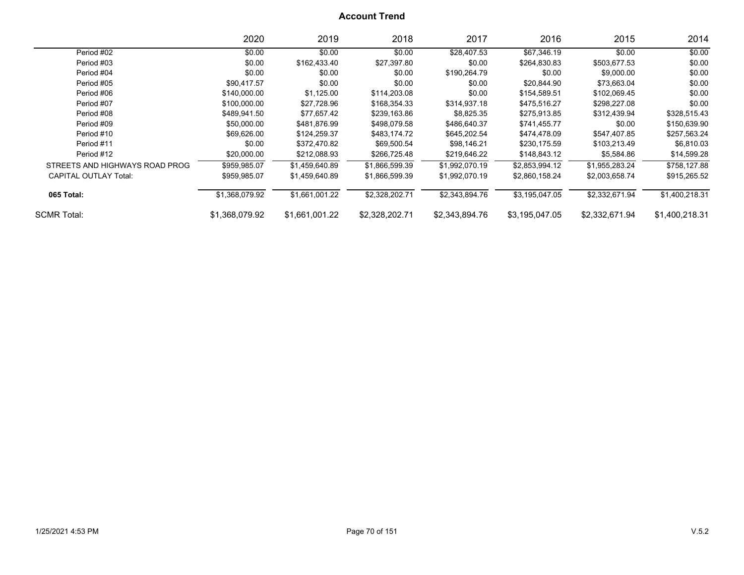**Account Trend**

| | 2020 | 2019 | 2018 | 2017 | 2016 | 2015 | 2014 |
|---|---|---|---|---|---|---|---|
| Period #02 | $0.00 | $0.00 | $0.00 | $28,407.53 | $67,346.19 | $0.00 | $0.00 |
| Period #03 | $0.00 | $162,433.40 | $27,397.80 | $0.00 | $264,830.83 | $503,677.53 | $0.00 |
| Period #04 | $0.00 | $0.00 | $0.00 | $190,264.79 | $0.00 | $9,000.00 | $0.00 |
| Period #05 | $90,417.57 | $0.00 | $0.00 | $0.00 | $20,844.90 | $73,663.04 | $0.00 |
| Period #06 | $140,000.00 | $1,125.00 | $114,203.08 | $0.00 | $154,589.51 | $102,069.45 | $0.00 |
| Period #07 | $100,000.00 | $27,728.96 | $168,354.33 | $314,937.18 | $475,516.27 | $298,227.08 | $0.00 |
| Period #08 | $489,941.50 | $77,657.42 | $239,163.86 | $8,825.35 | $275,913.85 | $312,439.94 | $328,515.43 |
| Period #09 | $50,000.00 | $481,876.99 | $498,079.58 | $486,640.37 | $741,455.77 | $0.00 | $150,639.90 |
| Period #10 | $69,626.00 | $124,259.37 | $483,174.72 | $645,202.54 | $474,478.09 | $547,407.85 | $257,563.24 |
| Period #11 | $0.00 | $372,470.82 | $69,500.54 | $98,146.21 | $230,175.59 | $103,213.49 | $6,810.03 |
| Period #12 | $20,000.00 | $212,088.93 | $266,725.48 | $219,646.22 | $148,843.12 | $5,584.86 | $14,599.28 |
| STREETS AND HIGHWAYS ROAD PROG | $959,985.07 | $1,459,640.89 | $1,866,599.39 | $1,992,070.19 | $2,853,994.12 | $1,955,283.24 | $758,127.88 |
| CAPITAL OUTLAY Total: | $959,985.07 | $1,459,640.89 | $1,866,599.39 | $1,992,070.19 | $2,860,158.24 | $2,003,658.74 | $915,265.52 |
| **065 Total:** | $1,368,079.92 | $1,661,001.22 | $2,328,202.71 | $2,343,894.76 | $3,195,047.05 | $2,332,671.94 | $1,400,218.31 |
| SCMR Total: | $1,368,079.92 | $1,661,001.22 | $2,328,202.71 | $2,343,894.76 | $3,195,047.05 | $2,332,671.94 | $1,400,218.31 |

1/25/2021 4:53 PM

V.5.2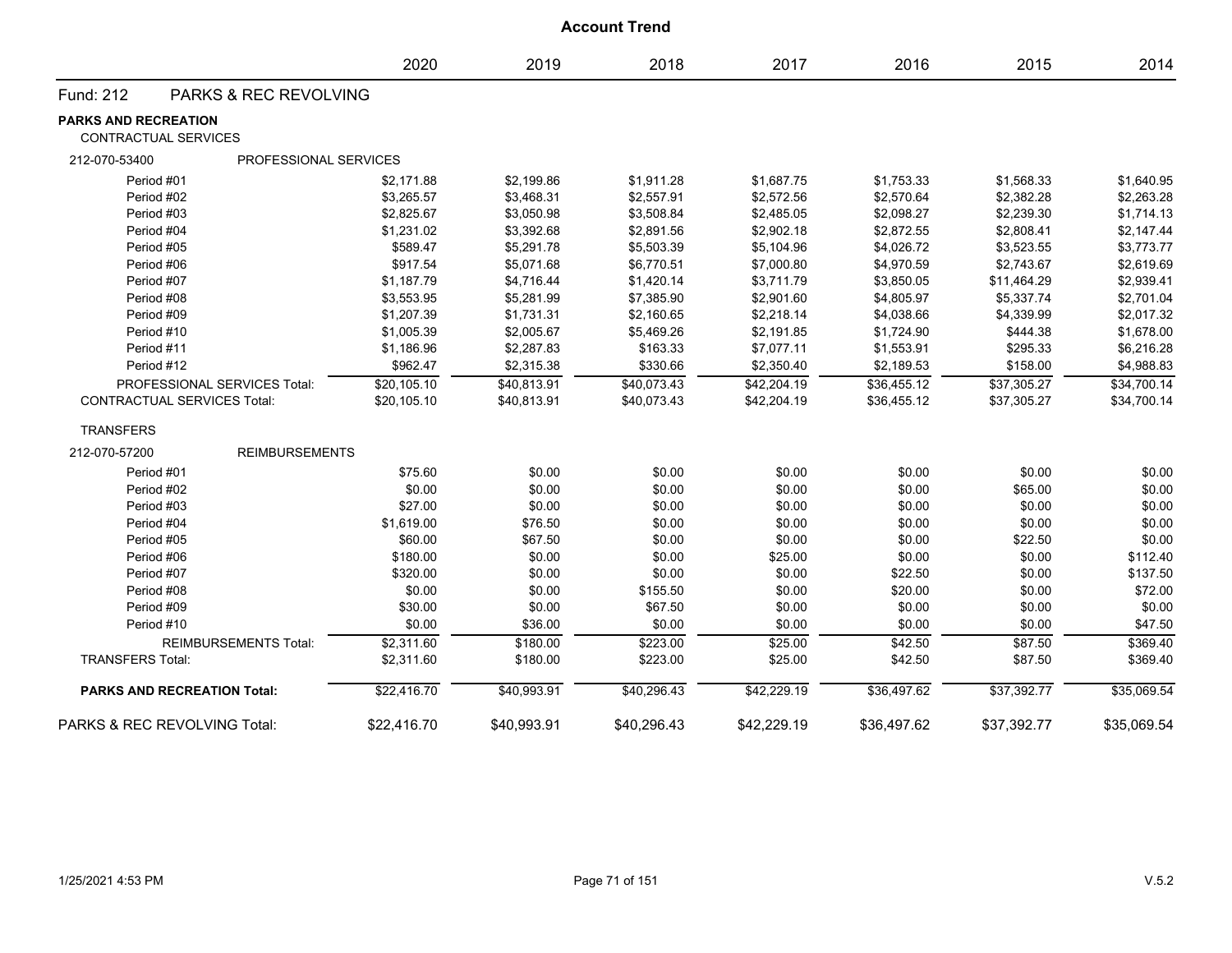# Account Trend

| | 2020 | 2019 | 2018 | 2017 | 2016 | 2015 | 2014 |
|---|---|---|---|---|---|---|---|
| **Fund: 212 PARKS & REC REVOLVING** | | | | | | | |
| **PARKS AND RECREATION** | | | | | | | |
| CONTRACTUAL SERVICES | | | | | | | |
| 212-070-53400 PROFESSIONAL SERVICES | | | | | | | |
| Period #01 | $2,171.88 | $2,199.86 | $1,911.28 | $1,687.75 | $1,753.33 | $1,568.33 | $1,640.95 |
| Period #02 | $3,265.57 | $3,468.31 | $2,557.91 | $2,572.56 | $2,570.64 | $2,382.28 | $2,263.28 |
| Period #03 | $2,825.67 | $3,050.98 | $3,508.84 | $2,485.05 | $2,098.27 | $2,239.30 | $1,714.13 |
| Period #04 | $1,231.02 | $3,392.68 | $2,891.56 | $2,902.18 | $2,872.55 | $2,808.41 | $2,147.44 |
| Period #05 | $589.47 | $5,291.78 | $5,503.39 | $5,104.96 | $4,026.72 | $3,523.55 | $3,773.77 |
| Period #06 | $917.54 | $5,071.68 | $6,770.51 | $7,000.80 | $4,970.59 | $2,743.67 | $2,619.69 |
| Period #07 | $1,187.79 | $4,716.44 | $1,420.14 | $3,711.79 | $3,850.05 | $11,464.29 | $2,939.41 |
| Period #08 | $3,553.95 | $5,281.99 | $7,385.90 | $2,901.60 | $4,805.97 | $5,337.74 | $2,701.04 |
| Period #09 | $1,207.39 | $1,731.31 | $2,160.65 | $2,218.14 | $4,038.66 | $4,339.99 | $2,017.32 |
| Period #10 | $1,005.39 | $2,005.67 | $5,469.26 | $2,191.85 | $1,724.90 | $444.38 | $1,678.00 |
| Period #11 | $1,186.96 | $2,287.83 | $163.33 | $7,077.11 | $1,553.91 | $295.33 | $6,216.28 |
| Period #12 | $962.47 | $2,315.38 | $330.66 | $2,350.40 | $2,189.53 | $158.00 | $4,988.83 |
| PROFESSIONAL SERVICES Total: | $20,105.10 | $40,813.91 | $40,073.43 | $42,204.19 | $36,455.12 | $37,305.27 | $34,700.14 |
| CONTRACTUAL SERVICES Total: | $20,105.10 | $40,813.91 | $40,073.43 | $42,204.19 | $36,455.12 | $37,305.27 | $34,700.14 |
| TRANSFERS | | | | | | | |
| 212-070-57200 REIMBURSEMENTS | | | | | | | |
| Period #01 | $75.60 | $0.00 | $0.00 | $0.00 | $0.00 | $0.00 | $0.00 |
| Period #02 | $0.00 | $0.00 | $0.00 | $0.00 | $0.00 | $65.00 | $0.00 |
| Period #03 | $27.00 | $0.00 | $0.00 | $0.00 | $0.00 | $0.00 | $0.00 |
| Period #04 | $1,619.00 | $76.50 | $0.00 | $0.00 | $0.00 | $0.00 | $0.00 |
| Period #05 | $60.00 | $67.50 | $0.00 | $0.00 | $0.00 | $22.50 | $0.00 |
| Period #06 | $180.00 | $0.00 | $0.00 | $25.00 | $0.00 | $0.00 | $112.40 |
| Period #07 | $320.00 | $0.00 | $0.00 | $0.00 | $22.50 | $0.00 | $137.50 |
| Period #08 | $0.00 | $0.00 | $155.50 | $0.00 | $20.00 | $0.00 | $72.00 |
| Period #09 | $30.00 | $0.00 | $67.50 | $0.00 | $0.00 | $0.00 | $0.00 |
| Period #10 | $0.00 | $36.00 | $0.00 | $0.00 | $0.00 | $0.00 | $47.50 |
| REIMBURSEMENTS Total: | $2,311.60 | $180.00 | $223.00 | $25.00 | $42.50 | $87.50 | $369.40 |
| TRANSFERS Total: | $2,311.60 | $180.00 | $223.00 | $25.00 | $42.50 | $87.50 | $369.40 |
| **PARKS AND RECREATION Total:** | $22,416.70 | $40,993.91 | $40,296.43 | $42,229.19 | $36,497.62 | $37,392.77 | $35,069.54 |
| PARKS & REC REVOLVING Total: | $22,416.70 | $40,993.91 | $40,296.43 | $42,229.19 | $36,497.62 | $37,392.77 | $35,069.54 |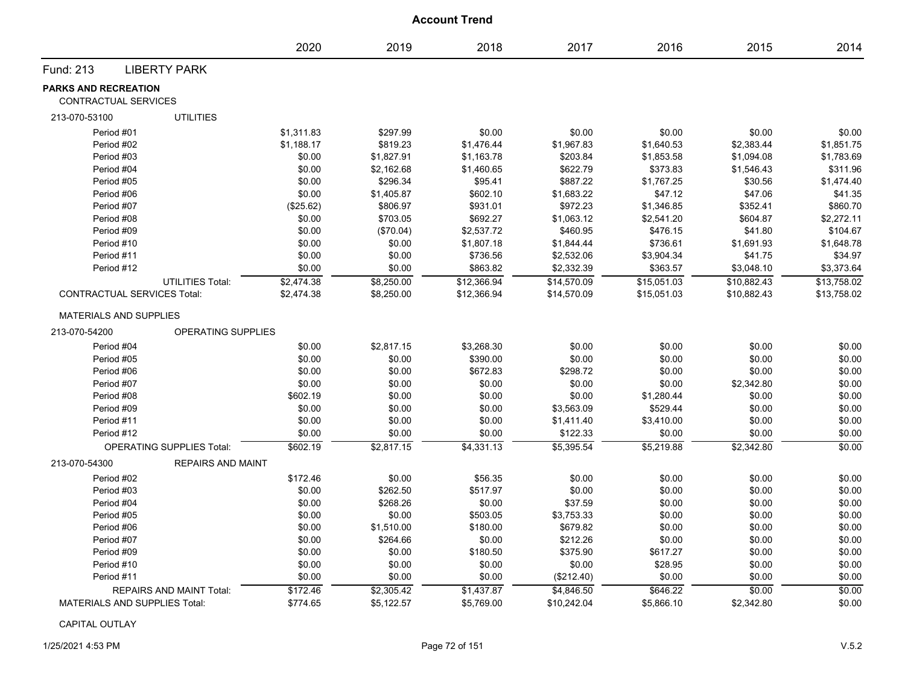# Account Trend

| | | 2020 | 2019 | 2018 | 2017 | 2016 | 2015 | 2014 |
|---|---|---|---|---|---|---|---|---|
| **Fund: 213** | **LIBERTY PARK** | | | | | | | |
| **PARKS AND RECREATION** | | | | | | | | |
| CONTRACTUAL SERVICES | | | | | | | | |
| 213-070-53100 | UTILITIES | | | | | | | |
| Period #01 | | $1,311.83 | $297.99 | $0.00 | $0.00 | $0.00 | $0.00 | $0.00 |
| Period #02 | | $1,188.17 | $819.23 | $1,476.44 | $1,967.83 | $1,640.53 | $2,383.44 | $1,851.75 |
| Period #03 | | $0.00 | $1,827.91 | $1,163.78 | $203.84 | $1,853.58 | $1,094.08 | $1,783.69 |
| Period #04 | | $0.00 | $2,162.68 | $1,460.65 | $622.79 | $373.83 | $1,546.43 | $311.96 |
| Period #05 | | $0.00 | $296.34 | $95.41 | $887.22 | $1,767.25 | $30.56 | $1,474.40 |
| Period #06 | | $0.00 | $1,405.87 | $602.10 | $1,683.22 | $47.12 | $47.06 | $41.35 |
| Period #07 | | ($25.62) | $806.97 | $931.01 | $972.23 | $1,346.85 | $352.41 | $860.70 |
| Period #08 | | $0.00 | $703.05 | $692.27 | $1,063.12 | $2,541.20 | $604.87 | $2,272.11 |
| Period #09 | | $0.00 | ($70.04) | $2,537.72 | $460.95 | $476.15 | $41.80 | $104.67 |
| Period #10 | | $0.00 | $0.00 | $1,807.18 | $1,844.44 | $736.61 | $1,691.93 | $1,648.78 |
| Period #11 | | $0.00 | $0.00 | $736.56 | $2,532.06 | $3,904.34 | $41.75 | $34.97 |
| Period #12 | | $0.00 | $0.00 | $863.82 | $2,332.39 | $363.57 | $3,048.10 | $3,373.64 |
| | UTILITIES Total: | $2,474.38 | $8,250.00 | $12,366.94 | $14,570.09 | $15,051.03 | $10,882.43 | $13,758.02 |
| CONTRACTUAL SERVICES Total: | | $2,474.38 | $8,250.00 | $12,366.94 | $14,570.09 | $15,051.03 | $10,882.43 | $13,758.02 |
| MATERIALS AND SUPPLIES | | | | | | | | |
| 213-070-54200 | OPERATING SUPPLIES | | | | | | | |
| Period #04 | | $0.00 | $2,817.15 | $3,268.30 | $0.00 | $0.00 | $0.00 | $0.00 |
| Period #05 | | $0.00 | $0.00 | $390.00 | $0.00 | $0.00 | $0.00 | $0.00 |
| Period #06 | | $0.00 | $0.00 | $672.83 | $298.72 | $0.00 | $0.00 | $0.00 |
| Period #07 | | $0.00 | $0.00 | $0.00 | $0.00 | $0.00 | $2,342.80 | $0.00 |
| Period #08 | | $602.19 | $0.00 | $0.00 | $0.00 | $1,280.44 | $0.00 | $0.00 |
| Period #09 | | $0.00 | $0.00 | $0.00 | $3,563.09 | $529.44 | $0.00 | $0.00 |
| Period #11 | | $0.00 | $0.00 | $0.00 | $1,411.40 | $3,410.00 | $0.00 | $0.00 |
| Period #12 | | $0.00 | $0.00 | $0.00 | $122.33 | $0.00 | $0.00 | $0.00 |
| | OPERATING SUPPLIES Total: | $602.19 | $2,817.15 | $4,331.13 | $5,395.54 | $5,219.88 | $2,342.80 | $0.00 |
| 213-070-54300 | REPAIRS AND MAINT | | | | | | | |
| Period #02 | | $172.46 | $0.00 | $56.35 | $0.00 | $0.00 | $0.00 | $0.00 |
| Period #03 | | $0.00 | $262.50 | $517.97 | $0.00 | $0.00 | $0.00 | $0.00 |
| Period #04 | | $0.00 | $268.26 | $0.00 | $37.59 | $0.00 | $0.00 | $0.00 |
| Period #05 | | $0.00 | $0.00 | $503.05 | $3,753.33 | $0.00 | $0.00 | $0.00 |
| Period #06 | | $0.00 | $1,510.00 | $180.00 | $679.82 | $0.00 | $0.00 | $0.00 |
| Period #07 | | $0.00 | $264.66 | $0.00 | $212.26 | $0.00 | $0.00 | $0.00 |
| Period #09 | | $0.00 | $0.00 | $180.50 | $375.90 | $617.27 | $0.00 | $0.00 |
| Period #10 | | $0.00 | $0.00 | $0.00 | $0.00 | $28.95 | $0.00 | $0.00 |
| Period #11 | | $0.00 | $0.00 | $0.00 | ($212.40) | $0.00 | $0.00 | $0.00 |
| | REPAIRS AND MAINT Total: | $172.46 | $2,305.42 | $1,437.87 | $4,846.50 | $646.22 | $0.00 | $0.00 |
| MATERIALS AND SUPPLIES Total: | | $774.65 | $5,122.57 | $5,769.00 | $10,242.04 | $5,866.10 | $2,342.80 | $0.00 |
| CAPITAL OUTLAY | | | | | | | | |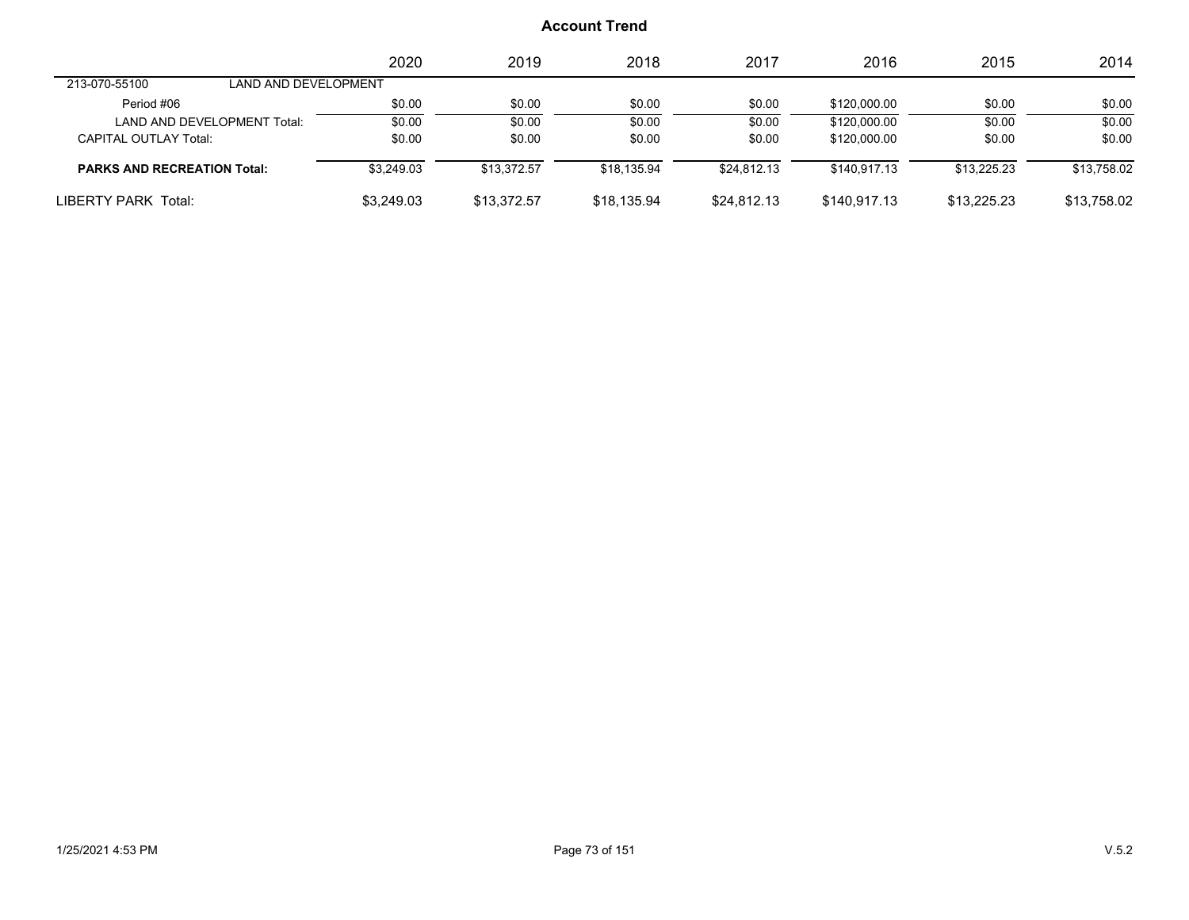**Account Trend**

| | 2020 | 2019 | 2018 | 2017 | 2016 | 2015 | 2014 |
|---|---|---|---|---|---|---|---|
| 213-070-55100 LAND AND DEVELOPMENT | | | | | | | |
| Period #06 | $0.00 | $0.00 | $0.00 | $0.00 | $120,000.00 | $0.00 | $0.00 |
| LAND AND DEVELOPMENT Total: | $0.00 | $0.00 | $0.00 | $0.00 | $120,000.00 | $0.00 | $0.00 |
| CAPITAL OUTLAY Total: | $0.00 | $0.00 | $0.00 | $0.00 | $120,000.00 | $0.00 | $0.00 |
| **PARKS AND RECREATION Total:** | $3,249.03 | $13,372.57 | $18,135.94 | $24,812.13 | $140,917.13 | $13,225.23 | $13,758.02 |
| LIBERTY PARK Total: | $3,249.03 | $13,372.57 | $18,135.94 | $24,812.13 | $140,917.13 | $13,225.23 | $13,758.02 |

1/25/2021 4:53 PM

V.5.2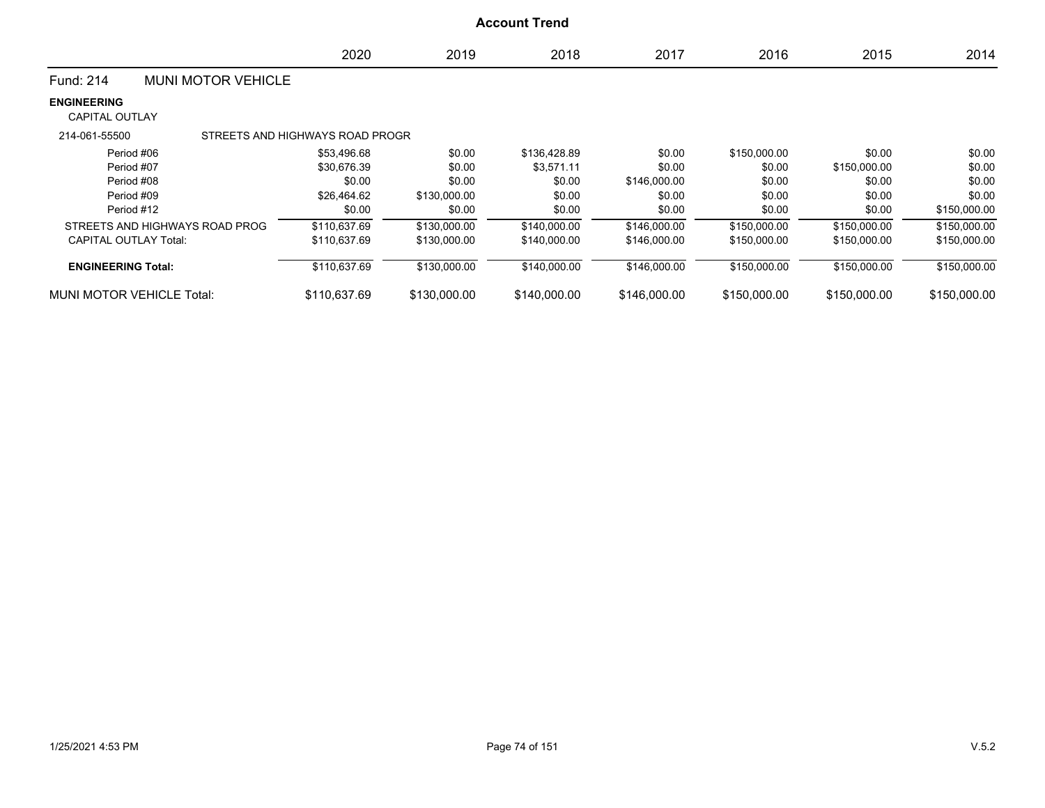## Account Trend

| | | 2020 | 2019 | 2018 | 2017 | 2016 | 2015 | 2014 |
|---|---|---|---|---|---|---|---|---|
| **Fund: 214** | **MUNI MOTOR VEHICLE** | | | | | | | |
| **ENGINEERING** | | | | | | | | |
| CAPITAL OUTLAY | | | | | | | | |
| 214-061-55500 | STREETS AND HIGHWAYS ROAD PROGR | | | | | | | |
| Period #06 | | $53,496.68 | $0.00 | $136,428.89 | $0.00 | $150,000.00 | $0.00 | $0.00 |
| Period #07 | | $30,676.39 | $0.00 | $3,571.11 | $0.00 | $0.00 | $150,000.00 | $0.00 |
| Period #08 | | $0.00 | $0.00 | $0.00 | $146,000.00 | $0.00 | $0.00 | $0.00 |
| Period #09 | | $26,464.62 | $130,000.00 | $0.00 | $0.00 | $0.00 | $0.00 | $0.00 |
| Period #12 | | $0.00 | $0.00 | $0.00 | $0.00 | $0.00 | $0.00 | $150,000.00 |
| STREETS AND HIGHWAYS ROAD PROG | | $110,637.69 | $130,000.00 | $140,000.00 | $146,000.00 | $150,000.00 | $150,000.00 | $150,000.00 |
| CAPITAL OUTLAY Total: | | $110,637.69 | $130,000.00 | $140,000.00 | $146,000.00 | $150,000.00 | $150,000.00 | $150,000.00 |
| **ENGINEERING Total:** | | $110,637.69 | $130,000.00 | $140,000.00 | $146,000.00 | $150,000.00 | $150,000.00 | $150,000.00 |
| MUNI MOTOR VEHICLE Total: | | $110,637.69 | $130,000.00 | $140,000.00 | $146,000.00 | $150,000.00 | $150,000.00 | $150,000.00 |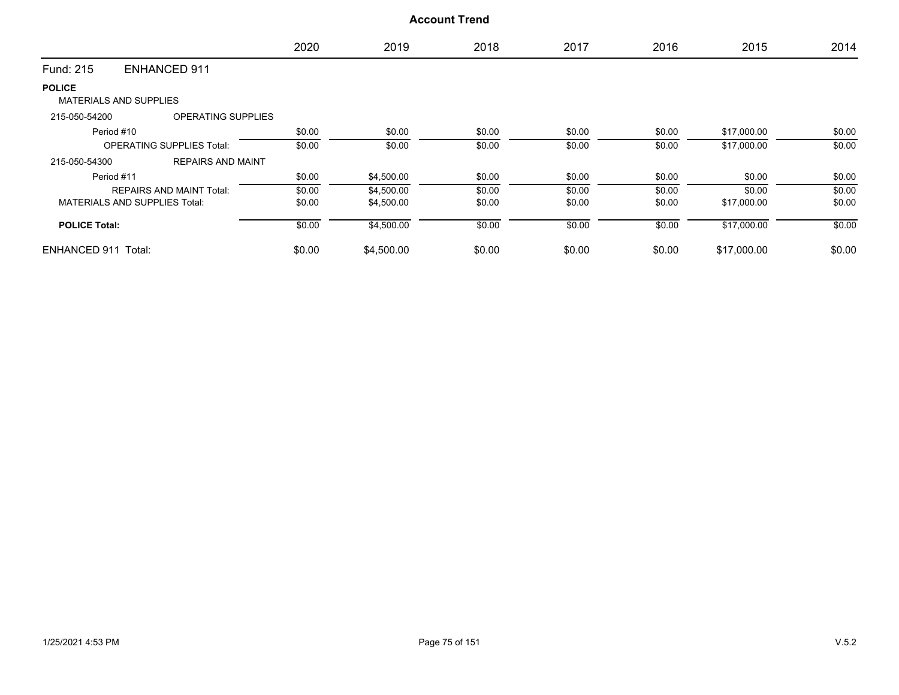# Account Trend

| | | 2020 | 2019 | 2018 | 2017 | 2016 | 2015 | 2014 |
|---|---|---|---|---|---|---|---|---|
| **Fund: 215** | **ENHANCED 911** | | | | | | | |
| **POLICE** | | | | | | | | |
| MATERIALS AND SUPPLIES | | | | | | | | |
| 215-050-54200 | OPERATING SUPPLIES | | | | | | | |
| Period #10 | | $0.00 | $0.00 | $0.00 | $0.00 | $0.00 | $17,000.00 | $0.00 |
| OPERATING SUPPLIES Total: | | $0.00 | $0.00 | $0.00 | $0.00 | $0.00 | $17,000.00 | $0.00 |
| 215-050-54300 | REPAIRS AND MAINT | | | | | | | |
| Period #11 | | $0.00 | $4,500.00 | $0.00 | $0.00 | $0.00 | $0.00 | $0.00 |
| REPAIRS AND MAINT Total: | | $0.00 | $4,500.00 | $0.00 | $0.00 | $0.00 | $0.00 | $0.00 |
| MATERIALS AND SUPPLIES Total: | | $0.00 | $4,500.00 | $0.00 | $0.00 | $0.00 | $17,000.00 | $0.00 |
| **POLICE Total:** | | $0.00 | $4,500.00 | $0.00 | $0.00 | $0.00 | $17,000.00 | $0.00 |
| ENHANCED 911 Total: | | $0.00 | $4,500.00 | $0.00 | $0.00 | $0.00 | $17,000.00 | $0.00 |

1/25/2021 4:53 PM

V.5.2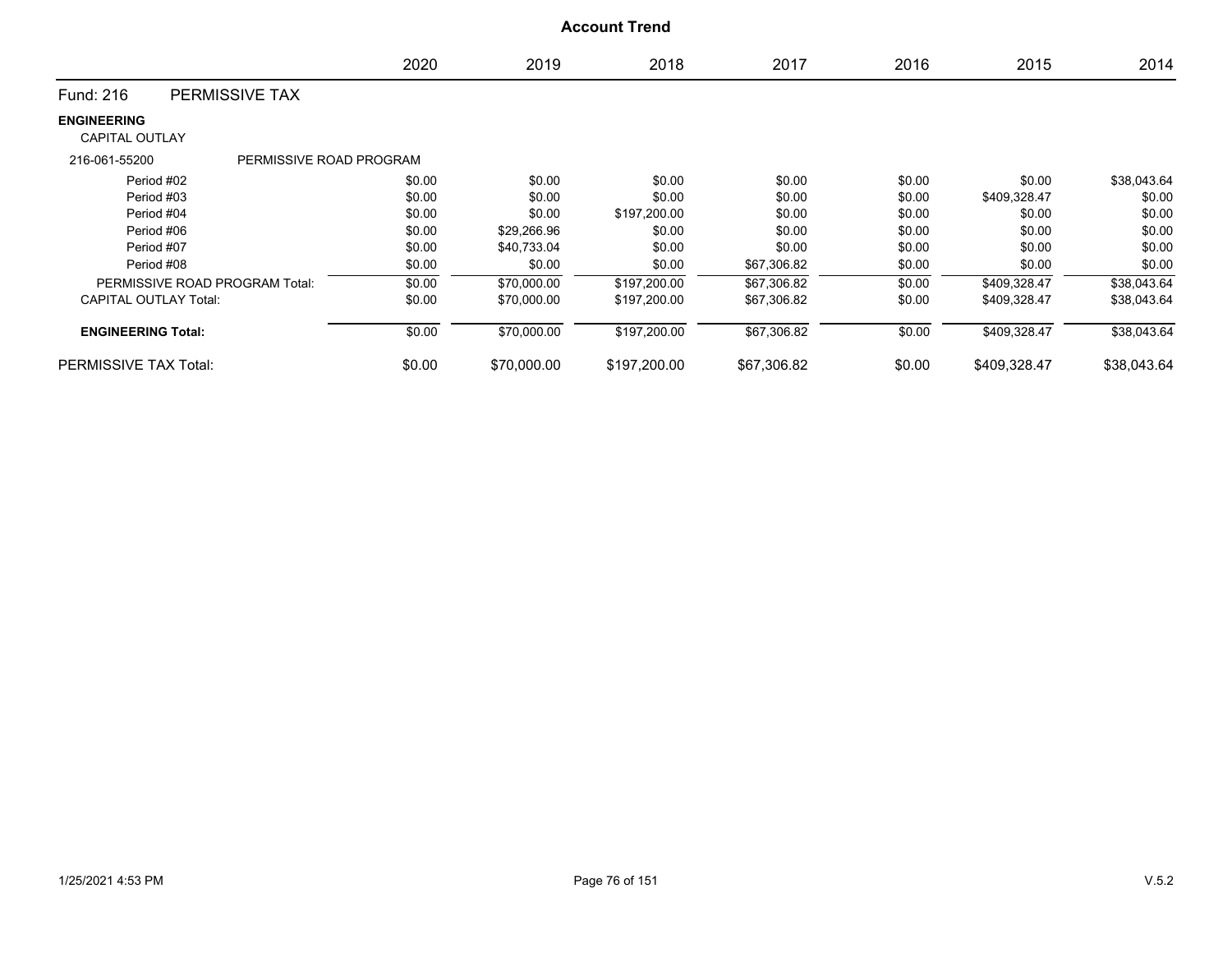# Account Trend

| | 2020 | 2019 | 2018 | 2017 | 2016 | 2015 | 2014 |
|---|---|---|---|---|---|---|---|
| **Fund: 216 PERMISSIVE TAX** | | | | | | | |
| **ENGINEERING** | | | | | | | |
| CAPITAL OUTLAY | | | | | | | |
| 216-061-55200 PERMISSIVE ROAD PROGRAM | | | | | | | |
| Period #02 | $0.00 | $0.00 | $0.00 | $0.00 | $0.00 | $0.00 | $38,043.64 |
| Period #03 | $0.00 | $0.00 | $0.00 | $0.00 | $0.00 | $409,328.47 | $0.00 |
| Period #04 | $0.00 | $0.00 | $197,200.00 | $0.00 | $0.00 | $0.00 | $0.00 |
| Period #06 | $0.00 | $29,266.96 | $0.00 | $0.00 | $0.00 | $0.00 | $0.00 |
| Period #07 | $0.00 | $40,733.04 | $0.00 | $0.00 | $0.00 | $0.00 | $0.00 |
| Period #08 | $0.00 | $0.00 | $0.00 | $67,306.82 | $0.00 | $0.00 | $0.00 |
| PERMISSIVE ROAD PROGRAM Total: | $0.00 | $70,000.00 | $197,200.00 | $67,306.82 | $0.00 | $409,328.47 | $38,043.64 |
| CAPITAL OUTLAY Total: | $0.00 | $70,000.00 | $197,200.00 | $67,306.82 | $0.00 | $409,328.47 | $38,043.64 |
| **ENGINEERING Total:** | $0.00 | $70,000.00 | $197,200.00 | $67,306.82 | $0.00 | $409,328.47 | $38,043.64 |
| PERMISSIVE TAX Total: | $0.00 | $70,000.00 | $197,200.00 | $67,306.82 | $0.00 | $409,328.47 | $38,043.64 |

1/25/2021 4:53 PM

V.5.2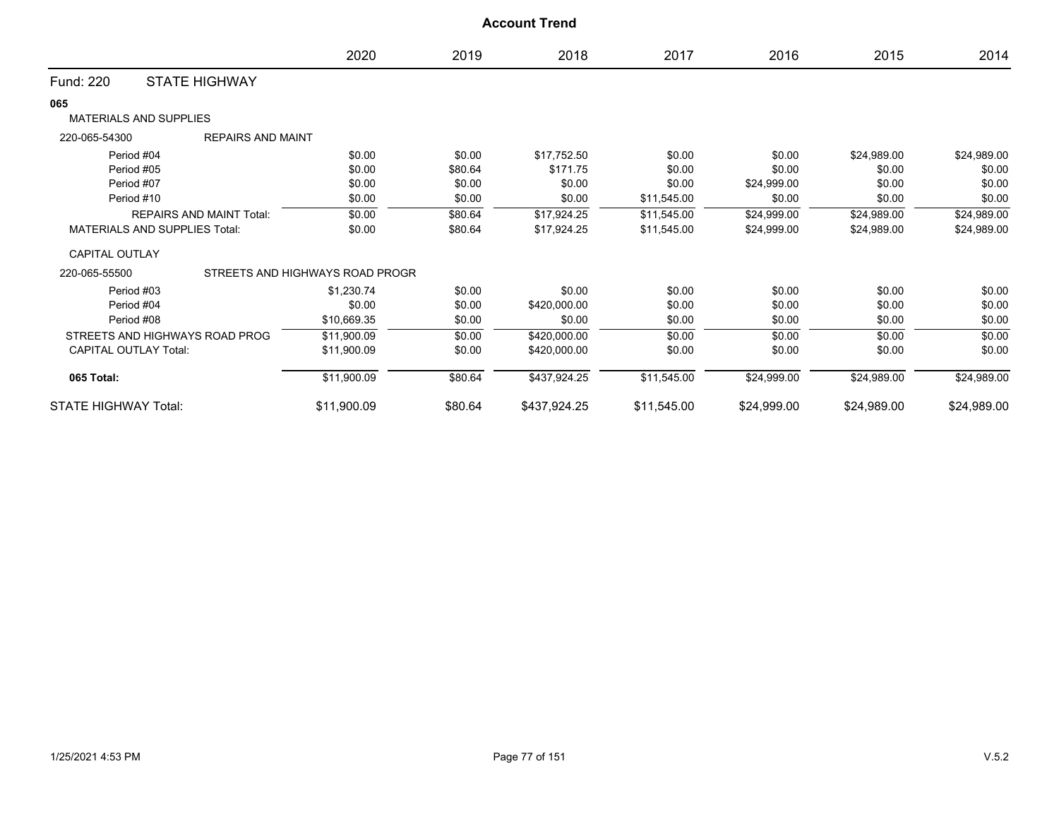# Account Trend

| | 2020 | 2019 | 2018 | 2017 | 2016 | 2015 | 2014 |
|---|---|---|---|---|---|---|---|
| **Fund: 220 STATE HIGHWAY** | | | | | | | |
| **065** | | | | | | | |
| MATERIALS AND SUPPLIES | | | | | | | |
| 220-065-54300 REPAIRS AND MAINT | | | | | | | |
| Period #04 | $0.00 | $0.00 | $17,752.50 | $0.00 | $0.00 | $24,989.00 | $24,989.00 |
| Period #05 | $0.00 | $80.64 | $171.75 | $0.00 | $0.00 | $0.00 | $0.00 |
| Period #07 | $0.00 | $0.00 | $0.00 | $0.00 | $24,999.00 | $0.00 | $0.00 |
| Period #10 | $0.00 | $0.00 | $0.00 | $11,545.00 | $0.00 | $0.00 | $0.00 |
| REPAIRS AND MAINT Total: | $0.00 | $80.64 | $17,924.25 | $11,545.00 | $24,999.00 | $24,989.00 | $24,989.00 |
| MATERIALS AND SUPPLIES Total: | $0.00 | $80.64 | $17,924.25 | $11,545.00 | $24,999.00 | $24,989.00 | $24,989.00 |
| CAPITAL OUTLAY | | | | | | | |
| 220-065-55500 STREETS AND HIGHWAYS ROAD PROGR | | | | | | | |
| Period #03 | $1,230.74 | $0.00 | $0.00 | $0.00 | $0.00 | $0.00 | $0.00 |
| Period #04 | $0.00 | $0.00 | $420,000.00 | $0.00 | $0.00 | $0.00 | $0.00 |
| Period #08 | $10,669.35 | $0.00 | $0.00 | $0.00 | $0.00 | $0.00 | $0.00 |
| STREETS AND HIGHWAYS ROAD PROG | $11,900.09 | $0.00 | $420,000.00 | $0.00 | $0.00 | $0.00 | $0.00 |
| CAPITAL OUTLAY Total: | $11,900.09 | $0.00 | $420,000.00 | $0.00 | $0.00 | $0.00 | $0.00 |
| **065 Total:** | $11,900.09 | $80.64 | $437,924.25 | $11,545.00 | $24,999.00 | $24,989.00 | $24,989.00 |
| STATE HIGHWAY Total: | $11,900.09 | $80.64 | $437,924.25 | $11,545.00 | $24,999.00 | $24,989.00 | $24,989.00 |

1/25/2021 4:53 PM

V.5.2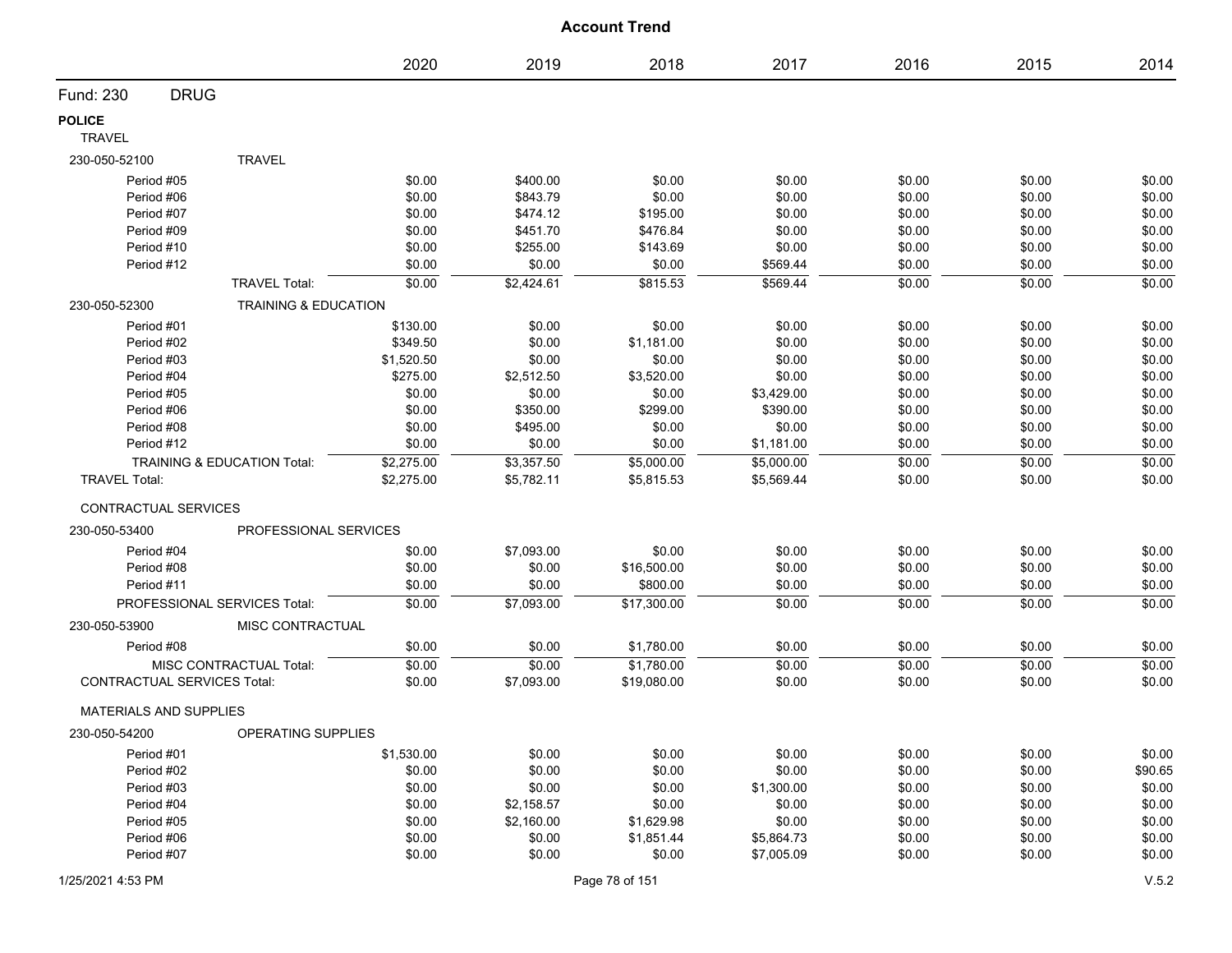# Account Trend

| | | 2020 | 2019 | 2018 | 2017 | 2016 | 2015 | 2014 |
|---|---|---|---|---|---|---|---|---|
| **Fund: 230** | **DRUG** | | | | | | | |
| **POLICE** | | | | | | | | |
| TRAVEL | | | | | | | | |
| 230-050-52100 | TRAVEL | | | | | | | |
| Period #05 | | $0.00 | $400.00 | $0.00 | $0.00 | $0.00 | $0.00 | $0.00 |
| Period #06 | | $0.00 | $843.79 | $0.00 | $0.00 | $0.00 | $0.00 | $0.00 |
| Period #07 | | $0.00 | $474.12 | $195.00 | $0.00 | $0.00 | $0.00 | $0.00 |
| Period #09 | | $0.00 | $451.70 | $476.84 | $0.00 | $0.00 | $0.00 | $0.00 |
| Period #10 | | $0.00 | $255.00 | $143.69 | $0.00 | $0.00 | $0.00 | $0.00 |
| Period #12 | | $0.00 | $0.00 | $0.00 | $569.44 | $0.00 | $0.00 | $0.00 |
| | TRAVEL Total: | $0.00 | $2,424.61 | $815.53 | $569.44 | $0.00 | $0.00 | $0.00 |
| 230-050-52300 | TRAINING & EDUCATION | | | | | | | |
| Period #01 | | $130.00 | $0.00 | $0.00 | $0.00 | $0.00 | $0.00 | $0.00 |
| Period #02 | | $349.50 | $0.00 | $1,181.00 | $0.00 | $0.00 | $0.00 | $0.00 |
| Period #03 | | $1,520.50 | $0.00 | $0.00 | $0.00 | $0.00 | $0.00 | $0.00 |
| Period #04 | | $275.00 | $2,512.50 | $3,520.00 | $0.00 | $0.00 | $0.00 | $0.00 |
| Period #05 | | $0.00 | $0.00 | $0.00 | $3,429.00 | $0.00 | $0.00 | $0.00 |
| Period #06 | | $0.00 | $350.00 | $299.00 | $390.00 | $0.00 | $0.00 | $0.00 |
| Period #08 | | $0.00 | $495.00 | $0.00 | $0.00 | $0.00 | $0.00 | $0.00 |
| Period #12 | | $0.00 | $0.00 | $0.00 | $1,181.00 | $0.00 | $0.00 | $0.00 |
| | TRAINING & EDUCATION Total: | $2,275.00 | $3,357.50 | $5,000.00 | $5,000.00 | $0.00 | $0.00 | $0.00 |
| TRAVEL Total: | | $2,275.00 | $5,782.11 | $5,815.53 | $5,569.44 | $0.00 | $0.00 | $0.00 |
| CONTRACTUAL SERVICES | | | | | | | | |
| 230-050-53400 | PROFESSIONAL SERVICES | | | | | | | |
| Period #04 | | $0.00 | $7,093.00 | $0.00 | $0.00 | $0.00 | $0.00 | $0.00 |
| Period #08 | | $0.00 | $0.00 | $16,500.00 | $0.00 | $0.00 | $0.00 | $0.00 |
| Period #11 | | $0.00 | $0.00 | $800.00 | $0.00 | $0.00 | $0.00 | $0.00 |
| | PROFESSIONAL SERVICES Total: | $0.00 | $7,093.00 | $17,300.00 | $0.00 | $0.00 | $0.00 | $0.00 |
| 230-050-53900 | MISC CONTRACTUAL | | | | | | | |
| Period #08 | | $0.00 | $0.00 | $1,780.00 | $0.00 | $0.00 | $0.00 | $0.00 |
| | MISC CONTRACTUAL Total: | $0.00 | $0.00 | $1,780.00 | $0.00 | $0.00 | $0.00 | $0.00 |
| CONTRACTUAL SERVICES Total: | | $0.00 | $7,093.00 | $19,080.00 | $0.00 | $0.00 | $0.00 | $0.00 |
| MATERIALS AND SUPPLIES | | | | | | | | |
| 230-050-54200 | OPERATING SUPPLIES | | | | | | | |
| Period #01 | | $1,530.00 | $0.00 | $0.00 | $0.00 | $0.00 | $0.00 | $0.00 |
| Period #02 | | $0.00 | $0.00 | $0.00 | $0.00 | $0.00 | $0.00 | $90.65 |
| Period #03 | | $0.00 | $0.00 | $0.00 | $1,300.00 | $0.00 | $0.00 | $0.00 |
| Period #04 | | $0.00 | $2,158.57 | $0.00 | $0.00 | $0.00 | $0.00 | $0.00 |
| Period #05 | | $0.00 | $2,160.00 | $1,629.98 | $0.00 | $0.00 | $0.00 | $0.00 |
| Period #06 | | $0.00 | $0.00 | $1,851.44 | $5,864.73 | $0.00 | $0.00 | $0.00 |
| Period #07 | | $0.00 | $0.00 | $0.00 | $7,005.09 | $0.00 | $0.00 | $0.00 |

1/25/2021 4:53 PM

V.5.2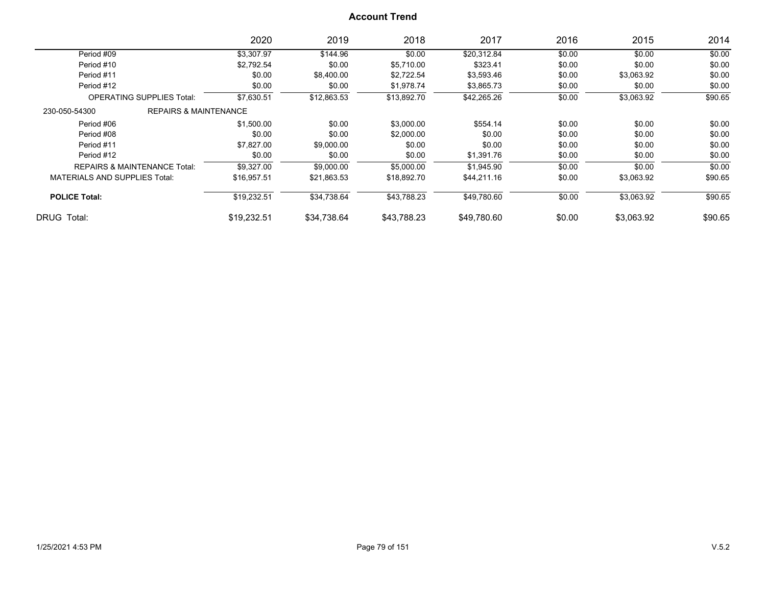## Account Trend

| | 2020 | 2019 | 2018 | 2017 | 2016 | 2015 | 2014 |
|---|---|---|---|---|---|---|---|
| Period #09 | $3,307.97 | $144.96 | $0.00 | $20,312.84 | $0.00 | $0.00 | $0.00 |
| Period #10 | $2,792.54 | $0.00 | $5,710.00 | $323.41 | $0.00 | $0.00 | $0.00 |
| Period #11 | $0.00 | $8,400.00 | $2,722.54 | $3,593.46 | $0.00 | $3,063.92 | $0.00 |
| Period #12 | $0.00 | $0.00 | $1,978.74 | $3,865.73 | $0.00 | $0.00 | $0.00 |
| OPERATING SUPPLIES Total: | $7,630.51 | $12,863.53 | $13,892.70 | $42,265.26 | $0.00 | $3,063.92 | $90.65 |
| 230-050-54300 REPAIRS & MAINTENANCE | | | | | | | |
| Period #06 | $1,500.00 | $0.00 | $3,000.00 | $554.14 | $0.00 | $0.00 | $0.00 |
| Period #08 | $0.00 | $0.00 | $2,000.00 | $0.00 | $0.00 | $0.00 | $0.00 |
| Period #11 | $7,827.00 | $9,000.00 | $0.00 | $0.00 | $0.00 | $0.00 | $0.00 |
| Period #12 | $0.00 | $0.00 | $0.00 | $1,391.76 | $0.00 | $0.00 | $0.00 |
| REPAIRS & MAINTENANCE Total: | $9,327.00 | $9,000.00 | $5,000.00 | $1,945.90 | $0.00 | $0.00 | $0.00 |
| MATERIALS AND SUPPLIES Total: | $16,957.51 | $21,863.53 | $18,892.70 | $44,211.16 | $0.00 | $3,063.92 | $90.65 |
| **POLICE Total:** | $19,232.51 | $34,738.64 | $43,788.23 | $49,780.60 | $0.00 | $3,063.92 | $90.65 |
| DRUG Total: | $19,232.51 | $34,738.64 | $43,788.23 | $49,780.60 | $0.00 | $3,063.92 | $90.65 |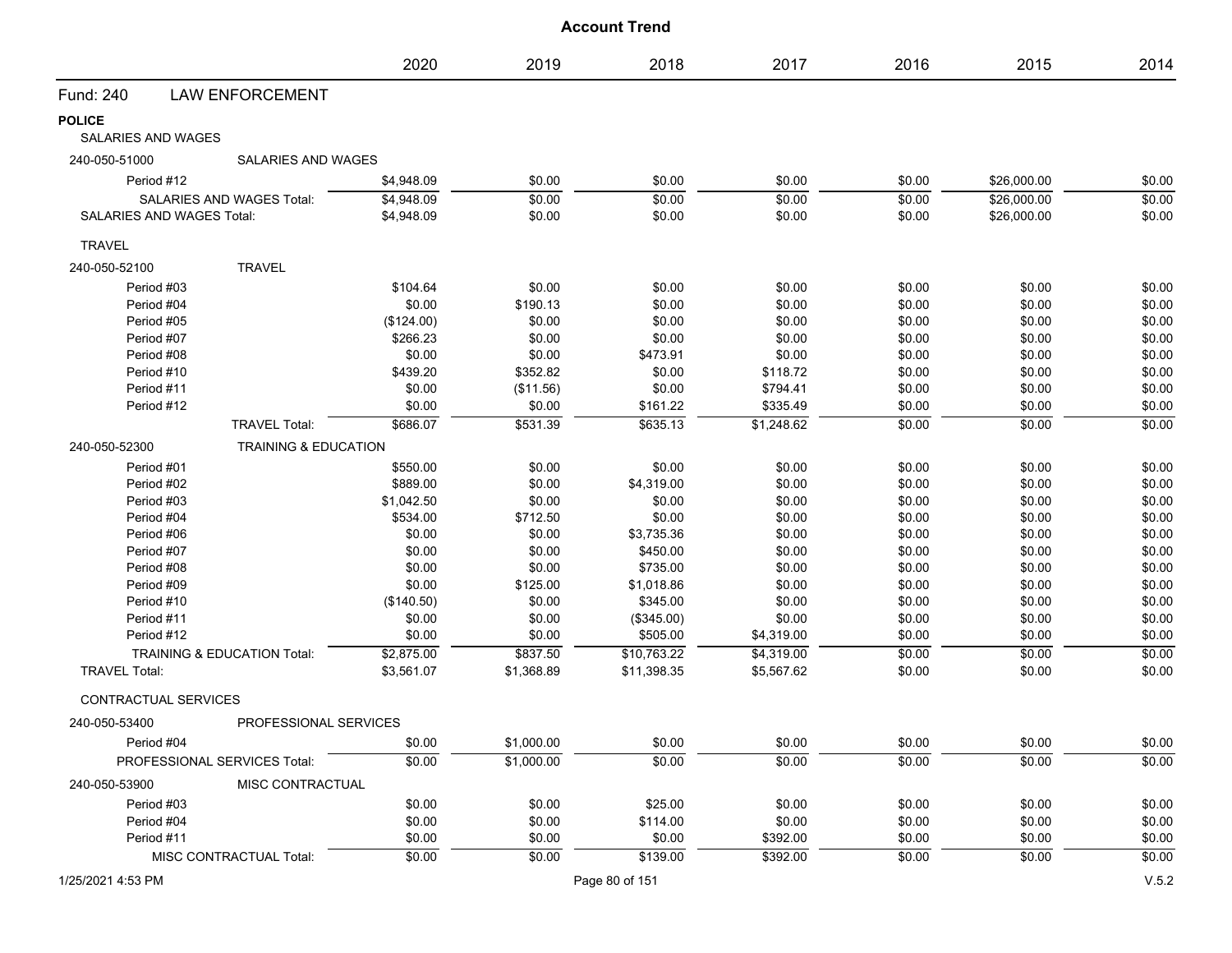# Account Trend

| | | 2020 | 2019 | 2018 | 2017 | 2016 | 2015 | 2014 |
|---|---|---|---|---|---|---|---|---|
| **Fund: 240** | **LAW ENFORCEMENT** | | | | | | | |
| **POLICE** | | | | | | | | |
| SALARIES AND WAGES | | | | | | | | |
| 240-050-51000 | SALARIES AND WAGES | | | | | | | |
| Period #12 | | $4,948.09 | $0.00 | $0.00 | $0.00 | $0.00 | $26,000.00 | $0.00 |
| SALARIES AND WAGES Total: | | $4,948.09 | $0.00 | $0.00 | $0.00 | $0.00 | $26,000.00 | $0.00 |
| SALARIES AND WAGES Total: | | $4,948.09 | $0.00 | $0.00 | $0.00 | $0.00 | $26,000.00 | $0.00 |
| TRAVEL | | | | | | | | |
| 240-050-52100 | TRAVEL | | | | | | | |
| Period #03 | | $104.64 | $0.00 | $0.00 | $0.00 | $0.00 | $0.00 | $0.00 |
| Period #04 | | $0.00 | $190.13 | $0.00 | $0.00 | $0.00 | $0.00 | $0.00 |
| Period #05 | | ($124.00) | $0.00 | $0.00 | $0.00 | $0.00 | $0.00 | $0.00 |
| Period #07 | | $266.23 | $0.00 | $0.00 | $0.00 | $0.00 | $0.00 | $0.00 |
| Period #08 | | $0.00 | $0.00 | $473.91 | $0.00 | $0.00 | $0.00 | $0.00 |
| Period #10 | | $439.20 | $352.82 | $0.00 | $118.72 | $0.00 | $0.00 | $0.00 |
| Period #11 | | $0.00 | ($11.56) | $0.00 | $794.41 | $0.00 | $0.00 | $0.00 |
| Period #12 | | $0.00 | $0.00 | $161.22 | $335.49 | $0.00 | $0.00 | $0.00 |
| | TRAVEL Total: | $686.07 | $531.39 | $635.13 | $1,248.62 | $0.00 | $0.00 | $0.00 |
| 240-050-52300 | TRAINING & EDUCATION | | | | | | | |
| Period #01 | | $550.00 | $0.00 | $0.00 | $0.00 | $0.00 | $0.00 | $0.00 |
| Period #02 | | $889.00 | $0.00 | $4,319.00 | $0.00 | $0.00 | $0.00 | $0.00 |
| Period #03 | | $1,042.50 | $0.00 | $0.00 | $0.00 | $0.00 | $0.00 | $0.00 |
| Period #04 | | $534.00 | $712.50 | $0.00 | $0.00 | $0.00 | $0.00 | $0.00 |
| Period #06 | | $0.00 | $0.00 | $3,735.36 | $0.00 | $0.00 | $0.00 | $0.00 |
| Period #07 | | $0.00 | $0.00 | $450.00 | $0.00 | $0.00 | $0.00 | $0.00 |
| Period #08 | | $0.00 | $0.00 | $735.00 | $0.00 | $0.00 | $0.00 | $0.00 |
| Period #09 | | $0.00 | $125.00 | $1,018.86 | $0.00 | $0.00 | $0.00 | $0.00 |
| Period #10 | | ($140.50) | $0.00 | $345.00 | $0.00 | $0.00 | $0.00 | $0.00 |
| Period #11 | | $0.00 | $0.00 | ($345.00) | $0.00 | $0.00 | $0.00 | $0.00 |
| Period #12 | | $0.00 | $0.00 | $505.00 | $4,319.00 | $0.00 | $0.00 | $0.00 |
| TRAINING & EDUCATION Total: | | $2,875.00 | $837.50 | $10,763.22 | $4,319.00 | $0.00 | $0.00 | $0.00 |
| TRAVEL Total: | | $3,561.07 | $1,368.89 | $11,398.35 | $5,567.62 | $0.00 | $0.00 | $0.00 |
| CONTRACTUAL SERVICES | | | | | | | | |
| 240-050-53400 | PROFESSIONAL SERVICES | | | | | | | |
| Period #04 | | $0.00 | $1,000.00 | $0.00 | $0.00 | $0.00 | $0.00 | $0.00 |
| PROFESSIONAL SERVICES Total: | | $0.00 | $1,000.00 | $0.00 | $0.00 | $0.00 | $0.00 | $0.00 |
| 240-050-53900 | MISC CONTRACTUAL | | | | | | | |
| Period #03 | | $0.00 | $0.00 | $25.00 | $0.00 | $0.00 | $0.00 | $0.00 |
| Period #04 | | $0.00 | $0.00 | $114.00 | $0.00 | $0.00 | $0.00 | $0.00 |
| Period #11 | | $0.00 | $0.00 | $0.00 | $392.00 | $0.00 | $0.00 | $0.00 |
| MISC CONTRACTUAL Total: | | $0.00 | $0.00 | $139.00 | $392.00 | $0.00 | $0.00 | $0.00 |

1/25/2021 4:53 PM

V.5.2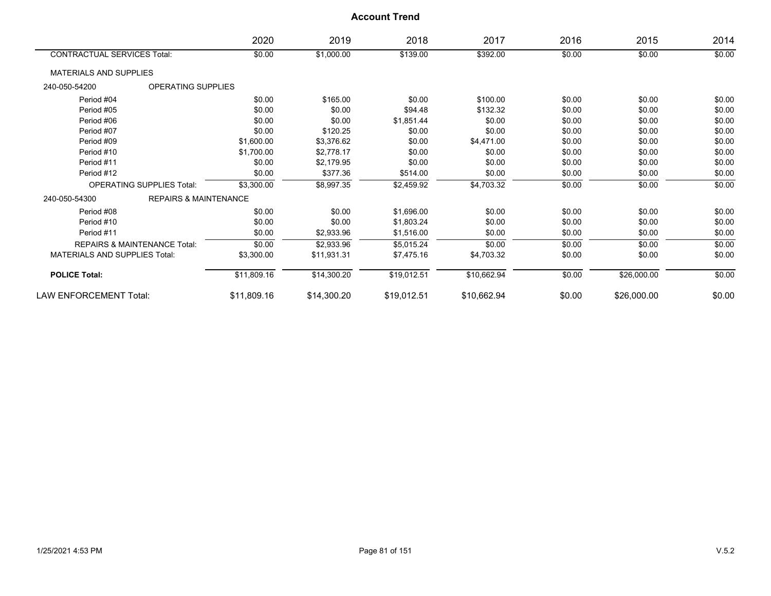# Account Trend

| | | 2020 | 2019 | 2018 | 2017 | 2016 | 2015 | 2014 |
|---|---|---|---|---|---|---|---|---|
| CONTRACTUAL SERVICES Total: | | $0.00 | $1,000.00 | $139.00 | $392.00 | $0.00 | $0.00 | $0.00 |
| MATERIALS AND SUPPLIES | | | | | | | | |
| 240-050-54200 | OPERATING SUPPLIES | | | | | | | |
| Period #04 | | $0.00 | $165.00 | $0.00 | $100.00 | $0.00 | $0.00 | $0.00 |
| Period #05 | | $0.00 | $0.00 | $94.48 | $132.32 | $0.00 | $0.00 | $0.00 |
| Period #06 | | $0.00 | $0.00 | $1,851.44 | $0.00 | $0.00 | $0.00 | $0.00 |
| Period #07 | | $0.00 | $120.25 | $0.00 | $0.00 | $0.00 | $0.00 | $0.00 |
| Period #09 | | $1,600.00 | $3,376.62 | $0.00 | $4,471.00 | $0.00 | $0.00 | $0.00 |
| Period #10 | | $1,700.00 | $2,778.17 | $0.00 | $0.00 | $0.00 | $0.00 | $0.00 |
| Period #11 | | $0.00 | $2,179.95 | $0.00 | $0.00 | $0.00 | $0.00 | $0.00 |
| Period #12 | | $0.00 | $377.36 | $514.00 | $0.00 | $0.00 | $0.00 | $0.00 |
| OPERATING SUPPLIES Total: | | $3,300.00 | $8,997.35 | $2,459.92 | $4,703.32 | $0.00 | $0.00 | $0.00 |
| 240-050-54300 | REPAIRS & MAINTENANCE | | | | | | | |
| Period #08 | | $0.00 | $0.00 | $1,696.00 | $0.00 | $0.00 | $0.00 | $0.00 |
| Period #10 | | $0.00 | $0.00 | $1,803.24 | $0.00 | $0.00 | $0.00 | $0.00 |
| Period #11 | | $0.00 | $2,933.96 | $1,516.00 | $0.00 | $0.00 | $0.00 | $0.00 |
| REPAIRS & MAINTENANCE Total: | | $0.00 | $2,933.96 | $5,015.24 | $0.00 | $0.00 | $0.00 | $0.00 |
| MATERIALS AND SUPPLIES Total: | | $3,300.00 | $11,931.31 | $7,475.16 | $4,703.32 | $0.00 | $0.00 | $0.00 |
| **POLICE Total:** | | $11,809.16 | $14,300.20 | $19,012.51 | $10,662.94 | $0.00 | $26,000.00 | $0.00 |
| LAW ENFORCEMENT Total: | | $11,809.16 | $14,300.20 | $19,012.51 | $10,662.94 | $0.00 | $26,000.00 | $0.00 |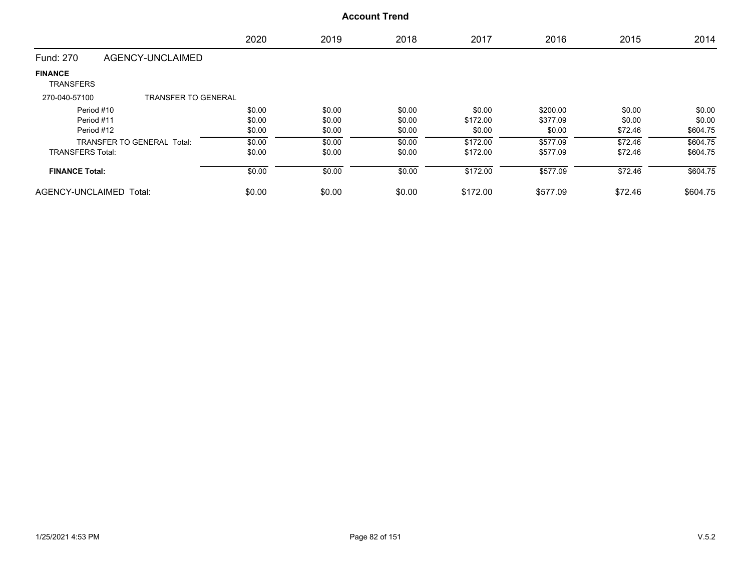# Account Trend

| | 2020 | 2019 | 2018 | 2017 | 2016 | 2015 | 2014 |
|---|---|---|---|---|---|---|---|
| **Fund: 270 AGENCY-UNCLAIMED** | | | | | | | |
| **FINANCE** | | | | | | | |
| TRANSFERS | | | | | | | |
| 270-040-57100 TRANSFER TO GENERAL | | | | | | | |
| Period #10 | $0.00 | $0.00 | $0.00 | $0.00 | $200.00 | $0.00 | $0.00 |
| Period #11 | $0.00 | $0.00 | $0.00 | $172.00 | $377.09 | $0.00 | $0.00 |
| Period #12 | $0.00 | $0.00 | $0.00 | $0.00 | $0.00 | $72.46 | $604.75 |
| TRANSFER TO GENERAL Total: | $0.00 | $0.00 | $0.00 | $172.00 | $577.09 | $72.46 | $604.75 |
| TRANSFERS Total: | $0.00 | $0.00 | $0.00 | $172.00 | $577.09 | $72.46 | $604.75 |
| **FINANCE Total:** | $0.00 | $0.00 | $0.00 | $172.00 | $577.09 | $72.46 | $604.75 |
| AGENCY-UNCLAIMED Total: | $0.00 | $0.00 | $0.00 | $172.00 | $577.09 | $72.46 | $604.75 |

1/25/2021 4:53 PM

V.5.2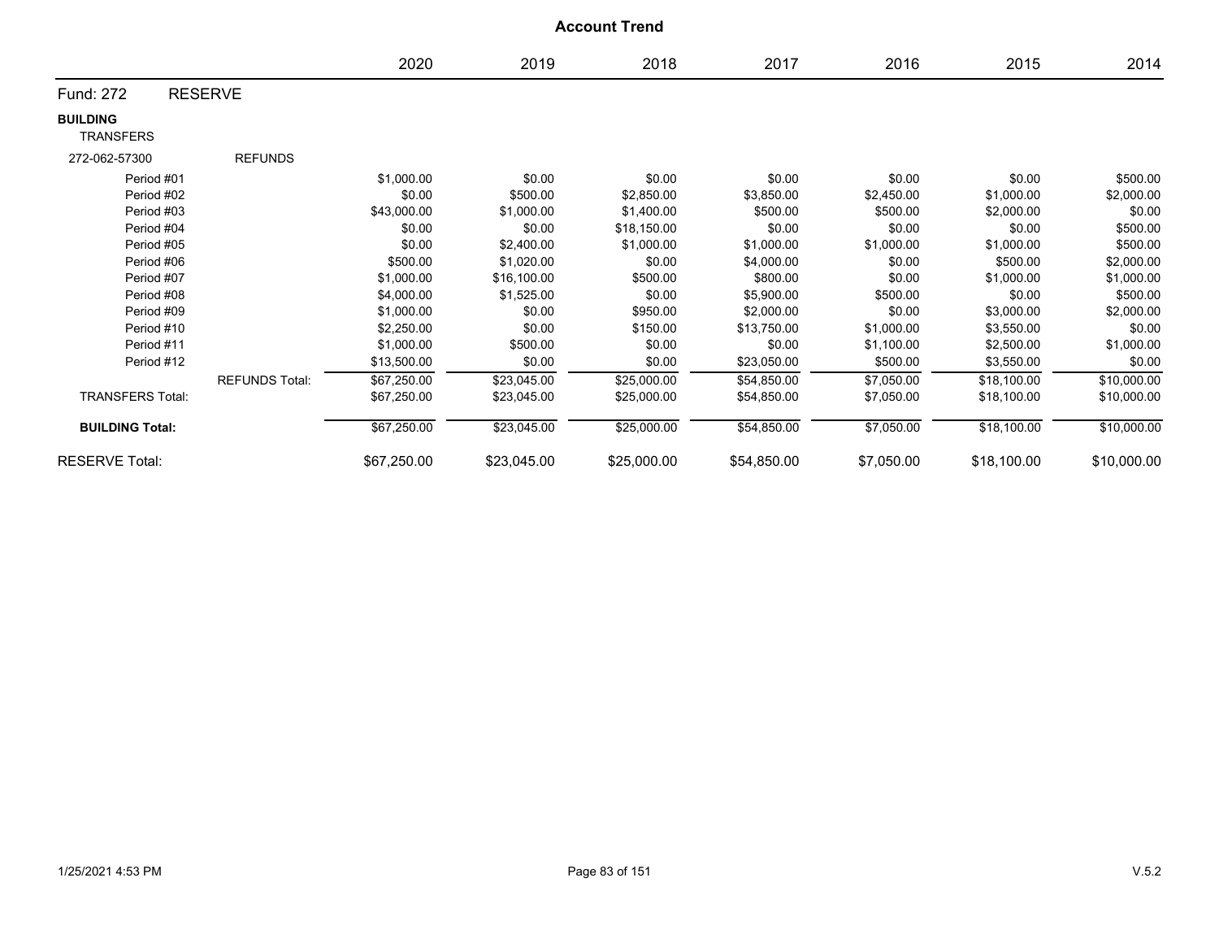# Account Trend

| | | 2020 | 2019 | 2018 | 2017 | 2016 | 2015 | 2014 |
|---|---|---|---|---|---|---|---|---|
| **Fund: 272** | **RESERVE** | | | | | | | |
| **BUILDING** | | | | | | | | |
| TRANSFERS | | | | | | | | |
| 272-062-57300 | REFUNDS | | | | | | | |
| Period #01 | | $1,000.00 | $0.00 | $0.00 | $0.00 | $0.00 | $0.00 | $500.00 |
| Period #02 | | $0.00 | $500.00 | $2,850.00 | $3,850.00 | $2,450.00 | $1,000.00 | $2,000.00 |
| Period #03 | | $43,000.00 | $1,000.00 | $1,400.00 | $500.00 | $500.00 | $2,000.00 | $0.00 |
| Period #04 | | $0.00 | $0.00 | $18,150.00 | $0.00 | $0.00 | $0.00 | $500.00 |
| Period #05 | | $0.00 | $2,400.00 | $1,000.00 | $1,000.00 | $1,000.00 | $1,000.00 | $500.00 |
| Period #06 | | $500.00 | $1,020.00 | $0.00 | $4,000.00 | $0.00 | $500.00 | $2,000.00 |
| Period #07 | | $1,000.00 | $16,100.00 | $500.00 | $800.00 | $0.00 | $1,000.00 | $1,000.00 |
| Period #08 | | $4,000.00 | $1,525.00 | $0.00 | $5,900.00 | $500.00 | $0.00 | $500.00 |
| Period #09 | | $1,000.00 | $0.00 | $950.00 | $2,000.00 | $0.00 | $3,000.00 | $2,000.00 |
| Period #10 | | $2,250.00 | $0.00 | $150.00 | $13,750.00 | $1,000.00 | $3,550.00 | $0.00 |
| Period #11 | | $1,000.00 | $500.00 | $0.00 | $0.00 | $1,100.00 | $2,500.00 | $1,000.00 |
| Period #12 | | $13,500.00 | $0.00 | $0.00 | $23,050.00 | $500.00 | $3,550.00 | $0.00 |
| | REFUNDS Total: | $67,250.00 | $23,045.00 | $25,000.00 | $54,850.00 | $7,050.00 | $18,100.00 | $10,000.00 |
| TRANSFERS Total: | | $67,250.00 | $23,045.00 | $25,000.00 | $54,850.00 | $7,050.00 | $18,100.00 | $10,000.00 |
| **BUILDING Total:** | | $67,250.00 | $23,045.00 | $25,000.00 | $54,850.00 | $7,050.00 | $18,100.00 | $10,000.00 |
| RESERVE Total: | | $67,250.00 | $23,045.00 | $25,000.00 | $54,850.00 | $7,050.00 | $18,100.00 | $10,000.00 |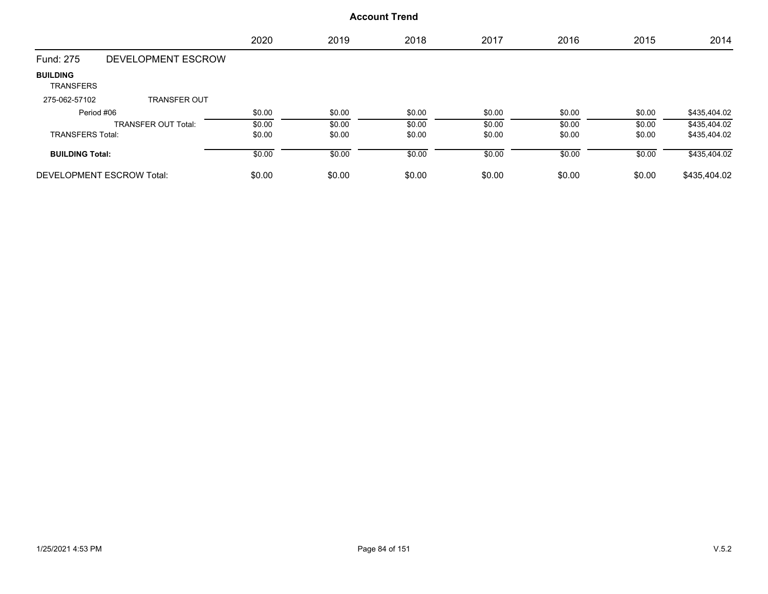# Account Trend

| | 2020 | 2019 | 2018 | 2017 | 2016 | 2015 | 2014 |
|---|---|---|---|---|---|---|---|
| **Fund: 275 DEVELOPMENT ESCROW** | | | | | | | |
| **BUILDING** | | | | | | | |
| TRANSFERS | | | | | | | |
| 275-062-57102 TRANSFER OUT | | | | | | | |
| Period #06 | $0.00 | $0.00 | $0.00 | $0.00 | $0.00 | $0.00 | $435,404.02 |
| TRANSFER OUT Total: | $0.00 | $0.00 | $0.00 | $0.00 | $0.00 | $0.00 | $435,404.02 |
| TRANSFERS Total: | $0.00 | $0.00 | $0.00 | $0.00 | $0.00 | $0.00 | $435,404.02 |
| **BUILDING Total:** | $0.00 | $0.00 | $0.00 | $0.00 | $0.00 | $0.00 | $435,404.02 |
| DEVELOPMENT ESCROW Total: | $0.00 | $0.00 | $0.00 | $0.00 | $0.00 | $0.00 | $435,404.02 |

1/25/2021 4:53 PM

V.5.2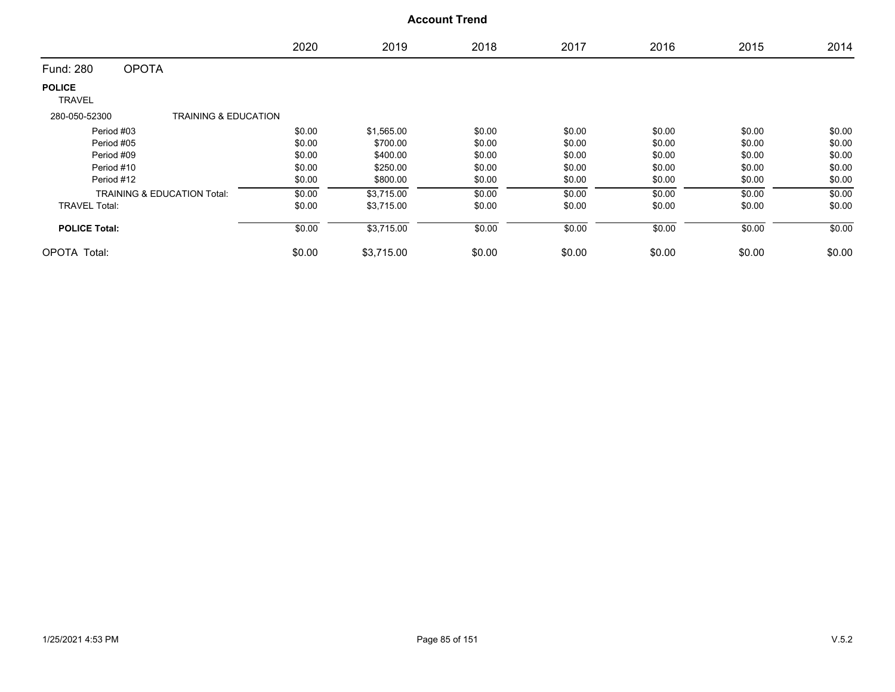# Account Trend

| | | 2020 | 2019 | 2018 | 2017 | 2016 | 2015 | 2014 |
|---|---|---|---|---|---|---|---|---|
| **Fund: 280** | **OPOTA** | | | | | | | |
| **POLICE** | | | | | | | | |
| TRAVEL | | | | | | | | |
| 280-050-52300 | TRAINING & EDUCATION | | | | | | | |
| Period #03 | | $0.00 | $1,565.00 | $0.00 | $0.00 | $0.00 | $0.00 | $0.00 |
| Period #05 | | $0.00 | $700.00 | $0.00 | $0.00 | $0.00 | $0.00 | $0.00 |
| Period #09 | | $0.00 | $400.00 | $0.00 | $0.00 | $0.00 | $0.00 | $0.00 |
| Period #10 | | $0.00 | $250.00 | $0.00 | $0.00 | $0.00 | $0.00 | $0.00 |
| Period #12 | | $0.00 | $800.00 | $0.00 | $0.00 | $0.00 | $0.00 | $0.00 |
| TRAINING & EDUCATION Total: | | $0.00 | $3,715.00 | $0.00 | $0.00 | $0.00 | $0.00 | $0.00 |
| TRAVEL Total: | | $0.00 | $3,715.00 | $0.00 | $0.00 | $0.00 | $0.00 | $0.00 |
| **POLICE Total:** | | $0.00 | $3,715.00 | $0.00 | $0.00 | $0.00 | $0.00 | $0.00 |
| OPOTA Total: | | $0.00 | $3,715.00 | $0.00 | $0.00 | $0.00 | $0.00 | $0.00 |

1/25/2021 4:53 PM

V.5.2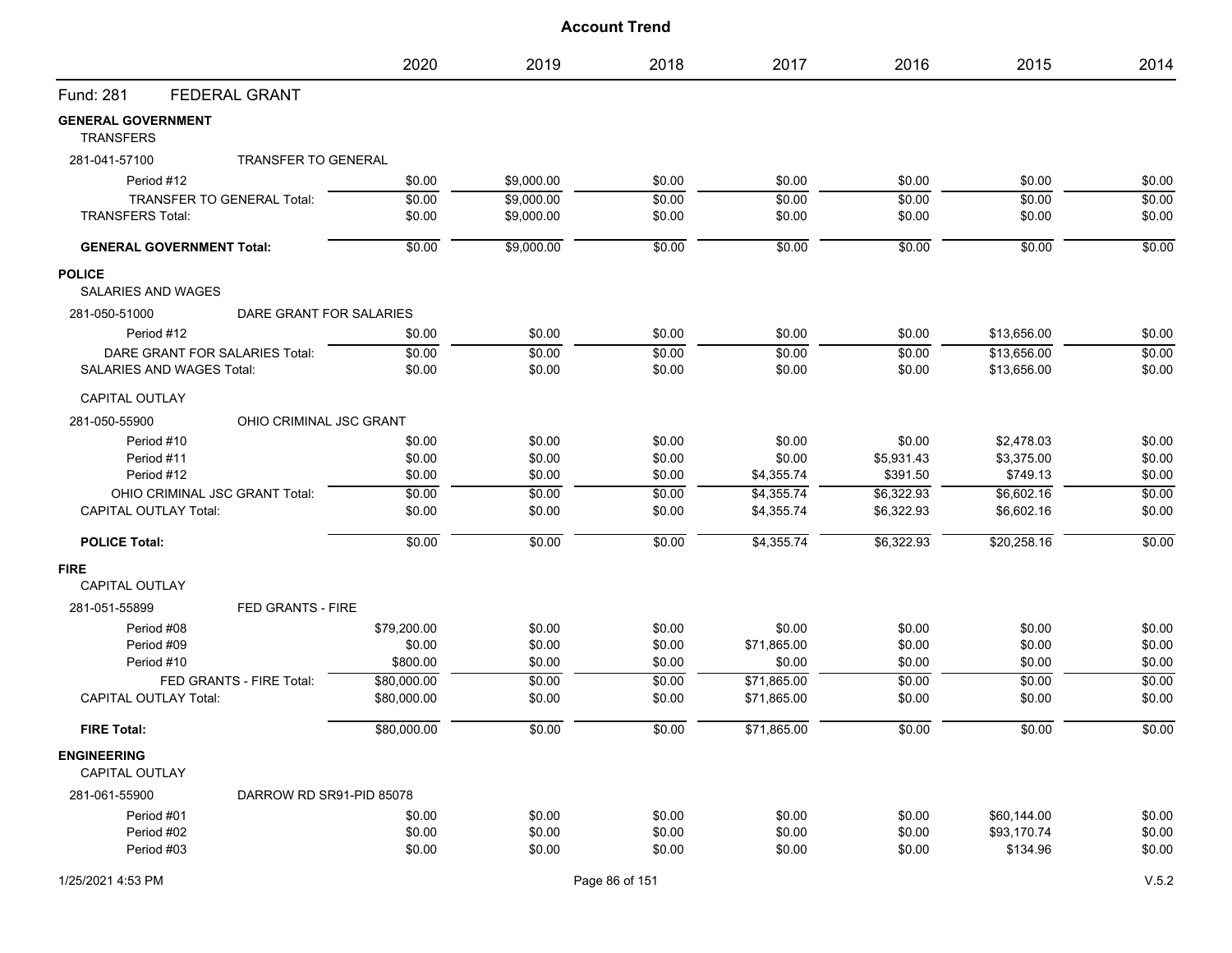# Account Trend

| | 2020 | 2019 | 2018 | 2017 | 2016 | 2015 | 2014 |
|---|---|---|---|---|---|---|---|
| **Fund: 281 FEDERAL GRANT** | | | | | | | |
| **GENERAL GOVERNMENT** | | | | | | | |
| TRANSFERS | | | | | | | |
| 281-041-57100 TRANSFER TO GENERAL | | | | | | | |
| Period #12 | $0.00 | $9,000.00 | $0.00 | $0.00 | $0.00 | $0.00 | $0.00 |
| TRANSFER TO GENERAL Total: | $0.00 | $9,000.00 | $0.00 | $0.00 | $0.00 | $0.00 | $0.00 |
| TRANSFERS Total: | $0.00 | $9,000.00 | $0.00 | $0.00 | $0.00 | $0.00 | $0.00 |
| **GENERAL GOVERNMENT Total:** | $0.00 | $9,000.00 | $0.00 | $0.00 | $0.00 | $0.00 | $0.00 |
| **POLICE** | | | | | | | |
| SALARIES AND WAGES | | | | | | | |
| 281-050-51000 DARE GRANT FOR SALARIES | | | | | | | |
| Period #12 | $0.00 | $0.00 | $0.00 | $0.00 | $0.00 | $13,656.00 | $0.00 |
| DARE GRANT FOR SALARIES Total: | $0.00 | $0.00 | $0.00 | $0.00 | $0.00 | $13,656.00 | $0.00 |
| SALARIES AND WAGES Total: | $0.00 | $0.00 | $0.00 | $0.00 | $0.00 | $13,656.00 | $0.00 |
| CAPITAL OUTLAY | | | | | | | |
| 281-050-55900 OHIO CRIMINAL JSC GRANT | | | | | | | |
| Period #10 | $0.00 | $0.00 | $0.00 | $0.00 | $0.00 | $2,478.03 | $0.00 |
| Period #11 | $0.00 | $0.00 | $0.00 | $0.00 | $5,931.43 | $3,375.00 | $0.00 |
| Period #12 | $0.00 | $0.00 | $0.00 | $4,355.74 | $391.50 | $749.13 | $0.00 |
| OHIO CRIMINAL JSC GRANT Total: | $0.00 | $0.00 | $0.00 | $4,355.74 | $6,322.93 | $6,602.16 | $0.00 |
| CAPITAL OUTLAY Total: | $0.00 | $0.00 | $0.00 | $4,355.74 | $6,322.93 | $6,602.16 | $0.00 |
| **POLICE Total:** | $0.00 | $0.00 | $0.00 | $4,355.74 | $6,322.93 | $20,258.16 | $0.00 |
| **FIRE** | | | | | | | |
| CAPITAL OUTLAY | | | | | | | |
| 281-051-55899 FED GRANTS - FIRE | | | | | | | |
| Period #08 | $79,200.00 | $0.00 | $0.00 | $0.00 | $0.00 | $0.00 | $0.00 |
| Period #09 | $0.00 | $0.00 | $0.00 | $71,865.00 | $0.00 | $0.00 | $0.00 |
| Period #10 | $800.00 | $0.00 | $0.00 | $0.00 | $0.00 | $0.00 | $0.00 |
| FED GRANTS - FIRE Total: | $80,000.00 | $0.00 | $0.00 | $71,865.00 | $0.00 | $0.00 | $0.00 |
| CAPITAL OUTLAY Total: | $80,000.00 | $0.00 | $0.00 | $71,865.00 | $0.00 | $0.00 | $0.00 |
| **FIRE Total:** | $80,000.00 | $0.00 | $0.00 | $71,865.00 | $0.00 | $0.00 | $0.00 |
| **ENGINEERING** | | | | | | | |
| CAPITAL OUTLAY | | | | | | | |
| 281-061-55900 DARROW RD SR91-PID 85078 | | | | | | | |
| Period #01 | $0.00 | $0.00 | $0.00 | $0.00 | $0.00 | $60,144.00 | $0.00 |
| Period #02 | $0.00 | $0.00 | $0.00 | $0.00 | $0.00 | $93,170.74 | $0.00 |
| Period #03 | $0.00 | $0.00 | $0.00 | $0.00 | $0.00 | $134.96 | $0.00 |

1/25/2021 4:53 PM

V.5.2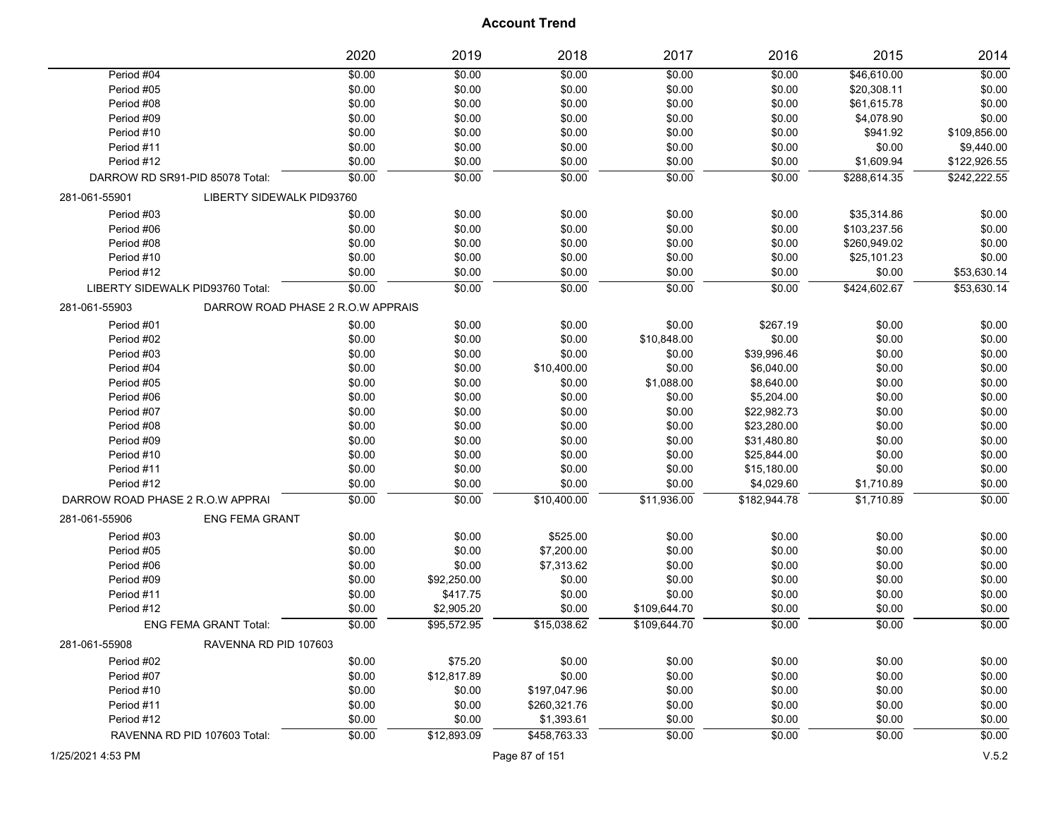# Account Trend

| | | 2020 | 2019 | 2018 | 2017 | 2016 | 2015 | 2014 |
|---|---|---|---|---|---|---|---|---|
| Period #04 | | $0.00 | $0.00 | $0.00 | $0.00 | $0.00 | $46,610.00 | $0.00 |
| Period #05 | | $0.00 | $0.00 | $0.00 | $0.00 | $0.00 | $20,308.11 | $0.00 |
| Period #08 | | $0.00 | $0.00 | $0.00 | $0.00 | $0.00 | $61,615.78 | $0.00 |
| Period #09 | | $0.00 | $0.00 | $0.00 | $0.00 | $0.00 | $4,078.90 | $0.00 |
| Period #10 | | $0.00 | $0.00 | $0.00 | $0.00 | $0.00 | $941.92 | $109,856.00 |
| Period #11 | | $0.00 | $0.00 | $0.00 | $0.00 | $0.00 | $0.00 | $9,440.00 |
| Period #12 | | $0.00 | $0.00 | $0.00 | $0.00 | $0.00 | $1,609.94 | $122,926.55 |
| DARROW RD SR91-PID 85078 Total: | | $0.00 | $0.00 | $0.00 | $0.00 | $0.00 | $288,614.35 | $242,222.55 |
| 281-061-55901 | LIBERTY SIDEWALK PID93760 | | | | | | | |
| Period #03 | | $0.00 | $0.00 | $0.00 | $0.00 | $0.00 | $35,314.86 | $0.00 |
| Period #06 | | $0.00 | $0.00 | $0.00 | $0.00 | $0.00 | $103,237.56 | $0.00 |
| Period #08 | | $0.00 | $0.00 | $0.00 | $0.00 | $0.00 | $260,949.02 | $0.00 |
| Period #10 | | $0.00 | $0.00 | $0.00 | $0.00 | $0.00 | $25,101.23 | $0.00 |
| Period #12 | | $0.00 | $0.00 | $0.00 | $0.00 | $0.00 | $0.00 | $53,630.14 |
| LIBERTY SIDEWALK PID93760 Total: | | $0.00 | $0.00 | $0.00 | $0.00 | $0.00 | $424,602.67 | $53,630.14 |
| 281-061-55903 | DARROW ROAD PHASE 2 R.O.W APPRAIS | | | | | | | |
| Period #01 | | $0.00 | $0.00 | $0.00 | $0.00 | $267.19 | $0.00 | $0.00 |
| Period #02 | | $0.00 | $0.00 | $0.00 | $10,848.00 | $0.00 | $0.00 | $0.00 |
| Period #03 | | $0.00 | $0.00 | $0.00 | $0.00 | $39,996.46 | $0.00 | $0.00 |
| Period #04 | | $0.00 | $0.00 | $10,400.00 | $0.00 | $6,040.00 | $0.00 | $0.00 |
| Period #05 | | $0.00 | $0.00 | $0.00 | $1,088.00 | $8,640.00 | $0.00 | $0.00 |
| Period #06 | | $0.00 | $0.00 | $0.00 | $0.00 | $5,204.00 | $0.00 | $0.00 |
| Period #07 | | $0.00 | $0.00 | $0.00 | $0.00 | $22,982.73 | $0.00 | $0.00 |
| Period #08 | | $0.00 | $0.00 | $0.00 | $0.00 | $23,280.00 | $0.00 | $0.00 |
| Period #09 | | $0.00 | $0.00 | $0.00 | $0.00 | $31,480.80 | $0.00 | $0.00 |
| Period #10 | | $0.00 | $0.00 | $0.00 | $0.00 | $25,844.00 | $0.00 | $0.00 |
| Period #11 | | $0.00 | $0.00 | $0.00 | $0.00 | $15,180.00 | $0.00 | $0.00 |
| Period #12 | | $0.00 | $0.00 | $0.00 | $0.00 | $4,029.60 | $1,710.89 | $0.00 |
| DARROW ROAD PHASE 2 R.O.W APPRAI | | $0.00 | $0.00 | $10,400.00 | $11,936.00 | $182,944.78 | $1,710.89 | $0.00 |
| 281-061-55906 | ENG FEMA GRANT | | | | | | | |
| Period #03 | | $0.00 | $0.00 | $525.00 | $0.00 | $0.00 | $0.00 | $0.00 |
| Period #05 | | $0.00 | $0.00 | $7,200.00 | $0.00 | $0.00 | $0.00 | $0.00 |
| Period #06 | | $0.00 | $0.00 | $7,313.62 | $0.00 | $0.00 | $0.00 | $0.00 |
| Period #09 | | $0.00 | $92,250.00 | $0.00 | $0.00 | $0.00 | $0.00 | $0.00 |
| Period #11 | | $0.00 | $417.75 | $0.00 | $0.00 | $0.00 | $0.00 | $0.00 |
| Period #12 | | $0.00 | $2,905.20 | $0.00 | $109,644.70 | $0.00 | $0.00 | $0.00 |
| ENG FEMA GRANT Total: | | $0.00 | $95,572.95 | $15,038.62 | $109,644.70 | $0.00 | $0.00 | $0.00 |
| 281-061-55908 | RAVENNA RD PID 107603 | | | | | | | |
| Period #02 | | $0.00 | $75.20 | $0.00 | $0.00 | $0.00 | $0.00 | $0.00 |
| Period #07 | | $0.00 | $12,817.89 | $0.00 | $0.00 | $0.00 | $0.00 | $0.00 |
| Period #10 | | $0.00 | $0.00 | $197,047.96 | $0.00 | $0.00 | $0.00 | $0.00 |
| Period #11 | | $0.00 | $0.00 | $260,321.76 | $0.00 | $0.00 | $0.00 | $0.00 |
| Period #12 | | $0.00 | $0.00 | $1,393.61 | $0.00 | $0.00 | $0.00 | $0.00 |
| RAVENNA RD PID 107603 Total: | | $0.00 | $12,893.09 | $458,763.33 | $0.00 | $0.00 | $0.00 | $0.00 |

1/25/2021 4:53 PM V.5.2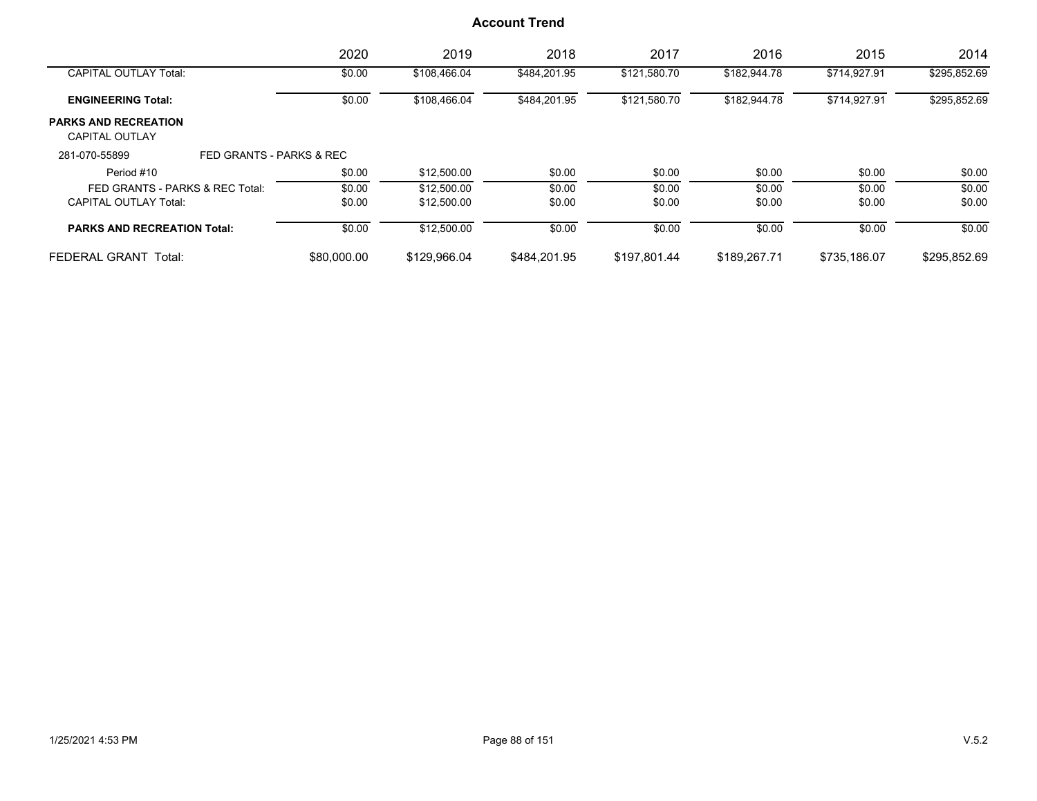## Account Trend

| | | 2020 | 2019 | 2018 | 2017 | 2016 | 2015 | 2014 |
|---|---|---|---|---|---|---|---|---|
| CAPITAL OUTLAY Total: | | $0.00 | $108,466.04 | $484,201.95 | $121,580.70 | $182,944.78 | $714,927.91 | $295,852.69 |
| **ENGINEERING Total:** | | $0.00 | $108,466.04 | $484,201.95 | $121,580.70 | $182,944.78 | $714,927.91 | $295,852.69 |
| **PARKS AND RECREATION** | | | | | | | | |
| CAPITAL OUTLAY | | | | | | | | |
| 281-070-55899 | FED GRANTS - PARKS & REC | | | | | | | |
| Period #10 | | $0.00 | $12,500.00 | $0.00 | $0.00 | $0.00 | $0.00 | $0.00 |
| FED GRANTS - PARKS & REC Total: | | $0.00 | $12,500.00 | $0.00 | $0.00 | $0.00 | $0.00 | $0.00 |
| CAPITAL OUTLAY Total: | | $0.00 | $12,500.00 | $0.00 | $0.00 | $0.00 | $0.00 | $0.00 |
| **PARKS AND RECREATION Total:** | | $0.00 | $12,500.00 | $0.00 | $0.00 | $0.00 | $0.00 | $0.00 |
| FEDERAL GRANT Total: | | $80,000.00 | $129,966.04 | $484,201.95 | $197,801.44 | $189,267.71 | $735,186.07 | $295,852.69 |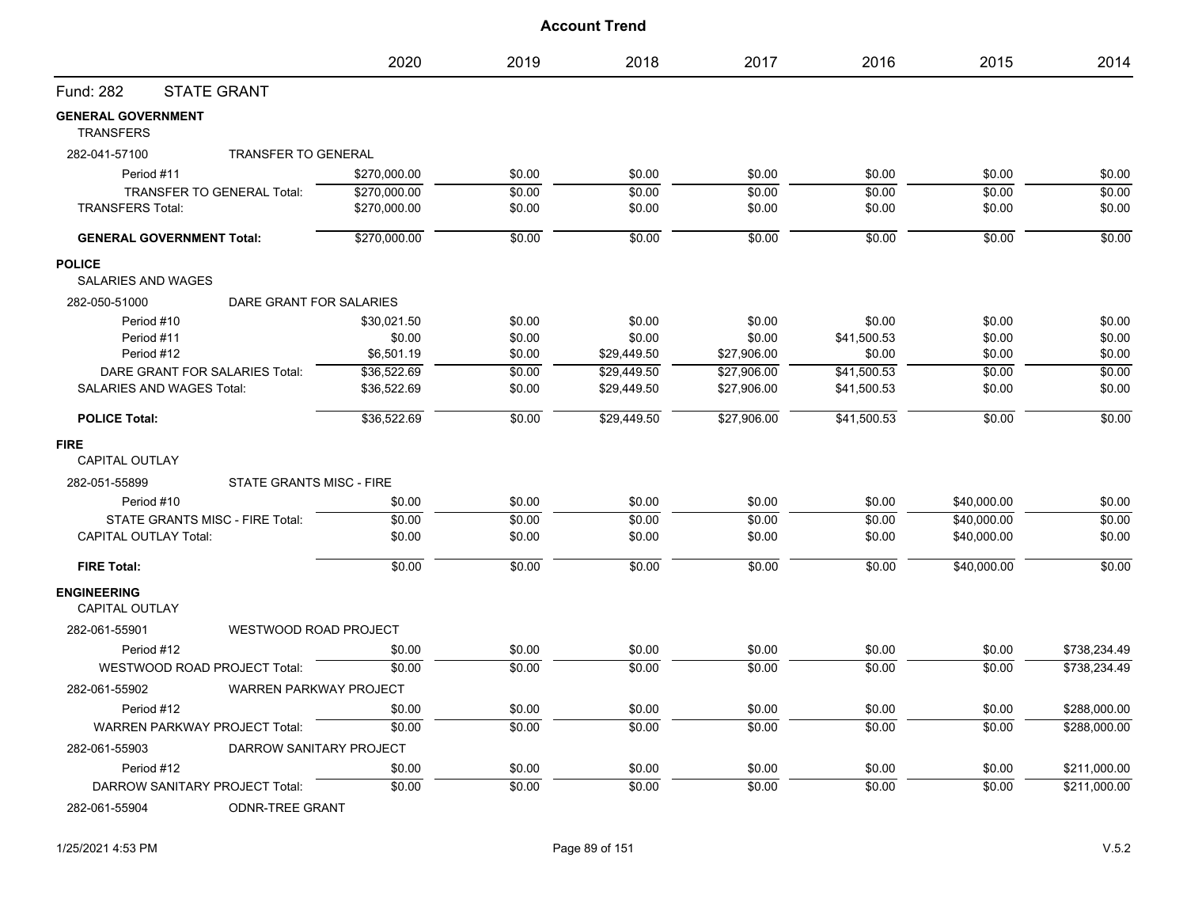# Account Trend

| | 2020 | 2019 | 2018 | 2017 | 2016 | 2015 | 2014 |
|---|---|---|---|---|---|---|---|
| **Fund: 282 STATE GRANT** | | | | | | | |
| **GENERAL GOVERNMENT** | | | | | | | |
| TRANSFERS | | | | | | | |
| 282-041-57100 TRANSFER TO GENERAL | | | | | | | |
| Period #11 | $270,000.00 | $0.00 | $0.00 | $0.00 | $0.00 | $0.00 | $0.00 |
| TRANSFER TO GENERAL Total: | $270,000.00 | $0.00 | $0.00 | $0.00 | $0.00 | $0.00 | $0.00 |
| TRANSFERS Total: | $270,000.00 | $0.00 | $0.00 | $0.00 | $0.00 | $0.00 | $0.00 |
| **GENERAL GOVERNMENT Total:** | $270,000.00 | $0.00 | $0.00 | $0.00 | $0.00 | $0.00 | $0.00 |
| **POLICE** | | | | | | | |
| SALARIES AND WAGES | | | | | | | |
| 282-050-51000 DARE GRANT FOR SALARIES | | | | | | | |
| Period #10 | $30,021.50 | $0.00 | $0.00 | $0.00 | $0.00 | $0.00 | $0.00 |
| Period #11 | $0.00 | $0.00 | $0.00 | $0.00 | $41,500.53 | $0.00 | $0.00 |
| Period #12 | $6,501.19 | $0.00 | $29,449.50 | $27,906.00 | $0.00 | $0.00 | $0.00 |
| DARE GRANT FOR SALARIES Total: | $36,522.69 | $0.00 | $29,449.50 | $27,906.00 | $41,500.53 | $0.00 | $0.00 |
| SALARIES AND WAGES Total: | $36,522.69 | $0.00 | $29,449.50 | $27,906.00 | $41,500.53 | $0.00 | $0.00 |
| **POLICE Total:** | $36,522.69 | $0.00 | $29,449.50 | $27,906.00 | $41,500.53 | $0.00 | $0.00 |
| **FIRE** | | | | | | | |
| CAPITAL OUTLAY | | | | | | | |
| 282-051-55899 STATE GRANTS MISC - FIRE | | | | | | | |
| Period #10 | $0.00 | $0.00 | $0.00 | $0.00 | $0.00 | $40,000.00 | $0.00 |
| STATE GRANTS MISC - FIRE Total: | $0.00 | $0.00 | $0.00 | $0.00 | $0.00 | $40,000.00 | $0.00 |
| CAPITAL OUTLAY Total: | $0.00 | $0.00 | $0.00 | $0.00 | $0.00 | $40,000.00 | $0.00 |
| **FIRE Total:** | $0.00 | $0.00 | $0.00 | $0.00 | $0.00 | $40,000.00 | $0.00 |
| **ENGINEERING** | | | | | | | |
| CAPITAL OUTLAY | | | | | | | |
| 282-061-55901 WESTWOOD ROAD PROJECT | | | | | | | |
| Period #12 | $0.00 | $0.00 | $0.00 | $0.00 | $0.00 | $0.00 | $738,234.49 |
| WESTWOOD ROAD PROJECT Total: | $0.00 | $0.00 | $0.00 | $0.00 | $0.00 | $0.00 | $738,234.49 |
| 282-061-55902 WARREN PARKWAY PROJECT | | | | | | | |
| Period #12 | $0.00 | $0.00 | $0.00 | $0.00 | $0.00 | $0.00 | $288,000.00 |
| WARREN PARKWAY PROJECT Total: | $0.00 | $0.00 | $0.00 | $0.00 | $0.00 | $0.00 | $288,000.00 |
| 282-061-55903 DARROW SANITARY PROJECT | | | | | | | |
| Period #12 | $0.00 | $0.00 | $0.00 | $0.00 | $0.00 | $0.00 | $211,000.00 |
| DARROW SANITARY PROJECT Total: | $0.00 | $0.00 | $0.00 | $0.00 | $0.00 | $0.00 | $211,000.00 |
| 282-061-55904 ODNR-TREE GRANT | | | | | | | |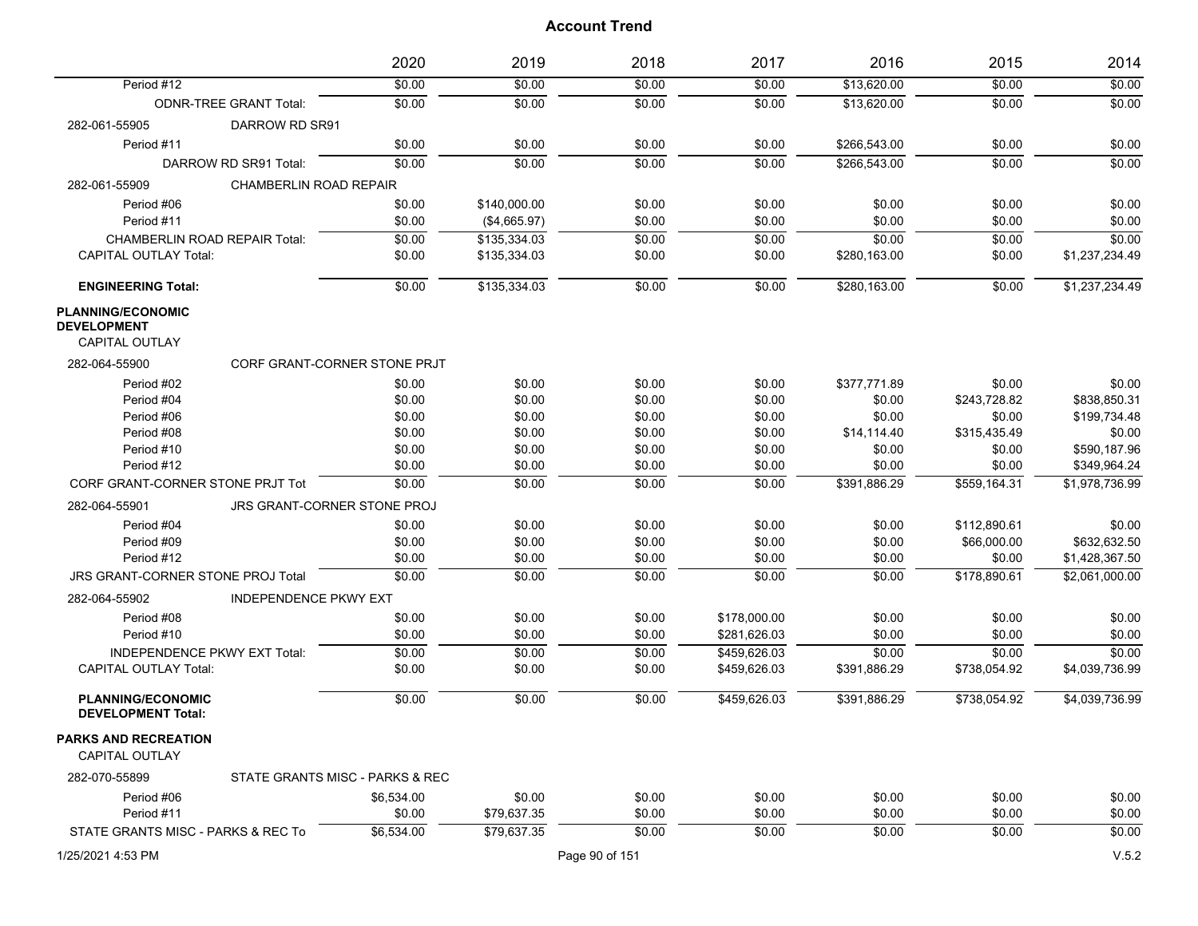## Account Trend

| | | 2020 | 2019 | 2018 | 2017 | 2016 | 2015 | 2014 |
|---|---|---|---|---|---|---|---|---|
| Period #12 | | $0.00 | $0.00 | $0.00 | $0.00 | $13,620.00 | $0.00 | $0.00 |
| ODNR-TREE GRANT Total: | | $0.00 | $0.00 | $0.00 | $0.00 | $13,620.00 | $0.00 | $0.00 |
| 282-061-55905 | DARROW RD SR91 | | | | | | | |
| Period #11 | | $0.00 | $0.00 | $0.00 | $0.00 | $266,543.00 | $0.00 | $0.00 |
| DARROW RD SR91 Total: | | $0.00 | $0.00 | $0.00 | $0.00 | $266,543.00 | $0.00 | $0.00 |
| 282-061-55909 | CHAMBERLIN ROAD REPAIR | | | | | | | |
| Period #06 | | $0.00 | $140,000.00 | $0.00 | $0.00 | $0.00 | $0.00 | $0.00 |
| Period #11 | | $0.00 | ($4,665.97) | $0.00 | $0.00 | $0.00 | $0.00 | $0.00 |
| CHAMBERLIN ROAD REPAIR Total: | | $0.00 | $135,334.03 | $0.00 | $0.00 | $0.00 | $0.00 | $0.00 |
| CAPITAL OUTLAY Total: | | $0.00 | $135,334.03 | $0.00 | $0.00 | $280,163.00 | $0.00 | $1,237,234.49 |
| **ENGINEERING Total:** | | $0.00 | $135,334.03 | $0.00 | $0.00 | $280,163.00 | $0.00 | $1,237,234.49 |
| **PLANNING/ECONOMIC DEVELOPMENT** | | | | | | | | |
| CAPITAL OUTLAY | | | | | | | | |
| 282-064-55900 | CORF GRANT-CORNER STONE PRJT | | | | | | | |
| Period #02 | | $0.00 | $0.00 | $0.00 | $0.00 | $377,771.89 | $0.00 | $0.00 |
| Period #04 | | $0.00 | $0.00 | $0.00 | $0.00 | $0.00 | $243,728.82 | $838,850.31 |
| Period #06 | | $0.00 | $0.00 | $0.00 | $0.00 | $0.00 | $0.00 | $199,734.48 |
| Period #08 | | $0.00 | $0.00 | $0.00 | $0.00 | $14,114.40 | $315,435.49 | $0.00 |
| Period #10 | | $0.00 | $0.00 | $0.00 | $0.00 | $0.00 | $0.00 | $590,187.96 |
| Period #12 | | $0.00 | $0.00 | $0.00 | $0.00 | $0.00 | $0.00 | $349,964.24 |
| CORF GRANT-CORNER STONE PRJT Tot | | $0.00 | $0.00 | $0.00 | $0.00 | $391,886.29 | $559,164.31 | $1,978,736.99 |
| 282-064-55901 | JRS GRANT-CORNER STONE PROJ | | | | | | | |
| Period #04 | | $0.00 | $0.00 | $0.00 | $0.00 | $0.00 | $112,890.61 | $0.00 |
| Period #09 | | $0.00 | $0.00 | $0.00 | $0.00 | $0.00 | $66,000.00 | $632,632.50 |
| Period #12 | | $0.00 | $0.00 | $0.00 | $0.00 | $0.00 | $0.00 | $1,428,367.50 |
| JRS GRANT-CORNER STONE PROJ Total | | $0.00 | $0.00 | $0.00 | $0.00 | $0.00 | $178,890.61 | $2,061,000.00 |
| 282-064-55902 | INDEPENDENCE PKWY EXT | | | | | | | |
| Period #08 | | $0.00 | $0.00 | $0.00 | $178,000.00 | $0.00 | $0.00 | $0.00 |
| Period #10 | | $0.00 | $0.00 | $0.00 | $281,626.03 | $0.00 | $0.00 | $0.00 |
| INDEPENDENCE PKWY EXT Total: | | $0.00 | $0.00 | $0.00 | $459,626.03 | $0.00 | $0.00 | $0.00 |
| CAPITAL OUTLAY Total: | | $0.00 | $0.00 | $0.00 | $459,626.03 | $391,886.29 | $738,054.92 | $4,039,736.99 |
| **PLANNING/ECONOMIC DEVELOPMENT Total:** | | $0.00 | $0.00 | $0.00 | $459,626.03 | $391,886.29 | $738,054.92 | $4,039,736.99 |
| **PARKS AND RECREATION** | | | | | | | | |
| CAPITAL OUTLAY | | | | | | | | |
| 282-070-55899 | STATE GRANTS MISC - PARKS & REC | | | | | | | |
| Period #06 | | $6,534.00 | $0.00 | $0.00 | $0.00 | $0.00 | $0.00 | $0.00 |
| Period #11 | | $0.00 | $79,637.35 | $0.00 | $0.00 | $0.00 | $0.00 | $0.00 |
| STATE GRANTS MISC - PARKS & REC To | | $6,534.00 | $79,637.35 | $0.00 | $0.00 | $0.00 | $0.00 | $0.00 |

1/25/2021 4:53 PM

V.5.2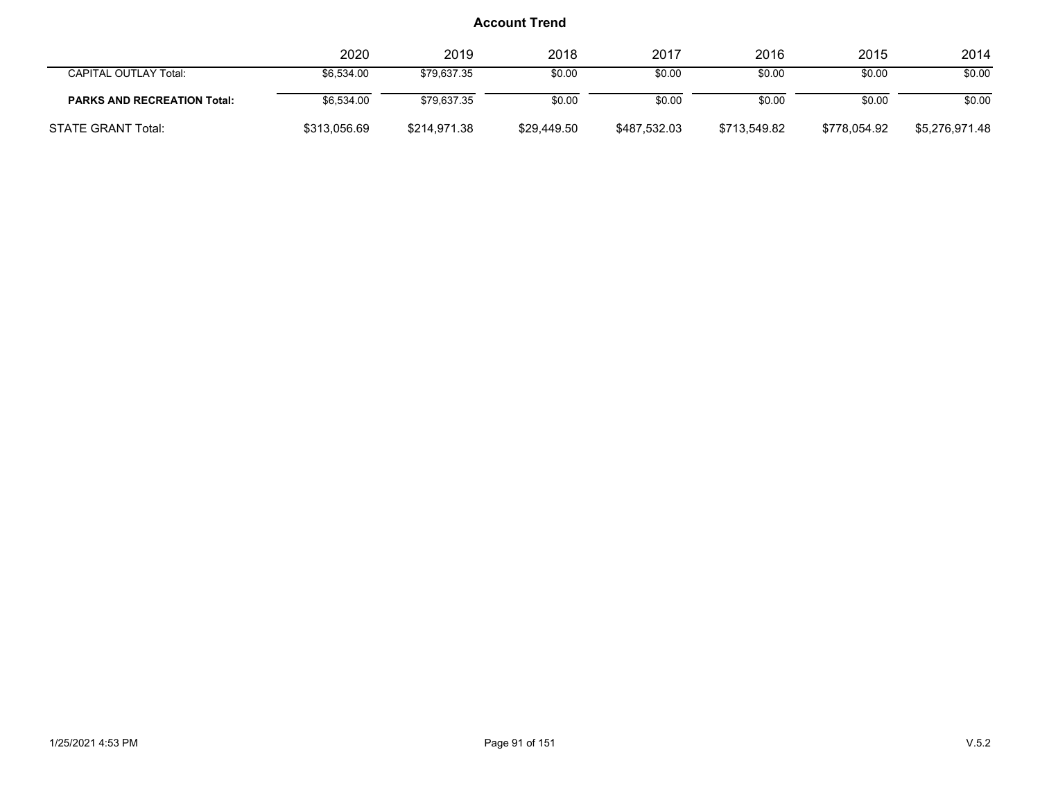## Account Trend

| | 2020 | 2019 | 2018 | 2017 | 2016 | 2015 | 2014 |
|---|---|---|---|---|---|---|---|
| CAPITAL OUTLAY Total: | $6,534.00 | $79,637.35 | $0.00 | $0.00 | $0.00 | $0.00 | $0.00 |
| **PARKS AND RECREATION Total:** | $6,534.00 | $79,637.35 | $0.00 | $0.00 | $0.00 | $0.00 | $0.00 |
| STATE GRANT Total: | $313,056.69 | $214,971.38 | $29,449.50 | $487,532.03 | $713,549.82 | $778,054.92 | $5,276,971.48 |

1/25/2021 4:53 PM

V.5.2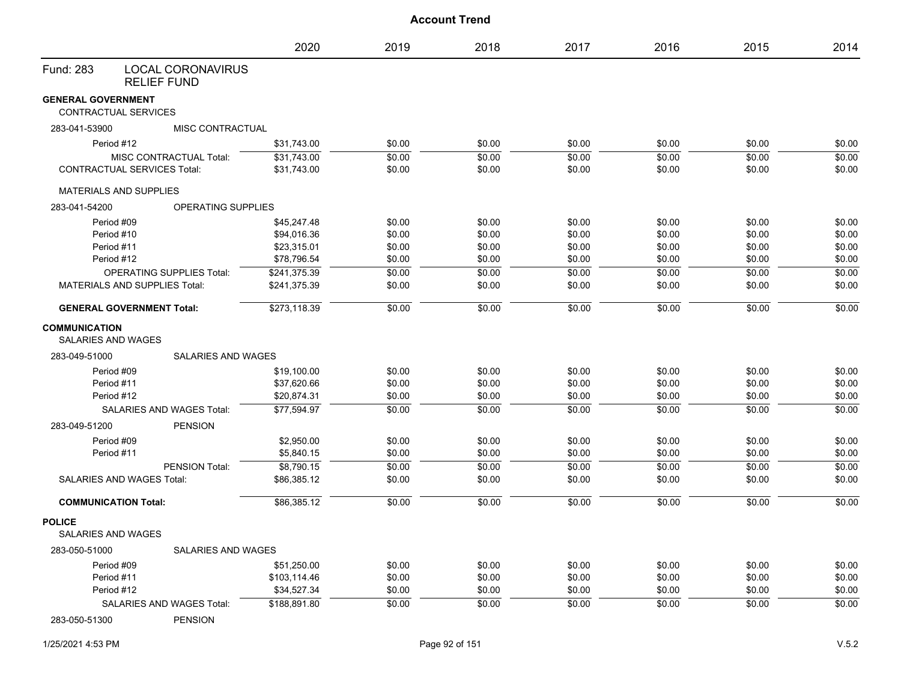## Account Trend

| | | 2020 | 2019 | 2018 | 2017 | 2016 | 2015 | 2014 |
|---|---|---|---|---|---|---|---|---|
| **Fund: 283** | **LOCAL CORONAVIRUS RELIEF FUND** | | | | | | | |
| **GENERAL GOVERNMENT** | | | | | | | | |
| CONTRACTUAL SERVICES | | | | | | | | |
| 283-041-53900 | MISC CONTRACTUAL | | | | | | | |
| Period #12 | | $31,743.00 | $0.00 | $0.00 | $0.00 | $0.00 | $0.00 | $0.00 |
| | MISC CONTRACTUAL Total: | $31,743.00 | $0.00 | $0.00 | $0.00 | $0.00 | $0.00 | $0.00 |
| CONTRACTUAL SERVICES Total: | | $31,743.00 | $0.00 | $0.00 | $0.00 | $0.00 | $0.00 | $0.00 |
| MATERIALS AND SUPPLIES | | | | | | | | |
| 283-041-54200 | OPERATING SUPPLIES | | | | | | | |
| Period #09 | | $45,247.48 | $0.00 | $0.00 | $0.00 | $0.00 | $0.00 | $0.00 |
| Period #10 | | $94,016.36 | $0.00 | $0.00 | $0.00 | $0.00 | $0.00 | $0.00 |
| Period #11 | | $23,315.01 | $0.00 | $0.00 | $0.00 | $0.00 | $0.00 | $0.00 |
| Period #12 | | $78,796.54 | $0.00 | $0.00 | $0.00 | $0.00 | $0.00 | $0.00 |
| | OPERATING SUPPLIES Total: | $241,375.39 | $0.00 | $0.00 | $0.00 | $0.00 | $0.00 | $0.00 |
| MATERIALS AND SUPPLIES Total: | | $241,375.39 | $0.00 | $0.00 | $0.00 | $0.00 | $0.00 | $0.00 |
| **GENERAL GOVERNMENT Total:** | | $273,118.39 | $0.00 | $0.00 | $0.00 | $0.00 | $0.00 | $0.00 |
| **COMMUNICATION** | | | | | | | | |
| SALARIES AND WAGES | | | | | | | | |
| 283-049-51000 | SALARIES AND WAGES | | | | | | | |
| Period #09 | | $19,100.00 | $0.00 | $0.00 | $0.00 | $0.00 | $0.00 | $0.00 |
| Period #11 | | $37,620.66 | $0.00 | $0.00 | $0.00 | $0.00 | $0.00 | $0.00 |
| Period #12 | | $20,874.31 | $0.00 | $0.00 | $0.00 | $0.00 | $0.00 | $0.00 |
| | SALARIES AND WAGES Total: | $77,594.97 | $0.00 | $0.00 | $0.00 | $0.00 | $0.00 | $0.00 |
| 283-049-51200 | PENSION | | | | | | | |
| Period #09 | | $2,950.00 | $0.00 | $0.00 | $0.00 | $0.00 | $0.00 | $0.00 |
| Period #11 | | $5,840.15 | $0.00 | $0.00 | $0.00 | $0.00 | $0.00 | $0.00 |
| | PENSION Total: | $8,790.15 | $0.00 | $0.00 | $0.00 | $0.00 | $0.00 | $0.00 |
| SALARIES AND WAGES Total: | | $86,385.12 | $0.00 | $0.00 | $0.00 | $0.00 | $0.00 | $0.00 |
| **COMMUNICATION Total:** | | $86,385.12 | $0.00 | $0.00 | $0.00 | $0.00 | $0.00 | $0.00 |
| **POLICE** | | | | | | | | |
| SALARIES AND WAGES | | | | | | | | |
| 283-050-51000 | SALARIES AND WAGES | | | | | | | |
| Period #09 | | $51,250.00 | $0.00 | $0.00 | $0.00 | $0.00 | $0.00 | $0.00 |
| Period #11 | | $103,114.46 | $0.00 | $0.00 | $0.00 | $0.00 | $0.00 | $0.00 |
| Period #12 | | $34,527.34 | $0.00 | $0.00 | $0.00 | $0.00 | $0.00 | $0.00 |
| | SALARIES AND WAGES Total: | $188,891.80 | $0.00 | $0.00 | $0.00 | $0.00 | $0.00 | $0.00 |
| 283-050-51300 | PENSION | | | | | | | |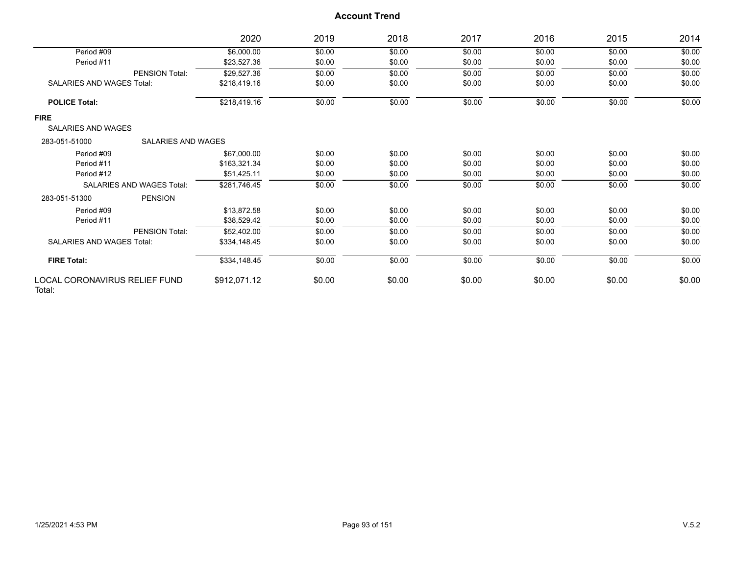## Account Trend

| | 2020 | 2019 | 2018 | 2017 | 2016 | 2015 | 2014 |
|---|---|---|---|---|---|---|---|
| Period #09 | $6,000.00 | $0.00 | $0.00 | $0.00 | $0.00 | $0.00 | $0.00 |
| Period #11 | $23,527.36 | $0.00 | $0.00 | $0.00 | $0.00 | $0.00 | $0.00 |
| PENSION Total: | $29,527.36 | $0.00 | $0.00 | $0.00 | $0.00 | $0.00 | $0.00 |
| SALARIES AND WAGES Total: | $218,419.16 | $0.00 | $0.00 | $0.00 | $0.00 | $0.00 | $0.00 |
| **POLICE Total:** | $218,419.16 | $0.00 | $0.00 | $0.00 | $0.00 | $0.00 | $0.00 |
| **FIRE** | | | | | | | |
| SALARIES AND WAGES | | | | | | | |
| 283-051-51000 SALARIES AND WAGES | | | | | | | |
| Period #09 | $67,000.00 | $0.00 | $0.00 | $0.00 | $0.00 | $0.00 | $0.00 |
| Period #11 | $163,321.34 | $0.00 | $0.00 | $0.00 | $0.00 | $0.00 | $0.00 |
| Period #12 | $51,425.11 | $0.00 | $0.00 | $0.00 | $0.00 | $0.00 | $0.00 |
| SALARIES AND WAGES Total: | $281,746.45 | $0.00 | $0.00 | $0.00 | $0.00 | $0.00 | $0.00 |
| 283-051-51300 PENSION | | | | | | | |
| Period #09 | $13,872.58 | $0.00 | $0.00 | $0.00 | $0.00 | $0.00 | $0.00 |
| Period #11 | $38,529.42 | $0.00 | $0.00 | $0.00 | $0.00 | $0.00 | $0.00 |
| PENSION Total: | $52,402.00 | $0.00 | $0.00 | $0.00 | $0.00 | $0.00 | $0.00 |
| SALARIES AND WAGES Total: | $334,148.45 | $0.00 | $0.00 | $0.00 | $0.00 | $0.00 | $0.00 |
| **FIRE Total:** | $334,148.45 | $0.00 | $0.00 | $0.00 | $0.00 | $0.00 | $0.00 |
| LOCAL CORONAVIRUS RELIEF FUND Total: | $912,071.12 | $0.00 | $0.00 | $0.00 | $0.00 | $0.00 | $0.00 |

1/25/2021 4:53 PM

V.5.2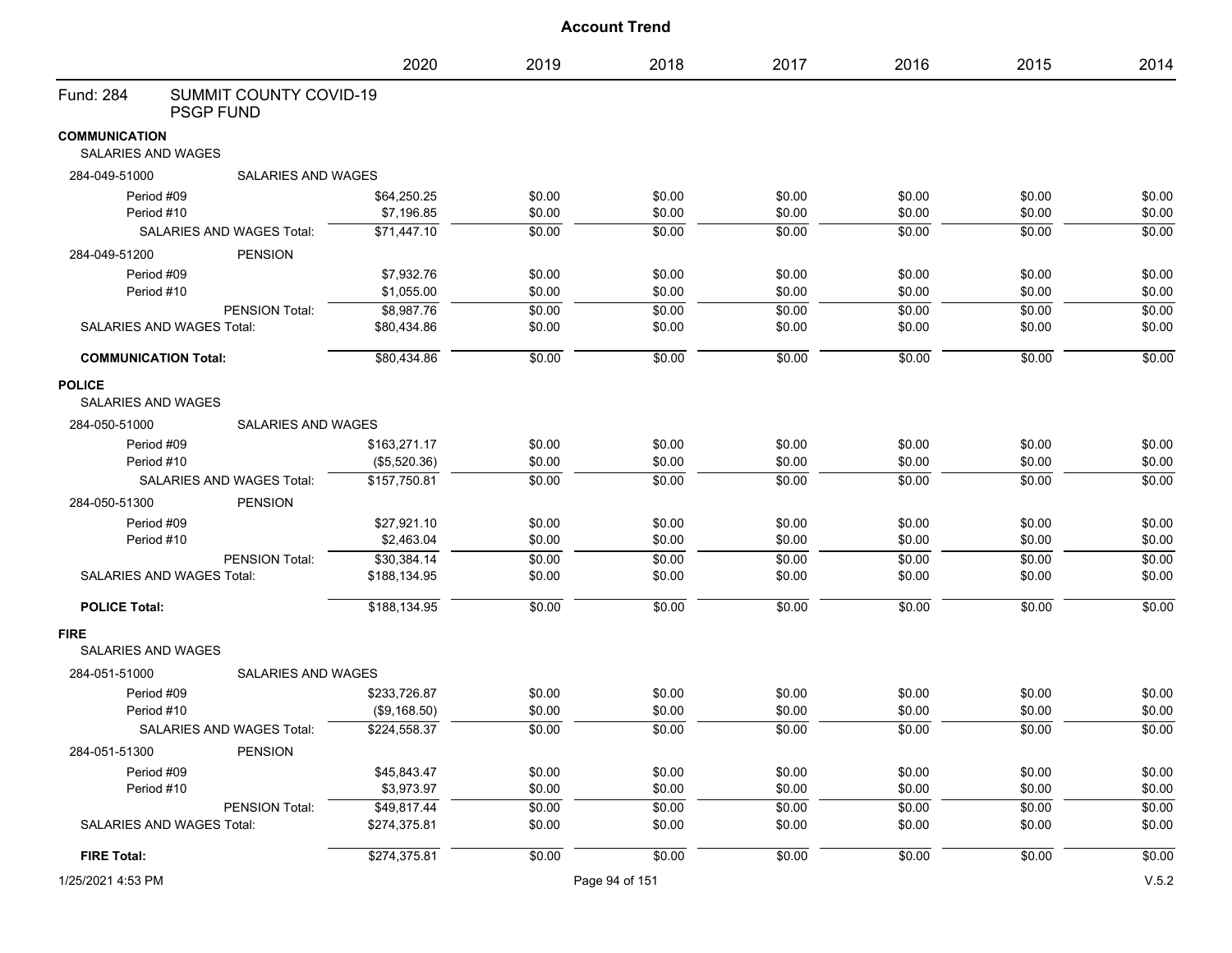# Account Trend

| | | 2020 | 2019 | 2018 | 2017 | 2016 | 2015 | 2014 |
|---|---|---|---|---|---|---|---|---|
| **Fund: 284** | **SUMMIT COUNTY COVID-19 PSGP FUND** | | | | | | | |
| **COMMUNICATION** | | | | | | | | |
| SALARIES AND WAGES | | | | | | | | |
| 284-049-51000 | SALARIES AND WAGES | | | | | | | |
| Period #09 | | $64,250.25 | $0.00 | $0.00 | $0.00 | $0.00 | $0.00 | $0.00 |
| Period #10 | | $7,196.85 | $0.00 | $0.00 | $0.00 | $0.00 | $0.00 | $0.00 |
| | SALARIES AND WAGES Total: | $71,447.10 | $0.00 | $0.00 | $0.00 | $0.00 | $0.00 | $0.00 |
| 284-049-51200 | PENSION | | | | | | | |
| Period #09 | | $7,932.76 | $0.00 | $0.00 | $0.00 | $0.00 | $0.00 | $0.00 |
| Period #10 | | $1,055.00 | $0.00 | $0.00 | $0.00 | $0.00 | $0.00 | $0.00 |
| | PENSION Total: | $8,987.76 | $0.00 | $0.00 | $0.00 | $0.00 | $0.00 | $0.00 |
| SALARIES AND WAGES Total: | | $80,434.86 | $0.00 | $0.00 | $0.00 | $0.00 | $0.00 | $0.00 |
| **COMMUNICATION Total:** | | $80,434.86 | $0.00 | $0.00 | $0.00 | $0.00 | $0.00 | $0.00 |
| **POLICE** | | | | | | | | |
| SALARIES AND WAGES | | | | | | | | |
| 284-050-51000 | SALARIES AND WAGES | | | | | | | |
| Period #09 | | $163,271.17 | $0.00 | $0.00 | $0.00 | $0.00 | $0.00 | $0.00 |
| Period #10 | | ($5,520.36) | $0.00 | $0.00 | $0.00 | $0.00 | $0.00 | $0.00 |
| | SALARIES AND WAGES Total: | $157,750.81 | $0.00 | $0.00 | $0.00 | $0.00 | $0.00 | $0.00 |
| 284-050-51300 | PENSION | | | | | | | |
| Period #09 | | $27,921.10 | $0.00 | $0.00 | $0.00 | $0.00 | $0.00 | $0.00 |
| Period #10 | | $2,463.04 | $0.00 | $0.00 | $0.00 | $0.00 | $0.00 | $0.00 |
| | PENSION Total: | $30,384.14 | $0.00 | $0.00 | $0.00 | $0.00 | $0.00 | $0.00 |
| SALARIES AND WAGES Total: | | $188,134.95 | $0.00 | $0.00 | $0.00 | $0.00 | $0.00 | $0.00 |
| **POLICE Total:** | | $188,134.95 | $0.00 | $0.00 | $0.00 | $0.00 | $0.00 | $0.00 |
| **FIRE** | | | | | | | | |
| SALARIES AND WAGES | | | | | | | | |
| 284-051-51000 | SALARIES AND WAGES | | | | | | | |
| Period #09 | | $233,726.87 | $0.00 | $0.00 | $0.00 | $0.00 | $0.00 | $0.00 |
| Period #10 | | ($9,168.50) | $0.00 | $0.00 | $0.00 | $0.00 | $0.00 | $0.00 |
| | SALARIES AND WAGES Total: | $224,558.37 | $0.00 | $0.00 | $0.00 | $0.00 | $0.00 | $0.00 |
| 284-051-51300 | PENSION | | | | | | | |
| Period #09 | | $45,843.47 | $0.00 | $0.00 | $0.00 | $0.00 | $0.00 | $0.00 |
| Period #10 | | $3,973.97 | $0.00 | $0.00 | $0.00 | $0.00 | $0.00 | $0.00 |
| | PENSION Total: | $49,817.44 | $0.00 | $0.00 | $0.00 | $0.00 | $0.00 | $0.00 |
| SALARIES AND WAGES Total: | | $274,375.81 | $0.00 | $0.00 | $0.00 | $0.00 | $0.00 | $0.00 |
| **FIRE Total:** | | $274,375.81 | $0.00 | $0.00 | $0.00 | $0.00 | $0.00 | $0.00 |

1/25/2021 4:53 PM

V.5.2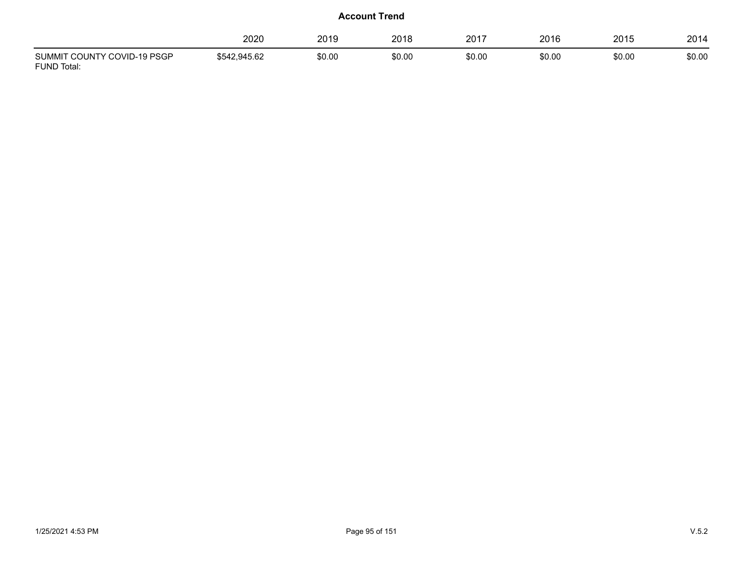**Account Trend**

| | 2020 | 2019 | 2018 | 2017 | 2016 | 2015 | 2014 |
|---|---|---|---|---|---|---|---|
| SUMMIT COUNTY COVID-19 PSGP FUND Total: | $542,945.62 | $0.00 | $0.00 | $0.00 | $0.00 | $0.00 | $0.00 |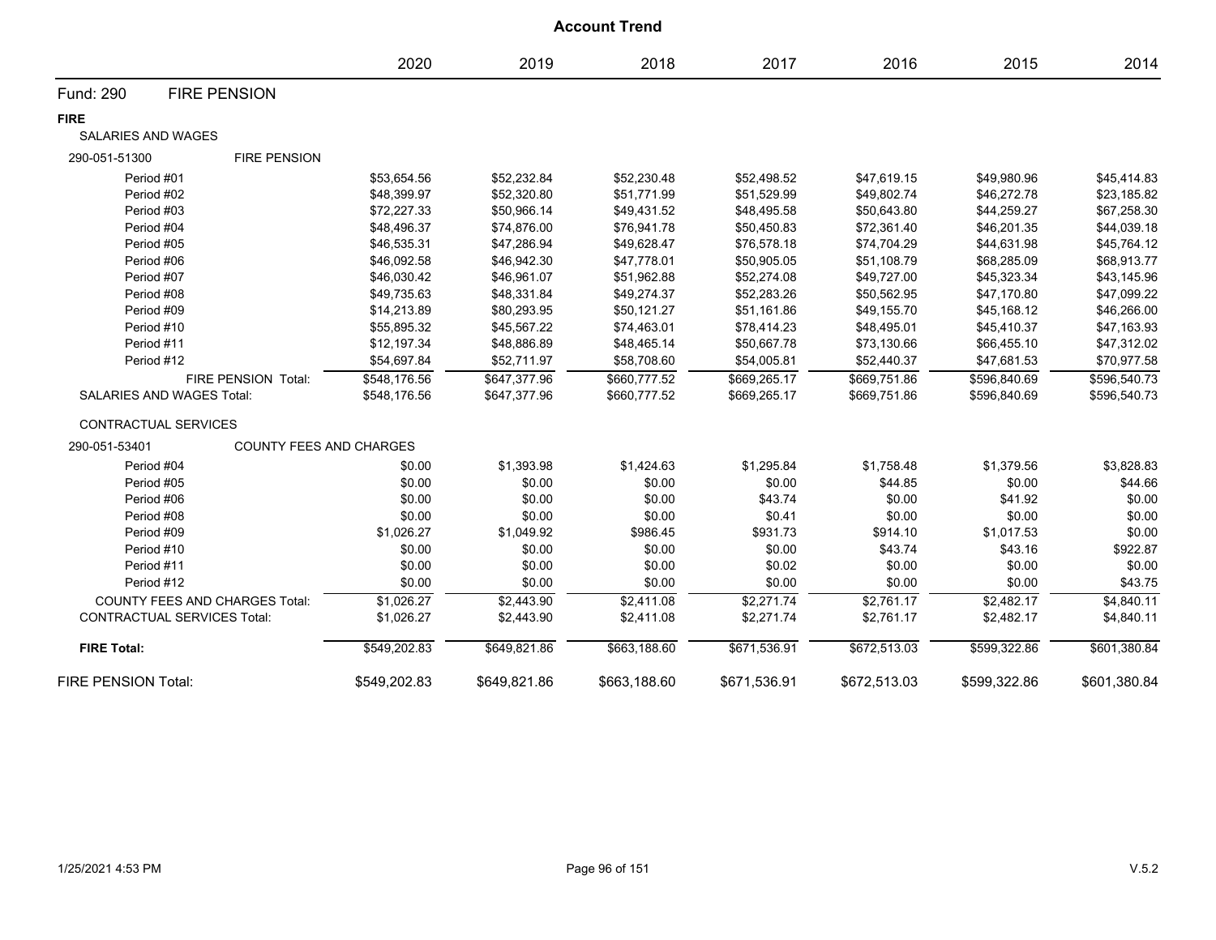# Account Trend

| | 2020 | 2019 | 2018 | 2017 | 2016 | 2015 | 2014 |
|---|---|---|---|---|---|---|---|
| **Fund: 290 FIRE PENSION** | | | | | | | |
| **FIRE** | | | | | | | |
| SALARIES AND WAGES | | | | | | | |
| 290-051-51300 FIRE PENSION | | | | | | | |
| Period #01 | $53,654.56 | $52,232.84 | $52,230.48 | $52,498.52 | $47,619.15 | $49,980.96 | $45,414.83 |
| Period #02 | $48,399.97 | $52,320.80 | $51,771.99 | $51,529.99 | $49,802.74 | $46,272.78 | $23,185.82 |
| Period #03 | $72,227.33 | $50,966.14 | $49,431.52 | $48,495.58 | $50,643.80 | $44,259.27 | $67,258.30 |
| Period #04 | $48,496.37 | $74,876.00 | $76,941.78 | $50,450.83 | $72,361.40 | $46,201.35 | $44,039.18 |
| Period #05 | $46,535.31 | $47,286.94 | $49,628.47 | $76,578.18 | $74,704.29 | $44,631.98 | $45,764.12 |
| Period #06 | $46,092.58 | $46,942.30 | $47,778.01 | $50,905.05 | $51,108.79 | $68,285.09 | $68,913.77 |
| Period #07 | $46,030.42 | $46,961.07 | $51,962.88 | $52,274.08 | $49,727.00 | $45,323.34 | $43,145.96 |
| Period #08 | $49,735.63 | $48,331.84 | $49,274.37 | $52,283.26 | $50,562.95 | $47,170.80 | $47,099.22 |
| Period #09 | $14,213.89 | $80,293.95 | $50,121.27 | $51,161.86 | $49,155.70 | $45,168.12 | $46,266.00 |
| Period #10 | $55,895.32 | $45,567.22 | $74,463.01 | $78,414.23 | $48,495.01 | $45,410.37 | $47,163.93 |
| Period #11 | $12,197.34 | $48,886.89 | $48,465.14 | $50,667.78 | $73,130.66 | $66,455.10 | $47,312.02 |
| Period #12 | $54,697.84 | $52,711.97 | $58,708.60 | $54,005.81 | $52,440.37 | $47,681.53 | $70,977.58 |
| FIRE PENSION Total: | $548,176.56 | $647,377.96 | $660,777.52 | $669,265.17 | $669,751.86 | $596,840.69 | $596,540.73 |
| SALARIES AND WAGES Total: | $548,176.56 | $647,377.96 | $660,777.52 | $669,265.17 | $669,751.86 | $596,840.69 | $596,540.73 |
| CONTRACTUAL SERVICES | | | | | | | |
| 290-051-53401 COUNTY FEES AND CHARGES | | | | | | | |
| Period #04 | $0.00 | $1,393.98 | $1,424.63 | $1,295.84 | $1,758.48 | $1,379.56 | $3,828.83 |
| Period #05 | $0.00 | $0.00 | $0.00 | $0.00 | $44.85 | $0.00 | $44.66 |
| Period #06 | $0.00 | $0.00 | $0.00 | $43.74 | $0.00 | $41.92 | $0.00 |
| Period #08 | $0.00 | $0.00 | $0.00 | $0.41 | $0.00 | $0.00 | $0.00 |
| Period #09 | $1,026.27 | $1,049.92 | $986.45 | $931.73 | $914.10 | $1,017.53 | $0.00 |
| Period #10 | $0.00 | $0.00 | $0.00 | $0.00 | $43.74 | $43.16 | $922.87 |
| Period #11 | $0.00 | $0.00 | $0.00 | $0.02 | $0.00 | $0.00 | $0.00 |
| Period #12 | $0.00 | $0.00 | $0.00 | $0.00 | $0.00 | $0.00 | $43.75 |
| COUNTY FEES AND CHARGES Total: | $1,026.27 | $2,443.90 | $2,411.08 | $2,271.74 | $2,761.17 | $2,482.17 | $4,840.11 |
| CONTRACTUAL SERVICES Total: | $1,026.27 | $2,443.90 | $2,411.08 | $2,271.74 | $2,761.17 | $2,482.17 | $4,840.11 |
| **FIRE Total:** | $549,202.83 | $649,821.86 | $663,188.60 | $671,536.91 | $672,513.03 | $599,322.86 | $601,380.84 |
| FIRE PENSION Total: | $549,202.83 | $649,821.86 | $663,188.60 | $671,536.91 | $672,513.03 | $599,322.86 | $601,380.84 |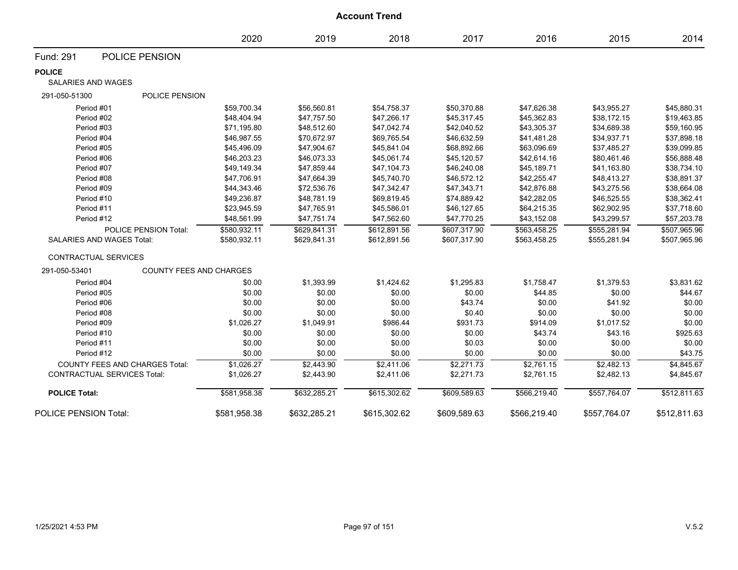# Account Trend

| | | 2020 | 2019 | 2018 | 2017 | 2016 | 2015 | 2014 |
|---|---|---|---|---|---|---|---|---|
| **Fund: 291** | **POLICE PENSION** | | | | | | | |
| **POLICE** | | | | | | | | |
| SALARIES AND WAGES | | | | | | | | |
| 291-050-51300 | POLICE PENSION | | | | | | | |
| Period #01 | | $59,700.34 | $56,560.81 | $54,758.37 | $50,370.88 | $47,626.38 | $43,955.27 | $45,880.31 |
| Period #02 | | $48,404.94 | $47,757.50 | $47,266.17 | $45,317.45 | $45,362.83 | $38,172.15 | $19,463.85 |
| Period #03 | | $71,195.80 | $48,512.60 | $47,042.74 | $42,040.52 | $43,305.37 | $34,689.38 | $59,160.95 |
| Period #04 | | $46,987.55 | $70,672.97 | $69,765.54 | $46,632.59 | $41,481.28 | $34,937.71 | $37,898.18 |
| Period #05 | | $45,496.09 | $47,904.67 | $45,841.04 | $68,892.66 | $63,096.69 | $37,485.27 | $39,099.85 |
| Period #06 | | $46,203.23 | $46,073.33 | $45,061.74 | $45,120.57 | $42,614.16 | $80,461.46 | $56,888.48 |
| Period #07 | | $49,149.34 | $47,859.44 | $47,104.73 | $46,240.08 | $45,189.71 | $41,163.80 | $38,734.10 |
| Period #08 | | $47,706.91 | $47,664.39 | $45,740.70 | $46,572.12 | $42,255.47 | $48,413.27 | $38,891.37 |
| Period #09 | | $44,343.46 | $72,536.76 | $47,342.47 | $47,343.71 | $42,876.88 | $43,275.56 | $38,664.08 |
| Period #10 | | $49,236.87 | $48,781.19 | $69,819.45 | $74,889.42 | $42,282.05 | $46,525.55 | $38,362.41 |
| Period #11 | | $23,945.59 | $47,765.91 | $45,586.01 | $46,127.65 | $64,215.35 | $62,902.95 | $37,718.60 |
| Period #12 | | $48,561.99 | $47,751.74 | $47,562.60 | $47,770.25 | $43,152.08 | $43,299.57 | $57,203.78 |
| | POLICE PENSION Total: | $580,932.11 | $629,841.31 | $612,891.56 | $607,317.90 | $563,458.25 | $555,281.94 | $507,965.96 |
| SALARIES AND WAGES Total: | | $580,932.11 | $629,841.31 | $612,891.56 | $607,317.90 | $563,458.25 | $555,281.94 | $507,965.96 |
| CONTRACTUAL SERVICES | | | | | | | | |
| 291-050-53401 | COUNTY FEES AND CHARGES | | | | | | | |
| Period #04 | | $0.00 | $1,393.99 | $1,424.62 | $1,295.83 | $1,758.47 | $1,379.53 | $3,831.62 |
| Period #05 | | $0.00 | $0.00 | $0.00 | $0.00 | $44.85 | $0.00 | $44.67 |
| Period #06 | | $0.00 | $0.00 | $0.00 | $43.74 | $0.00 | $41.92 | $0.00 |
| Period #08 | | $0.00 | $0.00 | $0.00 | $0.40 | $0.00 | $0.00 | $0.00 |
| Period #09 | | $1,026.27 | $1,049.91 | $986.44 | $931.73 | $914.09 | $1,017.52 | $0.00 |
| Period #10 | | $0.00 | $0.00 | $0.00 | $0.00 | $43.74 | $43.16 | $925.63 |
| Period #11 | | $0.00 | $0.00 | $0.00 | $0.03 | $0.00 | $0.00 | $0.00 |
| Period #12 | | $0.00 | $0.00 | $0.00 | $0.00 | $0.00 | $0.00 | $43.75 |
| COUNTY FEES AND CHARGES Total: | | $1,026.27 | $2,443.90 | $2,411.06 | $2,271.73 | $2,761.15 | $2,482.13 | $4,845.67 |
| CONTRACTUAL SERVICES Total: | | $1,026.27 | $2,443.90 | $2,411.06 | $2,271.73 | $2,761.15 | $2,482.13 | $4,845.67 |
| **POLICE Total:** | | $581,958.38 | $632,285.21 | $615,302.62 | $609,589.63 | $566,219.40 | $557,764.07 | $512,811.63 |
| POLICE PENSION Total: | | $581,958.38 | $632,285.21 | $615,302.62 | $609,589.63 | $566,219.40 | $557,764.07 | $512,811.63 |

1/25/2021 4:53 PM

V.5.2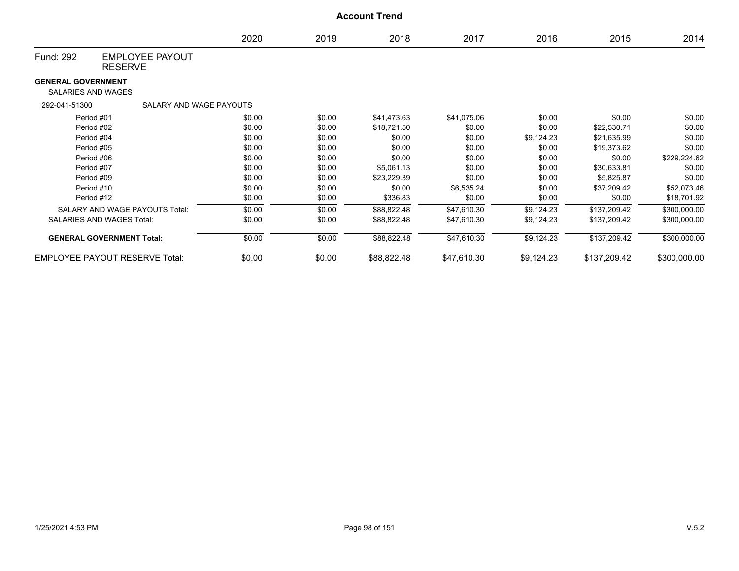# Account Trend

| | 2020 | 2019 | 2018 | 2017 | 2016 | 2015 | 2014 |
|---|---|---|---|---|---|---|---|
| **Fund: 292 EMPLOYEE PAYOUT RESERVE** | | | | | | | |
| **GENERAL GOVERNMENT** | | | | | | | |
| SALARIES AND WAGES | | | | | | | |
| 292-041-51300 SALARY AND WAGE PAYOUTS | | | | | | | |
| Period #01 | $0.00 | $0.00 | $41,473.63 | $41,075.06 | $0.00 | $0.00 | $0.00 |
| Period #02 | $0.00 | $0.00 | $18,721.50 | $0.00 | $0.00 | $22,530.71 | $0.00 |
| Period #04 | $0.00 | $0.00 | $0.00 | $0.00 | $9,124.23 | $21,635.99 | $0.00 |
| Period #05 | $0.00 | $0.00 | $0.00 | $0.00 | $0.00 | $19,373.62 | $0.00 |
| Period #06 | $0.00 | $0.00 | $0.00 | $0.00 | $0.00 | $0.00 | $229,224.62 |
| Period #07 | $0.00 | $0.00 | $5,061.13 | $0.00 | $0.00 | $30,633.81 | $0.00 |
| Period #09 | $0.00 | $0.00 | $23,229.39 | $0.00 | $0.00 | $5,825.87 | $0.00 |
| Period #10 | $0.00 | $0.00 | $0.00 | $6,535.24 | $0.00 | $37,209.42 | $52,073.46 |
| Period #12 | $0.00 | $0.00 | $336.83 | $0.00 | $0.00 | $0.00 | $18,701.92 |
| SALARY AND WAGE PAYOUTS Total: | $0.00 | $0.00 | $88,822.48 | $47,610.30 | $9,124.23 | $137,209.42 | $300,000.00 |
| SALARIES AND WAGES Total: | $0.00 | $0.00 | $88,822.48 | $47,610.30 | $9,124.23 | $137,209.42 | $300,000.00 |
| **GENERAL GOVERNMENT Total:** | $0.00 | $0.00 | $88,822.48 | $47,610.30 | $9,124.23 | $137,209.42 | $300,000.00 |
| EMPLOYEE PAYOUT RESERVE Total: | $0.00 | $0.00 | $88,822.48 | $47,610.30 | $9,124.23 | $137,209.42 | $300,000.00 |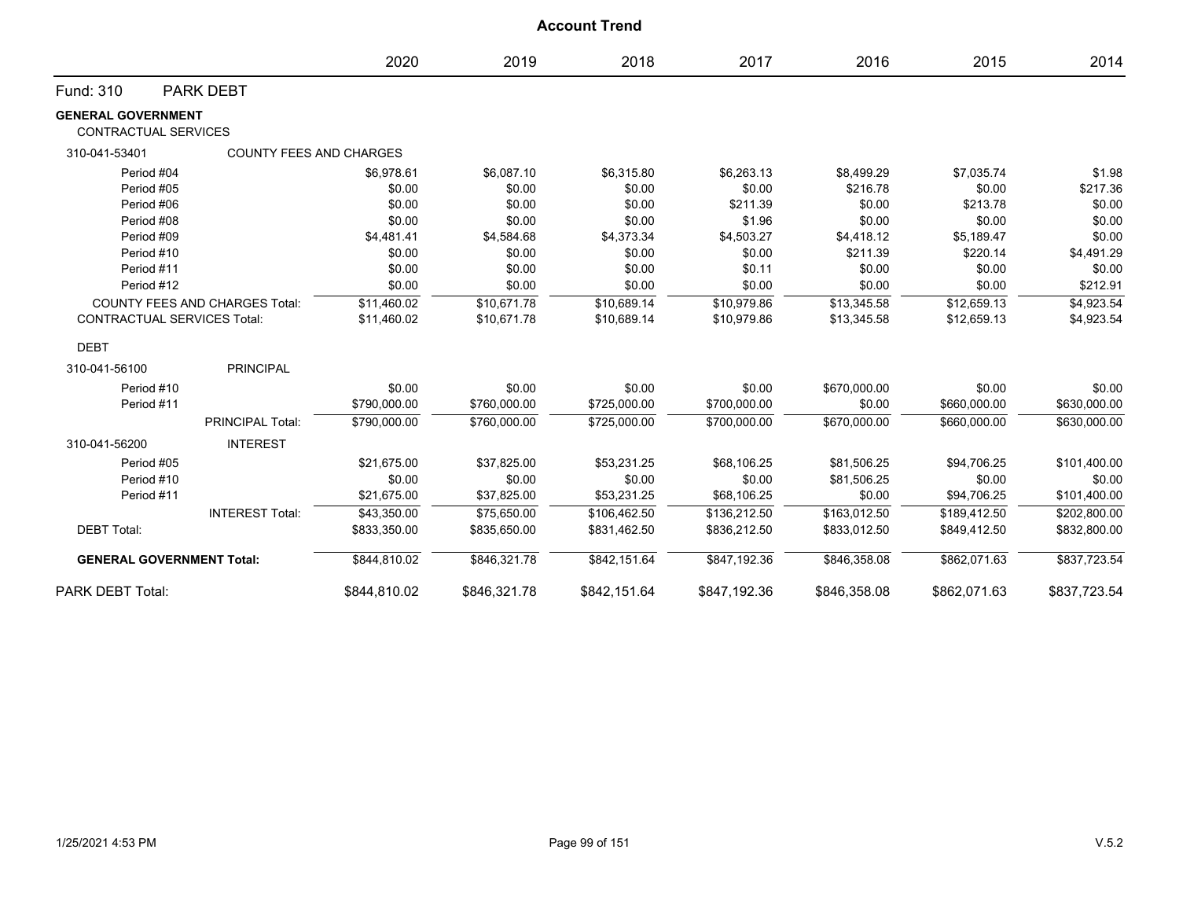# Account Trend

| | 2020 | 2019 | 2018 | 2017 | 2016 | 2015 | 2014 |
|---|---|---|---|---|---|---|---|
| **Fund: 310 PARK DEBT** | | | | | | | |
| **GENERAL GOVERNMENT** | | | | | | | |
| CONTRACTUAL SERVICES | | | | | | | |
| 310-041-53401 COUNTY FEES AND CHARGES | | | | | | | |
| Period #04 | $6,978.61 | $6,087.10 | $6,315.80 | $6,263.13 | $8,499.29 | $7,035.74 | $1.98 |
| Period #05 | $0.00 | $0.00 | $0.00 | $0.00 | $216.78 | $0.00 | $217.36 |
| Period #06 | $0.00 | $0.00 | $0.00 | $211.39 | $0.00 | $213.78 | $0.00 |
| Period #08 | $0.00 | $0.00 | $0.00 | $1.96 | $0.00 | $0.00 | $0.00 |
| Period #09 | $4,481.41 | $4,584.68 | $4,373.34 | $4,503.27 | $4,418.12 | $5,189.47 | $0.00 |
| Period #10 | $0.00 | $0.00 | $0.00 | $0.00 | $211.39 | $220.14 | $4,491.29 |
| Period #11 | $0.00 | $0.00 | $0.00 | $0.11 | $0.00 | $0.00 | $0.00 |
| Period #12 | $0.00 | $0.00 | $0.00 | $0.00 | $0.00 | $0.00 | $212.91 |
| COUNTY FEES AND CHARGES Total: | $11,460.02 | $10,671.78 | $10,689.14 | $10,979.86 | $13,345.58 | $12,659.13 | $4,923.54 |
| CONTRACTUAL SERVICES Total: | $11,460.02 | $10,671.78 | $10,689.14 | $10,979.86 | $13,345.58 | $12,659.13 | $4,923.54 |
| DEBT | | | | | | | |
| 310-041-56100 PRINCIPAL | | | | | | | |
| Period #10 | $0.00 | $0.00 | $0.00 | $0.00 | $670,000.00 | $0.00 | $0.00 |
| Period #11 | $790,000.00 | $760,000.00 | $725,000.00 | $700,000.00 | $0.00 | $660,000.00 | $630,000.00 |
| PRINCIPAL Total: | $790,000.00 | $760,000.00 | $725,000.00 | $700,000.00 | $670,000.00 | $660,000.00 | $630,000.00 |
| 310-041-56200 INTEREST | | | | | | | |
| Period #05 | $21,675.00 | $37,825.00 | $53,231.25 | $68,106.25 | $81,506.25 | $94,706.25 | $101,400.00 |
| Period #10 | $0.00 | $0.00 | $0.00 | $0.00 | $81,506.25 | $0.00 | $0.00 |
| Period #11 | $21,675.00 | $37,825.00 | $53,231.25 | $68,106.25 | $0.00 | $94,706.25 | $101,400.00 |
| INTEREST Total: | $43,350.00 | $75,650.00 | $106,462.50 | $136,212.50 | $163,012.50 | $189,412.50 | $202,800.00 |
| DEBT Total: | $833,350.00 | $835,650.00 | $831,462.50 | $836,212.50 | $833,012.50 | $849,412.50 | $832,800.00 |
| **GENERAL GOVERNMENT Total:** | $844,810.02 | $846,321.78 | $842,151.64 | $847,192.36 | $846,358.08 | $862,071.63 | $837,723.54 |
| PARK DEBT Total: | $844,810.02 | $846,321.78 | $842,151.64 | $847,192.36 | $846,358.08 | $862,071.63 | $837,723.54 |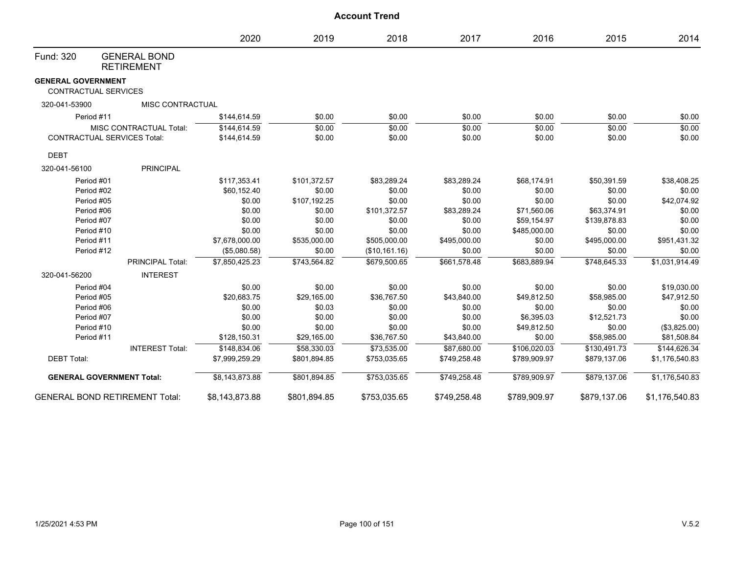# Account Trend

| | 2020 | 2019 | 2018 | 2017 | 2016 | 2015 | 2014 |
|---|---|---|---|---|---|---|---|
| **Fund: 320 GENERAL BOND RETIREMENT** | | | | | | | |
| **GENERAL GOVERNMENT** | | | | | | | |
| CONTRACTUAL SERVICES | | | | | | | |
| 320-041-53900 MISC CONTRACTUAL | | | | | | | |
| Period #11 | $144,614.59 | $0.00 | $0.00 | $0.00 | $0.00 | $0.00 | $0.00 |
| MISC CONTRACTUAL Total: | $144,614.59 | $0.00 | $0.00 | $0.00 | $0.00 | $0.00 | $0.00 |
| CONTRACTUAL SERVICES Total: | $144,614.59 | $0.00 | $0.00 | $0.00 | $0.00 | $0.00 | $0.00 |
| DEBT | | | | | | | |
| 320-041-56100 PRINCIPAL | | | | | | | |
| Period #01 | $117,353.41 | $101,372.57 | $83,289.24 | $83,289.24 | $68,174.91 | $50,391.59 | $38,408.25 |
| Period #02 | $60,152.40 | $0.00 | $0.00 | $0.00 | $0.00 | $0.00 | $0.00 |
| Period #05 | $0.00 | $107,192.25 | $0.00 | $0.00 | $0.00 | $0.00 | $42,074.92 |
| Period #06 | $0.00 | $0.00 | $101,372.57 | $83,289.24 | $71,560.06 | $63,374.91 | $0.00 |
| Period #07 | $0.00 | $0.00 | $0.00 | $0.00 | $59,154.97 | $139,878.83 | $0.00 |
| Period #10 | $0.00 | $0.00 | $0.00 | $0.00 | $485,000.00 | $0.00 | $0.00 |
| Period #11 | $7,678,000.00 | $535,000.00 | $505,000.00 | $495,000.00 | $0.00 | $495,000.00 | $951,431.32 |
| Period #12 | ($5,080.58) | $0.00 | ($10,161.16) | $0.00 | $0.00 | $0.00 | $0.00 |
| PRINCIPAL Total: | $7,850,425.23 | $743,564.82 | $679,500.65 | $661,578.48 | $683,889.94 | $748,645.33 | $1,031,914.49 |
| 320-041-56200 INTEREST | | | | | | | |
| Period #04 | $0.00 | $0.00 | $0.00 | $0.00 | $0.00 | $0.00 | $19,030.00 |
| Period #05 | $20,683.75 | $29,165.00 | $36,767.50 | $43,840.00 | $49,812.50 | $58,985.00 | $47,912.50 |
| Period #06 | $0.00 | $0.03 | $0.00 | $0.00 | $0.00 | $0.00 | $0.00 |
| Period #07 | $0.00 | $0.00 | $0.00 | $0.00 | $6,395.03 | $12,521.73 | $0.00 |
| Period #10 | $0.00 | $0.00 | $0.00 | $0.00 | $49,812.50 | $0.00 | ($3,825.00) |
| Period #11 | $128,150.31 | $29,165.00 | $36,767.50 | $43,840.00 | $0.00 | $58,985.00 | $81,508.84 |
| INTEREST Total: | $148,834.06 | $58,330.03 | $73,535.00 | $87,680.00 | $106,020.03 | $130,491.73 | $144,626.34 |
| DEBT Total: | $7,999,259.29 | $801,894.85 | $753,035.65 | $749,258.48 | $789,909.97 | $879,137.06 | $1,176,540.83 |
| **GENERAL GOVERNMENT Total:** | $8,143,873.88 | $801,894.85 | $753,035.65 | $749,258.48 | $789,909.97 | $879,137.06 | $1,176,540.83 |
| GENERAL BOND RETIREMENT Total: | $8,143,873.88 | $801,894.85 | $753,035.65 | $749,258.48 | $789,909.97 | $879,137.06 | $1,176,540.83 |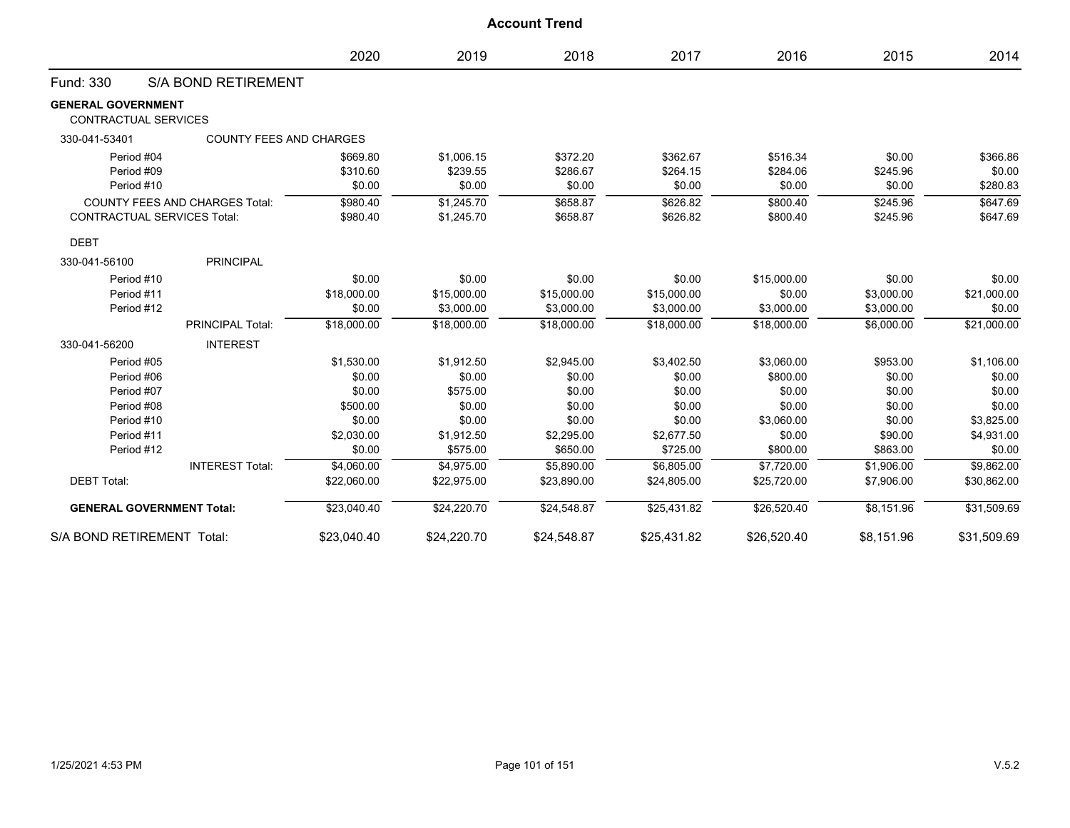# Account Trend

| | 2020 | 2019 | 2018 | 2017 | 2016 | 2015 | 2014 |
|---|---|---|---|---|---|---|---|
| **Fund: 330 S/A BOND RETIREMENT** | | | | | | | |
| **GENERAL GOVERNMENT** | | | | | | | |
| CONTRACTUAL SERVICES | | | | | | | |
| 330-041-53401 COUNTY FEES AND CHARGES | | | | | | | |
| Period #04 | $669.80 | $1,006.15 | $372.20 | $362.67 | $516.34 | $0.00 | $366.86 |
| Period #09 | $310.60 | $239.55 | $286.67 | $264.15 | $284.06 | $245.96 | $0.00 |
| Period #10 | $0.00 | $0.00 | $0.00 | $0.00 | $0.00 | $0.00 | $280.83 |
| COUNTY FEES AND CHARGES Total: | $980.40 | $1,245.70 | $658.87 | $626.82 | $800.40 | $245.96 | $647.69 |
| CONTRACTUAL SERVICES Total: | $980.40 | $1,245.70 | $658.87 | $626.82 | $800.40 | $245.96 | $647.69 |
| DEBT | | | | | | | |
| 330-041-56100 PRINCIPAL | | | | | | | |
| Period #10 | $0.00 | $0.00 | $0.00 | $0.00 | $15,000.00 | $0.00 | $0.00 |
| Period #11 | $18,000.00 | $15,000.00 | $15,000.00 | $15,000.00 | $0.00 | $3,000.00 | $21,000.00 |
| Period #12 | $0.00 | $3,000.00 | $3,000.00 | $3,000.00 | $3,000.00 | $3,000.00 | $0.00 |
| PRINCIPAL Total: | $18,000.00 | $18,000.00 | $18,000.00 | $18,000.00 | $18,000.00 | $6,000.00 | $21,000.00 |
| 330-041-56200 INTEREST | | | | | | | |
| Period #05 | $1,530.00 | $1,912.50 | $2,945.00 | $3,402.50 | $3,060.00 | $953.00 | $1,106.00 |
| Period #06 | $0.00 | $0.00 | $0.00 | $0.00 | $800.00 | $0.00 | $0.00 |
| Period #07 | $0.00 | $575.00 | $0.00 | $0.00 | $0.00 | $0.00 | $0.00 |
| Period #08 | $500.00 | $0.00 | $0.00 | $0.00 | $0.00 | $0.00 | $0.00 |
| Period #10 | $0.00 | $0.00 | $0.00 | $0.00 | $3,060.00 | $0.00 | $3,825.00 |
| Period #11 | $2,030.00 | $1,912.50 | $2,295.00 | $2,677.50 | $0.00 | $90.00 | $4,931.00 |
| Period #12 | $0.00 | $575.00 | $650.00 | $725.00 | $800.00 | $863.00 | $0.00 |
| INTEREST Total: | $4,060.00 | $4,975.00 | $5,890.00 | $6,805.00 | $7,720.00 | $1,906.00 | $9,862.00 |
| DEBT Total: | $22,060.00 | $22,975.00 | $23,890.00 | $24,805.00 | $25,720.00 | $7,906.00 | $30,862.00 |
| **GENERAL GOVERNMENT Total:** | $23,040.40 | $24,220.70 | $24,548.87 | $25,431.82 | $26,520.40 | $8,151.96 | $31,509.69 |
| S/A BOND RETIREMENT Total: | $23,040.40 | $24,220.70 | $24,548.87 | $25,431.82 | $26,520.40 | $8,151.96 | $31,509.69 |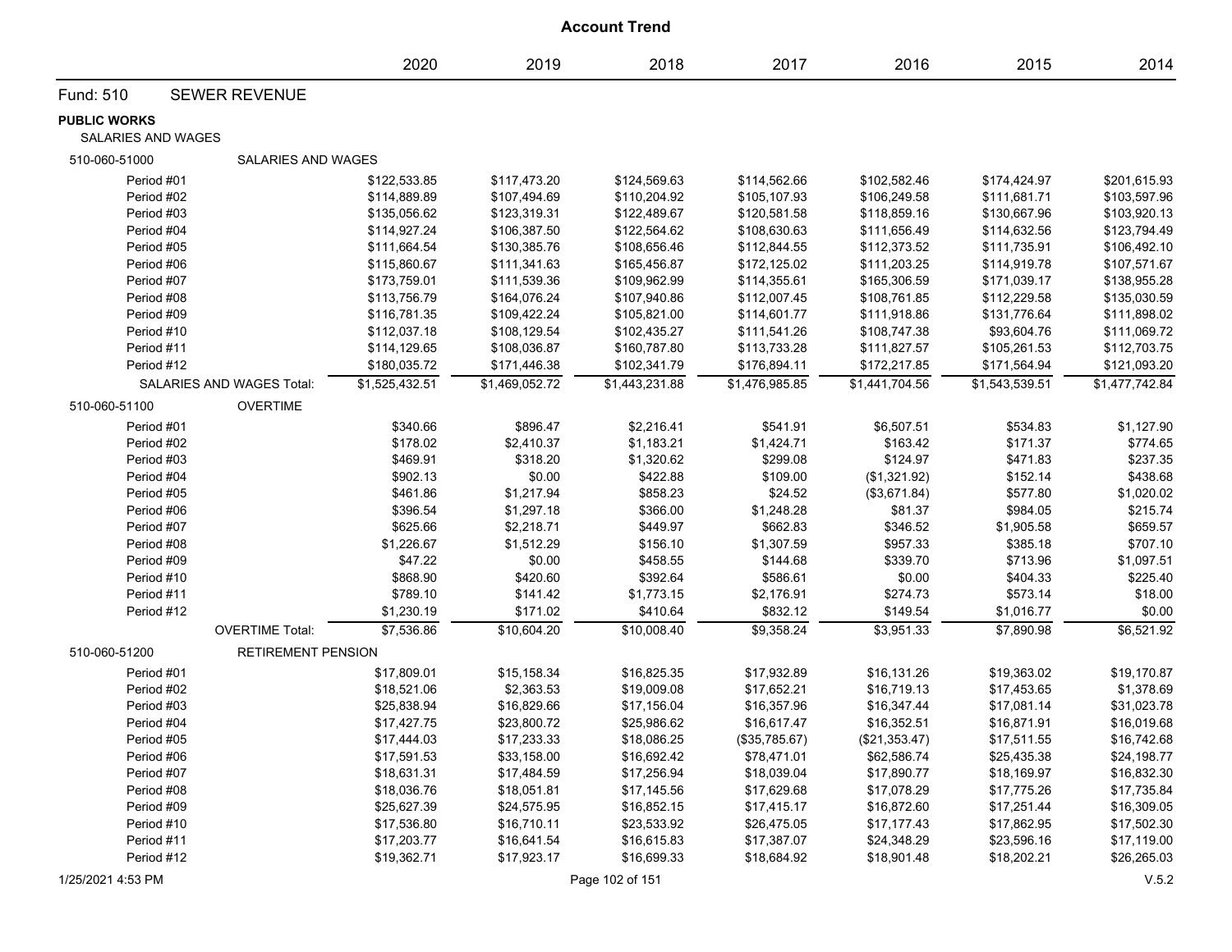# Account Trend

| | | 2020 | 2019 | 2018 | 2017 | 2016 | 2015 | 2014 |
|---|---|---|---|---|---|---|---|---|
| **Fund: 510** | **SEWER REVENUE** | | | | | | | |
| **PUBLIC WORKS** | | | | | | | | |
| SALARIES AND WAGES | | | | | | | | |
| 510-060-51000 | SALARIES AND WAGES | | | | | | | |
| Period #01 | | $122,533.85 | $117,473.20 | $124,569.63 | $114,562.66 | $102,582.46 | $174,424.97 | $201,615.93 |
| Period #02 | | $114,889.89 | $107,494.69 | $110,204.92 | $105,107.93 | $106,249.58 | $111,681.71 | $103,597.96 |
| Period #03 | | $135,056.62 | $123,319.31 | $122,489.67 | $120,581.58 | $118,859.16 | $130,667.96 | $103,920.13 |
| Period #04 | | $114,927.24 | $106,387.50 | $122,564.62 | $108,630.63 | $111,656.49 | $114,632.56 | $123,794.49 |
| Period #05 | | $111,664.54 | $130,385.76 | $108,656.46 | $112,844.55 | $112,373.52 | $111,735.91 | $106,492.10 |
| Period #06 | | $115,860.67 | $111,341.63 | $165,456.87 | $172,125.02 | $111,203.25 | $114,919.78 | $107,571.67 |
| Period #07 | | $173,759.01 | $111,539.36 | $109,962.99 | $114,355.61 | $165,306.59 | $171,039.17 | $138,955.28 |
| Period #08 | | $113,756.79 | $164,076.24 | $107,940.86 | $112,007.45 | $108,761.85 | $112,229.58 | $135,030.59 |
| Period #09 | | $116,781.35 | $109,422.24 | $105,821.00 | $114,601.77 | $111,918.86 | $131,776.64 | $111,898.02 |
| Period #10 | | $112,037.18 | $108,129.54 | $102,435.27 | $111,541.26 | $108,747.38 | $93,604.76 | $111,069.72 |
| Period #11 | | $114,129.65 | $108,036.87 | $160,787.80 | $113,733.28 | $111,827.57 | $105,261.53 | $112,703.75 |
| Period #12 | | $180,035.72 | $171,446.38 | $102,341.79 | $176,894.11 | $172,217.85 | $171,564.94 | $121,093.20 |
| | SALARIES AND WAGES Total: | $1,525,432.51 | $1,469,052.72 | $1,443,231.88 | $1,476,985.85 | $1,441,704.56 | $1,543,539.51 | $1,477,742.84 |
| 510-060-51100 | OVERTIME | | | | | | | |
| Period #01 | | $340.66 | $896.47 | $2,216.41 | $541.91 | $6,507.51 | $534.83 | $1,127.90 |
| Period #02 | | $178.02 | $2,410.37 | $1,183.21 | $1,424.71 | $163.42 | $171.37 | $774.65 |
| Period #03 | | $469.91 | $318.20 | $1,320.62 | $299.08 | $124.97 | $471.83 | $237.35 |
| Period #04 | | $902.13 | $0.00 | $422.88 | $109.00 | ($1,321.92) | $152.14 | $438.68 |
| Period #05 | | $461.86 | $1,217.94 | $858.23 | $24.52 | ($3,671.84) | $577.80 | $1,020.02 |
| Period #06 | | $396.54 | $1,297.18 | $366.00 | $1,248.28 | $81.37 | $984.05 | $215.74 |
| Period #07 | | $625.66 | $2,218.71 | $449.97 | $662.83 | $346.52 | $1,905.58 | $659.57 |
| Period #08 | | $1,226.67 | $1,512.29 | $156.10 | $1,307.59 | $957.33 | $385.18 | $707.10 |
| Period #09 | | $47.22 | $0.00 | $458.55 | $144.68 | $339.70 | $713.96 | $1,097.51 |
| Period #10 | | $868.90 | $420.60 | $392.64 | $586.61 | $0.00 | $404.33 | $225.40 |
| Period #11 | | $789.10 | $141.42 | $1,773.15 | $2,176.91 | $274.73 | $573.14 | $18.00 |
| Period #12 | | $1,230.19 | $171.02 | $410.64 | $832.12 | $149.54 | $1,016.77 | $0.00 |
| | OVERTIME Total: | $7,536.86 | $10,604.20 | $10,008.40 | $9,358.24 | $3,951.33 | $7,890.98 | $6,521.92 |
| 510-060-51200 | RETIREMENT PENSION | | | | | | | |
| Period #01 | | $17,809.01 | $15,158.34 | $16,825.35 | $17,932.89 | $16,131.26 | $19,363.02 | $19,170.87 |
| Period #02 | | $18,521.06 | $2,363.53 | $19,009.08 | $17,652.21 | $16,719.13 | $17,453.65 | $1,378.69 |
| Period #03 | | $25,838.94 | $16,829.66 | $17,156.04 | $16,357.96 | $16,347.44 | $17,081.14 | $31,023.78 |
| Period #04 | | $17,427.75 | $23,800.72 | $25,986.62 | $16,617.47 | $16,352.51 | $16,871.91 | $16,019.68 |
| Period #05 | | $17,444.03 | $17,233.33 | $18,086.25 | ($35,785.67) | ($21,353.47) | $17,511.55 | $16,742.68 |
| Period #06 | | $17,591.53 | $33,158.00 | $16,692.42 | $78,471.01 | $62,586.74 | $25,435.38 | $24,198.77 |
| Period #07 | | $18,631.31 | $17,484.59 | $17,256.94 | $18,039.04 | $17,890.77 | $18,169.97 | $16,832.30 |
| Period #08 | | $18,036.76 | $18,051.81 | $17,145.56 | $17,629.68 | $17,078.29 | $17,775.26 | $17,735.84 |
| Period #09 | | $25,627.39 | $24,575.95 | $16,852.15 | $17,415.17 | $16,872.60 | $17,251.44 | $16,309.05 |
| Period #10 | | $17,536.80 | $16,710.11 | $23,533.92 | $26,475.05 | $17,177.43 | $17,862.95 | $17,502.30 |
| Period #11 | | $17,203.77 | $16,641.54 | $16,615.83 | $17,387.07 | $24,348.29 | $23,596.16 | $17,119.00 |
| Period #12 | | $19,362.71 | $17,923.17 | $16,699.33 | $18,684.92 | $18,901.48 | $18,202.21 | $26,265.03 |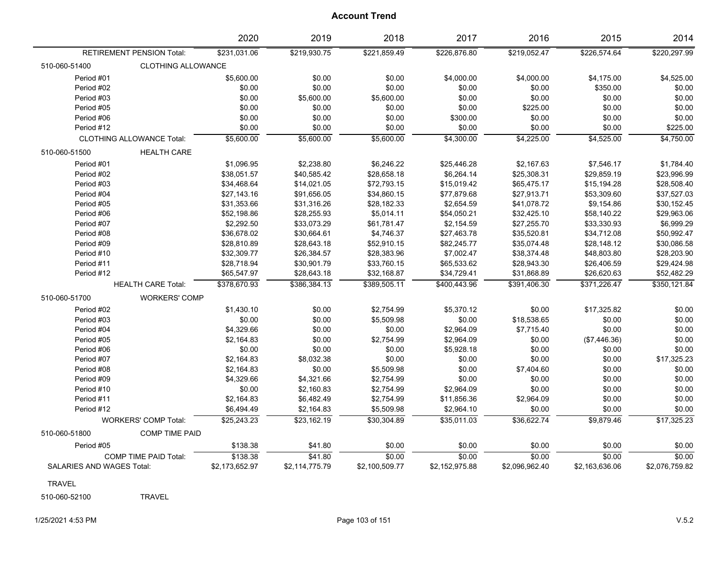**Account Trend**

| | 2020 | 2019 | 2018 | 2017 | 2016 | 2015 | 2014 |
|---|---|---|---|---|---|---|---|
| RETIREMENT PENSION Total: | $231,031.06 | $219,930.75 | $221,859.49 | $226,876.80 | $219,052.47 | $226,574.64 | $220,297.99 |
| 510-060-51400 CLOTHING ALLOWANCE | | | | | | | |
| Period #01 | $5,600.00 | $0.00 | $0.00 | $4,000.00 | $4,000.00 | $4,175.00 | $4,525.00 |
| Period #02 | $0.00 | $0.00 | $0.00 | $0.00 | $0.00 | $350.00 | $0.00 |
| Period #03 | $0.00 | $5,600.00 | $5,600.00 | $0.00 | $0.00 | $0.00 | $0.00 |
| Period #05 | $0.00 | $0.00 | $0.00 | $0.00 | $225.00 | $0.00 | $0.00 |
| Period #06 | $0.00 | $0.00 | $0.00 | $300.00 | $0.00 | $0.00 | $0.00 |
| Period #12 | $0.00 | $0.00 | $0.00 | $0.00 | $0.00 | $0.00 | $225.00 |
| CLOTHING ALLOWANCE Total: | $5,600.00 | $5,600.00 | $5,600.00 | $4,300.00 | $4,225.00 | $4,525.00 | $4,750.00 |
| 510-060-51500 HEALTH CARE | | | | | | | |
| Period #01 | $1,096.95 | $2,238.80 | $6,246.22 | $25,446.28 | $2,167.63 | $7,546.17 | $1,784.40 |
| Period #02 | $38,051.57 | $40,585.42 | $28,658.18 | $6,264.14 | $25,308.31 | $29,859.19 | $23,996.99 |
| Period #03 | $34,468.64 | $14,021.05 | $72,793.15 | $15,019.42 | $65,475.17 | $15,194.28 | $28,508.40 |
| Period #04 | $27,143.16 | $91,656.05 | $34,860.15 | $77,879.68 | $27,913.71 | $53,309.60 | $37,527.03 |
| Period #05 | $31,353.66 | $31,316.26 | $28,182.33 | $2,654.59 | $41,078.72 | $9,154.86 | $30,152.45 |
| Period #06 | $52,198.86 | $28,255.93 | $5,014.11 | $54,050.21 | $32,425.10 | $58,140.22 | $29,963.06 |
| Period #07 | $2,292.50 | $33,073.29 | $61,781.47 | $2,154.59 | $27,255.70 | $33,330.93 | $6,999.29 |
| Period #08 | $36,678.02 | $30,664.61 | $4,746.37 | $27,463.78 | $35,520.81 | $34,712.08 | $50,992.47 |
| Period #09 | $28,810.89 | $28,643.18 | $52,910.15 | $82,245.77 | $35,074.48 | $28,148.12 | $30,086.58 |
| Period #10 | $32,309.77 | $26,384.57 | $28,383.96 | $7,002.47 | $38,374.48 | $48,803.80 | $28,203.90 |
| Period #11 | $28,718.94 | $30,901.79 | $33,760.15 | $65,533.62 | $28,943.30 | $26,406.59 | $29,424.98 |
| Period #12 | $65,547.97 | $28,643.18 | $32,168.87 | $34,729.41 | $31,868.89 | $26,620.63 | $52,482.29 |
| HEALTH CARE Total: | $378,670.93 | $386,384.13 | $389,505.11 | $400,443.96 | $391,406.30 | $371,226.47 | $350,121.84 |
| 510-060-51700 WORKERS' COMP | | | | | | | |
| Period #02 | $1,430.10 | $0.00 | $2,754.99 | $5,370.12 | $0.00 | $17,325.82 | $0.00 |
| Period #03 | $0.00 | $0.00 | $5,509.98 | $0.00 | $18,538.65 | $0.00 | $0.00 |
| Period #04 | $4,329.66 | $0.00 | $0.00 | $2,964.09 | $7,715.40 | $0.00 | $0.00 |
| Period #05 | $2,164.83 | $0.00 | $2,754.99 | $2,964.09 | $0.00 | ($7,446.36) | $0.00 |
| Period #06 | $0.00 | $0.00 | $0.00 | $5,928.18 | $0.00 | $0.00 | $0.00 |
| Period #07 | $2,164.83 | $8,032.38 | $0.00 | $0.00 | $0.00 | $0.00 | $17,325.23 |
| Period #08 | $2,164.83 | $0.00 | $5,509.98 | $0.00 | $7,404.60 | $0.00 | $0.00 |
| Period #09 | $4,329.66 | $4,321.66 | $2,754.99 | $0.00 | $0.00 | $0.00 | $0.00 |
| Period #10 | $0.00 | $2,160.83 | $2,754.99 | $2,964.09 | $0.00 | $0.00 | $0.00 |
| Period #11 | $2,164.83 | $6,482.49 | $2,754.99 | $11,856.36 | $2,964.09 | $0.00 | $0.00 |
| Period #12 | $6,494.49 | $2,164.83 | $5,509.98 | $2,964.10 | $0.00 | $0.00 | $0.00 |
| WORKERS' COMP Total: | $25,243.23 | $23,162.19 | $30,304.89 | $35,011.03 | $36,622.74 | $9,879.46 | $17,325.23 |
| 510-060-51800 COMP TIME PAID | | | | | | | |
| Period #05 | $138.38 | $41.80 | $0.00 | $0.00 | $0.00 | $0.00 | $0.00 |
| COMP TIME PAID Total: | $138.38 | $41.80 | $0.00 | $0.00 | $0.00 | $0.00 | $0.00 |
| SALARIES AND WAGES Total: | $2,173,652.97 | $2,114,775.79 | $2,100,509.77 | $2,152,975.88 | $2,096,962.40 | $2,163,636.06 | $2,076,759.82 |

TRAVEL

510-060-52100 TRAVEL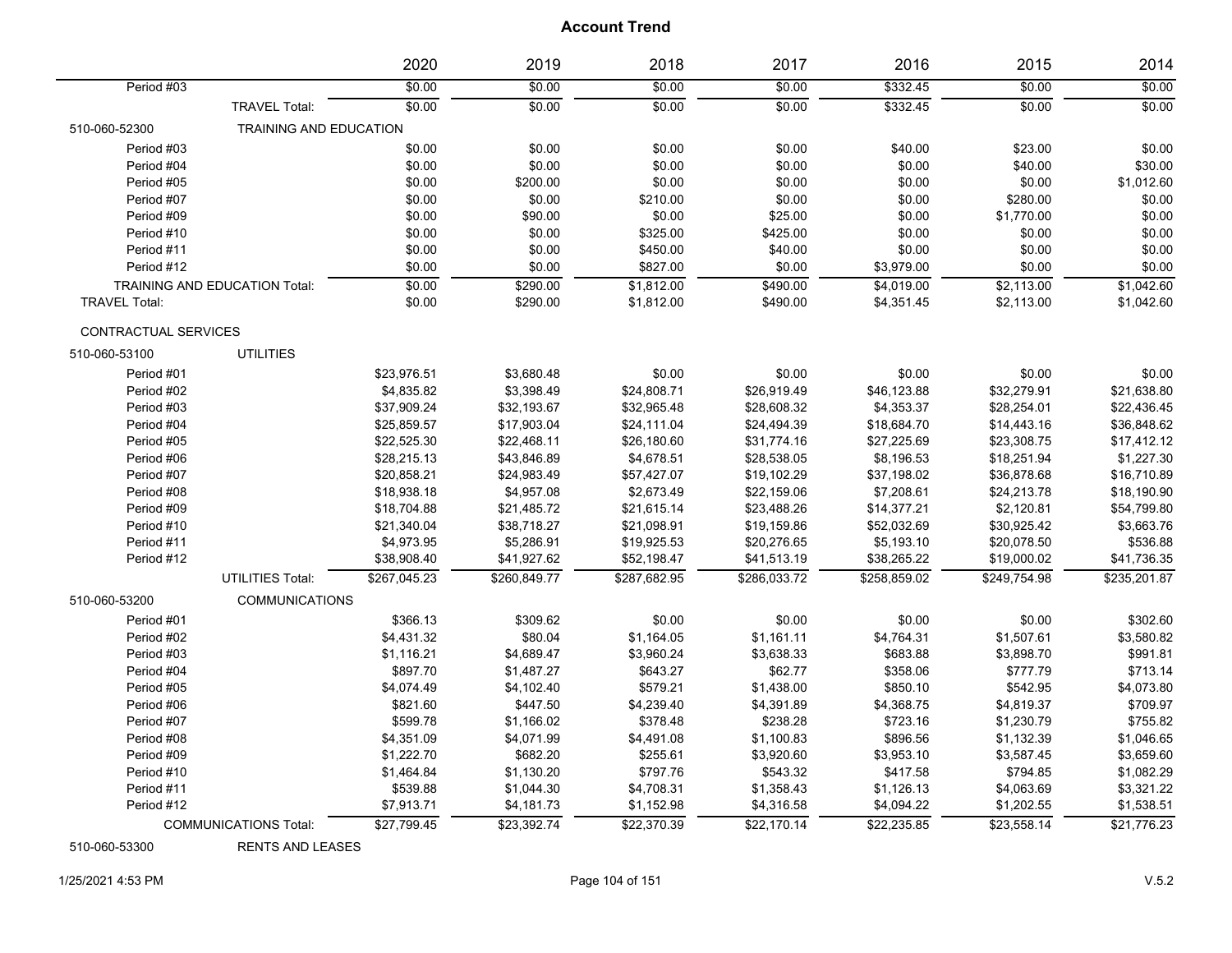# Account Trend

| | | 2020 | 2019 | 2018 | 2017 | 2016 | 2015 | 2014 |
|---|---|---|---|---|---|---|---|---|
| Period #03 | | $0.00 | $0.00 | $0.00 | $0.00 | $332.45 | $0.00 | $0.00 |
| | TRAVEL Total: | $0.00 | $0.00 | $0.00 | $0.00 | $332.45 | $0.00 | $0.00 |
| 510-060-52300 | TRAINING AND EDUCATION | | | | | | | |
| Period #03 | | $0.00 | $0.00 | $0.00 | $0.00 | $40.00 | $23.00 | $0.00 |
| Period #04 | | $0.00 | $0.00 | $0.00 | $0.00 | $0.00 | $40.00 | $30.00 |
| Period #05 | | $0.00 | $200.00 | $0.00 | $0.00 | $0.00 | $0.00 | $1,012.60 |
| Period #07 | | $0.00 | $0.00 | $210.00 | $0.00 | $0.00 | $280.00 | $0.00 |
| Period #09 | | $0.00 | $90.00 | $0.00 | $25.00 | $0.00 | $1,770.00 | $0.00 |
| Period #10 | | $0.00 | $0.00 | $325.00 | $425.00 | $0.00 | $0.00 | $0.00 |
| Period #11 | | $0.00 | $0.00 | $450.00 | $40.00 | $0.00 | $0.00 | $0.00 |
| Period #12 | | $0.00 | $0.00 | $827.00 | $0.00 | $3,979.00 | $0.00 | $0.00 |
| TRAINING AND EDUCATION Total: | | $0.00 | $290.00 | $1,812.00 | $490.00 | $4,019.00 | $2,113.00 | $1,042.60 |
| TRAVEL Total: | | $0.00 | $290.00 | $1,812.00 | $490.00 | $4,351.45 | $2,113.00 | $1,042.60 |
| CONTRACTUAL SERVICES | | | | | | | | |
| 510-060-53100 | UTILITIES | | | | | | | |
| Period #01 | | $23,976.51 | $3,680.48 | $0.00 | $0.00 | $0.00 | $0.00 | $0.00 |
| Period #02 | | $4,835.82 | $3,398.49 | $24,808.71 | $26,919.49 | $46,123.88 | $32,279.91 | $21,638.80 |
| Period #03 | | $37,909.24 | $32,193.67 | $32,965.48 | $28,608.32 | $4,353.37 | $28,254.01 | $22,436.45 |
| Period #04 | | $25,859.57 | $17,903.04 | $24,111.04 | $24,494.39 | $18,684.70 | $14,443.16 | $36,848.62 |
| Period #05 | | $22,525.30 | $22,468.11 | $26,180.60 | $31,774.16 | $27,225.69 | $23,308.75 | $17,412.12 |
| Period #06 | | $28,215.13 | $43,846.89 | $4,678.51 | $28,538.05 | $8,196.53 | $18,251.94 | $1,227.30 |
| Period #07 | | $20,858.21 | $24,983.49 | $57,427.07 | $19,102.29 | $37,198.02 | $36,878.68 | $16,710.89 |
| Period #08 | | $18,938.18 | $4,957.08 | $2,673.49 | $22,159.06 | $7,208.61 | $24,213.78 | $18,190.90 |
| Period #09 | | $18,704.88 | $21,485.72 | $21,615.14 | $23,488.26 | $14,377.21 | $2,120.81 | $54,799.80 |
| Period #10 | | $21,340.04 | $38,718.27 | $21,098.91 | $19,159.86 | $52,032.69 | $30,925.42 | $3,663.76 |
| Period #11 | | $4,973.95 | $5,286.91 | $19,925.53 | $20,276.65 | $5,193.10 | $20,078.50 | $536.88 |
| Period #12 | | $38,908.40 | $41,927.62 | $52,198.47 | $41,513.19 | $38,265.22 | $19,000.02 | $41,736.35 |
| | UTILITIES Total: | $267,045.23 | $260,849.77 | $287,682.95 | $286,033.72 | $258,859.02 | $249,754.98 | $235,201.87 |
| 510-060-53200 | COMMUNICATIONS | | | | | | | |
| Period #01 | | $366.13 | $309.62 | $0.00 | $0.00 | $0.00 | $0.00 | $302.60 |
| Period #02 | | $4,431.32 | $80.04 | $1,164.05 | $1,161.11 | $4,764.31 | $1,507.61 | $3,580.82 |
| Period #03 | | $1,116.21 | $4,689.47 | $3,960.24 | $3,638.33 | $683.88 | $3,898.70 | $991.81 |
| Period #04 | | $897.70 | $1,487.27 | $643.27 | $62.77 | $358.06 | $777.79 | $713.14 |
| Period #05 | | $4,074.49 | $4,102.40 | $579.21 | $1,438.00 | $850.10 | $542.95 | $4,073.80 |
| Period #06 | | $821.60 | $447.50 | $4,239.40 | $4,391.89 | $4,368.75 | $4,819.37 | $709.97 |
| Period #07 | | $599.78 | $1,166.02 | $378.48 | $238.28 | $723.16 | $1,230.79 | $755.82 |
| Period #08 | | $4,351.09 | $4,071.99 | $4,491.08 | $1,100.83 | $896.56 | $1,132.39 | $1,046.65 |
| Period #09 | | $1,222.70 | $682.20 | $255.61 | $3,920.60 | $3,953.10 | $3,587.45 | $3,659.60 |
| Period #10 | | $1,464.84 | $1,130.20 | $797.76 | $543.32 | $417.58 | $794.85 | $1,082.29 |
| Period #11 | | $539.88 | $1,044.30 | $4,708.31 | $1,358.43 | $1,126.13 | $4,063.69 | $3,321.22 |
| Period #12 | | $7,913.71 | $4,181.73 | $1,152.98 | $4,316.58 | $4,094.22 | $1,202.55 | $1,538.51 |
| COMMUNICATIONS Total: | | $27,799.45 | $23,392.74 | $22,370.39 | $22,170.14 | $22,235.85 | $23,558.14 | $21,776.23 |
| 510-060-53300 | RENTS AND LEASES | | | | | | | |

1/25/2021 4:53 PM

V.5.2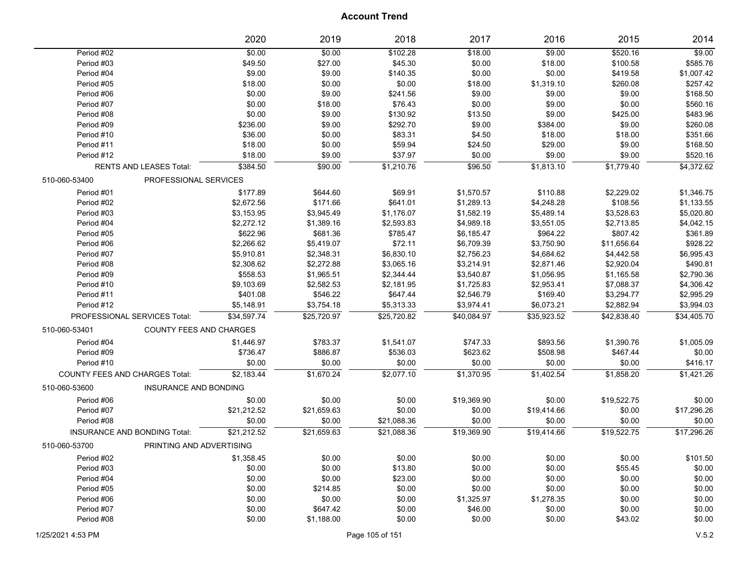# Account Trend

| | | 2020 | 2019 | 2018 | 2017 | 2016 | 2015 | 2014 |
|---|---|---|---|---|---|---|---|---|
| Period #02 | | $0.00 | $0.00 | $102.28 | $18.00 | $9.00 | $520.16 | $9.00 |
| Period #03 | | $49.50 | $27.00 | $45.30 | $0.00 | $18.00 | $100.58 | $585.76 |
| Period #04 | | $9.00 | $9.00 | $140.35 | $0.00 | $0.00 | $419.58 | $1,007.42 |
| Period #05 | | $18.00 | $0.00 | $0.00 | $18.00 | $1,319.10 | $260.08 | $257.42 |
| Period #06 | | $0.00 | $9.00 | $241.56 | $9.00 | $9.00 | $9.00 | $168.50 |
| Period #07 | | $0.00 | $18.00 | $76.43 | $0.00 | $9.00 | $0.00 | $560.16 |
| Period #08 | | $0.00 | $9.00 | $130.92 | $13.50 | $9.00 | $425.00 | $483.96 |
| Period #09 | | $236.00 | $9.00 | $292.70 | $9.00 | $384.00 | $9.00 | $260.08 |
| Period #10 | | $36.00 | $0.00 | $83.31 | $4.50 | $18.00 | $18.00 | $351.66 |
| Period #11 | | $18.00 | $0.00 | $59.94 | $24.50 | $29.00 | $9.00 | $168.50 |
| Period #12 | | $18.00 | $9.00 | $37.97 | $0.00 | $9.00 | $9.00 | $520.16 |
| RENTS AND LEASES Total: | | $384.50 | $90.00 | $1,210.76 | $96.50 | $1,813.10 | $1,779.40 | $4,372.62 |
| 510-060-53400 | PROFESSIONAL SERVICES | | | | | | | |
| Period #01 | | $177.89 | $644.60 | $69.91 | $1,570.57 | $110.88 | $2,229.02 | $1,346.75 |
| Period #02 | | $2,672.56 | $171.66 | $641.01 | $1,289.13 | $4,248.28 | $108.56 | $1,133.55 |
| Period #03 | | $3,153.95 | $3,945.49 | $1,176.07 | $1,582.19 | $5,489.14 | $3,528.63 | $5,020.80 |
| Period #04 | | $2,272.12 | $1,389.16 | $2,593.83 | $4,989.18 | $3,551.05 | $2,713.85 | $4,042.15 |
| Period #05 | | $622.96 | $681.36 | $785.47 | $6,185.47 | $964.22 | $807.42 | $361.89 |
| Period #06 | | $2,266.62 | $5,419.07 | $72.11 | $6,709.39 | $3,750.90 | $11,656.64 | $928.22 |
| Period #07 | | $5,910.81 | $2,348.31 | $6,830.10 | $2,756.23 | $4,684.62 | $4,442.58 | $6,995.43 |
| Period #08 | | $2,308.62 | $2,272.88 | $3,065.16 | $3,214.91 | $2,871.46 | $2,920.04 | $490.81 |
| Period #09 | | $558.53 | $1,965.51 | $2,344.44 | $3,540.87 | $1,056.95 | $1,165.58 | $2,790.36 |
| Period #10 | | $9,103.69 | $2,582.53 | $2,181.95 | $1,725.83 | $2,953.41 | $7,088.37 | $4,306.42 |
| Period #11 | | $401.08 | $546.22 | $647.44 | $2,546.79 | $169.40 | $3,294.77 | $2,995.29 |
| Period #12 | | $5,148.91 | $3,754.18 | $5,313.33 | $3,974.41 | $6,073.21 | $2,882.94 | $3,994.03 |
| PROFESSIONAL SERVICES Total: | | $34,597.74 | $25,720.97 | $25,720.82 | $40,084.97 | $35,923.52 | $42,838.40 | $34,405.70 |
| 510-060-53401 | COUNTY FEES AND CHARGES | | | | | | | |
| Period #04 | | $1,446.97 | $783.37 | $1,541.07 | $747.33 | $893.56 | $1,390.76 | $1,005.09 |
| Period #09 | | $736.47 | $886.87 | $536.03 | $623.62 | $508.98 | $467.44 | $0.00 |
| Period #10 | | $0.00 | $0.00 | $0.00 | $0.00 | $0.00 | $0.00 | $416.17 |
| COUNTY FEES AND CHARGES Total: | | $2,183.44 | $1,670.24 | $2,077.10 | $1,370.95 | $1,402.54 | $1,858.20 | $1,421.26 |
| 510-060-53600 | INSURANCE AND BONDING | | | | | | | |
| Period #06 | | $0.00 | $0.00 | $0.00 | $19,369.90 | $0.00 | $19,522.75 | $0.00 |
| Period #07 | | $21,212.52 | $21,659.63 | $0.00 | $0.00 | $19,414.66 | $0.00 | $17,296.26 |
| Period #08 | | $0.00 | $0.00 | $21,088.36 | $0.00 | $0.00 | $0.00 | $0.00 |
| INSURANCE AND BONDING Total: | | $21,212.52 | $21,659.63 | $21,088.36 | $19,369.90 | $19,414.66 | $19,522.75 | $17,296.26 |
| 510-060-53700 | PRINTING AND ADVERTISING | | | | | | | |
| Period #02 | | $1,358.45 | $0.00 | $0.00 | $0.00 | $0.00 | $0.00 | $101.50 |
| Period #03 | | $0.00 | $0.00 | $13.80 | $0.00 | $0.00 | $55.45 | $0.00 |
| Period #04 | | $0.00 | $0.00 | $23.00 | $0.00 | $0.00 | $0.00 | $0.00 |
| Period #05 | | $0.00 | $214.85 | $0.00 | $0.00 | $0.00 | $0.00 | $0.00 |
| Period #06 | | $0.00 | $0.00 | $0.00 | $1,325.97 | $1,278.35 | $0.00 | $0.00 |
| Period #07 | | $0.00 | $647.42 | $0.00 | $46.00 | $0.00 | $0.00 | $0.00 |
| Period #08 | | $0.00 | $1,188.00 | $0.00 | $0.00 | $0.00 | $43.02 | $0.00 |

1/25/2021 4:53 PM

V.5.2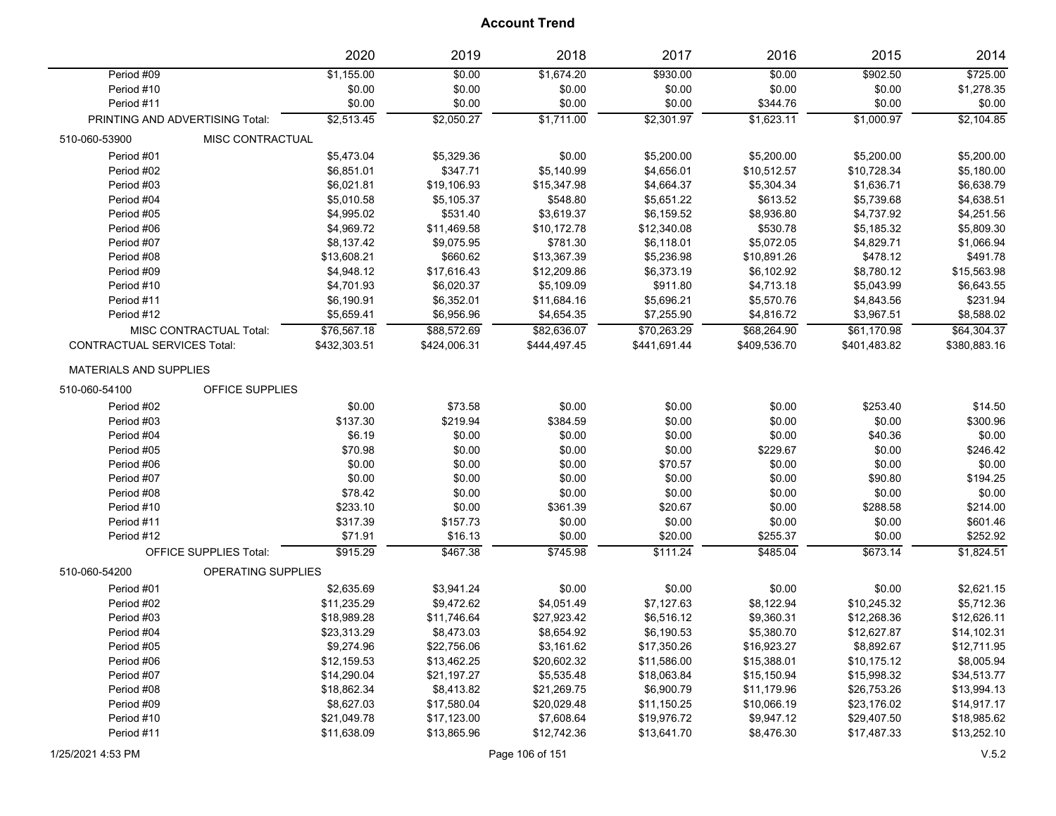## Account Trend

| | 2020 | 2019 | 2018 | 2017 | 2016 | 2015 | 2014 |
|---|---|---|---|---|---|---|---|
| Period #09 | $1,155.00 | $0.00 | $1,674.20 | $930.00 | $0.00 | $902.50 | $725.00 |
| Period #10 | $0.00 | $0.00 | $0.00 | $0.00 | $0.00 | $0.00 | $1,278.35 |
| Period #11 | $0.00 | $0.00 | $0.00 | $0.00 | $344.76 | $0.00 | $0.00 |
| PRINTING AND ADVERTISING Total: | $2,513.45 | $2,050.27 | $1,711.00 | $2,301.97 | $1,623.11 | $1,000.97 | $2,104.85 |
| **510-060-53900 MISC CONTRACTUAL** | | | | | | | |
| Period #01 | $5,473.04 | $5,329.36 | $0.00 | $5,200.00 | $5,200.00 | $5,200.00 | $5,200.00 |
| Period #02 | $6,851.01 | $347.71 | $5,140.99 | $4,656.01 | $10,512.57 | $10,728.34 | $5,180.00 |
| Period #03 | $6,021.81 | $19,106.93 | $15,347.98 | $4,664.37 | $5,304.34 | $1,636.71 | $6,638.79 |
| Period #04 | $5,010.58 | $5,105.37 | $548.80 | $5,651.22 | $613.52 | $5,739.68 | $4,638.51 |
| Period #05 | $4,995.02 | $531.40 | $3,619.37 | $6,159.52 | $8,936.80 | $4,737.92 | $4,251.56 |
| Period #06 | $4,969.72 | $11,469.58 | $10,172.78 | $12,340.08 | $530.78 | $5,185.32 | $5,809.30 |
| Period #07 | $8,137.42 | $9,075.95 | $781.30 | $6,118.01 | $5,072.05 | $4,829.71 | $1,066.94 |
| Period #08 | $13,608.21 | $660.62 | $13,367.39 | $5,236.98 | $10,891.26 | $478.12 | $491.78 |
| Period #09 | $4,948.12 | $17,616.43 | $12,209.86 | $6,373.19 | $6,102.92 | $8,780.12 | $15,563.98 |
| Period #10 | $4,701.93 | $6,020.37 | $5,109.09 | $911.80 | $4,713.18 | $5,043.99 | $6,643.55 |
| Period #11 | $6,190.91 | $6,352.01 | $11,684.16 | $5,696.21 | $5,570.76 | $4,843.56 | $231.94 |
| Period #12 | $5,659.41 | $6,956.96 | $4,654.35 | $7,255.90 | $4,816.72 | $3,967.51 | $8,588.02 |
| MISC CONTRACTUAL Total: | $76,567.18 | $88,572.69 | $82,636.07 | $70,263.29 | $68,264.90 | $61,170.98 | $64,304.37 |
| CONTRACTUAL SERVICES Total: | $432,303.51 | $424,006.31 | $444,497.45 | $441,691.44 | $409,536.70 | $401,483.82 | $380,883.16 |
| **MATERIALS AND SUPPLIES** | | | | | | | |
| **510-060-54100 OFFICE SUPPLIES** | | | | | | | |
| Period #02 | $0.00 | $73.58 | $0.00 | $0.00 | $0.00 | $253.40 | $14.50 |
| Period #03 | $137.30 | $219.94 | $384.59 | $0.00 | $0.00 | $0.00 | $300.96 |
| Period #04 | $6.19 | $0.00 | $0.00 | $0.00 | $0.00 | $40.36 | $0.00 |
| Period #05 | $70.98 | $0.00 | $0.00 | $0.00 | $229.67 | $0.00 | $246.42 |
| Period #06 | $0.00 | $0.00 | $0.00 | $70.57 | $0.00 | $0.00 | $0.00 |
| Period #07 | $0.00 | $0.00 | $0.00 | $0.00 | $0.00 | $90.80 | $194.25 |
| Period #08 | $78.42 | $0.00 | $0.00 | $0.00 | $0.00 | $0.00 | $0.00 |
| Period #10 | $233.10 | $0.00 | $361.39 | $20.67 | $0.00 | $288.58 | $214.00 |
| Period #11 | $317.39 | $157.73 | $0.00 | $0.00 | $0.00 | $0.00 | $601.46 |
| Period #12 | $71.91 | $16.13 | $0.00 | $20.00 | $255.37 | $0.00 | $252.92 |
| OFFICE SUPPLIES Total: | $915.29 | $467.38 | $745.98 | $111.24 | $485.04 | $673.14 | $1,824.51 |
| **510-060-54200 OPERATING SUPPLIES** | | | | | | | |
| Period #01 | $2,635.69 | $3,941.24 | $0.00 | $0.00 | $0.00 | $0.00 | $2,621.15 |
| Period #02 | $11,235.29 | $9,472.62 | $4,051.49 | $7,127.63 | $8,122.94 | $10,245.32 | $5,712.36 |
| Period #03 | $18,989.28 | $11,746.64 | $27,923.42 | $6,516.12 | $9,360.31 | $12,268.36 | $12,626.11 |
| Period #04 | $23,313.29 | $8,473.03 | $8,654.92 | $6,190.53 | $5,380.70 | $12,627.87 | $14,102.31 |
| Period #05 | $9,274.96 | $22,756.06 | $3,161.62 | $17,350.26 | $16,923.27 | $8,892.67 | $12,711.95 |
| Period #06 | $12,159.53 | $13,462.25 | $20,602.32 | $11,586.00 | $15,388.01 | $10,175.12 | $8,005.94 |
| Period #07 | $14,290.04 | $21,197.27 | $5,535.48 | $18,063.84 | $15,150.94 | $15,998.32 | $34,513.77 |
| Period #08 | $18,862.34 | $8,413.82 | $21,269.75 | $6,900.79 | $11,179.96 | $26,753.26 | $13,994.13 |
| Period #09 | $8,627.03 | $17,580.04 | $20,029.48 | $11,150.25 | $10,066.19 | $23,176.02 | $14,917.17 |
| Period #10 | $21,049.78 | $17,123.00 | $7,608.64 | $19,976.72 | $9,947.12 | $29,407.50 | $18,985.62 |
| Period #11 | $11,638.09 | $13,865.96 | $12,742.36 | $13,641.70 | $8,476.30 | $17,487.33 | $13,252.10 |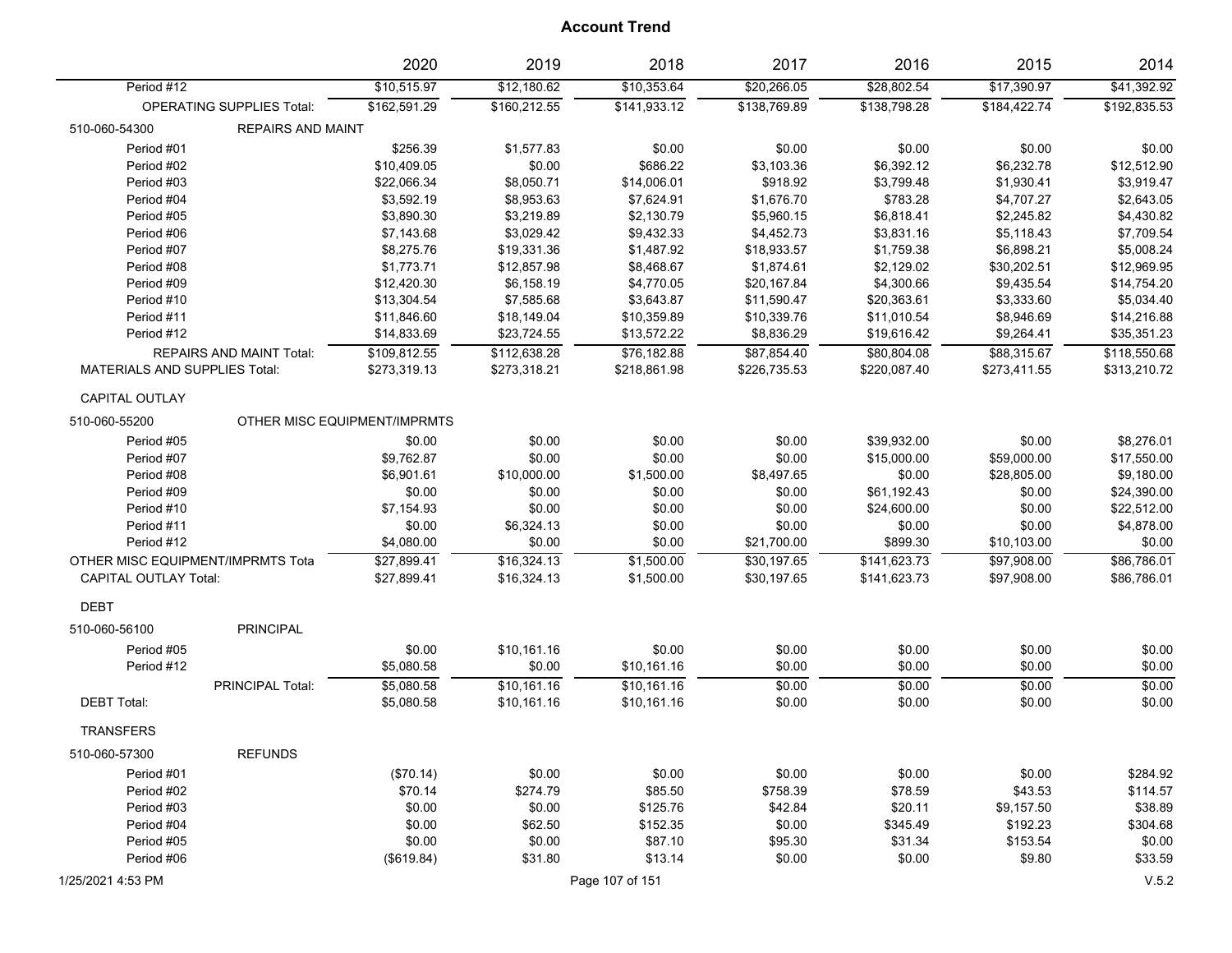# Account Trend

| | | 2020 | 2019 | 2018 | 2017 | 2016 | 2015 | 2014 |
|---|---|---|---|---|---|---|---|---|
| Period #12 | | $10,515.97 | $12,180.62 | $10,353.64 | $20,266.05 | $28,802.54 | $17,390.97 | $41,392.92 |
| OPERATING SUPPLIES Total: | | $162,591.29 | $160,212.55 | $141,933.12 | $138,769.89 | $138,798.28 | $184,422.74 | $192,835.53 |
| 510-060-54300 | REPAIRS AND MAINT | | | | | | | |
| Period #01 | | $256.39 | $1,577.83 | $0.00 | $0.00 | $0.00 | $0.00 | $0.00 |
| Period #02 | | $10,409.05 | $0.00 | $686.22 | $3,103.36 | $6,392.12 | $6,232.78 | $12,512.90 |
| Period #03 | | $22,066.34 | $8,050.71 | $14,006.01 | $918.92 | $3,799.48 | $1,930.41 | $3,919.47 |
| Period #04 | | $3,592.19 | $8,953.63 | $7,624.91 | $1,676.70 | $783.28 | $4,707.27 | $2,643.05 |
| Period #05 | | $3,890.30 | $3,219.89 | $2,130.79 | $5,960.15 | $6,818.41 | $2,245.82 | $4,430.82 |
| Period #06 | | $7,143.68 | $3,029.42 | $9,432.33 | $4,452.73 | $3,831.16 | $5,118.43 | $7,709.54 |
| Period #07 | | $8,275.76 | $19,331.36 | $1,487.92 | $18,933.57 | $1,759.38 | $6,898.21 | $5,008.24 |
| Period #08 | | $1,773.71 | $12,857.98 | $8,468.67 | $1,874.61 | $2,129.02 | $30,202.51 | $12,969.95 |
| Period #09 | | $12,420.30 | $6,158.19 | $4,770.05 | $20,167.84 | $4,300.66 | $9,435.54 | $14,754.20 |
| Period #10 | | $13,304.54 | $7,585.68 | $3,643.87 | $11,590.47 | $20,363.61 | $3,333.60 | $5,034.40 |
| Period #11 | | $11,846.60 | $18,149.04 | $10,359.89 | $10,339.76 | $11,010.54 | $8,946.69 | $14,216.88 |
| Period #12 | | $14,833.69 | $23,724.55 | $13,572.22 | $8,836.29 | $19,616.42 | $9,264.41 | $35,351.23 |
| REPAIRS AND MAINT Total: | | $109,812.55 | $112,638.28 | $76,182.88 | $87,854.40 | $80,804.08 | $88,315.67 | $118,550.68 |
| MATERIALS AND SUPPLIES Total: | | $273,319.13 | $273,318.21 | $218,861.98 | $226,735.53 | $220,087.40 | $273,411.55 | $313,210.72 |
| CAPITAL OUTLAY | | | | | | | | |
| 510-060-55200 | OTHER MISC EQUIPMENT/IMPRMTS | | | | | | | |
| Period #05 | | $0.00 | $0.00 | $0.00 | $0.00 | $39,932.00 | $0.00 | $8,276.01 |
| Period #07 | | $9,762.87 | $0.00 | $0.00 | $0.00 | $15,000.00 | $59,000.00 | $17,550.00 |
| Period #08 | | $6,901.61 | $10,000.00 | $1,500.00 | $8,497.65 | $0.00 | $28,805.00 | $9,180.00 |
| Period #09 | | $0.00 | $0.00 | $0.00 | $0.00 | $61,192.43 | $0.00 | $24,390.00 |
| Period #10 | | $7,154.93 | $0.00 | $0.00 | $0.00 | $24,600.00 | $0.00 | $22,512.00 |
| Period #11 | | $0.00 | $6,324.13 | $0.00 | $0.00 | $0.00 | $0.00 | $4,878.00 |
| Period #12 | | $4,080.00 | $0.00 | $0.00 | $21,700.00 | $899.30 | $10,103.00 | $0.00 |
| OTHER MISC EQUIPMENT/IMPRMTS Tota | | $27,899.41 | $16,324.13 | $1,500.00 | $30,197.65 | $141,623.73 | $97,908.00 | $86,786.01 |
| CAPITAL OUTLAY Total: | | $27,899.41 | $16,324.13 | $1,500.00 | $30,197.65 | $141,623.73 | $97,908.00 | $86,786.01 |
| DEBT | | | | | | | | |
| 510-060-56100 | PRINCIPAL | | | | | | | |
| Period #05 | | $0.00 | $10,161.16 | $0.00 | $0.00 | $0.00 | $0.00 | $0.00 |
| Period #12 | | $5,080.58 | $0.00 | $10,161.16 | $0.00 | $0.00 | $0.00 | $0.00 |
| PRINCIPAL Total: | | $5,080.58 | $10,161.16 | $10,161.16 | $0.00 | $0.00 | $0.00 | $0.00 |
| DEBT Total: | | $5,080.58 | $10,161.16 | $10,161.16 | $0.00 | $0.00 | $0.00 | $0.00 |
| TRANSFERS | | | | | | | | |
| 510-060-57300 | REFUNDS | | | | | | | |
| Period #01 | | ($70.14) | $0.00 | $0.00 | $0.00 | $0.00 | $0.00 | $284.92 |
| Period #02 | | $70.14 | $274.79 | $85.50 | $758.39 | $78.59 | $43.53 | $114.57 |
| Period #03 | | $0.00 | $0.00 | $125.76 | $42.84 | $20.11 | $9,157.50 | $38.89 |
| Period #04 | | $0.00 | $62.50 | $152.35 | $0.00 | $345.49 | $192.23 | $304.68 |
| Period #05 | | $0.00 | $0.00 | $87.10 | $95.30 | $31.34 | $153.54 | $0.00 |
| Period #06 | | ($619.84) | $31.80 | $13.14 | $0.00 | $0.00 | $9.80 | $33.59 |

1/25/2021 4:53 PM V.5.2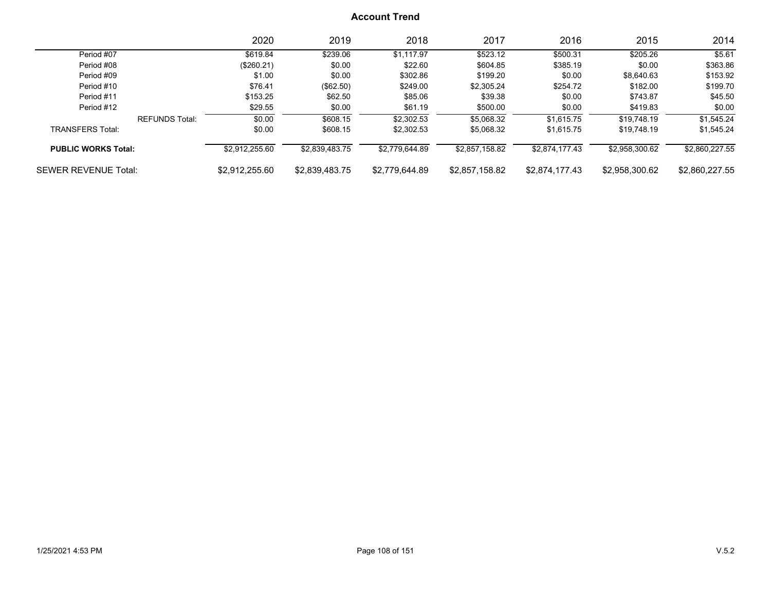## Account Trend

| | 2020 | 2019 | 2018 | 2017 | 2016 | 2015 | 2014 |
|---|---|---|---|---|---|---|---|
| Period #07 | $619.84 | $239.06 | $1,117.97 | $523.12 | $500.31 | $205.26 | $5.61 |
| Period #08 | ($260.21) | $0.00 | $22.60 | $604.85 | $385.19 | $0.00 | $363.86 |
| Period #09 | $1.00 | $0.00 | $302.86 | $199.20 | $0.00 | $8,640.63 | $153.92 |
| Period #10 | $76.41 | ($62.50) | $249.00 | $2,305.24 | $254.72 | $182.00 | $199.70 |
| Period #11 | $153.25 | $62.50 | $85.06 | $39.38 | $0.00 | $743.87 | $45.50 |
| Period #12 | $29.55 | $0.00 | $61.19 | $500.00 | $0.00 | $419.83 | $0.00 |
| REFUNDS Total: | $0.00 | $608.15 | $2,302.53 | $5,068.32 | $1,615.75 | $19,748.19 | $1,545.24 |
| TRANSFERS Total: | $0.00 | $608.15 | $2,302.53 | $5,068.32 | $1,615.75 | $19,748.19 | $1,545.24 |
| **PUBLIC WORKS Total:** | $2,912,255.60 | $2,839,483.75 | $2,779,644.89 | $2,857,158.82 | $2,874,177.43 | $2,958,300.62 | $2,860,227.55 |
| SEWER REVENUE Total: | $2,912,255.60 | $2,839,483.75 | $2,779,644.89 | $2,857,158.82 | $2,874,177.43 | $2,958,300.62 | $2,860,227.55 |

1/25/2021 4:53 PM

V.5.2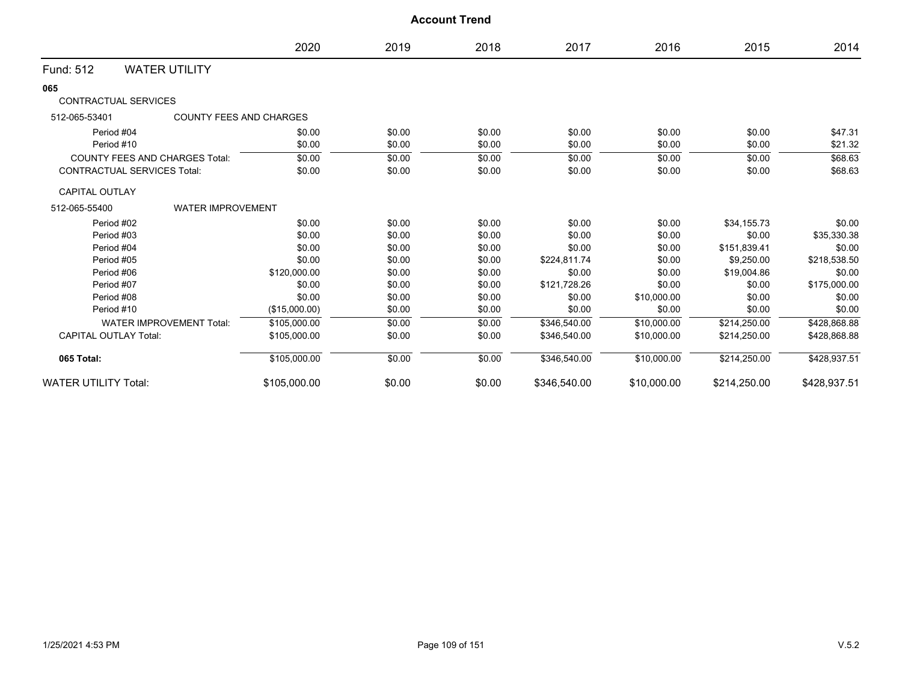# Account Trend

| | 2020 | 2019 | 2018 | 2017 | 2016 | 2015 | 2014 |
|---|---|---|---|---|---|---|---|
| **Fund: 512 WATER UTILITY** | | | | | | | |
| **065** | | | | | | | |
| CONTRACTUAL SERVICES | | | | | | | |
| 512-065-53401 COUNTY FEES AND CHARGES | | | | | | | |
| Period #04 | $0.00 | $0.00 | $0.00 | $0.00 | $0.00 | $0.00 | $47.31 |
| Period #10 | $0.00 | $0.00 | $0.00 | $0.00 | $0.00 | $0.00 | $21.32 |
| COUNTY FEES AND CHARGES Total: | $0.00 | $0.00 | $0.00 | $0.00 | $0.00 | $0.00 | $68.63 |
| CONTRACTUAL SERVICES Total: | $0.00 | $0.00 | $0.00 | $0.00 | $0.00 | $0.00 | $68.63 |
| CAPITAL OUTLAY | | | | | | | |
| 512-065-55400 WATER IMPROVEMENT | | | | | | | |
| Period #02 | $0.00 | $0.00 | $0.00 | $0.00 | $0.00 | $34,155.73 | $0.00 |
| Period #03 | $0.00 | $0.00 | $0.00 | $0.00 | $0.00 | $0.00 | $35,330.38 |
| Period #04 | $0.00 | $0.00 | $0.00 | $0.00 | $0.00 | $151,839.41 | $0.00 |
| Period #05 | $0.00 | $0.00 | $0.00 | $224,811.74 | $0.00 | $9,250.00 | $218,538.50 |
| Period #06 | $120,000.00 | $0.00 | $0.00 | $0.00 | $0.00 | $19,004.86 | $0.00 |
| Period #07 | $0.00 | $0.00 | $0.00 | $121,728.26 | $0.00 | $0.00 | $175,000.00 |
| Period #08 | $0.00 | $0.00 | $0.00 | $0.00 | $10,000.00 | $0.00 | $0.00 |
| Period #10 | ($15,000.00) | $0.00 | $0.00 | $0.00 | $0.00 | $0.00 | $0.00 |
| WATER IMPROVEMENT Total: | $105,000.00 | $0.00 | $0.00 | $346,540.00 | $10,000.00 | $214,250.00 | $428,868.88 |
| CAPITAL OUTLAY Total: | $105,000.00 | $0.00 | $0.00 | $346,540.00 | $10,000.00 | $214,250.00 | $428,868.88 |
| **065 Total:** | $105,000.00 | $0.00 | $0.00 | $346,540.00 | $10,000.00 | $214,250.00 | $428,937.51 |
| WATER UTILITY Total: | $105,000.00 | $0.00 | $0.00 | $346,540.00 | $10,000.00 | $214,250.00 | $428,937.51 |

1/25/2021 4:53 PM

V.5.2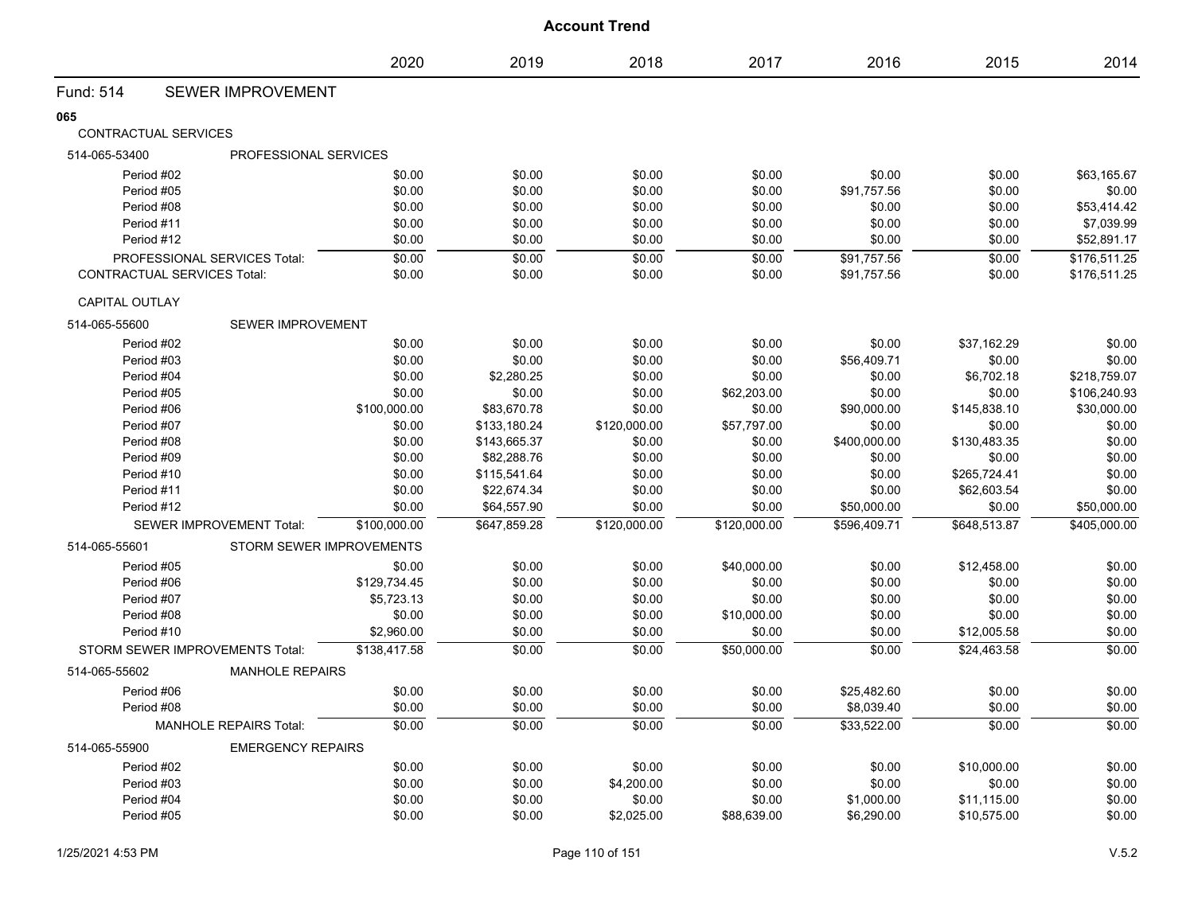# Account Trend

| | | 2020 | 2019 | 2018 | 2017 | 2016 | 2015 | 2014 |
|---|---|---|---|---|---|---|---|---|
| **Fund: 514** | **SEWER IMPROVEMENT** | | | | | | | |
| **065** | | | | | | | | |
| CONTRACTUAL SERVICES | | | | | | | | |
| 514-065-53400 | PROFESSIONAL SERVICES | | | | | | | |
| Period #02 | | $0.00 | $0.00 | $0.00 | $0.00 | $0.00 | $0.00 | $63,165.67 |
| Period #05 | | $0.00 | $0.00 | $0.00 | $0.00 | $91,757.56 | $0.00 | $0.00 |
| Period #08 | | $0.00 | $0.00 | $0.00 | $0.00 | $0.00 | $0.00 | $53,414.42 |
| Period #11 | | $0.00 | $0.00 | $0.00 | $0.00 | $0.00 | $0.00 | $7,039.99 |
| Period #12 | | $0.00 | $0.00 | $0.00 | $0.00 | $0.00 | $0.00 | $52,891.17 |
| PROFESSIONAL SERVICES Total: | | $0.00 | $0.00 | $0.00 | $0.00 | $91,757.56 | $0.00 | $176,511.25 |
| CONTRACTUAL SERVICES Total: | | $0.00 | $0.00 | $0.00 | $0.00 | $91,757.56 | $0.00 | $176,511.25 |
| CAPITAL OUTLAY | | | | | | | | |
| 514-065-55600 | SEWER IMPROVEMENT | | | | | | | |
| Period #02 | | $0.00 | $0.00 | $0.00 | $0.00 | $0.00 | $37,162.29 | $0.00 |
| Period #03 | | $0.00 | $0.00 | $0.00 | $0.00 | $56,409.71 | $0.00 | $0.00 |
| Period #04 | | $0.00 | $2,280.25 | $0.00 | $0.00 | $0.00 | $6,702.18 | $218,759.07 |
| Period #05 | | $0.00 | $0.00 | $0.00 | $62,203.00 | $0.00 | $0.00 | $106,240.93 |
| Period #06 | | $100,000.00 | $83,670.78 | $0.00 | $0.00 | $90,000.00 | $145,838.10 | $30,000.00 |
| Period #07 | | $0.00 | $133,180.24 | $120,000.00 | $57,797.00 | $0.00 | $0.00 | $0.00 |
| Period #08 | | $0.00 | $143,665.37 | $0.00 | $0.00 | $400,000.00 | $130,483.35 | $0.00 |
| Period #09 | | $0.00 | $82,288.76 | $0.00 | $0.00 | $0.00 | $0.00 | $0.00 |
| Period #10 | | $0.00 | $115,541.64 | $0.00 | $0.00 | $0.00 | $265,724.41 | $0.00 |
| Period #11 | | $0.00 | $22,674.34 | $0.00 | $0.00 | $0.00 | $62,603.54 | $0.00 |
| Period #12 | | $0.00 | $64,557.90 | $0.00 | $0.00 | $50,000.00 | $0.00 | $50,000.00 |
| SEWER IMPROVEMENT Total: | | $100,000.00 | $647,859.28 | $120,000.00 | $120,000.00 | $596,409.71 | $648,513.87 | $405,000.00 |
| 514-065-55601 | STORM SEWER IMPROVEMENTS | | | | | | | |
| Period #05 | | $0.00 | $0.00 | $0.00 | $40,000.00 | $0.00 | $12,458.00 | $0.00 |
| Period #06 | | $129,734.45 | $0.00 | $0.00 | $0.00 | $0.00 | $0.00 | $0.00 |
| Period #07 | | $5,723.13 | $0.00 | $0.00 | $0.00 | $0.00 | $0.00 | $0.00 |
| Period #08 | | $0.00 | $0.00 | $0.00 | $10,000.00 | $0.00 | $0.00 | $0.00 |
| Period #10 | | $2,960.00 | $0.00 | $0.00 | $0.00 | $0.00 | $12,005.58 | $0.00 |
| STORM SEWER IMPROVEMENTS Total: | | $138,417.58 | $0.00 | $0.00 | $50,000.00 | $0.00 | $24,463.58 | $0.00 |
| 514-065-55602 | MANHOLE REPAIRS | | | | | | | |
| Period #06 | | $0.00 | $0.00 | $0.00 | $0.00 | $25,482.60 | $0.00 | $0.00 |
| Period #08 | | $0.00 | $0.00 | $0.00 | $0.00 | $8,039.40 | $0.00 | $0.00 |
| MANHOLE REPAIRS Total: | | $0.00 | $0.00 | $0.00 | $0.00 | $33,522.00 | $0.00 | $0.00 |
| 514-065-55900 | EMERGENCY REPAIRS | | | | | | | |
| Period #02 | | $0.00 | $0.00 | $0.00 | $0.00 | $0.00 | $10,000.00 | $0.00 |
| Period #03 | | $0.00 | $0.00 | $4,200.00 | $0.00 | $0.00 | $0.00 | $0.00 |
| Period #04 | | $0.00 | $0.00 | $0.00 | $0.00 | $1,000.00 | $11,115.00 | $0.00 |
| Period #05 | | $0.00 | $0.00 | $2,025.00 | $88,639.00 | $6,290.00 | $10,575.00 | $0.00 |

1/25/2021 4:53 PM

V.5.2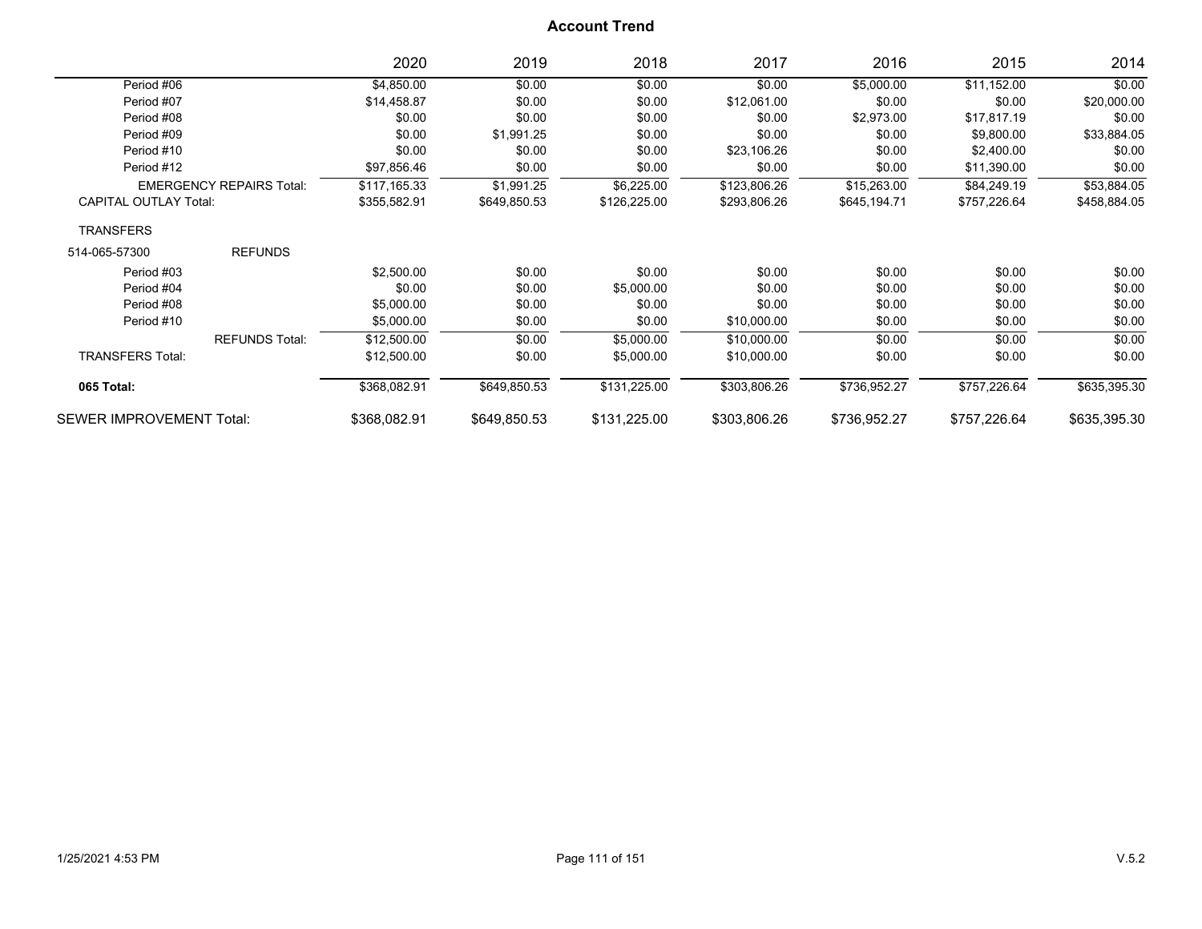# Account Trend

| | | 2020 | 2019 | 2018 | 2017 | 2016 | 2015 | 2014 |
|---|---|---|---|---|---|---|---|---|
| Period #06 | | $4,850.00 | $0.00 | $0.00 | $0.00 | $5,000.00 | $11,152.00 | $0.00 |
| Period #07 | | $14,458.87 | $0.00 | $0.00 | $12,061.00 | $0.00 | $0.00 | $20,000.00 |
| Period #08 | | $0.00 | $0.00 | $0.00 | $0.00 | $2,973.00 | $17,817.19 | $0.00 |
| Period #09 | | $0.00 | $1,991.25 | $0.00 | $0.00 | $0.00 | $9,800.00 | $33,884.05 |
| Period #10 | | $0.00 | $0.00 | $0.00 | $23,106.26 | $0.00 | $2,400.00 | $0.00 |
| Period #12 | | $97,856.46 | $0.00 | $0.00 | $0.00 | $0.00 | $11,390.00 | $0.00 |
| EMERGENCY REPAIRS Total: | | $117,165.33 | $1,991.25 | $6,225.00 | $123,806.26 | $15,263.00 | $84,249.19 | $53,884.05 |
| CAPITAL OUTLAY Total: | | $355,582.91 | $649,850.53 | $126,225.00 | $293,806.26 | $645,194.71 | $757,226.64 | $458,884.05 |
| TRANSFERS | | | | | | | | |
| 514-065-57300 | REFUNDS | | | | | | | |
| Period #03 | | $2,500.00 | $0.00 | $0.00 | $0.00 | $0.00 | $0.00 | $0.00 |
| Period #04 | | $0.00 | $0.00 | $5,000.00 | $0.00 | $0.00 | $0.00 | $0.00 |
| Period #08 | | $5,000.00 | $0.00 | $0.00 | $0.00 | $0.00 | $0.00 | $0.00 |
| Period #10 | | $5,000.00 | $0.00 | $0.00 | $10,000.00 | $0.00 | $0.00 | $0.00 |
| REFUNDS Total: | | $12,500.00 | $0.00 | $5,000.00 | $10,000.00 | $0.00 | $0.00 | $0.00 |
| TRANSFERS Total: | | $12,500.00 | $0.00 | $5,000.00 | $10,000.00 | $0.00 | $0.00 | $0.00 |
| **065 Total:** | | $368,082.91 | $649,850.53 | $131,225.00 | $303,806.26 | $736,952.27 | $757,226.64 | $635,395.30 |
| SEWER IMPROVEMENT Total: | | $368,082.91 | $649,850.53 | $131,225.00 | $303,806.26 | $736,952.27 | $757,226.64 | $635,395.30 |

1/25/2021 4:53 PM

V.5.2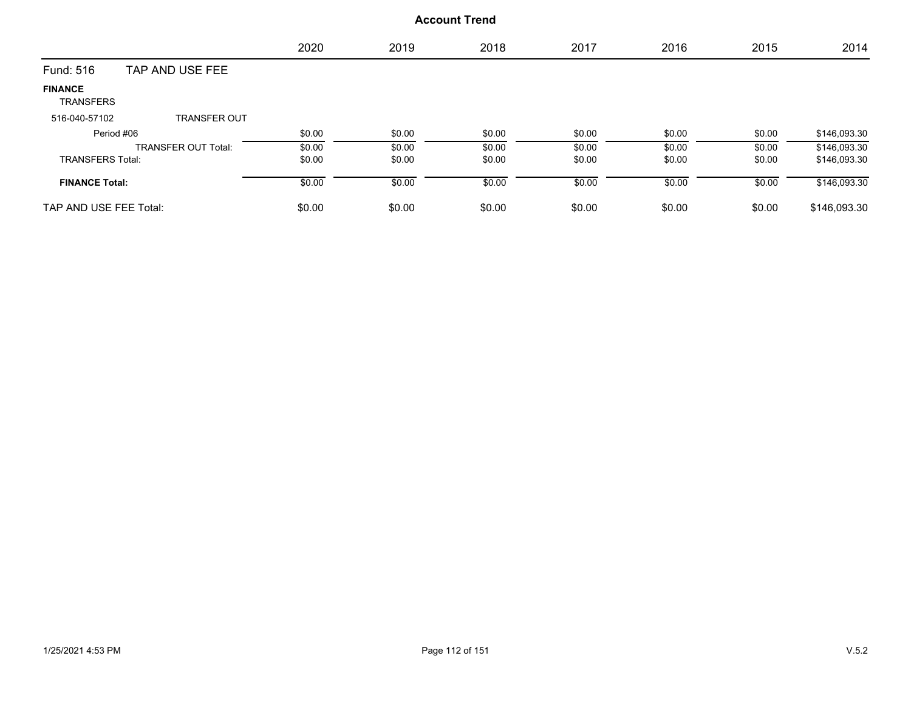# Account Trend

| | 2020 | 2019 | 2018 | 2017 | 2016 | 2015 | 2014 |
|---|---|---|---|---|---|---|---|
| **Fund: 516 TAP AND USE FEE** | | | | | | | |
| **FINANCE** | | | | | | | |
| TRANSFERS | | | | | | | |
| 516-040-57102 TRANSFER OUT | | | | | | | |
| Period #06 | $0.00 | $0.00 | $0.00 | $0.00 | $0.00 | $0.00 | $146,093.30 |
| TRANSFER OUT Total: | $0.00 | $0.00 | $0.00 | $0.00 | $0.00 | $0.00 | $146,093.30 |
| TRANSFERS Total: | $0.00 | $0.00 | $0.00 | $0.00 | $0.00 | $0.00 | $146,093.30 |
| **FINANCE Total:** | $0.00 | $0.00 | $0.00 | $0.00 | $0.00 | $0.00 | $146,093.30 |
| TAP AND USE FEE Total: | $0.00 | $0.00 | $0.00 | $0.00 | $0.00 | $0.00 | $146,093.30 |

1/25/2021 4:53 PM

V.5.2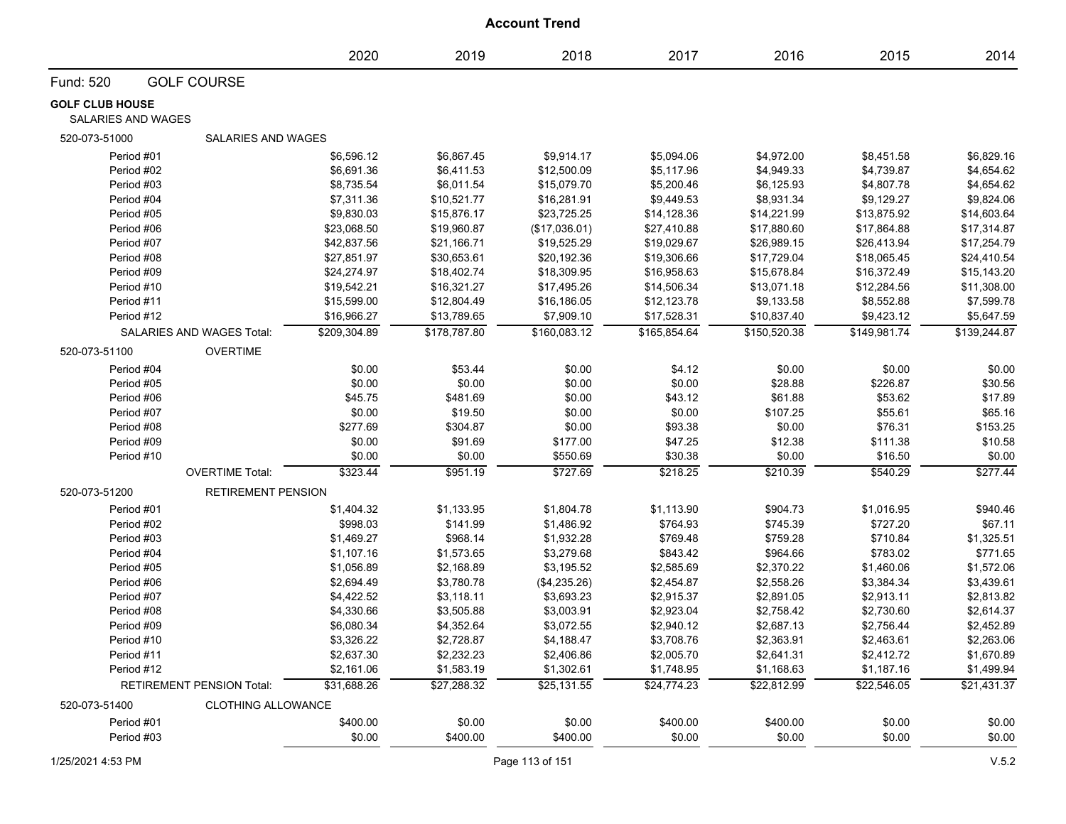## Account Trend

| | 2020 | 2019 | 2018 | 2017 | 2016 | 2015 | 2014 |
|---|---|---|---|---|---|---|---|
| **Fund: 520 GOLF COURSE** | | | | | | | |
| **GOLF CLUB HOUSE** | | | | | | | |
| SALARIES AND WAGES | | | | | | | |
| **520-073-51000 SALARIES AND WAGES** | | | | | | | |
| Period #01 | $6,596.12 | $6,867.45 | $9,914.17 | $5,094.06 | $4,972.00 | $8,451.58 | $6,829.16 |
| Period #02 | $6,691.36 | $6,411.53 | $12,500.09 | $5,117.96 | $4,949.33 | $4,739.87 | $4,654.62 |
| Period #03 | $8,735.54 | $6,011.54 | $15,079.70 | $5,200.46 | $6,125.93 | $4,807.78 | $4,654.62 |
| Period #04 | $7,311.36 | $10,521.77 | $16,281.91 | $9,449.53 | $8,931.34 | $9,129.27 | $9,824.06 |
| Period #05 | $9,830.03 | $15,876.17 | $23,725.25 | $14,128.36 | $14,221.99 | $13,875.92 | $14,603.64 |
| Period #06 | $23,068.50 | $19,960.87 | ($17,036.01) | $27,410.88 | $17,880.60 | $17,864.88 | $17,314.87 |
| Period #07 | $42,837.56 | $21,166.71 | $19,525.29 | $19,029.67 | $26,989.15 | $26,413.94 | $17,254.79 |
| Period #08 | $27,851.97 | $30,653.61 | $20,192.36 | $19,306.66 | $17,729.04 | $18,065.45 | $24,410.54 |
| Period #09 | $24,274.97 | $18,402.74 | $18,309.95 | $16,958.63 | $15,678.84 | $16,372.49 | $15,143.20 |
| Period #10 | $19,542.21 | $16,321.27 | $17,495.26 | $14,506.34 | $13,071.18 | $12,284.56 | $11,308.00 |
| Period #11 | $15,599.00 | $12,804.49 | $16,186.05 | $12,123.78 | $9,133.58 | $8,552.88 | $7,599.78 |
| Period #12 | $16,966.27 | $13,789.65 | $7,909.10 | $17,528.31 | $10,837.40 | $9,423.12 | $5,647.59 |
| SALARIES AND WAGES Total: | $209,304.89 | $178,787.80 | $160,083.12 | $165,854.64 | $150,520.38 | $149,981.74 | $139,244.87 |
| **520-073-51100 OVERTIME** | | | | | | | |
| Period #04 | $0.00 | $53.44 | $0.00 | $4.12 | $0.00 | $0.00 | $0.00 |
| Period #05 | $0.00 | $0.00 | $0.00 | $0.00 | $28.88 | $226.87 | $30.56 |
| Period #06 | $45.75 | $481.69 | $0.00 | $43.12 | $61.88 | $53.62 | $17.89 |
| Period #07 | $0.00 | $19.50 | $0.00 | $0.00 | $107.25 | $55.61 | $65.16 |
| Period #08 | $277.69 | $304.87 | $0.00 | $93.38 | $0.00 | $76.31 | $153.25 |
| Period #09 | $0.00 | $91.69 | $177.00 | $47.25 | $12.38 | $111.38 | $10.58 |
| Period #10 | $0.00 | $0.00 | $550.69 | $30.38 | $0.00 | $16.50 | $0.00 |
| OVERTIME Total: | $323.44 | $951.19 | $727.69 | $218.25 | $210.39 | $540.29 | $277.44 |
| **520-073-51200 RETIREMENT PENSION** | | | | | | | |
| Period #01 | $1,404.32 | $1,133.95 | $1,804.78 | $1,113.90 | $904.73 | $1,016.95 | $940.46 |
| Period #02 | $998.03 | $141.99 | $1,486.92 | $764.93 | $745.39 | $727.20 | $67.11 |
| Period #03 | $1,469.27 | $968.14 | $1,932.28 | $769.48 | $759.28 | $710.84 | $1,325.51 |
| Period #04 | $1,107.16 | $1,573.65 | $3,279.68 | $843.42 | $964.66 | $783.02 | $771.65 |
| Period #05 | $1,056.89 | $2,168.89 | $3,195.52 | $2,585.69 | $2,370.22 | $1,460.06 | $1,572.06 |
| Period #06 | $2,694.49 | $3,780.78 | ($4,235.26) | $2,454.87 | $2,558.26 | $3,384.34 | $3,439.61 |
| Period #07 | $4,422.52 | $3,118.11 | $3,693.23 | $2,915.37 | $2,891.05 | $2,913.11 | $2,813.82 |
| Period #08 | $4,330.66 | $3,505.88 | $3,003.91 | $2,923.04 | $2,758.42 | $2,730.60 | $2,614.37 |
| Period #09 | $6,080.34 | $4,352.64 | $3,072.55 | $2,940.12 | $2,687.13 | $2,756.44 | $2,452.89 |
| Period #10 | $3,326.22 | $2,728.87 | $4,188.47 | $3,708.76 | $2,363.91 | $2,463.61 | $2,263.06 |
| Period #11 | $2,637.30 | $2,232.23 | $2,406.86 | $2,005.70 | $2,641.31 | $2,412.72 | $1,670.89 |
| Period #12 | $2,161.06 | $1,583.19 | $1,302.61 | $1,748.95 | $1,168.63 | $1,187.16 | $1,499.94 |
| RETIREMENT PENSION Total: | $31,688.26 | $27,288.32 | $25,131.55 | $24,774.23 | $22,812.99 | $22,546.05 | $21,431.37 |
| **520-073-51400 CLOTHING ALLOWANCE** | | | | | | | |
| Period #01 | $400.00 | $0.00 | $0.00 | $400.00 | $400.00 | $0.00 | $0.00 |
| Period #03 | $0.00 | $400.00 | $400.00 | $0.00 | $0.00 | $0.00 | $0.00 |

1/25/2021 4:53 PM

V.5.2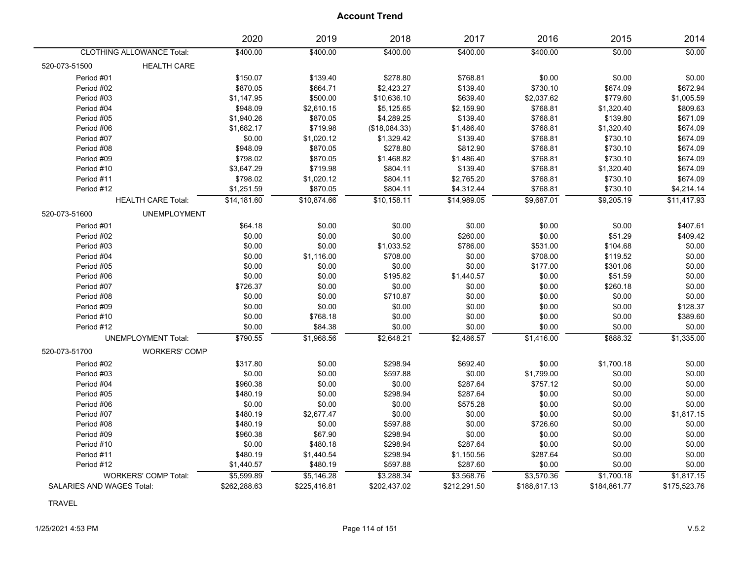**Account Trend**

| | 2020 | 2019 | 2018 | 2017 | 2016 | 2015 | 2014 |
|---|---|---|---|---|---|---|---|
| CLOTHING ALLOWANCE Total: | $400.00 | $400.00 | $400.00 | $400.00 | $400.00 | $0.00 | $0.00 |
| 520-073-51500 HEALTH CARE | | | | | | | |
| Period #01 | $150.07 | $139.40 | $278.80 | $768.81 | $0.00 | $0.00 | $0.00 |
| Period #02 | $870.05 | $664.71 | $2,423.27 | $139.40 | $730.10 | $674.09 | $672.94 |
| Period #03 | $1,147.95 | $500.00 | $10,636.10 | $639.40 | $2,037.62 | $779.60 | $1,005.59 |
| Period #04 | $948.09 | $2,610.15 | $5,125.65 | $2,159.90 | $768.81 | $1,320.40 | $809.63 |
| Period #05 | $1,940.26 | $870.05 | $4,289.25 | $139.40 | $768.81 | $139.80 | $671.09 |
| Period #06 | $1,682.17 | $719.98 | ($18,084.33) | $1,486.40 | $768.81 | $1,320.40 | $674.09 |
| Period #07 | $0.00 | $1,020.12 | $1,329.42 | $139.40 | $768.81 | $730.10 | $674.09 |
| Period #08 | $948.09 | $870.05 | $278.80 | $812.90 | $768.81 | $730.10 | $674.09 |
| Period #09 | $798.02 | $870.05 | $1,468.82 | $1,486.40 | $768.81 | $730.10 | $674.09 |
| Period #10 | $3,647.29 | $719.98 | $804.11 | $139.40 | $768.81 | $1,320.40 | $674.09 |
| Period #11 | $798.02 | $1,020.12 | $804.11 | $2,765.20 | $768.81 | $730.10 | $674.09 |
| Period #12 | $1,251.59 | $870.05 | $804.11 | $4,312.44 | $768.81 | $730.10 | $4,214.14 |
| HEALTH CARE Total: | $14,181.60 | $10,874.66 | $10,158.11 | $14,989.05 | $9,687.01 | $9,205.19 | $11,417.93 |
| 520-073-51600 UNEMPLOYMENT | | | | | | | |
| Period #01 | $64.18 | $0.00 | $0.00 | $0.00 | $0.00 | $0.00 | $407.61 |
| Period #02 | $0.00 | $0.00 | $0.00 | $260.00 | $0.00 | $51.29 | $409.42 |
| Period #03 | $0.00 | $0.00 | $1,033.52 | $786.00 | $531.00 | $104.68 | $0.00 |
| Period #04 | $0.00 | $1,116.00 | $708.00 | $0.00 | $708.00 | $119.52 | $0.00 |
| Period #05 | $0.00 | $0.00 | $0.00 | $0.00 | $177.00 | $301.06 | $0.00 |
| Period #06 | $0.00 | $0.00 | $195.82 | $1,440.57 | $0.00 | $51.59 | $0.00 |
| Period #07 | $726.37 | $0.00 | $0.00 | $0.00 | $0.00 | $260.18 | $0.00 |
| Period #08 | $0.00 | $0.00 | $710.87 | $0.00 | $0.00 | $0.00 | $0.00 |
| Period #09 | $0.00 | $0.00 | $0.00 | $0.00 | $0.00 | $0.00 | $128.37 |
| Period #10 | $0.00 | $768.18 | $0.00 | $0.00 | $0.00 | $0.00 | $389.60 |
| Period #12 | $0.00 | $84.38 | $0.00 | $0.00 | $0.00 | $0.00 | $0.00 |
| UNEMPLOYMENT Total: | $790.55 | $1,968.56 | $2,648.21 | $2,486.57 | $1,416.00 | $888.32 | $1,335.00 |
| 520-073-51700 WORKERS' COMP | | | | | | | |
| Period #02 | $317.80 | $0.00 | $298.94 | $692.40 | $0.00 | $1,700.18 | $0.00 |
| Period #03 | $0.00 | $0.00 | $597.88 | $0.00 | $1,799.00 | $0.00 | $0.00 |
| Period #04 | $960.38 | $0.00 | $0.00 | $287.64 | $757.12 | $0.00 | $0.00 |
| Period #05 | $480.19 | $0.00 | $298.94 | $287.64 | $0.00 | $0.00 | $0.00 |
| Period #06 | $0.00 | $0.00 | $0.00 | $575.28 | $0.00 | $0.00 | $0.00 |
| Period #07 | $480.19 | $2,677.47 | $0.00 | $0.00 | $0.00 | $0.00 | $1,817.15 |
| Period #08 | $480.19 | $0.00 | $597.88 | $0.00 | $726.60 | $0.00 | $0.00 |
| Period #09 | $960.38 | $67.90 | $298.94 | $0.00 | $0.00 | $0.00 | $0.00 |
| Period #10 | $0.00 | $480.18 | $298.94 | $287.64 | $0.00 | $0.00 | $0.00 |
| Period #11 | $480.19 | $1,440.54 | $298.94 | $1,150.56 | $287.64 | $0.00 | $0.00 |
| Period #12 | $1,440.57 | $480.19 | $597.88 | $287.60 | $0.00 | $0.00 | $0.00 |
| WORKERS' COMP Total: | $5,599.89 | $5,146.28 | $3,288.34 | $3,568.76 | $3,570.36 | $1,700.18 | $1,817.15 |
| SALARIES AND WAGES Total: | $262,288.63 | $225,416.81 | $202,437.02 | $212,291.50 | $188,617.13 | $184,861.77 | $175,523.76 |

TRAVEL

1/25/2021 4:53 PM

V.5.2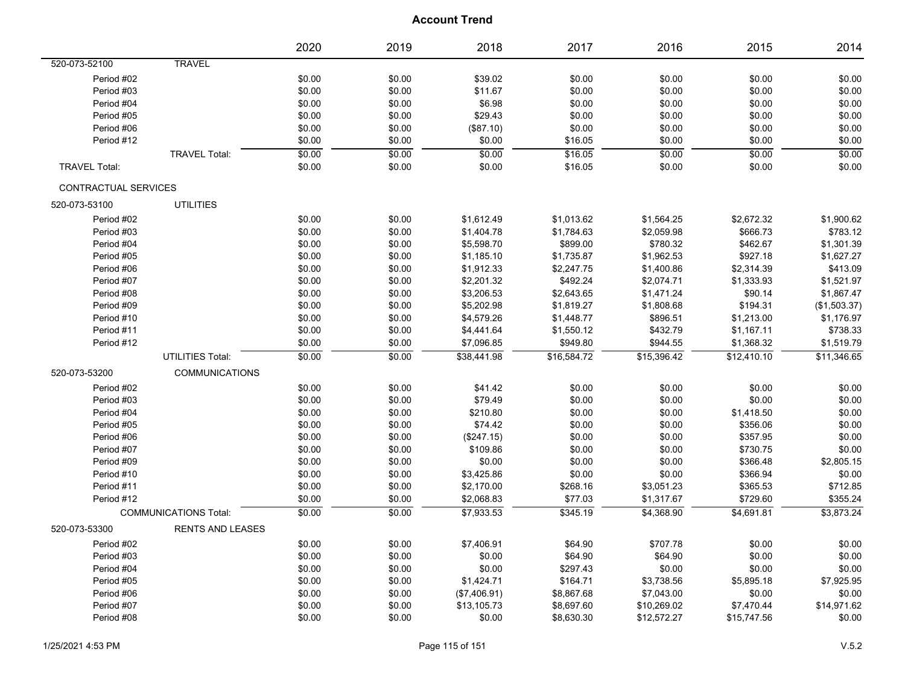# Account Trend

| | | 2020 | 2019 | 2018 | 2017 | 2016 | 2015 | 2014 |
|---|---|---|---|---|---|---|---|---|
| 520-073-52100 | TRAVEL | | | | | | | |
| Period #02 | | $0.00 | $0.00 | $39.02 | $0.00 | $0.00 | $0.00 | $0.00 |
| Period #03 | | $0.00 | $0.00 | $11.67 | $0.00 | $0.00 | $0.00 | $0.00 |
| Period #04 | | $0.00 | $0.00 | $6.98 | $0.00 | $0.00 | $0.00 | $0.00 |
| Period #05 | | $0.00 | $0.00 | $29.43 | $0.00 | $0.00 | $0.00 | $0.00 |
| Period #06 | | $0.00 | $0.00 | ($87.10) | $0.00 | $0.00 | $0.00 | $0.00 |
| Period #12 | | $0.00 | $0.00 | $0.00 | $16.05 | $0.00 | $0.00 | $0.00 |
| | TRAVEL Total: | $0.00 | $0.00 | $0.00 | $16.05 | $0.00 | $0.00 | $0.00 |
| TRAVEL Total: | | $0.00 | $0.00 | $0.00 | $16.05 | $0.00 | $0.00 | $0.00 |
| CONTRACTUAL SERVICES | | | | | | | | |
| 520-073-53100 | UTILITIES | | | | | | | |
| Period #02 | | $0.00 | $0.00 | $1,612.49 | $1,013.62 | $1,564.25 | $2,672.32 | $1,900.62 |
| Period #03 | | $0.00 | $0.00 | $1,404.78 | $1,784.63 | $2,059.98 | $666.73 | $783.12 |
| Period #04 | | $0.00 | $0.00 | $5,598.70 | $899.00 | $780.32 | $462.67 | $1,301.39 |
| Period #05 | | $0.00 | $0.00 | $1,185.10 | $1,735.87 | $1,962.53 | $927.18 | $1,627.27 |
| Period #06 | | $0.00 | $0.00 | $1,912.33 | $2,247.75 | $1,400.86 | $2,314.39 | $413.09 |
| Period #07 | | $0.00 | $0.00 | $2,201.32 | $492.24 | $2,074.71 | $1,333.93 | $1,521.97 |
| Period #08 | | $0.00 | $0.00 | $3,206.53 | $2,643.65 | $1,471.24 | $90.14 | $1,867.47 |
| Period #09 | | $0.00 | $0.00 | $5,202.98 | $1,819.27 | $1,808.68 | $194.31 | ($1,503.37) |
| Period #10 | | $0.00 | $0.00 | $4,579.26 | $1,448.77 | $896.51 | $1,213.00 | $1,176.97 |
| Period #11 | | $0.00 | $0.00 | $4,441.64 | $1,550.12 | $432.79 | $1,167.11 | $738.33 |
| Period #12 | | $0.00 | $0.00 | $7,096.85 | $949.80 | $944.55 | $1,368.32 | $1,519.79 |
| | UTILITIES Total: | $0.00 | $0.00 | $38,441.98 | $16,584.72 | $15,396.42 | $12,410.10 | $11,346.65 |
| 520-073-53200 | COMMUNICATIONS | | | | | | | |
| Period #02 | | $0.00 | $0.00 | $41.42 | $0.00 | $0.00 | $0.00 | $0.00 |
| Period #03 | | $0.00 | $0.00 | $79.49 | $0.00 | $0.00 | $0.00 | $0.00 |
| Period #04 | | $0.00 | $0.00 | $210.80 | $0.00 | $0.00 | $1,418.50 | $0.00 |
| Period #05 | | $0.00 | $0.00 | $74.42 | $0.00 | $0.00 | $356.06 | $0.00 |
| Period #06 | | $0.00 | $0.00 | ($247.15) | $0.00 | $0.00 | $357.95 | $0.00 |
| Period #07 | | $0.00 | $0.00 | $109.86 | $0.00 | $0.00 | $730.75 | $0.00 |
| Period #09 | | $0.00 | $0.00 | $0.00 | $0.00 | $0.00 | $366.48 | $2,805.15 |
| Period #10 | | $0.00 | $0.00 | $3,425.86 | $0.00 | $0.00 | $366.94 | $0.00 |
| Period #11 | | $0.00 | $0.00 | $2,170.00 | $268.16 | $3,051.23 | $365.53 | $712.85 |
| Period #12 | | $0.00 | $0.00 | $2,068.83 | $77.03 | $1,317.67 | $729.60 | $355.24 |
| | COMMUNICATIONS Total: | $0.00 | $0.00 | $7,933.53 | $345.19 | $4,368.90 | $4,691.81 | $3,873.24 |
| 520-073-53300 | RENTS AND LEASES | | | | | | | |
| Period #02 | | $0.00 | $0.00 | $7,406.91 | $64.90 | $707.78 | $0.00 | $0.00 |
| Period #03 | | $0.00 | $0.00 | $0.00 | $64.90 | $64.90 | $0.00 | $0.00 |
| Period #04 | | $0.00 | $0.00 | $0.00 | $297.43 | $0.00 | $0.00 | $0.00 |
| Period #05 | | $0.00 | $0.00 | $1,424.71 | $164.71 | $3,738.56 | $5,895.18 | $7,925.95 |
| Period #06 | | $0.00 | $0.00 | ($7,406.91) | $8,867.68 | $7,043.00 | $0.00 | $0.00 |
| Period #07 | | $0.00 | $0.00 | $13,105.73 | $8,697.60 | $10,269.02 | $7,470.44 | $14,971.62 |
| Period #08 | | $0.00 | $0.00 | $0.00 | $8,630.30 | $12,572.27 | $15,747.56 | $0.00 |

1/25/2021 4:53 PM

V.5.2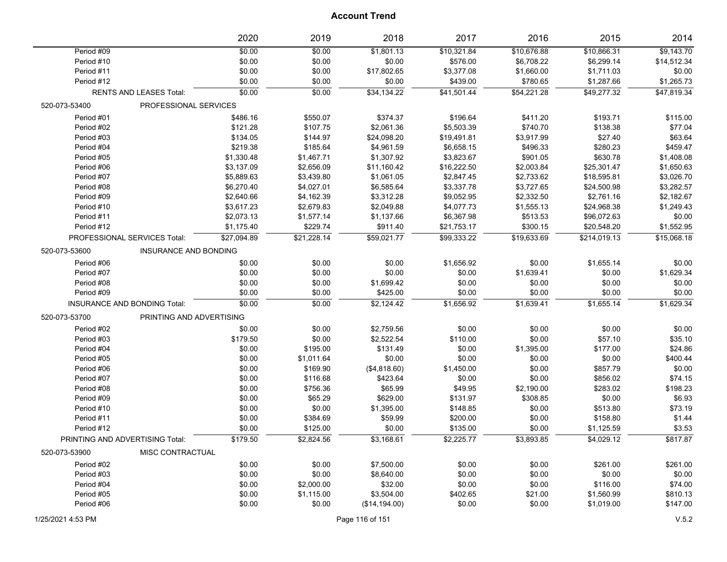# Account Trend

| | | 2020 | 2019 | 2018 | 2017 | 2016 | 2015 | 2014 |
|---|---|---|---|---|---|---|---|---|
| Period #09 | | $0.00 | $0.00 | $1,801.13 | $10,321.84 | $10,676.88 | $10,866.31 | $9,143.70 |
| Period #10 | | $0.00 | $0.00 | $0.00 | $576.00 | $6,708.22 | $6,299.14 | $14,512.34 |
| Period #11 | | $0.00 | $0.00 | $17,802.65 | $3,377.08 | $1,660.00 | $1,711.03 | $0.00 |
| Period #12 | | $0.00 | $0.00 | $0.00 | $439.00 | $780.65 | $1,287.66 | $1,265.73 |
| RENTS AND LEASES Total: | | $0.00 | $0.00 | $34,134.22 | $41,501.44 | $54,221.28 | $49,277.32 | $47,819.34 |
| 520-073-53400 | PROFESSIONAL SERVICES | | | | | | | |
| Period #01 | | $486.16 | $550.07 | $374.37 | $196.64 | $411.20 | $193.71 | $115.00 |
| Period #02 | | $121.28 | $107.75 | $2,061.36 | $5,503.39 | $740.70 | $138.38 | $77.04 |
| Period #03 | | $134.05 | $144.97 | $24,098.20 | $19,491.81 | $3,917.99 | $27.40 | $63.64 |
| Period #04 | | $219.38 | $185.64 | $4,961.59 | $6,658.15 | $496.33 | $280.23 | $459.47 |
| Period #05 | | $1,330.48 | $1,467.71 | $1,307.92 | $3,823.67 | $901.05 | $630.78 | $1,408.08 |
| Period #06 | | $3,137.09 | $2,656.09 | $11,160.42 | $16,222.50 | $2,003.84 | $25,301.47 | $1,650.63 |
| Period #07 | | $5,889.63 | $3,439.80 | $1,061.05 | $2,847.45 | $2,733.62 | $18,595.81 | $3,026.70 |
| Period #08 | | $6,270.40 | $4,027.01 | $6,585.64 | $3,337.78 | $3,727.65 | $24,500.98 | $3,282.57 |
| Period #09 | | $2,640.66 | $4,162.39 | $3,312.28 | $9,052.95 | $2,332.50 | $2,761.16 | $2,182.67 |
| Period #10 | | $3,617.23 | $2,679.83 | $2,049.88 | $4,077.73 | $1,555.13 | $24,968.38 | $1,249.43 |
| Period #11 | | $2,073.13 | $1,577.14 | $1,137.66 | $6,367.98 | $513.53 | $96,072.63 | $0.00 |
| Period #12 | | $1,175.40 | $229.74 | $911.40 | $21,753.17 | $300.15 | $20,548.20 | $1,552.95 |
| PROFESSIONAL SERVICES Total: | | $27,094.89 | $21,228.14 | $59,021.77 | $99,333.22 | $19,633.69 | $214,019.13 | $15,068.18 |
| 520-073-53600 | INSURANCE AND BONDING | | | | | | | |
| Period #06 | | $0.00 | $0.00 | $0.00 | $1,656.92 | $0.00 | $1,655.14 | $0.00 |
| Period #07 | | $0.00 | $0.00 | $0.00 | $0.00 | $1,639.41 | $0.00 | $1,629.34 |
| Period #08 | | $0.00 | $0.00 | $1,699.42 | $0.00 | $0.00 | $0.00 | $0.00 |
| Period #09 | | $0.00 | $0.00 | $425.00 | $0.00 | $0.00 | $0.00 | $0.00 |
| INSURANCE AND BONDING Total: | | $0.00 | $0.00 | $2,124.42 | $1,656.92 | $1,639.41 | $1,655.14 | $1,629.34 |
| 520-073-53700 | PRINTING AND ADVERTISING | | | | | | | |
| Period #02 | | $0.00 | $0.00 | $2,759.56 | $0.00 | $0.00 | $0.00 | $0.00 |
| Period #03 | | $179.50 | $0.00 | $2,522.54 | $110.00 | $0.00 | $57.10 | $35.10 |
| Period #04 | | $0.00 | $195.00 | $131.49 | $0.00 | $1,395.00 | $177.00 | $24.86 |
| Period #05 | | $0.00 | $1,011.64 | $0.00 | $0.00 | $0.00 | $0.00 | $400.44 |
| Period #06 | | $0.00 | $169.90 | ($4,818.60) | $1,450.00 | $0.00 | $857.79 | $0.00 |
| Period #07 | | $0.00 | $116.68 | $423.64 | $0.00 | $0.00 | $856.02 | $74.15 |
| Period #08 | | $0.00 | $756.36 | $65.99 | $49.95 | $2,190.00 | $283.02 | $198.23 |
| Period #09 | | $0.00 | $65.29 | $629.00 | $131.97 | $308.85 | $0.00 | $6.93 |
| Period #10 | | $0.00 | $0.00 | $1,395.00 | $148.85 | $0.00 | $513.80 | $73.19 |
| Period #11 | | $0.00 | $384.69 | $59.99 | $200.00 | $0.00 | $158.80 | $1.44 |
| Period #12 | | $0.00 | $125.00 | $0.00 | $135.00 | $0.00 | $1,125.59 | $3.53 |
| PRINTING AND ADVERTISING Total: | | $179.50 | $2,824.56 | $3,168.61 | $2,225.77 | $3,893.85 | $4,029.12 | $817.87 |
| 520-073-53900 | MISC CONTRACTUAL | | | | | | | |
| Period #02 | | $0.00 | $0.00 | $7,500.00 | $0.00 | $0.00 | $261.00 | $261.00 |
| Period #03 | | $0.00 | $0.00 | $8,640.00 | $0.00 | $0.00 | $0.00 | $0.00 |
| Period #04 | | $0.00 | $2,000.00 | $32.00 | $0.00 | $0.00 | $116.00 | $74.00 |
| Period #05 | | $0.00 | $1,115.00 | $3,504.00 | $402.65 | $21.00 | $1,560.99 | $810.13 |
| Period #06 | | $0.00 | $0.00 | ($14,194.00) | $0.00 | $0.00 | $1,019.00 | $147.00 |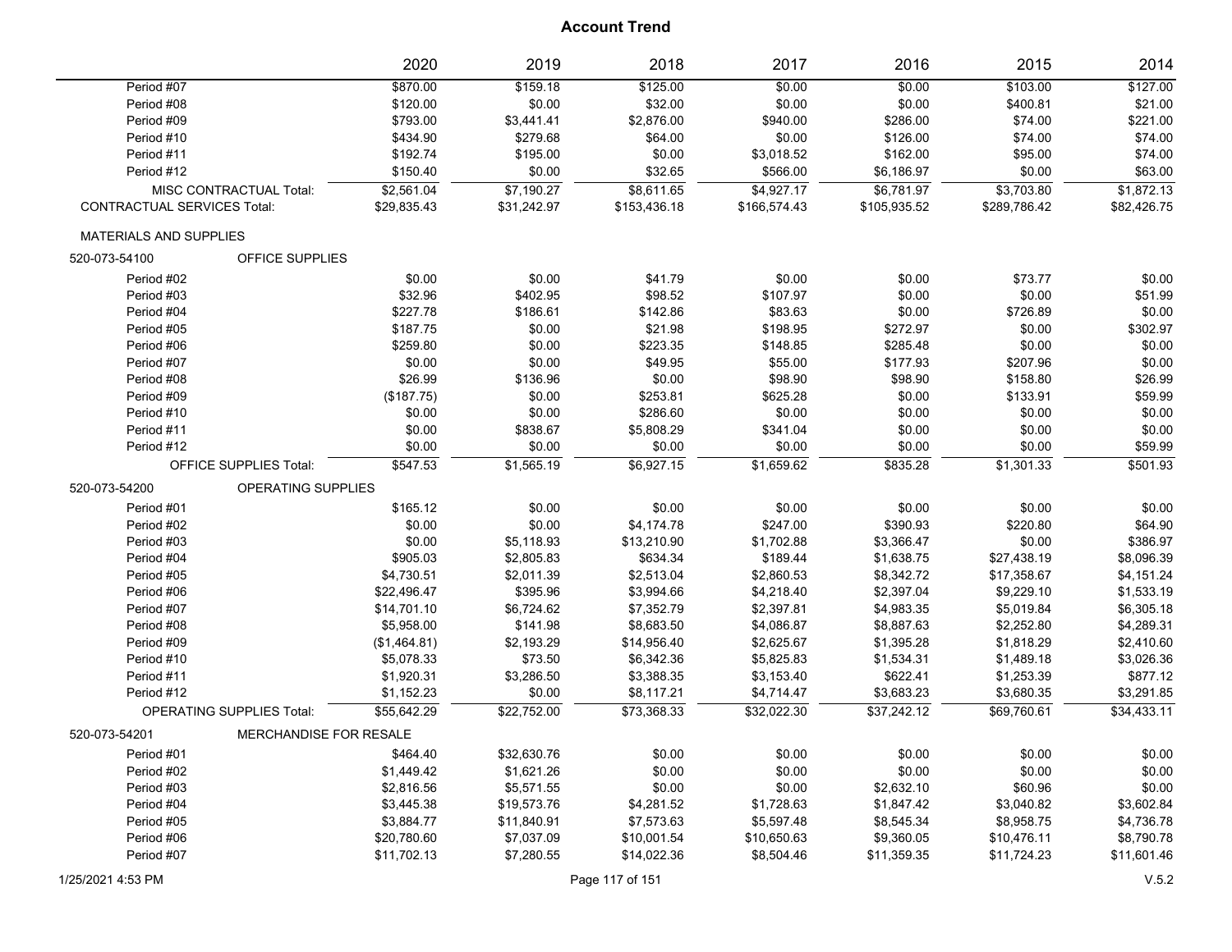# Account Trend

| | 2020 | 2019 | 2018 | 2017 | 2016 | 2015 | 2014 |
|---|---|---|---|---|---|---|---|
| Period #07 | $870.00 | $159.18 | $125.00 | $0.00 | $0.00 | $103.00 | $127.00 |
| Period #08 | $120.00 | $0.00 | $32.00 | $0.00 | $0.00 | $400.81 | $21.00 |
| Period #09 | $793.00 | $3,441.41 | $2,876.00 | $940.00 | $286.00 | $74.00 | $221.00 |
| Period #10 | $434.90 | $279.68 | $64.00 | $0.00 | $126.00 | $74.00 | $74.00 |
| Period #11 | $192.74 | $195.00 | $0.00 | $3,018.52 | $162.00 | $95.00 | $74.00 |
| Period #12 | $150.40 | $0.00 | $32.65 | $566.00 | $6,186.97 | $0.00 | $63.00 |
| MISC CONTRACTUAL Total: | $2,561.04 | $7,190.27 | $8,611.65 | $4,927.17 | $6,781.97 | $3,703.80 | $1,872.13 |
| CONTRACTUAL SERVICES Total: | $29,835.43 | $31,242.97 | $153,436.18 | $166,574.43 | $105,935.52 | $289,786.42 | $82,426.75 |
| MATERIALS AND SUPPLIES | | | | | | | |
| 520-073-54100 OFFICE SUPPLIES | | | | | | | |
| Period #02 | $0.00 | $0.00 | $41.79 | $0.00 | $0.00 | $73.77 | $0.00 |
| Period #03 | $32.96 | $402.95 | $98.52 | $107.97 | $0.00 | $0.00 | $51.99 |
| Period #04 | $227.78 | $186.61 | $142.86 | $83.63 | $0.00 | $726.89 | $0.00 |
| Period #05 | $187.75 | $0.00 | $21.98 | $198.95 | $272.97 | $0.00 | $302.97 |
| Period #06 | $259.80 | $0.00 | $223.35 | $148.85 | $285.48 | $0.00 | $0.00 |
| Period #07 | $0.00 | $0.00 | $49.95 | $55.00 | $177.93 | $207.96 | $0.00 |
| Period #08 | $26.99 | $136.96 | $0.00 | $98.90 | $98.90 | $158.80 | $26.99 |
| Period #09 | ($187.75) | $0.00 | $253.81 | $625.28 | $0.00 | $133.91 | $59.99 |
| Period #10 | $0.00 | $0.00 | $286.60 | $0.00 | $0.00 | $0.00 | $0.00 |
| Period #11 | $0.00 | $838.67 | $5,808.29 | $341.04 | $0.00 | $0.00 | $0.00 |
| Period #12 | $0.00 | $0.00 | $0.00 | $0.00 | $0.00 | $0.00 | $59.99 |
| OFFICE SUPPLIES Total: | $547.53 | $1,565.19 | $6,927.15 | $1,659.62 | $835.28 | $1,301.33 | $501.93 |
| 520-073-54200 OPERATING SUPPLIES | | | | | | | |
| Period #01 | $165.12 | $0.00 | $0.00 | $0.00 | $0.00 | $0.00 | $0.00 |
| Period #02 | $0.00 | $0.00 | $4,174.78 | $247.00 | $390.93 | $220.80 | $64.90 |
| Period #03 | $0.00 | $5,118.93 | $13,210.90 | $1,702.88 | $3,366.47 | $0.00 | $386.97 |
| Period #04 | $905.03 | $2,805.83 | $634.34 | $189.44 | $1,638.75 | $27,438.19 | $8,096.39 |
| Period #05 | $4,730.51 | $2,011.39 | $2,513.04 | $2,860.53 | $8,342.72 | $17,358.67 | $4,151.24 |
| Period #06 | $22,496.47 | $395.96 | $3,994.66 | $4,218.40 | $2,397.04 | $9,229.10 | $1,533.19 |
| Period #07 | $14,701.10 | $6,724.62 | $7,352.79 | $2,397.81 | $4,983.35 | $5,019.84 | $6,305.18 |
| Period #08 | $5,958.00 | $141.98 | $8,683.50 | $4,086.87 | $8,887.63 | $2,252.80 | $4,289.31 |
| Period #09 | ($1,464.81) | $2,193.29 | $14,956.40 | $2,625.67 | $1,395.28 | $1,818.29 | $2,410.60 |
| Period #10 | $5,078.33 | $73.50 | $6,342.36 | $5,825.83 | $1,534.31 | $1,489.18 | $3,026.36 |
| Period #11 | $1,920.31 | $3,286.50 | $3,388.35 | $3,153.40 | $622.41 | $1,253.39 | $877.12 |
| Period #12 | $1,152.23 | $0.00 | $8,117.21 | $4,714.47 | $3,683.23 | $3,680.35 | $3,291.85 |
| OPERATING SUPPLIES Total: | $55,642.29 | $22,752.00 | $73,368.33 | $32,022.30 | $37,242.12 | $69,760.61 | $34,433.11 |
| 520-073-54201 MERCHANDISE FOR RESALE | | | | | | | |
| Period #01 | $464.40 | $32,630.76 | $0.00 | $0.00 | $0.00 | $0.00 | $0.00 |
| Period #02 | $1,449.42 | $1,621.26 | $0.00 | $0.00 | $0.00 | $0.00 | $0.00 |
| Period #03 | $2,816.56 | $5,571.55 | $0.00 | $0.00 | $2,632.10 | $60.96 | $0.00 |
| Period #04 | $3,445.38 | $19,573.76 | $4,281.52 | $1,728.63 | $1,847.42 | $3,040.82 | $3,602.84 |
| Period #05 | $3,884.77 | $11,840.91 | $7,573.63 | $5,597.48 | $8,545.34 | $8,958.75 | $4,736.78 |
| Period #06 | $20,780.60 | $7,037.09 | $10,001.54 | $10,650.63 | $9,360.05 | $10,476.11 | $8,790.78 |
| Period #07 | $11,702.13 | $7,280.55 | $14,022.36 | $8,504.46 | $11,359.35 | $11,724.23 | $11,601.46 |

1/25/2021 4:53 PM

V.5.2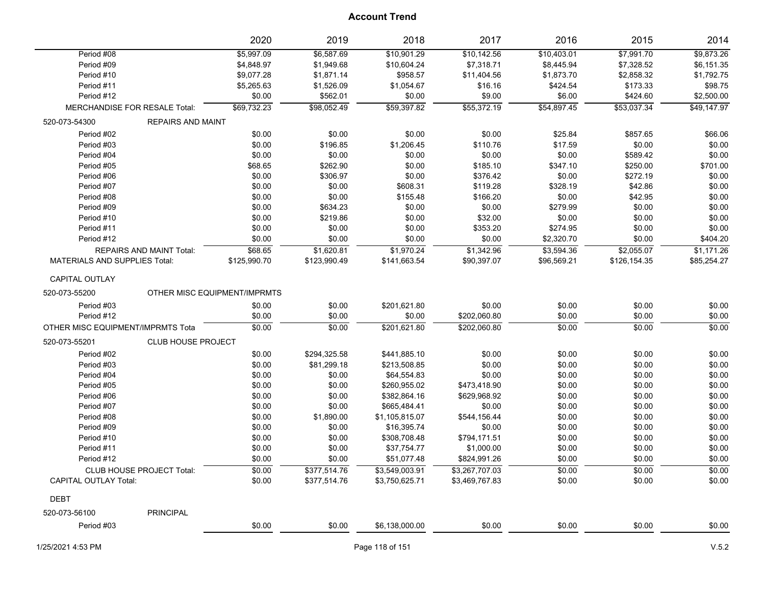# Account Trend

| | 2020 | 2019 | 2018 | 2017 | 2016 | 2015 | 2014 |
|---|---|---|---|---|---|---|---|
| Period #08 | $5,997.09 | $6,587.69 | $10,901.29 | $10,142.56 | $10,403.01 | $7,991.70 | $9,873.26 |
| Period #09 | $4,848.97 | $1,949.68 | $10,604.24 | $7,318.71 | $8,445.94 | $7,328.52 | $6,151.35 |
| Period #10 | $9,077.28 | $1,871.14 | $958.57 | $11,404.56 | $1,873.70 | $2,858.32 | $1,792.75 |
| Period #11 | $5,265.63 | $1,526.09 | $1,054.67 | $16.16 | $424.54 | $173.33 | $98.75 |
| Period #12 | $0.00 | $562.01 | $0.00 | $9.00 | $6.00 | $424.60 | $2,500.00 |
| MERCHANDISE FOR RESALE Total: | $69,732.23 | $98,052.49 | $59,397.82 | $55,372.19 | $54,897.45 | $53,037.34 | $49,147.97 |
| 520-073-54300 REPAIRS AND MAINT | | | | | | | |
| Period #02 | $0.00 | $0.00 | $0.00 | $0.00 | $25.84 | $857.65 | $66.06 |
| Period #03 | $0.00 | $196.85 | $1,206.45 | $110.76 | $17.59 | $0.00 | $0.00 |
| Period #04 | $0.00 | $0.00 | $0.00 | $0.00 | $0.00 | $589.42 | $0.00 |
| Period #05 | $68.65 | $262.90 | $0.00 | $185.10 | $347.10 | $250.00 | $701.00 |
| Period #06 | $0.00 | $306.97 | $0.00 | $376.42 | $0.00 | $272.19 | $0.00 |
| Period #07 | $0.00 | $0.00 | $608.31 | $119.28 | $328.19 | $42.86 | $0.00 |
| Period #08 | $0.00 | $0.00 | $155.48 | $166.20 | $0.00 | $42.95 | $0.00 |
| Period #09 | $0.00 | $634.23 | $0.00 | $0.00 | $279.99 | $0.00 | $0.00 |
| Period #10 | $0.00 | $219.86 | $0.00 | $32.00 | $0.00 | $0.00 | $0.00 |
| Period #11 | $0.00 | $0.00 | $0.00 | $353.20 | $274.95 | $0.00 | $0.00 |
| Period #12 | $0.00 | $0.00 | $0.00 | $0.00 | $2,320.70 | $0.00 | $404.20 |
| REPAIRS AND MAINT Total: | $68.65 | $1,620.81 | $1,970.24 | $1,342.96 | $3,594.36 | $2,055.07 | $1,171.26 |
| MATERIALS AND SUPPLIES Total: | $125,990.70 | $123,990.49 | $141,663.54 | $90,397.07 | $96,569.21 | $126,154.35 | $85,254.27 |
| CAPITAL OUTLAY | | | | | | | |
| 520-073-55200 OTHER MISC EQUIPMENT/IMPRMTS | | | | | | | |
| Period #03 | $0.00 | $0.00 | $201,621.80 | $0.00 | $0.00 | $0.00 | $0.00 |
| Period #12 | $0.00 | $0.00 | $0.00 | $202,060.80 | $0.00 | $0.00 | $0.00 |
| OTHER MISC EQUIPMENT/IMPRMTS Tota | $0.00 | $0.00 | $201,621.80 | $202,060.80 | $0.00 | $0.00 | $0.00 |
| 520-073-55201 CLUB HOUSE PROJECT | | | | | | | |
| Period #02 | $0.00 | $294,325.58 | $441,885.10 | $0.00 | $0.00 | $0.00 | $0.00 |
| Period #03 | $0.00 | $81,299.18 | $213,508.85 | $0.00 | $0.00 | $0.00 | $0.00 |
| Period #04 | $0.00 | $0.00 | $64,554.83 | $0.00 | $0.00 | $0.00 | $0.00 |
| Period #05 | $0.00 | $0.00 | $260,955.02 | $473,418.90 | $0.00 | $0.00 | $0.00 |
| Period #06 | $0.00 | $0.00 | $382,864.16 | $629,968.92 | $0.00 | $0.00 | $0.00 |
| Period #07 | $0.00 | $0.00 | $665,484.41 | $0.00 | $0.00 | $0.00 | $0.00 |
| Period #08 | $0.00 | $1,890.00 | $1,105,815.07 | $544,156.44 | $0.00 | $0.00 | $0.00 |
| Period #09 | $0.00 | $0.00 | $16,395.74 | $0.00 | $0.00 | $0.00 | $0.00 |
| Period #10 | $0.00 | $0.00 | $308,708.48 | $794,171.51 | $0.00 | $0.00 | $0.00 |
| Period #11 | $0.00 | $0.00 | $37,754.77 | $1,000.00 | $0.00 | $0.00 | $0.00 |
| Period #12 | $0.00 | $0.00 | $51,077.48 | $824,991.26 | $0.00 | $0.00 | $0.00 |
| CLUB HOUSE PROJECT Total: | $0.00 | $377,514.76 | $3,549,003.91 | $3,267,707.03 | $0.00 | $0.00 | $0.00 |
| CAPITAL OUTLAY Total: | $0.00 | $377,514.76 | $3,750,625.71 | $3,469,767.83 | $0.00 | $0.00 | $0.00 |
| DEBT | | | | | | | |
| 520-073-56100 PRINCIPAL | | | | | | | |
| Period #03 | $0.00 | $0.00 | $6,138,000.00 | $0.00 | $0.00 | $0.00 | $0.00 |

1/25/2021 4:53 PM

V.5.2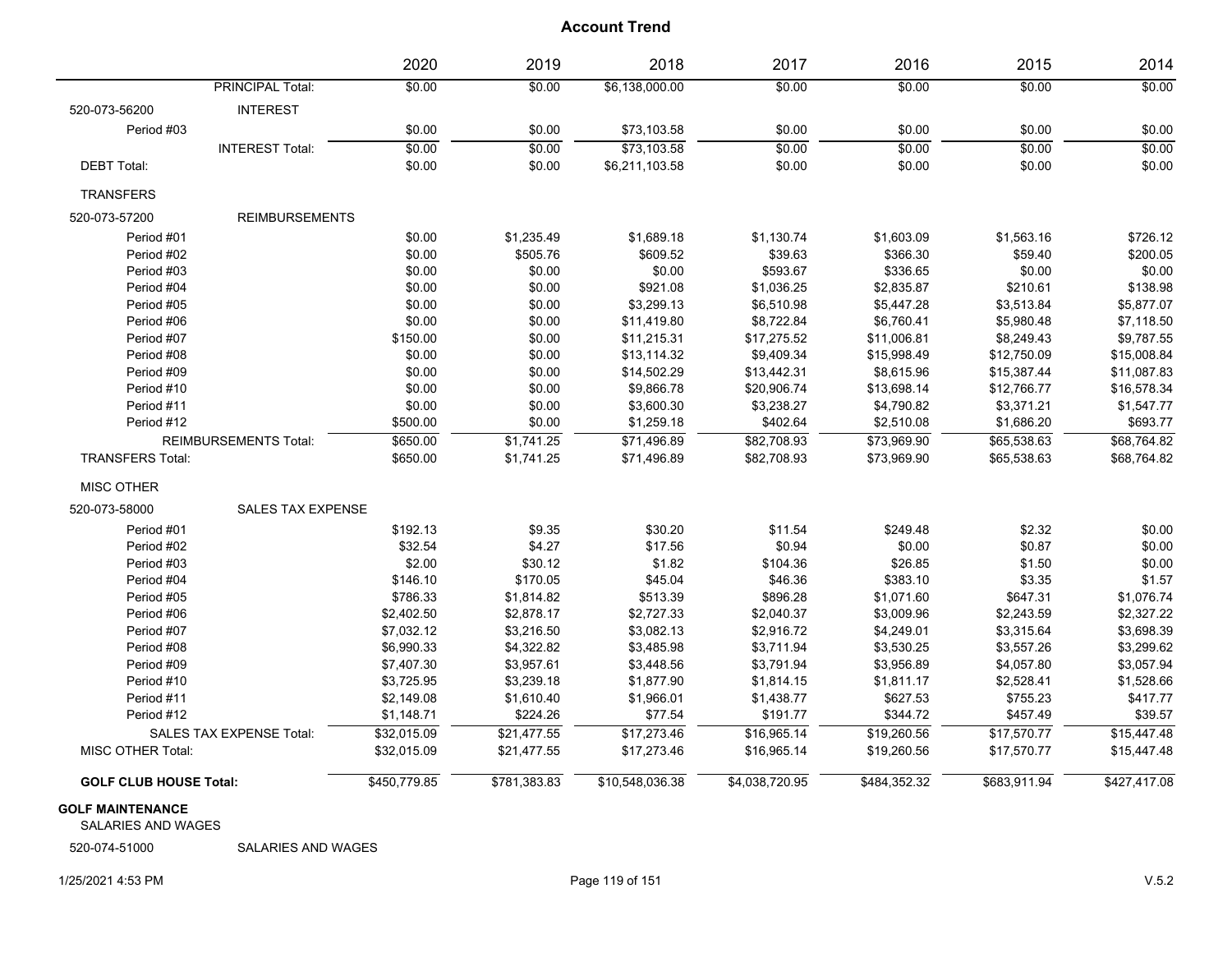## Account Trend

| | | 2020 | 2019 | 2018 | 2017 | 2016 | 2015 | 2014 |
|---|---|---|---|---|---|---|---|---|
| | PRINCIPAL Total: | $0.00 | $0.00 | $6,138,000.00 | $0.00 | $0.00 | $0.00 | $0.00 |
| 520-073-56200 | INTEREST | | | | | | | |
| Period #03 | | $0.00 | $0.00 | $73,103.58 | $0.00 | $0.00 | $0.00 | $0.00 |
| | INTEREST Total: | $0.00 | $0.00 | $73,103.58 | $0.00 | $0.00 | $0.00 | $0.00 |
| DEBT Total: | | $0.00 | $0.00 | $6,211,103.58 | $0.00 | $0.00 | $0.00 | $0.00 |
| TRANSFERS | | | | | | | | |
| 520-073-57200 | REIMBURSEMENTS | | | | | | | |
| Period #01 | | $0.00 | $1,235.49 | $1,689.18 | $1,130.74 | $1,603.09 | $1,563.16 | $726.12 |
| Period #02 | | $0.00 | $505.76 | $609.52 | $39.63 | $366.30 | $59.40 | $200.05 |
| Period #03 | | $0.00 | $0.00 | $0.00 | $593.67 | $336.65 | $0.00 | $0.00 |
| Period #04 | | $0.00 | $0.00 | $921.08 | $1,036.25 | $2,835.87 | $210.61 | $138.98 |
| Period #05 | | $0.00 | $0.00 | $3,299.13 | $6,510.98 | $5,447.28 | $3,513.84 | $5,877.07 |
| Period #06 | | $0.00 | $0.00 | $11,419.80 | $8,722.84 | $6,760.41 | $5,980.48 | $7,118.50 |
| Period #07 | | $150.00 | $0.00 | $11,215.31 | $17,275.52 | $11,006.81 | $8,249.43 | $9,787.55 |
| Period #08 | | $0.00 | $0.00 | $13,114.32 | $9,409.34 | $15,998.49 | $12,750.09 | $15,008.84 |
| Period #09 | | $0.00 | $0.00 | $14,502.29 | $13,442.31 | $8,615.96 | $15,387.44 | $11,087.83 |
| Period #10 | | $0.00 | $0.00 | $9,866.78 | $20,906.74 | $13,698.14 | $12,766.77 | $16,578.34 |
| Period #11 | | $0.00 | $0.00 | $3,600.30 | $3,238.27 | $4,790.82 | $3,371.21 | $1,547.77 |
| Period #12 | | $500.00 | $0.00 | $1,259.18 | $402.64 | $2,510.08 | $1,686.20 | $693.77 |
| | REIMBURSEMENTS Total: | $650.00 | $1,741.25 | $71,496.89 | $82,708.93 | $73,969.90 | $65,538.63 | $68,764.82 |
| TRANSFERS Total: | | $650.00 | $1,741.25 | $71,496.89 | $82,708.93 | $73,969.90 | $65,538.63 | $68,764.82 |
| MISC OTHER | | | | | | | | |
| 520-073-58000 | SALES TAX EXPENSE | | | | | | | |
| Period #01 | | $192.13 | $9.35 | $30.20 | $11.54 | $249.48 | $2.32 | $0.00 |
| Period #02 | | $32.54 | $4.27 | $17.56 | $0.94 | $0.00 | $0.87 | $0.00 |
| Period #03 | | $2.00 | $30.12 | $1.82 | $104.36 | $26.85 | $1.50 | $0.00 |
| Period #04 | | $146.10 | $170.05 | $45.04 | $46.36 | $383.10 | $3.35 | $1.57 |
| Period #05 | | $786.33 | $1,814.82 | $513.39 | $896.28 | $1,071.60 | $647.31 | $1,076.74 |
| Period #06 | | $2,402.50 | $2,878.17 | $2,727.33 | $2,040.37 | $3,009.96 | $2,243.59 | $2,327.22 |
| Period #07 | | $7,032.12 | $3,216.50 | $3,082.13 | $2,916.72 | $4,249.01 | $3,315.64 | $3,698.39 |
| Period #08 | | $6,990.33 | $4,322.82 | $3,485.98 | $3,711.94 | $3,530.25 | $3,557.26 | $3,299.62 |
| Period #09 | | $7,407.30 | $3,957.61 | $3,448.56 | $3,791.94 | $3,956.89 | $4,057.80 | $3,057.94 |
| Period #10 | | $3,725.95 | $3,239.18 | $1,877.90 | $1,814.15 | $1,811.17 | $2,528.41 | $1,528.66 |
| Period #11 | | $2,149.08 | $1,610.40 | $1,966.01 | $1,438.77 | $627.53 | $755.23 | $417.77 |
| Period #12 | | $1,148.71 | $224.26 | $77.54 | $191.77 | $344.72 | $457.49 | $39.57 |
| | SALES TAX EXPENSE Total: | $32,015.09 | $21,477.55 | $17,273.46 | $16,965.14 | $19,260.56 | $17,570.77 | $15,447.48 |
| MISC OTHER Total: | | $32,015.09 | $21,477.55 | $17,273.46 | $16,965.14 | $19,260.56 | $17,570.77 | $15,447.48 |
| **GOLF CLUB HOUSE Total:** | | $450,779.85 | $781,383.83 | $10,548,036.38 | $4,038,720.95 | $484,352.32 | $683,911.94 | $427,417.08 |

**GOLF MAINTENANCE**

SALARIES AND WAGES

520-074-51000 SALARIES AND WAGES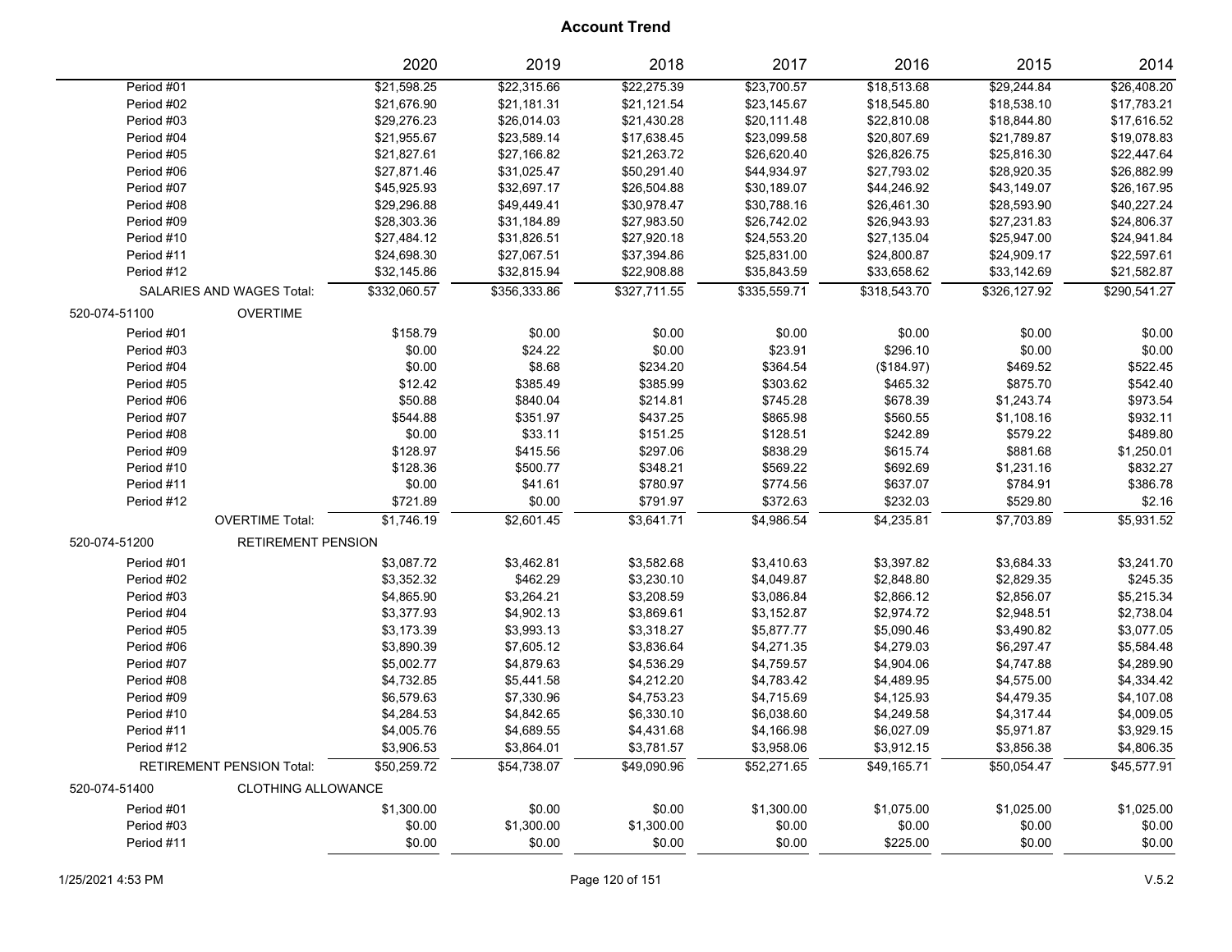# Account Trend

| | 2020 | 2019 | 2018 | 2017 | 2016 | 2015 | 2014 |
|---|---|---|---|---|---|---|---|
| Period #01 | $21,598.25 | $22,315.66 | $22,275.39 | $23,700.57 | $18,513.68 | $29,244.84 | $26,408.20 |
| Period #02 | $21,676.90 | $21,181.31 | $21,121.54 | $23,145.67 | $18,545.80 | $18,538.10 | $17,783.21 |
| Period #03 | $29,276.23 | $26,014.03 | $21,430.28 | $20,111.48 | $22,810.08 | $18,844.80 | $17,616.52 |
| Period #04 | $21,955.67 | $23,589.14 | $17,638.45 | $23,099.58 | $20,807.69 | $21,789.87 | $19,078.83 |
| Period #05 | $21,827.61 | $27,166.82 | $21,263.72 | $26,620.40 | $26,826.75 | $25,816.30 | $22,447.64 |
| Period #06 | $27,871.46 | $31,025.47 | $50,291.40 | $44,934.97 | $27,793.02 | $28,920.35 | $26,882.99 |
| Period #07 | $45,925.93 | $32,697.17 | $26,504.88 | $30,189.07 | $44,246.92 | $43,149.07 | $26,167.95 |
| Period #08 | $29,296.88 | $49,449.41 | $30,978.47 | $30,788.16 | $26,461.30 | $28,593.90 | $40,227.24 |
| Period #09 | $28,303.36 | $31,184.89 | $27,983.50 | $26,742.02 | $26,943.93 | $27,231.83 | $24,806.37 |
| Period #10 | $27,484.12 | $31,826.51 | $27,920.18 | $24,553.20 | $27,135.04 | $25,947.00 | $24,941.84 |
| Period #11 | $24,698.30 | $27,067.51 | $37,394.86 | $25,831.00 | $24,800.87 | $24,909.17 | $22,597.61 |
| Period #12 | $32,145.86 | $32,815.94 | $22,908.88 | $35,843.59 | $33,658.62 | $33,142.69 | $21,582.87 |
| SALARIES AND WAGES Total: | $332,060.57 | $356,333.86 | $327,711.55 | $335,559.71 | $318,543.70 | $326,127.92 | $290,541.27 |
| **520-074-51100 OVERTIME** | | | | | | | |
| Period #01 | $158.79 | $0.00 | $0.00 | $0.00 | $0.00 | $0.00 | $0.00 |
| Period #03 | $0.00 | $24.22 | $0.00 | $23.91 | $296.10 | $0.00 | $0.00 |
| Period #04 | $0.00 | $8.68 | $234.20 | $364.54 | ($184.97) | $469.52 | $522.45 |
| Period #05 | $12.42 | $385.49 | $385.99 | $303.62 | $465.32 | $875.70 | $542.40 |
| Period #06 | $50.88 | $840.04 | $214.81 | $745.28 | $678.39 | $1,243.74 | $973.54 |
| Period #07 | $544.88 | $351.97 | $437.25 | $865.98 | $560.55 | $1,108.16 | $932.11 |
| Period #08 | $0.00 | $33.11 | $151.25 | $128.51 | $242.89 | $579.22 | $489.80 |
| Period #09 | $128.97 | $415.56 | $297.06 | $838.29 | $615.74 | $881.68 | $1,250.01 |
| Period #10 | $128.36 | $500.77 | $348.21 | $569.22 | $692.69 | $1,231.16 | $832.27 |
| Period #11 | $0.00 | $41.61 | $780.97 | $774.56 | $637.07 | $784.91 | $386.78 |
| Period #12 | $721.89 | $0.00 | $791.97 | $372.63 | $232.03 | $529.80 | $2.16 |
| OVERTIME Total: | $1,746.19 | $2,601.45 | $3,641.71 | $4,986.54 | $4,235.81 | $7,703.89 | $5,931.52 |
| **520-074-51200 RETIREMENT PENSION** | | | | | | | |
| Period #01 | $3,087.72 | $3,462.81 | $3,582.68 | $3,410.63 | $3,397.82 | $3,684.33 | $3,241.70 |
| Period #02 | $3,352.32 | $462.29 | $3,230.10 | $4,049.87 | $2,848.80 | $2,829.35 | $245.35 |
| Period #03 | $4,865.90 | $3,264.21 | $3,208.59 | $3,086.84 | $2,866.12 | $2,856.07 | $5,215.34 |
| Period #04 | $3,377.93 | $4,902.13 | $3,869.61 | $3,152.87 | $2,974.72 | $2,948.51 | $2,738.04 |
| Period #05 | $3,173.39 | $3,993.13 | $3,318.27 | $5,877.77 | $5,090.46 | $3,490.82 | $3,077.05 |
| Period #06 | $3,890.39 | $7,605.12 | $3,836.64 | $4,271.35 | $4,279.03 | $6,297.47 | $5,584.48 |
| Period #07 | $5,002.77 | $4,879.63 | $4,536.29 | $4,759.57 | $4,904.06 | $4,747.88 | $4,289.90 |
| Period #08 | $4,732.85 | $5,441.58 | $4,212.20 | $4,783.42 | $4,489.95 | $4,575.00 | $4,334.42 |
| Period #09 | $6,579.63 | $7,330.96 | $4,753.23 | $4,715.69 | $4,125.93 | $4,479.35 | $4,107.08 |
| Period #10 | $4,284.53 | $4,842.65 | $6,330.10 | $6,038.60 | $4,249.58 | $4,317.44 | $4,009.05 |
| Period #11 | $4,005.76 | $4,689.55 | $4,431.68 | $4,166.98 | $6,027.09 | $5,971.87 | $3,929.15 |
| Period #12 | $3,906.53 | $3,864.01 | $3,781.57 | $3,958.06 | $3,912.15 | $3,856.38 | $4,806.35 |
| RETIREMENT PENSION Total: | $50,259.72 | $54,738.07 | $49,090.96 | $52,271.65 | $49,165.71 | $50,054.47 | $45,577.91 |
| **520-074-51400 CLOTHING ALLOWANCE** | | | | | | | |
| Period #01 | $1,300.00 | $0.00 | $0.00 | $1,300.00 | $1,075.00 | $1,025.00 | $1,025.00 |
| Period #03 | $0.00 | $1,300.00 | $1,300.00 | $0.00 | $0.00 | $0.00 | $0.00 |
| Period #11 | $0.00 | $0.00 | $0.00 | $0.00 | $225.00 | $0.00 | $0.00 |

1/25/2021 4:53 PM

V.5.2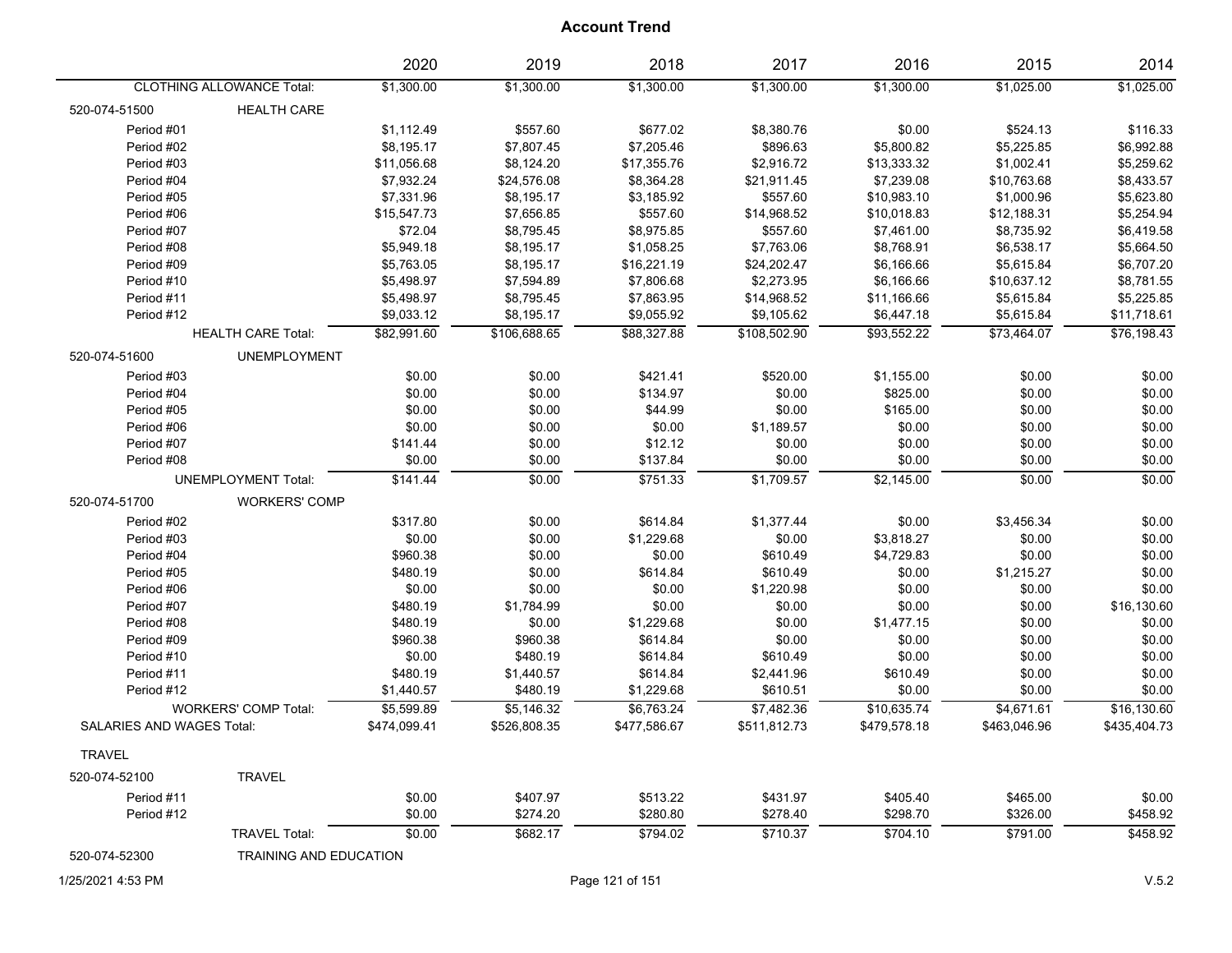# Account Trend

| | | 2020 | 2019 | 2018 | 2017 | 2016 | 2015 | 2014 |
|---|---|---|---|---|---|---|---|---|
| | CLOTHING ALLOWANCE Total: | $1,300.00 | $1,300.00 | $1,300.00 | $1,300.00 | $1,300.00 | $1,025.00 | $1,025.00 |
| 520-074-51500 | HEALTH CARE | | | | | | | |
| Period #01 | | $1,112.49 | $557.60 | $677.02 | $8,380.76 | $0.00 | $524.13 | $116.33 |
| Period #02 | | $8,195.17 | $7,807.45 | $7,205.46 | $896.63 | $5,800.82 | $5,225.85 | $6,992.88 |
| Period #03 | | $11,056.68 | $8,124.20 | $17,355.76 | $2,916.72 | $13,333.32 | $1,002.41 | $5,259.62 |
| Period #04 | | $7,932.24 | $24,576.08 | $8,364.28 | $21,911.45 | $7,239.08 | $10,763.68 | $8,433.57 |
| Period #05 | | $7,331.96 | $8,195.17 | $3,185.92 | $557.60 | $10,983.10 | $1,000.96 | $5,623.80 |
| Period #06 | | $15,547.73 | $7,656.85 | $557.60 | $14,968.52 | $10,018.83 | $12,188.31 | $5,254.94 |
| Period #07 | | $72.04 | $8,795.45 | $8,975.85 | $557.60 | $7,461.00 | $8,735.92 | $6,419.58 |
| Period #08 | | $5,949.18 | $8,195.17 | $1,058.25 | $7,763.06 | $8,768.91 | $6,538.17 | $5,664.50 |
| Period #09 | | $5,763.05 | $8,195.17 | $16,221.19 | $24,202.47 | $6,166.66 | $5,615.84 | $6,707.20 |
| Period #10 | | $5,498.97 | $7,594.89 | $7,806.68 | $2,273.95 | $6,166.66 | $10,637.12 | $8,781.55 |
| Period #11 | | $5,498.97 | $8,795.45 | $7,863.95 | $14,968.52 | $11,166.66 | $5,615.84 | $5,225.85 |
| Period #12 | | $9,033.12 | $8,195.17 | $9,055.92 | $9,105.62 | $6,447.18 | $5,615.84 | $11,718.61 |
| | HEALTH CARE Total: | $82,991.60 | $106,688.65 | $88,327.88 | $108,502.90 | $93,552.22 | $73,464.07 | $76,198.43 |
| 520-074-51600 | UNEMPLOYMENT | | | | | | | |
| Period #03 | | $0.00 | $0.00 | $421.41 | $520.00 | $1,155.00 | $0.00 | $0.00 |
| Period #04 | | $0.00 | $0.00 | $134.97 | $0.00 | $825.00 | $0.00 | $0.00 |
| Period #05 | | $0.00 | $0.00 | $44.99 | $0.00 | $165.00 | $0.00 | $0.00 |
| Period #06 | | $0.00 | $0.00 | $0.00 | $1,189.57 | $0.00 | $0.00 | $0.00 |
| Period #07 | | $141.44 | $0.00 | $12.12 | $0.00 | $0.00 | $0.00 | $0.00 |
| Period #08 | | $0.00 | $0.00 | $137.84 | $0.00 | $0.00 | $0.00 | $0.00 |
| | UNEMPLOYMENT Total: | $141.44 | $0.00 | $751.33 | $1,709.57 | $2,145.00 | $0.00 | $0.00 |
| 520-074-51700 | WORKERS' COMP | | | | | | | |
| Period #02 | | $317.80 | $0.00 | $614.84 | $1,377.44 | $0.00 | $3,456.34 | $0.00 |
| Period #03 | | $0.00 | $0.00 | $1,229.68 | $0.00 | $3,818.27 | $0.00 | $0.00 |
| Period #04 | | $960.38 | $0.00 | $0.00 | $610.49 | $4,729.83 | $0.00 | $0.00 |
| Period #05 | | $480.19 | $0.00 | $614.84 | $610.49 | $0.00 | $1,215.27 | $0.00 |
| Period #06 | | $0.00 | $0.00 | $0.00 | $1,220.98 | $0.00 | $0.00 | $0.00 |
| Period #07 | | $480.19 | $1,784.99 | $0.00 | $0.00 | $0.00 | $0.00 | $16,130.60 |
| Period #08 | | $480.19 | $0.00 | $1,229.68 | $0.00 | $1,477.15 | $0.00 | $0.00 |
| Period #09 | | $960.38 | $960.38 | $614.84 | $0.00 | $0.00 | $0.00 | $0.00 |
| Period #10 | | $0.00 | $480.19 | $614.84 | $610.49 | $0.00 | $0.00 | $0.00 |
| Period #11 | | $480.19 | $1,440.57 | $614.84 | $2,441.96 | $610.49 | $0.00 | $0.00 |
| Period #12 | | $1,440.57 | $480.19 | $1,229.68 | $610.51 | $0.00 | $0.00 | $0.00 |
| | WORKERS' COMP Total: | $5,599.89 | $5,146.32 | $6,763.24 | $7,482.36 | $10,635.74 | $4,671.61 | $16,130.60 |
| SALARIES AND WAGES Total: | | $474,099.41 | $526,808.35 | $477,586.67 | $511,812.73 | $479,578.18 | $463,046.96 | $435,404.73 |
| TRAVEL | | | | | | | | |
| 520-074-52100 | TRAVEL | | | | | | | |
| Period #11 | | $0.00 | $407.97 | $513.22 | $431.97 | $405.40 | $465.00 | $0.00 |
| Period #12 | | $0.00 | $274.20 | $280.80 | $278.40 | $298.70 | $326.00 | $458.92 |
| | TRAVEL Total: | $0.00 | $682.17 | $794.02 | $710.37 | $704.10 | $791.00 | $458.92 |
| 520-074-52300 | TRAINING AND EDUCATION | | | | | | | |

1/25/2021 4:53 PM

V.5.2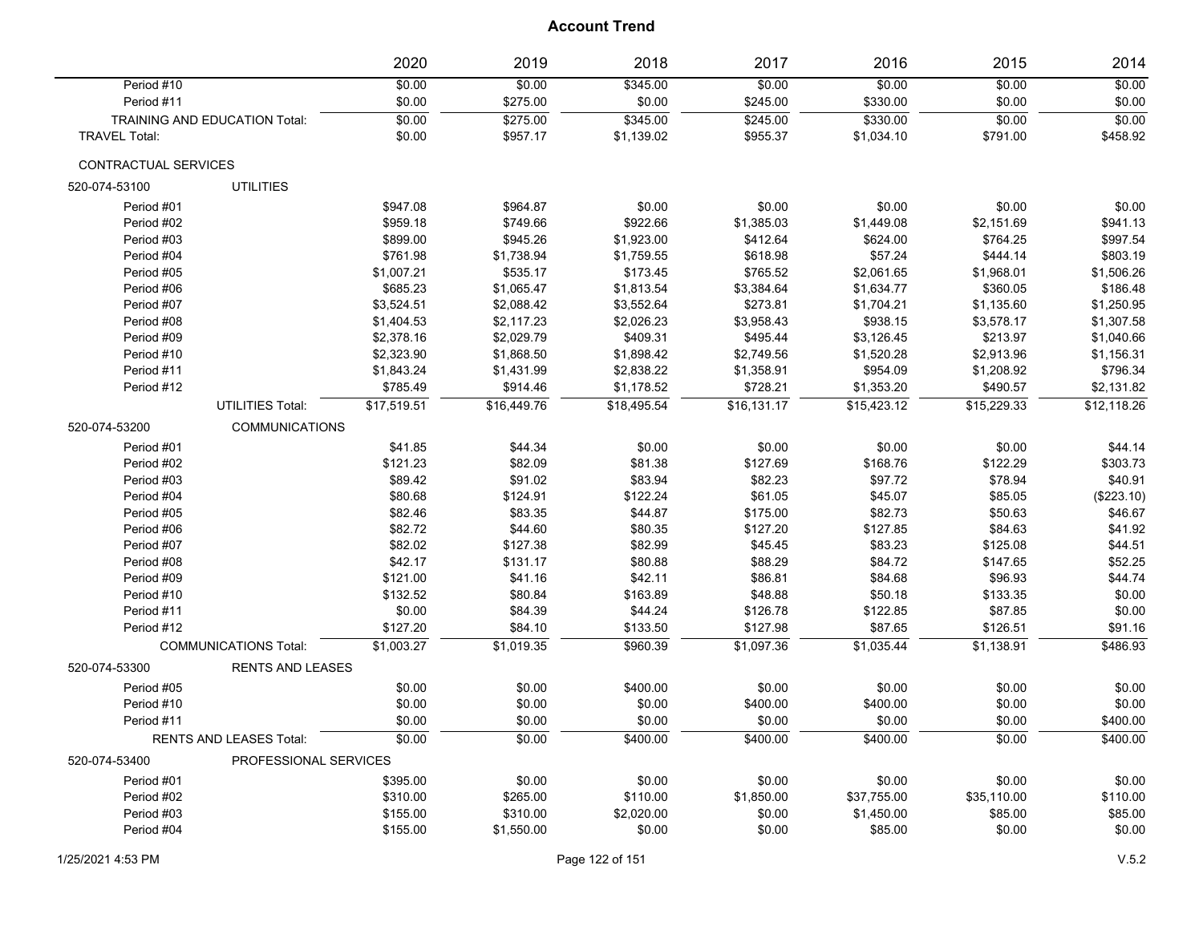# Account Trend

| | | 2020 | 2019 | 2018 | 2017 | 2016 | 2015 | 2014 |
|---|---|---|---|---|---|---|---|---|
| Period #10 | | $0.00 | $0.00 | $345.00 | $0.00 | $0.00 | $0.00 | $0.00 |
| Period #11 | | $0.00 | $275.00 | $0.00 | $245.00 | $330.00 | $0.00 | $0.00 |
| TRAINING AND EDUCATION Total: | | $0.00 | $275.00 | $345.00 | $245.00 | $330.00 | $0.00 | $0.00 |
| TRAVEL Total: | | $0.00 | $957.17 | $1,139.02 | $955.37 | $1,034.10 | $791.00 | $458.92 |
| CONTRACTUAL SERVICES | | | | | | | | |
| 520-074-53100 | UTILITIES | | | | | | | |
| Period #01 | | $947.08 | $964.87 | $0.00 | $0.00 | $0.00 | $0.00 | $0.00 |
| Period #02 | | $959.18 | $749.66 | $922.66 | $1,385.03 | $1,449.08 | $2,151.69 | $941.13 |
| Period #03 | | $899.00 | $945.26 | $1,923.00 | $412.64 | $624.00 | $764.25 | $997.54 |
| Period #04 | | $761.98 | $1,738.94 | $1,759.55 | $618.98 | $57.24 | $444.14 | $803.19 |
| Period #05 | | $1,007.21 | $535.17 | $173.45 | $765.52 | $2,061.65 | $1,968.01 | $1,506.26 |
| Period #06 | | $685.23 | $1,065.47 | $1,813.54 | $3,384.64 | $1,634.77 | $360.05 | $186.48 |
| Period #07 | | $3,524.51 | $2,088.42 | $3,552.64 | $273.81 | $1,704.21 | $1,135.60 | $1,250.95 |
| Period #08 | | $1,404.53 | $2,117.23 | $2,026.23 | $3,958.43 | $938.15 | $3,578.17 | $1,307.58 |
| Period #09 | | $2,378.16 | $2,029.79 | $409.31 | $495.44 | $3,126.45 | $213.97 | $1,040.66 |
| Period #10 | | $2,323.90 | $1,868.50 | $1,898.42 | $2,749.56 | $1,520.28 | $2,913.96 | $1,156.31 |
| Period #11 | | $1,843.24 | $1,431.99 | $2,838.22 | $1,358.91 | $954.09 | $1,208.92 | $796.34 |
| Period #12 | | $785.49 | $914.46 | $1,178.52 | $728.21 | $1,353.20 | $490.57 | $2,131.82 |
| | UTILITIES Total: | $17,519.51 | $16,449.76 | $18,495.54 | $16,131.17 | $15,423.12 | $15,229.33 | $12,118.26 |
| 520-074-53200 | COMMUNICATIONS | | | | | | | |
| Period #01 | | $41.85 | $44.34 | $0.00 | $0.00 | $0.00 | $0.00 | $44.14 |
| Period #02 | | $121.23 | $82.09 | $81.38 | $127.69 | $168.76 | $122.29 | $303.73 |
| Period #03 | | $89.42 | $91.02 | $83.94 | $82.23 | $97.72 | $78.94 | $40.91 |
| Period #04 | | $80.68 | $124.91 | $122.24 | $61.05 | $45.07 | $85.05 | ($223.10) |
| Period #05 | | $82.46 | $83.35 | $44.87 | $175.00 | $82.73 | $50.63 | $46.67 |
| Period #06 | | $82.72 | $44.60 | $80.35 | $127.20 | $127.85 | $84.63 | $41.92 |
| Period #07 | | $82.02 | $127.38 | $82.99 | $45.45 | $83.23 | $125.08 | $44.51 |
| Period #08 | | $42.17 | $131.17 | $80.88 | $88.29 | $84.72 | $147.65 | $52.25 |
| Period #09 | | $121.00 | $41.16 | $42.11 | $86.81 | $84.68 | $96.93 | $44.74 |
| Period #10 | | $132.52 | $80.84 | $163.89 | $48.88 | $50.18 | $133.35 | $0.00 |
| Period #11 | | $0.00 | $84.39 | $44.24 | $126.78 | $122.85 | $87.85 | $0.00 |
| Period #12 | | $127.20 | $84.10 | $133.50 | $127.98 | $87.65 | $126.51 | $91.16 |
| | COMMUNICATIONS Total: | $1,003.27 | $1,019.35 | $960.39 | $1,097.36 | $1,035.44 | $1,138.91 | $486.93 |
| 520-074-53300 | RENTS AND LEASES | | | | | | | |
| Period #05 | | $0.00 | $0.00 | $400.00 | $0.00 | $0.00 | $0.00 | $0.00 |
| Period #10 | | $0.00 | $0.00 | $0.00 | $400.00 | $400.00 | $0.00 | $0.00 |
| Period #11 | | $0.00 | $0.00 | $0.00 | $0.00 | $0.00 | $0.00 | $400.00 |
| | RENTS AND LEASES Total: | $0.00 | $0.00 | $400.00 | $400.00 | $400.00 | $0.00 | $400.00 |
| 520-074-53400 | PROFESSIONAL SERVICES | | | | | | | |
| Period #01 | | $395.00 | $0.00 | $0.00 | $0.00 | $0.00 | $0.00 | $0.00 |
| Period #02 | | $310.00 | $265.00 | $110.00 | $1,850.00 | $37,755.00 | $35,110.00 | $110.00 |
| Period #03 | | $155.00 | $310.00 | $2,020.00 | $0.00 | $1,450.00 | $85.00 | $85.00 |
| Period #04 | | $155.00 | $1,550.00 | $0.00 | $0.00 | $85.00 | $0.00 | $0.00 |

1/25/2021 4:53 PM

V.5.2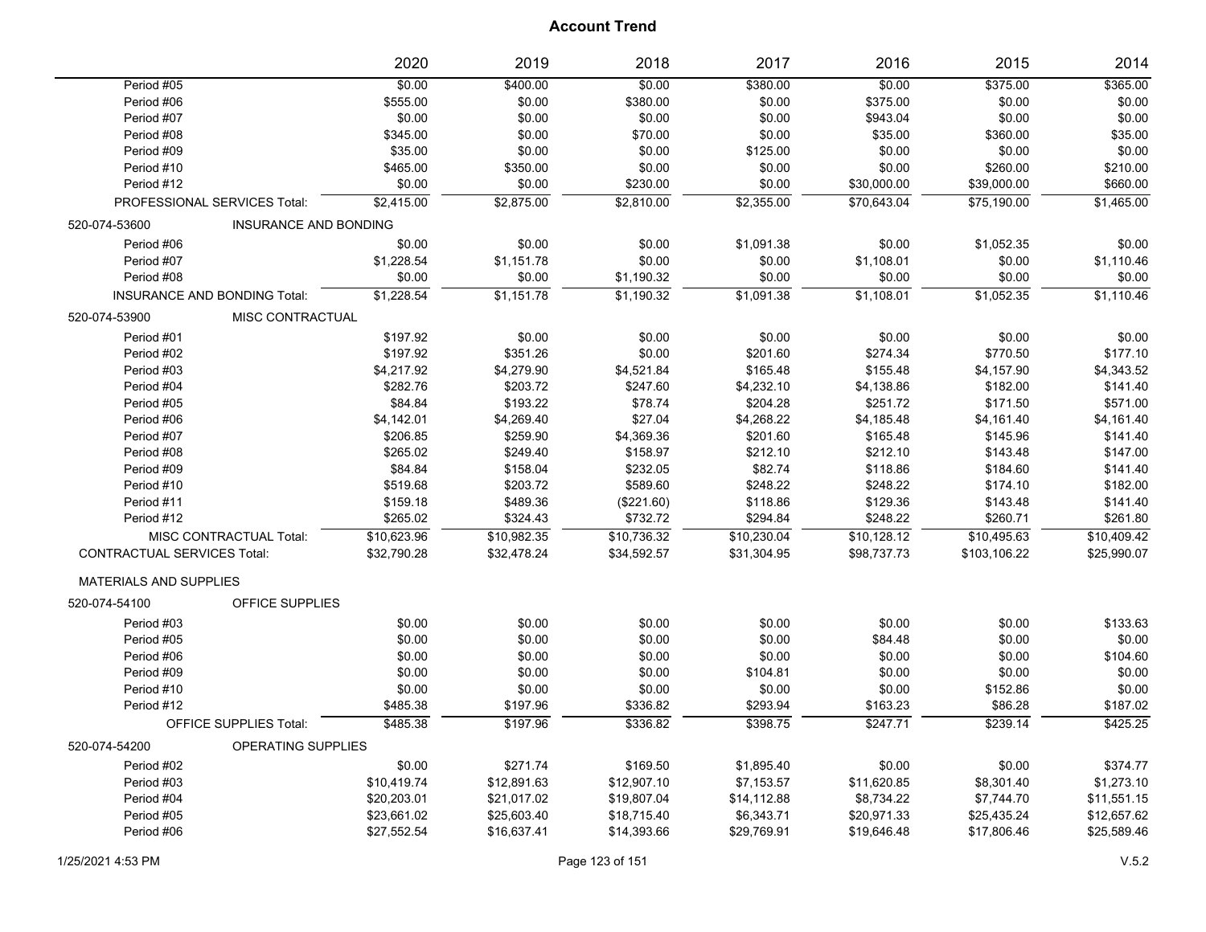## Account Trend

| | | 2020 | 2019 | 2018 | 2017 | 2016 | 2015 | 2014 |
|---|---|---|---|---|---|---|---|---|
| Period #05 | | $0.00 | $400.00 | $0.00 | $380.00 | $0.00 | $375.00 | $365.00 |
| Period #06 | | $555.00 | $0.00 | $380.00 | $0.00 | $375.00 | $0.00 | $0.00 |
| Period #07 | | $0.00 | $0.00 | $0.00 | $0.00 | $943.04 | $0.00 | $0.00 |
| Period #08 | | $345.00 | $0.00 | $70.00 | $0.00 | $35.00 | $360.00 | $35.00 |
| Period #09 | | $35.00 | $0.00 | $0.00 | $125.00 | $0.00 | $0.00 | $0.00 |
| Period #10 | | $465.00 | $350.00 | $0.00 | $0.00 | $0.00 | $260.00 | $210.00 |
| Period #12 | | $0.00 | $0.00 | $230.00 | $0.00 | $30,000.00 | $39,000.00 | $660.00 |
| PROFESSIONAL SERVICES Total: | | $2,415.00 | $2,875.00 | $2,810.00 | $2,355.00 | $70,643.04 | $75,190.00 | $1,465.00 |
| 520-074-53600 | INSURANCE AND BONDING | | | | | | | |
| Period #06 | | $0.00 | $0.00 | $0.00 | $1,091.38 | $0.00 | $1,052.35 | $0.00 |
| Period #07 | | $1,228.54 | $1,151.78 | $0.00 | $0.00 | $1,108.01 | $0.00 | $1,110.46 |
| Period #08 | | $0.00 | $0.00 | $1,190.32 | $0.00 | $0.00 | $0.00 | $0.00 |
| INSURANCE AND BONDING Total: | | $1,228.54 | $1,151.78 | $1,190.32 | $1,091.38 | $1,108.01 | $1,052.35 | $1,110.46 |
| 520-074-53900 | MISC CONTRACTUAL | | | | | | | |
| Period #01 | | $197.92 | $0.00 | $0.00 | $0.00 | $0.00 | $0.00 | $0.00 |
| Period #02 | | $197.92 | $351.26 | $0.00 | $201.60 | $274.34 | $770.50 | $177.10 |
| Period #03 | | $4,217.92 | $4,279.90 | $4,521.84 | $165.48 | $155.48 | $4,157.90 | $4,343.52 |
| Period #04 | | $282.76 | $203.72 | $247.60 | $4,232.10 | $4,138.86 | $182.00 | $141.40 |
| Period #05 | | $84.84 | $193.22 | $78.74 | $204.28 | $251.72 | $171.50 | $571.00 |
| Period #06 | | $4,142.01 | $4,269.40 | $27.04 | $4,268.22 | $4,185.48 | $4,161.40 | $4,161.40 |
| Period #07 | | $206.85 | $259.90 | $4,369.36 | $201.60 | $165.48 | $145.96 | $141.40 |
| Period #08 | | $265.02 | $249.40 | $158.97 | $212.10 | $212.10 | $143.48 | $147.00 |
| Period #09 | | $84.84 | $158.04 | $232.05 | $82.74 | $118.86 | $184.60 | $141.40 |
| Period #10 | | $519.68 | $203.72 | $589.60 | $248.22 | $248.22 | $174.10 | $182.00 |
| Period #11 | | $159.18 | $489.36 | ($221.60) | $118.86 | $129.36 | $143.48 | $141.40 |
| Period #12 | | $265.02 | $324.43 | $732.72 | $294.84 | $248.22 | $260.71 | $261.80 |
| MISC CONTRACTUAL Total: | | $10,623.96 | $10,982.35 | $10,736.32 | $10,230.04 | $10,128.12 | $10,495.63 | $10,409.42 |
| CONTRACTUAL SERVICES Total: | | $32,790.28 | $32,478.24 | $34,592.57 | $31,304.95 | $98,737.73 | $103,106.22 | $25,990.07 |
| MATERIALS AND SUPPLIES | | | | | | | | |
| 520-074-54100 | OFFICE SUPPLIES | | | | | | | |
| Period #03 | | $0.00 | $0.00 | $0.00 | $0.00 | $0.00 | $0.00 | $133.63 |
| Period #05 | | $0.00 | $0.00 | $0.00 | $0.00 | $84.48 | $0.00 | $0.00 |
| Period #06 | | $0.00 | $0.00 | $0.00 | $0.00 | $0.00 | $0.00 | $104.60 |
| Period #09 | | $0.00 | $0.00 | $0.00 | $104.81 | $0.00 | $0.00 | $0.00 |
| Period #10 | | $0.00 | $0.00 | $0.00 | $0.00 | $0.00 | $152.86 | $0.00 |
| Period #12 | | $485.38 | $197.96 | $336.82 | $293.94 | $163.23 | $86.28 | $187.02 |
| OFFICE SUPPLIES Total: | | $485.38 | $197.96 | $336.82 | $398.75 | $247.71 | $239.14 | $425.25 |
| 520-074-54200 | OPERATING SUPPLIES | | | | | | | |
| Period #02 | | $0.00 | $271.74 | $169.50 | $1,895.40 | $0.00 | $0.00 | $374.77 |
| Period #03 | | $10,419.74 | $12,891.63 | $12,907.10 | $7,153.57 | $11,620.85 | $8,301.40 | $1,273.10 |
| Period #04 | | $20,203.01 | $21,017.02 | $19,807.04 | $14,112.88 | $8,734.22 | $7,744.70 | $11,551.15 |
| Period #05 | | $23,661.02 | $25,603.40 | $18,715.40 | $6,343.71 | $20,971.33 | $25,435.24 | $12,657.62 |
| Period #06 | | $27,552.54 | $16,637.41 | $14,393.66 | $29,769.91 | $19,646.48 | $17,806.46 | $25,589.46 |

1/25/2021 4:53 PM

V.5.2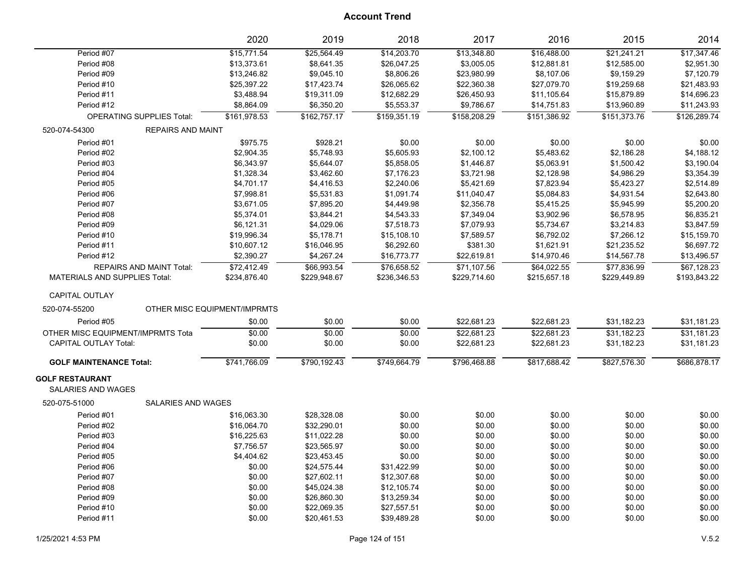## Account Trend

| | | 2020 | 2019 | 2018 | 2017 | 2016 | 2015 | 2014 |
|---|---|---|---|---|---|---|---|---|
| Period #07 | | $15,771.54 | $25,564.49 | $14,203.70 | $13,348.80 | $16,488.00 | $21,241.21 | $17,347.46 |
| Period #08 | | $13,373.61 | $8,641.35 | $26,047.25 | $3,005.05 | $12,881.81 | $12,585.00 | $2,951.30 |
| Period #09 | | $13,246.82 | $9,045.10 | $8,806.26 | $23,980.99 | $8,107.06 | $9,159.29 | $7,120.79 |
| Period #10 | | $25,397.22 | $17,423.74 | $26,065.62 | $22,360.38 | $27,079.70 | $19,259.68 | $21,483.93 |
| Period #11 | | $3,488.94 | $19,311.09 | $12,682.29 | $26,450.93 | $11,105.64 | $15,879.89 | $14,696.23 |
| Period #12 | | $8,864.09 | $6,350.20 | $5,553.37 | $9,786.67 | $14,751.83 | $13,960.89 | $11,243.93 |
| OPERATING SUPPLIES Total: | | $161,978.53 | $162,757.17 | $159,351.19 | $158,208.29 | $151,386.92 | $151,373.76 | $126,289.74 |
| 520-074-54300 | REPAIRS AND MAINT | | | | | | | |
| Period #01 | | $975.75 | $928.21 | $0.00 | $0.00 | $0.00 | $0.00 | $0.00 |
| Period #02 | | $2,904.35 | $5,748.93 | $5,605.93 | $2,100.12 | $5,483.62 | $2,186.28 | $4,188.12 |
| Period #03 | | $6,343.97 | $5,644.07 | $5,858.05 | $1,446.87 | $5,063.91 | $1,500.42 | $3,190.04 |
| Period #04 | | $1,328.34 | $3,462.60 | $7,176.23 | $3,721.98 | $2,128.98 | $4,986.29 | $3,354.39 |
| Period #05 | | $4,701.17 | $4,416.53 | $2,240.06 | $5,421.69 | $7,823.94 | $5,423.27 | $2,514.89 |
| Period #06 | | $7,998.81 | $5,531.83 | $1,091.74 | $11,040.47 | $5,084.83 | $4,931.54 | $2,643.80 |
| Period #07 | | $3,671.05 | $7,895.20 | $4,449.98 | $2,356.78 | $5,415.25 | $5,945.99 | $5,200.20 |
| Period #08 | | $5,374.01 | $3,844.21 | $4,543.33 | $7,349.04 | $3,902.96 | $6,578.95 | $6,835.21 |
| Period #09 | | $6,121.31 | $4,029.06 | $7,518.73 | $7,079.93 | $5,734.67 | $3,214.83 | $3,847.59 |
| Period #10 | | $19,996.34 | $5,178.71 | $15,108.10 | $7,589.57 | $6,792.02 | $7,266.12 | $15,159.70 |
| Period #11 | | $10,607.12 | $16,046.95 | $6,292.60 | $381.30 | $1,621.91 | $21,235.52 | $6,697.72 |
| Period #12 | | $2,390.27 | $4,267.24 | $16,773.77 | $22,619.81 | $14,970.46 | $14,567.78 | $13,496.57 |
| REPAIRS AND MAINT Total: | | $72,412.49 | $66,993.54 | $76,658.52 | $71,107.56 | $64,022.55 | $77,836.99 | $67,128.23 |
| MATERIALS AND SUPPLIES Total: | | $234,876.40 | $229,948.67 | $236,346.53 | $229,714.60 | $215,657.18 | $229,449.89 | $193,843.22 |
| CAPITAL OUTLAY | | | | | | | | |
| 520-074-55200 | OTHER MISC EQUIPMENT/IMPRMTS | | | | | | | |
| Period #05 | | $0.00 | $0.00 | $0.00 | $22,681.23 | $22,681.23 | $31,182.23 | $31,181.23 |
| OTHER MISC EQUIPMENT/IMPRMTS Tota | | $0.00 | $0.00 | $0.00 | $22,681.23 | $22,681.23 | $31,182.23 | $31,181.23 |
| CAPITAL OUTLAY Total: | | $0.00 | $0.00 | $0.00 | $22,681.23 | $22,681.23 | $31,182.23 | $31,181.23 |
| **GOLF MAINTENANCE Total:** | | $741,766.09 | $790,192.43 | $749,664.79 | $796,468.88 | $817,688.42 | $827,576.30 | $686,878.17 |
| **GOLF RESTAURANT** | | | | | | | | |
| SALARIES AND WAGES | | | | | | | | |
| 520-075-51000 | SALARIES AND WAGES | | | | | | | |
| Period #01 | | $16,063.30 | $28,328.08 | $0.00 | $0.00 | $0.00 | $0.00 | $0.00 |
| Period #02 | | $16,064.70 | $32,290.01 | $0.00 | $0.00 | $0.00 | $0.00 | $0.00 |
| Period #03 | | $16,225.63 | $11,022.28 | $0.00 | $0.00 | $0.00 | $0.00 | $0.00 |
| Period #04 | | $7,756.57 | $23,565.97 | $0.00 | $0.00 | $0.00 | $0.00 | $0.00 |
| Period #05 | | $4,404.62 | $23,453.45 | $0.00 | $0.00 | $0.00 | $0.00 | $0.00 |
| Period #06 | | $0.00 | $24,575.44 | $31,422.99 | $0.00 | $0.00 | $0.00 | $0.00 |
| Period #07 | | $0.00 | $27,602.11 | $12,307.68 | $0.00 | $0.00 | $0.00 | $0.00 |
| Period #08 | | $0.00 | $45,024.38 | $12,105.74 | $0.00 | $0.00 | $0.00 | $0.00 |
| Period #09 | | $0.00 | $26,860.30 | $13,259.34 | $0.00 | $0.00 | $0.00 | $0.00 |
| Period #10 | | $0.00 | $22,069.35 | $27,557.51 | $0.00 | $0.00 | $0.00 | $0.00 |
| Period #11 | | $0.00 | $20,461.53 | $39,489.28 | $0.00 | $0.00 | $0.00 | $0.00 |

1/25/2021 4:53 PM

V.5.2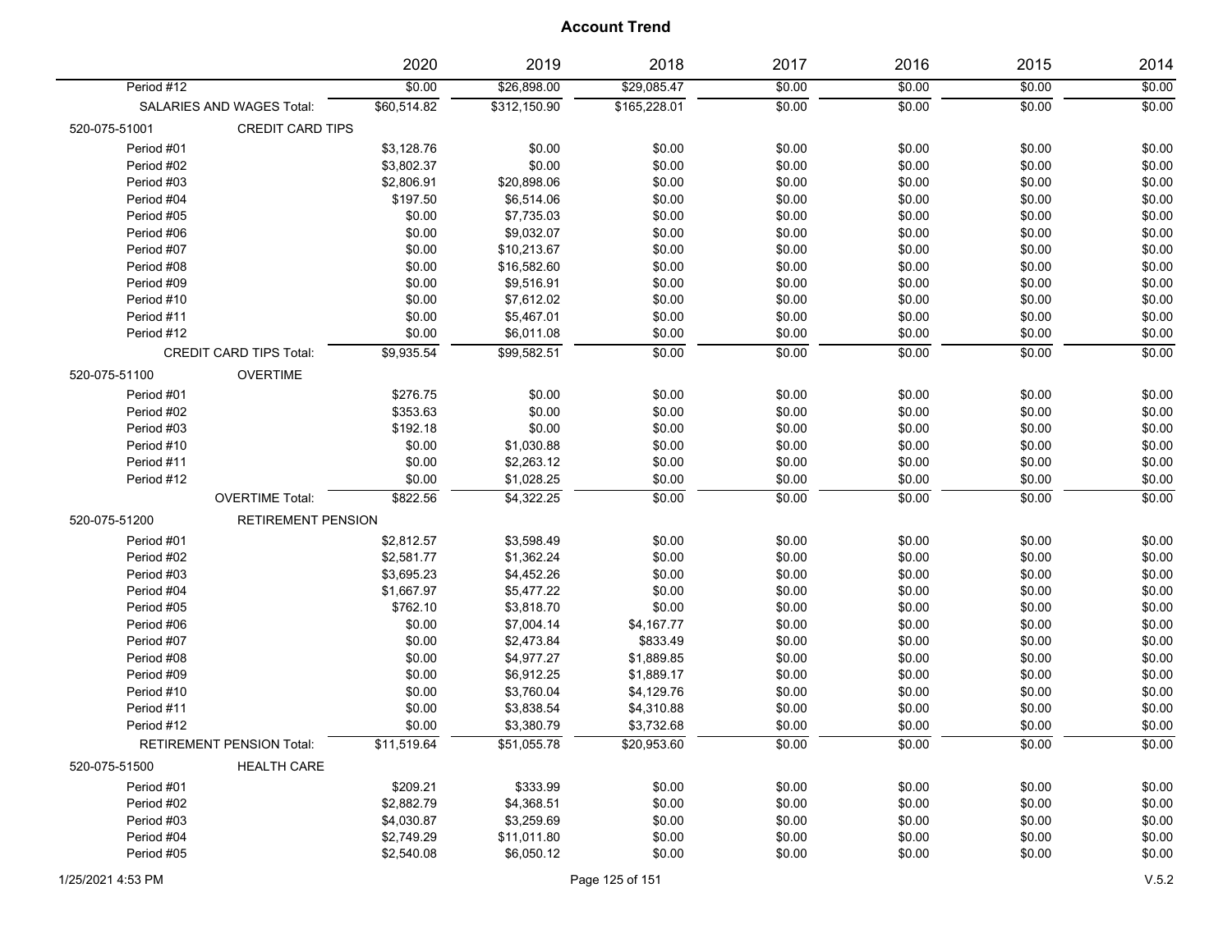# Account Trend

| | 2020 | 2019 | 2018 | 2017 | 2016 | 2015 | 2014 |
|---|---|---|---|---|---|---|---|
| Period #12 | $0.00 | $26,898.00 | $29,085.47 | $0.00 | $0.00 | $0.00 | $0.00 |
| SALARIES AND WAGES Total: | $60,514.82 | $312,150.90 | $165,228.01 | $0.00 | $0.00 | $0.00 | $0.00 |
| **520-075-51001 CREDIT CARD TIPS** | | | | | | | |
| Period #01 | $3,128.76 | $0.00 | $0.00 | $0.00 | $0.00 | $0.00 | $0.00 |
| Period #02 | $3,802.37 | $0.00 | $0.00 | $0.00 | $0.00 | $0.00 | $0.00 |
| Period #03 | $2,806.91 | $20,898.06 | $0.00 | $0.00 | $0.00 | $0.00 | $0.00 |
| Period #04 | $197.50 | $6,514.06 | $0.00 | $0.00 | $0.00 | $0.00 | $0.00 |
| Period #05 | $0.00 | $7,735.03 | $0.00 | $0.00 | $0.00 | $0.00 | $0.00 |
| Period #06 | $0.00 | $9,032.07 | $0.00 | $0.00 | $0.00 | $0.00 | $0.00 |
| Period #07 | $0.00 | $10,213.67 | $0.00 | $0.00 | $0.00 | $0.00 | $0.00 |
| Period #08 | $0.00 | $16,582.60 | $0.00 | $0.00 | $0.00 | $0.00 | $0.00 |
| Period #09 | $0.00 | $9,516.91 | $0.00 | $0.00 | $0.00 | $0.00 | $0.00 |
| Period #10 | $0.00 | $7,612.02 | $0.00 | $0.00 | $0.00 | $0.00 | $0.00 |
| Period #11 | $0.00 | $5,467.01 | $0.00 | $0.00 | $0.00 | $0.00 | $0.00 |
| Period #12 | $0.00 | $6,011.08 | $0.00 | $0.00 | $0.00 | $0.00 | $0.00 |
| CREDIT CARD TIPS Total: | $9,935.54 | $99,582.51 | $0.00 | $0.00 | $0.00 | $0.00 | $0.00 |
| **520-075-51100 OVERTIME** | | | | | | | |
| Period #01 | $276.75 | $0.00 | $0.00 | $0.00 | $0.00 | $0.00 | $0.00 |
| Period #02 | $353.63 | $0.00 | $0.00 | $0.00 | $0.00 | $0.00 | $0.00 |
| Period #03 | $192.18 | $0.00 | $0.00 | $0.00 | $0.00 | $0.00 | $0.00 |
| Period #10 | $0.00 | $1,030.88 | $0.00 | $0.00 | $0.00 | $0.00 | $0.00 |
| Period #11 | $0.00 | $2,263.12 | $0.00 | $0.00 | $0.00 | $0.00 | $0.00 |
| Period #12 | $0.00 | $1,028.25 | $0.00 | $0.00 | $0.00 | $0.00 | $0.00 |
| OVERTIME Total: | $822.56 | $4,322.25 | $0.00 | $0.00 | $0.00 | $0.00 | $0.00 |
| **520-075-51200 RETIREMENT PENSION** | | | | | | | |
| Period #01 | $2,812.57 | $3,598.49 | $0.00 | $0.00 | $0.00 | $0.00 | $0.00 |
| Period #02 | $2,581.77 | $1,362.24 | $0.00 | $0.00 | $0.00 | $0.00 | $0.00 |
| Period #03 | $3,695.23 | $4,452.26 | $0.00 | $0.00 | $0.00 | $0.00 | $0.00 |
| Period #04 | $1,667.97 | $5,477.22 | $0.00 | $0.00 | $0.00 | $0.00 | $0.00 |
| Period #05 | $762.10 | $3,818.70 | $0.00 | $0.00 | $0.00 | $0.00 | $0.00 |
| Period #06 | $0.00 | $7,004.14 | $4,167.77 | $0.00 | $0.00 | $0.00 | $0.00 |
| Period #07 | $0.00 | $2,473.84 | $833.49 | $0.00 | $0.00 | $0.00 | $0.00 |
| Period #08 | $0.00 | $4,977.27 | $1,889.85 | $0.00 | $0.00 | $0.00 | $0.00 |
| Period #09 | $0.00 | $6,912.25 | $1,889.17 | $0.00 | $0.00 | $0.00 | $0.00 |
| Period #10 | $0.00 | $3,760.04 | $4,129.76 | $0.00 | $0.00 | $0.00 | $0.00 |
| Period #11 | $0.00 | $3,838.54 | $4,310.88 | $0.00 | $0.00 | $0.00 | $0.00 |
| Period #12 | $0.00 | $3,380.79 | $3,732.68 | $0.00 | $0.00 | $0.00 | $0.00 |
| RETIREMENT PENSION Total: | $11,519.64 | $51,055.78 | $20,953.60 | $0.00 | $0.00 | $0.00 | $0.00 |
| **520-075-51500 HEALTH CARE** | | | | | | | |
| Period #01 | $209.21 | $333.99 | $0.00 | $0.00 | $0.00 | $0.00 | $0.00 |
| Period #02 | $2,882.79 | $4,368.51 | $0.00 | $0.00 | $0.00 | $0.00 | $0.00 |
| Period #03 | $4,030.87 | $3,259.69 | $0.00 | $0.00 | $0.00 | $0.00 | $0.00 |
| Period #04 | $2,749.29 | $11,011.80 | $0.00 | $0.00 | $0.00 | $0.00 | $0.00 |
| Period #05 | $2,540.08 | $6,050.12 | $0.00 | $0.00 | $0.00 | $0.00 | $0.00 |

1/25/2021 4:53 PM

V.5.2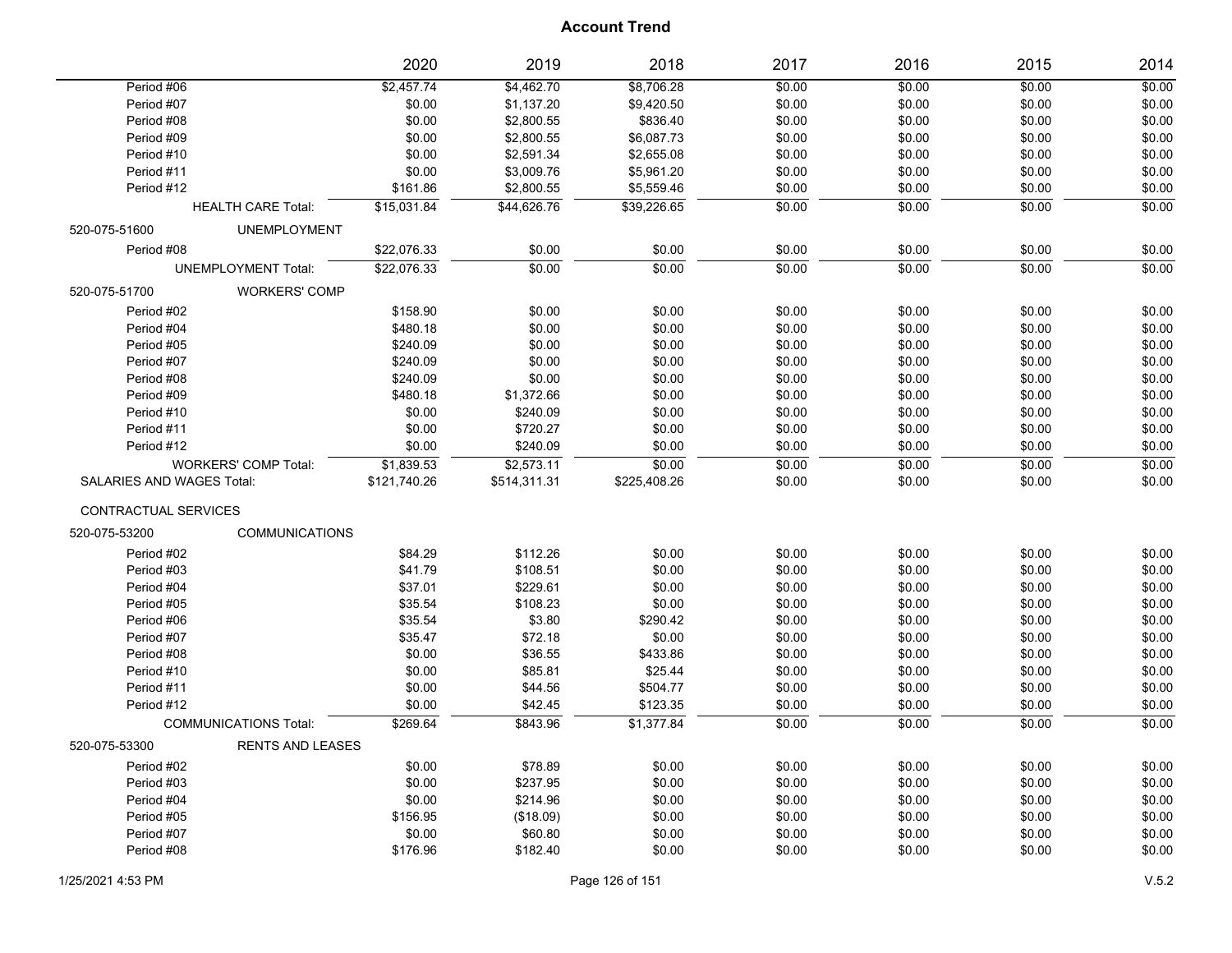## Account Trend

| | 2020 | 2019 | 2018 | 2017 | 2016 | 2015 | 2014 |
|---|---|---|---|---|---|---|---|
| Period #06 | $2,457.74 | $4,462.70 | $8,706.28 | $0.00 | $0.00 | $0.00 | $0.00 |
| Period #07 | $0.00 | $1,137.20 | $9,420.50 | $0.00 | $0.00 | $0.00 | $0.00 |
| Period #08 | $0.00 | $2,800.55 | $836.40 | $0.00 | $0.00 | $0.00 | $0.00 |
| Period #09 | $0.00 | $2,800.55 | $6,087.73 | $0.00 | $0.00 | $0.00 | $0.00 |
| Period #10 | $0.00 | $2,591.34 | $2,655.08 | $0.00 | $0.00 | $0.00 | $0.00 |
| Period #11 | $0.00 | $3,009.76 | $5,961.20 | $0.00 | $0.00 | $0.00 | $0.00 |
| Period #12 | $161.86 | $2,800.55 | $5,559.46 | $0.00 | $0.00 | $0.00 | $0.00 |
| HEALTH CARE Total: | $15,031.84 | $44,626.76 | $39,226.65 | $0.00 | $0.00 | $0.00 | $0.00 |
| 520-075-51600 UNEMPLOYMENT | | | | | | | |
| Period #08 | $22,076.33 | $0.00 | $0.00 | $0.00 | $0.00 | $0.00 | $0.00 |
| UNEMPLOYMENT Total: | $22,076.33 | $0.00 | $0.00 | $0.00 | $0.00 | $0.00 | $0.00 |
| 520-075-51700 WORKERS' COMP | | | | | | | |
| Period #02 | $158.90 | $0.00 | $0.00 | $0.00 | $0.00 | $0.00 | $0.00 |
| Period #04 | $480.18 | $0.00 | $0.00 | $0.00 | $0.00 | $0.00 | $0.00 |
| Period #05 | $240.09 | $0.00 | $0.00 | $0.00 | $0.00 | $0.00 | $0.00 |
| Period #07 | $240.09 | $0.00 | $0.00 | $0.00 | $0.00 | $0.00 | $0.00 |
| Period #08 | $240.09 | $0.00 | $0.00 | $0.00 | $0.00 | $0.00 | $0.00 |
| Period #09 | $480.18 | $1,372.66 | $0.00 | $0.00 | $0.00 | $0.00 | $0.00 |
| Period #10 | $0.00 | $240.09 | $0.00 | $0.00 | $0.00 | $0.00 | $0.00 |
| Period #11 | $0.00 | $720.27 | $0.00 | $0.00 | $0.00 | $0.00 | $0.00 |
| Period #12 | $0.00 | $240.09 | $0.00 | $0.00 | $0.00 | $0.00 | $0.00 |
| WORKERS' COMP Total: | $1,839.53 | $2,573.11 | $0.00 | $0.00 | $0.00 | $0.00 | $0.00 |
| SALARIES AND WAGES Total: | $121,740.26 | $514,311.31 | $225,408.26 | $0.00 | $0.00 | $0.00 | $0.00 |
| CONTRACTUAL SERVICES | | | | | | | |
| 520-075-53200 COMMUNICATIONS | | | | | | | |
| Period #02 | $84.29 | $112.26 | $0.00 | $0.00 | $0.00 | $0.00 | $0.00 |
| Period #03 | $41.79 | $108.51 | $0.00 | $0.00 | $0.00 | $0.00 | $0.00 |
| Period #04 | $37.01 | $229.61 | $0.00 | $0.00 | $0.00 | $0.00 | $0.00 |
| Period #05 | $35.54 | $108.23 | $0.00 | $0.00 | $0.00 | $0.00 | $0.00 |
| Period #06 | $35.54 | $3.80 | $290.42 | $0.00 | $0.00 | $0.00 | $0.00 |
| Period #07 | $35.47 | $72.18 | $0.00 | $0.00 | $0.00 | $0.00 | $0.00 |
| Period #08 | $0.00 | $36.55 | $433.86 | $0.00 | $0.00 | $0.00 | $0.00 |
| Period #10 | $0.00 | $85.81 | $25.44 | $0.00 | $0.00 | $0.00 | $0.00 |
| Period #11 | $0.00 | $44.56 | $504.77 | $0.00 | $0.00 | $0.00 | $0.00 |
| Period #12 | $0.00 | $42.45 | $123.35 | $0.00 | $0.00 | $0.00 | $0.00 |
| COMMUNICATIONS Total: | $269.64 | $843.96 | $1,377.84 | $0.00 | $0.00 | $0.00 | $0.00 |
| 520-075-53300 RENTS AND LEASES | | | | | | | |
| Period #02 | $0.00 | $78.89 | $0.00 | $0.00 | $0.00 | $0.00 | $0.00 |
| Period #03 | $0.00 | $237.95 | $0.00 | $0.00 | $0.00 | $0.00 | $0.00 |
| Period #04 | $0.00 | $214.96 | $0.00 | $0.00 | $0.00 | $0.00 | $0.00 |
| Period #05 | $156.95 | ($18.09) | $0.00 | $0.00 | $0.00 | $0.00 | $0.00 |
| Period #07 | $0.00 | $60.80 | $0.00 | $0.00 | $0.00 | $0.00 | $0.00 |
| Period #08 | $176.96 | $182.40 | $0.00 | $0.00 | $0.00 | $0.00 | $0.00 |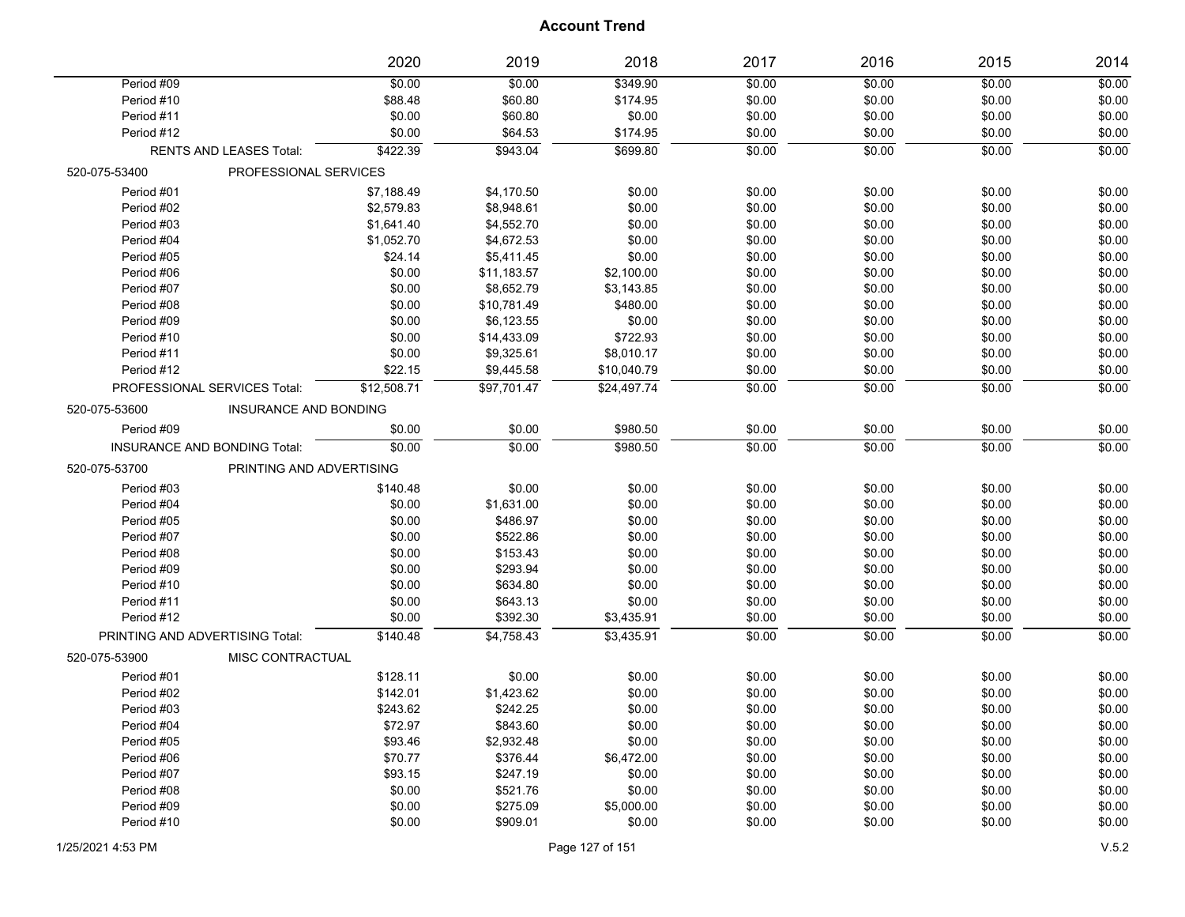## Account Trend

| | 2020 | 2019 | 2018 | 2017 | 2016 | 2015 | 2014 |
|---|---|---|---|---|---|---|---|
| Period #09 | $0.00 | $0.00 | $349.90 | $0.00 | $0.00 | $0.00 | $0.00 |
| Period #10 | $88.48 | $60.80 | $174.95 | $0.00 | $0.00 | $0.00 | $0.00 |
| Period #11 | $0.00 | $60.80 | $0.00 | $0.00 | $0.00 | $0.00 | $0.00 |
| Period #12 | $0.00 | $64.53 | $174.95 | $0.00 | $0.00 | $0.00 | $0.00 |
| RENTS AND LEASES Total: | $422.39 | $943.04 | $699.80 | $0.00 | $0.00 | $0.00 | $0.00 |
| **520-075-53400 PROFESSIONAL SERVICES** | | | | | | | |
| Period #01 | $7,188.49 | $4,170.50 | $0.00 | $0.00 | $0.00 | $0.00 | $0.00 |
| Period #02 | $2,579.83 | $8,948.61 | $0.00 | $0.00 | $0.00 | $0.00 | $0.00 |
| Period #03 | $1,641.40 | $4,552.70 | $0.00 | $0.00 | $0.00 | $0.00 | $0.00 |
| Period #04 | $1,052.70 | $4,672.53 | $0.00 | $0.00 | $0.00 | $0.00 | $0.00 |
| Period #05 | $24.14 | $5,411.45 | $0.00 | $0.00 | $0.00 | $0.00 | $0.00 |
| Period #06 | $0.00 | $11,183.57 | $2,100.00 | $0.00 | $0.00 | $0.00 | $0.00 |
| Period #07 | $0.00 | $8,652.79 | $3,143.85 | $0.00 | $0.00 | $0.00 | $0.00 |
| Period #08 | $0.00 | $10,781.49 | $480.00 | $0.00 | $0.00 | $0.00 | $0.00 |
| Period #09 | $0.00 | $6,123.55 | $0.00 | $0.00 | $0.00 | $0.00 | $0.00 |
| Period #10 | $0.00 | $14,433.09 | $722.93 | $0.00 | $0.00 | $0.00 | $0.00 |
| Period #11 | $0.00 | $9,325.61 | $8,010.17 | $0.00 | $0.00 | $0.00 | $0.00 |
| Period #12 | $22.15 | $9,445.58 | $10,040.79 | $0.00 | $0.00 | $0.00 | $0.00 |
| PROFESSIONAL SERVICES Total: | $12,508.71 | $97,701.47 | $24,497.74 | $0.00 | $0.00 | $0.00 | $0.00 |
| **520-075-53600 INSURANCE AND BONDING** | | | | | | | |
| Period #09 | $0.00 | $0.00 | $980.50 | $0.00 | $0.00 | $0.00 | $0.00 |
| INSURANCE AND BONDING Total: | $0.00 | $0.00 | $980.50 | $0.00 | $0.00 | $0.00 | $0.00 |
| **520-075-53700 PRINTING AND ADVERTISING** | | | | | | | |
| Period #03 | $140.48 | $0.00 | $0.00 | $0.00 | $0.00 | $0.00 | $0.00 |
| Period #04 | $0.00 | $1,631.00 | $0.00 | $0.00 | $0.00 | $0.00 | $0.00 |
| Period #05 | $0.00 | $486.97 | $0.00 | $0.00 | $0.00 | $0.00 | $0.00 |
| Period #07 | $0.00 | $522.86 | $0.00 | $0.00 | $0.00 | $0.00 | $0.00 |
| Period #08 | $0.00 | $153.43 | $0.00 | $0.00 | $0.00 | $0.00 | $0.00 |
| Period #09 | $0.00 | $293.94 | $0.00 | $0.00 | $0.00 | $0.00 | $0.00 |
| Period #10 | $0.00 | $634.80 | $0.00 | $0.00 | $0.00 | $0.00 | $0.00 |
| Period #11 | $0.00 | $643.13 | $0.00 | $0.00 | $0.00 | $0.00 | $0.00 |
| Period #12 | $0.00 | $392.30 | $3,435.91 | $0.00 | $0.00 | $0.00 | $0.00 |
| PRINTING AND ADVERTISING Total: | $140.48 | $4,758.43 | $3,435.91 | $0.00 | $0.00 | $0.00 | $0.00 |
| **520-075-53900 MISC CONTRACTUAL** | | | | | | | |
| Period #01 | $128.11 | $0.00 | $0.00 | $0.00 | $0.00 | $0.00 | $0.00 |
| Period #02 | $142.01 | $1,423.62 | $0.00 | $0.00 | $0.00 | $0.00 | $0.00 |
| Period #03 | $243.62 | $242.25 | $0.00 | $0.00 | $0.00 | $0.00 | $0.00 |
| Period #04 | $72.97 | $843.60 | $0.00 | $0.00 | $0.00 | $0.00 | $0.00 |
| Period #05 | $93.46 | $2,932.48 | $0.00 | $0.00 | $0.00 | $0.00 | $0.00 |
| Period #06 | $70.77 | $376.44 | $6,472.00 | $0.00 | $0.00 | $0.00 | $0.00 |
| Period #07 | $93.15 | $247.19 | $0.00 | $0.00 | $0.00 | $0.00 | $0.00 |
| Period #08 | $0.00 | $521.76 | $0.00 | $0.00 | $0.00 | $0.00 | $0.00 |
| Period #09 | $0.00 | $275.09 | $5,000.00 | $0.00 | $0.00 | $0.00 | $0.00 |
| Period #10 | $0.00 | $909.01 | $0.00 | $0.00 | $0.00 | $0.00 | $0.00 |

1/25/2021 4:53 PM

V.5.2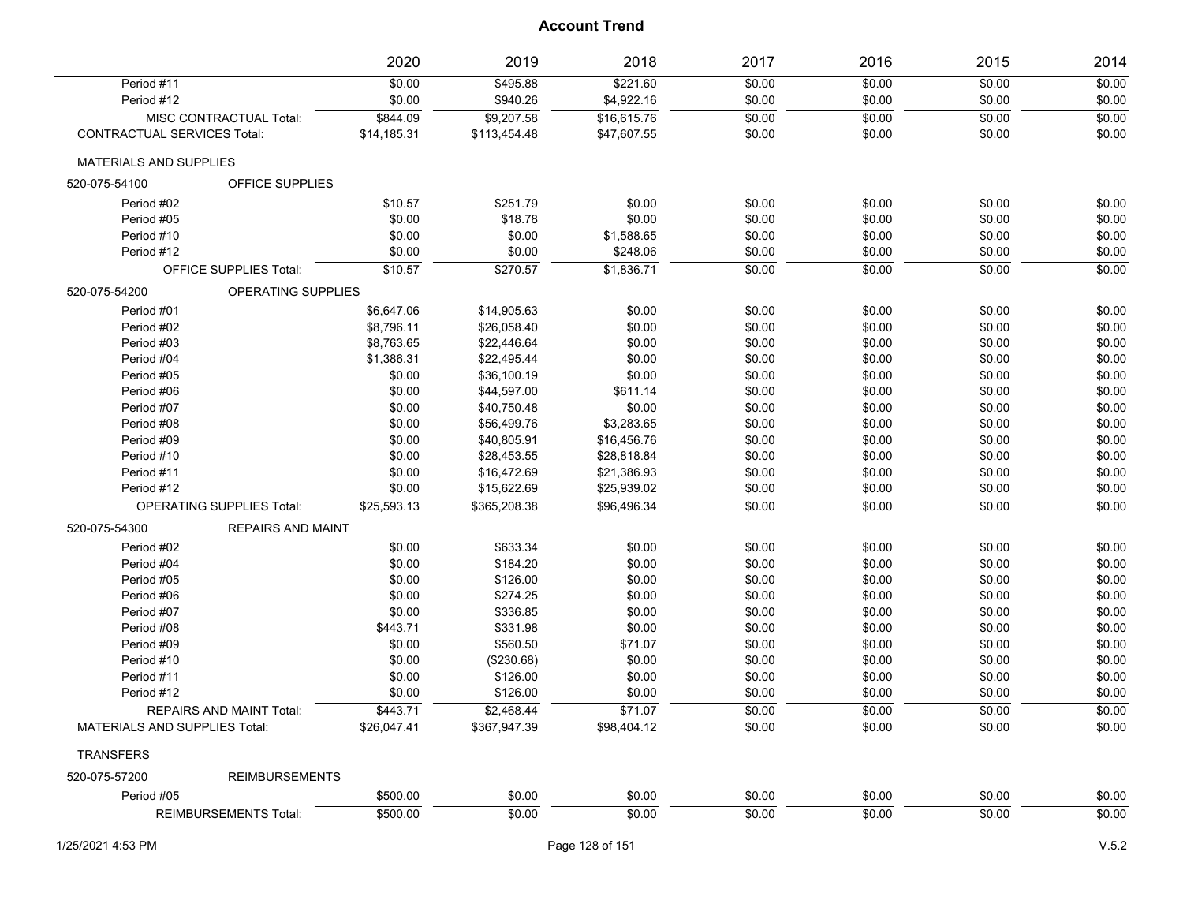# Account Trend

| | 2020 | 2019 | 2018 | 2017 | 2016 | 2015 | 2014 |
|---|---|---|---|---|---|---|---|
| Period #11 | $0.00 | $495.88 | $221.60 | $0.00 | $0.00 | $0.00 | $0.00 |
| Period #12 | $0.00 | $940.26 | $4,922.16 | $0.00 | $0.00 | $0.00 | $0.00 |
| MISC CONTRACTUAL Total: | $844.09 | $9,207.58 | $16,615.76 | $0.00 | $0.00 | $0.00 | $0.00 |
| CONTRACTUAL SERVICES Total: | $14,185.31 | $113,454.48 | $47,607.55 | $0.00 | $0.00 | $0.00 | $0.00 |
| MATERIALS AND SUPPLIES | | | | | | | |
| 520-075-54100 OFFICE SUPPLIES | | | | | | | |
| Period #02 | $10.57 | $251.79 | $0.00 | $0.00 | $0.00 | $0.00 | $0.00 |
| Period #05 | $0.00 | $18.78 | $0.00 | $0.00 | $0.00 | $0.00 | $0.00 |
| Period #10 | $0.00 | $0.00 | $1,588.65 | $0.00 | $0.00 | $0.00 | $0.00 |
| Period #12 | $0.00 | $0.00 | $248.06 | $0.00 | $0.00 | $0.00 | $0.00 |
| OFFICE SUPPLIES Total: | $10.57 | $270.57 | $1,836.71 | $0.00 | $0.00 | $0.00 | $0.00 |
| 520-075-54200 OPERATING SUPPLIES | | | | | | | |
| Period #01 | $6,647.06 | $14,905.63 | $0.00 | $0.00 | $0.00 | $0.00 | $0.00 |
| Period #02 | $8,796.11 | $26,058.40 | $0.00 | $0.00 | $0.00 | $0.00 | $0.00 |
| Period #03 | $8,763.65 | $22,446.64 | $0.00 | $0.00 | $0.00 | $0.00 | $0.00 |
| Period #04 | $1,386.31 | $22,495.44 | $0.00 | $0.00 | $0.00 | $0.00 | $0.00 |
| Period #05 | $0.00 | $36,100.19 | $0.00 | $0.00 | $0.00 | $0.00 | $0.00 |
| Period #06 | $0.00 | $44,597.00 | $611.14 | $0.00 | $0.00 | $0.00 | $0.00 |
| Period #07 | $0.00 | $40,750.48 | $0.00 | $0.00 | $0.00 | $0.00 | $0.00 |
| Period #08 | $0.00 | $56,499.76 | $3,283.65 | $0.00 | $0.00 | $0.00 | $0.00 |
| Period #09 | $0.00 | $40,805.91 | $16,456.76 | $0.00 | $0.00 | $0.00 | $0.00 |
| Period #10 | $0.00 | $28,453.55 | $28,818.84 | $0.00 | $0.00 | $0.00 | $0.00 |
| Period #11 | $0.00 | $16,472.69 | $21,386.93 | $0.00 | $0.00 | $0.00 | $0.00 |
| Period #12 | $0.00 | $15,622.69 | $25,939.02 | $0.00 | $0.00 | $0.00 | $0.00 |
| OPERATING SUPPLIES Total: | $25,593.13 | $365,208.38 | $96,496.34 | $0.00 | $0.00 | $0.00 | $0.00 |
| 520-075-54300 REPAIRS AND MAINT | | | | | | | |
| Period #02 | $0.00 | $633.34 | $0.00 | $0.00 | $0.00 | $0.00 | $0.00 |
| Period #04 | $0.00 | $184.20 | $0.00 | $0.00 | $0.00 | $0.00 | $0.00 |
| Period #05 | $0.00 | $126.00 | $0.00 | $0.00 | $0.00 | $0.00 | $0.00 |
| Period #06 | $0.00 | $274.25 | $0.00 | $0.00 | $0.00 | $0.00 | $0.00 |
| Period #07 | $0.00 | $336.85 | $0.00 | $0.00 | $0.00 | $0.00 | $0.00 |
| Period #08 | $443.71 | $331.98 | $0.00 | $0.00 | $0.00 | $0.00 | $0.00 |
| Period #09 | $0.00 | $560.50 | $71.07 | $0.00 | $0.00 | $0.00 | $0.00 |
| Period #10 | $0.00 | ($230.68) | $0.00 | $0.00 | $0.00 | $0.00 | $0.00 |
| Period #11 | $0.00 | $126.00 | $0.00 | $0.00 | $0.00 | $0.00 | $0.00 |
| Period #12 | $0.00 | $126.00 | $0.00 | $0.00 | $0.00 | $0.00 | $0.00 |
| REPAIRS AND MAINT Total: | $443.71 | $2,468.44 | $71.07 | $0.00 | $0.00 | $0.00 | $0.00 |
| MATERIALS AND SUPPLIES Total: | $26,047.41 | $367,947.39 | $98,404.12 | $0.00 | $0.00 | $0.00 | $0.00 |
| TRANSFERS | | | | | | | |
| 520-075-57200 REIMBURSEMENTS | | | | | | | |
| Period #05 | $500.00 | $0.00 | $0.00 | $0.00 | $0.00 | $0.00 | $0.00 |
| REIMBURSEMENTS Total: | $500.00 | $0.00 | $0.00 | $0.00 | $0.00 | $0.00 | $0.00 |

1/25/2021 4:53 PM

V.5.2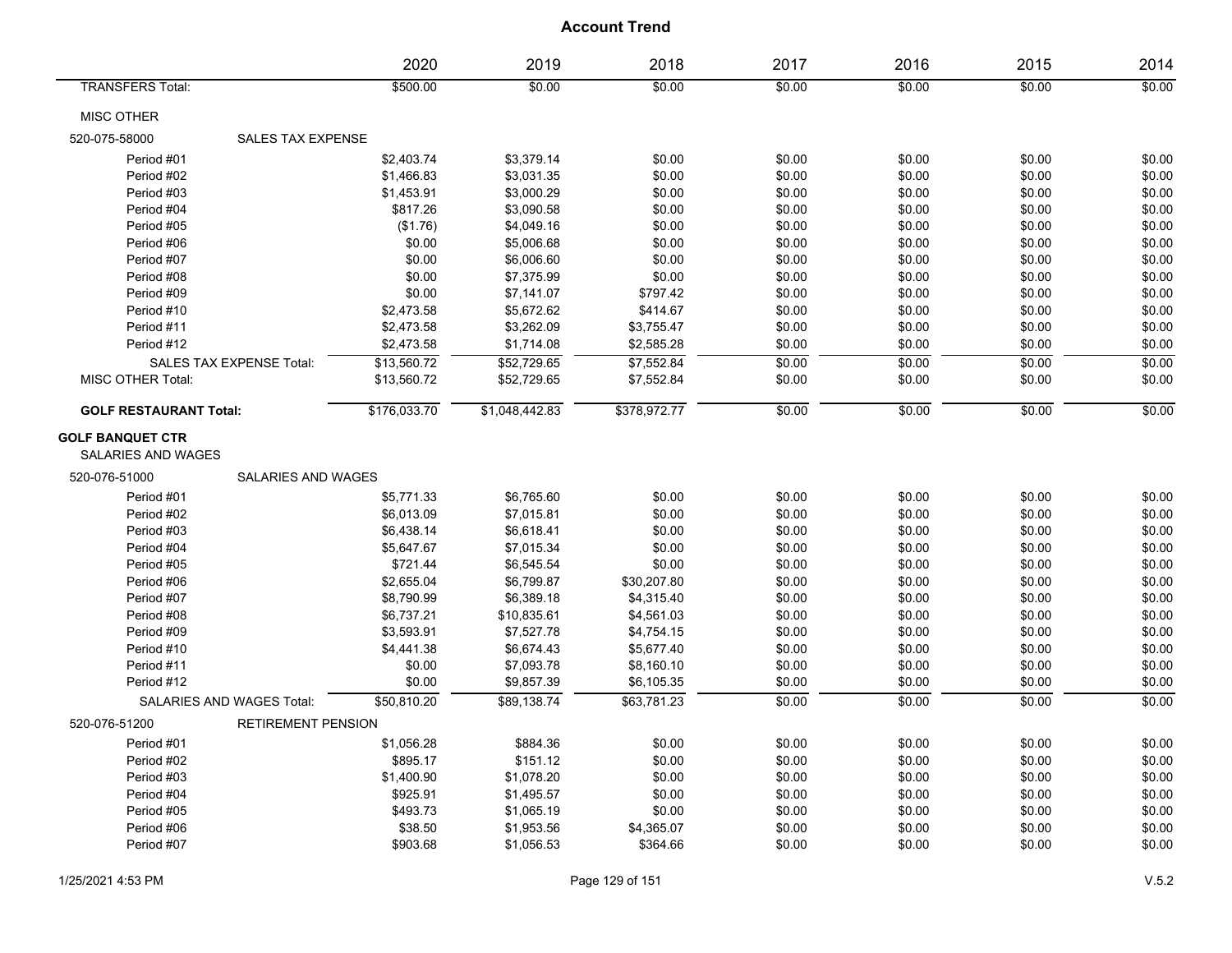## Account Trend

| | | 2020 | 2019 | 2018 | 2017 | 2016 | 2015 | 2014 |
|---|---|---|---|---|---|---|---|---|
| TRANSFERS Total: | | $500.00 | $0.00 | $0.00 | $0.00 | $0.00 | $0.00 | $0.00 |
| MISC OTHER | | | | | | | | |
| 520-075-58000 | SALES TAX EXPENSE | | | | | | | |
| Period #01 | | $2,403.74 | $3,379.14 | $0.00 | $0.00 | $0.00 | $0.00 | $0.00 |
| Period #02 | | $1,466.83 | $3,031.35 | $0.00 | $0.00 | $0.00 | $0.00 | $0.00 |
| Period #03 | | $1,453.91 | $3,000.29 | $0.00 | $0.00 | $0.00 | $0.00 | $0.00 |
| Period #04 | | $817.26 | $3,090.58 | $0.00 | $0.00 | $0.00 | $0.00 | $0.00 |
| Period #05 | | ($1.76) | $4,049.16 | $0.00 | $0.00 | $0.00 | $0.00 | $0.00 |
| Period #06 | | $0.00 | $5,006.68 | $0.00 | $0.00 | $0.00 | $0.00 | $0.00 |
| Period #07 | | $0.00 | $6,006.60 | $0.00 | $0.00 | $0.00 | $0.00 | $0.00 |
| Period #08 | | $0.00 | $7,375.99 | $0.00 | $0.00 | $0.00 | $0.00 | $0.00 |
| Period #09 | | $0.00 | $7,141.07 | $797.42 | $0.00 | $0.00 | $0.00 | $0.00 |
| Period #10 | | $2,473.58 | $5,672.62 | $414.67 | $0.00 | $0.00 | $0.00 | $0.00 |
| Period #11 | | $2,473.58 | $3,262.09 | $3,755.47 | $0.00 | $0.00 | $0.00 | $0.00 |
| Period #12 | | $2,473.58 | $1,714.08 | $2,585.28 | $0.00 | $0.00 | $0.00 | $0.00 |
| SALES TAX EXPENSE Total: | | $13,560.72 | $52,729.65 | $7,552.84 | $0.00 | $0.00 | $0.00 | $0.00 |
| MISC OTHER Total: | | $13,560.72 | $52,729.65 | $7,552.84 | $0.00 | $0.00 | $0.00 | $0.00 |
| **GOLF RESTAURANT Total:** | | $176,033.70 | $1,048,442.83 | $378,972.77 | $0.00 | $0.00 | $0.00 | $0.00 |
| **GOLF BANQUET CTR** | | | | | | | | |
| SALARIES AND WAGES | | | | | | | | |
| 520-076-51000 | SALARIES AND WAGES | | | | | | | |
| Period #01 | | $5,771.33 | $6,765.60 | $0.00 | $0.00 | $0.00 | $0.00 | $0.00 |
| Period #02 | | $6,013.09 | $7,015.81 | $0.00 | $0.00 | $0.00 | $0.00 | $0.00 |
| Period #03 | | $6,438.14 | $6,618.41 | $0.00 | $0.00 | $0.00 | $0.00 | $0.00 |
| Period #04 | | $5,647.67 | $7,015.34 | $0.00 | $0.00 | $0.00 | $0.00 | $0.00 |
| Period #05 | | $721.44 | $6,545.54 | $0.00 | $0.00 | $0.00 | $0.00 | $0.00 |
| Period #06 | | $2,655.04 | $6,799.87 | $30,207.80 | $0.00 | $0.00 | $0.00 | $0.00 |
| Period #07 | | $8,790.99 | $6,389.18 | $4,315.40 | $0.00 | $0.00 | $0.00 | $0.00 |
| Period #08 | | $6,737.21 | $10,835.61 | $4,561.03 | $0.00 | $0.00 | $0.00 | $0.00 |
| Period #09 | | $3,593.91 | $7,527.78 | $4,754.15 | $0.00 | $0.00 | $0.00 | $0.00 |
| Period #10 | | $4,441.38 | $6,674.43 | $5,677.40 | $0.00 | $0.00 | $0.00 | $0.00 |
| Period #11 | | $0.00 | $7,093.78 | $8,160.10 | $0.00 | $0.00 | $0.00 | $0.00 |
| Period #12 | | $0.00 | $9,857.39 | $6,105.35 | $0.00 | $0.00 | $0.00 | $0.00 |
| SALARIES AND WAGES Total: | | $50,810.20 | $89,138.74 | $63,781.23 | $0.00 | $0.00 | $0.00 | $0.00 |
| 520-076-51200 | RETIREMENT PENSION | | | | | | | |
| Period #01 | | $1,056.28 | $884.36 | $0.00 | $0.00 | $0.00 | $0.00 | $0.00 |
| Period #02 | | $895.17 | $151.12 | $0.00 | $0.00 | $0.00 | $0.00 | $0.00 |
| Period #03 | | $1,400.90 | $1,078.20 | $0.00 | $0.00 | $0.00 | $0.00 | $0.00 |
| Period #04 | | $925.91 | $1,495.57 | $0.00 | $0.00 | $0.00 | $0.00 | $0.00 |
| Period #05 | | $493.73 | $1,065.19 | $0.00 | $0.00 | $0.00 | $0.00 | $0.00 |
| Period #06 | | $38.50 | $1,953.56 | $4,365.07 | $0.00 | $0.00 | $0.00 | $0.00 |
| Period #07 | | $903.68 | $1,056.53 | $364.66 | $0.00 | $0.00 | $0.00 | $0.00 |

1/25/2021 4:53 PM

V.5.2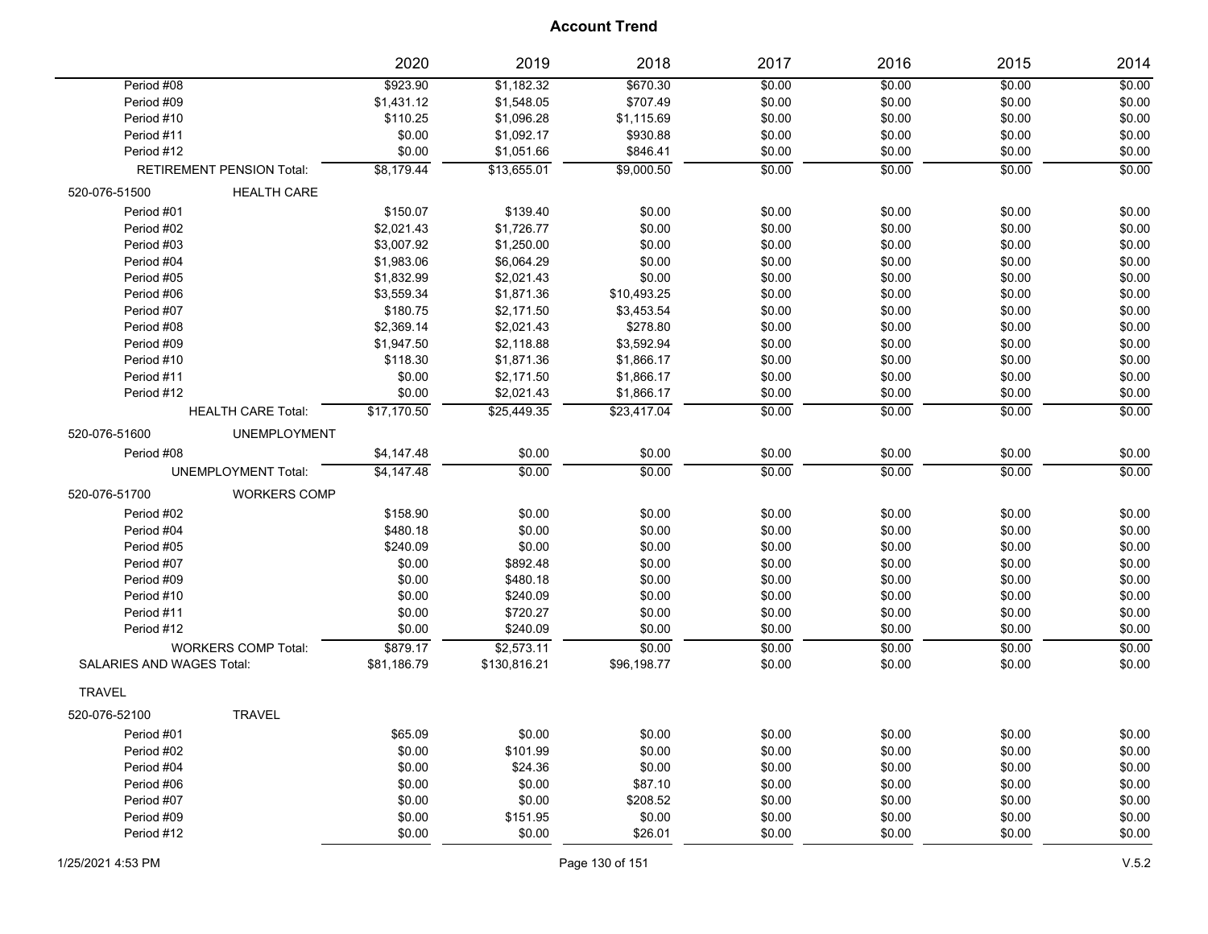# Account Trend

| | | 2020 | 2019 | 2018 | 2017 | 2016 | 2015 | 2014 |
|---|---|---|---|---|---|---|---|---|
| Period #08 | | $923.90 | $1,182.32 | $670.30 | $0.00 | $0.00 | $0.00 | $0.00 |
| Period #09 | | $1,431.12 | $1,548.05 | $707.49 | $0.00 | $0.00 | $0.00 | $0.00 |
| Period #10 | | $110.25 | $1,096.28 | $1,115.69 | $0.00 | $0.00 | $0.00 | $0.00 |
| Period #11 | | $0.00 | $1,092.17 | $930.88 | $0.00 | $0.00 | $0.00 | $0.00 |
| Period #12 | | $0.00 | $1,051.66 | $846.41 | $0.00 | $0.00 | $0.00 | $0.00 |
| RETIREMENT PENSION Total: | | $8,179.44 | $13,655.01 | $9,000.50 | $0.00 | $0.00 | $0.00 | $0.00 |
| 520-076-51500 | HEALTH CARE | | | | | | | |
| Period #01 | | $150.07 | $139.40 | $0.00 | $0.00 | $0.00 | $0.00 | $0.00 |
| Period #02 | | $2,021.43 | $1,726.77 | $0.00 | $0.00 | $0.00 | $0.00 | $0.00 |
| Period #03 | | $3,007.92 | $1,250.00 | $0.00 | $0.00 | $0.00 | $0.00 | $0.00 |
| Period #04 | | $1,983.06 | $6,064.29 | $0.00 | $0.00 | $0.00 | $0.00 | $0.00 |
| Period #05 | | $1,832.99 | $2,021.43 | $0.00 | $0.00 | $0.00 | $0.00 | $0.00 |
| Period #06 | | $3,559.34 | $1,871.36 | $10,493.25 | $0.00 | $0.00 | $0.00 | $0.00 |
| Period #07 | | $180.75 | $2,171.50 | $3,453.54 | $0.00 | $0.00 | $0.00 | $0.00 |
| Period #08 | | $2,369.14 | $2,021.43 | $278.80 | $0.00 | $0.00 | $0.00 | $0.00 |
| Period #09 | | $1,947.50 | $2,118.88 | $3,592.94 | $0.00 | $0.00 | $0.00 | $0.00 |
| Period #10 | | $118.30 | $1,871.36 | $1,866.17 | $0.00 | $0.00 | $0.00 | $0.00 |
| Period #11 | | $0.00 | $2,171.50 | $1,866.17 | $0.00 | $0.00 | $0.00 | $0.00 |
| Period #12 | | $0.00 | $2,021.43 | $1,866.17 | $0.00 | $0.00 | $0.00 | $0.00 |
| HEALTH CARE Total: | | $17,170.50 | $25,449.35 | $23,417.04 | $0.00 | $0.00 | $0.00 | $0.00 |
| 520-076-51600 | UNEMPLOYMENT | | | | | | | |
| Period #08 | | $4,147.48 | $0.00 | $0.00 | $0.00 | $0.00 | $0.00 | $0.00 |
| UNEMPLOYMENT Total: | | $4,147.48 | $0.00 | $0.00 | $0.00 | $0.00 | $0.00 | $0.00 |
| 520-076-51700 | WORKERS COMP | | | | | | | |
| Period #02 | | $158.90 | $0.00 | $0.00 | $0.00 | $0.00 | $0.00 | $0.00 |
| Period #04 | | $480.18 | $0.00 | $0.00 | $0.00 | $0.00 | $0.00 | $0.00 |
| Period #05 | | $240.09 | $0.00 | $0.00 | $0.00 | $0.00 | $0.00 | $0.00 |
| Period #07 | | $0.00 | $892.48 | $0.00 | $0.00 | $0.00 | $0.00 | $0.00 |
| Period #09 | | $0.00 | $480.18 | $0.00 | $0.00 | $0.00 | $0.00 | $0.00 |
| Period #10 | | $0.00 | $240.09 | $0.00 | $0.00 | $0.00 | $0.00 | $0.00 |
| Period #11 | | $0.00 | $720.27 | $0.00 | $0.00 | $0.00 | $0.00 | $0.00 |
| Period #12 | | $0.00 | $240.09 | $0.00 | $0.00 | $0.00 | $0.00 | $0.00 |
| WORKERS COMP Total: | | $879.17 | $2,573.11 | $0.00 | $0.00 | $0.00 | $0.00 | $0.00 |
| SALARIES AND WAGES Total: | | $81,186.79 | $130,816.21 | $96,198.77 | $0.00 | $0.00 | $0.00 | $0.00 |
| TRAVEL | | | | | | | | |
| 520-076-52100 | TRAVEL | | | | | | | |
| Period #01 | | $65.09 | $0.00 | $0.00 | $0.00 | $0.00 | $0.00 | $0.00 |
| Period #02 | | $0.00 | $101.99 | $0.00 | $0.00 | $0.00 | $0.00 | $0.00 |
| Period #04 | | $0.00 | $24.36 | $0.00 | $0.00 | $0.00 | $0.00 | $0.00 |
| Period #06 | | $0.00 | $0.00 | $87.10 | $0.00 | $0.00 | $0.00 | $0.00 |
| Period #07 | | $0.00 | $0.00 | $208.52 | $0.00 | $0.00 | $0.00 | $0.00 |
| Period #09 | | $0.00 | $151.95 | $0.00 | $0.00 | $0.00 | $0.00 | $0.00 |
| Period #12 | | $0.00 | $0.00 | $26.01 | $0.00 | $0.00 | $0.00 | $0.00 |

1/25/2021 4:53 PM

V.5.2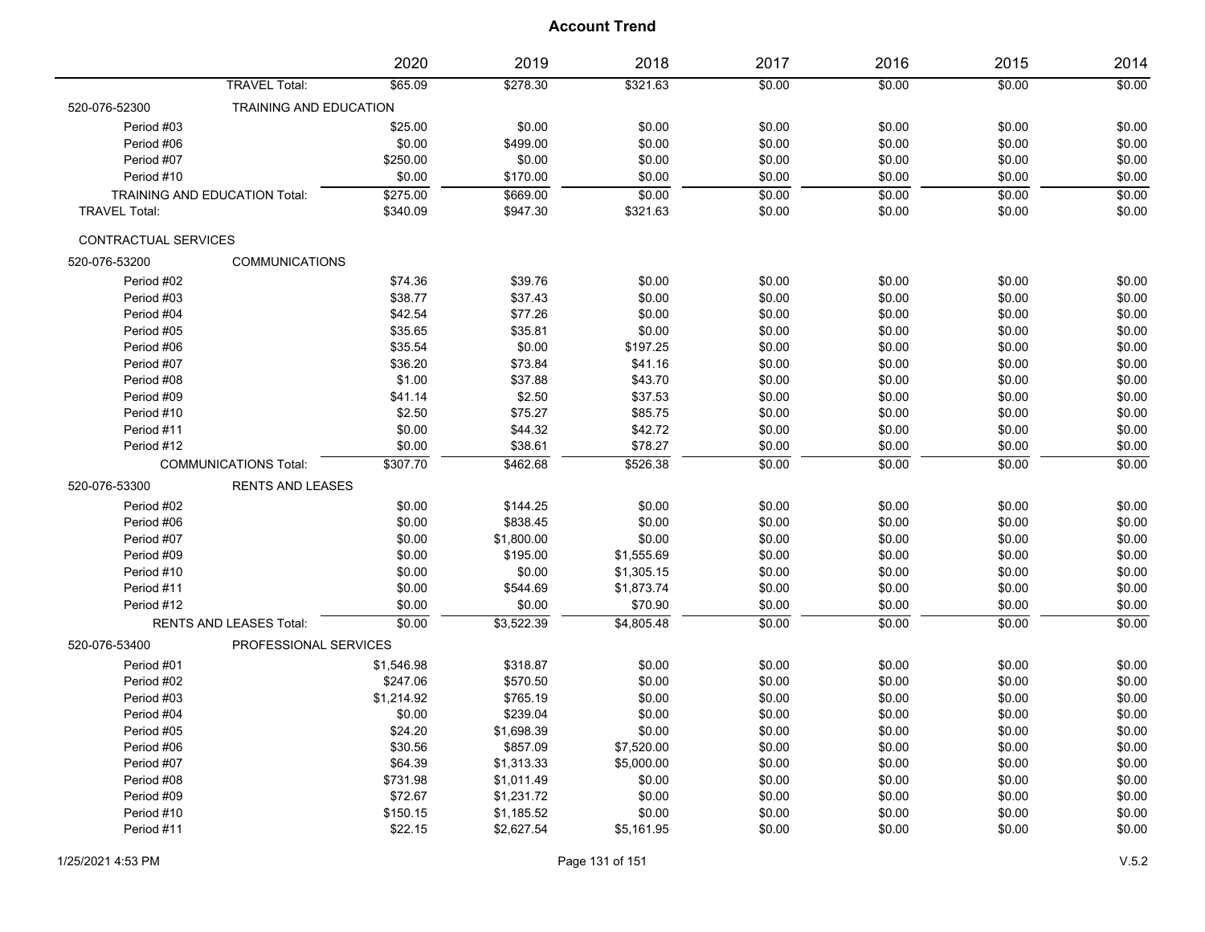# Account Trend

| | | 2020 | 2019 | 2018 | 2017 | 2016 | 2015 | 2014 |
|---|---|---|---|---|---|---|---|---|
| | TRAVEL Total: | $65.09 | $278.30 | $321.63 | $0.00 | $0.00 | $0.00 | $0.00 |
| 520-076-52300 | TRAINING AND EDUCATION | | | | | | | |
| Period #03 | | $25.00 | $0.00 | $0.00 | $0.00 | $0.00 | $0.00 | $0.00 |
| Period #06 | | $0.00 | $499.00 | $0.00 | $0.00 | $0.00 | $0.00 | $0.00 |
| Period #07 | | $250.00 | $0.00 | $0.00 | $0.00 | $0.00 | $0.00 | $0.00 |
| Period #10 | | $0.00 | $170.00 | $0.00 | $0.00 | $0.00 | $0.00 | $0.00 |
| TRAINING AND EDUCATION Total: | | $275.00 | $669.00 | $0.00 | $0.00 | $0.00 | $0.00 | $0.00 |
| TRAVEL Total: | | $340.09 | $947.30 | $321.63 | $0.00 | $0.00 | $0.00 | $0.00 |
| CONTRACTUAL SERVICES | | | | | | | | |
| 520-076-53200 | COMMUNICATIONS | | | | | | | |
| Period #02 | | $74.36 | $39.76 | $0.00 | $0.00 | $0.00 | $0.00 | $0.00 |
| Period #03 | | $38.77 | $37.43 | $0.00 | $0.00 | $0.00 | $0.00 | $0.00 |
| Period #04 | | $42.54 | $77.26 | $0.00 | $0.00 | $0.00 | $0.00 | $0.00 |
| Period #05 | | $35.65 | $35.81 | $0.00 | $0.00 | $0.00 | $0.00 | $0.00 |
| Period #06 | | $35.54 | $0.00 | $197.25 | $0.00 | $0.00 | $0.00 | $0.00 |
| Period #07 | | $36.20 | $73.84 | $41.16 | $0.00 | $0.00 | $0.00 | $0.00 |
| Period #08 | | $1.00 | $37.88 | $43.70 | $0.00 | $0.00 | $0.00 | $0.00 |
| Period #09 | | $41.14 | $2.50 | $37.53 | $0.00 | $0.00 | $0.00 | $0.00 |
| Period #10 | | $2.50 | $75.27 | $85.75 | $0.00 | $0.00 | $0.00 | $0.00 |
| Period #11 | | $0.00 | $44.32 | $42.72 | $0.00 | $0.00 | $0.00 | $0.00 |
| Period #12 | | $0.00 | $38.61 | $78.27 | $0.00 | $0.00 | $0.00 | $0.00 |
| COMMUNICATIONS Total: | | $307.70 | $462.68 | $526.38 | $0.00 | $0.00 | $0.00 | $0.00 |
| 520-076-53300 | RENTS AND LEASES | | | | | | | |
| Period #02 | | $0.00 | $144.25 | $0.00 | $0.00 | $0.00 | $0.00 | $0.00 |
| Period #06 | | $0.00 | $838.45 | $0.00 | $0.00 | $0.00 | $0.00 | $0.00 |
| Period #07 | | $0.00 | $1,800.00 | $0.00 | $0.00 | $0.00 | $0.00 | $0.00 |
| Period #09 | | $0.00 | $195.00 | $1,555.69 | $0.00 | $0.00 | $0.00 | $0.00 |
| Period #10 | | $0.00 | $0.00 | $1,305.15 | $0.00 | $0.00 | $0.00 | $0.00 |
| Period #11 | | $0.00 | $544.69 | $1,873.74 | $0.00 | $0.00 | $0.00 | $0.00 |
| Period #12 | | $0.00 | $0.00 | $70.90 | $0.00 | $0.00 | $0.00 | $0.00 |
| RENTS AND LEASES Total: | | $0.00 | $3,522.39 | $4,805.48 | $0.00 | $0.00 | $0.00 | $0.00 |
| 520-076-53400 | PROFESSIONAL SERVICES | | | | | | | |
| Period #01 | | $1,546.98 | $318.87 | $0.00 | $0.00 | $0.00 | $0.00 | $0.00 |
| Period #02 | | $247.06 | $570.50 | $0.00 | $0.00 | $0.00 | $0.00 | $0.00 |
| Period #03 | | $1,214.92 | $765.19 | $0.00 | $0.00 | $0.00 | $0.00 | $0.00 |
| Period #04 | | $0.00 | $239.04 | $0.00 | $0.00 | $0.00 | $0.00 | $0.00 |
| Period #05 | | $24.20 | $1,698.39 | $0.00 | $0.00 | $0.00 | $0.00 | $0.00 |
| Period #06 | | $30.56 | $857.09 | $7,520.00 | $0.00 | $0.00 | $0.00 | $0.00 |
| Period #07 | | $64.39 | $1,313.33 | $5,000.00 | $0.00 | $0.00 | $0.00 | $0.00 |
| Period #08 | | $731.98 | $1,011.49 | $0.00 | $0.00 | $0.00 | $0.00 | $0.00 |
| Period #09 | | $72.67 | $1,231.72 | $0.00 | $0.00 | $0.00 | $0.00 | $0.00 |
| Period #10 | | $150.15 | $1,185.52 | $0.00 | $0.00 | $0.00 | $0.00 | $0.00 |
| Period #11 | | $22.15 | $2,627.54 | $5,161.95 | $0.00 | $0.00 | $0.00 | $0.00 |

1/25/2021 4:53 PM

V.5.2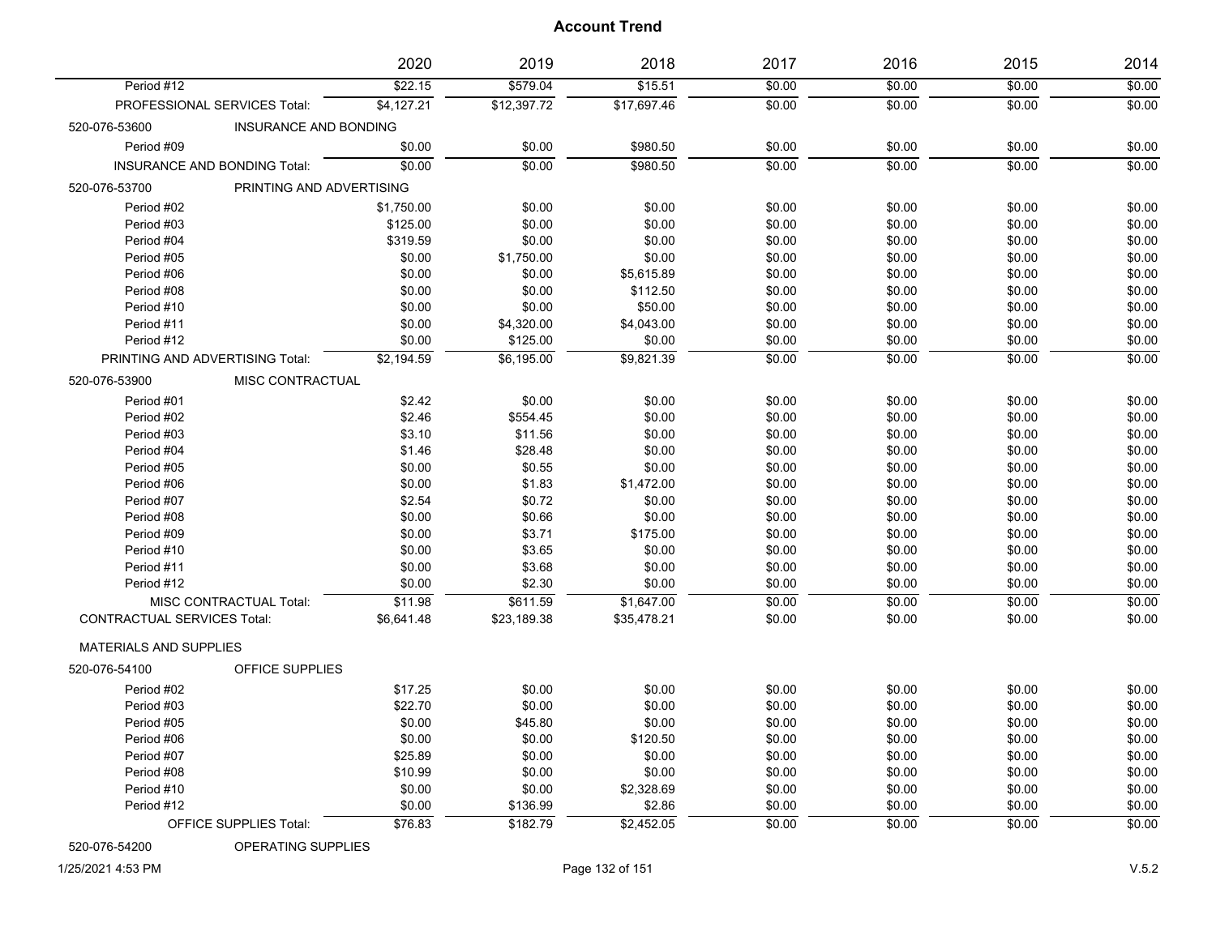# Account Trend

| | | 2020 | 2019 | 2018 | 2017 | 2016 | 2015 | 2014 |
|---|---|---|---|---|---|---|---|---|
| Period #12 | | $22.15 | $579.04 | $15.51 | $0.00 | $0.00 | $0.00 | $0.00 |
| PROFESSIONAL SERVICES Total: | | $4,127.21 | $12,397.72 | $17,697.46 | $0.00 | $0.00 | $0.00 | $0.00 |
| 520-076-53600 | INSURANCE AND BONDING | | | | | | | |
| Period #09 | | $0.00 | $0.00 | $980.50 | $0.00 | $0.00 | $0.00 | $0.00 |
| INSURANCE AND BONDING Total: | | $0.00 | $0.00 | $980.50 | $0.00 | $0.00 | $0.00 | $0.00 |
| 520-076-53700 | PRINTING AND ADVERTISING | | | | | | | |
| Period #02 | | $1,750.00 | $0.00 | $0.00 | $0.00 | $0.00 | $0.00 | $0.00 |
| Period #03 | | $125.00 | $0.00 | $0.00 | $0.00 | $0.00 | $0.00 | $0.00 |
| Period #04 | | $319.59 | $0.00 | $0.00 | $0.00 | $0.00 | $0.00 | $0.00 |
| Period #05 | | $0.00 | $1,750.00 | $0.00 | $0.00 | $0.00 | $0.00 | $0.00 |
| Period #06 | | $0.00 | $0.00 | $5,615.89 | $0.00 | $0.00 | $0.00 | $0.00 |
| Period #08 | | $0.00 | $0.00 | $112.50 | $0.00 | $0.00 | $0.00 | $0.00 |
| Period #10 | | $0.00 | $0.00 | $50.00 | $0.00 | $0.00 | $0.00 | $0.00 |
| Period #11 | | $0.00 | $4,320.00 | $4,043.00 | $0.00 | $0.00 | $0.00 | $0.00 |
| Period #12 | | $0.00 | $125.00 | $0.00 | $0.00 | $0.00 | $0.00 | $0.00 |
| PRINTING AND ADVERTISING Total: | | $2,194.59 | $6,195.00 | $9,821.39 | $0.00 | $0.00 | $0.00 | $0.00 |
| 520-076-53900 | MISC CONTRACTUAL | | | | | | | |
| Period #01 | | $2.42 | $0.00 | $0.00 | $0.00 | $0.00 | $0.00 | $0.00 |
| Period #02 | | $2.46 | $554.45 | $0.00 | $0.00 | $0.00 | $0.00 | $0.00 |
| Period #03 | | $3.10 | $11.56 | $0.00 | $0.00 | $0.00 | $0.00 | $0.00 |
| Period #04 | | $1.46 | $28.48 | $0.00 | $0.00 | $0.00 | $0.00 | $0.00 |
| Period #05 | | $0.00 | $0.55 | $0.00 | $0.00 | $0.00 | $0.00 | $0.00 |
| Period #06 | | $0.00 | $1.83 | $1,472.00 | $0.00 | $0.00 | $0.00 | $0.00 |
| Period #07 | | $2.54 | $0.72 | $0.00 | $0.00 | $0.00 | $0.00 | $0.00 |
| Period #08 | | $0.00 | $0.66 | $0.00 | $0.00 | $0.00 | $0.00 | $0.00 |
| Period #09 | | $0.00 | $3.71 | $175.00 | $0.00 | $0.00 | $0.00 | $0.00 |
| Period #10 | | $0.00 | $3.65 | $0.00 | $0.00 | $0.00 | $0.00 | $0.00 |
| Period #11 | | $0.00 | $3.68 | $0.00 | $0.00 | $0.00 | $0.00 | $0.00 |
| Period #12 | | $0.00 | $2.30 | $0.00 | $0.00 | $0.00 | $0.00 | $0.00 |
| MISC CONTRACTUAL Total: | | $11.98 | $611.59 | $1,647.00 | $0.00 | $0.00 | $0.00 | $0.00 |
| CONTRACTUAL SERVICES Total: | | $6,641.48 | $23,189.38 | $35,478.21 | $0.00 | $0.00 | $0.00 | $0.00 |
| MATERIALS AND SUPPLIES | | | | | | | | |
| 520-076-54100 | OFFICE SUPPLIES | | | | | | | |
| Period #02 | | $17.25 | $0.00 | $0.00 | $0.00 | $0.00 | $0.00 | $0.00 |
| Period #03 | | $22.70 | $0.00 | $0.00 | $0.00 | $0.00 | $0.00 | $0.00 |
| Period #05 | | $0.00 | $45.80 | $0.00 | $0.00 | $0.00 | $0.00 | $0.00 |
| Period #06 | | $0.00 | $0.00 | $120.50 | $0.00 | $0.00 | $0.00 | $0.00 |
| Period #07 | | $25.89 | $0.00 | $0.00 | $0.00 | $0.00 | $0.00 | $0.00 |
| Period #08 | | $10.99 | $0.00 | $0.00 | $0.00 | $0.00 | $0.00 | $0.00 |
| Period #10 | | $0.00 | $0.00 | $2,328.69 | $0.00 | $0.00 | $0.00 | $0.00 |
| Period #12 | | $0.00 | $136.99 | $2.86 | $0.00 | $0.00 | $0.00 | $0.00 |
| OFFICE SUPPLIES Total: | | $76.83 | $182.79 | $2,452.05 | $0.00 | $0.00 | $0.00 | $0.00 |
| 520-076-54200 | OPERATING SUPPLIES | | | | | | | |

1/25/2021 4:53 PM V.5.2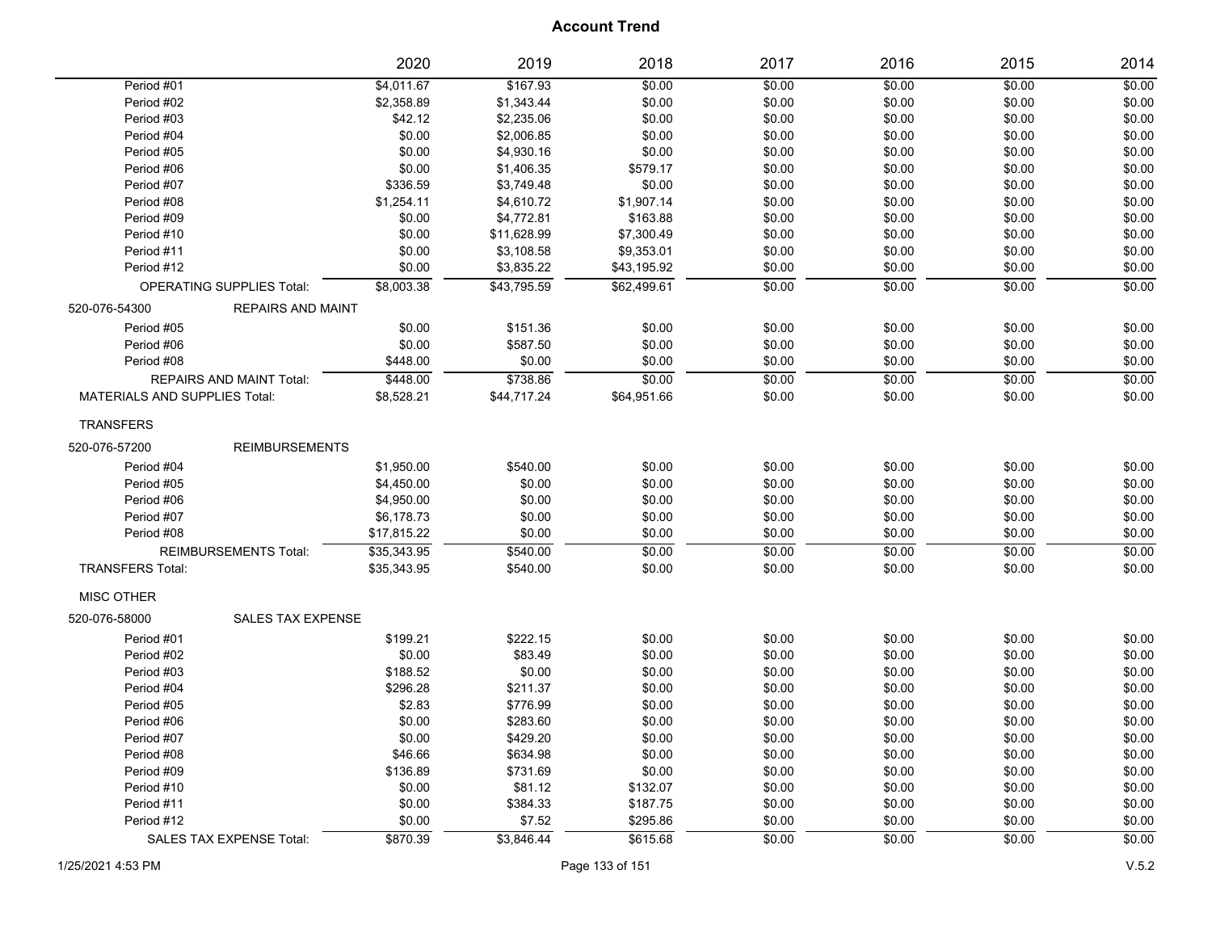## Account Trend

| | 2020 | 2019 | 2018 | 2017 | 2016 | 2015 | 2014 |
|---|---|---|---|---|---|---|---|
| Period #01 | $4,011.67 | $167.93 | $0.00 | $0.00 | $0.00 | $0.00 | $0.00 |
| Period #02 | $2,358.89 | $1,343.44 | $0.00 | $0.00 | $0.00 | $0.00 | $0.00 |
| Period #03 | $42.12 | $2,235.06 | $0.00 | $0.00 | $0.00 | $0.00 | $0.00 |
| Period #04 | $0.00 | $2,006.85 | $0.00 | $0.00 | $0.00 | $0.00 | $0.00 |
| Period #05 | $0.00 | $4,930.16 | $0.00 | $0.00 | $0.00 | $0.00 | $0.00 |
| Period #06 | $0.00 | $1,406.35 | $579.17 | $0.00 | $0.00 | $0.00 | $0.00 |
| Period #07 | $336.59 | $3,749.48 | $0.00 | $0.00 | $0.00 | $0.00 | $0.00 |
| Period #08 | $1,254.11 | $4,610.72 | $1,907.14 | $0.00 | $0.00 | $0.00 | $0.00 |
| Period #09 | $0.00 | $4,772.81 | $163.88 | $0.00 | $0.00 | $0.00 | $0.00 |
| Period #10 | $0.00 | $11,628.99 | $7,300.49 | $0.00 | $0.00 | $0.00 | $0.00 |
| Period #11 | $0.00 | $3,108.58 | $9,353.01 | $0.00 | $0.00 | $0.00 | $0.00 |
| Period #12 | $0.00 | $3,835.22 | $43,195.92 | $0.00 | $0.00 | $0.00 | $0.00 |
| OPERATING SUPPLIES Total: | $8,003.38 | $43,795.59 | $62,499.61 | $0.00 | $0.00 | $0.00 | $0.00 |
| 520-076-54300 REPAIRS AND MAINT | | | | | | | |
| Period #05 | $0.00 | $151.36 | $0.00 | $0.00 | $0.00 | $0.00 | $0.00 |
| Period #06 | $0.00 | $587.50 | $0.00 | $0.00 | $0.00 | $0.00 | $0.00 |
| Period #08 | $448.00 | $0.00 | $0.00 | $0.00 | $0.00 | $0.00 | $0.00 |
| REPAIRS AND MAINT Total: | $448.00 | $738.86 | $0.00 | $0.00 | $0.00 | $0.00 | $0.00 |
| MATERIALS AND SUPPLIES Total: | $8,528.21 | $44,717.24 | $64,951.66 | $0.00 | $0.00 | $0.00 | $0.00 |
| TRANSFERS | | | | | | | |
| 520-076-57200 REIMBURSEMENTS | | | | | | | |
| Period #04 | $1,950.00 | $540.00 | $0.00 | $0.00 | $0.00 | $0.00 | $0.00 |
| Period #05 | $4,450.00 | $0.00 | $0.00 | $0.00 | $0.00 | $0.00 | $0.00 |
| Period #06 | $4,950.00 | $0.00 | $0.00 | $0.00 | $0.00 | $0.00 | $0.00 |
| Period #07 | $6,178.73 | $0.00 | $0.00 | $0.00 | $0.00 | $0.00 | $0.00 |
| Period #08 | $17,815.22 | $0.00 | $0.00 | $0.00 | $0.00 | $0.00 | $0.00 |
| REIMBURSEMENTS Total: | $35,343.95 | $540.00 | $0.00 | $0.00 | $0.00 | $0.00 | $0.00 |
| TRANSFERS Total: | $35,343.95 | $540.00 | $0.00 | $0.00 | $0.00 | $0.00 | $0.00 |
| MISC OTHER | | | | | | | |
| 520-076-58000 SALES TAX EXPENSE | | | | | | | |
| Period #01 | $199.21 | $222.15 | $0.00 | $0.00 | $0.00 | $0.00 | $0.00 |
| Period #02 | $0.00 | $83.49 | $0.00 | $0.00 | $0.00 | $0.00 | $0.00 |
| Period #03 | $188.52 | $0.00 | $0.00 | $0.00 | $0.00 | $0.00 | $0.00 |
| Period #04 | $296.28 | $211.37 | $0.00 | $0.00 | $0.00 | $0.00 | $0.00 |
| Period #05 | $2.83 | $776.99 | $0.00 | $0.00 | $0.00 | $0.00 | $0.00 |
| Period #06 | $0.00 | $283.60 | $0.00 | $0.00 | $0.00 | $0.00 | $0.00 |
| Period #07 | $0.00 | $429.20 | $0.00 | $0.00 | $0.00 | $0.00 | $0.00 |
| Period #08 | $46.66 | $634.98 | $0.00 | $0.00 | $0.00 | $0.00 | $0.00 |
| Period #09 | $136.89 | $731.69 | $0.00 | $0.00 | $0.00 | $0.00 | $0.00 |
| Period #10 | $0.00 | $81.12 | $132.07 | $0.00 | $0.00 | $0.00 | $0.00 |
| Period #11 | $0.00 | $384.33 | $187.75 | $0.00 | $0.00 | $0.00 | $0.00 |
| Period #12 | $0.00 | $7.52 | $295.86 | $0.00 | $0.00 | $0.00 | $0.00 |
| SALES TAX EXPENSE Total: | $870.39 | $3,846.44 | $615.68 | $0.00 | $0.00 | $0.00 | $0.00 |

1/25/2021 4:53 PM

V.5.2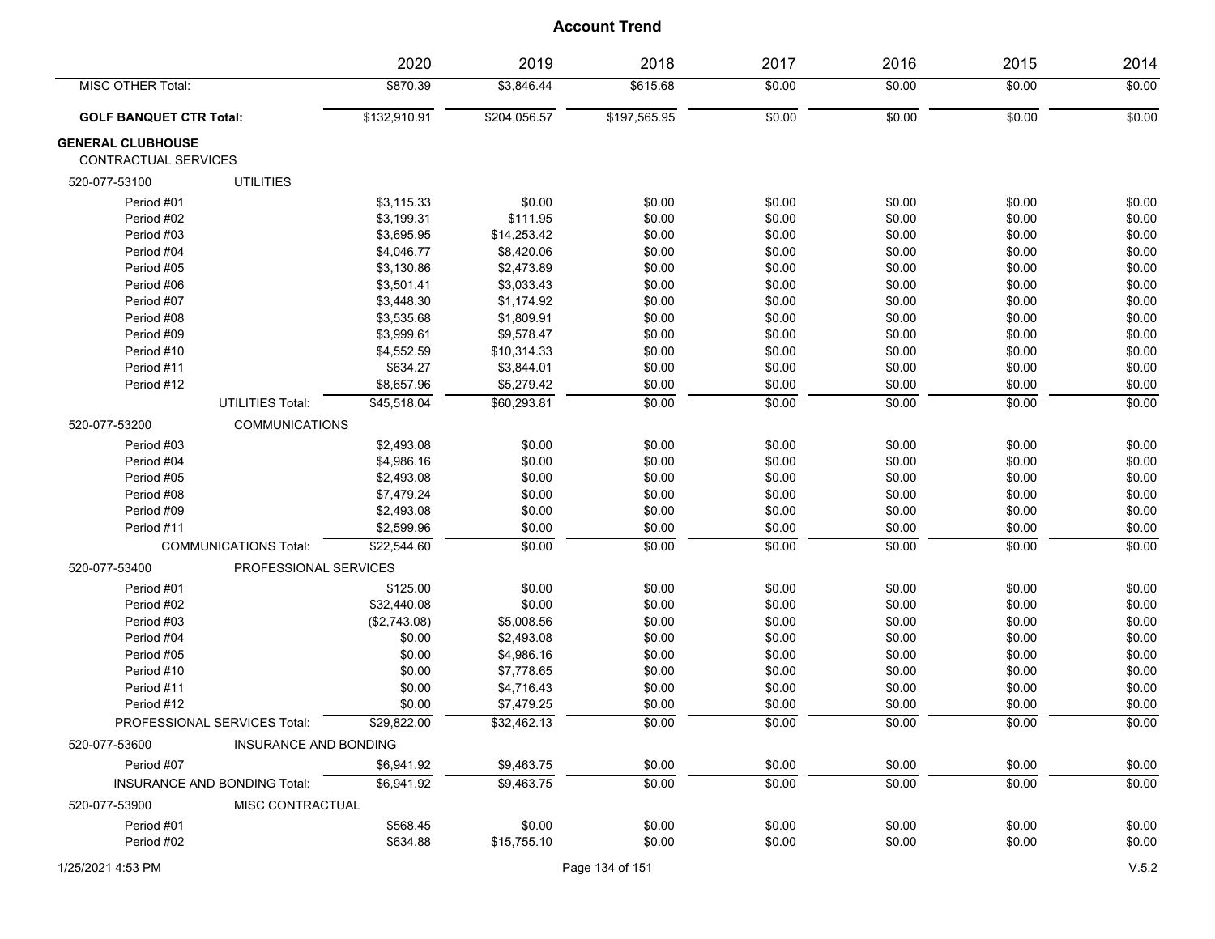# Account Trend

| | | 2020 | 2019 | 2018 | 2017 | 2016 | 2015 | 2014 |
|---|---|---|---|---|---|---|---|---|
| MISC OTHER Total: | | $870.39 | $3,846.44 | $615.68 | $0.00 | $0.00 | $0.00 | $0.00 |
| **GOLF BANQUET CTR Total:** | | $132,910.91 | $204,056.57 | $197,565.95 | $0.00 | $0.00 | $0.00 | $0.00 |
| **GENERAL CLUBHOUSE** | | | | | | | | |
| CONTRACTUAL SERVICES | | | | | | | | |
| 520-077-53100 | UTILITIES | | | | | | | |
| Period #01 | | $3,115.33 | $0.00 | $0.00 | $0.00 | $0.00 | $0.00 | $0.00 |
| Period #02 | | $3,199.31 | $111.95 | $0.00 | $0.00 | $0.00 | $0.00 | $0.00 |
| Period #03 | | $3,695.95 | $14,253.42 | $0.00 | $0.00 | $0.00 | $0.00 | $0.00 |
| Period #04 | | $4,046.77 | $8,420.06 | $0.00 | $0.00 | $0.00 | $0.00 | $0.00 |
| Period #05 | | $3,130.86 | $2,473.89 | $0.00 | $0.00 | $0.00 | $0.00 | $0.00 |
| Period #06 | | $3,501.41 | $3,033.43 | $0.00 | $0.00 | $0.00 | $0.00 | $0.00 |
| Period #07 | | $3,448.30 | $1,174.92 | $0.00 | $0.00 | $0.00 | $0.00 | $0.00 |
| Period #08 | | $3,535.68 | $1,809.91 | $0.00 | $0.00 | $0.00 | $0.00 | $0.00 |
| Period #09 | | $3,999.61 | $9,578.47 | $0.00 | $0.00 | $0.00 | $0.00 | $0.00 |
| Period #10 | | $4,552.59 | $10,314.33 | $0.00 | $0.00 | $0.00 | $0.00 | $0.00 |
| Period #11 | | $634.27 | $3,844.01 | $0.00 | $0.00 | $0.00 | $0.00 | $0.00 |
| Period #12 | | $8,657.96 | $5,279.42 | $0.00 | $0.00 | $0.00 | $0.00 | $0.00 |
| | UTILITIES Total: | $45,518.04 | $60,293.81 | $0.00 | $0.00 | $0.00 | $0.00 | $0.00 |
| 520-077-53200 | COMMUNICATIONS | | | | | | | |
| Period #03 | | $2,493.08 | $0.00 | $0.00 | $0.00 | $0.00 | $0.00 | $0.00 |
| Period #04 | | $4,986.16 | $0.00 | $0.00 | $0.00 | $0.00 | $0.00 | $0.00 |
| Period #05 | | $2,493.08 | $0.00 | $0.00 | $0.00 | $0.00 | $0.00 | $0.00 |
| Period #08 | | $7,479.24 | $0.00 | $0.00 | $0.00 | $0.00 | $0.00 | $0.00 |
| Period #09 | | $2,493.08 | $0.00 | $0.00 | $0.00 | $0.00 | $0.00 | $0.00 |
| Period #11 | | $2,599.96 | $0.00 | $0.00 | $0.00 | $0.00 | $0.00 | $0.00 |
| | COMMUNICATIONS Total: | $22,544.60 | $0.00 | $0.00 | $0.00 | $0.00 | $0.00 | $0.00 |
| 520-077-53400 | PROFESSIONAL SERVICES | | | | | | | |
| Period #01 | | $125.00 | $0.00 | $0.00 | $0.00 | $0.00 | $0.00 | $0.00 |
| Period #02 | | $32,440.08 | $0.00 | $0.00 | $0.00 | $0.00 | $0.00 | $0.00 |
| Period #03 | | ($2,743.08) | $5,008.56 | $0.00 | $0.00 | $0.00 | $0.00 | $0.00 |
| Period #04 | | $0.00 | $2,493.08 | $0.00 | $0.00 | $0.00 | $0.00 | $0.00 |
| Period #05 | | $0.00 | $4,986.16 | $0.00 | $0.00 | $0.00 | $0.00 | $0.00 |
| Period #10 | | $0.00 | $7,778.65 | $0.00 | $0.00 | $0.00 | $0.00 | $0.00 |
| Period #11 | | $0.00 | $4,716.43 | $0.00 | $0.00 | $0.00 | $0.00 | $0.00 |
| Period #12 | | $0.00 | $7,479.25 | $0.00 | $0.00 | $0.00 | $0.00 | $0.00 |
| | PROFESSIONAL SERVICES Total: | $29,822.00 | $32,462.13 | $0.00 | $0.00 | $0.00 | $0.00 | $0.00 |
| 520-077-53600 | INSURANCE AND BONDING | | | | | | | |
| Period #07 | | $6,941.92 | $9,463.75 | $0.00 | $0.00 | $0.00 | $0.00 | $0.00 |
| | INSURANCE AND BONDING Total: | $6,941.92 | $9,463.75 | $0.00 | $0.00 | $0.00 | $0.00 | $0.00 |
| 520-077-53900 | MISC CONTRACTUAL | | | | | | | |
| Period #01 | | $568.45 | $0.00 | $0.00 | $0.00 | $0.00 | $0.00 | $0.00 |
| Period #02 | | $634.88 | $15,755.10 | $0.00 | $0.00 | $0.00 | $0.00 | $0.00 |

1/25/2021 4:53 PM

V.5.2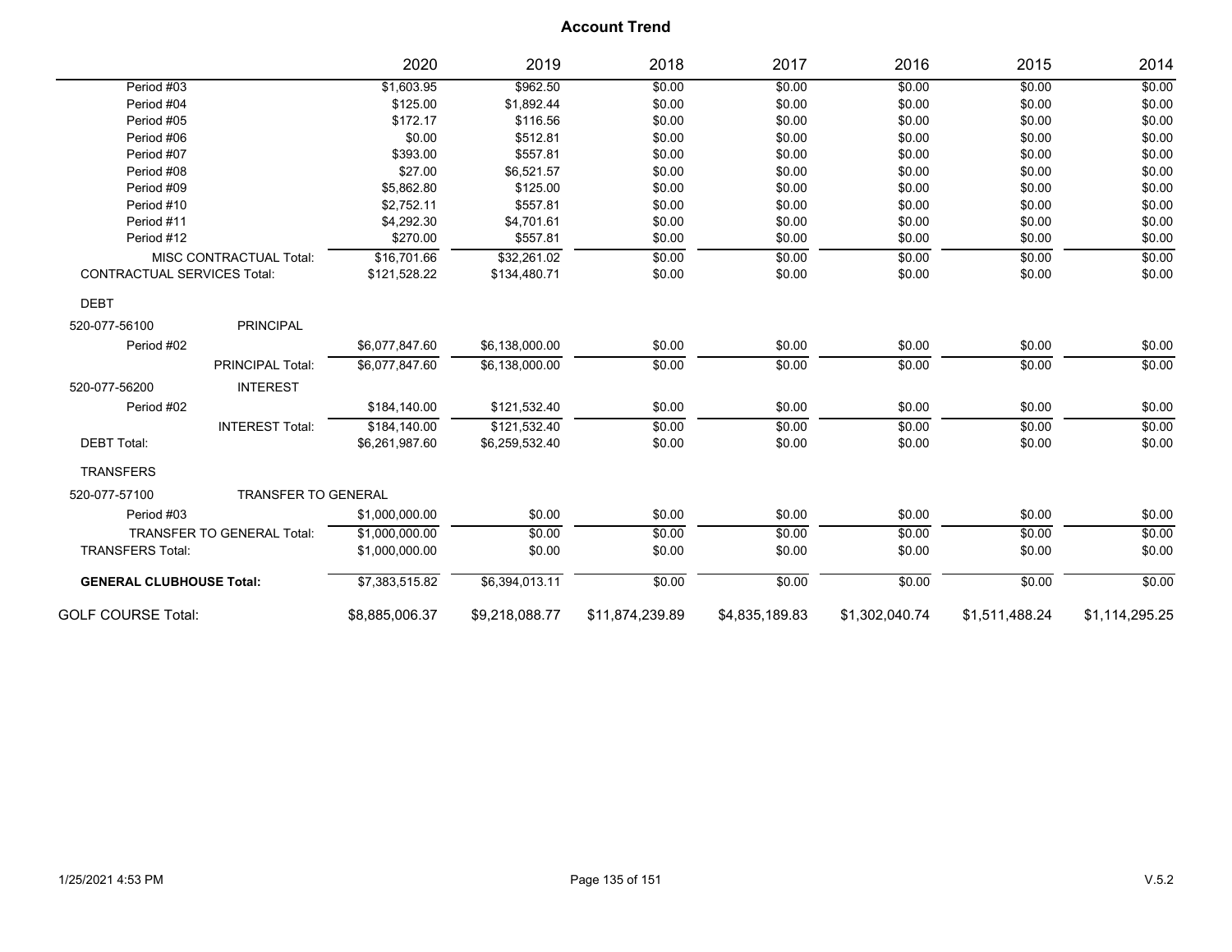## Account Trend

| | | 2020 | 2019 | 2018 | 2017 | 2016 | 2015 | 2014 |
|---|---|---|---|---|---|---|---|---|
| Period #03 | | $1,603.95 | $962.50 | $0.00 | $0.00 | $0.00 | $0.00 | $0.00 |
| Period #04 | | $125.00 | $1,892.44 | $0.00 | $0.00 | $0.00 | $0.00 | $0.00 |
| Period #05 | | $172.17 | $116.56 | $0.00 | $0.00 | $0.00 | $0.00 | $0.00 |
| Period #06 | | $0.00 | $512.81 | $0.00 | $0.00 | $0.00 | $0.00 | $0.00 |
| Period #07 | | $393.00 | $557.81 | $0.00 | $0.00 | $0.00 | $0.00 | $0.00 |
| Period #08 | | $27.00 | $6,521.57 | $0.00 | $0.00 | $0.00 | $0.00 | $0.00 |
| Period #09 | | $5,862.80 | $125.00 | $0.00 | $0.00 | $0.00 | $0.00 | $0.00 |
| Period #10 | | $2,752.11 | $557.81 | $0.00 | $0.00 | $0.00 | $0.00 | $0.00 |
| Period #11 | | $4,292.30 | $4,701.61 | $0.00 | $0.00 | $0.00 | $0.00 | $0.00 |
| Period #12 | | $270.00 | $557.81 | $0.00 | $0.00 | $0.00 | $0.00 | $0.00 |
| | MISC CONTRACTUAL Total: | $16,701.66 | $32,261.02 | $0.00 | $0.00 | $0.00 | $0.00 | $0.00 |
| CONTRACTUAL SERVICES Total: | | $121,528.22 | $134,480.71 | $0.00 | $0.00 | $0.00 | $0.00 | $0.00 |
| DEBT | | | | | | | | |
| 520-077-56100 | PRINCIPAL | | | | | | | |
| Period #02 | | $6,077,847.60 | $6,138,000.00 | $0.00 | $0.00 | $0.00 | $0.00 | $0.00 |
| | PRINCIPAL Total: | $6,077,847.60 | $6,138,000.00 | $0.00 | $0.00 | $0.00 | $0.00 | $0.00 |
| 520-077-56200 | INTEREST | | | | | | | |
| Period #02 | | $184,140.00 | $121,532.40 | $0.00 | $0.00 | $0.00 | $0.00 | $0.00 |
| | INTEREST Total: | $184,140.00 | $121,532.40 | $0.00 | $0.00 | $0.00 | $0.00 | $0.00 |
| DEBT Total: | | $6,261,987.60 | $6,259,532.40 | $0.00 | $0.00 | $0.00 | $0.00 | $0.00 |
| TRANSFERS | | | | | | | | |
| 520-077-57100 | TRANSFER TO GENERAL | | | | | | | |
| Period #03 | | $1,000,000.00 | $0.00 | $0.00 | $0.00 | $0.00 | $0.00 | $0.00 |
| | TRANSFER TO GENERAL Total: | $1,000,000.00 | $0.00 | $0.00 | $0.00 | $0.00 | $0.00 | $0.00 |
| TRANSFERS Total: | | $1,000,000.00 | $0.00 | $0.00 | $0.00 | $0.00 | $0.00 | $0.00 |
| **GENERAL CLUBHOUSE Total:** | | $7,383,515.82 | $6,394,013.11 | $0.00 | $0.00 | $0.00 | $0.00 | $0.00 |
| GOLF COURSE Total: | | $8,885,006.37 | $9,218,088.77 | $11,874,239.89 | $4,835,189.83 | $1,302,040.74 | $1,511,488.24 | $1,114,295.25 |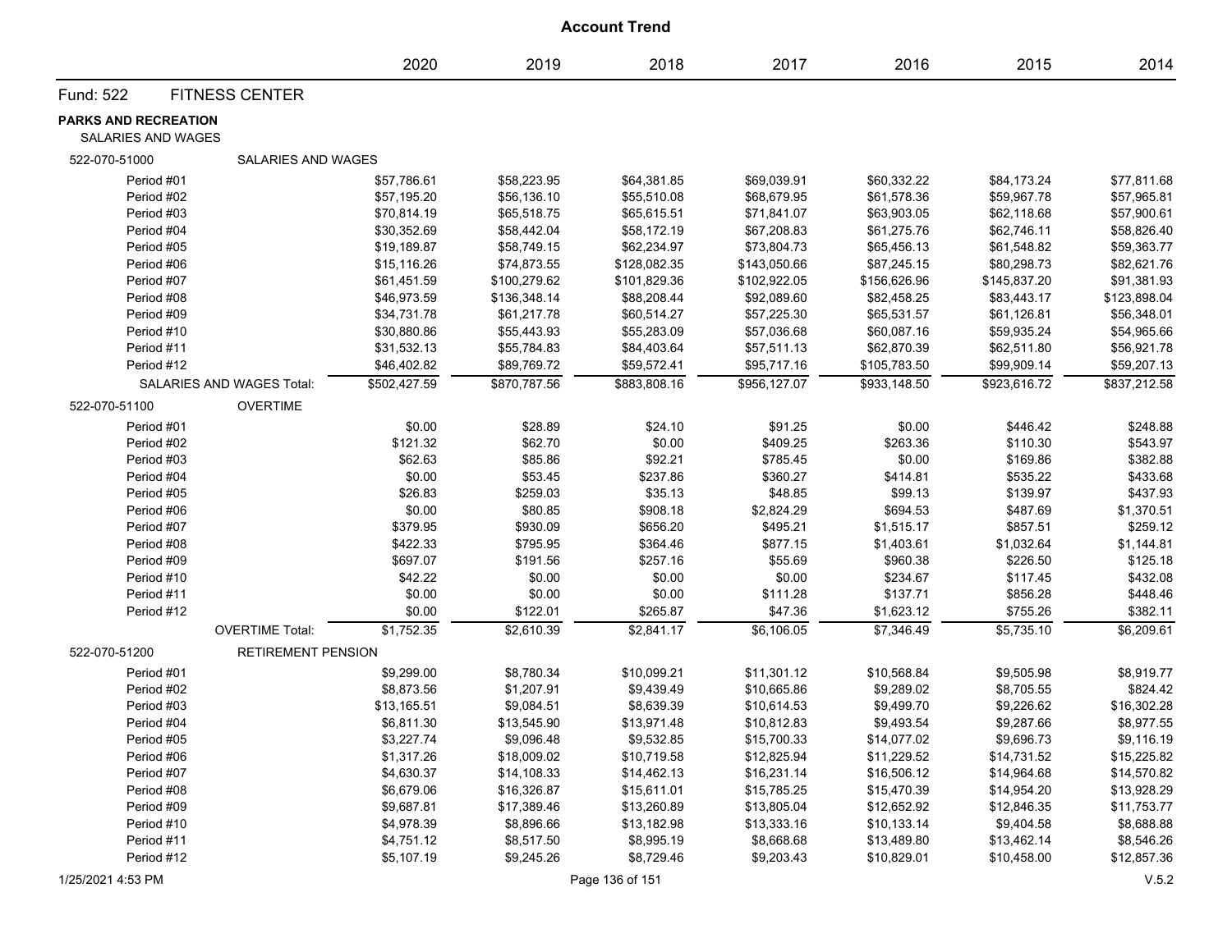# Account Trend

| | | 2020 | 2019 | 2018 | 2017 | 2016 | 2015 | 2014 |
|---|---|---|---|---|---|---|---|---|
| **Fund: 522** | **FITNESS CENTER** | | | | | | | |
| **PARKS AND RECREATION** | | | | | | | | |
| SALARIES AND WAGES | | | | | | | | |
| 522-070-51000 | SALARIES AND WAGES | | | | | | | |
| Period #01 | | $57,786.61 | $58,223.95 | $64,381.85 | $69,039.91 | $60,332.22 | $84,173.24 | $77,811.68 |
| Period #02 | | $57,195.20 | $56,136.10 | $55,510.08 | $68,679.95 | $61,578.36 | $59,967.78 | $57,965.81 |
| Period #03 | | $70,814.19 | $65,518.75 | $65,615.51 | $71,841.07 | $63,903.05 | $62,118.68 | $57,900.61 |
| Period #04 | | $30,352.69 | $58,442.04 | $58,172.19 | $67,208.83 | $61,275.76 | $62,746.11 | $58,826.40 |
| Period #05 | | $19,189.87 | $58,749.15 | $62,234.97 | $73,804.73 | $65,456.13 | $61,548.82 | $59,363.77 |
| Period #06 | | $15,116.26 | $74,873.55 | $128,082.35 | $143,050.66 | $87,245.15 | $80,298.73 | $82,621.76 |
| Period #07 | | $61,451.59 | $100,279.62 | $101,829.36 | $102,922.05 | $156,626.96 | $145,837.20 | $91,381.93 |
| Period #08 | | $46,973.59 | $136,348.14 | $88,208.44 | $92,089.60 | $82,458.25 | $83,443.17 | $123,898.04 |
| Period #09 | | $34,731.78 | $61,217.78 | $60,514.27 | $57,225.30 | $65,531.57 | $61,126.81 | $56,348.01 |
| Period #10 | | $30,880.86 | $55,443.93 | $55,283.09 | $57,036.68 | $60,087.16 | $59,935.24 | $54,965.66 |
| Period #11 | | $31,532.13 | $55,784.83 | $84,403.64 | $57,511.13 | $62,870.39 | $62,511.80 | $56,921.78 |
| Period #12 | | $46,402.82 | $89,769.72 | $59,572.41 | $95,717.16 | $105,783.50 | $99,909.14 | $59,207.13 |
| SALARIES AND WAGES Total: | | $502,427.59 | $870,787.56 | $883,808.16 | $956,127.07 | $933,148.50 | $923,616.72 | $837,212.58 |
| 522-070-51100 | OVERTIME | | | | | | | |
| Period #01 | | $0.00 | $28.89 | $24.10 | $91.25 | $0.00 | $446.42 | $248.88 |
| Period #02 | | $121.32 | $62.70 | $0.00 | $409.25 | $263.36 | $110.30 | $543.97 |
| Period #03 | | $62.63 | $85.86 | $92.21 | $785.45 | $0.00 | $169.86 | $382.88 |
| Period #04 | | $0.00 | $53.45 | $237.86 | $360.27 | $414.81 | $535.22 | $433.68 |
| Period #05 | | $26.83 | $259.03 | $35.13 | $48.85 | $99.13 | $139.97 | $437.93 |
| Period #06 | | $0.00 | $80.85 | $908.18 | $2,824.29 | $694.53 | $487.69 | $1,370.51 |
| Period #07 | | $379.95 | $930.09 | $656.20 | $495.21 | $1,515.17 | $857.51 | $259.12 |
| Period #08 | | $422.33 | $795.95 | $364.46 | $877.15 | $1,403.61 | $1,032.64 | $1,144.81 |
| Period #09 | | $697.07 | $191.56 | $257.16 | $55.69 | $960.38 | $226.50 | $125.18 |
| Period #10 | | $42.22 | $0.00 | $0.00 | $0.00 | $234.67 | $117.45 | $432.08 |
| Period #11 | | $0.00 | $0.00 | $0.00 | $111.28 | $137.71 | $856.28 | $448.46 |
| Period #12 | | $0.00 | $122.01 | $265.87 | $47.36 | $1,623.12 | $755.26 | $382.11 |
| | OVERTIME Total: | $1,752.35 | $2,610.39 | $2,841.17 | $6,106.05 | $7,346.49 | $5,735.10 | $6,209.61 |
| 522-070-51200 | RETIREMENT PENSION | | | | | | | |
| Period #01 | | $9,299.00 | $8,780.34 | $10,099.21 | $11,301.12 | $10,568.84 | $9,505.98 | $8,919.77 |
| Period #02 | | $8,873.56 | $1,207.91 | $9,439.49 | $10,665.86 | $9,289.02 | $8,705.55 | $824.42 |
| Period #03 | | $13,165.51 | $9,084.51 | $8,639.39 | $10,614.53 | $9,499.70 | $9,226.62 | $16,302.28 |
| Period #04 | | $6,811.30 | $13,545.90 | $13,971.48 | $10,812.83 | $9,493.54 | $9,287.66 | $8,977.55 |
| Period #05 | | $3,227.74 | $9,096.48 | $9,532.85 | $15,700.33 | $14,077.02 | $9,696.73 | $9,116.19 |
| Period #06 | | $1,317.26 | $18,009.02 | $10,719.58 | $12,825.94 | $11,229.52 | $14,731.52 | $15,225.82 |
| Period #07 | | $4,630.37 | $14,108.33 | $14,462.13 | $16,231.14 | $16,506.12 | $14,964.68 | $14,570.82 |
| Period #08 | | $6,679.06 | $16,326.87 | $15,611.01 | $15,785.25 | $15,470.39 | $14,954.20 | $13,928.29 |
| Period #09 | | $9,687.81 | $17,389.46 | $13,260.89 | $13,805.04 | $12,652.92 | $12,846.35 | $11,753.77 |
| Period #10 | | $4,978.39 | $8,896.66 | $13,182.98 | $13,333.16 | $10,133.14 | $9,404.58 | $8,688.88 |
| Period #11 | | $4,751.12 | $8,517.50 | $8,995.19 | $8,668.68 | $13,489.80 | $13,462.14 | $8,546.26 |
| Period #12 | | $5,107.19 | $9,245.26 | $8,729.46 | $9,203.43 | $10,829.01 | $10,458.00 | $12,857.36 |

1/25/2021 4:53 PM

V.5.2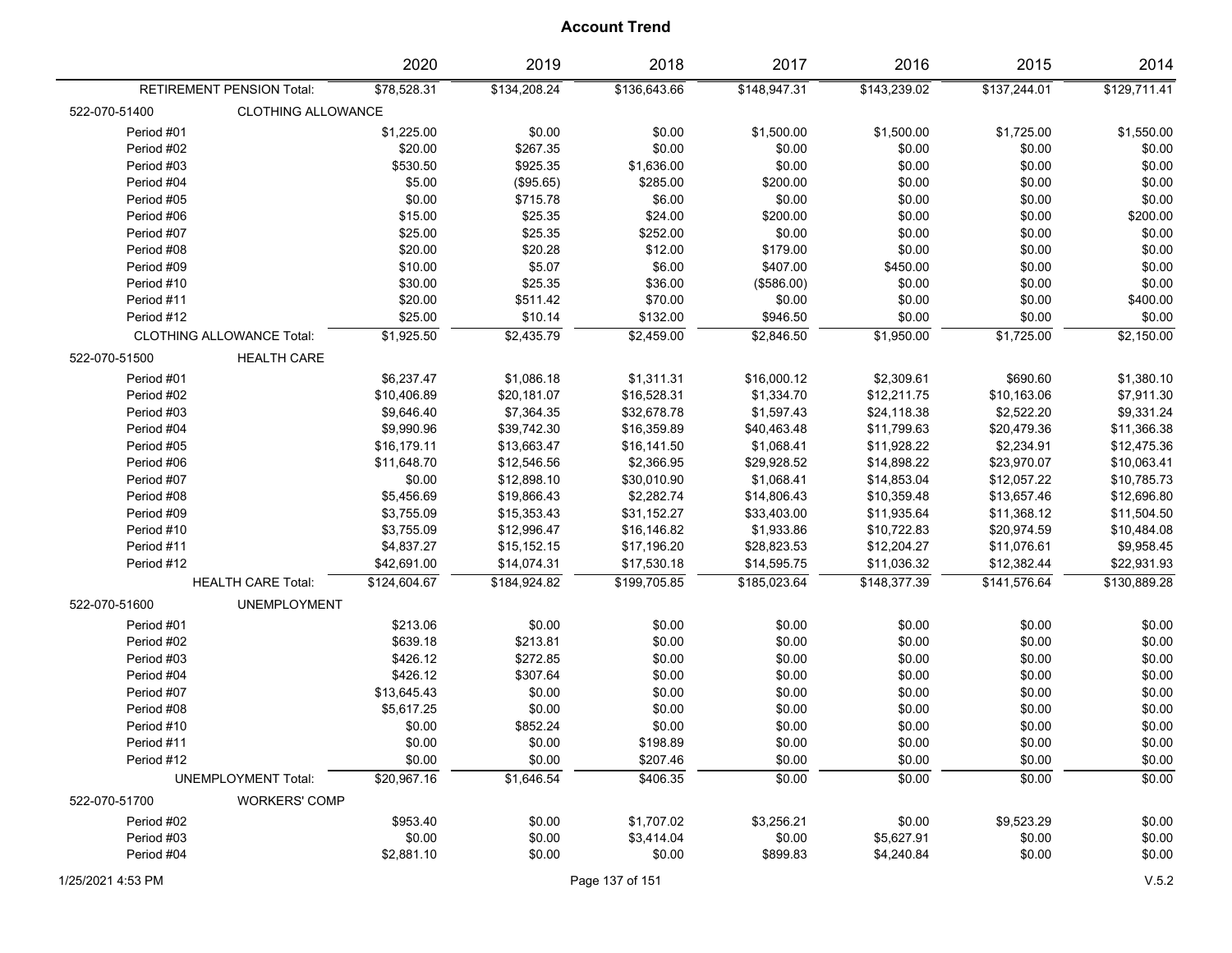# Account Trend

| | 2020 | 2019 | 2018 | 2017 | 2016 | 2015 | 2014 |
|---|---|---|---|---|---|---|---|
| RETIREMENT PENSION Total: | $78,528.31 | $134,208.24 | $136,643.66 | $148,947.31 | $143,239.02 | $137,244.01 | $129,711.41 |
| **522-070-51400 CLOTHING ALLOWANCE** | | | | | | | |
| Period #01 | $1,225.00 | $0.00 | $0.00 | $1,500.00 | $1,500.00 | $1,725.00 | $1,550.00 |
| Period #02 | $20.00 | $267.35 | $0.00 | $0.00 | $0.00 | $0.00 | $0.00 |
| Period #03 | $530.50 | $925.35 | $1,636.00 | $0.00 | $0.00 | $0.00 | $0.00 |
| Period #04 | $5.00 | ($95.65) | $285.00 | $200.00 | $0.00 | $0.00 | $0.00 |
| Period #05 | $0.00 | $715.78 | $6.00 | $0.00 | $0.00 | $0.00 | $0.00 |
| Period #06 | $15.00 | $25.35 | $24.00 | $200.00 | $0.00 | $0.00 | $200.00 |
| Period #07 | $25.00 | $25.35 | $252.00 | $0.00 | $0.00 | $0.00 | $0.00 |
| Period #08 | $20.00 | $20.28 | $12.00 | $179.00 | $0.00 | $0.00 | $0.00 |
| Period #09 | $10.00 | $5.07 | $6.00 | $407.00 | $450.00 | $0.00 | $0.00 |
| Period #10 | $30.00 | $25.35 | $36.00 | ($586.00) | $0.00 | $0.00 | $0.00 |
| Period #11 | $20.00 | $511.42 | $70.00 | $0.00 | $0.00 | $0.00 | $400.00 |
| Period #12 | $25.00 | $10.14 | $132.00 | $946.50 | $0.00 | $0.00 | $0.00 |
| CLOTHING ALLOWANCE Total: | $1,925.50 | $2,435.79 | $2,459.00 | $2,846.50 | $1,950.00 | $1,725.00 | $2,150.00 |
| **522-070-51500 HEALTH CARE** | | | | | | | |
| Period #01 | $6,237.47 | $1,086.18 | $1,311.31 | $16,000.12 | $2,309.61 | $690.60 | $1,380.10 |
| Period #02 | $10,406.89 | $20,181.07 | $16,528.31 | $1,334.70 | $12,211.75 | $10,163.06 | $7,911.30 |
| Period #03 | $9,646.40 | $7,364.35 | $32,678.78 | $1,597.43 | $24,118.38 | $2,522.20 | $9,331.24 |
| Period #04 | $9,990.96 | $39,742.30 | $16,359.89 | $40,463.48 | $11,799.63 | $20,479.36 | $11,366.38 |
| Period #05 | $16,179.11 | $13,663.47 | $16,141.50 | $1,068.41 | $11,928.22 | $2,234.91 | $12,475.36 |
| Period #06 | $11,648.70 | $12,546.56 | $2,366.95 | $29,928.52 | $14,898.22 | $23,970.07 | $10,063.41 |
| Period #07 | $0.00 | $12,898.10 | $30,010.90 | $1,068.41 | $14,853.04 | $12,057.22 | $10,785.73 |
| Period #08 | $5,456.69 | $19,866.43 | $2,282.74 | $14,806.43 | $10,359.48 | $13,657.46 | $12,696.80 |
| Period #09 | $3,755.09 | $15,353.43 | $31,152.27 | $33,403.00 | $11,935.64 | $11,368.12 | $11,504.50 |
| Period #10 | $3,755.09 | $12,996.47 | $16,146.82 | $1,933.86 | $10,722.83 | $20,974.59 | $10,484.08 |
| Period #11 | $4,837.27 | $15,152.15 | $17,196.20 | $28,823.53 | $12,204.27 | $11,076.61 | $9,958.45 |
| Period #12 | $42,691.00 | $14,074.31 | $17,530.18 | $14,595.75 | $11,036.32 | $12,382.44 | $22,931.93 |
| HEALTH CARE Total: | $124,604.67 | $184,924.82 | $199,705.85 | $185,023.64 | $148,377.39 | $141,576.64 | $130,889.28 |
| **522-070-51600 UNEMPLOYMENT** | | | | | | | |
| Period #01 | $213.06 | $0.00 | $0.00 | $0.00 | $0.00 | $0.00 | $0.00 |
| Period #02 | $639.18 | $213.81 | $0.00 | $0.00 | $0.00 | $0.00 | $0.00 |
| Period #03 | $426.12 | $272.85 | $0.00 | $0.00 | $0.00 | $0.00 | $0.00 |
| Period #04 | $426.12 | $307.64 | $0.00 | $0.00 | $0.00 | $0.00 | $0.00 |
| Period #07 | $13,645.43 | $0.00 | $0.00 | $0.00 | $0.00 | $0.00 | $0.00 |
| Period #08 | $5,617.25 | $0.00 | $0.00 | $0.00 | $0.00 | $0.00 | $0.00 |
| Period #10 | $0.00 | $852.24 | $0.00 | $0.00 | $0.00 | $0.00 | $0.00 |
| Period #11 | $0.00 | $0.00 | $198.89 | $0.00 | $0.00 | $0.00 | $0.00 |
| Period #12 | $0.00 | $0.00 | $207.46 | $0.00 | $0.00 | $0.00 | $0.00 |
| UNEMPLOYMENT Total: | $20,967.16 | $1,646.54 | $406.35 | $0.00 | $0.00 | $0.00 | $0.00 |
| **522-070-51700 WORKERS' COMP** | | | | | | | |
| Period #02 | $953.40 | $0.00 | $1,707.02 | $3,256.21 | $0.00 | $9,523.29 | $0.00 |
| Period #03 | $0.00 | $0.00 | $3,414.04 | $0.00 | $5,627.91 | $0.00 | $0.00 |
| Period #04 | $2,881.10 | $0.00 | $0.00 | $899.83 | $4,240.84 | $0.00 | $0.00 |

1/25/2021 4:53 PM V.5.2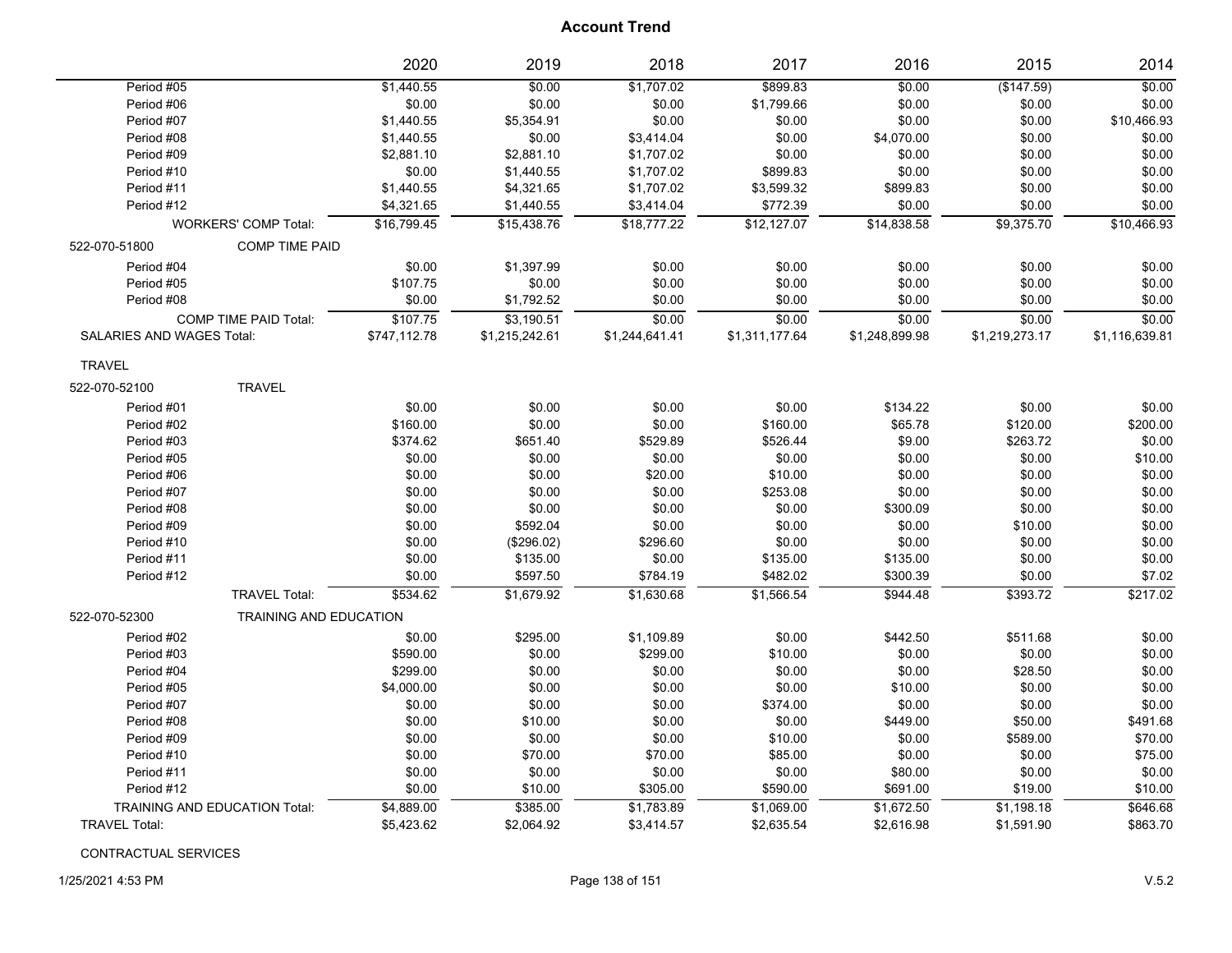# Account Trend

| | 2020 | 2019 | 2018 | 2017 | 2016 | 2015 | 2014 |
|---|---|---|---|---|---|---|---|
| Period #05 | $1,440.55 | $0.00 | $1,707.02 | $899.83 | $0.00 | ($147.59) | $0.00 |
| Period #06 | $0.00 | $0.00 | $0.00 | $1,799.66 | $0.00 | $0.00 | $0.00 |
| Period #07 | $1,440.55 | $5,354.91 | $0.00 | $0.00 | $0.00 | $0.00 | $10,466.93 |
| Period #08 | $1,440.55 | $0.00 | $3,414.04 | $0.00 | $4,070.00 | $0.00 | $0.00 |
| Period #09 | $2,881.10 | $2,881.10 | $1,707.02 | $0.00 | $0.00 | $0.00 | $0.00 |
| Period #10 | $0.00 | $1,440.55 | $1,707.02 | $899.83 | $0.00 | $0.00 | $0.00 |
| Period #11 | $1,440.55 | $4,321.65 | $1,707.02 | $3,599.32 | $899.83 | $0.00 | $0.00 |
| Period #12 | $4,321.65 | $1,440.55 | $3,414.04 | $772.39 | $0.00 | $0.00 | $0.00 |
| WORKERS' COMP Total: | $16,799.45 | $15,438.76 | $18,777.22 | $12,127.07 | $14,838.58 | $9,375.70 | $10,466.93 |
| **522-070-51800 COMP TIME PAID** | | | | | | | |
| Period #04 | $0.00 | $1,397.99 | $0.00 | $0.00 | $0.00 | $0.00 | $0.00 |
| Period #05 | $107.75 | $0.00 | $0.00 | $0.00 | $0.00 | $0.00 | $0.00 |
| Period #08 | $0.00 | $1,792.52 | $0.00 | $0.00 | $0.00 | $0.00 | $0.00 |
| COMP TIME PAID Total: | $107.75 | $3,190.51 | $0.00 | $0.00 | $0.00 | $0.00 | $0.00 |
| SALARIES AND WAGES Total: | $747,112.78 | $1,215,242.61 | $1,244,641.41 | $1,311,177.64 | $1,248,899.98 | $1,219,273.17 | $1,116,639.81 |
| **TRAVEL** | | | | | | | |
| **522-070-52100 TRAVEL** | | | | | | | |
| Period #01 | $0.00 | $0.00 | $0.00 | $0.00 | $134.22 | $0.00 | $0.00 |
| Period #02 | $160.00 | $0.00 | $0.00 | $160.00 | $65.78 | $120.00 | $200.00 |
| Period #03 | $374.62 | $651.40 | $529.89 | $526.44 | $9.00 | $263.72 | $0.00 |
| Period #05 | $0.00 | $0.00 | $0.00 | $0.00 | $0.00 | $0.00 | $10.00 |
| Period #06 | $0.00 | $0.00 | $20.00 | $10.00 | $0.00 | $0.00 | $0.00 |
| Period #07 | $0.00 | $0.00 | $0.00 | $253.08 | $0.00 | $0.00 | $0.00 |
| Period #08 | $0.00 | $0.00 | $0.00 | $0.00 | $300.09 | $0.00 | $0.00 |
| Period #09 | $0.00 | $592.04 | $0.00 | $0.00 | $0.00 | $10.00 | $0.00 |
| Period #10 | $0.00 | ($296.02) | $296.60 | $0.00 | $0.00 | $0.00 | $0.00 |
| Period #11 | $0.00 | $135.00 | $0.00 | $135.00 | $135.00 | $0.00 | $0.00 |
| Period #12 | $0.00 | $597.50 | $784.19 | $482.02 | $300.39 | $0.00 | $7.02 |
| TRAVEL Total: | $534.62 | $1,679.92 | $1,630.68 | $1,566.54 | $944.48 | $393.72 | $217.02 |
| **522-070-52300 TRAINING AND EDUCATION** | | | | | | | |
| Period #02 | $0.00 | $295.00 | $1,109.89 | $0.00 | $442.50 | $511.68 | $0.00 |
| Period #03 | $590.00 | $0.00 | $299.00 | $10.00 | $0.00 | $0.00 | $0.00 |
| Period #04 | $299.00 | $0.00 | $0.00 | $0.00 | $0.00 | $28.50 | $0.00 |
| Period #05 | $4,000.00 | $0.00 | $0.00 | $0.00 | $10.00 | $0.00 | $0.00 |
| Period #07 | $0.00 | $0.00 | $0.00 | $374.00 | $0.00 | $0.00 | $0.00 |
| Period #08 | $0.00 | $10.00 | $0.00 | $0.00 | $449.00 | $50.00 | $491.68 |
| Period #09 | $0.00 | $0.00 | $0.00 | $10.00 | $0.00 | $589.00 | $70.00 |
| Period #10 | $0.00 | $70.00 | $70.00 | $85.00 | $0.00 | $0.00 | $75.00 |
| Period #11 | $0.00 | $0.00 | $0.00 | $0.00 | $80.00 | $0.00 | $0.00 |
| Period #12 | $0.00 | $10.00 | $305.00 | $590.00 | $691.00 | $19.00 | $10.00 |
| TRAINING AND EDUCATION Total: | $4,889.00 | $385.00 | $1,783.89 | $1,069.00 | $1,672.50 | $1,198.18 | $646.68 |
| TRAVEL Total: | $5,423.62 | $2,064.92 | $3,414.57 | $2,635.54 | $2,616.98 | $1,591.90 | $863.70 |

CONTRACTUAL SERVICES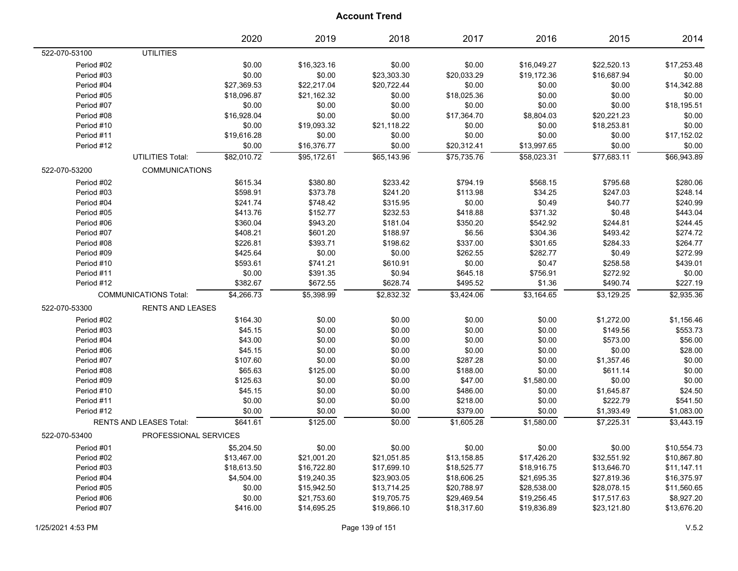# Account Trend

| | | 2020 | 2019 | 2018 | 2017 | 2016 | 2015 | 2014 |
|---|---|---|---|---|---|---|---|---|
| 522-070-53100 | UTILITIES | | | | | | | |
| Period #02 | | $0.00 | $16,323.16 | $0.00 | $0.00 | $16,049.27 | $22,520.13 | $17,253.48 |
| Period #03 | | $0.00 | $0.00 | $23,303.30 | $20,033.29 | $19,172.36 | $16,687.94 | $0.00 |
| Period #04 | | $27,369.53 | $22,217.04 | $20,722.44 | $0.00 | $0.00 | $0.00 | $14,342.88 |
| Period #05 | | $18,096.87 | $21,162.32 | $0.00 | $18,025.36 | $0.00 | $0.00 | $0.00 |
| Period #07 | | $0.00 | $0.00 | $0.00 | $0.00 | $0.00 | $0.00 | $18,195.51 |
| Period #08 | | $16,928.04 | $0.00 | $0.00 | $17,364.70 | $8,804.03 | $20,221.23 | $0.00 |
| Period #10 | | $0.00 | $19,093.32 | $21,118.22 | $0.00 | $0.00 | $18,253.81 | $0.00 |
| Period #11 | | $19,616.28 | $0.00 | $0.00 | $0.00 | $0.00 | $0.00 | $17,152.02 |
| Period #12 | | $0.00 | $16,376.77 | $0.00 | $20,312.41 | $13,997.65 | $0.00 | $0.00 |
| | UTILITIES Total: | $82,010.72 | $95,172.61 | $65,143.96 | $75,735.76 | $58,023.31 | $77,683.11 | $66,943.89 |
| 522-070-53200 | COMMUNICATIONS | | | | | | | |
| Period #02 | | $615.34 | $380.80 | $233.42 | $794.19 | $568.15 | $795.68 | $280.06 |
| Period #03 | | $598.91 | $373.78 | $241.20 | $113.98 | $34.25 | $247.03 | $248.14 |
| Period #04 | | $241.74 | $748.42 | $315.95 | $0.00 | $0.49 | $40.77 | $240.99 |
| Period #05 | | $413.76 | $152.77 | $232.53 | $418.88 | $371.32 | $0.48 | $443.04 |
| Period #06 | | $360.04 | $943.20 | $181.04 | $350.20 | $542.92 | $244.81 | $244.45 |
| Period #07 | | $408.21 | $601.20 | $188.97 | $6.56 | $304.36 | $493.42 | $274.72 |
| Period #08 | | $226.81 | $393.71 | $198.62 | $337.00 | $301.65 | $284.33 | $264.77 |
| Period #09 | | $425.64 | $0.00 | $0.00 | $262.55 | $282.77 | $0.49 | $272.99 |
| Period #10 | | $593.61 | $741.21 | $610.91 | $0.00 | $0.47 | $258.58 | $439.01 |
| Period #11 | | $0.00 | $391.35 | $0.94 | $645.18 | $756.91 | $272.92 | $0.00 |
| Period #12 | | $382.67 | $672.55 | $628.74 | $495.52 | $1.36 | $490.74 | $227.19 |
| | COMMUNICATIONS Total: | $4,266.73 | $5,398.99 | $2,832.32 | $3,424.06 | $3,164.65 | $3,129.25 | $2,935.36 |
| 522-070-53300 | RENTS AND LEASES | | | | | | | |
| Period #02 | | $164.30 | $0.00 | $0.00 | $0.00 | $0.00 | $1,272.00 | $1,156.46 |
| Period #03 | | $45.15 | $0.00 | $0.00 | $0.00 | $0.00 | $149.56 | $553.73 |
| Period #04 | | $43.00 | $0.00 | $0.00 | $0.00 | $0.00 | $573.00 | $56.00 |
| Period #06 | | $45.15 | $0.00 | $0.00 | $0.00 | $0.00 | $0.00 | $28.00 |
| Period #07 | | $107.60 | $0.00 | $0.00 | $287.28 | $0.00 | $1,357.46 | $0.00 |
| Period #08 | | $65.63 | $125.00 | $0.00 | $188.00 | $0.00 | $611.14 | $0.00 |
| Period #09 | | $125.63 | $0.00 | $0.00 | $47.00 | $1,580.00 | $0.00 | $0.00 |
| Period #10 | | $45.15 | $0.00 | $0.00 | $486.00 | $0.00 | $1,645.87 | $24.50 |
| Period #11 | | $0.00 | $0.00 | $0.00 | $218.00 | $0.00 | $222.79 | $541.50 |
| Period #12 | | $0.00 | $0.00 | $0.00 | $379.00 | $0.00 | $1,393.49 | $1,083.00 |
| | RENTS AND LEASES Total: | $641.61 | $125.00 | $0.00 | $1,605.28 | $1,580.00 | $7,225.31 | $3,443.19 |
| 522-070-53400 | PROFESSIONAL SERVICES | | | | | | | |
| Period #01 | | $5,204.50 | $0.00 | $0.00 | $0.00 | $0.00 | $0.00 | $10,554.73 |
| Period #02 | | $13,467.00 | $21,001.20 | $21,051.85 | $13,158.85 | $17,426.20 | $32,551.92 | $10,867.80 |
| Period #03 | | $18,613.50 | $16,722.80 | $17,699.10 | $18,525.77 | $18,916.75 | $13,646.70 | $11,147.11 |
| Period #04 | | $4,504.00 | $19,240.35 | $23,903.05 | $18,606.25 | $21,695.35 | $27,819.36 | $16,375.97 |
| Period #05 | | $0.00 | $15,942.50 | $13,714.25 | $20,788.97 | $28,538.00 | $28,078.15 | $11,560.65 |
| Period #06 | | $0.00 | $21,753.60 | $19,705.75 | $29,469.54 | $19,256.45 | $17,517.63 | $8,927.20 |
| Period #07 | | $416.00 | $14,695.25 | $19,866.10 | $18,317.60 | $19,836.89 | $23,121.80 | $13,676.20 |

1/25/2021 4:53 PM

V.5.2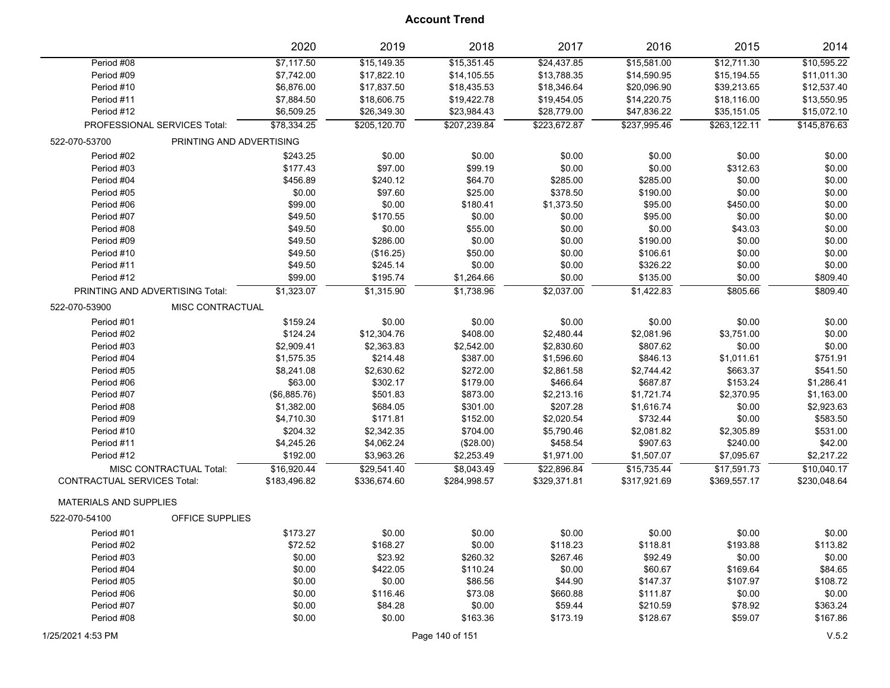# Account Trend

| | 2020 | 2019 | 2018 | 2017 | 2016 | 2015 | 2014 |
|---|---|---|---|---|---|---|---|
| Period #08 | $7,117.50 | $15,149.35 | $15,351.45 | $24,437.85 | $15,581.00 | $12,711.30 | $10,595.22 |
| Period #09 | $7,742.00 | $17,822.10 | $14,105.55 | $13,788.35 | $14,590.95 | $15,194.55 | $11,011.30 |
| Period #10 | $6,876.00 | $17,837.50 | $18,435.53 | $18,346.64 | $20,096.90 | $39,213.65 | $12,537.40 |
| Period #11 | $7,884.50 | $18,606.75 | $19,422.78 | $19,454.05 | $14,220.75 | $18,116.00 | $13,550.95 |
| Period #12 | $6,509.25 | $26,349.30 | $23,984.43 | $28,779.00 | $47,836.22 | $35,151.05 | $15,072.10 |
| PROFESSIONAL SERVICES Total: | $78,334.25 | $205,120.70 | $207,239.84 | $223,672.87 | $237,995.46 | $263,122.11 | $145,876.63 |
| 522-070-53700 PRINTING AND ADVERTISING | | | | | | | |
| Period #02 | $243.25 | $0.00 | $0.00 | $0.00 | $0.00 | $0.00 | $0.00 |
| Period #03 | $177.43 | $97.00 | $99.19 | $0.00 | $0.00 | $312.63 | $0.00 |
| Period #04 | $456.89 | $240.12 | $64.70 | $285.00 | $285.00 | $0.00 | $0.00 |
| Period #05 | $0.00 | $97.60 | $25.00 | $378.50 | $190.00 | $0.00 | $0.00 |
| Period #06 | $99.00 | $0.00 | $180.41 | $1,373.50 | $95.00 | $450.00 | $0.00 |
| Period #07 | $49.50 | $170.55 | $0.00 | $0.00 | $95.00 | $0.00 | $0.00 |
| Period #08 | $49.50 | $0.00 | $55.00 | $0.00 | $0.00 | $43.03 | $0.00 |
| Period #09 | $49.50 | $286.00 | $0.00 | $0.00 | $190.00 | $0.00 | $0.00 |
| Period #10 | $49.50 | ($16.25) | $50.00 | $0.00 | $106.61 | $0.00 | $0.00 |
| Period #11 | $49.50 | $245.14 | $0.00 | $0.00 | $326.22 | $0.00 | $0.00 |
| Period #12 | $99.00 | $195.74 | $1,264.66 | $0.00 | $135.00 | $0.00 | $809.40 |
| PRINTING AND ADVERTISING Total: | $1,323.07 | $1,315.90 | $1,738.96 | $2,037.00 | $1,422.83 | $805.66 | $809.40 |
| 522-070-53900 MISC CONTRACTUAL | | | | | | | |
| Period #01 | $159.24 | $0.00 | $0.00 | $0.00 | $0.00 | $0.00 | $0.00 |
| Period #02 | $124.24 | $12,304.76 | $408.00 | $2,480.44 | $2,081.96 | $3,751.00 | $0.00 |
| Period #03 | $2,909.41 | $2,363.83 | $2,542.00 | $2,830.60 | $807.62 | $0.00 | $0.00 |
| Period #04 | $1,575.35 | $214.48 | $387.00 | $1,596.60 | $846.13 | $1,011.61 | $751.91 |
| Period #05 | $8,241.08 | $2,630.62 | $272.00 | $2,861.58 | $2,744.42 | $663.37 | $541.50 |
| Period #06 | $63.00 | $302.17 | $179.00 | $466.64 | $687.87 | $153.24 | $1,286.41 |
| Period #07 | ($6,885.76) | $501.83 | $873.00 | $2,213.16 | $1,721.74 | $2,370.95 | $1,163.00 |
| Period #08 | $1,382.00 | $684.05 | $301.00 | $207.28 | $1,616.74 | $0.00 | $2,923.63 |
| Period #09 | $4,710.30 | $171.81 | $152.00 | $2,020.54 | $732.44 | $0.00 | $583.50 |
| Period #10 | $204.32 | $2,342.35 | $704.00 | $5,790.46 | $2,081.82 | $2,305.89 | $531.00 |
| Period #11 | $4,245.26 | $4,062.24 | ($28.00) | $458.54 | $907.63 | $240.00 | $42.00 |
| Period #12 | $192.00 | $3,963.26 | $2,253.49 | $1,971.00 | $1,507.07 | $7,095.67 | $2,217.22 |
| MISC CONTRACTUAL Total: | $16,920.44 | $29,541.40 | $8,043.49 | $22,896.84 | $15,735.44 | $17,591.73 | $10,040.17 |
| CONTRACTUAL SERVICES Total: | $183,496.82 | $336,674.60 | $284,998.57 | $329,371.81 | $317,921.69 | $369,557.17 | $230,048.64 |
| MATERIALS AND SUPPLIES | | | | | | | |
| 522-070-54100 OFFICE SUPPLIES | | | | | | | |
| Period #01 | $173.27 | $0.00 | $0.00 | $0.00 | $0.00 | $0.00 | $0.00 |
| Period #02 | $72.52 | $168.27 | $0.00 | $118.23 | $118.81 | $193.88 | $113.82 |
| Period #03 | $0.00 | $23.92 | $260.32 | $267.46 | $92.49 | $0.00 | $0.00 |
| Period #04 | $0.00 | $422.05 | $110.24 | $0.00 | $60.67 | $169.64 | $84.65 |
| Period #05 | $0.00 | $0.00 | $86.56 | $44.90 | $147.37 | $107.97 | $108.72 |
| Period #06 | $0.00 | $116.46 | $73.08 | $660.88 | $111.87 | $0.00 | $0.00 |
| Period #07 | $0.00 | $84.28 | $0.00 | $59.44 | $210.59 | $78.92 | $363.24 |
| Period #08 | $0.00 | $0.00 | $163.36 | $173.19 | $128.67 | $59.07 | $167.86 |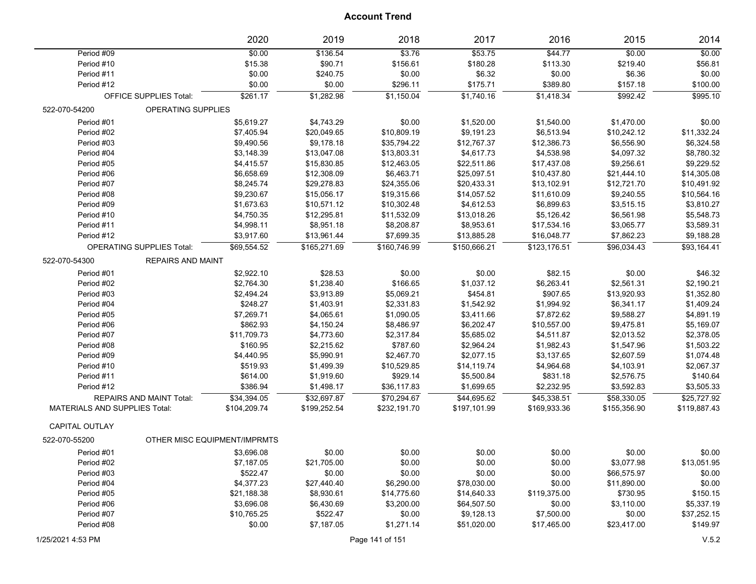## Account Trend

| | | 2020 | 2019 | 2018 | 2017 | 2016 | 2015 | 2014 |
|---|---|---|---|---|---|---|---|---|
| Period #09 | | $0.00 | $136.54 | $3.76 | $53.75 | $44.77 | $0.00 | $0.00 |
| Period #10 | | $15.38 | $90.71 | $156.61 | $180.28 | $113.30 | $219.40 | $56.81 |
| Period #11 | | $0.00 | $240.75 | $0.00 | $6.32 | $0.00 | $6.36 | $0.00 |
| Period #12 | | $0.00 | $0.00 | $296.11 | $175.71 | $389.80 | $157.18 | $100.00 |
| OFFICE SUPPLIES Total: | | $261.17 | $1,282.98 | $1,150.04 | $1,740.16 | $1,418.34 | $992.42 | $995.10 |
| 522-070-54200 | OPERATING SUPPLIES | | | | | | | |
| Period #01 | | $5,619.27 | $4,743.29 | $0.00 | $1,520.00 | $1,540.00 | $1,470.00 | $0.00 |
| Period #02 | | $7,405.94 | $20,049.65 | $10,809.19 | $9,191.23 | $6,513.94 | $10,242.12 | $11,332.24 |
| Period #03 | | $9,490.56 | $9,178.18 | $35,794.22 | $12,767.37 | $12,386.73 | $6,556.90 | $6,324.58 |
| Period #04 | | $3,148.39 | $13,047.08 | $13,803.31 | $4,617.73 | $4,538.98 | $4,097.32 | $8,780.32 |
| Period #05 | | $4,415.57 | $15,830.85 | $12,463.05 | $22,511.86 | $17,437.08 | $9,256.61 | $9,229.52 |
| Period #06 | | $6,658.69 | $12,308.09 | $6,463.71 | $25,097.51 | $10,437.80 | $21,444.10 | $14,305.08 |
| Period #07 | | $8,245.74 | $29,278.83 | $24,355.06 | $20,433.31 | $13,102.91 | $12,721.70 | $10,491.92 |
| Period #08 | | $9,230.67 | $15,056.17 | $19,315.66 | $14,057.52 | $11,610.09 | $9,240.55 | $10,564.16 |
| Period #09 | | $1,673.63 | $10,571.12 | $10,302.48 | $4,612.53 | $6,899.63 | $3,515.15 | $3,810.27 |
| Period #10 | | $4,750.35 | $12,295.81 | $11,532.09 | $13,018.26 | $5,126.42 | $6,561.98 | $5,548.73 |
| Period #11 | | $4,998.11 | $8,951.18 | $8,208.87 | $8,953.61 | $17,534.16 | $3,065.77 | $3,589.31 |
| Period #12 | | $3,917.60 | $13,961.44 | $7,699.35 | $13,885.28 | $16,048.77 | $7,862.23 | $9,188.28 |
| OPERATING SUPPLIES Total: | | $69,554.52 | $165,271.69 | $160,746.99 | $150,666.21 | $123,176.51 | $96,034.43 | $93,164.41 |
| 522-070-54300 | REPAIRS AND MAINT | | | | | | | |
| Period #01 | | $2,922.10 | $28.53 | $0.00 | $0.00 | $82.15 | $0.00 | $46.32 |
| Period #02 | | $2,764.30 | $1,238.40 | $166.65 | $1,037.12 | $6,263.41 | $2,561.31 | $2,190.21 |
| Period #03 | | $2,494.24 | $3,913.89 | $5,069.21 | $454.81 | $907.65 | $13,920.93 | $1,352.80 |
| Period #04 | | $248.27 | $1,403.91 | $2,331.83 | $1,542.92 | $1,994.92 | $6,341.17 | $1,409.24 |
| Period #05 | | $7,269.71 | $4,065.61 | $1,090.05 | $3,411.66 | $7,872.62 | $9,588.27 | $4,891.19 |
| Period #06 | | $862.93 | $4,150.24 | $8,486.97 | $6,202.47 | $10,557.00 | $9,475.81 | $5,169.07 |
| Period #07 | | $11,709.73 | $4,773.60 | $2,317.84 | $5,685.02 | $4,511.87 | $2,013.52 | $2,378.05 |
| Period #08 | | $160.95 | $2,215.62 | $787.60 | $2,964.24 | $1,982.43 | $1,547.96 | $1,503.22 |
| Period #09 | | $4,440.95 | $5,990.91 | $2,467.70 | $2,077.15 | $3,137.65 | $2,607.59 | $1,074.48 |
| Period #10 | | $519.93 | $1,499.39 | $10,529.85 | $14,119.74 | $4,964.68 | $4,103.91 | $2,067.37 |
| Period #11 | | $614.00 | $1,919.60 | $929.14 | $5,500.84 | $831.18 | $2,576.75 | $140.64 |
| Period #12 | | $386.94 | $1,498.17 | $36,117.83 | $1,699.65 | $2,232.95 | $3,592.83 | $3,505.33 |
| REPAIRS AND MAINT Total: | | $34,394.05 | $32,697.87 | $70,294.67 | $44,695.62 | $45,338.51 | $58,330.05 | $25,727.92 |
| MATERIALS AND SUPPLIES Total: | | $104,209.74 | $199,252.54 | $232,191.70 | $197,101.99 | $169,933.36 | $155,356.90 | $119,887.43 |
| CAPITAL OUTLAY | | | | | | | | |
| 522-070-55200 | OTHER MISC EQUIPMENT/IMPRMTS | | | | | | | |
| Period #01 | | $3,696.08 | $0.00 | $0.00 | $0.00 | $0.00 | $0.00 | $0.00 |
| Period #02 | | $7,187.05 | $21,705.00 | $0.00 | $0.00 | $0.00 | $3,077.98 | $13,051.95 |
| Period #03 | | $522.47 | $0.00 | $0.00 | $0.00 | $0.00 | $66,575.97 | $0.00 |
| Period #04 | | $4,377.23 | $27,440.40 | $6,290.00 | $78,030.00 | $0.00 | $11,890.00 | $0.00 |
| Period #05 | | $21,188.38 | $8,930.61 | $14,775.60 | $14,640.33 | $119,375.00 | $730.95 | $150.15 |
| Period #06 | | $3,696.08 | $6,430.69 | $3,200.00 | $64,507.50 | $0.00 | $3,110.00 | $5,337.19 |
| Period #07 | | $10,765.25 | $522.47 | $0.00 | $9,128.13 | $7,500.00 | $0.00 | $37,252.15 |
| Period #08 | | $0.00 | $7,187.05 | $1,271.14 | $51,020.00 | $17,465.00 | $23,417.00 | $149.97 |

1/25/2021 4:53 PM V.5.2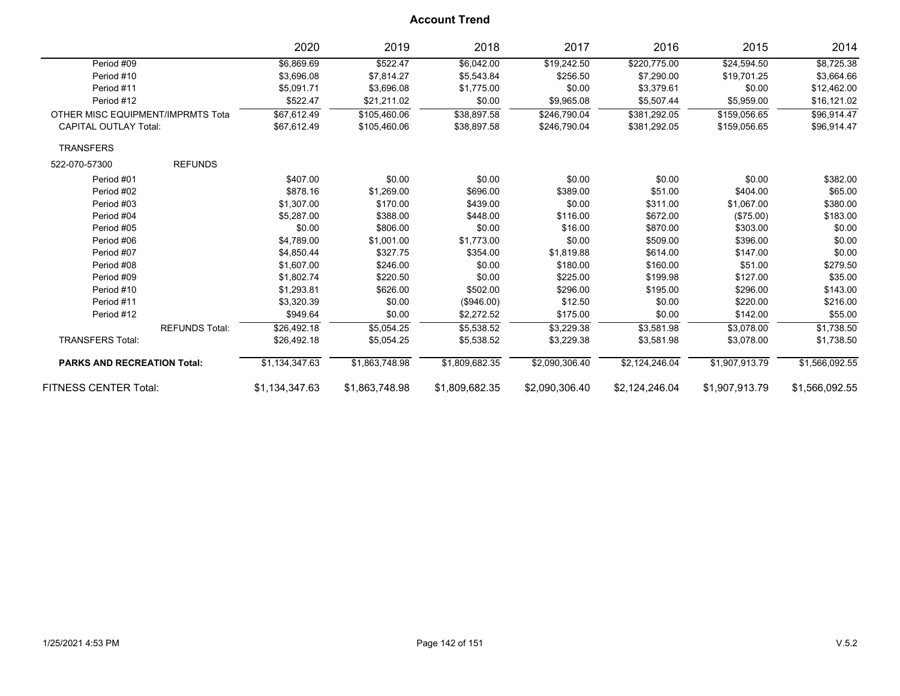# Account Trend

| | | 2020 | 2019 | 2018 | 2017 | 2016 | 2015 | 2014 |
|---|---|---|---|---|---|---|---|---|
| Period #09 | | $6,869.69 | $522.47 | $6,042.00 | $19,242.50 | $220,775.00 | $24,594.50 | $8,725.38 |
| Period #10 | | $3,696.08 | $7,814.27 | $5,543.84 | $256.50 | $7,290.00 | $19,701.25 | $3,664.66 |
| Period #11 | | $5,091.71 | $3,696.08 | $1,775.00 | $0.00 | $3,379.61 | $0.00 | $12,462.00 |
| Period #12 | | $522.47 | $21,211.02 | $0.00 | $9,965.08 | $5,507.44 | $5,959.00 | $16,121.02 |
| OTHER MISC EQUIPMENT/IMPRMTS Tota | | $67,612.49 | $105,460.06 | $38,897.58 | $246,790.04 | $381,292.05 | $159,056.65 | $96,914.47 |
| CAPITAL OUTLAY Total: | | $67,612.49 | $105,460.06 | $38,897.58 | $246,790.04 | $381,292.05 | $159,056.65 | $96,914.47 |
| TRANSFERS | | | | | | | | |
| 522-070-57300 | REFUNDS | | | | | | | |
| Period #01 | | $407.00 | $0.00 | $0.00 | $0.00 | $0.00 | $0.00 | $382.00 |
| Period #02 | | $878.16 | $1,269.00 | $696.00 | $389.00 | $51.00 | $404.00 | $65.00 |
| Period #03 | | $1,307.00 | $170.00 | $439.00 | $0.00 | $311.00 | $1,067.00 | $380.00 |
| Period #04 | | $5,287.00 | $388.00 | $448.00 | $116.00 | $672.00 | ($75.00) | $183.00 |
| Period #05 | | $0.00 | $806.00 | $0.00 | $16.00 | $870.00 | $303.00 | $0.00 |
| Period #06 | | $4,789.00 | $1,001.00 | $1,773.00 | $0.00 | $509.00 | $396.00 | $0.00 |
| Period #07 | | $4,850.44 | $327.75 | $354.00 | $1,819.88 | $614.00 | $147.00 | $0.00 |
| Period #08 | | $1,607.00 | $246.00 | $0.00 | $180.00 | $160.00 | $51.00 | $279.50 |
| Period #09 | | $1,802.74 | $220.50 | $0.00 | $225.00 | $199.98 | $127.00 | $35.00 |
| Period #10 | | $1,293.81 | $626.00 | $502.00 | $296.00 | $195.00 | $296.00 | $143.00 |
| Period #11 | | $3,320.39 | $0.00 | ($946.00) | $12.50 | $0.00 | $220.00 | $216.00 |
| Period #12 | | $949.64 | $0.00 | $2,272.52 | $175.00 | $0.00 | $142.00 | $55.00 |
| | REFUNDS Total: | $26,492.18 | $5,054.25 | $5,538.52 | $3,229.38 | $3,581.98 | $3,078.00 | $1,738.50 |
| TRANSFERS Total: | | $26,492.18 | $5,054.25 | $5,538.52 | $3,229.38 | $3,581.98 | $3,078.00 | $1,738.50 |
| **PARKS AND RECREATION Total:** | | $1,134,347.63 | $1,863,748.98 | $1,809,682.35 | $2,090,306.40 | $2,124,246.04 | $1,907,913.79 | $1,566,092.55 |
| FITNESS CENTER Total: | | $1,134,347.63 | $1,863,748.98 | $1,809,682.35 | $2,090,306.40 | $2,124,246.04 | $1,907,913.79 | $1,566,092.55 |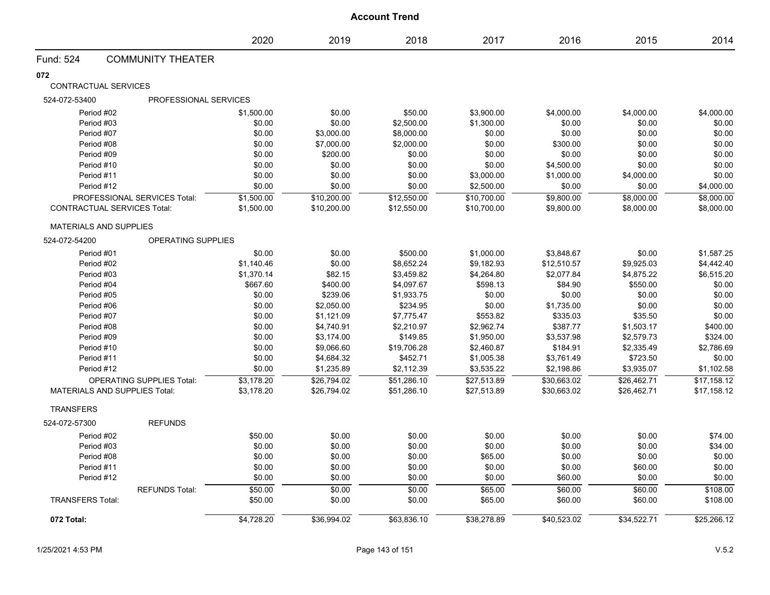# Account Trend

| | 2020 | 2019 | 2018 | 2017 | 2016 | 2015 | 2014 |
|---|---|---|---|---|---|---|---|
| **Fund: 524 COMMUNITY THEATER** | | | | | | | |
| **072** | | | | | | | |
| CONTRACTUAL SERVICES | | | | | | | |
| 524-072-53400 PROFESSIONAL SERVICES | | | | | | | |
| Period #02 | $1,500.00 | $0.00 | $50.00 | $3,900.00 | $4,000.00 | $4,000.00 | $4,000.00 |
| Period #03 | $0.00 | $0.00 | $2,500.00 | $1,300.00 | $0.00 | $0.00 | $0.00 |
| Period #07 | $0.00 | $3,000.00 | $8,000.00 | $0.00 | $0.00 | $0.00 | $0.00 |
| Period #08 | $0.00 | $7,000.00 | $2,000.00 | $0.00 | $300.00 | $0.00 | $0.00 |
| Period #09 | $0.00 | $200.00 | $0.00 | $0.00 | $0.00 | $0.00 | $0.00 |
| Period #10 | $0.00 | $0.00 | $0.00 | $0.00 | $4,500.00 | $0.00 | $0.00 |
| Period #11 | $0.00 | $0.00 | $0.00 | $3,000.00 | $1,000.00 | $4,000.00 | $0.00 |
| Period #12 | $0.00 | $0.00 | $0.00 | $2,500.00 | $0.00 | $0.00 | $4,000.00 |
| PROFESSIONAL SERVICES Total: | $1,500.00 | $10,200.00 | $12,550.00 | $10,700.00 | $9,800.00 | $8,000.00 | $8,000.00 |
| CONTRACTUAL SERVICES Total: | $1,500.00 | $10,200.00 | $12,550.00 | $10,700.00 | $9,800.00 | $8,000.00 | $8,000.00 |
| MATERIALS AND SUPPLIES | | | | | | | |
| 524-072-54200 OPERATING SUPPLIES | | | | | | | |
| Period #01 | $0.00 | $0.00 | $500.00 | $1,000.00 | $3,848.67 | $0.00 | $1,587.25 |
| Period #02 | $1,140.46 | $0.00 | $8,652.24 | $9,182.93 | $12,510.57 | $9,925.03 | $4,442.40 |
| Period #03 | $1,370.14 | $82.15 | $3,459.82 | $4,264.80 | $2,077.84 | $4,875.22 | $6,515.20 |
| Period #04 | $667.60 | $400.00 | $4,097.67 | $598.13 | $84.90 | $550.00 | $0.00 |
| Period #05 | $0.00 | $239.06 | $1,933.75 | $0.00 | $0.00 | $0.00 | $0.00 |
| Period #06 | $0.00 | $2,050.00 | $234.95 | $0.00 | $1,735.00 | $0.00 | $0.00 |
| Period #07 | $0.00 | $1,121.09 | $7,775.47 | $553.82 | $335.03 | $35.50 | $0.00 |
| Period #08 | $0.00 | $4,740.91 | $2,210.97 | $2,962.74 | $387.77 | $1,503.17 | $400.00 |
| Period #09 | $0.00 | $3,174.00 | $149.85 | $1,950.00 | $3,537.98 | $2,579.73 | $324.00 |
| Period #10 | $0.00 | $9,066.60 | $19,706.28 | $2,460.87 | $184.91 | $2,335.49 | $2,786.69 |
| Period #11 | $0.00 | $4,684.32 | $452.71 | $1,005.38 | $3,761.49 | $723.50 | $0.00 |
| Period #12 | $0.00 | $1,235.89 | $2,112.39 | $3,535.22 | $2,198.86 | $3,935.07 | $1,102.58 |
| OPERATING SUPPLIES Total: | $3,178.20 | $26,794.02 | $51,286.10 | $27,513.89 | $30,663.02 | $26,462.71 | $17,158.12 |
| MATERIALS AND SUPPLIES Total: | $3,178.20 | $26,794.02 | $51,286.10 | $27,513.89 | $30,663.02 | $26,462.71 | $17,158.12 |
| TRANSFERS | | | | | | | |
| 524-072-57300 REFUNDS | | | | | | | |
| Period #02 | $50.00 | $0.00 | $0.00 | $0.00 | $0.00 | $0.00 | $74.00 |
| Period #03 | $0.00 | $0.00 | $0.00 | $0.00 | $0.00 | $0.00 | $34.00 |
| Period #08 | $0.00 | $0.00 | $0.00 | $65.00 | $0.00 | $0.00 | $0.00 |
| Period #11 | $0.00 | $0.00 | $0.00 | $0.00 | $0.00 | $60.00 | $0.00 |
| Period #12 | $0.00 | $0.00 | $0.00 | $0.00 | $60.00 | $0.00 | $0.00 |
| REFUNDS Total: | $50.00 | $0.00 | $0.00 | $65.00 | $60.00 | $60.00 | $108.00 |
| TRANSFERS Total: | $50.00 | $0.00 | $0.00 | $65.00 | $60.00 | $60.00 | $108.00 |
| **072 Total:** | $4,728.20 | $36,994.02 | $63,836.10 | $38,278.89 | $40,523.02 | $34,522.71 | $25,266.12 |

1/25/2021 4:53 PM V.5.2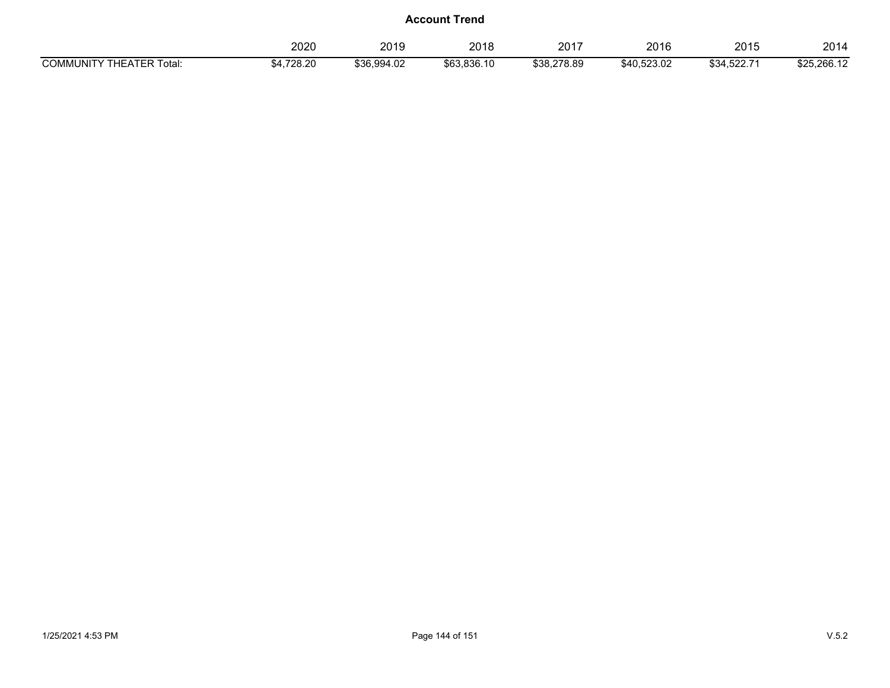**Account Trend**

| | 2020 | 2019 | 2018 | 2017 | 2016 | 2015 | 2014 |
|---|---|---|---|---|---|---|---|
| COMMUNITY THEATER Total: | $4,728.20 | $36,994.02 | $63,836.10 | $38,278.89 | $40,523.02 | $34,522.71 | $25,266.12 |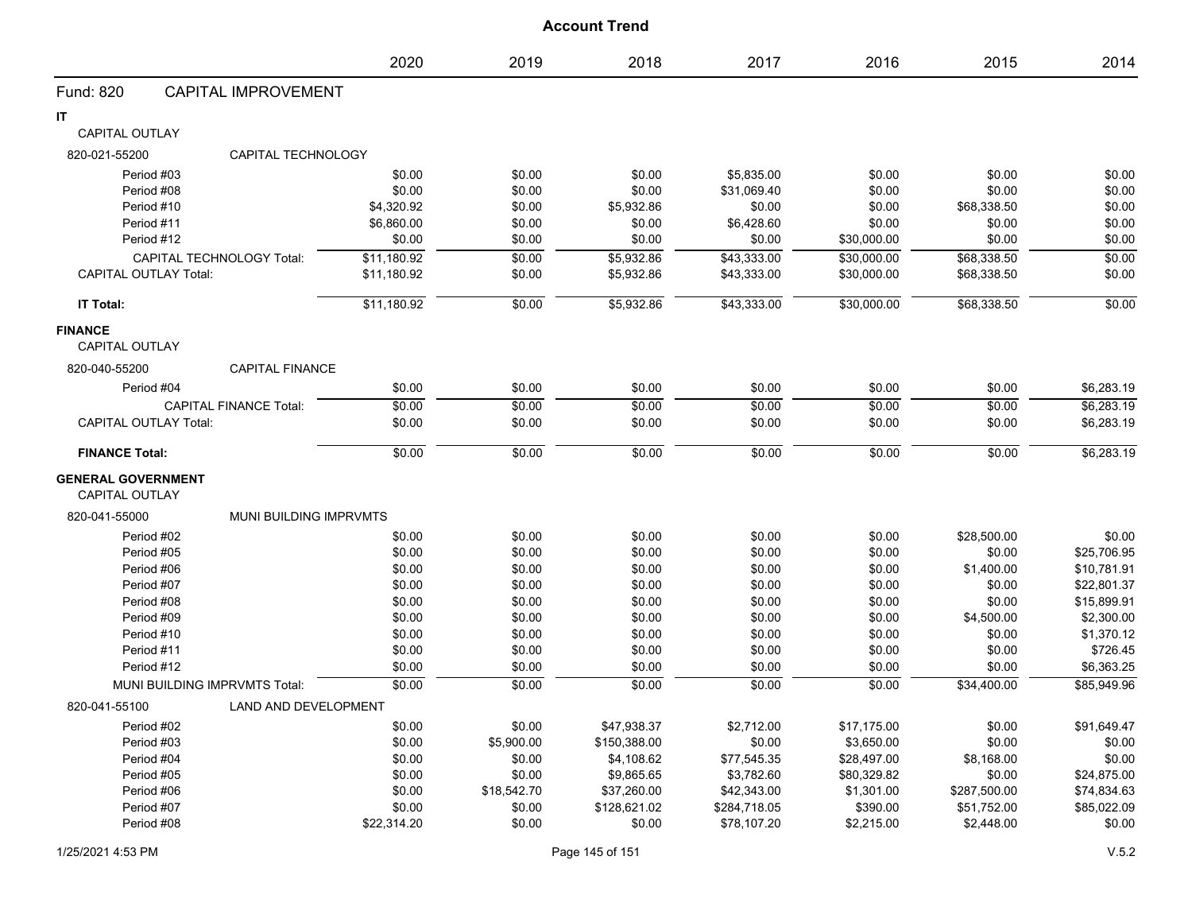# Account Trend

| | 2020 | 2019 | 2018 | 2017 | 2016 | 2015 | 2014 |
|---|---|---|---|---|---|---|---|
| **Fund: 820 CAPITAL IMPROVEMENT** | | | | | | | |
| **IT** | | | | | | | |
| CAPITAL OUTLAY | | | | | | | |
| 820-021-55200 CAPITAL TECHNOLOGY | | | | | | | |
| Period #03 | $0.00 | $0.00 | $0.00 | $5,835.00 | $0.00 | $0.00 | $0.00 |
| Period #08 | $0.00 | $0.00 | $0.00 | $31,069.40 | $0.00 | $0.00 | $0.00 |
| Period #10 | $4,320.92 | $0.00 | $5,932.86 | $0.00 | $0.00 | $68,338.50 | $0.00 |
| Period #11 | $6,860.00 | $0.00 | $0.00 | $6,428.60 | $0.00 | $0.00 | $0.00 |
| Period #12 | $0.00 | $0.00 | $0.00 | $0.00 | $30,000.00 | $0.00 | $0.00 |
| CAPITAL TECHNOLOGY Total: | $11,180.92 | $0.00 | $5,932.86 | $43,333.00 | $30,000.00 | $68,338.50 | $0.00 |
| CAPITAL OUTLAY Total: | $11,180.92 | $0.00 | $5,932.86 | $43,333.00 | $30,000.00 | $68,338.50 | $0.00 |
| **IT Total:** | $11,180.92 | $0.00 | $5,932.86 | $43,333.00 | $30,000.00 | $68,338.50 | $0.00 |
| **FINANCE** | | | | | | | |
| CAPITAL OUTLAY | | | | | | | |
| 820-040-55200 CAPITAL FINANCE | | | | | | | |
| Period #04 | $0.00 | $0.00 | $0.00 | $0.00 | $0.00 | $0.00 | $6,283.19 |
| CAPITAL FINANCE Total: | $0.00 | $0.00 | $0.00 | $0.00 | $0.00 | $0.00 | $6,283.19 |
| CAPITAL OUTLAY Total: | $0.00 | $0.00 | $0.00 | $0.00 | $0.00 | $0.00 | $6,283.19 |
| **FINANCE Total:** | $0.00 | $0.00 | $0.00 | $0.00 | $0.00 | $0.00 | $6,283.19 |
| **GENERAL GOVERNMENT** | | | | | | | |
| CAPITAL OUTLAY | | | | | | | |
| 820-041-55000 MUNI BUILDING IMPRVMTS | | | | | | | |
| Period #02 | $0.00 | $0.00 | $0.00 | $0.00 | $0.00 | $28,500.00 | $0.00 |
| Period #05 | $0.00 | $0.00 | $0.00 | $0.00 | $0.00 | $0.00 | $25,706.95 |
| Period #06 | $0.00 | $0.00 | $0.00 | $0.00 | $0.00 | $1,400.00 | $10,781.91 |
| Period #07 | $0.00 | $0.00 | $0.00 | $0.00 | $0.00 | $0.00 | $22,801.37 |
| Period #08 | $0.00 | $0.00 | $0.00 | $0.00 | $0.00 | $0.00 | $15,899.91 |
| Period #09 | $0.00 | $0.00 | $0.00 | $0.00 | $0.00 | $4,500.00 | $2,300.00 |
| Period #10 | $0.00 | $0.00 | $0.00 | $0.00 | $0.00 | $0.00 | $1,370.12 |
| Period #11 | $0.00 | $0.00 | $0.00 | $0.00 | $0.00 | $0.00 | $726.45 |
| Period #12 | $0.00 | $0.00 | $0.00 | $0.00 | $0.00 | $0.00 | $6,363.25 |
| MUNI BUILDING IMPRVMTS Total: | $0.00 | $0.00 | $0.00 | $0.00 | $0.00 | $34,400.00 | $85,949.96 |
| 820-041-55100 LAND AND DEVELOPMENT | | | | | | | |
| Period #02 | $0.00 | $0.00 | $47,938.37 | $2,712.00 | $17,175.00 | $0.00 | $91,649.47 |
| Period #03 | $0.00 | $5,900.00 | $150,388.00 | $0.00 | $3,650.00 | $0.00 | $0.00 |
| Period #04 | $0.00 | $0.00 | $4,108.62 | $77,545.35 | $28,497.00 | $8,168.00 | $0.00 |
| Period #05 | $0.00 | $0.00 | $9,865.65 | $3,782.60 | $80,329.82 | $0.00 | $24,875.00 |
| Period #06 | $0.00 | $18,542.70 | $37,260.00 | $42,343.00 | $1,301.00 | $287,500.00 | $74,834.63 |
| Period #07 | $0.00 | $0.00 | $128,621.02 | $284,718.05 | $390.00 | $51,752.00 | $85,022.09 |
| Period #08 | $22,314.20 | $0.00 | $0.00 | $78,107.20 | $2,215.00 | $2,448.00 | $0.00 |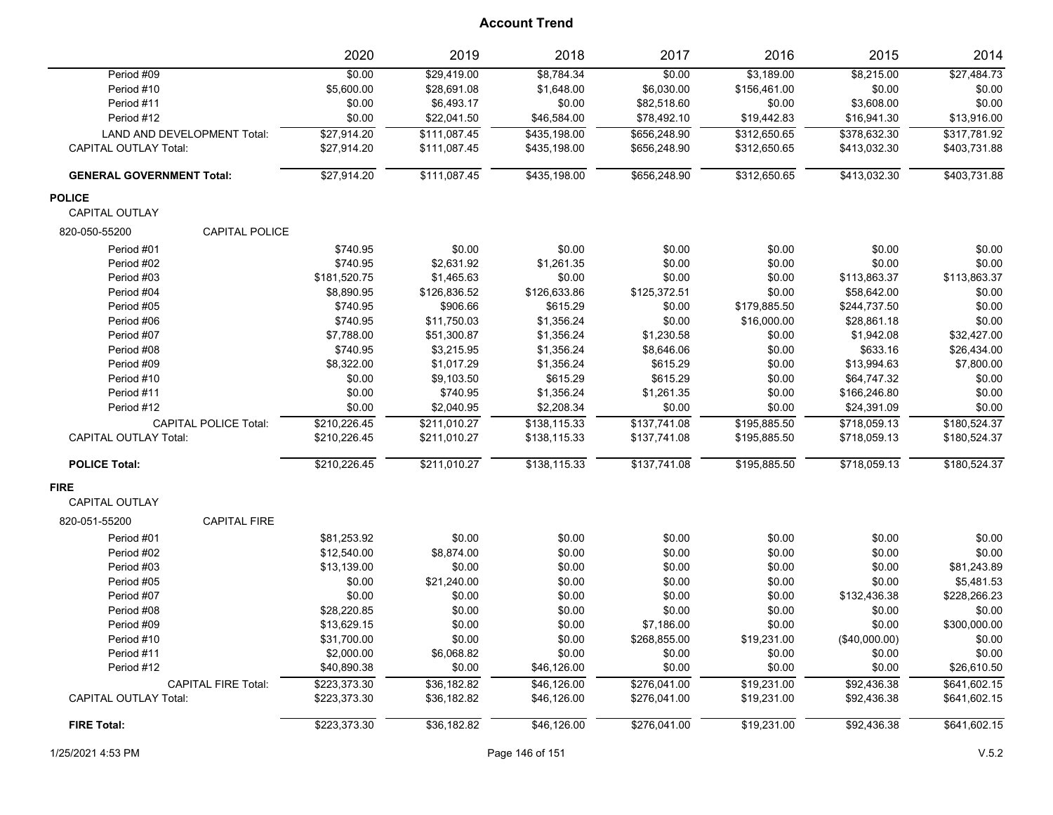# Account Trend

| | 2020 | 2019 | 2018 | 2017 | 2016 | 2015 | 2014 |
|---|---|---|---|---|---|---|---|
| Period #09 | $0.00 | $29,419.00 | $8,784.34 | $0.00 | $3,189.00 | $8,215.00 | $27,484.73 |
| Period #10 | $5,600.00 | $28,691.08 | $1,648.00 | $6,030.00 | $156,461.00 | $0.00 | $0.00 |
| Period #11 | $0.00 | $6,493.17 | $0.00 | $82,518.60 | $0.00 | $3,608.00 | $0.00 |
| Period #12 | $0.00 | $22,041.50 | $46,584.00 | $78,492.10 | $19,442.83 | $16,941.30 | $13,916.00 |
| LAND AND DEVELOPMENT Total: | $27,914.20 | $111,087.45 | $435,198.00 | $656,248.90 | $312,650.65 | $378,632.30 | $317,781.92 |
| CAPITAL OUTLAY Total: | $27,914.20 | $111,087.45 | $435,198.00 | $656,248.90 | $312,650.65 | $413,032.30 | $403,731.88 |
| **GENERAL GOVERNMENT Total:** | $27,914.20 | $111,087.45 | $435,198.00 | $656,248.90 | $312,650.65 | $413,032.30 | $403,731.88 |
| **POLICE** | | | | | | | |
| CAPITAL OUTLAY | | | | | | | |
| 820-050-55200 CAPITAL POLICE | | | | | | | |
| Period #01 | $740.95 | $0.00 | $0.00 | $0.00 | $0.00 | $0.00 | $0.00 |
| Period #02 | $740.95 | $2,631.92 | $1,261.35 | $0.00 | $0.00 | $0.00 | $0.00 |
| Period #03 | $181,520.75 | $1,465.63 | $0.00 | $0.00 | $0.00 | $113,863.37 | $113,863.37 |
| Period #04 | $8,890.95 | $126,836.52 | $126,633.86 | $125,372.51 | $0.00 | $58,642.00 | $0.00 |
| Period #05 | $740.95 | $906.66 | $615.29 | $0.00 | $179,885.50 | $244,737.50 | $0.00 |
| Period #06 | $740.95 | $11,750.03 | $1,356.24 | $0.00 | $16,000.00 | $28,861.18 | $0.00 |
| Period #07 | $7,788.00 | $51,300.87 | $1,356.24 | $1,230.58 | $0.00 | $1,942.08 | $32,427.00 |
| Period #08 | $740.95 | $3,215.95 | $1,356.24 | $8,646.06 | $0.00 | $633.16 | $26,434.00 |
| Period #09 | $8,322.00 | $1,017.29 | $1,356.24 | $615.29 | $0.00 | $13,994.63 | $7,800.00 |
| Period #10 | $0.00 | $9,103.50 | $615.29 | $615.29 | $0.00 | $64,747.32 | $0.00 |
| Period #11 | $0.00 | $740.95 | $1,356.24 | $1,261.35 | $0.00 | $166,246.80 | $0.00 |
| Period #12 | $0.00 | $2,040.95 | $2,208.34 | $0.00 | $0.00 | $24,391.09 | $0.00 |
| CAPITAL POLICE Total: | $210,226.45 | $211,010.27 | $138,115.33 | $137,741.08 | $195,885.50 | $718,059.13 | $180,524.37 |
| CAPITAL OUTLAY Total: | $210,226.45 | $211,010.27 | $138,115.33 | $137,741.08 | $195,885.50 | $718,059.13 | $180,524.37 |
| **POLICE Total:** | $210,226.45 | $211,010.27 | $138,115.33 | $137,741.08 | $195,885.50 | $718,059.13 | $180,524.37 |
| **FIRE** | | | | | | | |
| CAPITAL OUTLAY | | | | | | | |
| 820-051-55200 CAPITAL FIRE | | | | | | | |
| Period #01 | $81,253.92 | $0.00 | $0.00 | $0.00 | $0.00 | $0.00 | $0.00 |
| Period #02 | $12,540.00 | $8,874.00 | $0.00 | $0.00 | $0.00 | $0.00 | $0.00 |
| Period #03 | $13,139.00 | $0.00 | $0.00 | $0.00 | $0.00 | $0.00 | $81,243.89 |
| Period #05 | $0.00 | $21,240.00 | $0.00 | $0.00 | $0.00 | $0.00 | $5,481.53 |
| Period #07 | $0.00 | $0.00 | $0.00 | $0.00 | $0.00 | $132,436.38 | $228,266.23 |
| Period #08 | $28,220.85 | $0.00 | $0.00 | $0.00 | $0.00 | $0.00 | $0.00 |
| Period #09 | $13,629.15 | $0.00 | $0.00 | $7,186.00 | $0.00 | $0.00 | $300,000.00 |
| Period #10 | $31,700.00 | $0.00 | $0.00 | $268,855.00 | $19,231.00 | ($40,000.00) | $0.00 |
| Period #11 | $2,000.00 | $6,068.82 | $0.00 | $0.00 | $0.00 | $0.00 | $0.00 |
| Period #12 | $40,890.38 | $0.00 | $46,126.00 | $0.00 | $0.00 | $0.00 | $26,610.50 |
| CAPITAL FIRE Total: | $223,373.30 | $36,182.82 | $46,126.00 | $276,041.00 | $19,231.00 | $92,436.38 | $641,602.15 |
| CAPITAL OUTLAY Total: | $223,373.30 | $36,182.82 | $46,126.00 | $276,041.00 | $19,231.00 | $92,436.38 | $641,602.15 |
| **FIRE Total:** | $223,373.30 | $36,182.82 | $46,126.00 | $276,041.00 | $19,231.00 | $92,436.38 | $641,602.15 |

1/25/2021 4:53 PM

V.5.2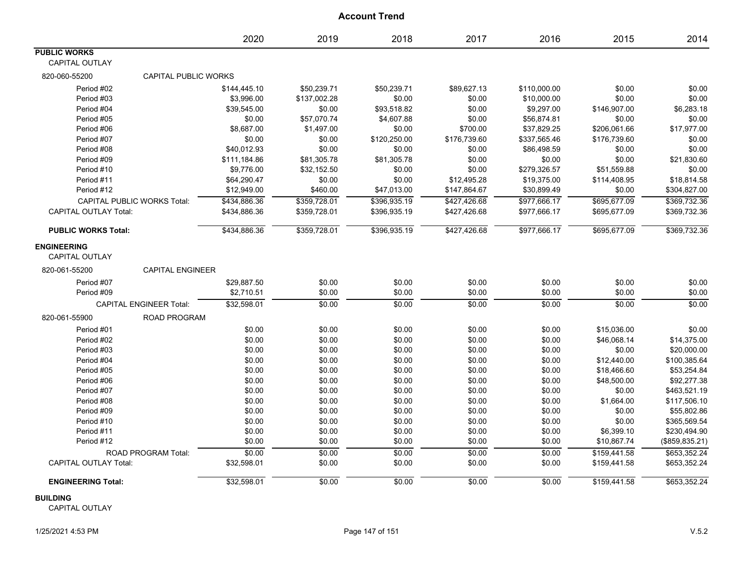# Account Trend

| | 2020 | 2019 | 2018 | 2017 | 2016 | 2015 | 2014 |
|---|---|---|---|---|---|---|---|
| **PUBLIC WORKS** | | | | | | | |
| CAPITAL OUTLAY | | | | | | | |
| 820-060-55200 CAPITAL PUBLIC WORKS | | | | | | | |
| Period #02 | $144,445.10 | $50,239.71 | $50,239.71 | $89,627.13 | $110,000.00 | $0.00 | $0.00 |
| Period #03 | $3,996.00 | $137,002.28 | $0.00 | $0.00 | $10,000.00 | $0.00 | $0.00 |
| Period #04 | $39,545.00 | $0.00 | $93,518.82 | $0.00 | $9,297.00 | $146,907.00 | $6,283.18 |
| Period #05 | $0.00 | $57,070.74 | $4,607.88 | $0.00 | $56,874.81 | $0.00 | $0.00 |
| Period #06 | $8,687.00 | $1,497.00 | $0.00 | $700.00 | $37,829.25 | $206,061.66 | $17,977.00 |
| Period #07 | $0.00 | $0.00 | $120,250.00 | $176,739.60 | $337,565.46 | $176,739.60 | $0.00 |
| Period #08 | $40,012.93 | $0.00 | $0.00 | $0.00 | $86,498.59 | $0.00 | $0.00 |
| Period #09 | $111,184.86 | $81,305.78 | $81,305.78 | $0.00 | $0.00 | $0.00 | $21,830.60 |
| Period #10 | $9,776.00 | $32,152.50 | $0.00 | $0.00 | $279,326.57 | $51,559.88 | $0.00 |
| Period #11 | $64,290.47 | $0.00 | $0.00 | $12,495.28 | $19,375.00 | $114,408.95 | $18,814.58 |
| Period #12 | $12,949.00 | $460.00 | $47,013.00 | $147,864.67 | $30,899.49 | $0.00 | $304,827.00 |
| CAPITAL PUBLIC WORKS Total: | $434,886.36 | $359,728.01 | $396,935.19 | $427,426.68 | $977,666.17 | $695,677.09 | $369,732.36 |
| CAPITAL OUTLAY Total: | $434,886.36 | $359,728.01 | $396,935.19 | $427,426.68 | $977,666.17 | $695,677.09 | $369,732.36 |
| **PUBLIC WORKS Total:** | $434,886.36 | $359,728.01 | $396,935.19 | $427,426.68 | $977,666.17 | $695,677.09 | $369,732.36 |
| **ENGINEERING** | | | | | | | |
| CAPITAL OUTLAY | | | | | | | |
| 820-061-55200 CAPITAL ENGINEER | | | | | | | |
| Period #07 | $29,887.50 | $0.00 | $0.00 | $0.00 | $0.00 | $0.00 | $0.00 |
| Period #09 | $2,710.51 | $0.00 | $0.00 | $0.00 | $0.00 | $0.00 | $0.00 |
| CAPITAL ENGINEER Total: | $32,598.01 | $0.00 | $0.00 | $0.00 | $0.00 | $0.00 | $0.00 |
| 820-061-55900 ROAD PROGRAM | | | | | | | |
| Period #01 | $0.00 | $0.00 | $0.00 | $0.00 | $0.00 | $15,036.00 | $0.00 |
| Period #02 | $0.00 | $0.00 | $0.00 | $0.00 | $0.00 | $46,068.14 | $14,375.00 |
| Period #03 | $0.00 | $0.00 | $0.00 | $0.00 | $0.00 | $0.00 | $20,000.00 |
| Period #04 | $0.00 | $0.00 | $0.00 | $0.00 | $0.00 | $12,440.00 | $100,385.64 |
| Period #05 | $0.00 | $0.00 | $0.00 | $0.00 | $0.00 | $18,466.60 | $53,254.84 |
| Period #06 | $0.00 | $0.00 | $0.00 | $0.00 | $0.00 | $48,500.00 | $92,277.38 |
| Period #07 | $0.00 | $0.00 | $0.00 | $0.00 | $0.00 | $0.00 | $463,521.19 |
| Period #08 | $0.00 | $0.00 | $0.00 | $0.00 | $0.00 | $1,664.00 | $117,506.10 |
| Period #09 | $0.00 | $0.00 | $0.00 | $0.00 | $0.00 | $0.00 | $55,802.86 |
| Period #10 | $0.00 | $0.00 | $0.00 | $0.00 | $0.00 | $0.00 | $365,569.54 |
| Period #11 | $0.00 | $0.00 | $0.00 | $0.00 | $0.00 | $6,399.10 | $230,494.90 |
| Period #12 | $0.00 | $0.00 | $0.00 | $0.00 | $0.00 | $10,867.74 | ($859,835.21) |
| ROAD PROGRAM Total: | $0.00 | $0.00 | $0.00 | $0.00 | $0.00 | $159,441.58 | $653,352.24 |
| CAPITAL OUTLAY Total: | $32,598.01 | $0.00 | $0.00 | $0.00 | $0.00 | $159,441.58 | $653,352.24 |
| **ENGINEERING Total:** | $32,598.01 | $0.00 | $0.00 | $0.00 | $0.00 | $159,441.58 | $653,352.24 |

**BUILDING**

CAPITAL OUTLAY

1/25/2021 4:53 PM

V.5.2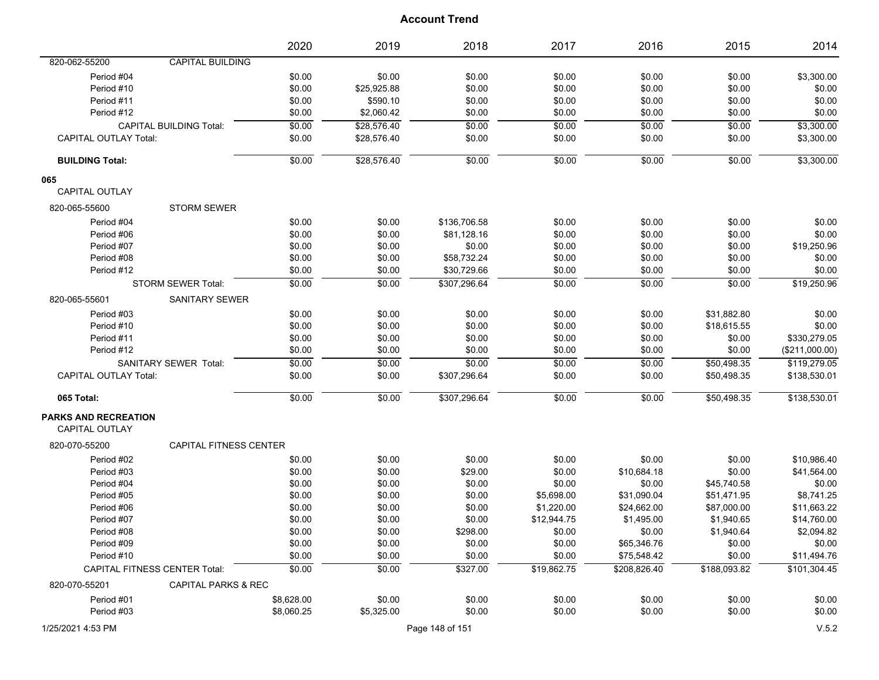## Account Trend

| | | 2020 | 2019 | 2018 | 2017 | 2016 | 2015 | 2014 |
|---|---|---|---|---|---|---|---|---|
| 820-062-55200 | CAPITAL BUILDING | | | | | | | |
| Period #04 | | $0.00 | $0.00 | $0.00 | $0.00 | $0.00 | $0.00 | $3,300.00 |
| Period #10 | | $0.00 | $25,925.88 | $0.00 | $0.00 | $0.00 | $0.00 | $0.00 |
| Period #11 | | $0.00 | $590.10 | $0.00 | $0.00 | $0.00 | $0.00 | $0.00 |
| Period #12 | | $0.00 | $2,060.42 | $0.00 | $0.00 | $0.00 | $0.00 | $0.00 |
| CAPITAL BUILDING Total: | | $0.00 | $28,576.40 | $0.00 | $0.00 | $0.00 | $0.00 | $3,300.00 |
| CAPITAL OUTLAY Total: | | $0.00 | $28,576.40 | $0.00 | $0.00 | $0.00 | $0.00 | $3,300.00 |
| **BUILDING Total:** | | $0.00 | $28,576.40 | $0.00 | $0.00 | $0.00 | $0.00 | $3,300.00 |
| **065** | | | | | | | | |
| CAPITAL OUTLAY | | | | | | | | |
| 820-065-55600 | STORM SEWER | | | | | | | |
| Period #04 | | $0.00 | $0.00 | $136,706.58 | $0.00 | $0.00 | $0.00 | $0.00 |
| Period #06 | | $0.00 | $0.00 | $81,128.16 | $0.00 | $0.00 | $0.00 | $0.00 |
| Period #07 | | $0.00 | $0.00 | $0.00 | $0.00 | $0.00 | $0.00 | $19,250.96 |
| Period #08 | | $0.00 | $0.00 | $58,732.24 | $0.00 | $0.00 | $0.00 | $0.00 |
| Period #12 | | $0.00 | $0.00 | $30,729.66 | $0.00 | $0.00 | $0.00 | $0.00 |
| STORM SEWER Total: | | $0.00 | $0.00 | $307,296.64 | $0.00 | $0.00 | $0.00 | $19,250.96 |
| 820-065-55601 | SANITARY SEWER | | | | | | | |
| Period #03 | | $0.00 | $0.00 | $0.00 | $0.00 | $0.00 | $31,882.80 | $0.00 |
| Period #10 | | $0.00 | $0.00 | $0.00 | $0.00 | $0.00 | $18,615.55 | $0.00 |
| Period #11 | | $0.00 | $0.00 | $0.00 | $0.00 | $0.00 | $0.00 | $330,279.05 |
| Period #12 | | $0.00 | $0.00 | $0.00 | $0.00 | $0.00 | $0.00 | ($211,000.00) |
| SANITARY SEWER Total: | | $0.00 | $0.00 | $0.00 | $0.00 | $0.00 | $50,498.35 | $119,279.05 |
| CAPITAL OUTLAY Total: | | $0.00 | $0.00 | $307,296.64 | $0.00 | $0.00 | $50,498.35 | $138,530.01 |
| **065 Total:** | | $0.00 | $0.00 | $307,296.64 | $0.00 | $0.00 | $50,498.35 | $138,530.01 |
| **PARKS AND RECREATION** | | | | | | | | |
| CAPITAL OUTLAY | | | | | | | | |
| 820-070-55200 | CAPITAL FITNESS CENTER | | | | | | | |
| Period #02 | | $0.00 | $0.00 | $0.00 | $0.00 | $0.00 | $0.00 | $10,986.40 |
| Period #03 | | $0.00 | $0.00 | $29.00 | $0.00 | $10,684.18 | $0.00 | $41,564.00 |
| Period #04 | | $0.00 | $0.00 | $0.00 | $0.00 | $0.00 | $45,740.58 | $0.00 |
| Period #05 | | $0.00 | $0.00 | $0.00 | $5,698.00 | $31,090.04 | $51,471.95 | $8,741.25 |
| Period #06 | | $0.00 | $0.00 | $0.00 | $1,220.00 | $24,662.00 | $87,000.00 | $11,663.22 |
| Period #07 | | $0.00 | $0.00 | $0.00 | $12,944.75 | $1,495.00 | $1,940.65 | $14,760.00 |
| Period #08 | | $0.00 | $0.00 | $298.00 | $0.00 | $0.00 | $1,940.64 | $2,094.82 |
| Period #09 | | $0.00 | $0.00 | $0.00 | $0.00 | $65,346.76 | $0.00 | $0.00 |
| Period #10 | | $0.00 | $0.00 | $0.00 | $0.00 | $75,548.42 | $0.00 | $11,494.76 |
| CAPITAL FITNESS CENTER Total: | | $0.00 | $0.00 | $327.00 | $19,862.75 | $208,826.40 | $188,093.82 | $101,304.45 |
| 820-070-55201 | CAPITAL PARKS & REC | | | | | | | |
| Period #01 | | $8,628.00 | $0.00 | $0.00 | $0.00 | $0.00 | $0.00 | $0.00 |
| Period #03 | | $8,060.25 | $5,325.00 | $0.00 | $0.00 | $0.00 | $0.00 | $0.00 |

1/25/2021 4:53 PM

V.5.2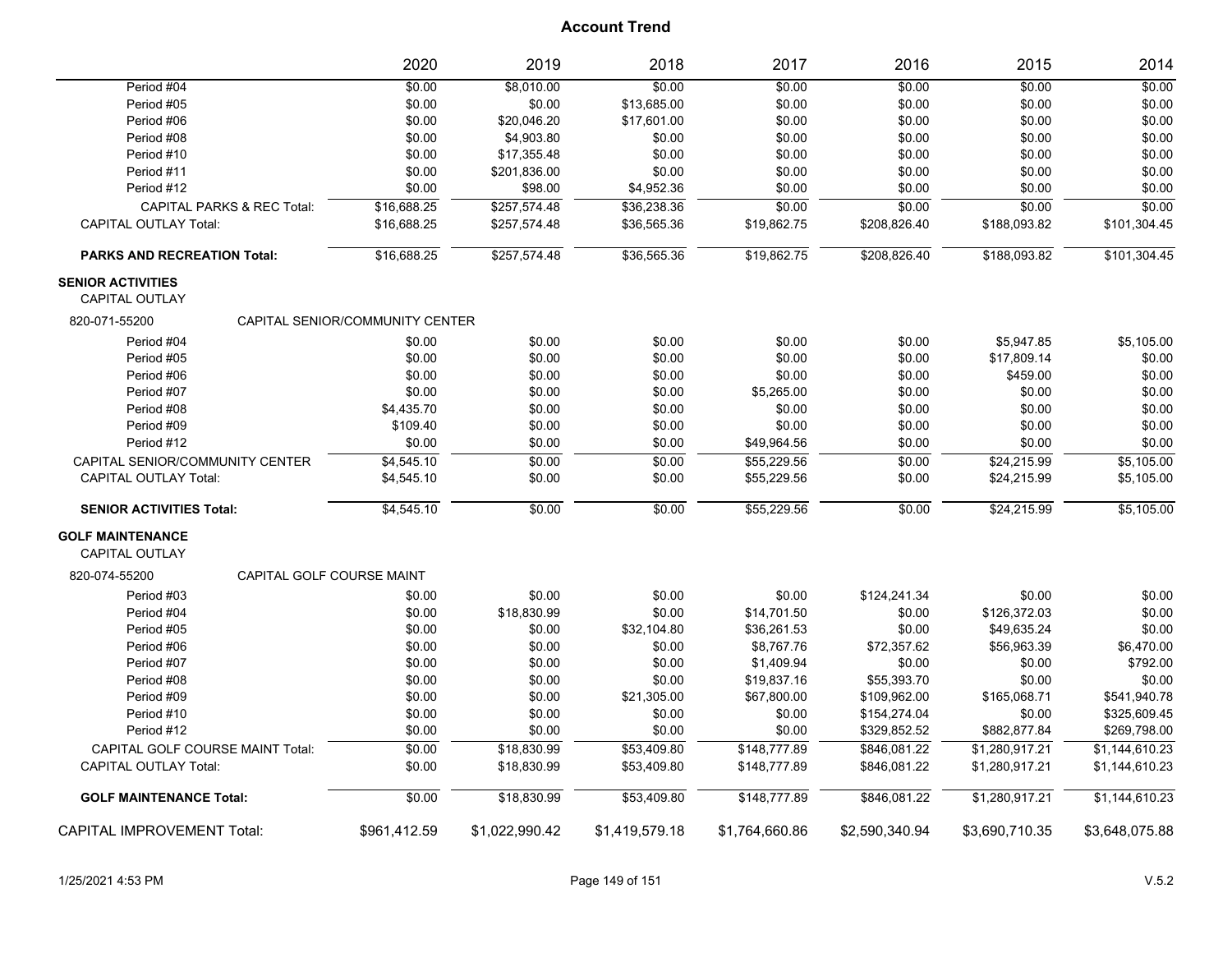# Account Trend

| | | 2020 | 2019 | 2018 | 2017 | 2016 | 2015 | 2014 |
|---|---|---|---|---|---|---|---|---|
| Period #04 | | $0.00 | $8,010.00 | $0.00 | $0.00 | $0.00 | $0.00 | $0.00 |
| Period #05 | | $0.00 | $0.00 | $13,685.00 | $0.00 | $0.00 | $0.00 | $0.00 |
| Period #06 | | $0.00 | $20,046.20 | $17,601.00 | $0.00 | $0.00 | $0.00 | $0.00 |
| Period #08 | | $0.00 | $4,903.80 | $0.00 | $0.00 | $0.00 | $0.00 | $0.00 |
| Period #10 | | $0.00 | $17,355.48 | $0.00 | $0.00 | $0.00 | $0.00 | $0.00 |
| Period #11 | | $0.00 | $201,836.00 | $0.00 | $0.00 | $0.00 | $0.00 | $0.00 |
| Period #12 | | $0.00 | $98.00 | $4,952.36 | $0.00 | $0.00 | $0.00 | $0.00 |
| CAPITAL PARKS & REC Total: | | $16,688.25 | $257,574.48 | $36,238.36 | $0.00 | $0.00 | $0.00 | $0.00 |
| CAPITAL OUTLAY Total: | | $16,688.25 | $257,574.48 | $36,565.36 | $19,862.75 | $208,826.40 | $188,093.82 | $101,304.45 |
| **PARKS AND RECREATION Total:** | | $16,688.25 | $257,574.48 | $36,565.36 | $19,862.75 | $208,826.40 | $188,093.82 | $101,304.45 |
| **SENIOR ACTIVITIES** | | | | | | | | |
| CAPITAL OUTLAY | | | | | | | | |
| 820-071-55200 | CAPITAL SENIOR/COMMUNITY CENTER | | | | | | | |
| Period #04 | | $0.00 | $0.00 | $0.00 | $0.00 | $0.00 | $5,947.85 | $5,105.00 |
| Period #05 | | $0.00 | $0.00 | $0.00 | $0.00 | $0.00 | $17,809.14 | $0.00 |
| Period #06 | | $0.00 | $0.00 | $0.00 | $0.00 | $0.00 | $459.00 | $0.00 |
| Period #07 | | $0.00 | $0.00 | $0.00 | $5,265.00 | $0.00 | $0.00 | $0.00 |
| Period #08 | | $4,435.70 | $0.00 | $0.00 | $0.00 | $0.00 | $0.00 | $0.00 |
| Period #09 | | $109.40 | $0.00 | $0.00 | $0.00 | $0.00 | $0.00 | $0.00 |
| Period #12 | | $0.00 | $0.00 | $0.00 | $49,964.56 | $0.00 | $0.00 | $0.00 |
| CAPITAL SENIOR/COMMUNITY CENTER | | $4,545.10 | $0.00 | $0.00 | $55,229.56 | $0.00 | $24,215.99 | $5,105.00 |
| CAPITAL OUTLAY Total: | | $4,545.10 | $0.00 | $0.00 | $55,229.56 | $0.00 | $24,215.99 | $5,105.00 |
| **SENIOR ACTIVITIES Total:** | | $4,545.10 | $0.00 | $0.00 | $55,229.56 | $0.00 | $24,215.99 | $5,105.00 |
| **GOLF MAINTENANCE** | | | | | | | | |
| CAPITAL OUTLAY | | | | | | | | |
| 820-074-55200 | CAPITAL GOLF COURSE MAINT | | | | | | | |
| Period #03 | | $0.00 | $0.00 | $0.00 | $0.00 | $124,241.34 | $0.00 | $0.00 |
| Period #04 | | $0.00 | $18,830.99 | $0.00 | $14,701.50 | $0.00 | $126,372.03 | $0.00 |
| Period #05 | | $0.00 | $0.00 | $32,104.80 | $36,261.53 | $0.00 | $49,635.24 | $0.00 |
| Period #06 | | $0.00 | $0.00 | $0.00 | $8,767.76 | $72,357.62 | $56,963.39 | $6,470.00 |
| Period #07 | | $0.00 | $0.00 | $0.00 | $1,409.94 | $0.00 | $0.00 | $792.00 |
| Period #08 | | $0.00 | $0.00 | $0.00 | $19,837.16 | $55,393.70 | $0.00 | $0.00 |
| Period #09 | | $0.00 | $0.00 | $21,305.00 | $67,800.00 | $109,962.00 | $165,068.71 | $541,940.78 |
| Period #10 | | $0.00 | $0.00 | $0.00 | $0.00 | $154,274.04 | $0.00 | $325,609.45 |
| Period #12 | | $0.00 | $0.00 | $0.00 | $0.00 | $329,852.52 | $882,877.84 | $269,798.00 |
| CAPITAL GOLF COURSE MAINT Total: | | $0.00 | $18,830.99 | $53,409.80 | $148,777.89 | $846,081.22 | $1,280,917.21 | $1,144,610.23 |
| CAPITAL OUTLAY Total: | | $0.00 | $18,830.99 | $53,409.80 | $148,777.89 | $846,081.22 | $1,280,917.21 | $1,144,610.23 |
| **GOLF MAINTENANCE Total:** | | $0.00 | $18,830.99 | $53,409.80 | $148,777.89 | $846,081.22 | $1,280,917.21 | $1,144,610.23 |
| CAPITAL IMPROVEMENT Total: | | $961,412.59 | $1,022,990.42 | $1,419,579.18 | $1,764,660.86 | $2,590,340.94 | $3,690,710.35 | $3,648,075.88 |

1/25/2021 4:53 PM

V.5.2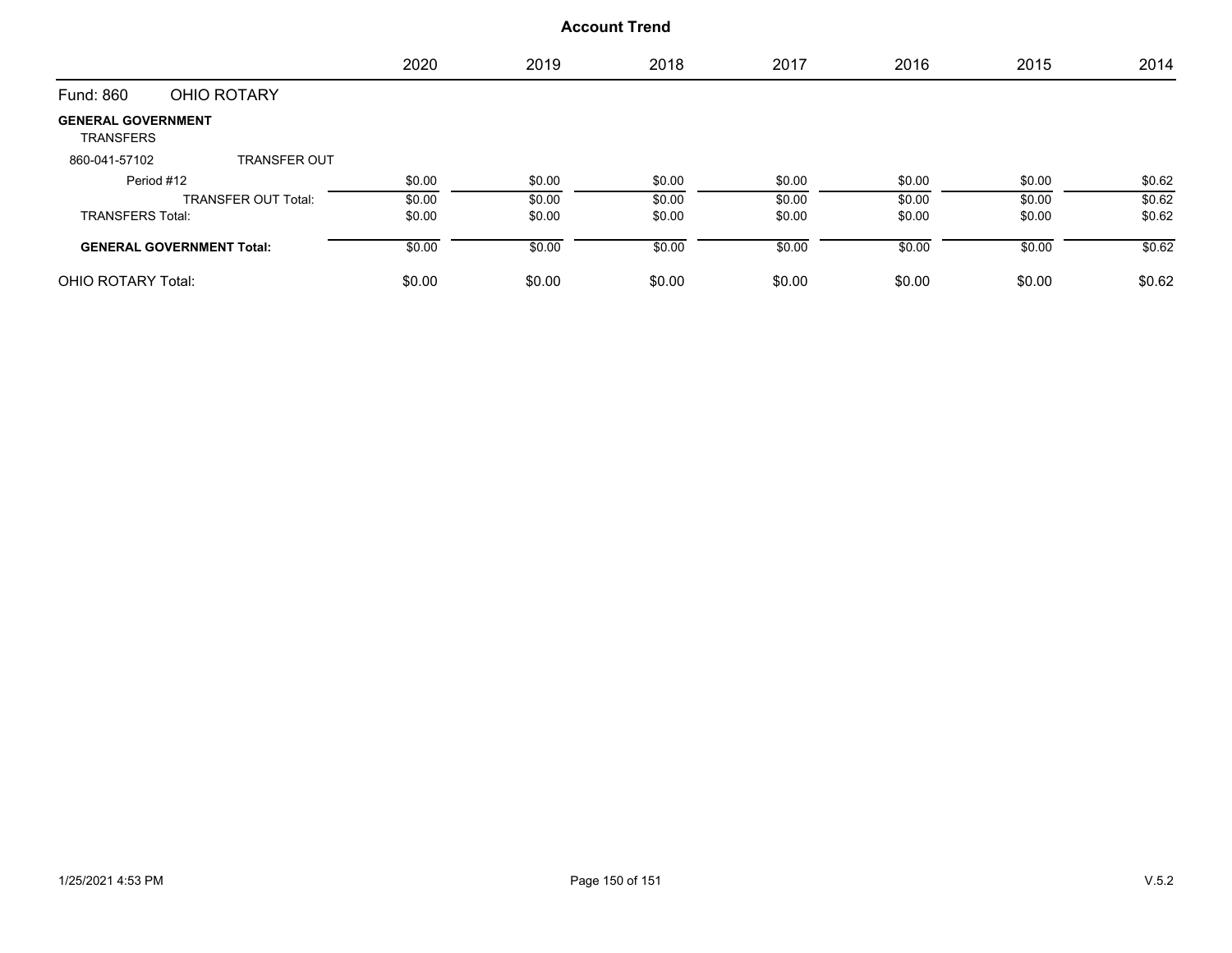# Account Trend

| | 2020 | 2019 | 2018 | 2017 | 2016 | 2015 | 2014 |
|---|---|---|---|---|---|---|---|
| **Fund: 860 OHIO ROTARY** | | | | | | | |
| **GENERAL GOVERNMENT** | | | | | | | |
| TRANSFERS | | | | | | | |
| 860-041-57102 TRANSFER OUT | | | | | | | |
| Period #12 | $0.00 | $0.00 | $0.00 | $0.00 | $0.00 | $0.00 | $0.62 |
| TRANSFER OUT Total: | $0.00 | $0.00 | $0.00 | $0.00 | $0.00 | $0.00 | $0.62 |
| TRANSFERS Total: | $0.00 | $0.00 | $0.00 | $0.00 | $0.00 | $0.00 | $0.62 |
| **GENERAL GOVERNMENT Total:** | $0.00 | $0.00 | $0.00 | $0.00 | $0.00 | $0.00 | $0.62 |
| OHIO ROTARY Total: | $0.00 | $0.00 | $0.00 | $0.00 | $0.00 | $0.00 | $0.62 |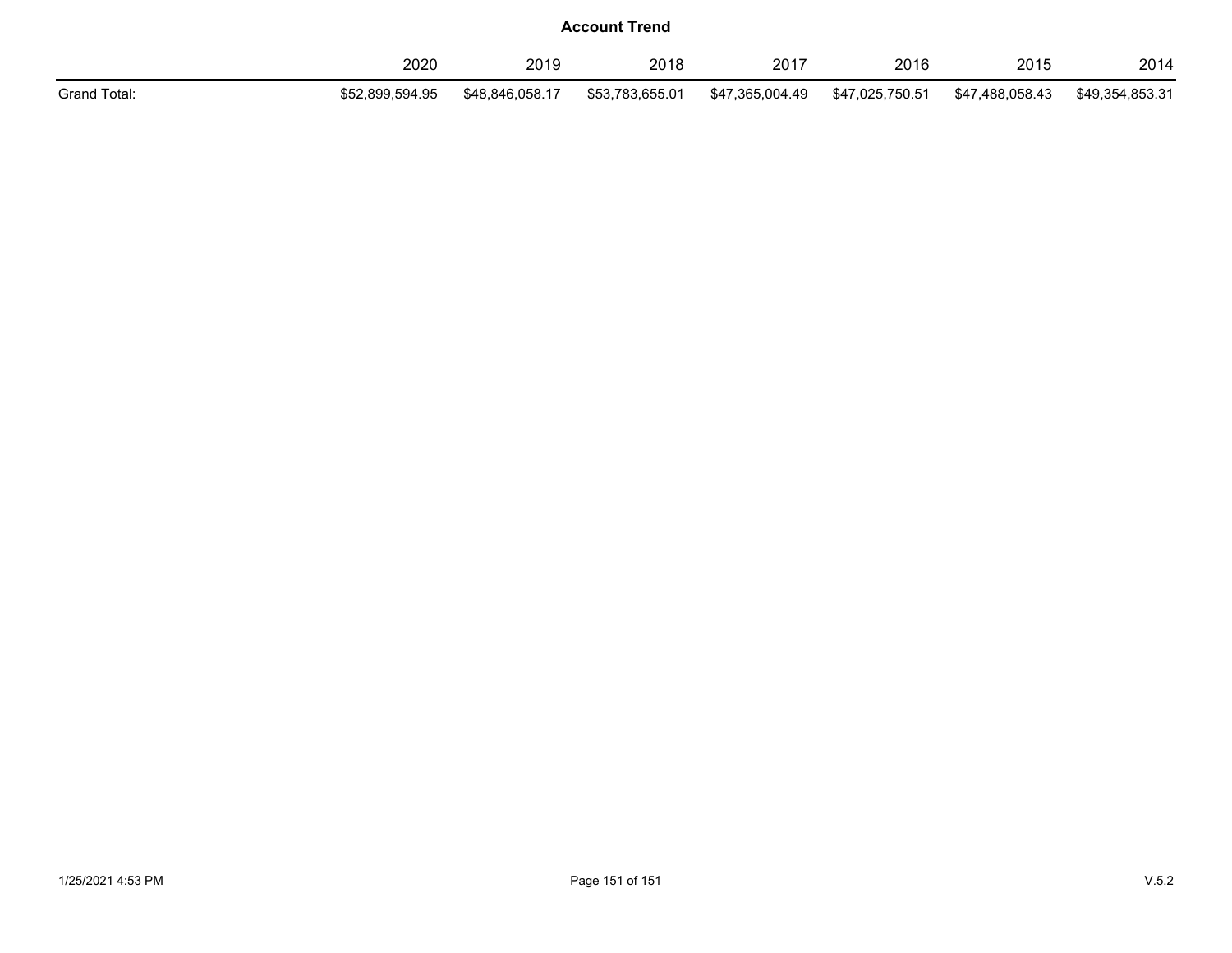**Account Trend**

| | 2020 | 2019 | 2018 | 2017 | 2016 | 2015 | 2014 |
|---|---|---|---|---|---|---|---|
| Grand Total: | $52,899,594.95 | $48,846,058.17 | $53,783,655.01 | $47,365,004.49 | $47,025,750.51 | $47,488,058.43 | $49,354,853.31 |

1/25/2021 4:53 PM

V.5.2